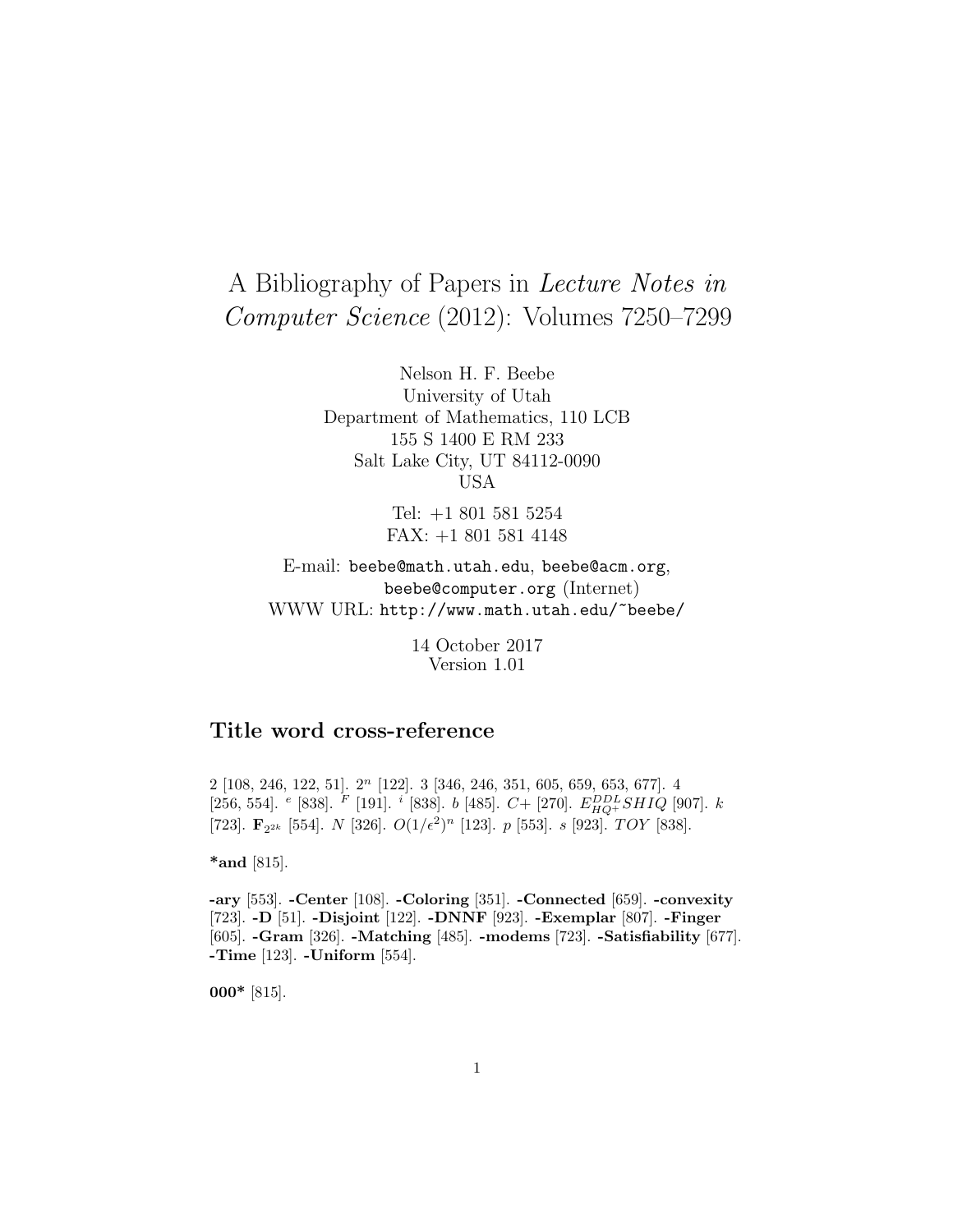# A Bibliography of Papers in *Lecture Notes in Computer Science* (2012): Volumes 7250–7299

Nelson H. F. Beebe
University of Utah
Department of Mathematics, 110 LCB
155 S 1400 E RM 233
Salt Lake City, UT 84112-0090
USA

Tel: +1 801 581 5254
FAX: +1 801 581 4148

E-mail: `beebe@math.utah.edu`, `beebe@acm.org`, `beebe@computer.org` (Internet)
WWW URL: `http://www.math.utah.edu/~beebe/`

14 October 2017
Version 1.01

## Title word cross-reference

2 [108, 246, 122, 51]. $2^n$ [122]. 3 [346, 246, 351, 605, 659, 653, 677]. 4 [256, 554]. $^e$ [838]. $^F$ [191]. $^i$ [838]. $b$ [485]. $C+$ [270]. $E_{HQ^+}^{DDL}SHIQ$ [907]. $k$ [723]. $\mathbf{F}_{2^{2k}}$ [554]. $N$ [326]. $O(1/\epsilon^2)^n$ [123]. $p$ [553]. $s$ [923]. $TOY$ [838].

**\*and** [815].

**-ary** [553]. **-Center** [108]. **-Coloring** [351]. **-Connected** [659]. **-convexity** [723]. **-D** [51]. **-Disjoint** [122]. **-DNNF** [923]. **-Exemplar** [807]. **-Finger** [605]. **-Gram** [326]. **-Matching** [485]. **-modems** [723]. **-Satisfiability** [677]. **-Time** [123]. **-Uniform** [554].

**000\*** [815].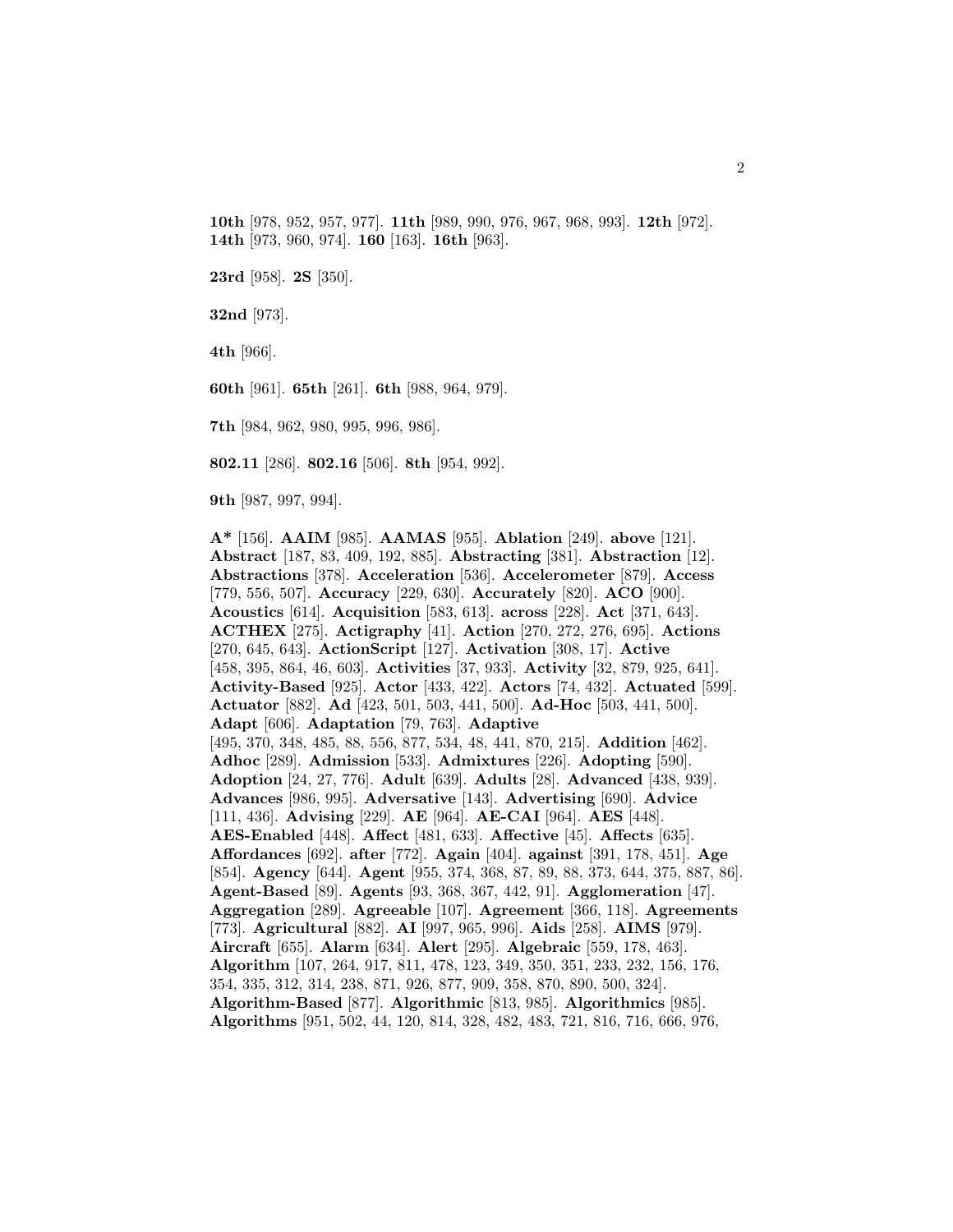**10th** [978, 952, 957, 977]. **11th** [989, 990, 976, 967, 968, 993]. **12th** [972]. **14th** [973, 960, 974]. **160** [163]. **16th** [963].

**23rd** [958]. **2S** [350].

**32nd** [973].

**4th** [966].

**60th** [961]. **65th** [261]. **6th** [988, 964, 979].

**7th** [984, 962, 980, 995, 996, 986].

**802.11** [286]. **802.16** [506]. **8th** [954, 992].

**9th** [987, 997, 994].

**A*** [156]. **AAIM** [985]. **AAMAS** [955]. **Ablation** [249]. **above** [121]. **Abstract** [187, 83, 409, 192, 885]. **Abstracting** [381]. **Abstraction** [12]. **Abstractions** [378]. **Acceleration** [536]. **Accelerometer** [879]. **Access** [779, 556, 507]. **Accuracy** [229, 630]. **Accurately** [820]. **ACO** [900]. **Acoustics** [614]. **Acquisition** [583, 613]. **across** [228]. **Act** [371, 643]. **ACTHEX** [275]. **Actigraphy** [41]. **Action** [270, 272, 276, 695]. **Actions** [270, 645, 643]. **ActionScript** [127]. **Activation** [308, 17]. **Active** [458, 395, 864, 46, 603]. **Activities** [37, 933]. **Activity** [32, 879, 925, 641]. **Activity-Based** [925]. **Actor** [433, 422]. **Actors** [74, 432]. **Actuated** [599]. **Actuator** [882]. **Ad** [423, 501, 503, 441, 500]. **Ad-Hoc** [503, 441, 500]. **Adapt** [606]. **Adaptation** [79, 763]. **Adaptive** [495, 370, 348, 485, 88, 556, 877, 534, 48, 441, 870, 215]. **Addition** [462]. **Adhoc** [289]. **Admission** [533]. **Admixtures** [226]. **Adopting** [590]. **Adoption** [24, 27, 776]. **Adult** [639]. **Adults** [28]. **Advanced** [438, 939]. **Advances** [986, 995]. **Adversative** [143]. **Advertising** [690]. **Advice** [111, 436]. **Advising** [229]. **AE** [964]. **AE-CAI** [964]. **AES** [448]. **AES-Enabled** [448]. **Affect** [481, 633]. **Affective** [45]. **Affects** [635]. **Affordances** [692]. **after** [772]. **Again** [404]. **against** [391, 178, 451]. **Age** [854]. **Agency** [644]. **Agent** [955, 374, 368, 87, 89, 88, 373, 644, 375, 887, 86]. **Agent-Based** [89]. **Agents** [93, 368, 367, 442, 91]. **Agglomeration** [47]. **Aggregation** [289]. **Agreeable** [107]. **Agreement** [366, 118]. **Agreements** [773]. **Agricultural** [882]. **AI** [997, 965, 996]. **Aids** [258]. **AIMS** [979]. **Aircraft** [655]. **Alarm** [634]. **Alert** [295]. **Algebraic** [559, 178, 463]. **Algorithm** [107, 264, 917, 811, 478, 123, 349, 350, 351, 233, 232, 156, 176, 354, 335, 312, 314, 238, 871, 926, 877, 909, 358, 870, 890, 500, 324]. **Algorithm-Based** [877]. **Algorithmic** [813, 985]. **Algorithmics** [985]. **Algorithms** [951, 502, 44, 120, 814, 328, 482, 483, 721, 816, 716, 666, 976,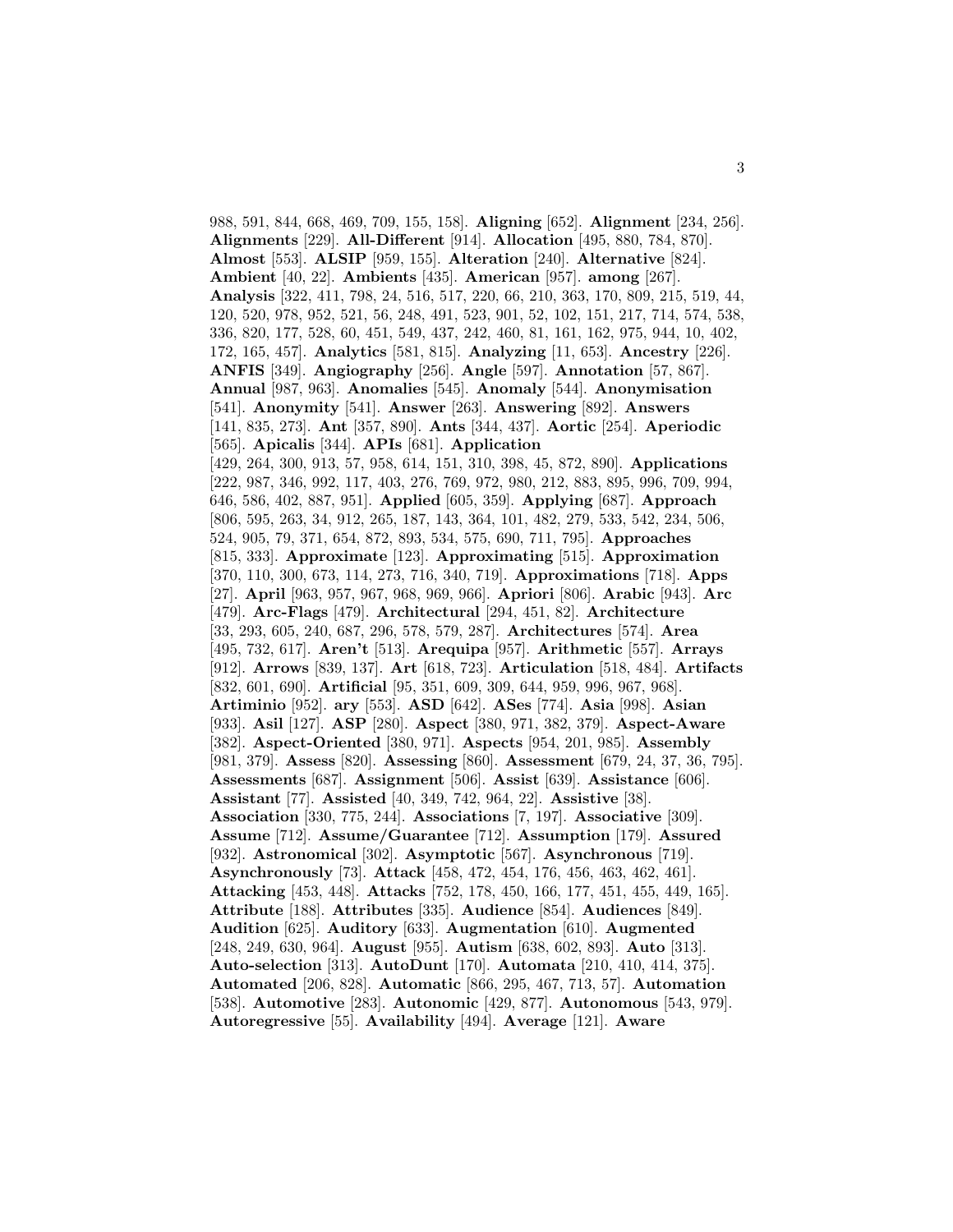988, 591, 844, 668, 469, 709, 155, 158]. **Aligning** [652]. **Alignment** [234, 256]. **Alignments** [229]. **All-Different** [914]. **Allocation** [495, 880, 784, 870]. **Almost** [553]. **ALSIP** [959, 155]. **Alteration** [240]. **Alternative** [824]. **Ambient** [40, 22]. **Ambients** [435]. **American** [957]. **among** [267]. **Analysis** [322, 411, 798, 24, 516, 517, 220, 66, 210, 363, 170, 809, 215, 519, 44, 120, 520, 978, 952, 521, 56, 248, 491, 523, 901, 52, 102, 151, 217, 714, 574, 538, 336, 820, 177, 528, 60, 451, 549, 437, 242, 460, 81, 161, 162, 975, 944, 10, 402, 172, 165, 457]. **Analytics** [581, 815]. **Analyzing** [11, 653]. **Ancestry** [226]. **ANFIS** [349]. **Angiography** [256]. **Angle** [597]. **Annotation** [57, 867]. **Annual** [987, 963]. **Anomalies** [545]. **Anomaly** [544]. **Anonymisation** [541]. **Anonymity** [541]. **Answer** [263]. **Answering** [892]. **Answers** [141, 835, 273]. **Ant** [357, 890]. **Ants** [344, 437]. **Aortic** [254]. **Aperiodic** [565]. **Apicalis** [344]. **APIs** [681]. **Application** [429, 264, 300, 913, 57, 958, 614, 151, 310, 398, 45, 872, 890]. **Applications** [222, 987, 346, 992, 117, 403, 276, 769, 972, 980, 212, 883, 895, 996, 709, 994, 646, 586, 402, 887, 951]. **Applied** [605, 359]. **Applying** [687]. **Approach** [806, 595, 263, 34, 912, 265, 187, 143, 364, 101, 482, 279, 533, 542, 234, 506, 524, 905, 79, 371, 654, 872, 893, 534, 575, 690, 711, 795]. **Approaches** [815, 333]. **Approximate** [123]. **Approximating** [515]. **Approximation** [370, 110, 300, 673, 114, 273, 716, 340, 719]. **Approximations** [718]. **Apps** [27]. **April** [963, 957, 967, 968, 969, 966]. **Apriori** [806]. **Arabic** [943]. **Arc** [479]. **Arc-Flags** [479]. **Architectural** [294, 451, 82]. **Architecture** [33, 293, 605, 240, 687, 296, 578, 579, 287]. **Architectures** [574]. **Area** [495, 732, 617]. **Aren't** [513]. **Arequipa** [957]. **Arithmetic** [557]. **Arrays** [912]. **Arrows** [839, 137]. **Art** [618, 723]. **Articulation** [518, 484]. **Artifacts** [832, 601, 690]. **Artificial** [95, 351, 609, 309, 644, 959, 996, 967, 968]. **Artiminio** [952]. **ary** [553]. **ASD** [642]. **ASes** [774]. **Asia** [998]. **Asian** [933]. **Asil** [127]. **ASP** [280]. **Aspect** [380, 971, 382, 379]. **Aspect-Aware** [382]. **Aspect-Oriented** [380, 971]. **Aspects** [954, 201, 985]. **Assembly** [981, 379]. **Assess** [820]. **Assessing** [860]. **Assessment** [679, 24, 37, 36, 795]. **Assessments** [687]. **Assignment** [506]. **Assist** [639]. **Assistance** [606]. **Assistant** [77]. **Assisted** [40, 349, 742, 964, 22]. **Assistive** [38]. **Association** [330, 775, 244]. **Associations** [7, 197]. **Associative** [309]. **Assume** [712]. **Assume/Guarantee** [712]. **Assumption** [179]. **Assured** [932]. **Astronomical** [302]. **Asymptotic** [567]. **Asynchronous** [719]. **Asynchronously** [73]. **Attack** [458, 472, 454, 176, 456, 463, 462, 461]. **Attacking** [453, 448]. **Attacks** [752, 178, 450, 166, 177, 451, 455, 449, 165]. **Attribute** [188]. **Attributes** [335]. **Audience** [854]. **Audiences** [849]. **Audition** [625]. **Auditory** [633]. **Augmentation** [610]. **Augmented** [248, 249, 630, 964]. **August** [955]. **Autism** [638, 602, 893]. **Auto** [313]. **Auto-selection** [313]. **AutoDunt** [170]. **Automata** [210, 410, 414, 375]. **Automated** [206, 828]. **Automatic** [866, 295, 467, 713, 57]. **Automation** [538]. **Automotive** [283]. **Autonomic** [429, 877]. **Autonomous** [543, 979]. **Autoregressive** [55]. **Availability** [494]. **Average** [121]. **Aware**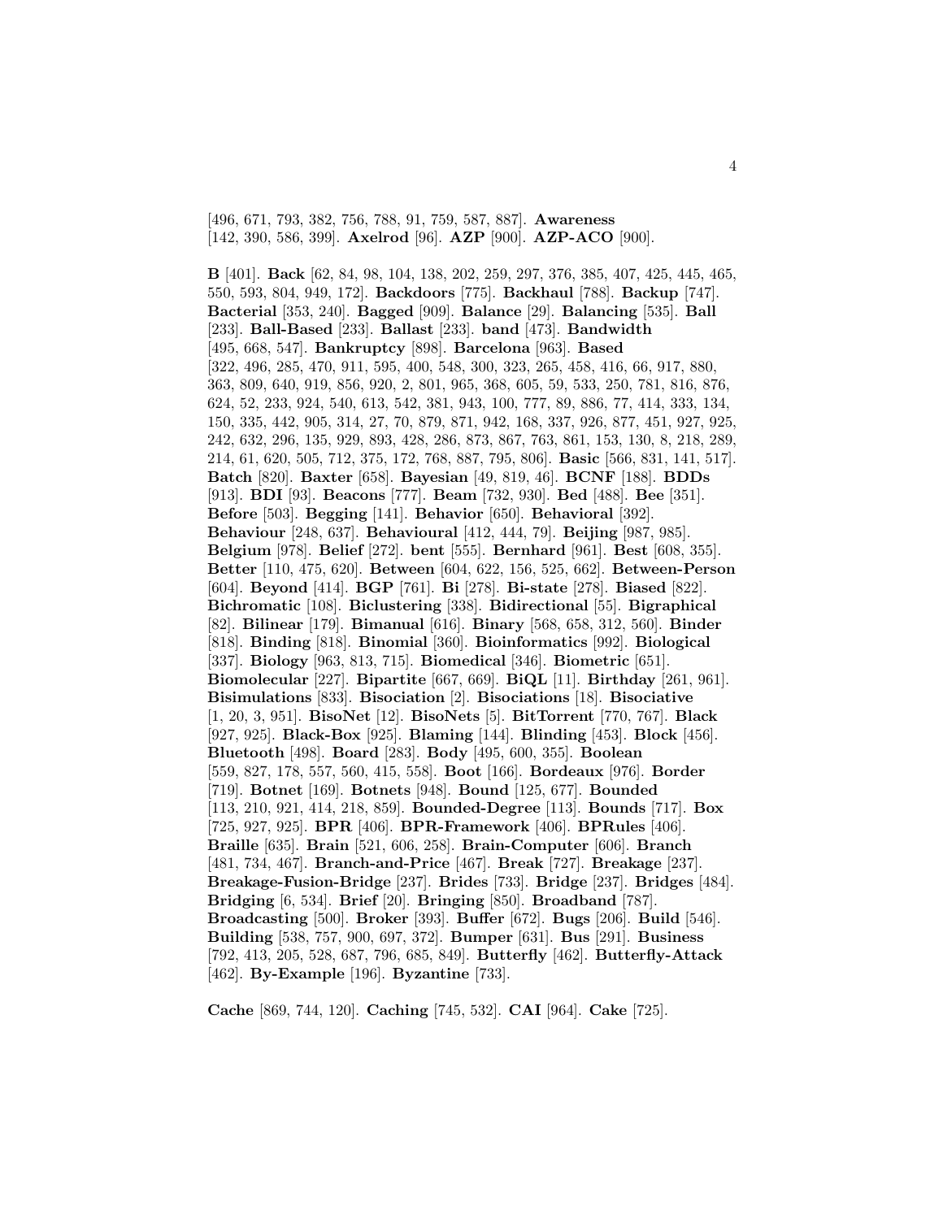[496, 671, 793, 382, 756, 788, 91, 759, 587, 887]. **Awareness** [142, 390, 586, 399]. **Axelrod** [96]. **AZP** [900]. **AZP-ACO** [900].

**B** [401]. **Back** [62, 84, 98, 104, 138, 202, 259, 297, 376, 385, 407, 425, 445, 465, 550, 593, 804, 949, 172]. **Backdoors** [775]. **Backhaul** [788]. **Backup** [747]. **Bacterial** [353, 240]. **Bagged** [909]. **Balance** [29]. **Balancing** [535]. **Ball** [233]. **Ball-Based** [233]. **Ballast** [233]. **band** [473]. **Bandwidth** [495, 668, 547]. **Bankruptcy** [898]. **Barcelona** [963]. **Based** [322, 496, 285, 470, 911, 595, 400, 548, 300, 323, 265, 458, 416, 66, 917, 880, 363, 809, 640, 919, 856, 920, 2, 801, 965, 368, 605, 59, 533, 250, 781, 816, 876, 624, 52, 233, 924, 540, 613, 542, 381, 943, 100, 777, 89, 886, 77, 414, 333, 134, 150, 335, 442, 905, 314, 27, 70, 879, 871, 942, 168, 337, 926, 877, 451, 927, 925, 242, 632, 296, 135, 929, 893, 428, 286, 873, 867, 763, 861, 153, 130, 8, 218, 289, 214, 61, 620, 505, 712, 375, 172, 768, 887, 795, 806]. **Basic** [566, 831, 141, 517]. **Batch** [820]. **Baxter** [658]. **Bayesian** [49, 819, 46]. **BCNF** [188]. **BDDs** [913]. **BDI** [93]. **Beacons** [777]. **Beam** [732, 930]. **Bed** [488]. **Bee** [351]. **Before** [503]. **Begging** [141]. **Behavior** [650]. **Behavioral** [392]. **Behaviour** [248, 637]. **Behavioural** [412, 444, 79]. **Beijing** [987, 985]. **Belgium** [978]. **Belief** [272]. **bent** [555]. **Bernhard** [961]. **Best** [608, 355]. **Better** [110, 475, 620]. **Between** [604, 622, 156, 525, 662]. **Between-Person** [604]. **Beyond** [414]. **BGP** [761]. **Bi** [278]. **Bi-state** [278]. **Biased** [822]. **Bichromatic** [108]. **Biclustering** [338]. **Bidirectional** [55]. **Bigraphical** [82]. **Bilinear** [179]. **Bimanual** [616]. **Binary** [568, 658, 312, 560]. **Binder** [818]. **Binding** [818]. **Binomial** [360]. **Bioinformatics** [992]. **Biological** [337]. **Biology** [963, 813, 715]. **Biomedical** [346]. **Biometric** [651]. **Biomolecular** [227]. **Bipartite** [667, 669]. **BiQL** [11]. **Birthday** [261, 961]. **Bisimulations** [833]. **Bisociation** [2]. **Bisociations** [18]. **Bisociative** [1, 20, 3, 951]. **BisoNet** [12]. **BisoNets** [5]. **BitTorrent** [770, 767]. **Black** [927, 925]. **Black-Box** [925]. **Blaming** [144]. **Blinding** [453]. **Block** [456]. **Bluetooth** [498]. **Board** [283]. **Body** [495, 600, 355]. **Boolean** [559, 827, 178, 557, 560, 415, 558]. **Boot** [166]. **Bordeaux** [976]. **Border** [719]. **Botnet** [169]. **Botnets** [948]. **Bound** [125, 677]. **Bounded** [113, 210, 921, 414, 218, 859]. **Bounded-Degree** [113]. **Bounds** [717]. **Box** [725, 927, 925]. **BPR** [406]. **BPR-Framework** [406]. **BPRules** [406]. **Braille** [635]. **Brain** [521, 606, 258]. **Brain-Computer** [606]. **Branch** [481, 734, 467]. **Branch-and-Price** [467]. **Break** [727]. **Breakage** [237]. **Breakage-Fusion-Bridge** [237]. **Brides** [733]. **Bridge** [237]. **Bridges** [484]. **Bridging** [6, 534]. **Brief** [20]. **Bringing** [850]. **Broadband** [787]. **Broadcasting** [500]. **Broker** [393]. **Buffer** [672]. **Bugs** [206]. **Build** [546]. **Building** [538, 757, 900, 697, 372]. **Bumper** [631]. **Bus** [291]. **Business** [792, 413, 205, 528, 687, 796, 685, 849]. **Butterfly** [462]. **Butterfly-Attack** [462]. **By-Example** [196]. **Byzantine** [733].

**Cache** [869, 744, 120]. **Caching** [745, 532]. **CAI** [964]. **Cake** [725].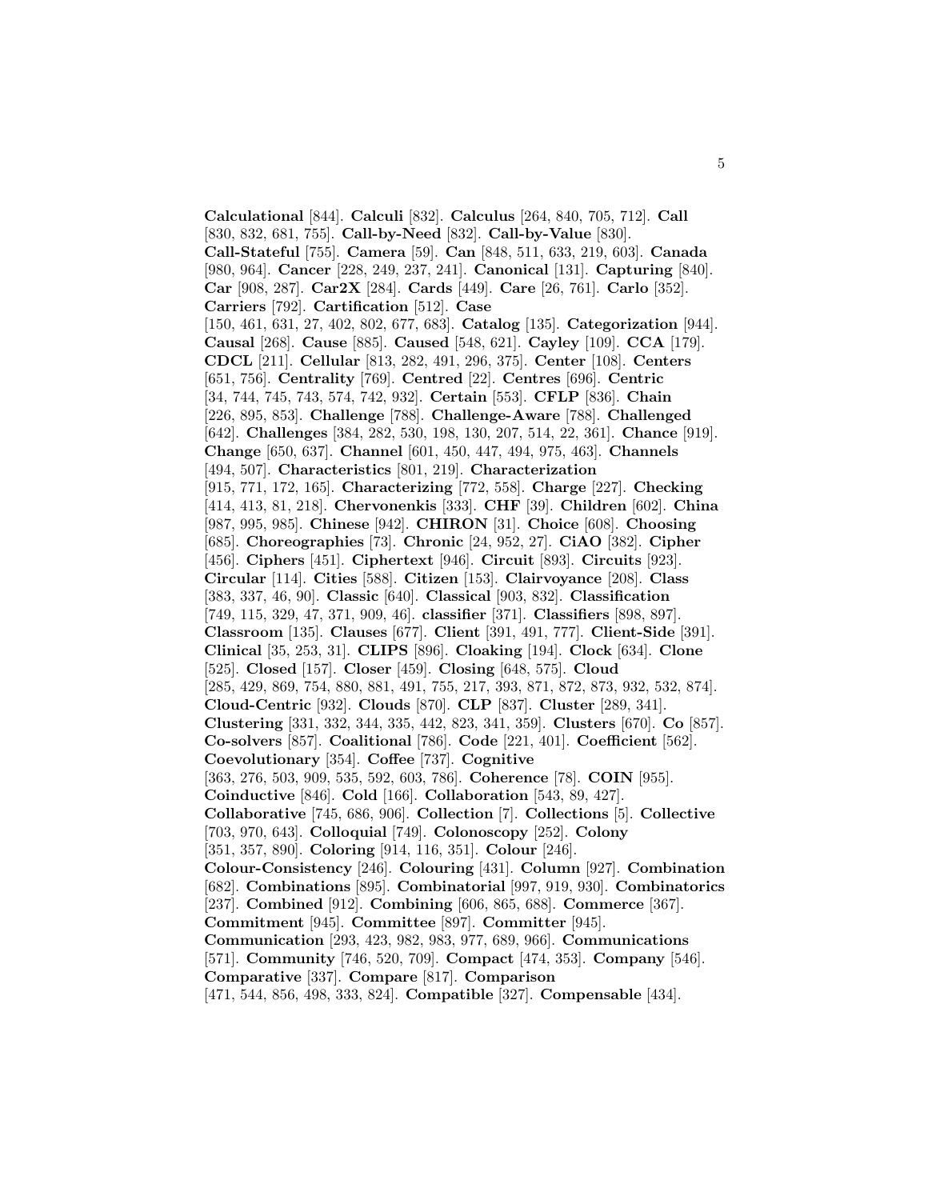**Calculational** [844]. **Calculi** [832]. **Calculus** [264, 840, 705, 712]. **Call** [830, 832, 681, 755]. **Call-by-Need** [832]. **Call-by-Value** [830]. **Call-Stateful** [755]. **Camera** [59]. **Can** [848, 511, 633, 219, 603]. **Canada** [980, 964]. **Cancer** [228, 249, 237, 241]. **Canonical** [131]. **Capturing** [840]. **Car** [908, 287]. **Car2X** [284]. **Cards** [449]. **Care** [26, 761]. **Carlo** [352]. **Carriers** [792]. **Cartification** [512]. **Case** [150, 461, 631, 27, 402, 802, 677, 683]. **Catalog** [135]. **Categorization** [944]. **Causal** [268]. **Cause** [885]. **Caused** [548, 621]. **Cayley** [109]. **CCA** [179]. **CDCL** [211]. **Cellular** [813, 282, 491, 296, 375]. **Center** [108]. **Centers** [651, 756]. **Centrality** [769]. **Centred** [22]. **Centres** [696]. **Centric** [34, 744, 745, 743, 574, 742, 932]. **Certain** [553]. **CFLP** [836]. **Chain** [226, 895, 853]. **Challenge** [788]. **Challenge-Aware** [788]. **Challenged** [642]. **Challenges** [384, 282, 530, 198, 130, 207, 514, 22, 361]. **Chance** [919]. **Change** [650, 637]. **Channel** [601, 450, 447, 494, 975, 463]. **Channels** [494, 507]. **Characteristics** [801, 219]. **Characterization** [915, 771, 172, 165]. **Characterizing** [772, 558]. **Charge** [227]. **Checking** [414, 413, 81, 218]. **Chervonenkis** [333]. **CHF** [39]. **Children** [602]. **China** [987, 995, 985]. **Chinese** [942]. **CHIRON** [31]. **Choice** [608]. **Choosing** [685]. **Choreographies** [73]. **Chronic** [24, 952, 27]. **CiAO** [382]. **Cipher** [456]. **Ciphers** [451]. **Ciphertext** [946]. **Circuit** [893]. **Circuits** [923]. **Circular** [114]. **Cities** [588]. **Citizen** [153]. **Clairvoyance** [208]. **Class** [383, 337, 46, 90]. **Classic** [640]. **Classical** [903, 832]. **Classification** [749, 115, 329, 47, 371, 909, 46]. **classifier** [371]. **Classifiers** [898, 897]. **Classroom** [135]. **Clauses** [677]. **Client** [391, 491, 777]. **Client-Side** [391]. **Clinical** [35, 253, 31]. **CLIPS** [896]. **Cloaking** [194]. **Clock** [634]. **Clone** [525]. **Closed** [157]. **Closer** [459]. **Closing** [648, 575]. **Cloud** [285, 429, 869, 754, 880, 881, 491, 755, 217, 393, 871, 872, 873, 932, 532, 874]. **Cloud-Centric** [932]. **Clouds** [870]. **CLP** [837]. **Cluster** [289, 341]. **Clustering** [331, 332, 344, 335, 442, 823, 341, 359]. **Clusters** [670]. **Co** [857]. **Co-solvers** [857]. **Coalitional** [786]. **Code** [221, 401]. **Coefficient** [562]. **Coevolutionary** [354]. **Coffee** [737]. **Cognitive** [363, 276, 503, 909, 535, 592, 603, 786]. **Coherence** [78]. **COIN** [955]. **Coinductive** [846]. **Cold** [166]. **Collaboration** [543, 89, 427]. **Collaborative** [745, 686, 906]. **Collection** [7]. **Collections** [5]. **Collective** [703, 970, 643]. **Colloquial** [749]. **Colonoscopy** [252]. **Colony** [351, 357, 890]. **Coloring** [914, 116, 351]. **Colour** [246]. **Colour-Consistency** [246]. **Colouring** [431]. **Column** [927]. **Combination** [682]. **Combinations** [895]. **Combinatorial** [997, 919, 930]. **Combinatorics** [237]. **Combined** [912]. **Combining** [606, 865, 688]. **Commerce** [367]. **Commitment** [945]. **Committee** [897]. **Committer** [945]. **Communication** [293, 423, 982, 983, 977, 689, 966]. **Communications** [571]. **Community** [746, 520, 709]. **Compact** [474, 353]. **Company** [546]. **Comparative** [337]. **Compare** [817]. **Comparison** [471, 544, 856, 498, 333, 824]. **Compatible** [327]. **Compensable** [434].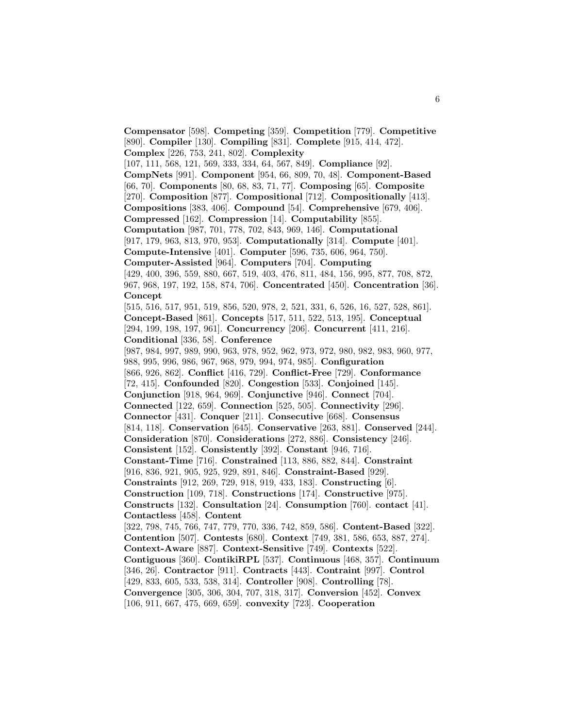**Compensator** [598]. **Competing** [359]. **Competition** [779]. **Competitive** [890]. **Compiler** [130]. **Compiling** [831]. **Complete** [915, 414, 472]. **Complex** [226, 753, 241, 802]. **Complexity** [107, 111, 568, 121, 569, 333, 334, 64, 567, 849]. **Compliance** [92]. **CompNets** [991]. **Component** [954, 66, 809, 70, 48]. **Component-Based** [66, 70]. **Components** [80, 68, 83, 71, 77]. **Composing** [65]. **Composite** [270]. **Composition** [877]. **Compositional** [712]. **Compositionally** [413]. **Compositions** [383, 406]. **Compound** [54]. **Comprehensive** [679, 406]. **Compressed** [162]. **Compression** [14]. **Computability** [855]. **Computation** [987, 701, 778, 702, 843, 969, 146]. **Computational** [917, 179, 963, 813, 970, 953]. **Computationally** [314]. **Compute** [401]. **Compute-Intensive** [401]. **Computer** [596, 735, 606, 964, 750]. **Computer-Assisted** [964]. **Computers** [704]. **Computing** [429, 400, 396, 559, 880, 667, 519, 403, 476, 811, 484, 156, 995, 877, 708, 872, 967, 968, 197, 192, 158, 874, 706]. **Concentrated** [450]. **Concentration** [36]. **Concept** [515, 516, 517, 951, 519, 856, 520, 978, 2, 521, 331, 6, 526, 16, 527, 528, 861]. **Concept-Based** [861]. **Concepts** [517, 511, 522, 513, 195]. **Conceptual** [294, 199, 198, 197, 961]. **Concurrency** [206]. **Concurrent** [411, 216]. **Conditional** [336, 58]. **Conference** [987, 984, 997, 989, 990, 963, 978, 952, 962, 973, 972, 980, 982, 983, 960, 977, 988, 995, 996, 986, 967, 968, 979, 994, 974, 985]. **Configuration** [866, 926, 862]. **Conflict** [416, 729]. **Conflict-Free** [729]. **Conformance** [72, 415]. **Confounded** [820]. **Congestion** [533]. **Conjoined** [145]. **Conjunction** [918, 964, 969]. **Conjunctive** [946]. **Connect** [704]. **Connected** [122, 659]. **Connection** [525, 505]. **Connectivity** [296]. **Connector** [431]. **Conquer** [211]. **Consecutive** [668]. **Consensus** [814, 118]. **Conservation** [645]. **Conservative** [263, 881]. **Conserved** [244]. **Consideration** [870]. **Considerations** [272, 886]. **Consistency** [246]. **Consistent** [152]. **Consistently** [392]. **Constant** [946, 716]. **Constant-Time** [716]. **Constrained** [113, 886, 882, 844]. **Constraint** [916, 836, 921, 905, 925, 929, 891, 846]. **Constraint-Based** [929]. **Constraints** [912, 269, 729, 918, 919, 433, 183]. **Constructing** [6]. **Construction** [109, 718]. **Constructions** [174]. **Constructive** [975]. **Constructs** [132]. **Consultation** [24]. **Consumption** [760]. **contact** [41]. **Contactless** [458]. **Content** [322, 798, 745, 766, 747, 779, 770, 336, 742, 859, 586]. **Content-Based** [322]. **Contention** [507]. **Contests** [680]. **Context** [749, 381, 586, 653, 887, 274]. **Context-Aware** [887]. **Context-Sensitive** [749]. **Contexts** [522]. **Contiguous** [360]. **ContikiRPL** [537]. **Continuous** [468, 357]. **Continuum** [346, 26]. **Contractor** [911]. **Contracts** [443]. **Contraint** [997]. **Control** [429, 833, 605, 533, 538, 314]. **Controller** [908]. **Controlling** [78]. **Convergence** [305, 306, 304, 707, 318, 317]. **Conversion** [452]. **Convex** [106, 911, 667, 475, 669, 659]. **convexity** [723]. **Cooperation**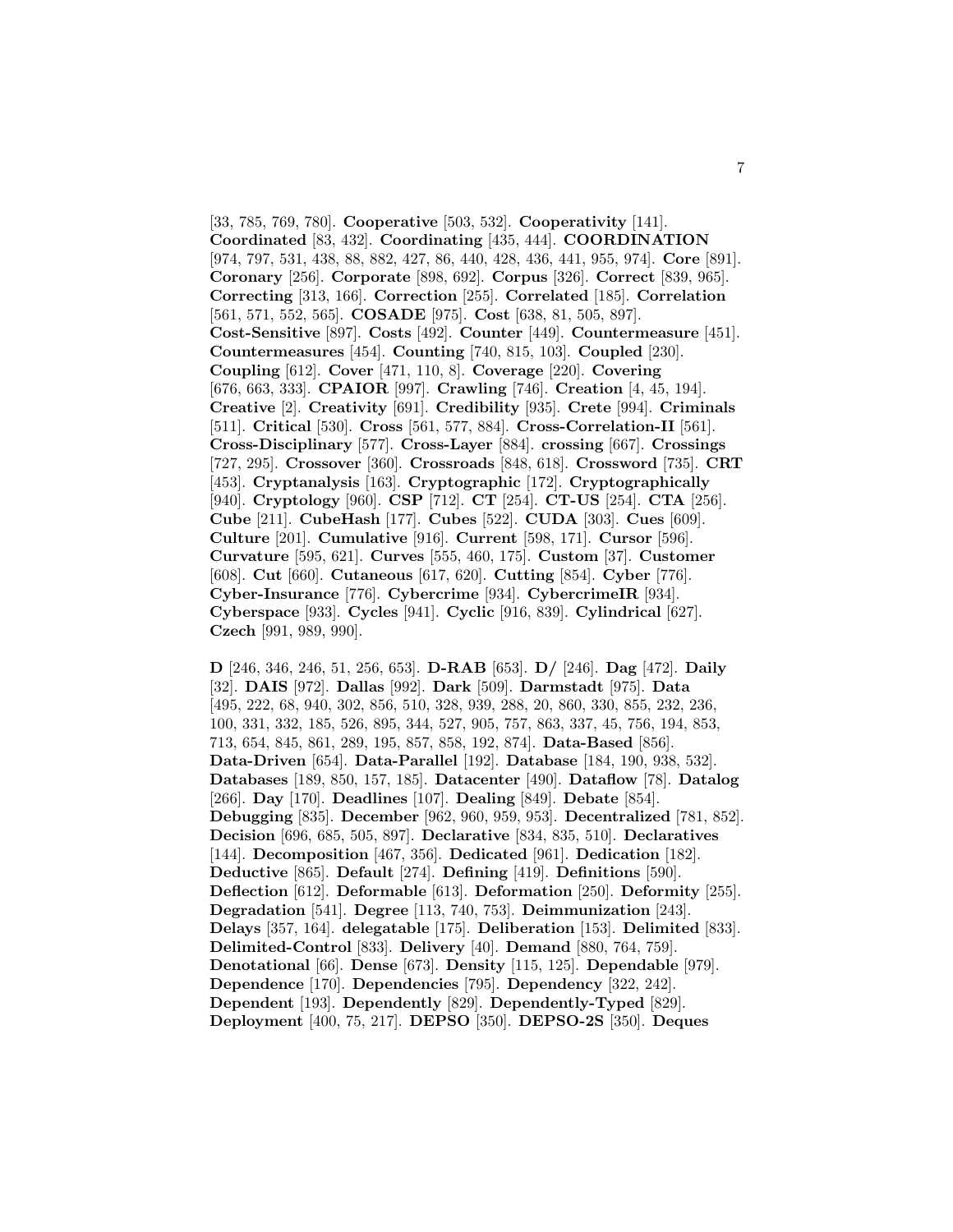[33, 785, 769, 780]. **Cooperative** [503, 532]. **Cooperativity** [141]. **Coordinated** [83, 432]. **Coordinating** [435, 444]. **COORDINATION** [974, 797, 531, 438, 88, 882, 427, 86, 440, 428, 436, 441, 955, 974]. **Core** [891]. **Coronary** [256]. **Corporate** [898, 692]. **Corpus** [326]. **Correct** [839, 965]. **Correcting** [313, 166]. **Correction** [255]. **Correlated** [185]. **Correlation** [561, 571, 552, 565]. **COSADE** [975]. **Cost** [638, 81, 505, 897]. **Cost-Sensitive** [897]. **Costs** [492]. **Counter** [449]. **Countermeasure** [451]. **Countermeasures** [454]. **Counting** [740, 815, 103]. **Coupled** [230]. **Coupling** [612]. **Cover** [471, 110, 8]. **Coverage** [220]. **Covering** [676, 663, 333]. **CPAIOR** [997]. **Crawling** [746]. **Creation** [4, 45, 194]. **Creative** [2]. **Creativity** [691]. **Credibility** [935]. **Crete** [994]. **Criminals** [511]. **Critical** [530]. **Cross** [561, 577, 884]. **Cross-Correlation-II** [561]. **Cross-Disciplinary** [577]. **Cross-Layer** [884]. **crossing** [667]. **Crossings** [727, 295]. **Crossover** [360]. **Crossroads** [848, 618]. **Crossword** [735]. **CRT** [453]. **Cryptanalysis** [163]. **Cryptographic** [172]. **Cryptographically** [940]. **Cryptology** [960]. **CSP** [712]. **CT** [254]. **CT-US** [254]. **CTA** [256]. **Cube** [211]. **CubeHash** [177]. **Cubes** [522]. **CUDA** [303]. **Cues** [609]. **Culture** [201]. **Cumulative** [916]. **Current** [598, 171]. **Cursor** [596]. **Curvature** [595, 621]. **Curves** [555, 460, 175]. **Custom** [37]. **Customer** [608]. **Cut** [660]. **Cutaneous** [617, 620]. **Cutting** [854]. **Cyber** [776]. **Cyber-Insurance** [776]. **Cybercrime** [934]. **CybercrimeIR** [934]. **Cyberspace** [933]. **Cycles** [941]. **Cyclic** [916, 839]. **Cylindrical** [627]. **Czech** [991, 989, 990].

**D** [246, 346, 246, 51, 256, 653]. **D-RAB** [653]. **D/** [246]. **Dag** [472]. **Daily** [32]. **DAIS** [972]. **Dallas** [992]. **Dark** [509]. **Darmstadt** [975]. **Data** [495, 222, 68, 940, 302, 856, 510, 328, 939, 288, 20, 860, 330, 855, 232, 236, 100, 331, 332, 185, 526, 895, 344, 527, 905, 757, 863, 337, 45, 756, 194, 853, 713, 654, 845, 861, 289, 195, 857, 858, 192, 874]. **Data-Based** [856]. **Data-Driven** [654]. **Data-Parallel** [192]. **Database** [184, 190, 938, 532]. **Databases** [189, 850, 157, 185]. **Datacenter** [490]. **Dataflow** [78]. **Datalog** [266]. **Day** [170]. **Deadlines** [107]. **Dealing** [849]. **Debate** [854]. **Debugging** [835]. **December** [962, 960, 959, 953]. **Decentralized** [781, 852]. **Decision** [696, 685, 505, 897]. **Declarative** [834, 835, 510]. **Declaratives** [144]. **Decomposition** [467, 356]. **Dedicated** [961]. **Dedication** [182]. **Deductive** [865]. **Default** [274]. **Defining** [419]. **Definitions** [590]. **Deflection** [612]. **Deformable** [613]. **Deformation** [250]. **Deformity** [255]. **Degradation** [541]. **Degree** [113, 740, 753]. **Deimmunization** [243]. **Delays** [357, 164]. **delegatable** [175]. **Deliberation** [153]. **Delimited** [833]. **Delimited-Control** [833]. **Delivery** [40]. **Demand** [880, 764, 759]. **Denotational** [66]. **Dense** [673]. **Density** [115, 125]. **Dependable** [979]. **Dependence** [170]. **Dependencies** [795]. **Dependency** [322, 242]. **Dependent** [193]. **Dependently** [829]. **Dependently-Typed** [829]. **Deployment** [400, 75, 217]. **DEPSO** [350]. **DEPSO-2S** [350]. **Deques**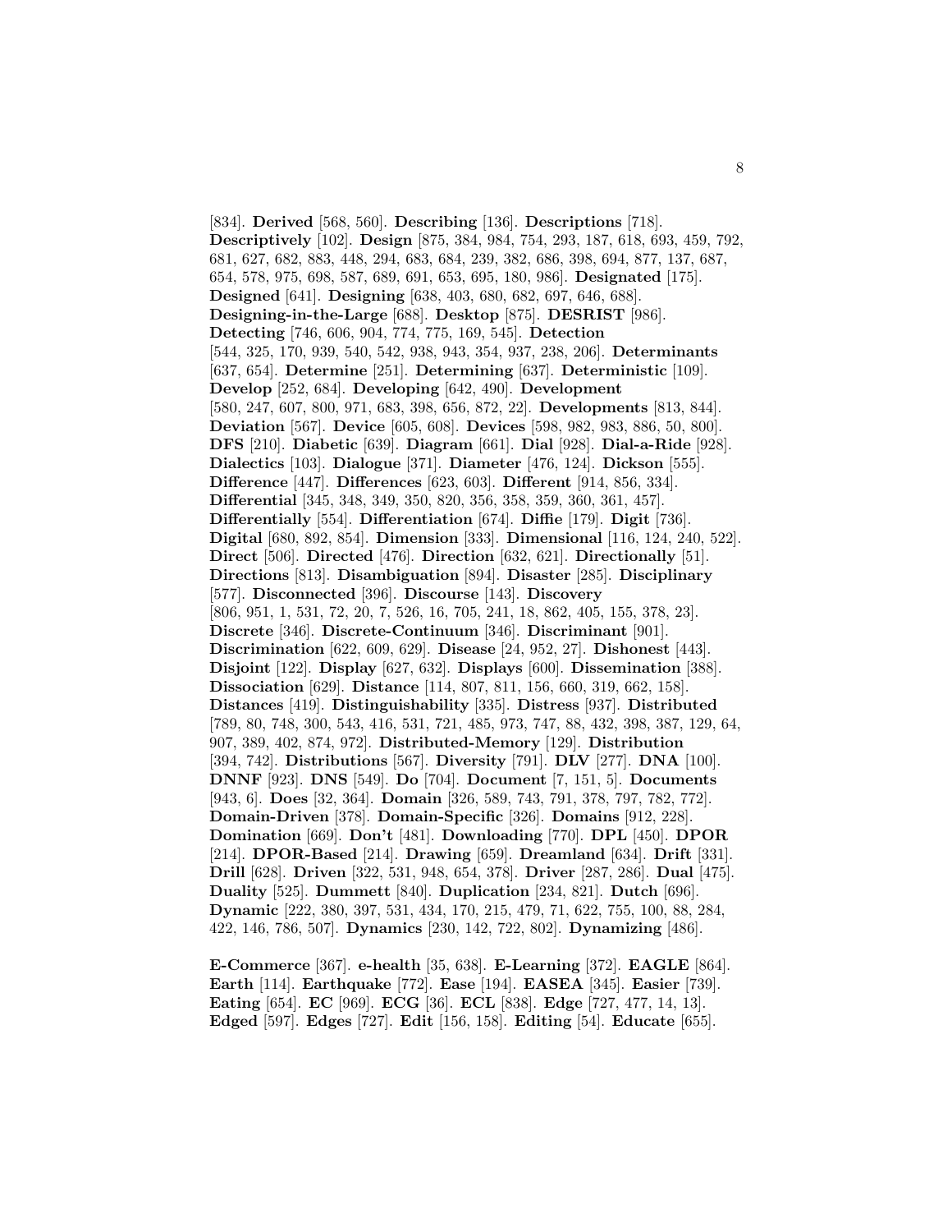[834]. **Derived** [568, 560]. **Describing** [136]. **Descriptions** [718]. **Descriptively** [102]. **Design** [875, 384, 984, 754, 293, 187, 618, 693, 459, 792, 681, 627, 682, 883, 448, 294, 683, 684, 239, 382, 686, 398, 694, 877, 137, 687, 654, 578, 975, 698, 587, 689, 691, 653, 695, 180, 986]. **Designated** [175]. **Designed** [641]. **Designing** [638, 403, 680, 682, 697, 646, 688]. **Designing-in-the-Large** [688]. **Desktop** [875]. **DESRIST** [986]. **Detecting** [746, 606, 904, 774, 775, 169, 545]. **Detection** [544, 325, 170, 939, 540, 542, 938, 943, 354, 937, 238, 206]. **Determinants** [637, 654]. **Determine** [251]. **Determining** [637]. **Deterministic** [109]. **Develop** [252, 684]. **Developing** [642, 490]. **Development** [580, 247, 607, 800, 971, 683, 398, 656, 872, 22]. **Developments** [813, 844]. **Deviation** [567]. **Device** [605, 608]. **Devices** [598, 982, 983, 886, 50, 800]. **DFS** [210]. **Diabetic** [639]. **Diagram** [661]. **Dial** [928]. **Dial-a-Ride** [928]. **Dialectics** [103]. **Dialogue** [371]. **Diameter** [476, 124]. **Dickson** [555]. **Difference** [447]. **Differences** [623, 603]. **Different** [914, 856, 334]. **Differential** [345, 348, 349, 350, 820, 356, 358, 359, 360, 361, 457]. **Differentially** [554]. **Differentiation** [674]. **Diffie** [179]. **Digit** [736]. **Digital** [680, 892, 854]. **Dimension** [333]. **Dimensional** [116, 124, 240, 522]. **Direct** [506]. **Directed** [476]. **Direction** [632, 621]. **Directionally** [51]. **Directions** [813]. **Disambiguation** [894]. **Disaster** [285]. **Disciplinary** [577]. **Disconnected** [396]. **Discourse** [143]. **Discovery** [806, 951, 1, 531, 72, 20, 7, 526, 16, 705, 241, 18, 862, 405, 155, 378, 23]. **Discrete** [346]. **Discrete-Continuum** [346]. **Discriminant** [901]. **Discrimination** [622, 609, 629]. **Disease** [24, 952, 27]. **Dishonest** [443]. **Disjoint** [122]. **Display** [627, 632]. **Displays** [600]. **Dissemination** [388]. **Dissociation** [629]. **Distance** [114, 807, 811, 156, 660, 319, 662, 158]. **Distances** [419]. **Distinguishability** [335]. **Distress** [937]. **Distributed** [789, 80, 748, 300, 543, 416, 531, 721, 485, 973, 747, 88, 432, 398, 387, 129, 64, 907, 389, 402, 874, 972]. **Distributed-Memory** [129]. **Distribution** [394, 742]. **Distributions** [567]. **Diversity** [791]. **DLV** [277]. **DNA** [100]. **DNNF** [923]. **DNS** [549]. **Do** [704]. **Document** [7, 151, 5]. **Documents** [943, 6]. **Does** [32, 364]. **Domain** [326, 589, 743, 791, 378, 797, 782, 772]. **Domain-Driven** [378]. **Domain-Specific** [326]. **Domains** [912, 228]. **Domination** [669]. **Don't** [481]. **Downloading** [770]. **DPL** [450]. **DPOR** [214]. **DPOR-Based** [214]. **Drawing** [659]. **Dreamland** [634]. **Drift** [331]. **Drill** [628]. **Driven** [322, 531, 948, 654, 378]. **Driver** [287, 286]. **Dual** [475]. **Duality** [525]. **Dummett** [840]. **Duplication** [234, 821]. **Dutch** [696]. **Dynamic** [222, 380, 397, 531, 434, 170, 215, 479, 71, 622, 755, 100, 88, 284, 422, 146, 786, 507]. **Dynamics** [230, 142, 722, 802]. **Dynamizing** [486].

**E-Commerce** [367]. **e-health** [35, 638]. **E-Learning** [372]. **EAGLE** [864]. **Earth** [114]. **Earthquake** [772]. **Ease** [194]. **EASEA** [345]. **Easier** [739]. **Eating** [654]. **EC** [969]. **ECG** [36]. **ECL** [838]. **Edge** [727, 477, 14, 13]. **Edged** [597]. **Edges** [727]. **Edit** [156, 158]. **Editing** [54]. **Educate** [655].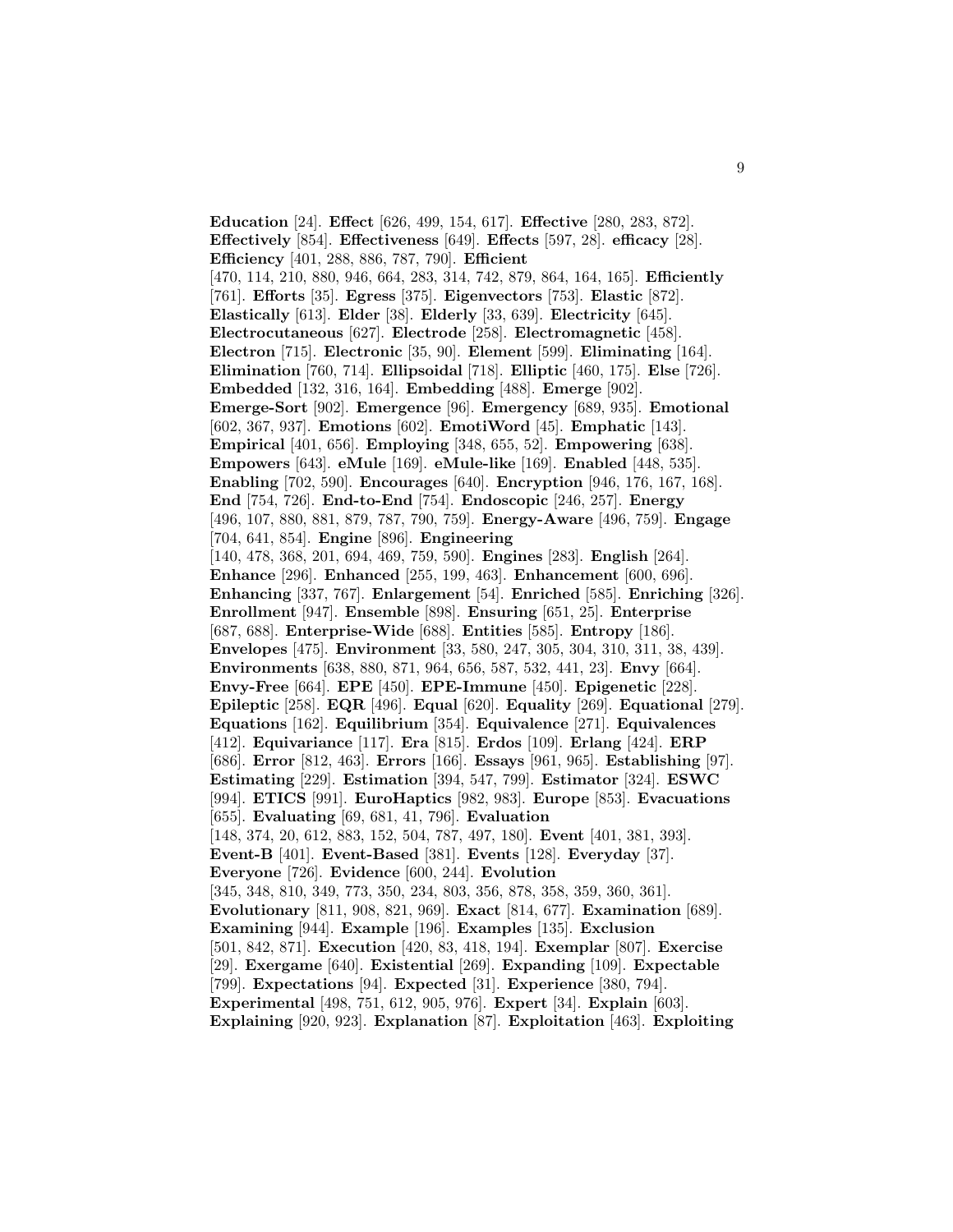**Education** [24]. **Effect** [626, 499, 154, 617]. **Effective** [280, 283, 872]. **Effectively** [854]. **Effectiveness** [649]. **Effects** [597, 28]. **efficacy** [28]. **Efficiency** [401, 288, 886, 787, 790]. **Efficient** [470, 114, 210, 880, 946, 664, 283, 314, 742, 879, 864, 164, 165]. **Efficiently** [761]. **Efforts** [35]. **Egress** [375]. **Eigenvectors** [753]. **Elastic** [872]. **Elastically** [613]. **Elder** [38]. **Elderly** [33, 639]. **Electricity** [645]. **Electrocutaneous** [627]. **Electrode** [258]. **Electromagnetic** [458]. **Electron** [715]. **Electronic** [35, 90]. **Element** [599]. **Eliminating** [164]. **Elimination** [760, 714]. **Ellipsoidal** [718]. **Elliptic** [460, 175]. **Else** [726]. **Embedded** [132, 316, 164]. **Embedding** [488]. **Emerge** [902]. **Emerge-Sort** [902]. **Emergence** [96]. **Emergency** [689, 935]. **Emotional** [602, 367, 937]. **Emotions** [602]. **EmotiWord** [45]. **Emphatic** [143]. **Empirical** [401, 656]. **Employing** [348, 655, 52]. **Empowering** [638]. **Empowers** [643]. **eMule** [169]. **eMule-like** [169]. **Enabled** [448, 535]. **Enabling** [702, 590]. **Encourages** [640]. **Encryption** [946, 176, 167, 168]. **End** [754, 726]. **End-to-End** [754]. **Endoscopic** [246, 257]. **Energy** [496, 107, 880, 881, 879, 787, 790, 759]. **Energy-Aware** [496, 759]. **Engage** [704, 641, 854]. **Engine** [896]. **Engineering** [140, 478, 368, 201, 694, 469, 759, 590]. **Engines** [283]. **English** [264]. **Enhance** [296]. **Enhanced** [255, 199, 463]. **Enhancement** [600, 696]. **Enhancing** [337, 767]. **Enlargement** [54]. **Enriched** [585]. **Enriching** [326]. **Enrollment** [947]. **Ensemble** [898]. **Ensuring** [651, 25]. **Enterprise** [687, 688]. **Enterprise-Wide** [688]. **Entities** [585]. **Entropy** [186]. **Envelopes** [475]. **Environment** [33, 580, 247, 305, 304, 310, 311, 38, 439]. **Environments** [638, 880, 871, 964, 656, 587, 532, 441, 23]. **Envy** [664]. **Envy-Free** [664]. **EPE** [450]. **EPE-Immune** [450]. **Epigenetic** [228]. **Epileptic** [258]. **EQR** [496]. **Equal** [620]. **Equality** [269]. **Equational** [279]. **Equations** [162]. **Equilibrium** [354]. **Equivalence** [271]. **Equivalences** [412]. **Equivariance** [117]. **Era** [815]. **Erdos** [109]. **Erlang** [424]. **ERP** [686]. **Error** [812, 463]. **Errors** [166]. **Essays** [961, 965]. **Establishing** [97]. **Estimating** [229]. **Estimation** [394, 547, 799]. **Estimator** [324]. **ESWC** [994]. **ETICS** [991]. **EuroHaptics** [982, 983]. **Europe** [853]. **Evacuations** [655]. **Evaluating** [69, 681, 41, 796]. **Evaluation** [148, 374, 20, 612, 883, 152, 504, 787, 497, 180]. **Event** [401, 381, 393]. **Event-B** [401]. **Event-Based** [381]. **Events** [128]. **Everyday** [37]. **Everyone** [726]. **Evidence** [600, 244]. **Evolution** [345, 348, 810, 349, 773, 350, 234, 803, 356, 878, 358, 359, 360, 361]. **Evolutionary** [811, 908, 821, 969]. **Exact** [814, 677]. **Examination** [689]. **Examining** [944]. **Example** [196]. **Examples** [135]. **Exclusion** [501, 842, 871]. **Execution** [420, 83, 418, 194]. **Exemplar** [807]. **Exercise** [29]. **Exergame** [640]. **Existential** [269]. **Expanding** [109]. **Expectable** [799]. **Expectations** [94]. **Expected** [31]. **Experience** [380, 794]. **Experimental** [498, 751, 612, 905, 976]. **Expert** [34]. **Explain** [603]. **Explaining** [920, 923]. **Explanation** [87]. **Exploitation** [463]. **Exploiting**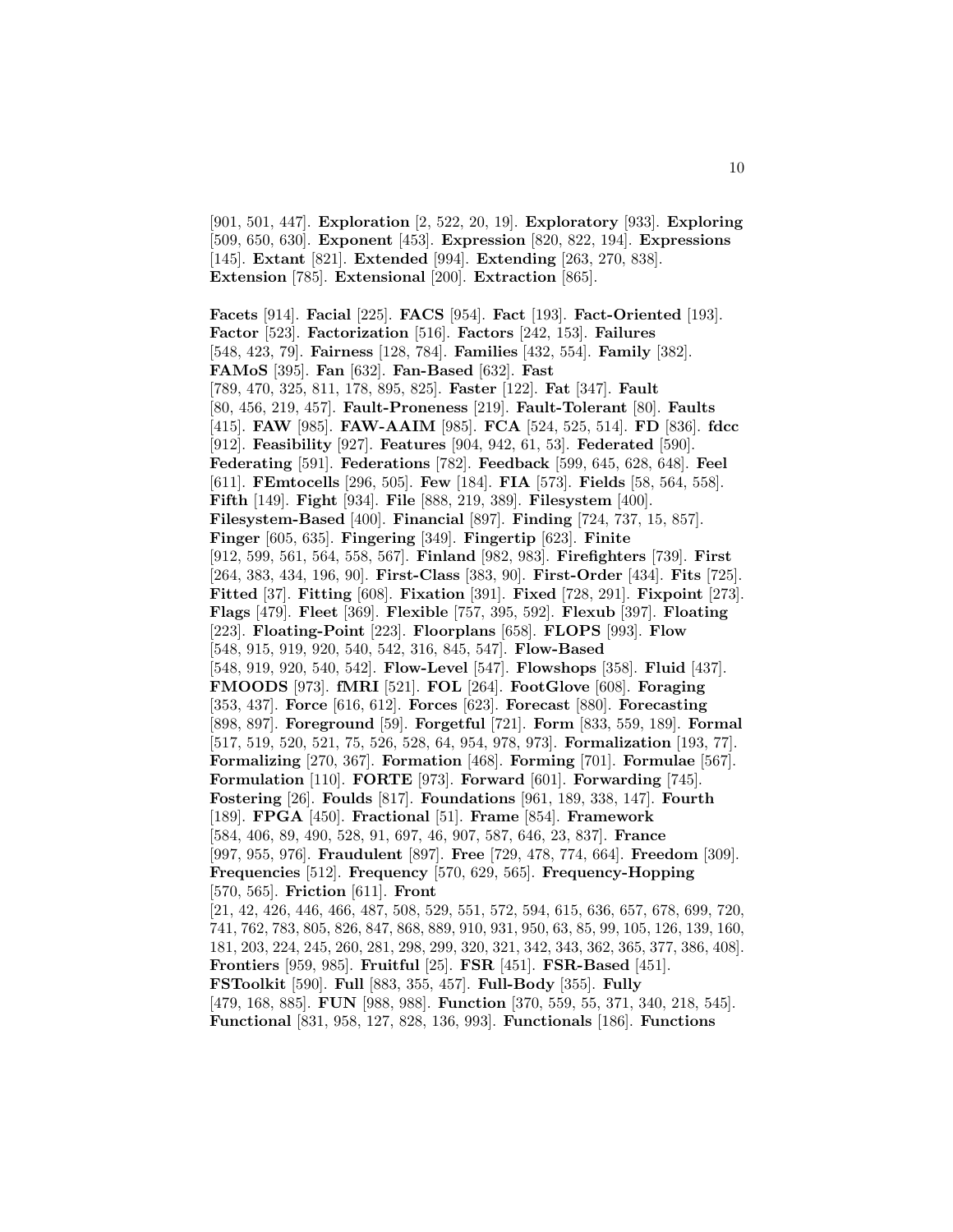[901, 501, 447]. **Exploration** [2, 522, 20, 19]. **Exploratory** [933]. **Exploring** [509, 650, 630]. **Exponent** [453]. **Expression** [820, 822, 194]. **Expressions** [145]. **Extant** [821]. **Extended** [994]. **Extending** [263, 270, 838]. **Extension** [785]. **Extensional** [200]. **Extraction** [865].

**Facets** [914]. **Facial** [225]. **FACS** [954]. **Fact** [193]. **Fact-Oriented** [193]. **Factor** [523]. **Factorization** [516]. **Factors** [242, 153]. **Failures** [548, 423, 79]. **Fairness** [128, 784]. **Families** [432, 554]. **Family** [382]. **FAMoS** [395]. **Fan** [632]. **Fan-Based** [632]. **Fast** [789, 470, 325, 811, 178, 895, 825]. **Faster** [122]. **Fat** [347]. **Fault** [80, 456, 219, 457]. **Fault-Proneness** [219]. **Fault-Tolerant** [80]. **Faults** [415]. **FAW** [985]. **FAW-AAIM** [985]. **FCA** [524, 525, 514]. **FD** [836]. **fdcc** [912]. **Feasibility** [927]. **Features** [904, 942, 61, 53]. **Federated** [590]. **Federating** [591]. **Federations** [782]. **Feedback** [599, 645, 628, 648]. **Feel** [611]. **FEmtocells** [296, 505]. **Few** [184]. **FIA** [573]. **Fields** [58, 564, 558]. **Fifth** [149]. **Fight** [934]. **File** [888, 219, 389]. **Filesystem** [400]. **Filesystem-Based** [400]. **Financial** [897]. **Finding** [724, 737, 15, 857]. **Finger** [605, 635]. **Fingering** [349]. **Fingertip** [623]. **Finite** [912, 599, 561, 564, 558, 567]. **Finland** [982, 983]. **Firefighters** [739]. **First** [264, 383, 434, 196, 90]. **First-Class** [383, 90]. **First-Order** [434]. **Fits** [725]. **Fitted** [37]. **Fitting** [608]. **Fixation** [391]. **Fixed** [728, 291]. **Fixpoint** [273]. **Flags** [479]. **Fleet** [369]. **Flexible** [757, 395, 592]. **Flexub** [397]. **Floating** [223]. **Floating-Point** [223]. **Floorplans** [658]. **FLOPS** [993]. **Flow** [548, 915, 919, 920, 540, 542, 316, 845, 547]. **Flow-Based** [548, 919, 920, 540, 542]. **Flow-Level** [547]. **Flowshops** [358]. **Fluid** [437]. **FMOODS** [973]. **fMRI** [521]. **FOL** [264]. **FootGlove** [608]. **Foraging** [353, 437]. **Force** [616, 612]. **Forces** [623]. **Forecast** [880]. **Forecasting** [898, 897]. **Foreground** [59]. **Forgetful** [721]. **Form** [833, 559, 189]. **Formal** [517, 519, 520, 521, 75, 526, 528, 64, 954, 978, 973]. **Formalization** [193, 77]. **Formalizing** [270, 367]. **Formation** [468]. **Forming** [701]. **Formulae** [567]. **Formulation** [110]. **FORTE** [973]. **Forward** [601]. **Forwarding** [745]. **Fostering** [26]. **Foulds** [817]. **Foundations** [961, 189, 338, 147]. **Fourth** [189]. **FPGA** [450]. **Fractional** [51]. **Frame** [854]. **Framework** [584, 406, 89, 490, 528, 91, 697, 46, 907, 587, 646, 23, 837]. **France** [997, 955, 976]. **Fraudulent** [897]. **Free** [729, 478, 774, 664]. **Freedom** [309]. **Frequencies** [512]. **Frequency** [570, 629, 565]. **Frequency-Hopping** [570, 565]. **Friction** [611]. **Front** [21, 42, 426, 446, 466, 487, 508, 529, 551, 572, 594, 615, 636, 657, 678, 699, 720, 741, 762, 783, 805, 826, 847, 868, 889, 910, 931, 950, 63, 85, 99, 105, 126, 139, 160, 181, 203, 224, 245, 260, 281, 298, 299, 320, 321, 342, 343, 362, 365, 377, 386, 408]. **Frontiers** [959, 985]. **Fruitful** [25]. **FSR** [451]. **FSR-Based** [451]. **FSToolkit** [590]. **Full** [883, 355, 457]. **Full-Body** [355]. **Fully** [479, 168, 885]. **FUN** [988, 988]. **Function** [370, 559, 55, 371, 340, 218, 545]. **Functional** [831, 958, 127, 828, 136, 993]. **Functionals** [186]. **Functions**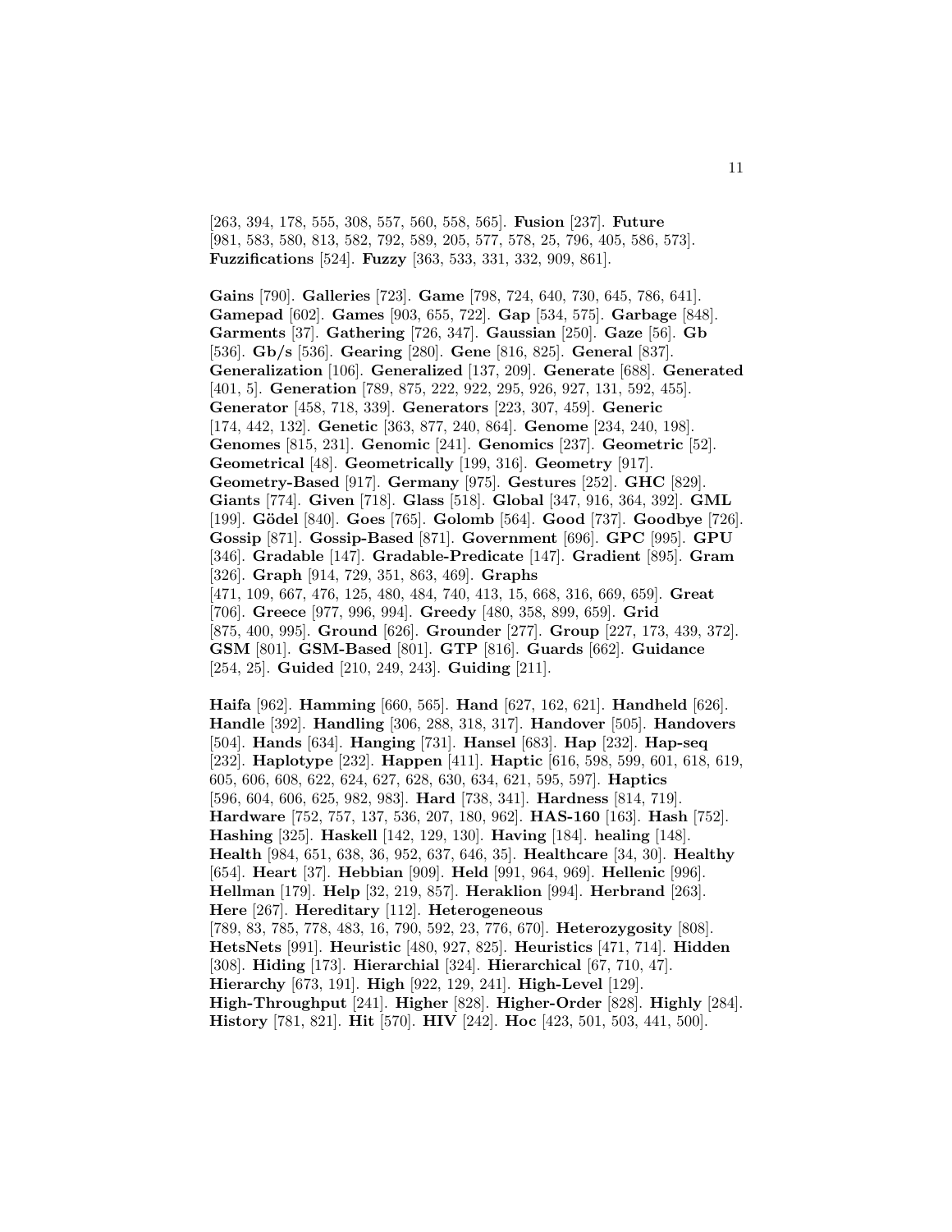[263, 394, 178, 555, 308, 557, 560, 558, 565]. **Fusion** [237]. **Future** [981, 583, 580, 813, 582, 792, 589, 205, 577, 578, 25, 796, 405, 586, 573]. **Fuzzifications** [524]. **Fuzzy** [363, 533, 331, 332, 909, 861].

**Gains** [790]. **Galleries** [723]. **Game** [798, 724, 640, 730, 645, 786, 641]. **Gamepad** [602]. **Games** [903, 655, 722]. **Gap** [534, 575]. **Garbage** [848]. **Garments** [37]. **Gathering** [726, 347]. **Gaussian** [250]. **Gaze** [56]. **Gb** [536]. **Gb/s** [536]. **Gearing** [280]. **Gene** [816, 825]. **General** [837]. **Generalization** [106]. **Generalized** [137, 209]. **Generate** [688]. **Generated** [401, 5]. **Generation** [789, 875, 222, 922, 295, 926, 927, 131, 592, 455]. **Generator** [458, 718, 339]. **Generators** [223, 307, 459]. **Generic** [174, 442, 132]. **Genetic** [363, 877, 240, 864]. **Genome** [234, 240, 198]. **Genomes** [815, 231]. **Genomic** [241]. **Genomics** [237]. **Geometric** [52]. **Geometrical** [48]. **Geometrically** [199, 316]. **Geometry** [917]. **Geometry-Based** [917]. **Germany** [975]. **Gestures** [252]. **GHC** [829]. **Giants** [774]. **Given** [718]. **Glass** [518]. **Global** [347, 916, 364, 392]. **GML** [199]. **Gödel** [840]. **Goes** [765]. **Golomb** [564]. **Good** [737]. **Goodbye** [726]. **Gossip** [871]. **Gossip-Based** [871]. **Government** [696]. **GPC** [995]. **GPU** [346]. **Gradable** [147]. **Gradable-Predicate** [147]. **Gradient** [895]. **Gram** [326]. **Graph** [914, 729, 351, 863, 469]. **Graphs** [471, 109, 667, 476, 125, 480, 484, 740, 413, 15, 668, 316, 669, 659]. **Great** [706]. **Greece** [977, 996, 994]. **Greedy** [480, 358, 899, 659]. **Grid** [875, 400, 995]. **Ground** [626]. **Grounder** [277]. **Group** [227, 173, 439, 372]. **GSM** [801]. **GSM-Based** [801]. **GTP** [816]. **Guards** [662]. **Guidance** [254, 25]. **Guided** [210, 249, 243]. **Guiding** [211].

**Haifa** [962]. **Hamming** [660, 565]. **Hand** [627, 162, 621]. **Handheld** [626]. **Handle** [392]. **Handling** [306, 288, 318, 317]. **Handover** [505]. **Handovers** [504]. **Hands** [634]. **Hanging** [731]. **Hansel** [683]. **Hap** [232]. **Hap-seq** [232]. **Haplotype** [232]. **Happen** [411]. **Haptic** [616, 598, 599, 601, 618, 619, 605, 606, 608, 622, 624, 627, 628, 630, 634, 621, 595, 597]. **Haptics** [596, 604, 606, 625, 982, 983]. **Hard** [738, 341]. **Hardness** [814, 719]. **Hardware** [752, 757, 137, 536, 207, 180, 962]. **HAS-160** [163]. **Hash** [752]. **Hashing** [325]. **Haskell** [142, 129, 130]. **Having** [184]. **healing** [148]. **Health** [984, 651, 638, 36, 952, 637, 646, 35]. **Healthcare** [34, 30]. **Healthy** [654]. **Heart** [37]. **Hebbian** [909]. **Held** [991, 964, 969]. **Hellenic** [996]. **Hellman** [179]. **Help** [32, 219, 857]. **Heraklion** [994]. **Herbrand** [263]. **Here** [267]. **Hereditary** [112]. **Heterogeneous** [789, 83, 785, 778, 483, 16, 790, 592, 23, 776, 670]. **Heterozygosity** [808]. **HetsNets** [991]. **Heuristic** [480, 927, 825]. **Heuristics** [471, 714]. **Hidden** [308]. **Hiding** [173]. **Hierarchial** [324]. **Hierarchical** [67, 710, 47]. **Hierarchy** [673, 191]. **High** [922, 129, 241]. **High-Level** [129]. **High-Throughput** [241]. **Higher** [828]. **Higher-Order** [828]. **Highly** [284]. **History** [781, 821]. **Hit** [570]. **HIV** [242]. **Hoc** [423, 501, 503, 441, 500].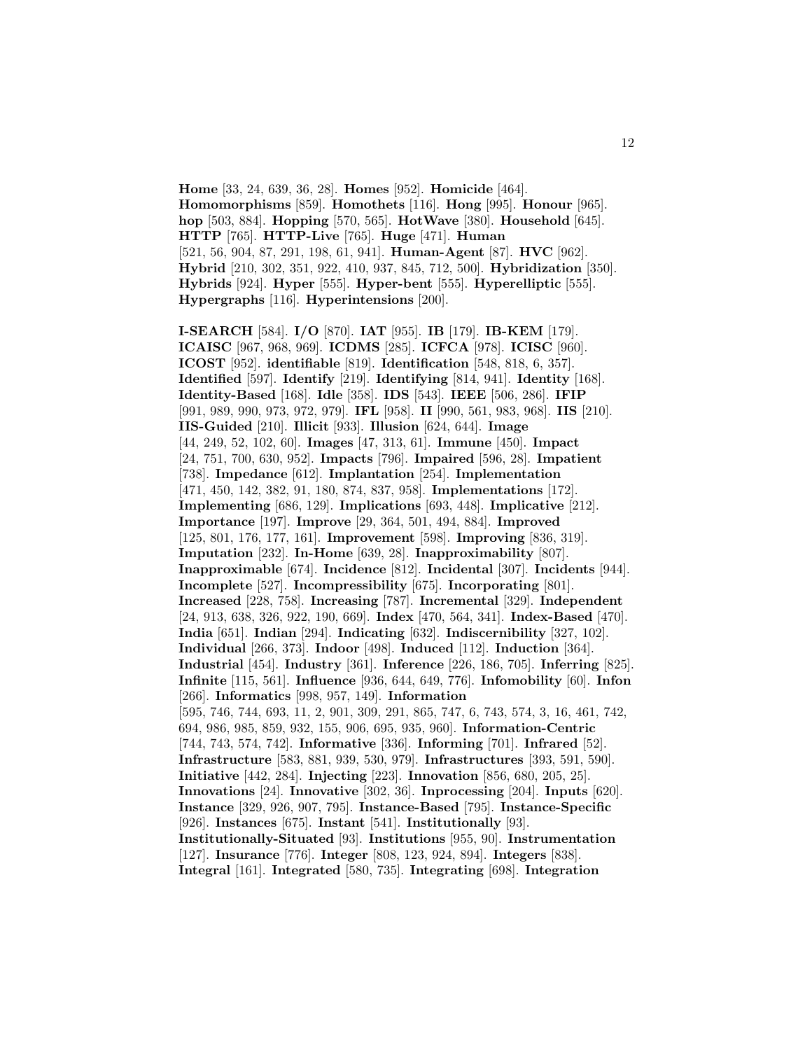**Home** [33, 24, 639, 36, 28]. **Homes** [952]. **Homicide** [464]. **Homomorphisms** [859]. **Homothets** [116]. **Hong** [995]. **Honour** [965]. **hop** [503, 884]. **Hopping** [570, 565]. **HotWave** [380]. **Household** [645]. **HTTP** [765]. **HTTP-Live** [765]. **Huge** [471]. **Human** [521, 56, 904, 87, 291, 198, 61, 941]. **Human-Agent** [87]. **HVC** [962]. **Hybrid** [210, 302, 351, 922, 410, 937, 845, 712, 500]. **Hybridization** [350]. **Hybrids** [924]. **Hyper** [555]. **Hyper-bent** [555]. **Hyperelliptic** [555]. **Hypergraphs** [116]. **Hyperintensions** [200].

**I-SEARCH** [584]. **I/O** [870]. **IAT** [955]. **IB** [179]. **IB-KEM** [179]. **ICAISC** [967, 968, 969]. **ICDMS** [285]. **ICFCA** [978]. **ICISC** [960]. **ICOST** [952]. **identifiable** [819]. **Identification** [548, 818, 6, 357]. **Identified** [597]. **Identify** [219]. **Identifying** [814, 941]. **Identity** [168]. **Identity-Based** [168]. **Idle** [358]. **IDS** [543]. **IEEE** [506, 286]. **IFIP** [991, 989, 990, 973, 972, 979]. **IFL** [958]. **II** [990, 561, 983, 968]. **IIS** [210]. **IIS-Guided** [210]. **Illicit** [933]. **Illusion** [624, 644]. **Image** [44, 249, 52, 102, 60]. **Images** [47, 313, 61]. **Immune** [450]. **Impact** [24, 751, 700, 630, 952]. **Impacts** [796]. **Impaired** [596, 28]. **Impatient** [738]. **Impedance** [612]. **Implantation** [254]. **Implementation** [471, 450, 142, 382, 91, 180, 874, 837, 958]. **Implementations** [172]. **Implementing** [686, 129]. **Implications** [693, 448]. **Implicative** [212]. **Importance** [197]. **Improve** [29, 364, 501, 494, 884]. **Improved** [125, 801, 176, 177, 161]. **Improvement** [598]. **Improving** [836, 319]. **Imputation** [232]. **In-Home** [639, 28]. **Inapproximability** [807]. **Inapproximable** [674]. **Incidence** [812]. **Incidental** [307]. **Incidents** [944]. **Incomplete** [527]. **Incompressibility** [675]. **Incorporating** [801]. **Increased** [228, 758]. **Increasing** [787]. **Incremental** [329]. **Independent** [24, 913, 638, 326, 922, 190, 669]. **Index** [470, 564, 341]. **Index-Based** [470]. **India** [651]. **Indian** [294]. **Indicating** [632]. **Indiscernibility** [327, 102]. **Individual** [266, 373]. **Indoor** [498]. **Induced** [112]. **Induction** [364]. **Industrial** [454]. **Industry** [361]. **Inference** [226, 186, 705]. **Inferring** [825]. **Infinite** [115, 561]. **Influence** [936, 644, 649, 776]. **Infomobility** [60]. **Infon** [266]. **Informatics** [998, 957, 149]. **Information** [595, 746, 744, 693, 11, 2, 901, 309, 291, 865, 747, 6, 743, 574, 3, 16, 461, 742, 694, 986, 985, 859, 932, 155, 906, 695, 935, 960]. **Information-Centric** [744, 743, 574, 742]. **Informative** [336]. **Informing** [701]. **Infrared** [52]. **Infrastructure** [583, 881, 939, 530, 979]. **Infrastructures** [393, 591, 590]. **Initiative** [442, 284]. **Injecting** [223]. **Innovation** [856, 680, 205, 25]. **Innovations** [24]. **Innovative** [302, 36]. **Inprocessing** [204]. **Inputs** [620]. **Instance** [329, 926, 907, 795]. **Instance-Based** [795]. **Instance-Specific** [926]. **Instances** [675]. **Instant** [541]. **Institutionally** [93]. **Institutionally-Situated** [93]. **Institutions** [955, 90]. **Instrumentation** [127]. **Insurance** [776]. **Integer** [808, 123, 924, 894]. **Integers** [838]. **Integral** [161]. **Integrated** [580, 735]. **Integrating** [698]. **Integration**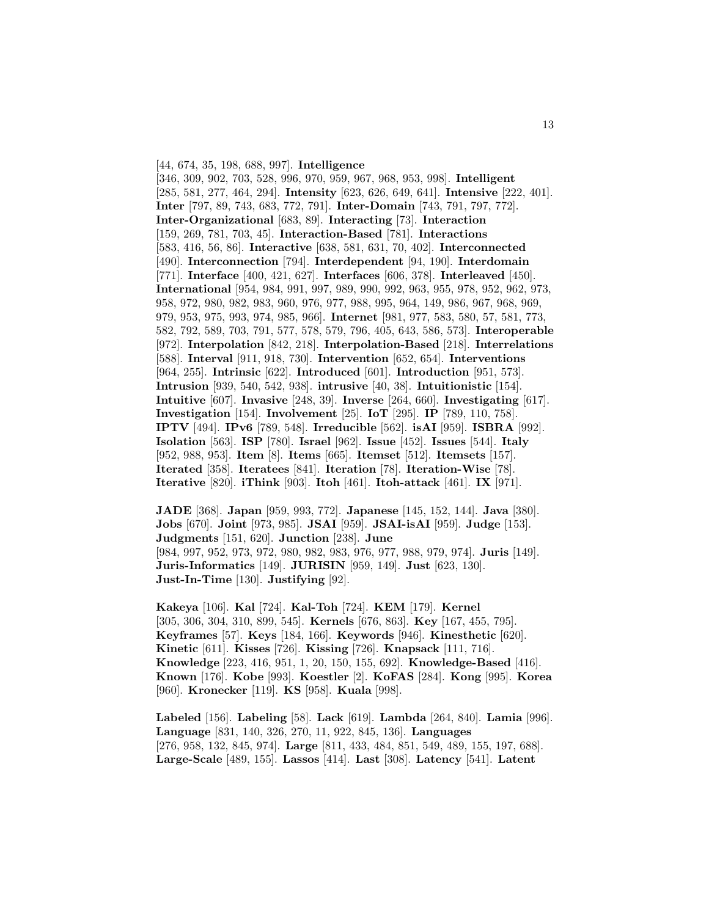[44, 674, 35, 198, 688, 997]. **Intelligence** [346, 309, 902, 703, 528, 996, 970, 959, 967, 968, 953, 998]. **Intelligent** [285, 581, 277, 464, 294]. **Intensity** [623, 626, 649, 641]. **Intensive** [222, 401]. **Inter** [797, 89, 743, 683, 772, 791]. **Inter-Domain** [743, 791, 797, 772]. **Inter-Organizational** [683, 89]. **Interacting** [73]. **Interaction** [159, 269, 781, 703, 45]. **Interaction-Based** [781]. **Interactions** [583, 416, 56, 86]. **Interactive** [638, 581, 631, 70, 402]. **Interconnected** [490]. **Interconnection** [794]. **Interdependent** [94, 190]. **Interdomain** [771]. **Interface** [400, 421, 627]. **Interfaces** [606, 378]. **Interleaved** [450]. **International** [954, 984, 991, 997, 989, 990, 992, 963, 955, 978, 952, 962, 973, 958, 972, 980, 982, 983, 960, 976, 977, 988, 995, 964, 149, 986, 967, 968, 969, 979, 953, 975, 993, 974, 985, 966]. **Internet** [981, 977, 583, 580, 57, 581, 773, 582, 792, 589, 703, 791, 577, 578, 579, 796, 405, 643, 586, 573]. **Interoperable** [972]. **Interpolation** [842, 218]. **Interpolation-Based** [218]. **Interrelations** [588]. **Interval** [911, 918, 730]. **Intervention** [652, 654]. **Interventions** [964, 255]. **Intrinsic** [622]. **Introduced** [601]. **Introduction** [951, 573]. **Intrusion** [939, 540, 542, 938]. **intrusive** [40, 38]. **Intuitionistic** [154]. **Intuitive** [607]. **Invasive** [248, 39]. **Inverse** [264, 660]. **Investigating** [617]. **Investigation** [154]. **Involvement** [25]. **IoT** [295]. **IP** [789, 110, 758]. **IPTV** [494]. **IPv6** [789, 548]. **Irreducible** [562]. **isAI** [959]. **ISBRA** [992]. **Isolation** [563]. **ISP** [780]. **Israel** [962]. **Issue** [452]. **Issues** [544]. **Italy** [952, 988, 953]. **Item** [8]. **Items** [665]. **Itemset** [512]. **Itemsets** [157]. **Iterated** [358]. **Iteratees** [841]. **Iteration** [78]. **Iteration-Wise** [78]. **Iterative** [820]. **iThink** [903]. **Itoh** [461]. **Itoh-attack** [461]. **IX** [971].

**JADE** [368]. **Japan** [959, 993, 772]. **Japanese** [145, 152, 144]. **Java** [380]. **Jobs** [670]. **Joint** [973, 985]. **JSAI** [959]. **JSAI-isAI** [959]. **Judge** [153]. **Judgments** [151, 620]. **Junction** [238]. **June** [984, 997, 952, 973, 972, 980, 982, 983, 976, 977, 988, 979, 974]. **Juris** [149]. **Juris-Informatics** [149]. **JURISIN** [959, 149]. **Just** [623, 130]. **Just-In-Time** [130]. **Justifying** [92].

**Kakeya** [106]. **Kal** [724]. **Kal-Toh** [724]. **KEM** [179]. **Kernel** [305, 306, 304, 310, 899, 545]. **Kernels** [676, 863]. **Key** [167, 455, 795]. **Keyframes** [57]. **Keys** [184, 166]. **Keywords** [946]. **Kinesthetic** [620]. **Kinetic** [611]. **Kisses** [726]. **Kissing** [726]. **Knapsack** [111, 716]. **Knowledge** [223, 416, 951, 1, 20, 150, 155, 692]. **Knowledge-Based** [416]. **Known** [176]. **Kobe** [993]. **Koestler** [2]. **KoFAS** [284]. **Kong** [995]. **Korea** [960]. **Kronecker** [119]. **KS** [958]. **Kuala** [998].

**Labeled** [156]. **Labeling** [58]. **Lack** [619]. **Lambda** [264, 840]. **Lamia** [996]. **Language** [831, 140, 326, 270, 11, 922, 845, 136]. **Languages** [276, 958, 132, 845, 974]. **Large** [811, 433, 484, 851, 549, 489, 155, 197, 688]. **Large-Scale** [489, 155]. **Lassos** [414]. **Last** [308]. **Latency** [541]. **Latent**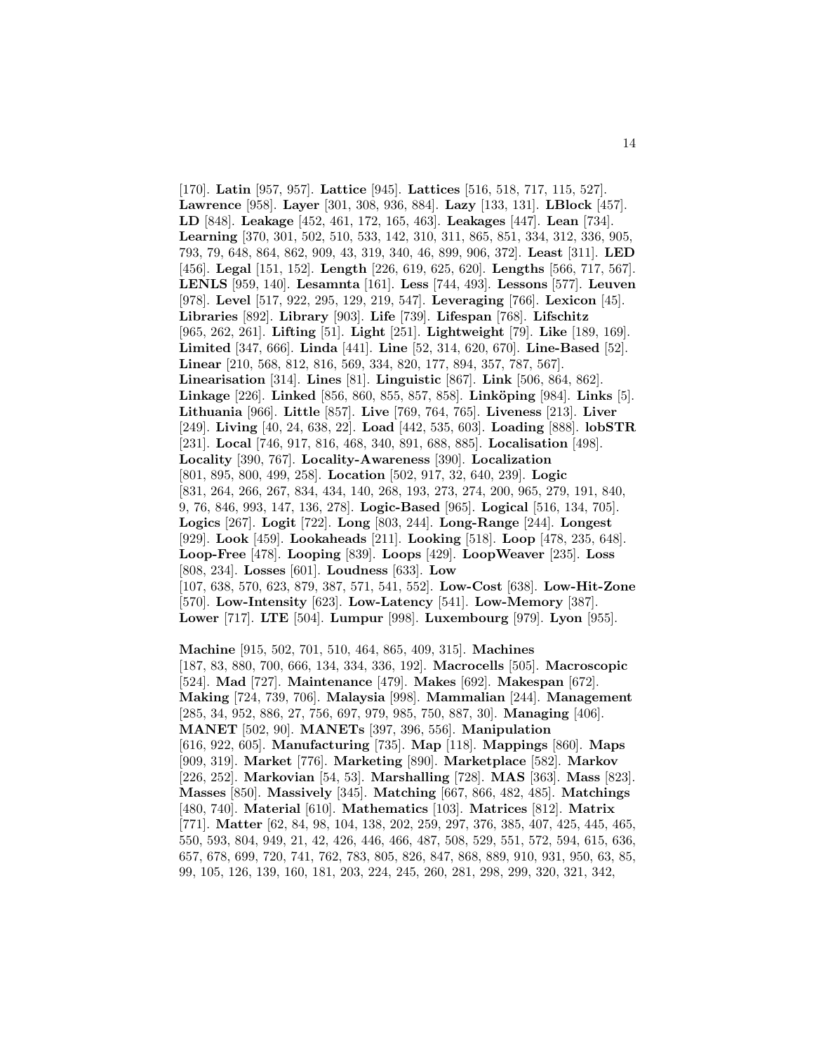[170]. **Latin** [957, 957]. **Lattice** [945]. **Lattices** [516, 518, 717, 115, 527]. **Lawrence** [958]. **Layer** [301, 308, 936, 884]. **Lazy** [133, 131]. **LBlock** [457]. **LD** [848]. **Leakage** [452, 461, 172, 165, 463]. **Leakages** [447]. **Lean** [734]. **Learning** [370, 301, 502, 510, 533, 142, 310, 311, 865, 851, 334, 312, 336, 905, 793, 79, 648, 864, 862, 909, 43, 319, 340, 46, 899, 906, 372]. **Least** [311]. **LED** [456]. **Legal** [151, 152]. **Length** [226, 619, 625, 620]. **Lengths** [566, 717, 567]. **LENLS** [959, 140]. **Lesamnta** [161]. **Less** [744, 493]. **Lessons** [577]. **Leuven** [978]. **Level** [517, 922, 295, 129, 219, 547]. **Leveraging** [766]. **Lexicon** [45]. **Libraries** [892]. **Library** [903]. **Life** [739]. **Lifespan** [768]. **Lifschitz** [965, 262, 261]. **Lifting** [51]. **Light** [251]. **Lightweight** [79]. **Like** [189, 169]. **Limited** [347, 666]. **Linda** [441]. **Line** [52, 314, 620, 670]. **Line-Based** [52]. **Linear** [210, 568, 812, 816, 569, 334, 820, 177, 894, 357, 787, 567]. **Linearisation** [314]. **Lines** [81]. **Linguistic** [867]. **Link** [506, 864, 862]. **Linkage** [226]. **Linked** [856, 860, 855, 857, 858]. **Linköping** [984]. **Links** [5]. **Lithuania** [966]. **Little** [857]. **Live** [769, 764, 765]. **Liveness** [213]. **Liver** [249]. **Living** [40, 24, 638, 22]. **Load** [442, 535, 603]. **Loading** [888]. **lobSTR** [231]. **Local** [746, 917, 816, 468, 340, 891, 688, 885]. **Localisation** [498]. **Locality** [390, 767]. **Locality-Awareness** [390]. **Localization** [801, 895, 800, 499, 258]. **Location** [502, 917, 32, 640, 239]. **Logic** [831, 264, 266, 267, 834, 434, 140, 268, 193, 273, 274, 200, 965, 279, 191, 840, 9, 76, 846, 993, 147, 136, 278]. **Logic-Based** [965]. **Logical** [516, 134, 705]. **Logics** [267]. **Logit** [722]. **Long** [803, 244]. **Long-Range** [244]. **Longest** [929]. **Look** [459]. **Lookaheads** [211]. **Looking** [518]. **Loop** [478, 235, 648]. **Loop-Free** [478]. **Looping** [839]. **Loops** [429]. **LoopWeaver** [235]. **Loss** [808, 234]. **Losses** [601]. **Loudness** [633]. **Low** [107, 638, 570, 623, 879, 387, 571, 541, 552]. **Low-Cost** [638]. **Low-Hit-Zone** [570]. **Low-Intensity** [623]. **Low-Latency** [541]. **Low-Memory** [387]. **Lower** [717]. **LTE** [504]. **Lumpur** [998]. **Luxembourg** [979]. **Lyon** [955].

**Machine** [915, 502, 701, 510, 464, 865, 409, 315]. **Machines** [187, 83, 880, 700, 666, 134, 334, 336, 192]. **Macrocells** [505]. **Macroscopic** [524]. **Mad** [727]. **Maintenance** [479]. **Makes** [692]. **Makespan** [672]. **Making** [724, 739, 706]. **Malaysia** [998]. **Mammalian** [244]. **Management** [285, 34, 952, 886, 27, 756, 697, 979, 985, 750, 887, 30]. **Managing** [406]. **MANET** [502, 90]. **MANETs** [397, 396, 556]. **Manipulation** [616, 922, 605]. **Manufacturing** [735]. **Map** [118]. **Mappings** [860]. **Maps** [909, 319]. **Market** [776]. **Marketing** [890]. **Marketplace** [582]. **Markov** [226, 252]. **Markovian** [54, 53]. **Marshalling** [728]. **MAS** [363]. **Mass** [823]. **Masses** [850]. **Massively** [345]. **Matching** [667, 866, 482, 485]. **Matchings** [480, 740]. **Material** [610]. **Mathematics** [103]. **Matrices** [812]. **Matrix** [771]. **Matter** [62, 84, 98, 104, 138, 202, 259, 297, 376, 385, 407, 425, 445, 465, 550, 593, 804, 949, 21, 42, 426, 446, 466, 487, 508, 529, 551, 572, 594, 615, 636, 657, 678, 699, 720, 741, 762, 783, 805, 826, 847, 868, 889, 910, 931, 950, 63, 85, 99, 105, 126, 139, 160, 181, 203, 224, 245, 260, 281, 298, 299, 320, 321, 342,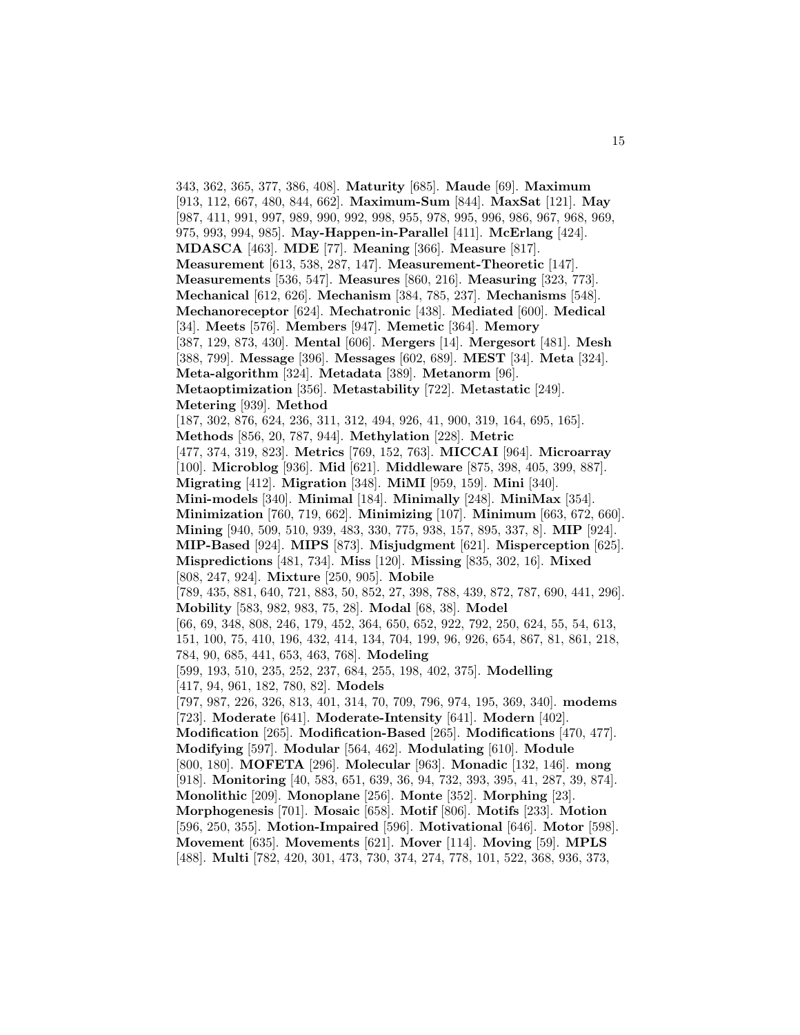343, 362, 365, 377, 386, 408]. **Maturity** [685]. **Maude** [69]. **Maximum** [913, 112, 667, 480, 844, 662]. **Maximum-Sum** [844]. **MaxSat** [121]. **May** [987, 411, 991, 997, 989, 990, 992, 998, 955, 978, 995, 996, 986, 967, 968, 969, 975, 993, 994, 985]. **May-Happen-in-Parallel** [411]. **McErlang** [424]. **MDASCA** [463]. **MDE** [77]. **Meaning** [366]. **Measure** [817]. **Measurement** [613, 538, 287, 147]. **Measurement-Theoretic** [147]. **Measurements** [536, 547]. **Measures** [860, 216]. **Measuring** [323, 773]. **Mechanical** [612, 626]. **Mechanism** [384, 785, 237]. **Mechanisms** [548]. **Mechanoreceptor** [624]. **Mechatronic** [438]. **Mediated** [600]. **Medical** [34]. **Meets** [576]. **Members** [947]. **Memetic** [364]. **Memory** [387, 129, 873, 430]. **Mental** [606]. **Mergers** [14]. **Mergesort** [481]. **Mesh** [388, 799]. **Message** [396]. **Messages** [602, 689]. **MEST** [34]. **Meta** [324]. **Meta-algorithm** [324]. **Metadata** [389]. **Metanorm** [96]. **Metaoptimization** [356]. **Metastability** [722]. **Metastatic** [249]. **Metering** [939]. **Method** [187, 302, 876, 624, 236, 311, 312, 494, 926, 41, 900, 319, 164, 695, 165]. **Methods** [856, 20, 787, 944]. **Methylation** [228]. **Metric** [477, 374, 319, 823]. **Metrics** [769, 152, 763]. **MICCAI** [964]. **Microarray** [100]. **Microblog** [936]. **Mid** [621]. **Middleware** [875, 398, 405, 399, 887]. **Migrating** [412]. **Migration** [348]. **MiMI** [959, 159]. **Mini** [340]. **Mini-models** [340]. **Minimal** [184]. **Minimally** [248]. **MiniMax** [354]. **Minimization** [760, 719, 662]. **Minimizing** [107]. **Minimum** [663, 672, 660]. **Mining** [940, 509, 510, 939, 483, 330, 775, 938, 157, 895, 337, 8]. **MIP** [924]. **MIP-Based** [924]. **MIPS** [873]. **Misjudgment** [621]. **Misperception** [625]. **Mispredictions** [481, 734]. **Miss** [120]. **Missing** [835, 302, 16]. **Mixed** [808, 247, 924]. **Mixture** [250, 905]. **Mobile** [789, 435, 881, 640, 721, 883, 50, 852, 27, 398, 788, 439, 872, 787, 690, 441, 296]. **Mobility** [583, 982, 983, 75, 28]. **Modal** [68, 38]. **Model** [66, 69, 348, 808, 246, 179, 452, 364, 650, 652, 922, 792, 250, 624, 55, 54, 613, 151, 100, 75, 410, 196, 432, 414, 134, 704, 199, 96, 926, 654, 867, 81, 861, 218, 784, 90, 685, 441, 653, 463, 768]. **Modeling** [599, 193, 510, 235, 252, 237, 684, 255, 198, 402, 375]. **Modelling** [417, 94, 961, 182, 780, 82]. **Models** [797, 987, 226, 326, 813, 401, 314, 70, 709, 796, 974, 195, 369, 340]. **modems** [723]. **Moderate** [641]. **Moderate-Intensity** [641]. **Modern** [402]. **Modification** [265]. **Modification-Based** [265]. **Modifications** [470, 477]. **Modifying** [597]. **Modular** [564, 462]. **Modulating** [610]. **Module** [800, 180]. **MOFETA** [296]. **Molecular** [963]. **Monadic** [132, 146]. **mong** [918]. **Monitoring** [40, 583, 651, 639, 36, 94, 732, 393, 395, 41, 287, 39, 874]. **Monolithic** [209]. **Monoplane** [256]. **Monte** [352]. **Morphing** [23]. **Morphogenesis** [701]. **Mosaic** [658]. **Motif** [806]. **Motifs** [233]. **Motion** [596, 250, 355]. **Motion-Impaired** [596]. **Motivational** [646]. **Motor** [598]. **Movement** [635]. **Movements** [621]. **Mover** [114]. **Moving** [59]. **MPLS** [488]. **Multi** [782, 420, 301, 473, 730, 374, 274, 778, 101, 522, 368, 936, 373,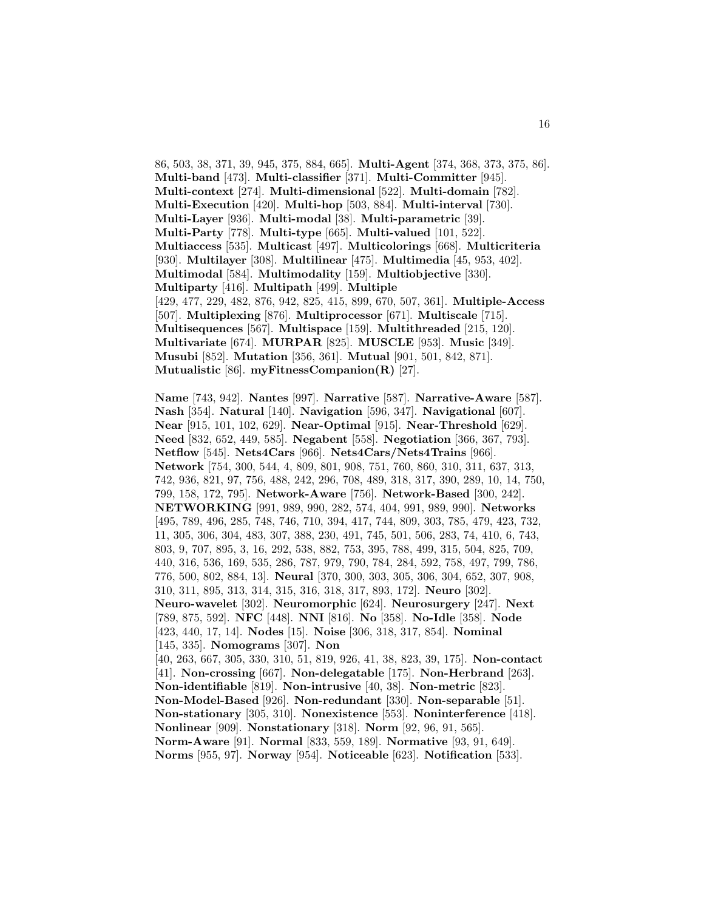86, 503, 38, 371, 39, 945, 375, 884, 665]. **Multi-Agent** [374, 368, 373, 375, 86]. **Multi-band** [473]. **Multi-classifier** [371]. **Multi-Committer** [945]. **Multi-context** [274]. **Multi-dimensional** [522]. **Multi-domain** [782]. **Multi-Execution** [420]. **Multi-hop** [503, 884]. **Multi-interval** [730]. **Multi-Layer** [936]. **Multi-modal** [38]. **Multi-parametric** [39]. **Multi-Party** [778]. **Multi-type** [665]. **Multi-valued** [101, 522]. **Multiaccess** [535]. **Multicast** [497]. **Multicolorings** [668]. **Multicriteria** [930]. **Multilayer** [308]. **Multilinear** [475]. **Multimedia** [45, 953, 402]. **Multimodal** [584]. **Multimodality** [159]. **Multiobjective** [330]. **Multiparty** [416]. **Multipath** [499]. **Multiple** [429, 477, 229, 482, 876, 942, 825, 415, 899, 670, 507, 361]. **Multiple-Access** [507]. **Multiplexing** [876]. **Multiprocessor** [671]. **Multiscale** [715]. **Multisequences** [567]. **Multispace** [159]. **Multithreaded** [215, 120]. **Multivariate** [674]. **MURPAR** [825]. **MUSCLE** [953]. **Music** [349]. **Musubi** [852]. **Mutation** [356, 361]. **Mutual** [901, 501, 842, 871]. **Mutualistic** [86]. **myFitnessCompanion(R)** [27].

**Name** [743, 942]. **Nantes** [997]. **Narrative** [587]. **Narrative-Aware** [587]. **Nash** [354]. **Natural** [140]. **Navigation** [596, 347]. **Navigational** [607]. **Near** [915, 101, 102, 629]. **Near-Optimal** [915]. **Near-Threshold** [629]. **Need** [832, 652, 449, 585]. **Negabent** [558]. **Negotiation** [366, 367, 793]. **Netflow** [545]. **Nets4Cars** [966]. **Nets4Cars/Nets4Trains** [966]. **Network** [754, 300, 544, 4, 809, 801, 908, 751, 760, 860, 310, 311, 637, 313, 742, 936, 821, 97, 756, 488, 242, 296, 708, 489, 318, 317, 390, 289, 10, 14, 750, 799, 158, 172, 795]. **Network-Aware** [756]. **Network-Based** [300, 242]. **NETWORKING** [991, 989, 990, 282, 574, 404, 991, 989, 990]. **Networks** [495, 789, 496, 285, 748, 746, 710, 394, 417, 744, 809, 303, 785, 479, 423, 732, 11, 305, 306, 304, 483, 307, 388, 230, 491, 745, 501, 506, 283, 74, 410, 6, 743, 803, 9, 707, 895, 3, 16, 292, 538, 882, 753, 395, 788, 499, 315, 504, 825, 709, 440, 316, 536, 169, 535, 286, 787, 979, 790, 784, 284, 592, 758, 497, 799, 786, 776, 500, 802, 884, 13]. **Neural** [370, 300, 303, 305, 306, 304, 652, 307, 908, 310, 311, 895, 313, 314, 315, 316, 318, 317, 893, 172]. **Neuro** [302]. **Neuro-wavelet** [302]. **Neuromorphic** [624]. **Neurosurgery** [247]. **Next** [789, 875, 592]. **NFC** [448]. **NNI** [816]. **No** [358]. **No-Idle** [358]. **Node** [423, 440, 17, 14]. **Nodes** [15]. **Noise** [306, 318, 317, 854]. **Nominal** [145, 335]. **Nomograms** [307]. **Non** [40, 263, 667, 305, 330, 310, 51, 819, 926, 41, 38, 823, 39, 175]. **Non-contact** [41]. **Non-crossing** [667]. **Non-delegatable** [175]. **Non-Herbrand** [263]. **Non-identifiable** [819]. **Non-intrusive** [40, 38]. **Non-metric** [823]. **Non-Model-Based** [926]. **Non-redundant** [330]. **Non-separable** [51]. **Non-stationary** [305, 310]. **Nonexistence** [553]. **Noninterference** [418]. **Nonlinear** [909]. **Nonstationary** [318]. **Norm** [92, 96, 91, 565]. **Norm-Aware** [91]. **Normal** [833, 559, 189]. **Normative** [93, 91, 649]. **Norms** [955, 97]. **Norway** [954]. **Noticeable** [623]. **Notification** [533].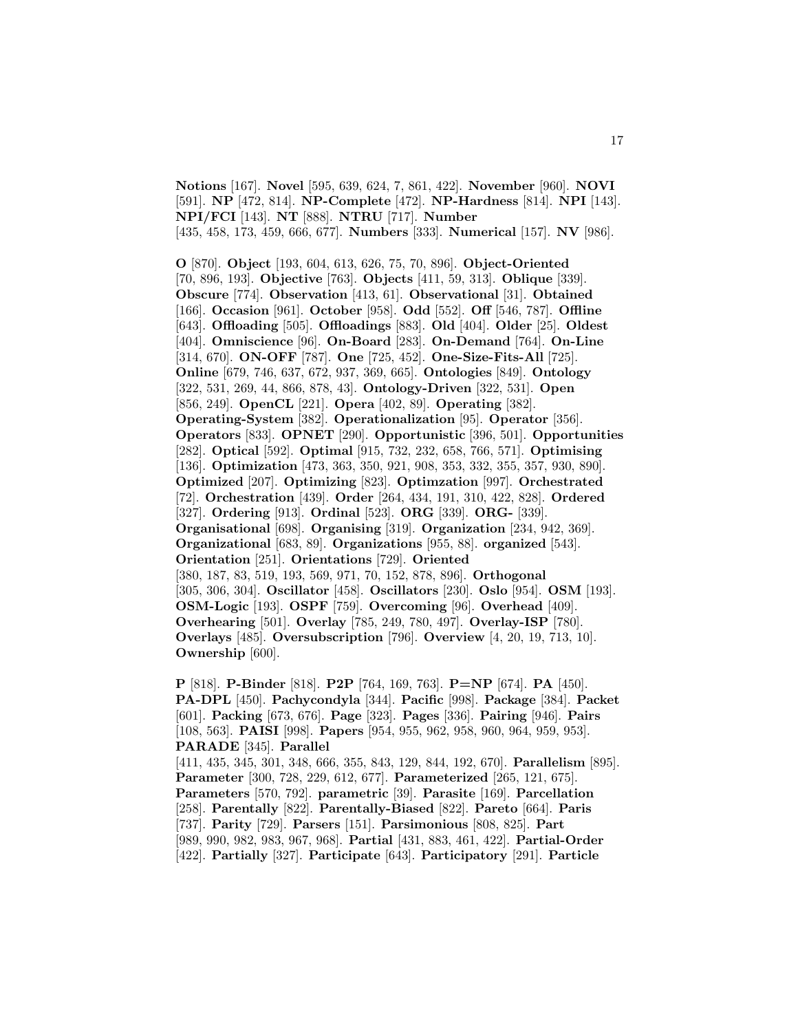**Notions** [167]. **Novel** [595, 639, 624, 7, 861, 422]. **November** [960]. **NOVI** [591]. **NP** [472, 814]. **NP-Complete** [472]. **NP-Hardness** [814]. **NPI** [143]. **NPI/FCI** [143]. **NT** [888]. **NTRU** [717]. **Number** [435, 458, 173, 459, 666, 677]. **Numbers** [333]. **Numerical** [157]. **NV** [986].

**O** [870]. **Object** [193, 604, 613, 626, 75, 70, 896]. **Object-Oriented** [70, 896, 193]. **Objective** [763]. **Objects** [411, 59, 313]. **Oblique** [339]. **Obscure** [774]. **Observation** [413, 61]. **Observational** [31]. **Obtained** [166]. **Occasion** [961]. **October** [958]. **Odd** [552]. **Off** [546, 787]. **Offline** [643]. **Offloading** [505]. **Offloadings** [883]. **Old** [404]. **Older** [25]. **Oldest** [404]. **Omniscience** [96]. **On-Board** [283]. **On-Demand** [764]. **On-Line** [314, 670]. **ON-OFF** [787]. **One** [725, 452]. **One-Size-Fits-All** [725]. **Online** [679, 746, 637, 672, 937, 369, 665]. **Ontologies** [849]. **Ontology** [322, 531, 269, 44, 866, 878, 43]. **Ontology-Driven** [322, 531]. **Open** [856, 249]. **OpenCL** [221]. **Opera** [402, 89]. **Operating** [382]. **Operating-System** [382]. **Operationalization** [95]. **Operator** [356]. **Operators** [833]. **OPNET** [290]. **Opportunistic** [396, 501]. **Opportunities** [282]. **Optical** [592]. **Optimal** [915, 732, 232, 658, 766, 571]. **Optimising** [136]. **Optimization** [473, 363, 350, 921, 908, 353, 332, 355, 357, 930, 890]. **Optimized** [207]. **Optimizing** [823]. **Optimzation** [997]. **Orchestrated** [72]. **Orchestration** [439]. **Order** [264, 434, 191, 310, 422, 828]. **Ordered** [327]. **Ordering** [913]. **Ordinal** [523]. **ORG** [339]. **ORG-** [339]. **Organisational** [698]. **Organising** [319]. **Organization** [234, 942, 369]. **Organizational** [683, 89]. **Organizations** [955, 88]. **organized** [543]. **Orientation** [251]. **Orientations** [729]. **Oriented** [380, 187, 83, 519, 193, 569, 971, 70, 152, 878, 896]. **Orthogonal** [305, 306, 304]. **Oscillator** [458]. **Oscillators** [230]. **Oslo** [954]. **OSM** [193]. **OSM-Logic** [193]. **OSPF** [759]. **Overcoming** [96]. **Overhead** [409]. **Overhearing** [501]. **Overlay** [785, 249, 780, 497]. **Overlay-ISP** [780]. **Overlays** [485]. **Oversubscription** [796]. **Overview** [4, 20, 19, 713, 10]. **Ownership** [600].

**P** [818]. **P-Binder** [818]. **P2P** [764, 169, 763]. **P=NP** [674]. **PA** [450]. **PA-DPL** [450]. **Pachycondyla** [344]. **Pacific** [998]. **Package** [384]. **Packet** [601]. **Packing** [673, 676]. **Page** [323]. **Pages** [336]. **Pairing** [946]. **Pairs** [108, 563]. **PAISI** [998]. **Papers** [954, 955, 962, 958, 960, 964, 959, 953]. **PARADE** [345]. **Parallel** [411, 435, 345, 301, 348, 666, 355, 843, 129, 844, 192, 670]. **Parallelism** [895]. **Parameter** [300, 728, 229, 612, 677]. **Parameterized** [265, 121, 675]. **Parameters** [570, 792]. **parametric** [39]. **Parasite** [169]. **Parcellation** [258]. **Parentally** [822]. **Parentally-Biased** [822]. **Pareto** [664]. **Paris** [737]. **Parity** [729]. **Parsers** [151]. **Parsimonious** [808, 825]. **Part** [989, 990, 982, 983, 967, 968]. **Partial** [431, 883, 461, 422]. **Partial-Order** [422]. **Partially** [327]. **Participate** [643]. **Participatory** [291]. **Particle**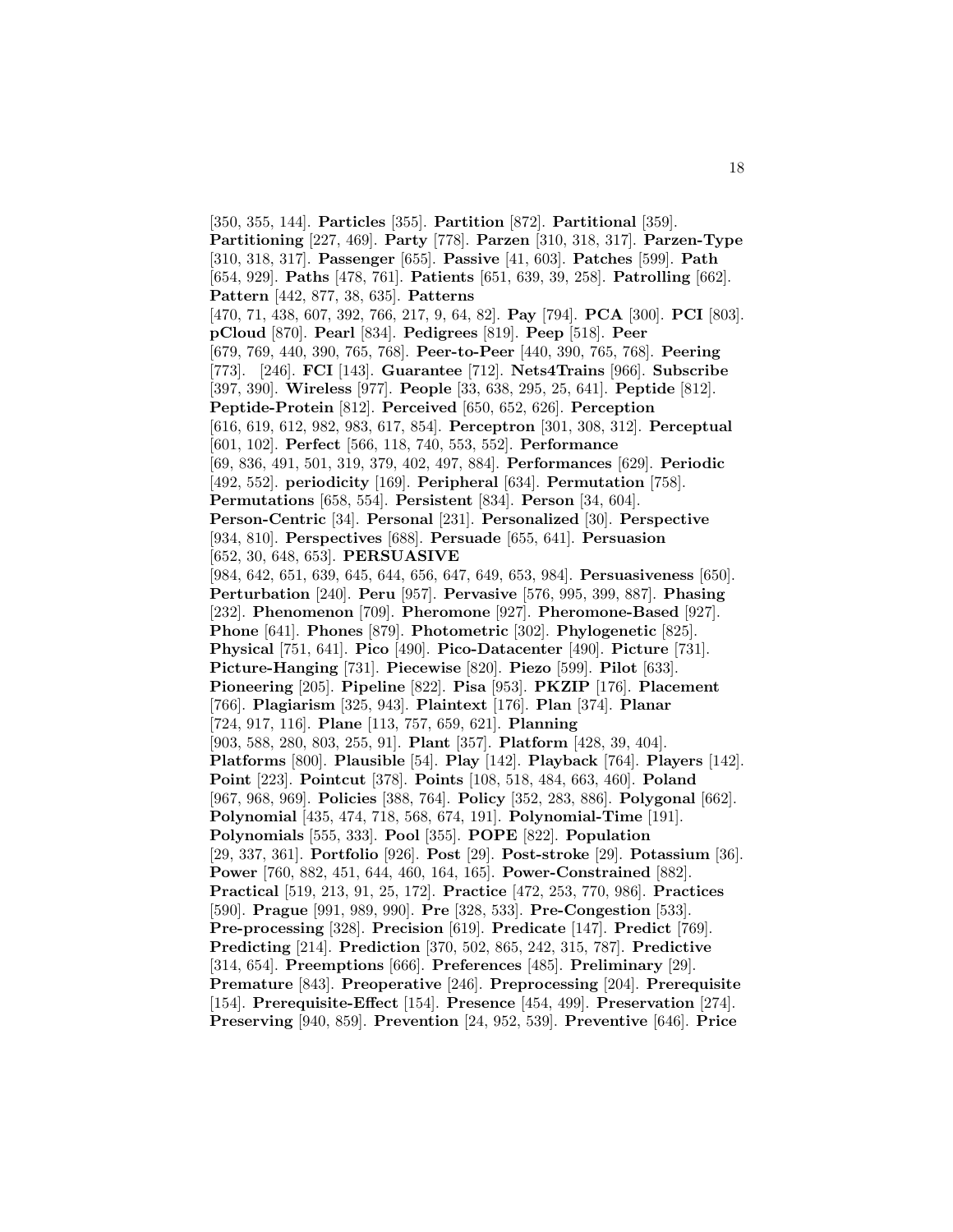[350, 355, 144]. **Particles** [355]. **Partition** [872]. **Partitional** [359]. **Partitioning** [227, 469]. **Party** [778]. **Parzen** [310, 318, 317]. **Parzen-Type** [310, 318, 317]. **Passenger** [655]. **Passive** [41, 603]. **Patches** [599]. **Path** [654, 929]. **Paths** [478, 761]. **Patients** [651, 639, 39, 258]. **Patrolling** [662]. **Pattern** [442, 877, 38, 635]. **Patterns** [470, 71, 438, 607, 392, 766, 217, 9, 64, 82]. **Pay** [794]. **PCA** [300]. **PCI** [803]. **pCloud** [870]. **Pearl** [834]. **Pedigrees** [819]. **Peep** [518]. **Peer** [679, 769, 440, 390, 765, 768]. **Peer-to-Peer** [440, 390, 765, 768]. **Peering** [773]. [246]. **FCI** [143]. **Guarantee** [712]. **Nets4Trains** [966]. **Subscribe** [397, 390]. **Wireless** [977]. **People** [33, 638, 295, 25, 641]. **Peptide** [812]. **Peptide-Protein** [812]. **Perceived** [650, 652, 626]. **Perception** [616, 619, 612, 982, 983, 617, 854]. **Perceptron** [301, 308, 312]. **Perceptual** [601, 102]. **Perfect** [566, 118, 740, 553, 552]. **Performance** [69, 836, 491, 501, 319, 379, 402, 497, 884]. **Performances** [629]. **Periodic** [492, 552]. **periodicity** [169]. **Peripheral** [634]. **Permutation** [758]. **Permutations** [658, 554]. **Persistent** [834]. **Person** [34, 604]. **Person-Centric** [34]. **Personal** [231]. **Personalized** [30]. **Perspective** [934, 810]. **Perspectives** [688]. **Persuade** [655, 641]. **Persuasion** [652, 30, 648, 653]. **PERSUASIVE** [984, 642, 651, 639, 645, 644, 656, 647, 649, 653, 984]. **Persuasiveness** [650]. **Perturbation** [240]. **Peru** [957]. **Pervasive** [576, 995, 399, 887]. **Phasing** [232]. **Phenomenon** [709]. **Pheromone** [927]. **Pheromone-Based** [927]. **Phone** [641]. **Phones** [879]. **Photometric** [302]. **Phylogenetic** [825]. **Physical** [751, 641]. **Pico** [490]. **Pico-Datacenter** [490]. **Picture** [731]. **Picture-Hanging** [731]. **Piecewise** [820]. **Piezo** [599]. **Pilot** [633]. **Pioneering** [205]. **Pipeline** [822]. **Pisa** [953]. **PKZIP** [176]. **Placement** [766]. **Plagiarism** [325, 943]. **Plaintext** [176]. **Plan** [374]. **Planar** [724, 917, 116]. **Plane** [113, 757, 659, 621]. **Planning** [903, 588, 280, 803, 255, 91]. **Plant** [357]. **Platform** [428, 39, 404]. **Platforms** [800]. **Plausible** [54]. **Play** [142]. **Playback** [764]. **Players** [142]. **Point** [223]. **Pointcut** [378]. **Points** [108, 518, 484, 663, 460]. **Poland** [967, 968, 969]. **Policies** [388, 764]. **Policy** [352, 283, 886]. **Polygonal** [662]. **Polynomial** [435, 474, 718, 568, 674, 191]. **Polynomial-Time** [191]. **Polynomials** [555, 333]. **Pool** [355]. **POPE** [822]. **Population** [29, 337, 361]. **Portfolio** [926]. **Post** [29]. **Post-stroke** [29]. **Potassium** [36]. **Power** [760, 882, 451, 644, 460, 164, 165]. **Power-Constrained** [882]. **Practical** [519, 213, 91, 25, 172]. **Practice** [472, 253, 770, 986]. **Practices** [590]. **Prague** [991, 989, 990]. **Pre** [328, 533]. **Pre-Congestion** [533]. **Pre-processing** [328]. **Precision** [619]. **Predicate** [147]. **Predict** [769]. **Predicting** [214]. **Prediction** [370, 502, 865, 242, 315, 787]. **Predictive** [314, 654]. **Preemptions** [666]. **Preferences** [485]. **Preliminary** [29]. **Premature** [843]. **Preoperative** [246]. **Preprocessing** [204]. **Prerequisite** [154]. **Prerequisite-Effect** [154]. **Presence** [454, 499]. **Preservation** [274]. **Preserving** [940, 859]. **Prevention** [24, 952, 539]. **Preventive** [646]. **Price**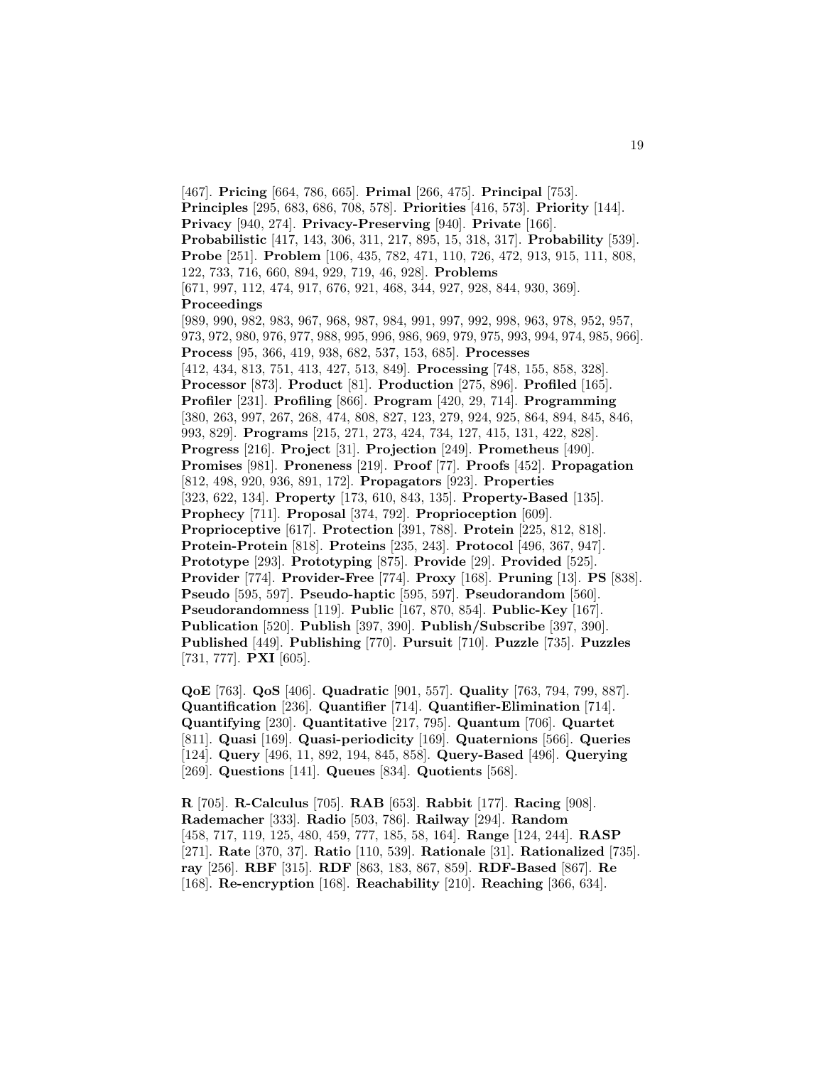[467]. **Pricing** [664, 786, 665]. **Primal** [266, 475]. **Principal** [753]. **Principles** [295, 683, 686, 708, 578]. **Priorities** [416, 573]. **Priority** [144]. **Privacy** [940, 274]. **Privacy-Preserving** [940]. **Private** [166]. **Probabilistic** [417, 143, 306, 311, 217, 895, 15, 318, 317]. **Probability** [539]. **Probe** [251]. **Problem** [106, 435, 782, 471, 110, 726, 472, 913, 915, 111, 808, 122, 733, 716, 660, 894, 929, 719, 46, 928]. **Problems** [671, 997, 112, 474, 917, 676, 921, 468, 344, 927, 928, 844, 930, 369]. **Proceedings** [989, 990, 982, 983, 967, 968, 987, 984, 991, 997, 992, 998, 963, 978, 952, 957, 973, 972, 980, 976, 977, 988, 995, 996, 986, 969, 979, 975, 993, 994, 974, 985, 966]. **Process** [95, 366, 419, 938, 682, 537, 153, 685]. **Processes** [412, 434, 813, 751, 413, 427, 513, 849]. **Processing** [748, 155, 858, 328]. **Processor** [873]. **Product** [81]. **Production** [275, 896]. **Profiled** [165]. **Profiler** [231]. **Profiling** [866]. **Program** [420, 29, 714]. **Programming** [380, 263, 997, 267, 268, 474, 808, 827, 123, 279, 924, 925, 864, 894, 845, 846, 993, 829]. **Programs** [215, 271, 273, 424, 734, 127, 415, 131, 422, 828]. **Progress** [216]. **Project** [31]. **Projection** [249]. **Prometheus** [490]. **Promises** [981]. **Proneness** [219]. **Proof** [77]. **Proofs** [452]. **Propagation** [812, 498, 920, 936, 891, 172]. **Propagators** [923]. **Properties** [323, 622, 134]. **Property** [173, 610, 843, 135]. **Property-Based** [135]. **Prophecy** [711]. **Proposal** [374, 792]. **Proprioception** [609]. **Proprioceptive** [617]. **Protection** [391, 788]. **Protein** [225, 812, 818]. **Protein-Protein** [818]. **Proteins** [235, 243]. **Protocol** [496, 367, 947]. **Prototype** [293]. **Prototyping** [875]. **Provide** [29]. **Provided** [525]. **Provider** [774]. **Provider-Free** [774]. **Proxy** [168]. **Pruning** [13]. **PS** [838]. **Pseudo** [595, 597]. **Pseudo-haptic** [595, 597]. **Pseudorandom** [560]. **Pseudorandomness** [119]. **Public** [167, 870, 854]. **Public-Key** [167]. **Publication** [520]. **Publish** [397, 390]. **Publish/Subscribe** [397, 390]. **Published** [449]. **Publishing** [770]. **Pursuit** [710]. **Puzzle** [735]. **Puzzles** [731, 777]. **PXI** [605].

**QoE** [763]. **QoS** [406]. **Quadratic** [901, 557]. **Quality** [763, 794, 799, 887]. **Quantification** [236]. **Quantifier** [714]. **Quantifier-Elimination** [714]. **Quantifying** [230]. **Quantitative** [217, 795]. **Quantum** [706]. **Quartet** [811]. **Quasi** [169]. **Quasi-periodicity** [169]. **Quaternions** [566]. **Queries** [124]. **Query** [496, 11, 892, 194, 845, 858]. **Query-Based** [496]. **Querying** [269]. **Questions** [141]. **Queues** [834]. **Quotients** [568].

**R** [705]. **R-Calculus** [705]. **RAB** [653]. **Rabbit** [177]. **Racing** [908]. **Rademacher** [333]. **Radio** [503, 786]. **Railway** [294]. **Random** [458, 717, 119, 125, 480, 459, 777, 185, 58, 164]. **Range** [124, 244]. **RASP** [271]. **Rate** [370, 37]. **Ratio** [110, 539]. **Rationale** [31]. **Rationalized** [735]. **ray** [256]. **RBF** [315]. **RDF** [863, 183, 867, 859]. **RDF-Based** [867]. **Re** [168]. **Re-encryption** [168]. **Reachability** [210]. **Reaching** [366, 634].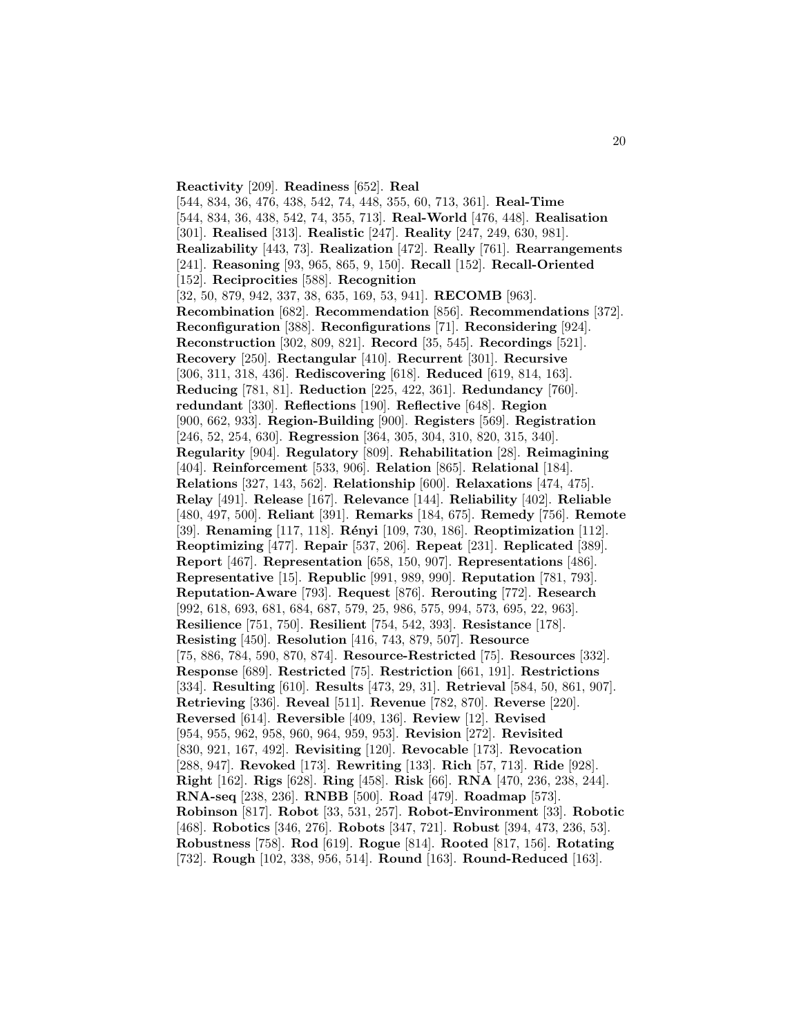**Reactivity** [209]. **Readiness** [652]. **Real** [544, 834, 36, 476, 438, 542, 74, 448, 355, 60, 713, 361]. **Real-Time** [544, 834, 36, 438, 542, 74, 355, 713]. **Real-World** [476, 448]. **Realisation** [301]. **Realised** [313]. **Realistic** [247]. **Reality** [247, 249, 630, 981]. **Realizability** [443, 73]. **Realization** [472]. **Really** [761]. **Rearrangements** [241]. **Reasoning** [93, 965, 865, 9, 150]. **Recall** [152]. **Recall-Oriented** [152]. **Reciprocities** [588]. **Recognition** [32, 50, 879, 942, 337, 38, 635, 169, 53, 941]. **RECOMB** [963]. **Recombination** [682]. **Recommendation** [856]. **Recommendations** [372]. **Reconfiguration** [388]. **Reconfigurations** [71]. **Reconsidering** [924]. **Reconstruction** [302, 809, 821]. **Record** [35, 545]. **Recordings** [521]. **Recovery** [250]. **Rectangular** [410]. **Recurrent** [301]. **Recursive** [306, 311, 318, 436]. **Rediscovering** [618]. **Reduced** [619, 814, 163]. **Reducing** [781, 81]. **Reduction** [225, 422, 361]. **Redundancy** [760]. **redundant** [330]. **Reflections** [190]. **Reflective** [648]. **Region** [900, 662, 933]. **Region-Building** [900]. **Registers** [569]. **Registration** [246, 52, 254, 630]. **Regression** [364, 305, 304, 310, 820, 315, 340]. **Regularity** [904]. **Regulatory** [809]. **Rehabilitation** [28]. **Reimagining** [404]. **Reinforcement** [533, 906]. **Relation** [865]. **Relational** [184]. **Relations** [327, 143, 562]. **Relationship** [600]. **Relaxations** [474, 475]. **Relay** [491]. **Release** [167]. **Relevance** [144]. **Reliability** [402]. **Reliable** [480, 497, 500]. **Reliant** [391]. **Remarks** [184, 675]. **Remedy** [756]. **Remote** [39]. **Renaming** [117, 118]. **Rényi** [109, 730, 186]. **Reoptimization** [112]. **Reoptimizing** [477]. **Repair** [537, 206]. **Repeat** [231]. **Replicated** [389]. **Report** [467]. **Representation** [658, 150, 907]. **Representations** [486]. **Representative** [15]. **Republic** [991, 989, 990]. **Reputation** [781, 793]. **Reputation-Aware** [793]. **Request** [876]. **Rerouting** [772]. **Research** [992, 618, 693, 681, 684, 687, 579, 25, 986, 575, 994, 573, 695, 22, 963]. **Resilience** [751, 750]. **Resilient** [754, 542, 393]. **Resistance** [178]. **Resisting** [450]. **Resolution** [416, 743, 879, 507]. **Resource** [75, 886, 784, 590, 870, 874]. **Resource-Restricted** [75]. **Resources** [332]. **Response** [689]. **Restricted** [75]. **Restriction** [661, 191]. **Restrictions** [334]. **Resulting** [610]. **Results** [473, 29, 31]. **Retrieval** [584, 50, 861, 907]. **Retrieving** [336]. **Reveal** [511]. **Revenue** [782, 870]. **Reverse** [220]. **Reversed** [614]. **Reversible** [409, 136]. **Review** [12]. **Revised** [954, 955, 962, 958, 960, 964, 959, 953]. **Revision** [272]. **Revisited** [830, 921, 167, 492]. **Revisiting** [120]. **Revocable** [173]. **Revocation** [288, 947]. **Revoked** [173]. **Rewriting** [133]. **Rich** [57, 713]. **Ride** [928]. **Right** [162]. **Rigs** [628]. **Ring** [458]. **Risk** [66]. **RNA** [470, 236, 238, 244]. **RNA-seq** [238, 236]. **RNBB** [500]. **Road** [479]. **Roadmap** [573]. **Robinson** [817]. **Robot** [33, 531, 257]. **Robot-Environment** [33]. **Robotic** [468]. **Robotics** [346, 276]. **Robots** [347, 721]. **Robust** [394, 473, 236, 53]. **Robustness** [758]. **Rod** [619]. **Rogue** [814]. **Rooted** [817, 156]. **Rotating** [732]. **Rough** [102, 338, 956, 514]. **Round** [163]. **Round-Reduced** [163].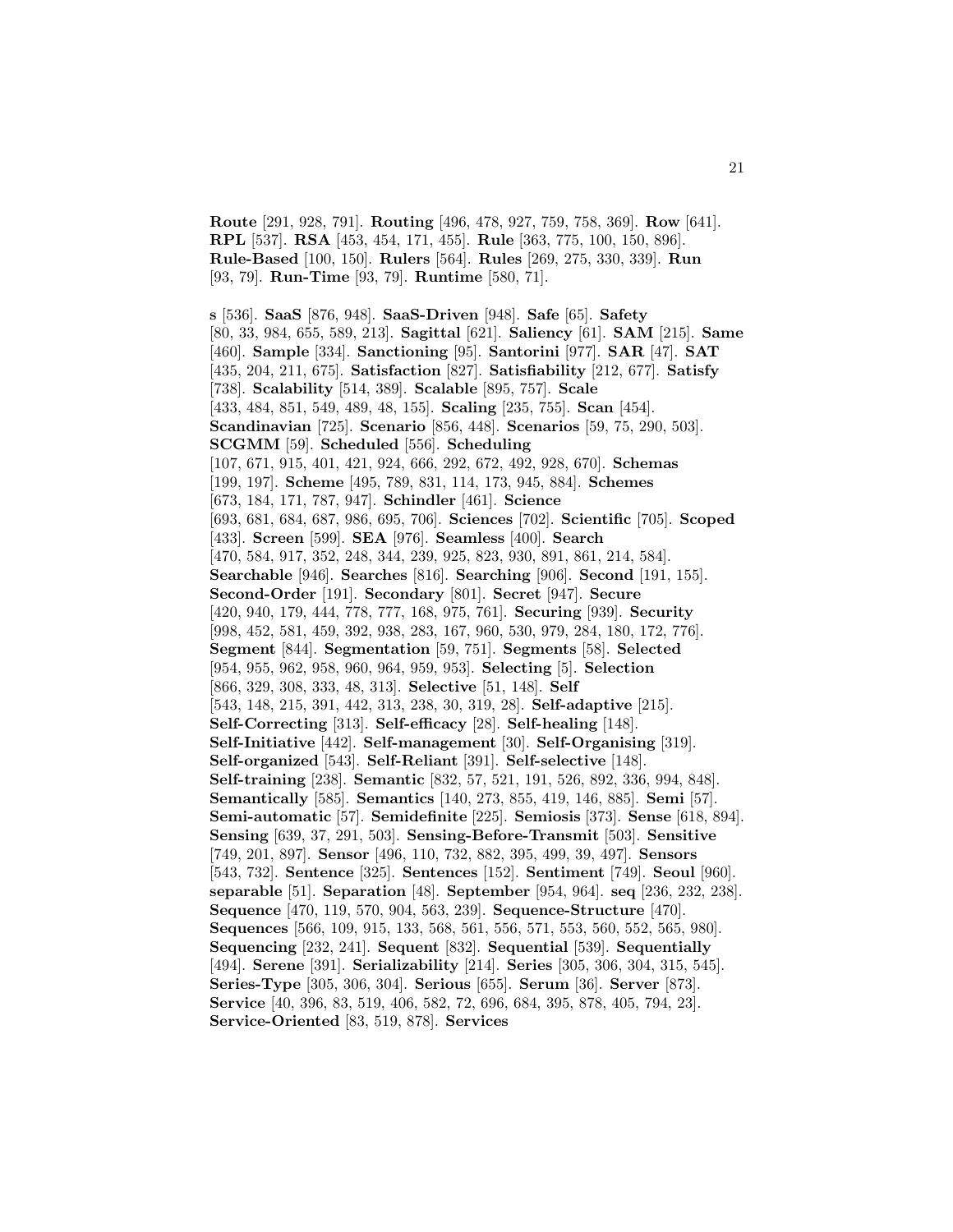**Route** [291, 928, 791]. **Routing** [496, 478, 927, 759, 758, 369]. **Row** [641]. **RPL** [537]. **RSA** [453, 454, 171, 455]. **Rule** [363, 775, 100, 150, 896]. **Rule-Based** [100, 150]. **Rulers** [564]. **Rules** [269, 275, 330, 339]. **Run** [93, 79]. **Run-Time** [93, 79]. **Runtime** [580, 71].

**s** [536]. **SaaS** [876, 948]. **SaaS-Driven** [948]. **Safe** [65]. **Safety** [80, 33, 984, 655, 589, 213]. **Sagittal** [621]. **Saliency** [61]. **SAM** [215]. **Same** [460]. **Sample** [334]. **Sanctioning** [95]. **Santorini** [977]. **SAR** [47]. **SAT** [435, 204, 211, 675]. **Satisfaction** [827]. **Satisfiability** [212, 677]. **Satisfy** [738]. **Scalability** [514, 389]. **Scalable** [895, 757]. **Scale** [433, 484, 851, 549, 489, 48, 155]. **Scaling** [235, 755]. **Scan** [454]. **Scandinavian** [725]. **Scenario** [856, 448]. **Scenarios** [59, 75, 290, 503]. **SCGMM** [59]. **Scheduled** [556]. **Scheduling** [107, 671, 915, 401, 421, 924, 666, 292, 672, 492, 928, 670]. **Schemas** [199, 197]. **Scheme** [495, 789, 831, 114, 173, 945, 884]. **Schemes** [673, 184, 171, 787, 947]. **Schindler** [461]. **Science** [693, 681, 684, 687, 986, 695, 706]. **Sciences** [702]. **Scientific** [705]. **Scoped** [433]. **Screen** [599]. **SEA** [976]. **Seamless** [400]. **Search** [470, 584, 917, 352, 248, 344, 239, 925, 823, 930, 891, 861, 214, 584]. **Searchable** [946]. **Searches** [816]. **Searching** [906]. **Second** [191, 155]. **Second-Order** [191]. **Secondary** [801]. **Secret** [947]. **Secure** [420, 940, 179, 444, 778, 777, 168, 975, 761]. **Securing** [939]. **Security** [998, 452, 581, 459, 392, 938, 283, 167, 960, 530, 979, 284, 180, 172, 776]. **Segment** [844]. **Segmentation** [59, 751]. **Segments** [58]. **Selected** [954, 955, 962, 958, 960, 964, 959, 953]. **Selecting** [5]. **Selection** [866, 329, 308, 333, 48, 313]. **Selective** [51, 148]. **Self** [543, 148, 215, 391, 442, 313, 238, 30, 319, 28]. **Self-adaptive** [215]. **Self-Correcting** [313]. **Self-efficacy** [28]. **Self-healing** [148]. **Self-Initiative** [442]. **Self-management** [30]. **Self-Organising** [319]. **Self-organized** [543]. **Self-Reliant** [391]. **Self-selective** [148]. **Self-training** [238]. **Semantic** [832, 57, 521, 191, 526, 892, 336, 994, 848]. **Semantically** [585]. **Semantics** [140, 273, 855, 419, 146, 885]. **Semi** [57]. **Semi-automatic** [57]. **Semidefinite** [225]. **Semiosis** [373]. **Sense** [618, 894]. **Sensing** [639, 37, 291, 503]. **Sensing-Before-Transmit** [503]. **Sensitive** [749, 201, 897]. **Sensor** [496, 110, 732, 882, 395, 499, 39, 497]. **Sensors** [543, 732]. **Sentence** [325]. **Sentences** [152]. **Sentiment** [749]. **Seoul** [960]. **separable** [51]. **Separation** [48]. **September** [954, 964]. **seq** [236, 232, 238]. **Sequence** [470, 119, 570, 904, 563, 239]. **Sequence-Structure** [470]. **Sequences** [566, 109, 915, 133, 568, 561, 556, 571, 553, 560, 552, 565, 980]. **Sequencing** [232, 241]. **Sequent** [832]. **Sequential** [539]. **Sequentially** [494]. **Serene** [391]. **Serializability** [214]. **Series** [305, 306, 304, 315, 545]. **Series-Type** [305, 306, 304]. **Serious** [655]. **Serum** [36]. **Server** [873]. **Service** [40, 396, 83, 519, 406, 582, 72, 696, 684, 395, 878, 405, 794, 23]. **Service-Oriented** [83, 519, 878]. **Services**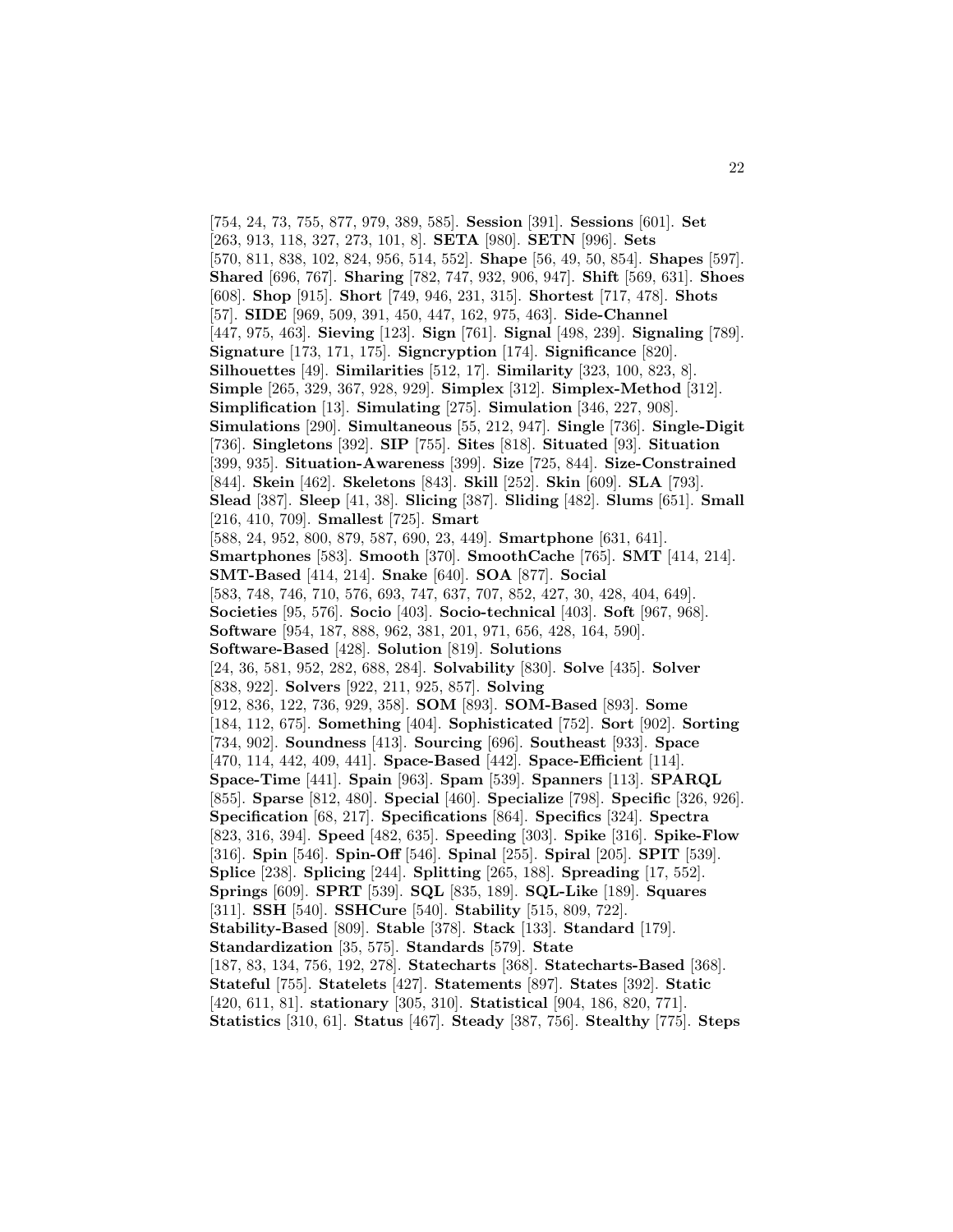[754, 24, 73, 755, 877, 979, 389, 585]. **Session** [391]. **Sessions** [601]. **Set** [263, 913, 118, 327, 273, 101, 8]. **SETA** [980]. **SETN** [996]. **Sets** [570, 811, 838, 102, 824, 956, 514, 552]. **Shape** [56, 49, 50, 854]. **Shapes** [597]. **Shared** [696, 767]. **Sharing** [782, 747, 932, 906, 947]. **Shift** [569, 631]. **Shoes** [608]. **Shop** [915]. **Short** [749, 946, 231, 315]. **Shortest** [717, 478]. **Shots** [57]. **SIDE** [969, 509, 391, 450, 447, 162, 975, 463]. **Side-Channel** [447, 975, 463]. **Sieving** [123]. **Sign** [761]. **Signal** [498, 239]. **Signaling** [789]. **Signature** [173, 171, 175]. **Signcryption** [174]. **Significance** [820]. **Silhouettes** [49]. **Similarities** [512, 17]. **Similarity** [323, 100, 823, 8]. **Simple** [265, 329, 367, 928, 929]. **Simplex** [312]. **Simplex-Method** [312]. **Simplification** [13]. **Simulating** [275]. **Simulation** [346, 227, 908]. **Simulations** [290]. **Simultaneous** [55, 212, 947]. **Single** [736]. **Single-Digit** [736]. **Singletons** [392]. **SIP** [755]. **Sites** [818]. **Situated** [93]. **Situation** [399, 935]. **Situation-Awareness** [399]. **Size** [725, 844]. **Size-Constrained** [844]. **Skein** [462]. **Skeletons** [843]. **Skill** [252]. **Skin** [609]. **SLA** [793]. **Slead** [387]. **Sleep** [41, 38]. **Slicing** [387]. **Sliding** [482]. **Slums** [651]. **Small** [216, 410, 709]. **Smallest** [725]. **Smart** [588, 24, 952, 800, 879, 587, 690, 23, 449]. **Smartphone** [631, 641]. **Smartphones** [583]. **Smooth** [370]. **SmoothCache** [765]. **SMT** [414, 214]. **SMT-Based** [414, 214]. **Snake** [640]. **SOA** [877]. **Social** [583, 748, 746, 710, 576, 693, 747, 637, 707, 852, 427, 30, 428, 404, 649]. **Societies** [95, 576]. **Socio** [403]. **Socio-technical** [403]. **Soft** [967, 968]. **Software** [954, 187, 888, 962, 381, 201, 971, 656, 428, 164, 590]. **Software-Based** [428]. **Solution** [819]. **Solutions** [24, 36, 581, 952, 282, 688, 284]. **Solvability** [830]. **Solve** [435]. **Solver** [838, 922]. **Solvers** [922, 211, 925, 857]. **Solving** [912, 836, 122, 736, 929, 358]. **SOM** [893]. **SOM-Based** [893]. **Some** [184, 112, 675]. **Something** [404]. **Sophisticated** [752]. **Sort** [902]. **Sorting** [734, 902]. **Soundness** [413]. **Sourcing** [696]. **Southeast** [933]. **Space** [470, 114, 442, 409, 441]. **Space-Based** [442]. **Space-Efficient** [114]. **Space-Time** [441]. **Spain** [963]. **Spam** [539]. **Spanners** [113]. **SPARQL** [855]. **Sparse** [812, 480]. **Special** [460]. **Specialize** [798]. **Specific** [326, 926]. **Specification** [68, 217]. **Specifications** [864]. **Specifics** [324]. **Spectra** [823, 316, 394]. **Speed** [482, 635]. **Speeding** [303]. **Spike** [316]. **Spike-Flow** [316]. **Spin** [546]. **Spin-Off** [546]. **Spinal** [255]. **Spiral** [205]. **SPIT** [539]. **Splice** [238]. **Splicing** [244]. **Splitting** [265, 188]. **Spreading** [17, 552]. **Springs** [609]. **SPRT** [539]. **SQL** [835, 189]. **SQL-Like** [189]. **Squares** [311]. **SSH** [540]. **SSHCure** [540]. **Stability** [515, 809, 722]. **Stability-Based** [809]. **Stable** [378]. **Stack** [133]. **Standard** [179]. **Standardization** [35, 575]. **Standards** [579]. **State** [187, 83, 134, 756, 192, 278]. **Statecharts** [368]. **Statecharts-Based** [368]. **Stateful** [755]. **Statelets** [427]. **Statements** [897]. **States** [392]. **Static** [420, 611, 81]. **stationary** [305, 310]. **Statistical** [904, 186, 820, 771]. **Statistics** [310, 61]. **Status** [467]. **Steady** [387, 756]. **Stealthy** [775]. **Steps**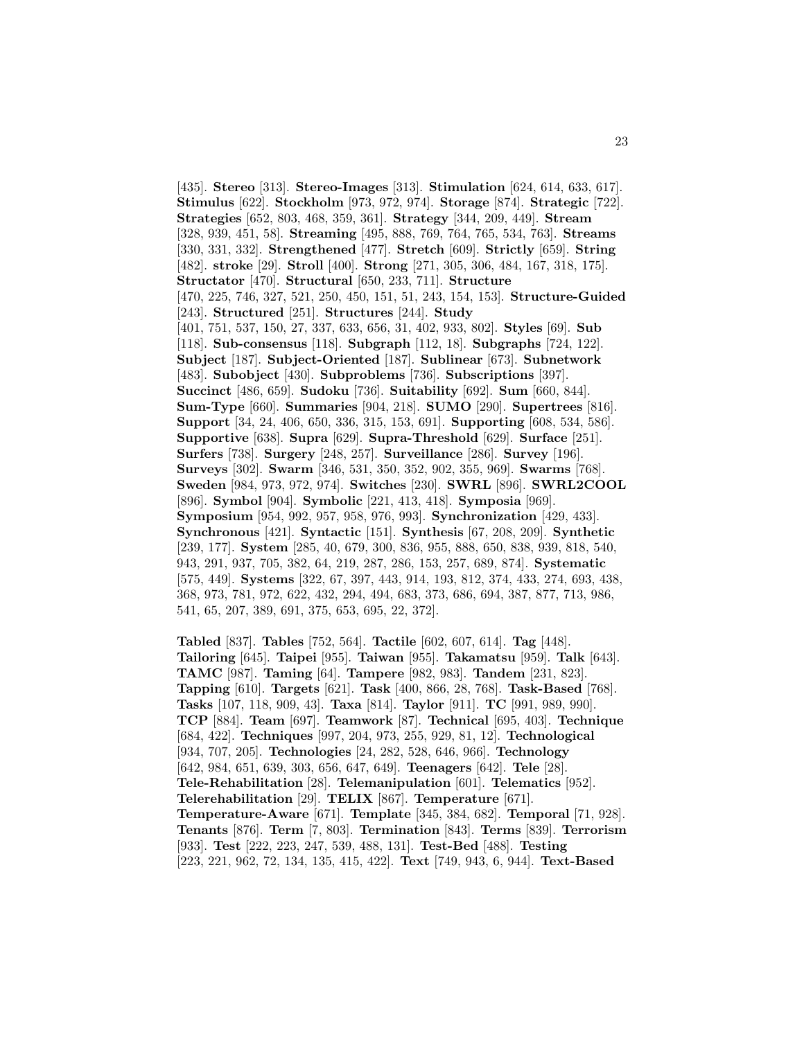[435]. **Stereo** [313]. **Stereo-Images** [313]. **Stimulation** [624, 614, 633, 617]. **Stimulus** [622]. **Stockholm** [973, 972, 974]. **Storage** [874]. **Strategic** [722]. **Strategies** [652, 803, 468, 359, 361]. **Strategy** [344, 209, 449]. **Stream** [328, 939, 451, 58]. **Streaming** [495, 888, 769, 764, 765, 534, 763]. **Streams** [330, 331, 332]. **Strengthened** [477]. **Stretch** [609]. **Strictly** [659]. **String** [482]. **stroke** [29]. **Stroll** [400]. **Strong** [271, 305, 306, 484, 167, 318, 175]. **Structator** [470]. **Structural** [650, 233, 711]. **Structure** [470, 225, 746, 327, 521, 250, 450, 151, 51, 243, 154, 153]. **Structure-Guided** [243]. **Structured** [251]. **Structures** [244]. **Study** [401, 751, 537, 150, 27, 337, 633, 656, 31, 402, 933, 802]. **Styles** [69]. **Sub** [118]. **Sub-consensus** [118]. **Subgraph** [112, 18]. **Subgraphs** [724, 122]. **Subject** [187]. **Subject-Oriented** [187]. **Sublinear** [673]. **Subnetwork** [483]. **Subobject** [430]. **Subproblems** [736]. **Subscriptions** [397]. **Succinct** [486, 659]. **Sudoku** [736]. **Suitability** [692]. **Sum** [660, 844]. **Sum-Type** [660]. **Summaries** [904, 218]. **SUMO** [290]. **Supertrees** [816]. **Support** [34, 24, 406, 650, 336, 315, 153, 691]. **Supporting** [608, 534, 586]. **Supportive** [638]. **Supra** [629]. **Supra-Threshold** [629]. **Surface** [251]. **Surfers** [738]. **Surgery** [248, 257]. **Surveillance** [286]. **Survey** [196]. **Surveys** [302]. **Swarm** [346, 531, 350, 352, 902, 355, 969]. **Swarms** [768]. **Sweden** [984, 973, 972, 974]. **Switches** [230]. **SWRL** [896]. **SWRL2COOL** [896]. **Symbol** [904]. **Symbolic** [221, 413, 418]. **Symposia** [969]. **Symposium** [954, 992, 957, 958, 976, 993]. **Synchronization** [429, 433]. **Synchronous** [421]. **Syntactic** [151]. **Synthesis** [67, 208, 209]. **Synthetic** [239, 177]. **System** [285, 40, 679, 300, 836, 955, 888, 650, 838, 939, 818, 540, 943, 291, 937, 705, 382, 64, 219, 287, 286, 153, 257, 689, 874]. **Systematic** [575, 449]. **Systems** [322, 67, 397, 443, 914, 193, 812, 374, 433, 274, 693, 438, 368, 973, 781, 972, 622, 432, 294, 494, 683, 373, 686, 694, 387, 877, 713, 986, 541, 65, 207, 389, 691, 375, 653, 695, 22, 372].

**Tabled** [837]. **Tables** [752, 564]. **Tactile** [602, 607, 614]. **Tag** [448]. **Tailoring** [645]. **Taipei** [955]. **Taiwan** [955]. **Takamatsu** [959]. **Talk** [643]. **TAMC** [987]. **Taming** [64]. **Tampere** [982, 983]. **Tandem** [231, 823]. **Tapping** [610]. **Targets** [621]. **Task** [400, 866, 28, 768]. **Task-Based** [768]. **Tasks** [107, 118, 909, 43]. **Taxa** [814]. **Taylor** [911]. **TC** [991, 989, 990]. **TCP** [884]. **Team** [697]. **Teamwork** [87]. **Technical** [695, 403]. **Technique** [684, 422]. **Techniques** [997, 204, 973, 255, 929, 81, 12]. **Technological** [934, 707, 205]. **Technologies** [24, 282, 528, 646, 966]. **Technology** [642, 984, 651, 639, 303, 656, 647, 649]. **Teenagers** [642]. **Tele** [28]. **Tele-Rehabilitation** [28]. **Telemanipulation** [601]. **Telematics** [952]. **Telerehabilitation** [29]. **TELIX** [867]. **Temperature** [671]. **Temperature-Aware** [671]. **Template** [345, 384, 682]. **Temporal** [71, 928]. **Tenants** [876]. **Term** [7, 803]. **Termination** [843]. **Terms** [839]. **Terrorism** [933]. **Test** [222, 223, 247, 539, 488, 131]. **Test-Bed** [488]. **Testing** [223, 221, 962, 72, 134, 135, 415, 422]. **Text** [749, 943, 6, 944]. **Text-Based**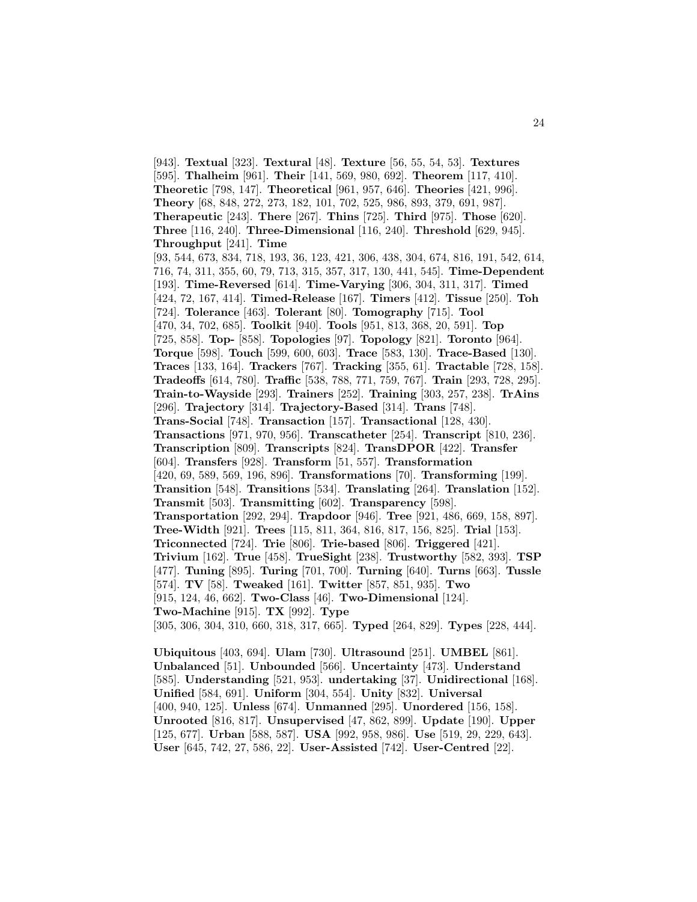[943]. **Textual** [323]. **Textural** [48]. **Texture** [56, 55, 54, 53]. **Textures** [595]. **Thalheim** [961]. **Their** [141, 569, 980, 692]. **Theorem** [117, 410]. **Theoretic** [798, 147]. **Theoretical** [961, 957, 646]. **Theories** [421, 996]. **Theory** [68, 848, 272, 273, 182, 101, 702, 525, 986, 893, 379, 691, 987]. **Therapeutic** [243]. **There** [267]. **Thins** [725]. **Third** [975]. **Those** [620]. **Three** [116, 240]. **Three-Dimensional** [116, 240]. **Threshold** [629, 945]. **Throughput** [241]. **Time** [93, 544, 673, 834, 718, 193, 36, 123, 421, 306, 438, 304, 674, 816, 191, 542, 614, 716, 74, 311, 355, 60, 79, 713, 315, 357, 317, 130, 441, 545]. **Time-Dependent** [193]. **Time-Reversed** [614]. **Time-Varying** [306, 304, 311, 317]. **Timed** [424, 72, 167, 414]. **Timed-Release** [167]. **Timers** [412]. **Tissue** [250]. **Toh** [724]. **Tolerance** [463]. **Tolerant** [80]. **Tomography** [715]. **Tool** [470, 34, 702, 685]. **Toolkit** [940]. **Tools** [951, 813, 368, 20, 591]. **Top** [725, 858]. **Top-** [858]. **Topologies** [97]. **Topology** [821]. **Toronto** [964]. **Torque** [598]. **Touch** [599, 600, 603]. **Trace** [583, 130]. **Trace-Based** [130]. **Traces** [133, 164]. **Trackers** [767]. **Tracking** [355, 61]. **Tractable** [728, 158]. **Tradeoffs** [614, 780]. **Traffic** [538, 788, 771, 759, 767]. **Train** [293, 728, 295]. **Train-to-Wayside** [293]. **Trainers** [252]. **Training** [303, 257, 238]. **TrAins** [296]. **Trajectory** [314]. **Trajectory-Based** [314]. **Trans** [748]. **Trans-Social** [748]. **Transaction** [157]. **Transactional** [128, 430]. **Transactions** [971, 970, 956]. **Transcatheter** [254]. **Transcript** [810, 236]. **Transcription** [809]. **Transcripts** [824]. **TransDPOR** [422]. **Transfer** [604]. **Transfers** [928]. **Transform** [51, 557]. **Transformation** [420, 69, 589, 569, 196, 896]. **Transformations** [70]. **Transforming** [199]. **Transition** [548]. **Transitions** [534]. **Translating** [264]. **Translation** [152]. **Transmit** [503]. **Transmitting** [602]. **Transparency** [598]. **Transportation** [292, 294]. **Trapdoor** [946]. **Tree** [921, 486, 669, 158, 897]. **Tree-Width** [921]. **Trees** [115, 811, 364, 816, 817, 156, 825]. **Trial** [153]. **Triconnected** [724]. **Trie** [806]. **Trie-based** [806]. **Triggered** [421]. **Trivium** [162]. **True** [458]. **TrueSight** [238]. **Trustworthy** [582, 393]. **TSP** [477]. **Tuning** [895]. **Turing** [701, 700]. **Turning** [640]. **Turns** [663]. **Tussle** [574]. **TV** [58]. **Tweaked** [161]. **Twitter** [857, 851, 935]. **Two** [915, 124, 46, 662]. **Two-Class** [46]. **Two-Dimensional** [124]. **Two-Machine** [915]. **TX** [992]. **Type** [305, 306, 304, 310, 660, 318, 317, 665]. **Typed** [264, 829]. **Types** [228, 444].

**Ubiquitous** [403, 694]. **Ulam** [730]. **Ultrasound** [251]. **UMBEL** [861]. **Unbalanced** [51]. **Unbounded** [566]. **Uncertainty** [473]. **Understand** [585]. **Understanding** [521, 953]. **undertaking** [37]. **Unidirectional** [168]. **Unified** [584, 691]. **Uniform** [304, 554]. **Unity** [832]. **Universal** [400, 940, 125]. **Unless** [674]. **Unmanned** [295]. **Unordered** [156, 158]. **Unrooted** [816, 817]. **Unsupervised** [47, 862, 899]. **Update** [190]. **Upper** [125, 677]. **Urban** [588, 587]. **USA** [992, 958, 986]. **Use** [519, 29, 229, 643]. **User** [645, 742, 27, 586, 22]. **User-Assisted** [742]. **User-Centred** [22].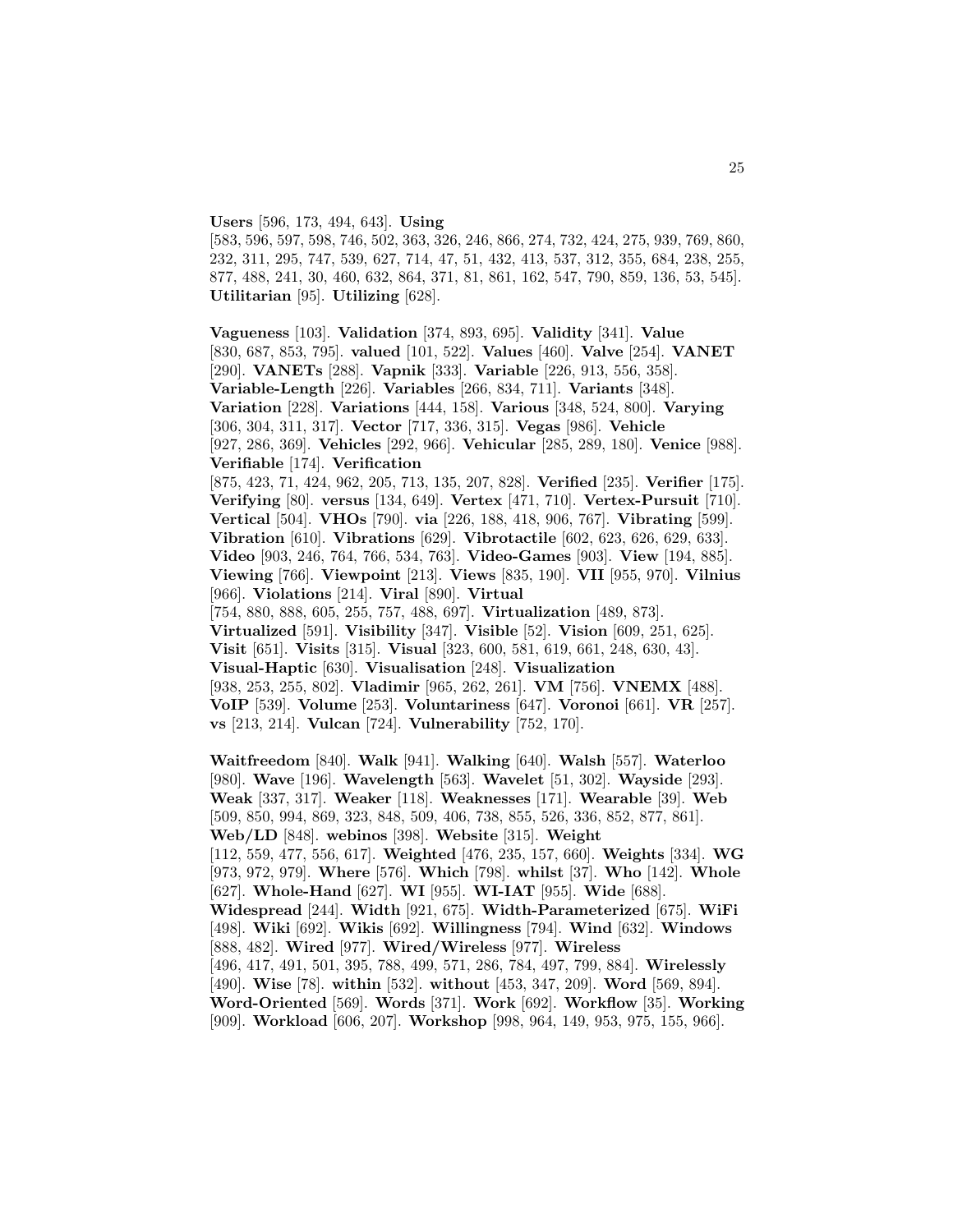**Users** [596, 173, 494, 643]. **Using** [583, 596, 597, 598, 746, 502, 363, 326, 246, 866, 274, 732, 424, 275, 939, 769, 860, 232, 311, 295, 747, 539, 627, 714, 47, 51, 432, 413, 537, 312, 355, 684, 238, 255, 877, 488, 241, 30, 460, 632, 864, 371, 81, 861, 162, 547, 790, 859, 136, 53, 545]. **Utilitarian** [95]. **Utilizing** [628].

**Vagueness** [103]. **Validation** [374, 893, 695]. **Validity** [341]. **Value** [830, 687, 853, 795]. **valued** [101, 522]. **Values** [460]. **Valve** [254]. **VANET** [290]. **VANETs** [288]. **Vapnik** [333]. **Variable** [226, 913, 556, 358]. **Variable-Length** [226]. **Variables** [266, 834, 711]. **Variants** [348]. **Variation** [228]. **Variations** [444, 158]. **Various** [348, 524, 800]. **Varying** [306, 304, 311, 317]. **Vector** [717, 336, 315]. **Vegas** [986]. **Vehicle** [927, 286, 369]. **Vehicles** [292, 966]. **Vehicular** [285, 289, 180]. **Venice** [988]. **Verifiable** [174]. **Verification** [875, 423, 71, 424, 962, 205, 713, 135, 207, 828]. **Verified** [235]. **Verifier** [175]. **Verifying** [80]. **versus** [134, 649]. **Vertex** [471, 710]. **Vertex-Pursuit** [710]. **Vertical** [504]. **VHOs** [790]. **via** [226, 188, 418, 906, 767]. **Vibrating** [599]. **Vibration** [610]. **Vibrations** [629]. **Vibrotactile** [602, 623, 626, 629, 633]. **Video** [903, 246, 764, 766, 534, 763]. **Video-Games** [903]. **View** [194, 885]. **Viewing** [766]. **Viewpoint** [213]. **Views** [835, 190]. **VII** [955, 970]. **Vilnius** [966]. **Violations** [214]. **Viral** [890]. **Virtual** [754, 880, 888, 605, 255, 757, 488, 697]. **Virtualization** [489, 873]. **Virtualized** [591]. **Visibility** [347]. **Visible** [52]. **Vision** [609, 251, 625]. **Visit** [651]. **Visits** [315]. **Visual** [323, 600, 581, 619, 661, 248, 630, 43]. **Visual-Haptic** [630]. **Visualisation** [248]. **Visualization** [938, 253, 255, 802]. **Vladimir** [965, 262, 261]. **VM** [756]. **VNEMX** [488]. **VoIP** [539]. **Volume** [253]. **Voluntariness** [647]. **Voronoi** [661]. **VR** [257]. **vs** [213, 214]. **Vulcan** [724]. **Vulnerability** [752, 170].

**Waitfreedom** [840]. **Walk** [941]. **Walking** [640]. **Walsh** [557]. **Waterloo** [980]. **Wave** [196]. **Wavelength** [563]. **Wavelet** [51, 302]. **Wayside** [293]. **Weak** [337, 317]. **Weaker** [118]. **Weaknesses** [171]. **Wearable** [39]. **Web** [509, 850, 994, 869, 323, 848, 509, 406, 738, 855, 526, 336, 852, 877, 861]. **Web/LD** [848]. **webinos** [398]. **Website** [315]. **Weight** [112, 559, 477, 556, 617]. **Weighted** [476, 235, 157, 660]. **Weights** [334]. **WG** [973, 972, 979]. **Where** [576]. **Which** [798]. **whilst** [37]. **Who** [142]. **Whole** [627]. **Whole-Hand** [627]. **WI** [955]. **WI-IAT** [955]. **Wide** [688]. **Widespread** [244]. **Width** [921, 675]. **Width-Parameterized** [675]. **WiFi** [498]. **Wiki** [692]. **Wikis** [692]. **Willingness** [794]. **Wind** [632]. **Windows** [888, 482]. **Wired** [977]. **Wired/Wireless** [977]. **Wireless** [496, 417, 491, 501, 395, 788, 499, 571, 286, 784, 497, 799, 884]. **Wirelessly** [490]. **Wise** [78]. **within** [532]. **without** [453, 347, 209]. **Word** [569, 894]. **Word-Oriented** [569]. **Words** [371]. **Work** [692]. **Workflow** [35]. **Working** [909]. **Workload** [606, 207]. **Workshop** [998, 964, 149, 953, 975, 155, 966].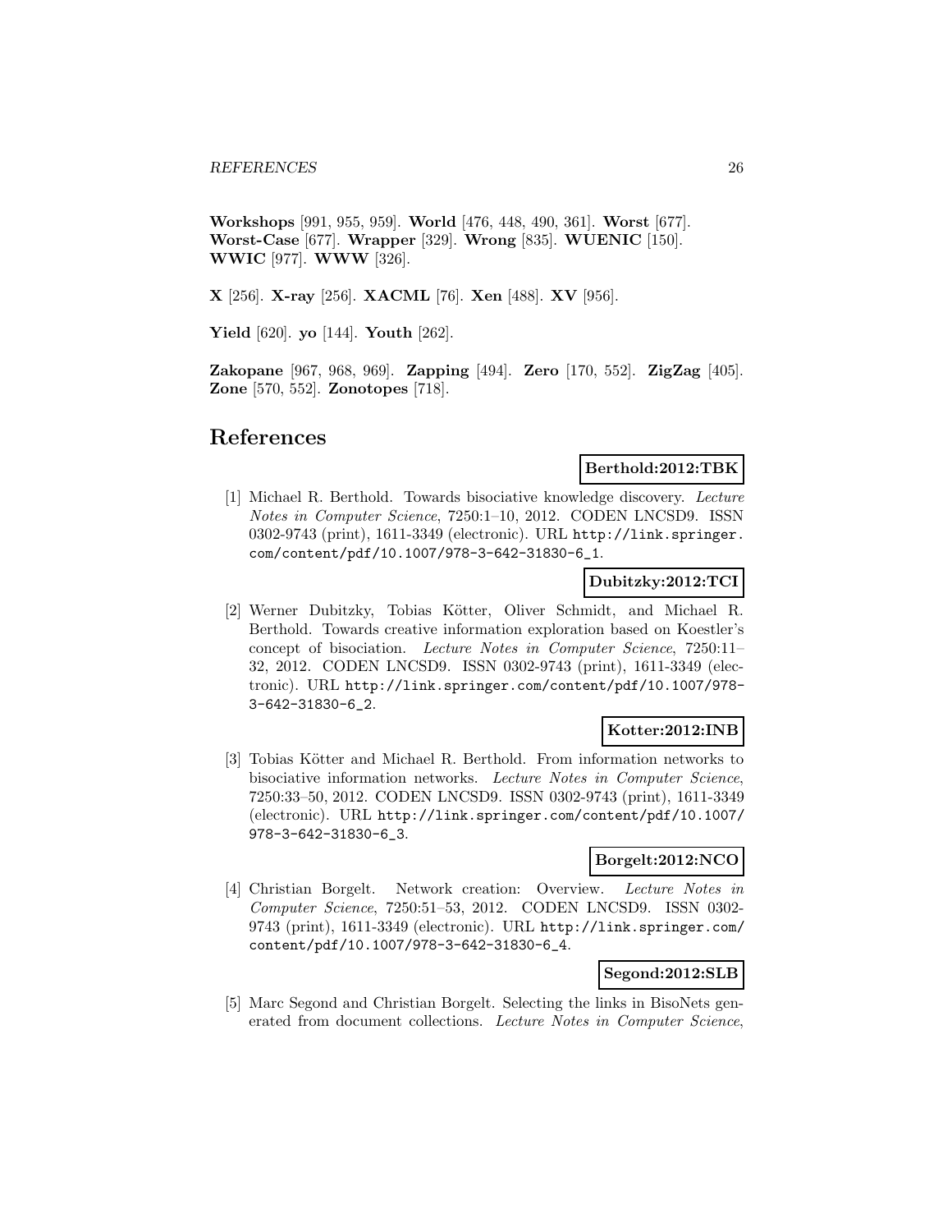**Workshops** [991, 955, 959]. **World** [476, 448, 490, 361]. **Worst** [677]. **Worst-Case** [677]. **Wrapper** [329]. **Wrong** [835]. **WUENIC** [150]. **WWIC** [977]. **WWW** [326].

**X** [256]. **X-ray** [256]. **XACML** [76]. **Xen** [488]. **XV** [956].

**Yield** [620]. **yo** [144]. **Youth** [262].

**Zakopane** [967, 968, 969]. **Zapping** [494]. **Zero** [170, 552]. **ZigZag** [405]. **Zone** [570, 552]. **Zonotopes** [718].

# References

**Berthold:2012:TBK**

[1] Michael R. Berthold. Towards bisociative knowledge discovery. *Lecture Notes in Computer Science*, 7250:1–10, 2012. CODEN LNCSD9. ISSN 0302-9743 (print), 1611-3349 (electronic). URL http://link.springer.com/content/pdf/10.1007/978-3-642-31830-6_1.

**Dubitzky:2012:TCI**

[2] Werner Dubitzky, Tobias Kötter, Oliver Schmidt, and Michael R. Berthold. Towards creative information exploration based on Koestler's concept of bisociation. *Lecture Notes in Computer Science*, 7250:11–32, 2012. CODEN LNCSD9. ISSN 0302-9743 (print), 1611-3349 (electronic). URL http://link.springer.com/content/pdf/10.1007/978-3-642-31830-6_2.

**Kotter:2012:INB**

[3] Tobias Kötter and Michael R. Berthold. From information networks to bisociative information networks. *Lecture Notes in Computer Science*, 7250:33–50, 2012. CODEN LNCSD9. ISSN 0302-9743 (print), 1611-3349 (electronic). URL http://link.springer.com/content/pdf/10.1007/978-3-642-31830-6_3.

**Borgelt:2012:NCO**

[4] Christian Borgelt. Network creation: Overview. *Lecture Notes in Computer Science*, 7250:51–53, 2012. CODEN LNCSD9. ISSN 0302-9743 (print), 1611-3349 (electronic). URL http://link.springer.com/content/pdf/10.1007/978-3-642-31830-6_4.

**Segond:2012:SLB**

[5] Marc Segond and Christian Borgelt. Selecting the links in BisoNets generated from document collections. *Lecture Notes in Computer Science*,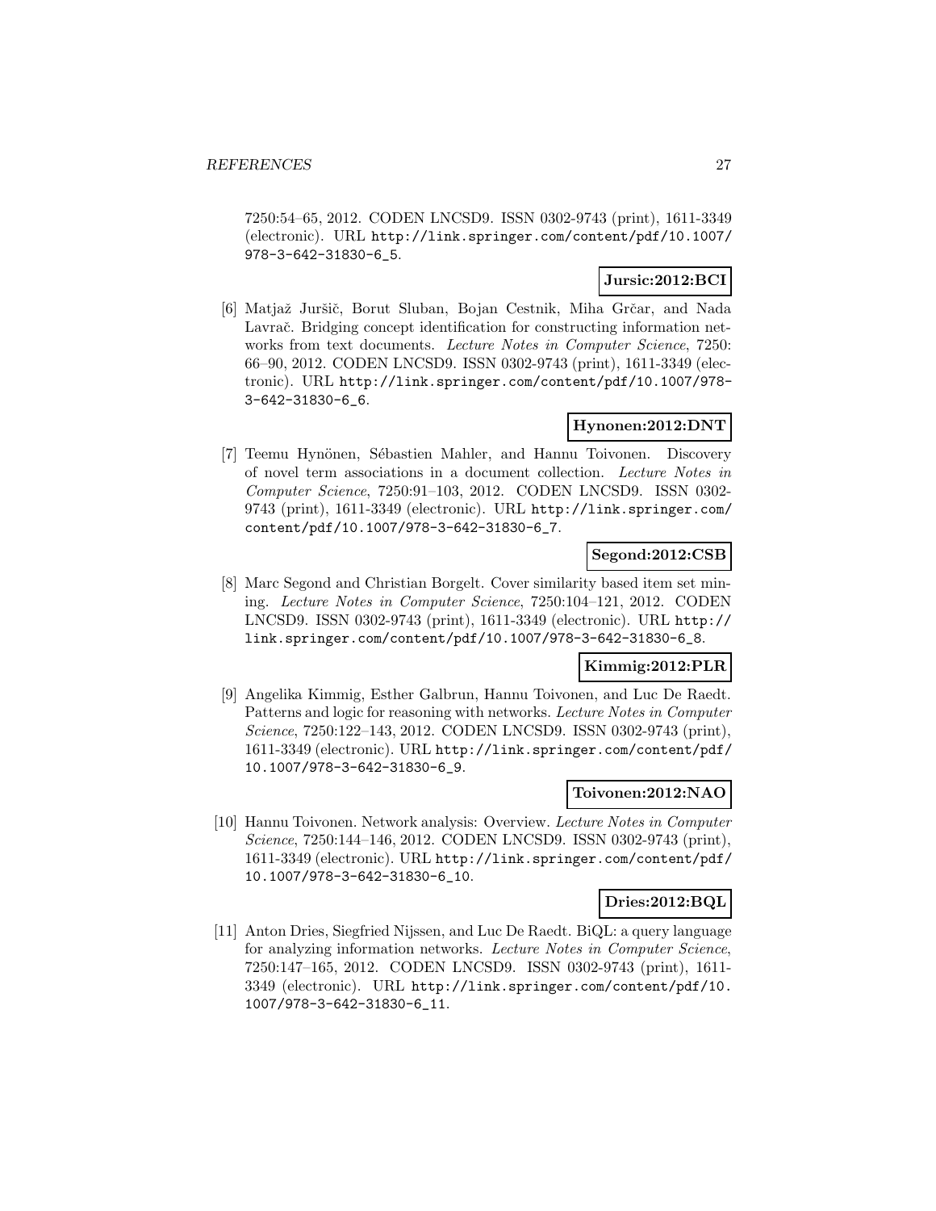7250:54–65, 2012. CODEN LNCSD9. ISSN 0302-9743 (print), 1611-3349 (electronic). URL http://link.springer.com/content/pdf/10.1007/978-3-642-31830-6_5.

**Jursic:2012:BCI**

[6] Matjaž Juršič, Borut Sluban, Bojan Cestnik, Miha Grčar, and Nada Lavrač. Bridging concept identification for constructing information networks from text documents. *Lecture Notes in Computer Science*, 7250: 66–90, 2012. CODEN LNCSD9. ISSN 0302-9743 (print), 1611-3349 (electronic). URL http://link.springer.com/content/pdf/10.1007/978-3-642-31830-6_6.

**Hynonen:2012:DNT**

[7] Teemu Hynönen, Sébastien Mahler, and Hannu Toivonen. Discovery of novel term associations in a document collection. *Lecture Notes in Computer Science*, 7250:91–103, 2012. CODEN LNCSD9. ISSN 0302-9743 (print), 1611-3349 (electronic). URL http://link.springer.com/content/pdf/10.1007/978-3-642-31830-6_7.

**Segond:2012:CSB**

[8] Marc Segond and Christian Borgelt. Cover similarity based item set mining. *Lecture Notes in Computer Science*, 7250:104–121, 2012. CODEN LNCSD9. ISSN 0302-9743 (print), 1611-3349 (electronic). URL http://link.springer.com/content/pdf/10.1007/978-3-642-31830-6_8.

**Kimmig:2012:PLR**

[9] Angelika Kimmig, Esther Galbrun, Hannu Toivonen, and Luc De Raedt. Patterns and logic for reasoning with networks. *Lecture Notes in Computer Science*, 7250:122–143, 2012. CODEN LNCSD9. ISSN 0302-9743 (print), 1611-3349 (electronic). URL http://link.springer.com/content/pdf/10.1007/978-3-642-31830-6_9.

**Toivonen:2012:NAO**

[10] Hannu Toivonen. Network analysis: Overview. *Lecture Notes in Computer Science*, 7250:144–146, 2012. CODEN LNCSD9. ISSN 0302-9743 (print), 1611-3349 (electronic). URL http://link.springer.com/content/pdf/10.1007/978-3-642-31830-6_10.

**Dries:2012:BQL**

[11] Anton Dries, Siegfried Nijssen, and Luc De Raedt. BiQL: a query language for analyzing information networks. *Lecture Notes in Computer Science*, 7250:147–165, 2012. CODEN LNCSD9. ISSN 0302-9743 (print), 1611-3349 (electronic). URL http://link.springer.com/content/pdf/10.1007/978-3-642-31830-6_11.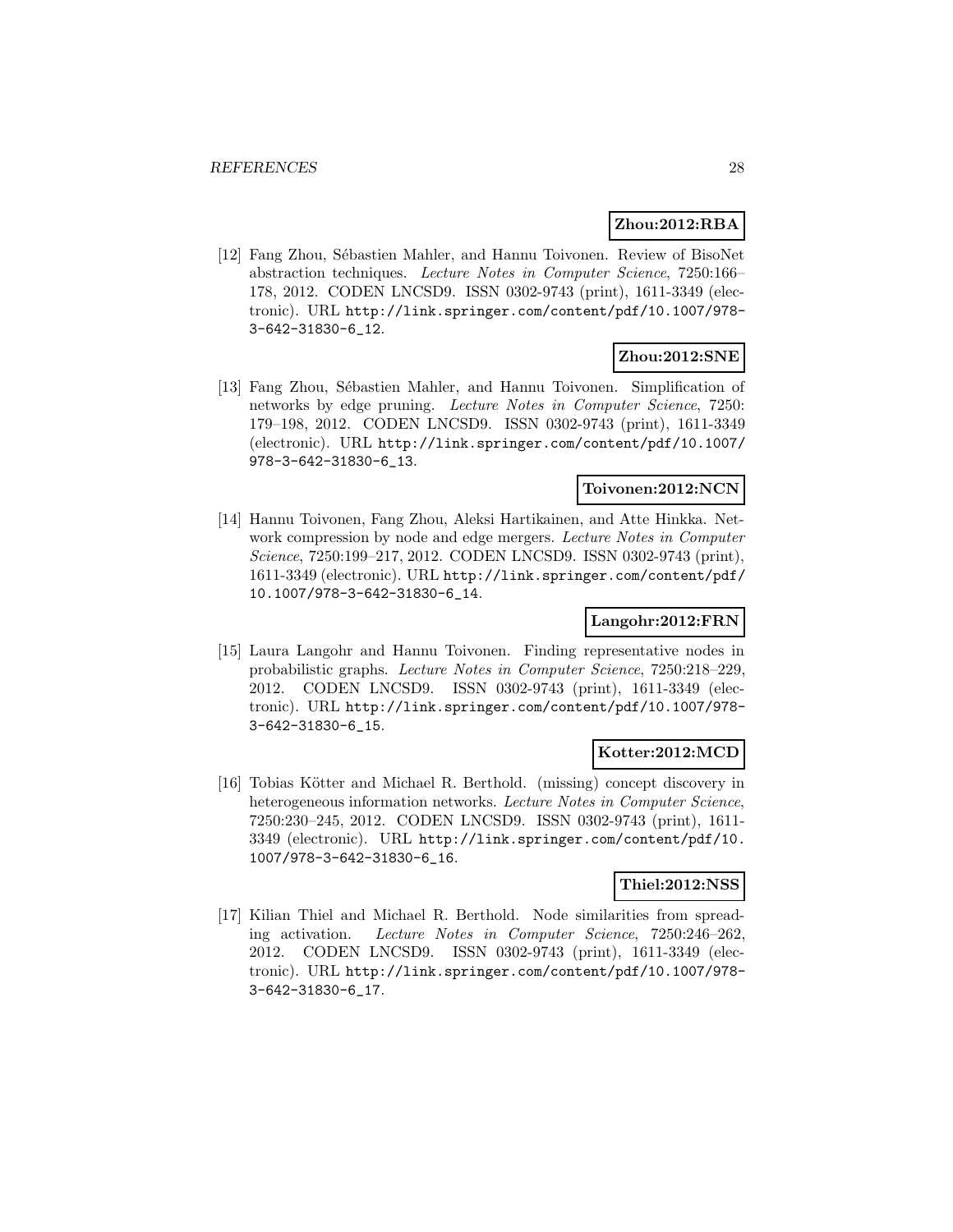**Zhou:2012:RBA**

[12] Fang Zhou, Sébastien Mahler, and Hannu Toivonen. Review of BisoNet abstraction techniques. *Lecture Notes in Computer Science*, 7250:166–178, 2012. CODEN LNCSD9. ISSN 0302-9743 (print), 1611-3349 (electronic). URL http://link.springer.com/content/pdf/10.1007/978-3-642-31830-6_12.

**Zhou:2012:SNE**

[13] Fang Zhou, Sébastien Mahler, and Hannu Toivonen. Simplification of networks by edge pruning. *Lecture Notes in Computer Science*, 7250: 179–198, 2012. CODEN LNCSD9. ISSN 0302-9743 (print), 1611-3349 (electronic). URL http://link.springer.com/content/pdf/10.1007/978-3-642-31830-6_13.

**Toivonen:2012:NCN**

[14] Hannu Toivonen, Fang Zhou, Aleksi Hartikainen, and Atte Hinkka. Network compression by node and edge mergers. *Lecture Notes in Computer Science*, 7250:199–217, 2012. CODEN LNCSD9. ISSN 0302-9743 (print), 1611-3349 (electronic). URL http://link.springer.com/content/pdf/10.1007/978-3-642-31830-6_14.

**Langohr:2012:FRN**

[15] Laura Langohr and Hannu Toivonen. Finding representative nodes in probabilistic graphs. *Lecture Notes in Computer Science*, 7250:218–229, 2012. CODEN LNCSD9. ISSN 0302-9743 (print), 1611-3349 (electronic). URL http://link.springer.com/content/pdf/10.1007/978-3-642-31830-6_15.

**Kotter:2012:MCD**

[16] Tobias Kötter and Michael R. Berthold. (missing) concept discovery in heterogeneous information networks. *Lecture Notes in Computer Science*, 7250:230–245, 2012. CODEN LNCSD9. ISSN 0302-9743 (print), 1611-3349 (electronic). URL http://link.springer.com/content/pdf/10.1007/978-3-642-31830-6_16.

**Thiel:2012:NSS**

[17] Kilian Thiel and Michael R. Berthold. Node similarities from spreading activation. *Lecture Notes in Computer Science*, 7250:246–262, 2012. CODEN LNCSD9. ISSN 0302-9743 (print), 1611-3349 (electronic). URL http://link.springer.com/content/pdf/10.1007/978-3-642-31830-6_17.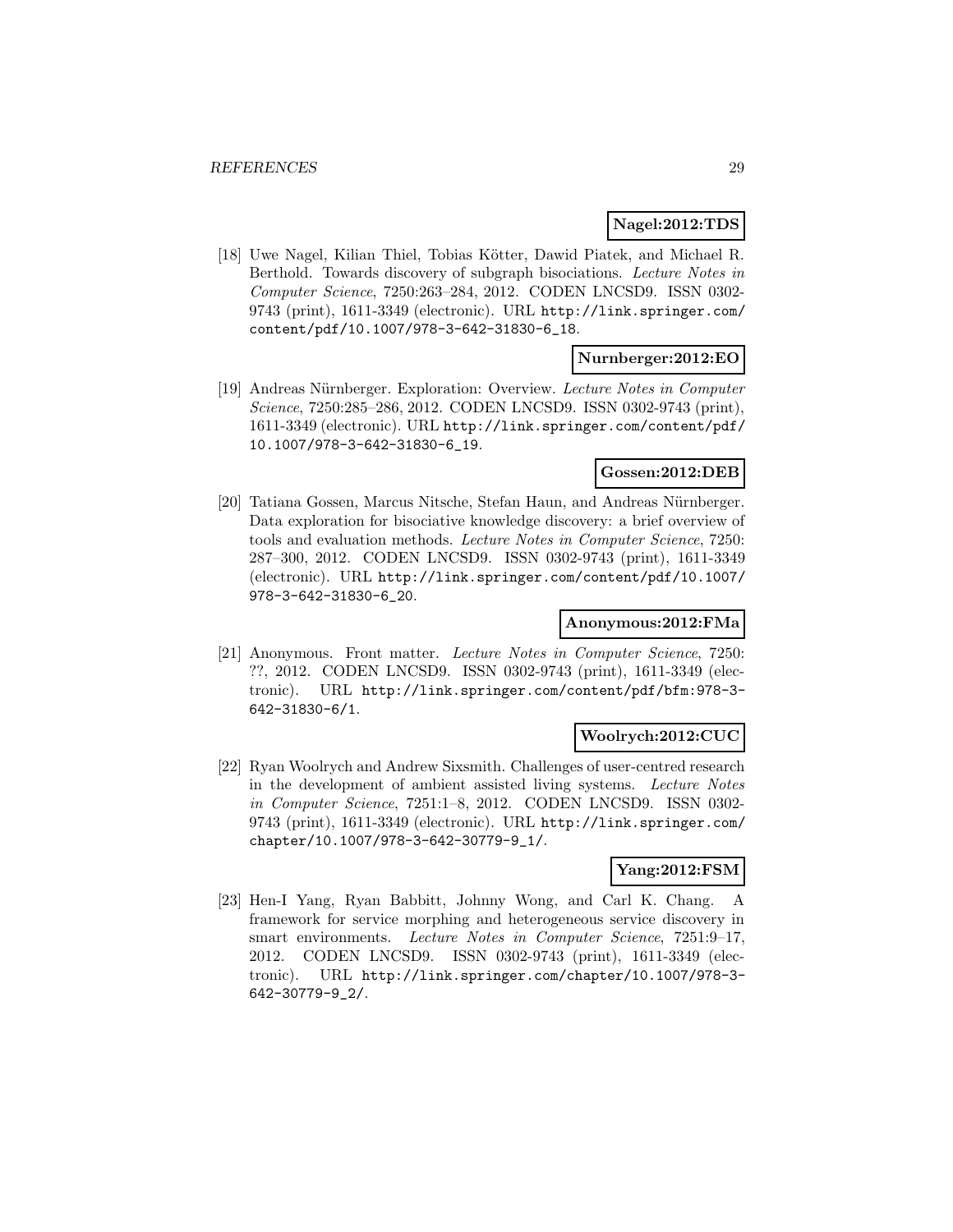**Nagel:2012:TDS**

[18] Uwe Nagel, Kilian Thiel, Tobias Kötter, Dawid Piatek, and Michael R. Berthold. Towards discovery of subgraph bisociations. *Lecture Notes in Computer Science*, 7250:263–284, 2012. CODEN LNCSD9. ISSN 0302-9743 (print), 1611-3349 (electronic). URL http://link.springer.com/content/pdf/10.1007/978-3-642-31830-6_18.

**Nurnberger:2012:EO**

[19] Andreas Nürnberger. Exploration: Overview. *Lecture Notes in Computer Science*, 7250:285–286, 2012. CODEN LNCSD9. ISSN 0302-9743 (print), 1611-3349 (electronic). URL http://link.springer.com/content/pdf/10.1007/978-3-642-31830-6_19.

**Gossen:2012:DEB**

[20] Tatiana Gossen, Marcus Nitsche, Stefan Haun, and Andreas Nürnberger. Data exploration for bisociative knowledge discovery: a brief overview of tools and evaluation methods. *Lecture Notes in Computer Science*, 7250: 287–300, 2012. CODEN LNCSD9. ISSN 0302-9743 (print), 1611-3349 (electronic). URL http://link.springer.com/content/pdf/10.1007/978-3-642-31830-6_20.

**Anonymous:2012:FMa**

[21] Anonymous. Front matter. *Lecture Notes in Computer Science*, 7250: ??, 2012. CODEN LNCSD9. ISSN 0302-9743 (print), 1611-3349 (electronic). URL http://link.springer.com/content/pdf/bfm:978-3-642-31830-6/1.

**Woolrych:2012:CUC**

[22] Ryan Woolrych and Andrew Sixsmith. Challenges of user-centred research in the development of ambient assisted living systems. *Lecture Notes in Computer Science*, 7251:1–8, 2012. CODEN LNCSD9. ISSN 0302-9743 (print), 1611-3349 (electronic). URL http://link.springer.com/chapter/10.1007/978-3-642-30779-9_1/.

**Yang:2012:FSM**

[23] Hen-I Yang, Ryan Babbitt, Johnny Wong, and Carl K. Chang. A framework for service morphing and heterogeneous service discovery in smart environments. *Lecture Notes in Computer Science*, 7251:9–17, 2012. CODEN LNCSD9. ISSN 0302-9743 (print), 1611-3349 (electronic). URL http://link.springer.com/chapter/10.1007/978-3-642-30779-9_2/.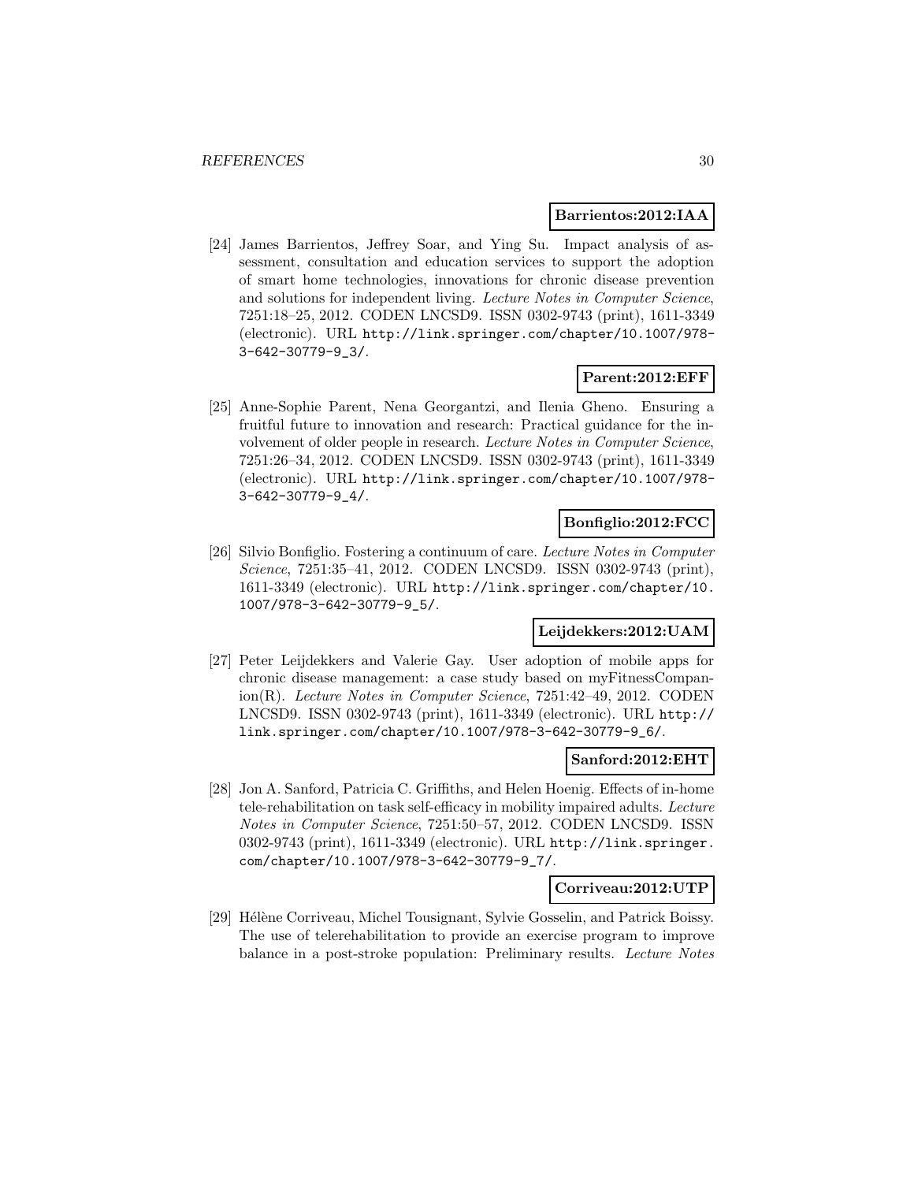**Barrientos:2012:IAA**

[24] James Barrientos, Jeffrey Soar, and Ying Su. Impact analysis of assessment, consultation and education services to support the adoption of smart home technologies, innovations for chronic disease prevention and solutions for independent living. *Lecture Notes in Computer Science*, 7251:18–25, 2012. CODEN LNCSD9. ISSN 0302-9743 (print), 1611-3349 (electronic). URL http://link.springer.com/chapter/10.1007/978-3-642-30779-9_3/.

**Parent:2012:EFF**

[25] Anne-Sophie Parent, Nena Georgantzi, and Ilenia Gheno. Ensuring a fruitful future to innovation and research: Practical guidance for the involvement of older people in research. *Lecture Notes in Computer Science*, 7251:26–34, 2012. CODEN LNCSD9. ISSN 0302-9743 (print), 1611-3349 (electronic). URL http://link.springer.com/chapter/10.1007/978-3-642-30779-9_4/.

**Bonfiglio:2012:FCC**

[26] Silvio Bonfiglio. Fostering a continuum of care. *Lecture Notes in Computer Science*, 7251:35–41, 2012. CODEN LNCSD9. ISSN 0302-9743 (print), 1611-3349 (electronic). URL http://link.springer.com/chapter/10.1007/978-3-642-30779-9_5/.

**Leijdekkers:2012:UAM**

[27] Peter Leijdekkers and Valerie Gay. User adoption of mobile apps for chronic disease management: a case study based on myFitnessCompanion(R). *Lecture Notes in Computer Science*, 7251:42–49, 2012. CODEN LNCSD9. ISSN 0302-9743 (print), 1611-3349 (electronic). URL http://link.springer.com/chapter/10.1007/978-3-642-30779-9_6/.

**Sanford:2012:EHT**

[28] Jon A. Sanford, Patricia C. Griffiths, and Helen Hoenig. Effects of in-home tele-rehabilitation on task self-efficacy in mobility impaired adults. *Lecture Notes in Computer Science*, 7251:50–57, 2012. CODEN LNCSD9. ISSN 0302-9743 (print), 1611-3349 (electronic). URL http://link.springer.com/chapter/10.1007/978-3-642-30779-9_7/.

**Corriveau:2012:UTP**

[29] Hélène Corriveau, Michel Tousignant, Sylvie Gosselin, and Patrick Boissy. The use of telerehabilitation to provide an exercise program to improve balance in a post-stroke population: Preliminary results. *Lecture Notes*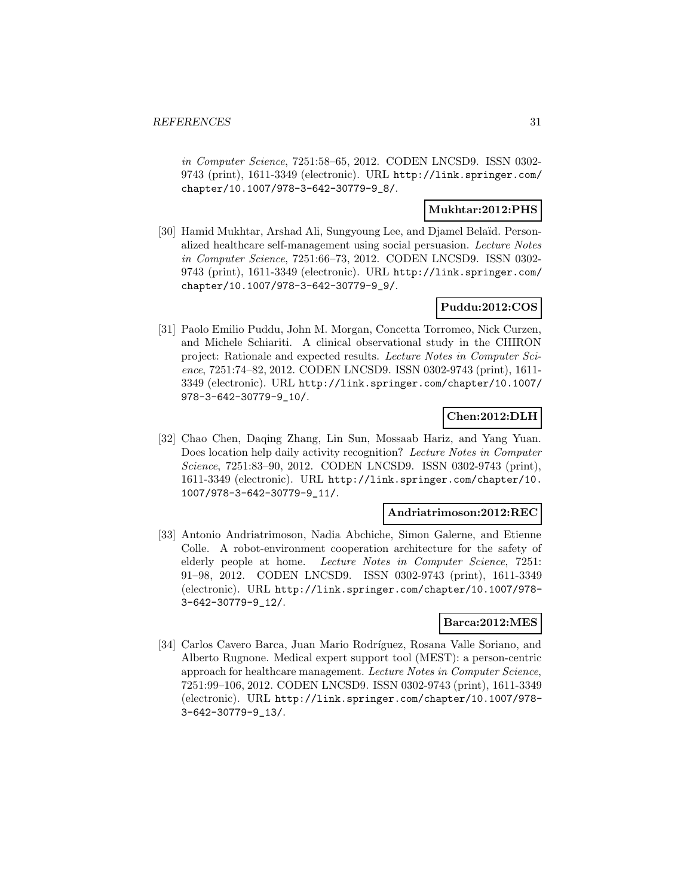*in Computer Science*, 7251:58–65, 2012. CODEN LNCSD9. ISSN 0302-9743 (print), 1611-3349 (electronic). URL http://link.springer.com/chapter/10.1007/978-3-642-30779-9_8/.

**Mukhtar:2012:PHS**

[30] Hamid Mukhtar, Arshad Ali, Sungyoung Lee, and Djamel Belaïd. Personalized healthcare self-management using social persuasion. *Lecture Notes in Computer Science*, 7251:66–73, 2012. CODEN LNCSD9. ISSN 0302-9743 (print), 1611-3349 (electronic). URL http://link.springer.com/chapter/10.1007/978-3-642-30779-9_9/.

**Puddu:2012:COS**

[31] Paolo Emilio Puddu, John M. Morgan, Concetta Torromeo, Nick Curzen, and Michele Schiariti. A clinical observational study in the CHIRON project: Rationale and expected results. *Lecture Notes in Computer Science*, 7251:74–82, 2012. CODEN LNCSD9. ISSN 0302-9743 (print), 1611-3349 (electronic). URL http://link.springer.com/chapter/10.1007/978-3-642-30779-9_10/.

**Chen:2012:DLH**

[32] Chao Chen, Daqing Zhang, Lin Sun, Mossaab Hariz, and Yang Yuan. Does location help daily activity recognition? *Lecture Notes in Computer Science*, 7251:83–90, 2012. CODEN LNCSD9. ISSN 0302-9743 (print), 1611-3349 (electronic). URL http://link.springer.com/chapter/10.1007/978-3-642-30779-9_11/.

**Andriatrimoson:2012:REC**

[33] Antonio Andriatrimoson, Nadia Abchiche, Simon Galerne, and Etienne Colle. A robot-environment cooperation architecture for the safety of elderly people at home. *Lecture Notes in Computer Science*, 7251: 91–98, 2012. CODEN LNCSD9. ISSN 0302-9743 (print), 1611-3349 (electronic). URL http://link.springer.com/chapter/10.1007/978-3-642-30779-9_12/.

**Barca:2012:MES**

[34] Carlos Cavero Barca, Juan Mario Rodríguez, Rosana Valle Soriano, and Alberto Rugnone. Medical expert support tool (MEST): a person-centric approach for healthcare management. *Lecture Notes in Computer Science*, 7251:99–106, 2012. CODEN LNCSD9. ISSN 0302-9743 (print), 1611-3349 (electronic). URL http://link.springer.com/chapter/10.1007/978-3-642-30779-9_13/.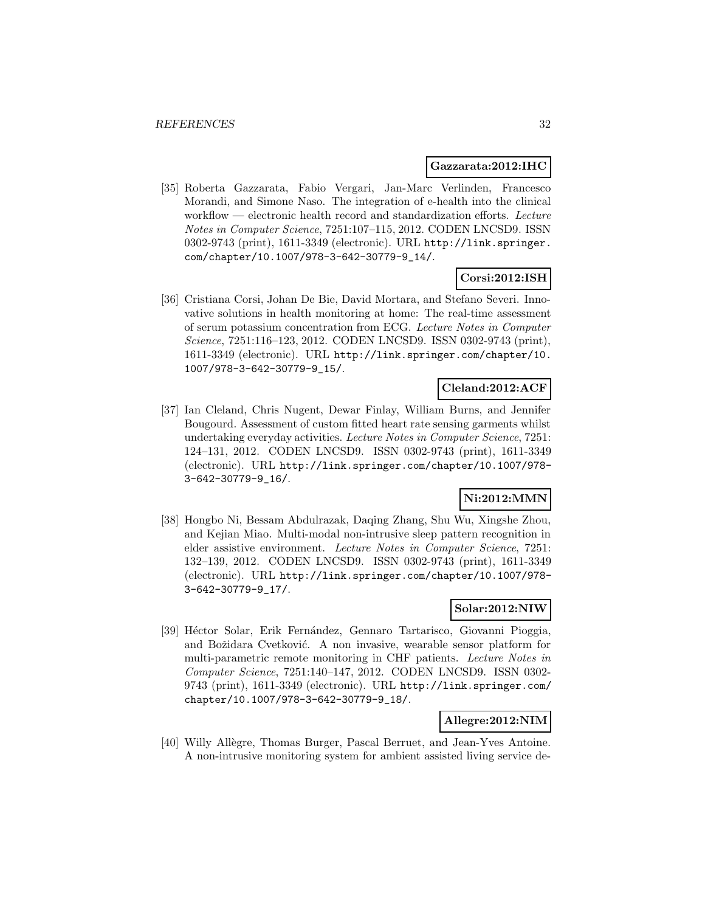**Gazzarata:2012:IHC**

[35] Roberta Gazzarata, Fabio Vergari, Jan-Marc Verlinden, Francesco Morandi, and Simone Naso. The integration of e-health into the clinical workflow — electronic health record and standardization efforts. *Lecture Notes in Computer Science*, 7251:107–115, 2012. CODEN LNCSD9. ISSN 0302-9743 (print), 1611-3349 (electronic). URL `http://link.springer.com/chapter/10.1007/978-3-642-30779-9_14/`.

**Corsi:2012:ISH**

[36] Cristiana Corsi, Johan De Bie, David Mortara, and Stefano Severi. Innovative solutions in health monitoring at home: The real-time assessment of serum potassium concentration from ECG. *Lecture Notes in Computer Science*, 7251:116–123, 2012. CODEN LNCSD9. ISSN 0302-9743 (print), 1611-3349 (electronic). URL `http://link.springer.com/chapter/10.1007/978-3-642-30779-9_15/`.

**Cleland:2012:ACF**

[37] Ian Cleland, Chris Nugent, Dewar Finlay, William Burns, and Jennifer Bougourd. Assessment of custom fitted heart rate sensing garments whilst undertaking everyday activities. *Lecture Notes in Computer Science*, 7251: 124–131, 2012. CODEN LNCSD9. ISSN 0302-9743 (print), 1611-3349 (electronic). URL `http://link.springer.com/chapter/10.1007/978-3-642-30779-9_16/`.

**Ni:2012:MMN**

[38] Hongbo Ni, Bessam Abdulrazak, Daqing Zhang, Shu Wu, Xingshe Zhou, and Kejian Miao. Multi-modal non-intrusive sleep pattern recognition in elder assistive environment. *Lecture Notes in Computer Science*, 7251: 132–139, 2012. CODEN LNCSD9. ISSN 0302-9743 (print), 1611-3349 (electronic). URL `http://link.springer.com/chapter/10.1007/978-3-642-30779-9_17/`.

**Solar:2012:NIW**

[39] Héctor Solar, Erik Fernández, Gennaro Tartarisco, Giovanni Pioggia, and Božidara Cvetković. A non invasive, wearable sensor platform for multi-parametric remote monitoring in CHF patients. *Lecture Notes in Computer Science*, 7251:140–147, 2012. CODEN LNCSD9. ISSN 0302-9743 (print), 1611-3349 (electronic). URL `http://link.springer.com/chapter/10.1007/978-3-642-30779-9_18/`.

**Allegre:2012:NIM**

[40] Willy Allègre, Thomas Burger, Pascal Berruet, and Jean-Yves Antoine. A non-intrusive monitoring system for ambient assisted living service de-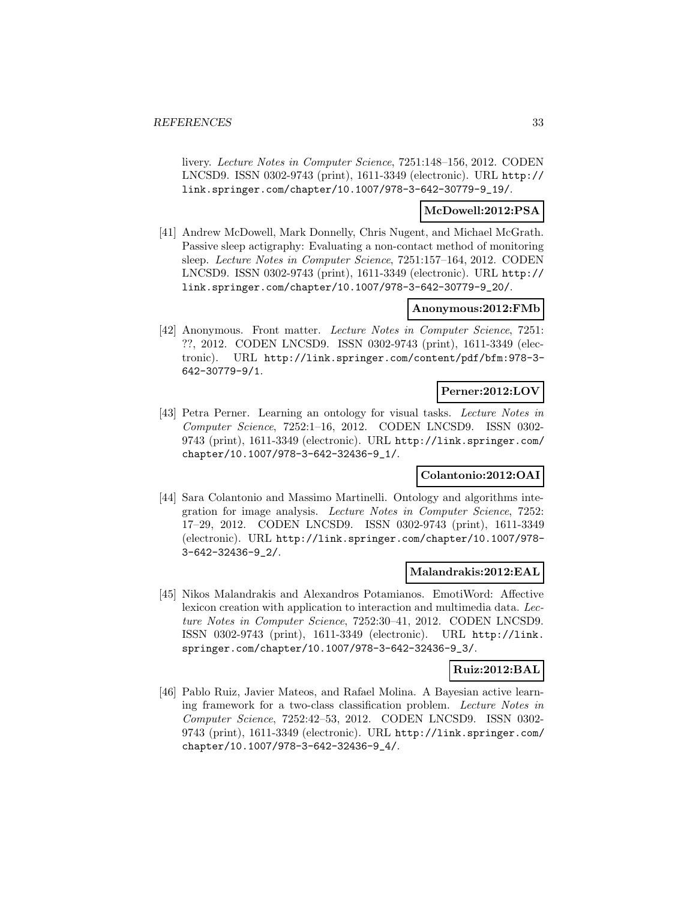livery. *Lecture Notes in Computer Science*, 7251:148–156, 2012. CODEN LNCSD9. ISSN 0302-9743 (print), 1611-3349 (electronic). URL http://link.springer.com/chapter/10.1007/978-3-642-30779-9_19/.

**McDowell:2012:PSA**

[41] Andrew McDowell, Mark Donnelly, Chris Nugent, and Michael McGrath. Passive sleep actigraphy: Evaluating a non-contact method of monitoring sleep. *Lecture Notes in Computer Science*, 7251:157–164, 2012. CODEN LNCSD9. ISSN 0302-9743 (print), 1611-3349 (electronic). URL http://link.springer.com/chapter/10.1007/978-3-642-30779-9_20/.

**Anonymous:2012:FMb**

[42] Anonymous. Front matter. *Lecture Notes in Computer Science*, 7251: ??, 2012. CODEN LNCSD9. ISSN 0302-9743 (print), 1611-3349 (electronic). URL http://link.springer.com/content/pdf/bfm:978-3-642-30779-9/1.

**Perner:2012:LOV**

[43] Petra Perner. Learning an ontology for visual tasks. *Lecture Notes in Computer Science*, 7252:1–16, 2012. CODEN LNCSD9. ISSN 0302-9743 (print), 1611-3349 (electronic). URL http://link.springer.com/chapter/10.1007/978-3-642-32436-9_1/.

**Colantonio:2012:OAI**

[44] Sara Colantonio and Massimo Martinelli. Ontology and algorithms integration for image analysis. *Lecture Notes in Computer Science*, 7252: 17–29, 2012. CODEN LNCSD9. ISSN 0302-9743 (print), 1611-3349 (electronic). URL http://link.springer.com/chapter/10.1007/978-3-642-32436-9_2/.

**Malandrakis:2012:EAL**

[45] Nikos Malandrakis and Alexandros Potamianos. EmotiWord: Affective lexicon creation with application to interaction and multimedia data. *Lecture Notes in Computer Science*, 7252:30–41, 2012. CODEN LNCSD9. ISSN 0302-9743 (print), 1611-3349 (electronic). URL http://link.springer.com/chapter/10.1007/978-3-642-32436-9_3/.

**Ruiz:2012:BAL**

[46] Pablo Ruiz, Javier Mateos, and Rafael Molina. A Bayesian active learning framework for a two-class classification problem. *Lecture Notes in Computer Science*, 7252:42–53, 2012. CODEN LNCSD9. ISSN 0302-9743 (print), 1611-3349 (electronic). URL http://link.springer.com/chapter/10.1007/978-3-642-32436-9_4/.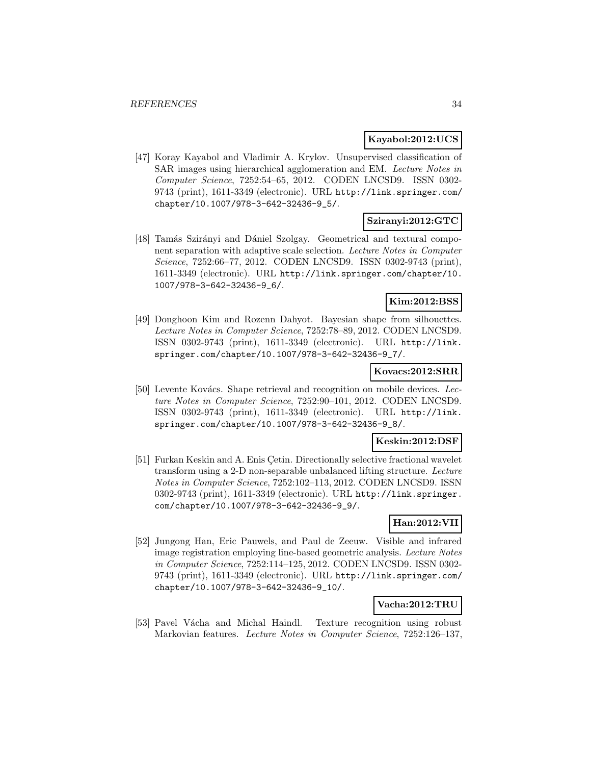**Kayabol:2012:UCS**

[47] Koray Kayabol and Vladimir A. Krylov. Unsupervised classification of SAR images using hierarchical agglomeration and EM. *Lecture Notes in Computer Science*, 7252:54–65, 2012. CODEN LNCSD9. ISSN 0302-9743 (print), 1611-3349 (electronic). URL http://link.springer.com/chapter/10.1007/978-3-642-32436-9_5/.

**Sziranyi:2012:GTC**

[48] Tamás Szirányi and Dániel Szolgay. Geometrical and textural component separation with adaptive scale selection. *Lecture Notes in Computer Science*, 7252:66–77, 2012. CODEN LNCSD9. ISSN 0302-9743 (print), 1611-3349 (electronic). URL http://link.springer.com/chapter/10.1007/978-3-642-32436-9_6/.

**Kim:2012:BSS**

[49] Donghoon Kim and Rozenn Dahyot. Bayesian shape from silhouettes. *Lecture Notes in Computer Science*, 7252:78–89, 2012. CODEN LNCSD9. ISSN 0302-9743 (print), 1611-3349 (electronic). URL http://link.springer.com/chapter/10.1007/978-3-642-32436-9_7/.

**Kovacs:2012:SRR**

[50] Levente Kovács. Shape retrieval and recognition on mobile devices. *Lecture Notes in Computer Science*, 7252:90–101, 2012. CODEN LNCSD9. ISSN 0302-9743 (print), 1611-3349 (electronic). URL http://link.springer.com/chapter/10.1007/978-3-642-32436-9_8/.

**Keskin:2012:DSF**

[51] Furkan Keskin and A. Enis Çetin. Directionally selective fractional wavelet transform using a 2-D non-separable unbalanced lifting structure. *Lecture Notes in Computer Science*, 7252:102–113, 2012. CODEN LNCSD9. ISSN 0302-9743 (print), 1611-3349 (electronic). URL http://link.springer.com/chapter/10.1007/978-3-642-32436-9_9/.

**Han:2012:VII**

[52] Jungong Han, Eric Pauwels, and Paul de Zeeuw. Visible and infrared image registration employing line-based geometric analysis. *Lecture Notes in Computer Science*, 7252:114–125, 2012. CODEN LNCSD9. ISSN 0302-9743 (print), 1611-3349 (electronic). URL http://link.springer.com/chapter/10.1007/978-3-642-32436-9_10/.

**Vacha:2012:TRU**

[53] Pavel Vácha and Michal Haindl. Texture recognition using robust Markovian features. *Lecture Notes in Computer Science*, 7252:126–137,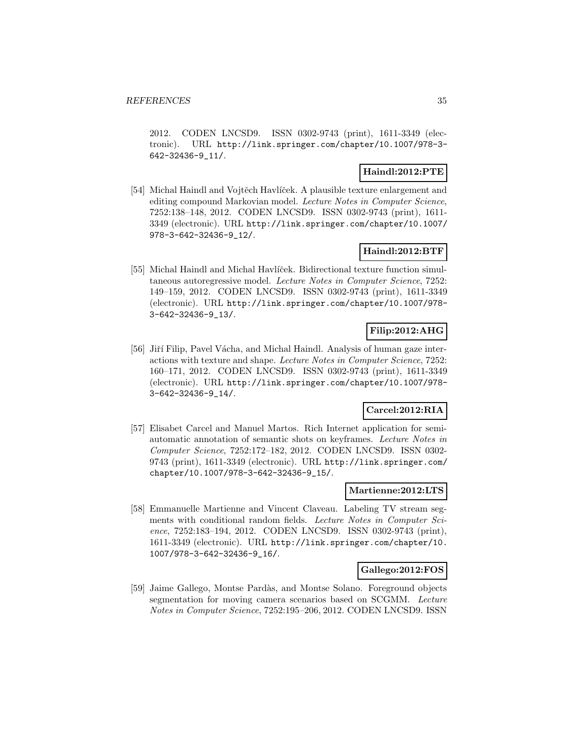2012. CODEN LNCSD9. ISSN 0302-9743 (print), 1611-3349 (electronic). URL http://link.springer.com/chapter/10.1007/978-3-642-32436-9_11/.

**Haindl:2012:PTE**

[54] Michal Haindl and Vojtěch Havlíček. A plausible texture enlargement and editing compound Markovian model. *Lecture Notes in Computer Science*, 7252:138–148, 2012. CODEN LNCSD9. ISSN 0302-9743 (print), 1611-3349 (electronic). URL http://link.springer.com/chapter/10.1007/978-3-642-32436-9_12/.

**Haindl:2012:BTF**

[55] Michal Haindl and Michal Havlíček. Bidirectional texture function simultaneous autoregressive model. *Lecture Notes in Computer Science*, 7252: 149–159, 2012. CODEN LNCSD9. ISSN 0302-9743 (print), 1611-3349 (electronic). URL http://link.springer.com/chapter/10.1007/978-3-642-32436-9_13/.

**Filip:2012:AHG**

[56] Jiří Filip, Pavel Vácha, and Michal Haindl. Analysis of human gaze interactions with texture and shape. *Lecture Notes in Computer Science*, 7252: 160–171, 2012. CODEN LNCSD9. ISSN 0302-9743 (print), 1611-3349 (electronic). URL http://link.springer.com/chapter/10.1007/978-3-642-32436-9_14/.

**Carcel:2012:RIA**

[57] Elisabet Carcel and Manuel Martos. Rich Internet application for semi-automatic annotation of semantic shots on keyframes. *Lecture Notes in Computer Science*, 7252:172–182, 2012. CODEN LNCSD9. ISSN 0302-9743 (print), 1611-3349 (electronic). URL http://link.springer.com/chapter/10.1007/978-3-642-32436-9_15/.

**Martienne:2012:LTS**

[58] Emmanuelle Martienne and Vincent Claveau. Labeling TV stream segments with conditional random fields. *Lecture Notes in Computer Science*, 7252:183–194, 2012. CODEN LNCSD9. ISSN 0302-9743 (print), 1611-3349 (electronic). URL http://link.springer.com/chapter/10.1007/978-3-642-32436-9_16/.

**Gallego:2012:FOS**

[59] Jaime Gallego, Montse Pardàs, and Montse Solano. Foreground objects segmentation for moving camera scenarios based on SCGMM. *Lecture Notes in Computer Science*, 7252:195–206, 2012. CODEN LNCSD9. ISSN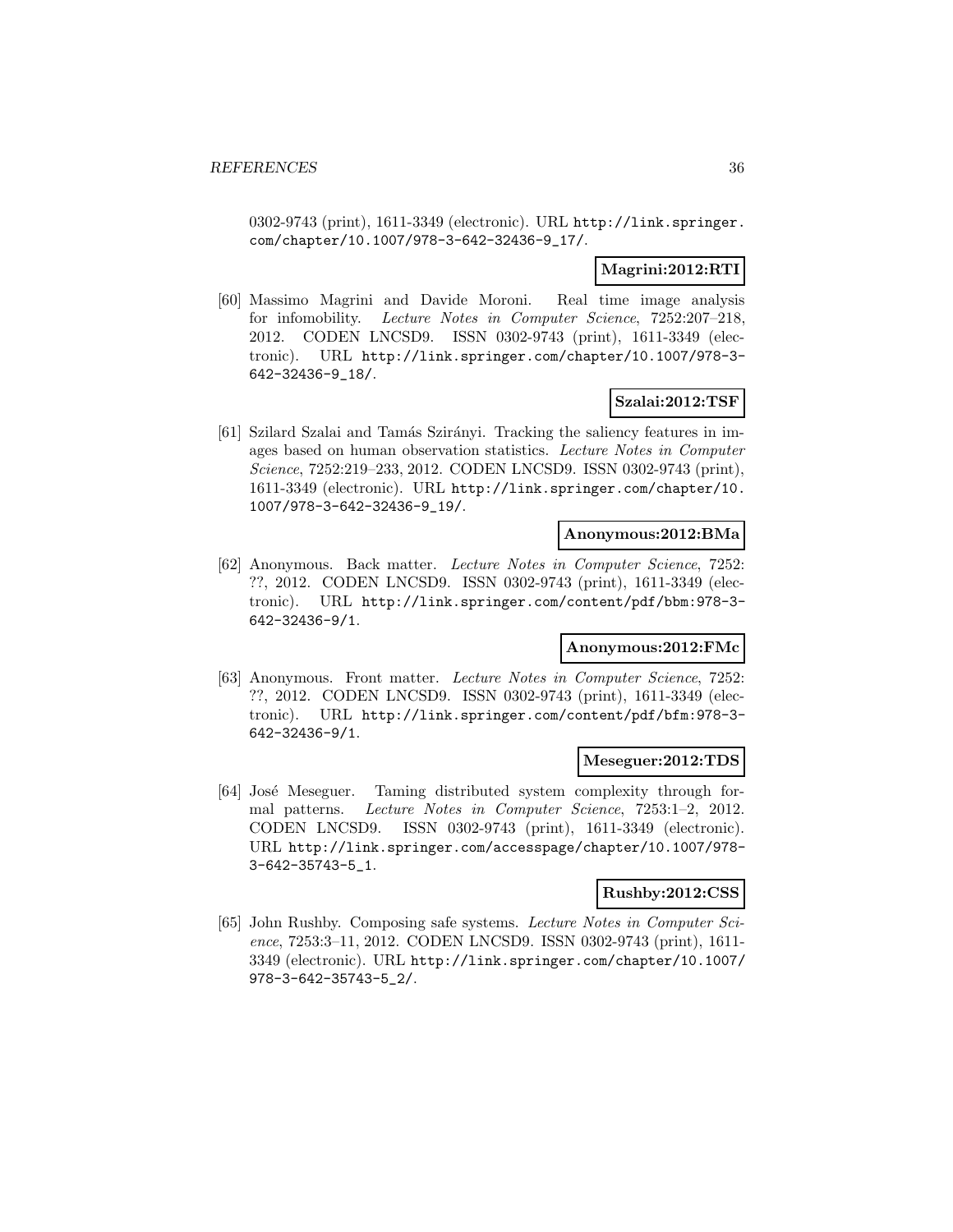0302-9743 (print), 1611-3349 (electronic). URL http://link.springer.com/chapter/10.1007/978-3-642-32436-9_17/.

**Magrini:2012:RTI**

[60] Massimo Magrini and Davide Moroni. Real time image analysis for infomobility. *Lecture Notes in Computer Science*, 7252:207–218, 2012. CODEN LNCSD9. ISSN 0302-9743 (print), 1611-3349 (electronic). URL http://link.springer.com/chapter/10.1007/978-3-642-32436-9_18/.

**Szalai:2012:TSF**

[61] Szilard Szalai and Tamás Szirányi. Tracking the saliency features in images based on human observation statistics. *Lecture Notes in Computer Science*, 7252:219–233, 2012. CODEN LNCSD9. ISSN 0302-9743 (print), 1611-3349 (electronic). URL http://link.springer.com/chapter/10.1007/978-3-642-32436-9_19/.

**Anonymous:2012:BMa**

[62] Anonymous. Back matter. *Lecture Notes in Computer Science*, 7252: ??, 2012. CODEN LNCSD9. ISSN 0302-9743 (print), 1611-3349 (electronic). URL http://link.springer.com/content/pdf/bbm:978-3-642-32436-9/1.

**Anonymous:2012:FMc**

[63] Anonymous. Front matter. *Lecture Notes in Computer Science*, 7252: ??, 2012. CODEN LNCSD9. ISSN 0302-9743 (print), 1611-3349 (electronic). URL http://link.springer.com/content/pdf/bfm:978-3-642-32436-9/1.

**Meseguer:2012:TDS**

[64] José Meseguer. Taming distributed system complexity through formal patterns. *Lecture Notes in Computer Science*, 7253:1–2, 2012. CODEN LNCSD9. ISSN 0302-9743 (print), 1611-3349 (electronic). URL http://link.springer.com/accesspage/chapter/10.1007/978-3-642-35743-5_1.

**Rushby:2012:CSS**

[65] John Rushby. Composing safe systems. *Lecture Notes in Computer Science*, 7253:3–11, 2012. CODEN LNCSD9. ISSN 0302-9743 (print), 1611-3349 (electronic). URL http://link.springer.com/chapter/10.1007/978-3-642-35743-5_2/.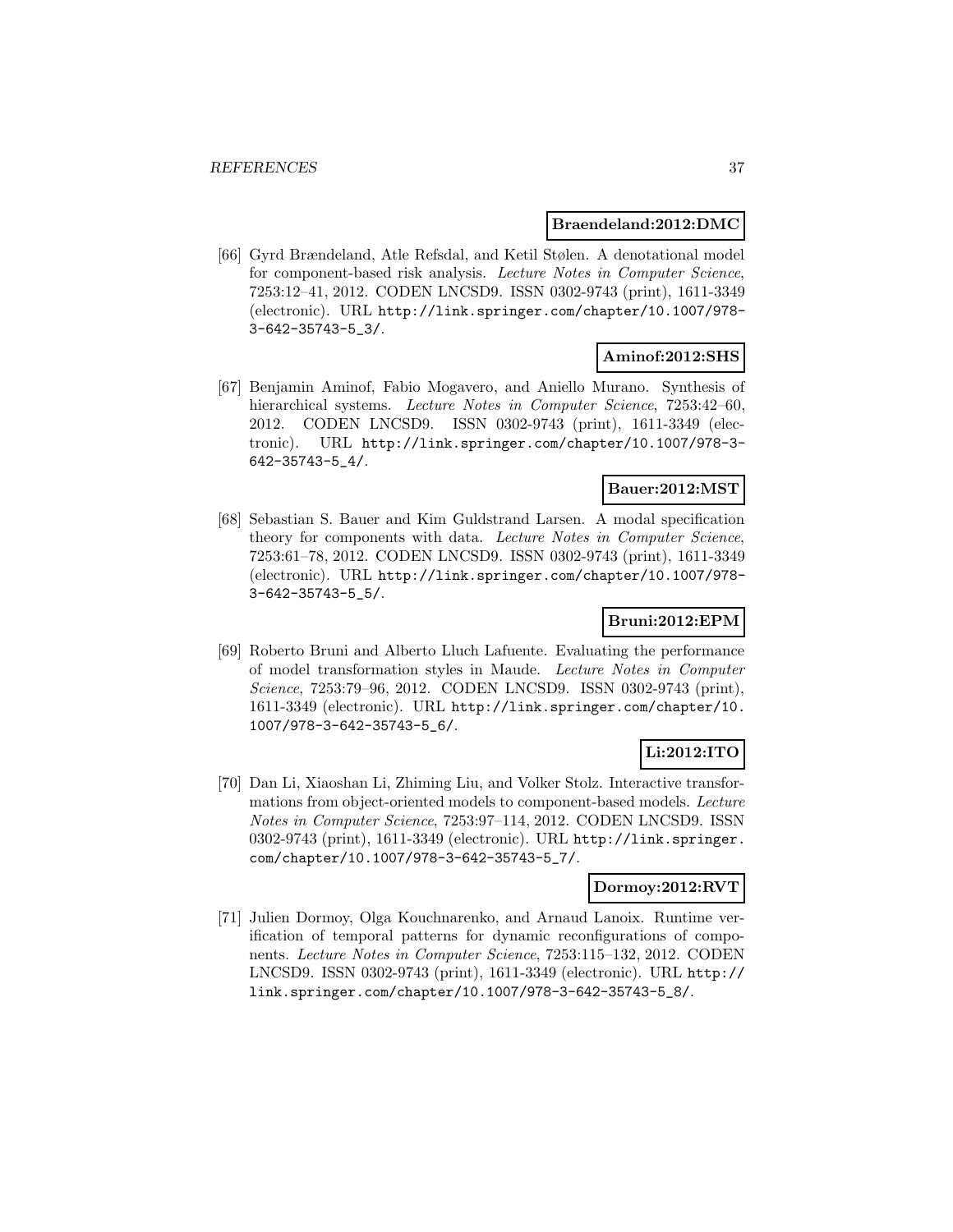**Braendeland:2012:DMC**

[66] Gyrd Brændeland, Atle Refsdal, and Ketil Stølen. A denotational model for component-based risk analysis. *Lecture Notes in Computer Science*, 7253:12–41, 2012. CODEN LNCSD9. ISSN 0302-9743 (print), 1611-3349 (electronic). URL http://link.springer.com/chapter/10.1007/978-3-642-35743-5_3/.

**Aminof:2012:SHS**

[67] Benjamin Aminof, Fabio Mogavero, and Aniello Murano. Synthesis of hierarchical systems. *Lecture Notes in Computer Science*, 7253:42–60, 2012. CODEN LNCSD9. ISSN 0302-9743 (print), 1611-3349 (electronic). URL http://link.springer.com/chapter/10.1007/978-3-642-35743-5_4/.

**Bauer:2012:MST**

[68] Sebastian S. Bauer and Kim Guldstrand Larsen. A modal specification theory for components with data. *Lecture Notes in Computer Science*, 7253:61–78, 2012. CODEN LNCSD9. ISSN 0302-9743 (print), 1611-3349 (electronic). URL http://link.springer.com/chapter/10.1007/978-3-642-35743-5_5/.

**Bruni:2012:EPM**

[69] Roberto Bruni and Alberto Lluch Lafuente. Evaluating the performance of model transformation styles in Maude. *Lecture Notes in Computer Science*, 7253:79–96, 2012. CODEN LNCSD9. ISSN 0302-9743 (print), 1611-3349 (electronic). URL http://link.springer.com/chapter/10.1007/978-3-642-35743-5_6/.

**Li:2012:ITO**

[70] Dan Li, Xiaoshan Li, Zhiming Liu, and Volker Stolz. Interactive transformations from object-oriented models to component-based models. *Lecture Notes in Computer Science*, 7253:97–114, 2012. CODEN LNCSD9. ISSN 0302-9743 (print), 1611-3349 (electronic). URL http://link.springer.com/chapter/10.1007/978-3-642-35743-5_7/.

**Dormoy:2012:RVT**

[71] Julien Dormoy, Olga Kouchnarenko, and Arnaud Lanoix. Runtime verification of temporal patterns for dynamic reconfigurations of components. *Lecture Notes in Computer Science*, 7253:115–132, 2012. CODEN LNCSD9. ISSN 0302-9743 (print), 1611-3349 (electronic). URL http://link.springer.com/chapter/10.1007/978-3-642-35743-5_8/.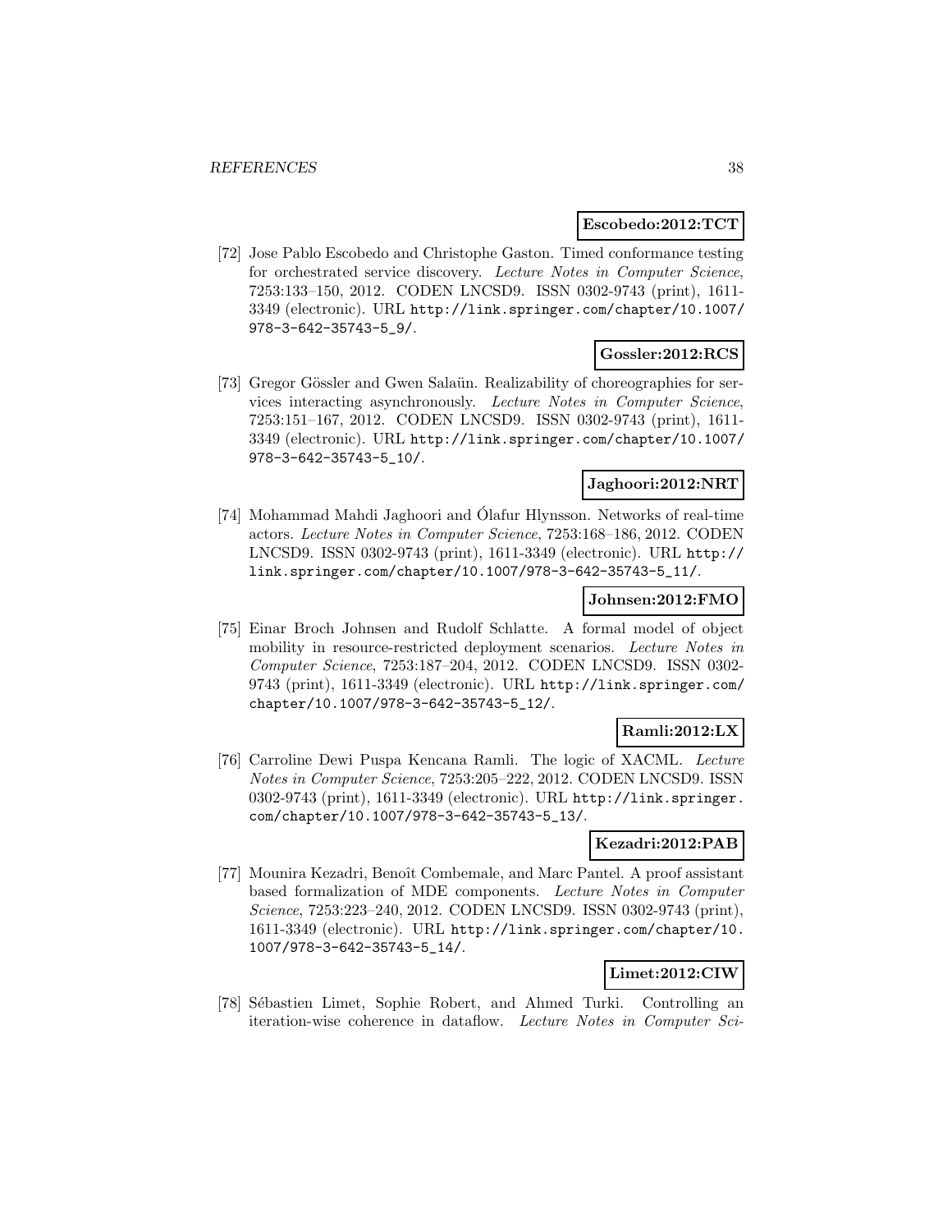**Escobedo:2012:TCT**

[72] Jose Pablo Escobedo and Christophe Gaston. Timed conformance testing for orchestrated service discovery. *Lecture Notes in Computer Science*, 7253:133–150, 2012. CODEN LNCSD9. ISSN 0302-9743 (print), 1611-3349 (electronic). URL http://link.springer.com/chapter/10.1007/978-3-642-35743-5_9/.

**Gossler:2012:RCS**

[73] Gregor Gössler and Gwen Salaün. Realizability of choreographies for services interacting asynchronously. *Lecture Notes in Computer Science*, 7253:151–167, 2012. CODEN LNCSD9. ISSN 0302-9743 (print), 1611-3349 (electronic). URL http://link.springer.com/chapter/10.1007/978-3-642-35743-5_10/.

**Jaghoori:2012:NRT**

[74] Mohammad Mahdi Jaghoori and Ólafur Hlynsson. Networks of real-time actors. *Lecture Notes in Computer Science*, 7253:168–186, 2012. CODEN LNCSD9. ISSN 0302-9743 (print), 1611-3349 (electronic). URL http://link.springer.com/chapter/10.1007/978-3-642-35743-5_11/.

**Johnsen:2012:FMO**

[75] Einar Broch Johnsen and Rudolf Schlatte. A formal model of object mobility in resource-restricted deployment scenarios. *Lecture Notes in Computer Science*, 7253:187–204, 2012. CODEN LNCSD9. ISSN 0302-9743 (print), 1611-3349 (electronic). URL http://link.springer.com/chapter/10.1007/978-3-642-35743-5_12/.

**Ramli:2012:LX**

[76] Carroline Dewi Puspa Kencana Ramli. The logic of XACML. *Lecture Notes in Computer Science*, 7253:205–222, 2012. CODEN LNCSD9. ISSN 0302-9743 (print), 1611-3349 (electronic). URL http://link.springer.com/chapter/10.1007/978-3-642-35743-5_13/.

**Kezadri:2012:PAB**

[77] Mounira Kezadri, Benoît Combemale, and Marc Pantel. A proof assistant based formalization of MDE components. *Lecture Notes in Computer Science*, 7253:223–240, 2012. CODEN LNCSD9. ISSN 0302-9743 (print), 1611-3349 (electronic). URL http://link.springer.com/chapter/10.1007/978-3-642-35743-5_14/.

**Limet:2012:CIW**

[78] Sébastien Limet, Sophie Robert, and Ahmed Turki. Controlling an iteration-wise coherence in dataflow. *Lecture Notes in Computer Sci-*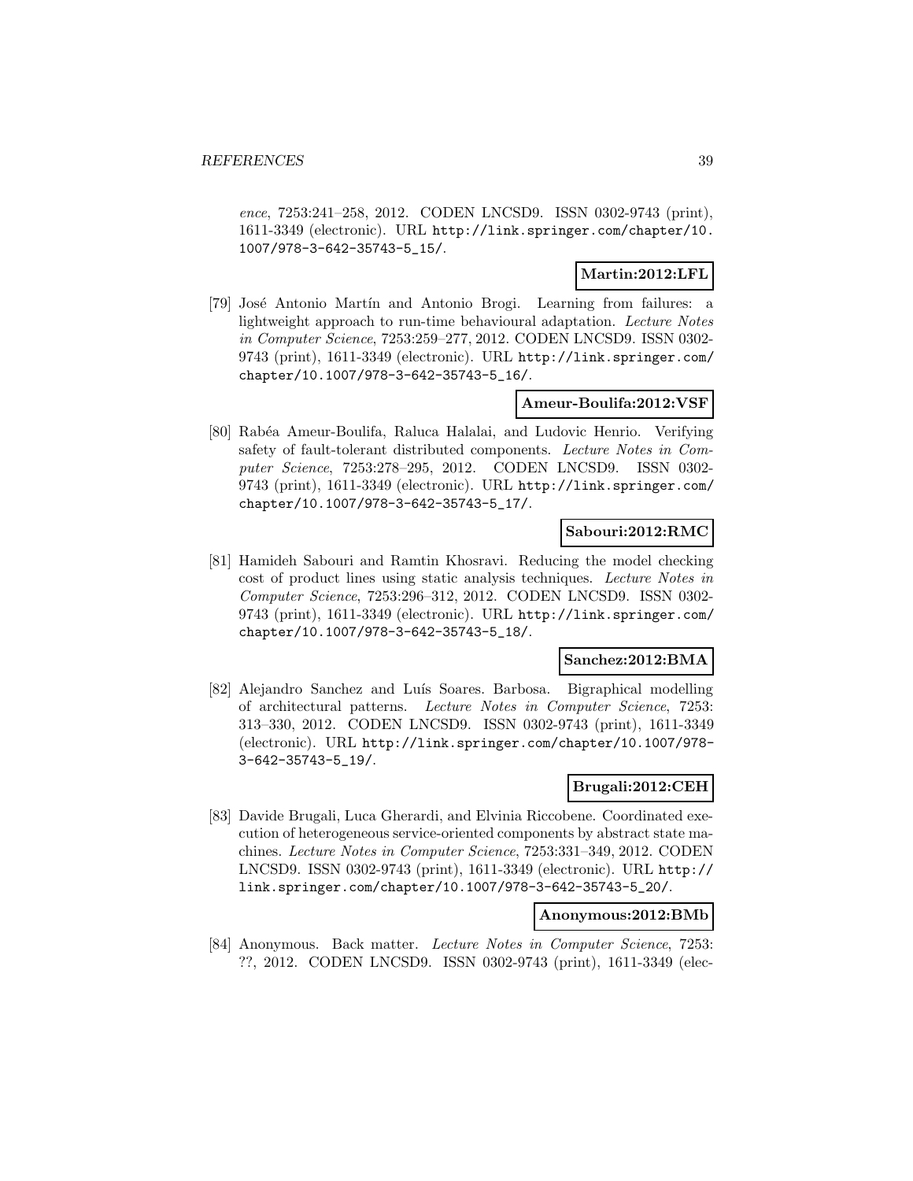*ence*, 7253:241–258, 2012. CODEN LNCSD9. ISSN 0302-9743 (print), 1611-3349 (electronic). URL http://link.springer.com/chapter/10.1007/978-3-642-35743-5_15/.

**Martin:2012:LFL**

[79] José Antonio Martín and Antonio Brogi. Learning from failures: a lightweight approach to run-time behavioural adaptation. *Lecture Notes in Computer Science*, 7253:259–277, 2012. CODEN LNCSD9. ISSN 0302-9743 (print), 1611-3349 (electronic). URL http://link.springer.com/chapter/10.1007/978-3-642-35743-5_16/.

**Ameur-Boulifa:2012:VSF**

[80] Rabéa Ameur-Boulifa, Raluca Halalai, and Ludovic Henrio. Verifying safety of fault-tolerant distributed components. *Lecture Notes in Computer Science*, 7253:278–295, 2012. CODEN LNCSD9. ISSN 0302-9743 (print), 1611-3349 (electronic). URL http://link.springer.com/chapter/10.1007/978-3-642-35743-5_17/.

**Sabouri:2012:RMC**

[81] Hamideh Sabouri and Ramtin Khosravi. Reducing the model checking cost of product lines using static analysis techniques. *Lecture Notes in Computer Science*, 7253:296–312, 2012. CODEN LNCSD9. ISSN 0302-9743 (print), 1611-3349 (electronic). URL http://link.springer.com/chapter/10.1007/978-3-642-35743-5_18/.

**Sanchez:2012:BMA**

[82] Alejandro Sanchez and Luís Soares. Barbosa. Bigraphical modelling of architectural patterns. *Lecture Notes in Computer Science*, 7253: 313–330, 2012. CODEN LNCSD9. ISSN 0302-9743 (print), 1611-3349 (electronic). URL http://link.springer.com/chapter/10.1007/978-3-642-35743-5_19/.

**Brugali:2012:CEH**

[83] Davide Brugali, Luca Gherardi, and Elvinia Riccobene. Coordinated execution of heterogeneous service-oriented components by abstract state machines. *Lecture Notes in Computer Science*, 7253:331–349, 2012. CODEN LNCSD9. ISSN 0302-9743 (print), 1611-3349 (electronic). URL http://link.springer.com/chapter/10.1007/978-3-642-35743-5_20/.

**Anonymous:2012:BMb**

[84] Anonymous. Back matter. *Lecture Notes in Computer Science*, 7253: ??, 2012. CODEN LNCSD9. ISSN 0302-9743 (print), 1611-3349 (elec-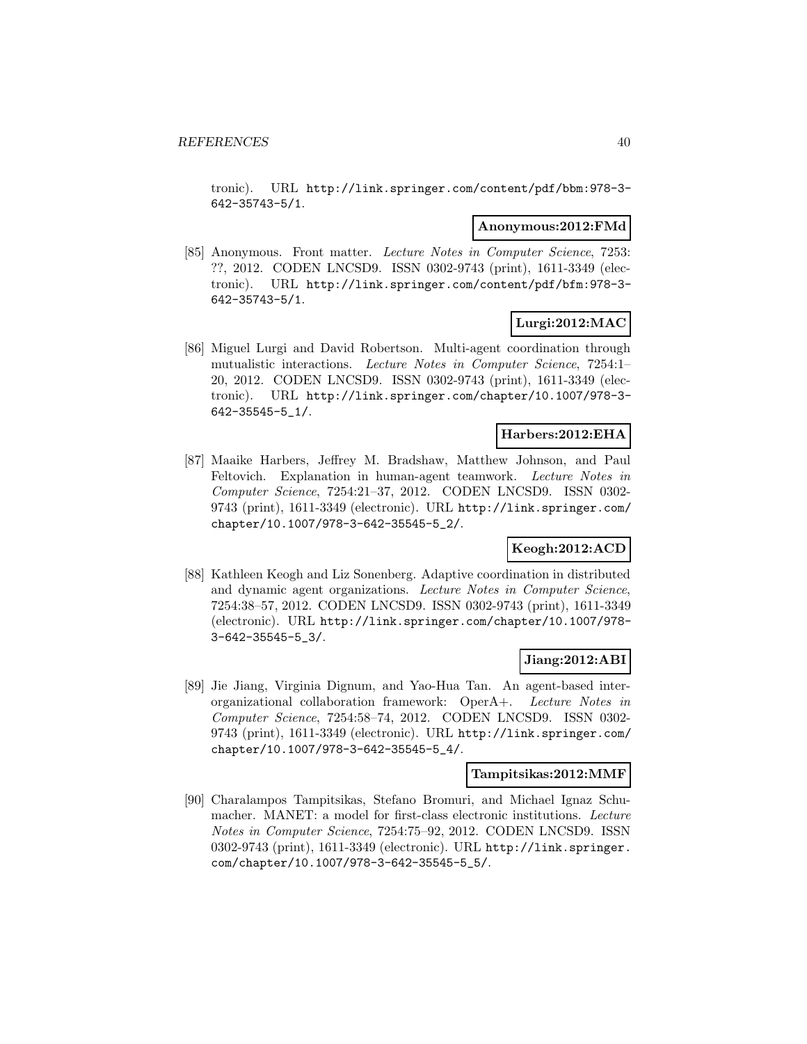tronic). URL http://link.springer.com/content/pdf/bbm:978-3-642-35743-5/1.

**Anonymous:2012:FMd**

[85] Anonymous. Front matter. *Lecture Notes in Computer Science*, 7253: ??, 2012. CODEN LNCSD9. ISSN 0302-9743 (print), 1611-3349 (electronic). URL http://link.springer.com/content/pdf/bfm:978-3-642-35743-5/1.

**Lurgi:2012:MAC**

[86] Miguel Lurgi and David Robertson. Multi-agent coordination through mutualistic interactions. *Lecture Notes in Computer Science*, 7254:1–20, 2012. CODEN LNCSD9. ISSN 0302-9743 (print), 1611-3349 (electronic). URL http://link.springer.com/chapter/10.1007/978-3-642-35545-5_1/.

**Harbers:2012:EHA**

[87] Maaike Harbers, Jeffrey M. Bradshaw, Matthew Johnson, and Paul Feltovich. Explanation in human-agent teamwork. *Lecture Notes in Computer Science*, 7254:21–37, 2012. CODEN LNCSD9. ISSN 0302-9743 (print), 1611-3349 (electronic). URL http://link.springer.com/chapter/10.1007/978-3-642-35545-5_2/.

**Keogh:2012:ACD**

[88] Kathleen Keogh and Liz Sonenberg. Adaptive coordination in distributed and dynamic agent organizations. *Lecture Notes in Computer Science*, 7254:38–57, 2012. CODEN LNCSD9. ISSN 0302-9743 (print), 1611-3349 (electronic). URL http://link.springer.com/chapter/10.1007/978-3-642-35545-5_3/.

**Jiang:2012:ABI**

[89] Jie Jiang, Virginia Dignum, and Yao-Hua Tan. An agent-based inter-organizational collaboration framework: OperA+. *Lecture Notes in Computer Science*, 7254:58–74, 2012. CODEN LNCSD9. ISSN 0302-9743 (print), 1611-3349 (electronic). URL http://link.springer.com/chapter/10.1007/978-3-642-35545-5_4/.

**Tampitsikas:2012:MMF**

[90] Charalampos Tampitsikas, Stefano Bromuri, and Michael Ignaz Schumacher. MANET: a model for first-class electronic institutions. *Lecture Notes in Computer Science*, 7254:75–92, 2012. CODEN LNCSD9. ISSN 0302-9743 (print), 1611-3349 (electronic). URL http://link.springer.com/chapter/10.1007/978-3-642-35545-5_5/.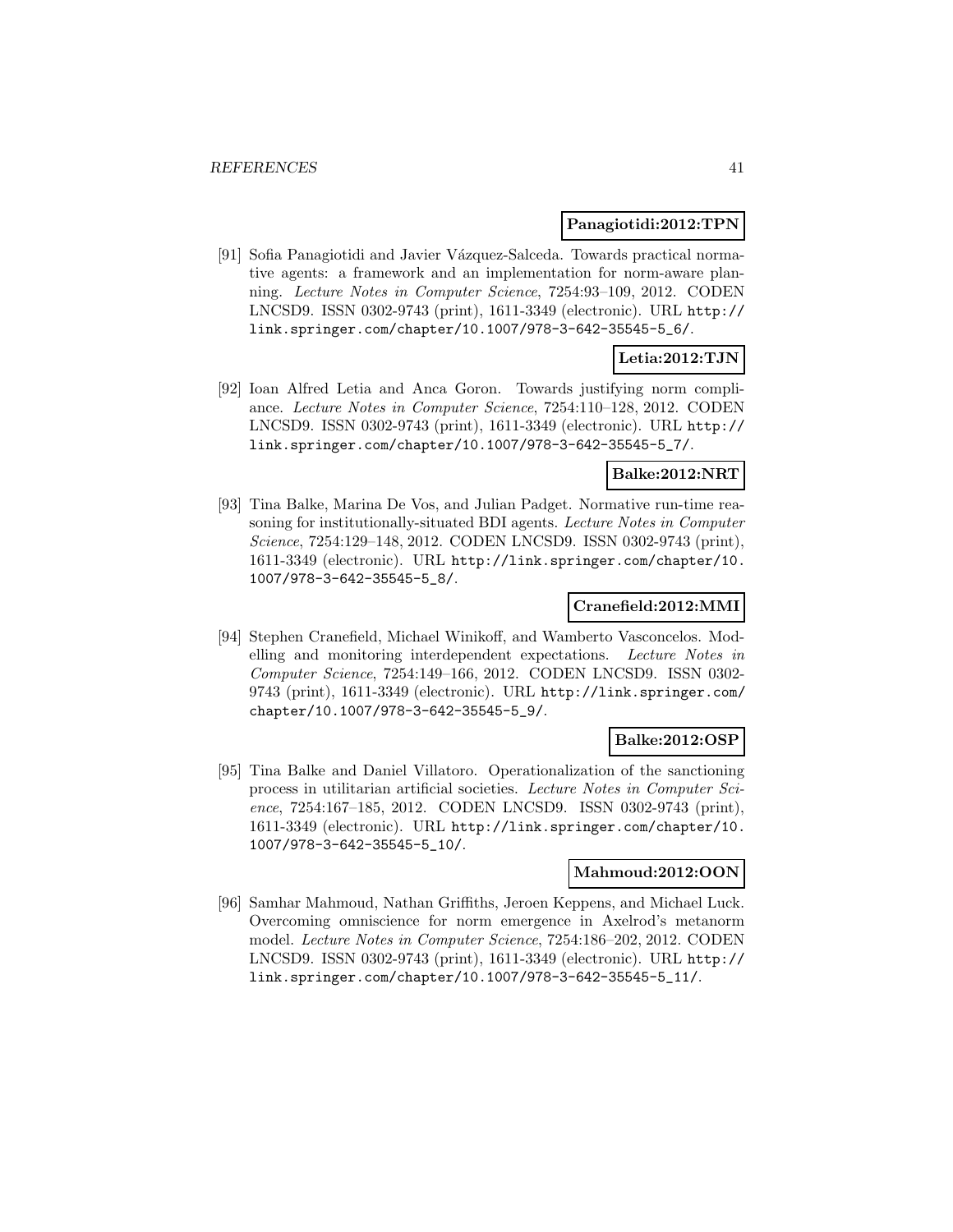**Panagiotidi:2012:TPN**

[91] Sofia Panagiotidi and Javier Vázquez-Salceda. Towards practical normative agents: a framework and an implementation for norm-aware planning. *Lecture Notes in Computer Science*, 7254:93–109, 2012. CODEN LNCSD9. ISSN 0302-9743 (print), 1611-3349 (electronic). URL http://link.springer.com/chapter/10.1007/978-3-642-35545-5_6/.

**Letia:2012:TJN**

[92] Ioan Alfred Letia and Anca Goron. Towards justifying norm compliance. *Lecture Notes in Computer Science*, 7254:110–128, 2012. CODEN LNCSD9. ISSN 0302-9743 (print), 1611-3349 (electronic). URL http://link.springer.com/chapter/10.1007/978-3-642-35545-5_7/.

**Balke:2012:NRT**

[93] Tina Balke, Marina De Vos, and Julian Padget. Normative run-time reasoning for institutionally-situated BDI agents. *Lecture Notes in Computer Science*, 7254:129–148, 2012. CODEN LNCSD9. ISSN 0302-9743 (print), 1611-3349 (electronic). URL http://link.springer.com/chapter/10.1007/978-3-642-35545-5_8/.

**Cranefield:2012:MMI**

[94] Stephen Cranefield, Michael Winikoff, and Wamberto Vasconcelos. Modelling and monitoring interdependent expectations. *Lecture Notes in Computer Science*, 7254:149–166, 2012. CODEN LNCSD9. ISSN 0302-9743 (print), 1611-3349 (electronic). URL http://link.springer.com/chapter/10.1007/978-3-642-35545-5_9/.

**Balke:2012:OSP**

[95] Tina Balke and Daniel Villatoro. Operationalization of the sanctioning process in utilitarian artificial societies. *Lecture Notes in Computer Science*, 7254:167–185, 2012. CODEN LNCSD9. ISSN 0302-9743 (print), 1611-3349 (electronic). URL http://link.springer.com/chapter/10.1007/978-3-642-35545-5_10/.

**Mahmoud:2012:OON**

[96] Samhar Mahmoud, Nathan Griffiths, Jeroen Keppens, and Michael Luck. Overcoming omniscience for norm emergence in Axelrod's metanorm model. *Lecture Notes in Computer Science*, 7254:186–202, 2012. CODEN LNCSD9. ISSN 0302-9743 (print), 1611-3349 (electronic). URL http://link.springer.com/chapter/10.1007/978-3-642-35545-5_11/.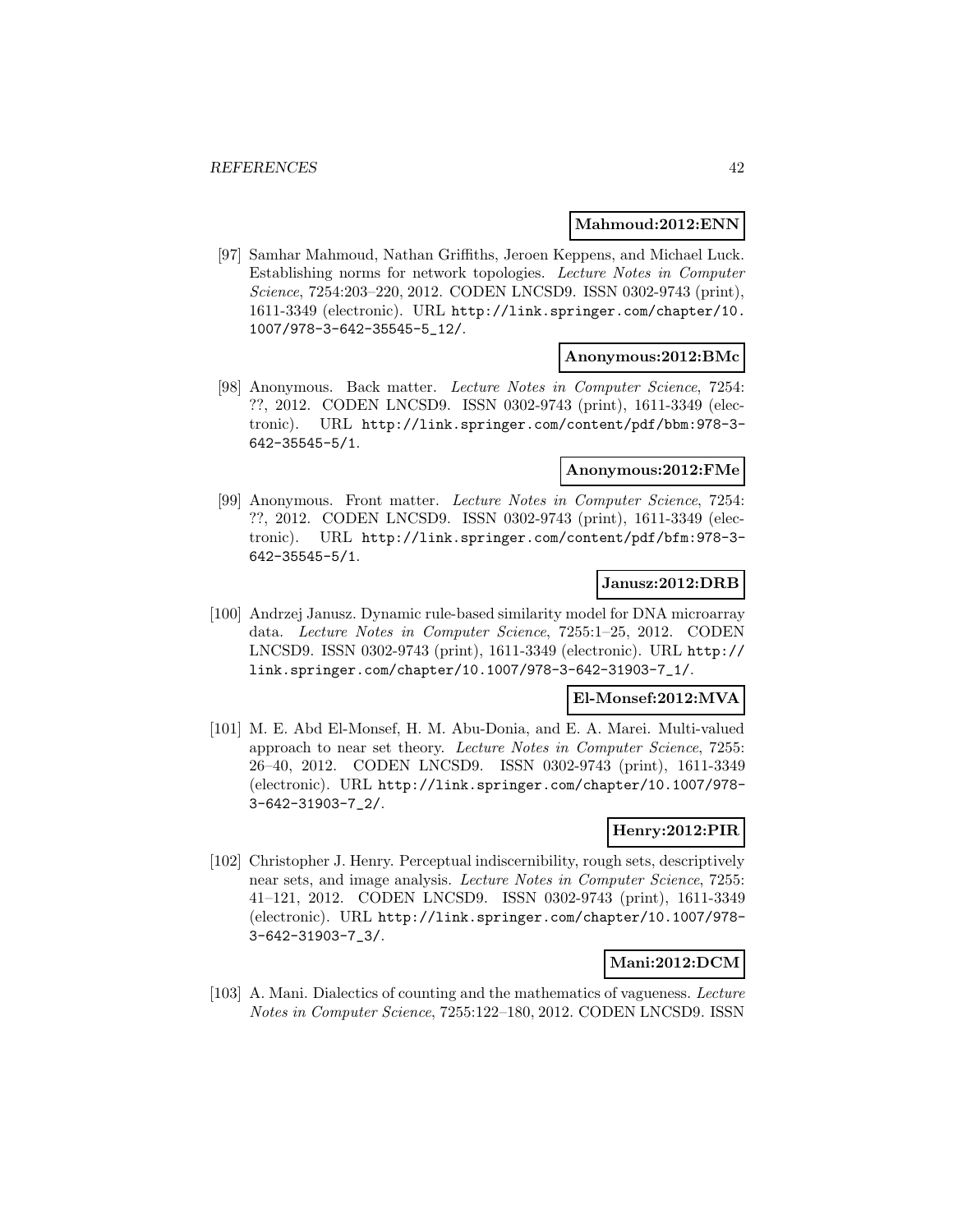**Mahmoud:2012:ENN**

[97] Samhar Mahmoud, Nathan Griffiths, Jeroen Keppens, and Michael Luck. Establishing norms for network topologies. *Lecture Notes in Computer Science*, 7254:203–220, 2012. CODEN LNCSD9. ISSN 0302-9743 (print), 1611-3349 (electronic). URL http://link.springer.com/chapter/10.1007/978-3-642-35545-5_12/.

**Anonymous:2012:BMc**

[98] Anonymous. Back matter. *Lecture Notes in Computer Science*, 7254: ??, 2012. CODEN LNCSD9. ISSN 0302-9743 (print), 1611-3349 (electronic). URL http://link.springer.com/content/pdf/bbm:978-3-642-35545-5/1.

**Anonymous:2012:FMe**

[99] Anonymous. Front matter. *Lecture Notes in Computer Science*, 7254: ??, 2012. CODEN LNCSD9. ISSN 0302-9743 (print), 1611-3349 (electronic). URL http://link.springer.com/content/pdf/bfm:978-3-642-35545-5/1.

**Janusz:2012:DRB**

[100] Andrzej Janusz. Dynamic rule-based similarity model for DNA microarray data. *Lecture Notes in Computer Science*, 7255:1–25, 2012. CODEN LNCSD9. ISSN 0302-9743 (print), 1611-3349 (electronic). URL http://link.springer.com/chapter/10.1007/978-3-642-31903-7_1/.

**El-Monsef:2012:MVA**

[101] M. E. Abd El-Monsef, H. M. Abu-Donia, and E. A. Marei. Multi-valued approach to near set theory. *Lecture Notes in Computer Science*, 7255: 26–40, 2012. CODEN LNCSD9. ISSN 0302-9743 (print), 1611-3349 (electronic). URL http://link.springer.com/chapter/10.1007/978-3-642-31903-7_2/.

**Henry:2012:PIR**

[102] Christopher J. Henry. Perceptual indiscernibility, rough sets, descriptively near sets, and image analysis. *Lecture Notes in Computer Science*, 7255: 41–121, 2012. CODEN LNCSD9. ISSN 0302-9743 (print), 1611-3349 (electronic). URL http://link.springer.com/chapter/10.1007/978-3-642-31903-7_3/.

**Mani:2012:DCM**

[103] A. Mani. Dialectics of counting and the mathematics of vagueness. *Lecture Notes in Computer Science*, 7255:122–180, 2012. CODEN LNCSD9. ISSN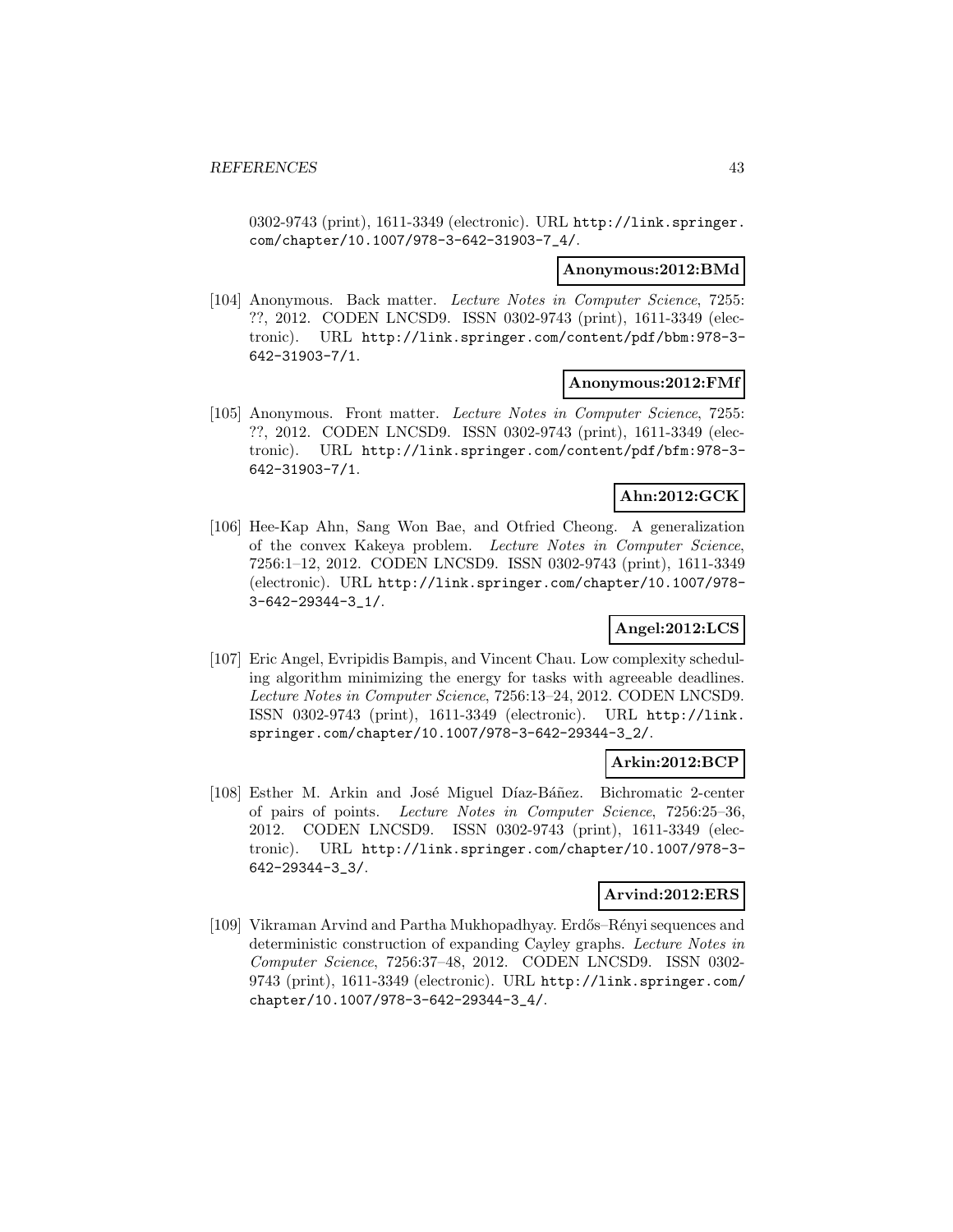0302-9743 (print), 1611-3349 (electronic). URL http://link.springer.com/chapter/10.1007/978-3-642-31903-7_4/.

**Anonymous:2012:BMd**

[104] Anonymous. Back matter. *Lecture Notes in Computer Science*, 7255: ??, 2012. CODEN LNCSD9. ISSN 0302-9743 (print), 1611-3349 (electronic). URL http://link.springer.com/content/pdf/bbm:978-3-642-31903-7/1.

**Anonymous:2012:FMf**

[105] Anonymous. Front matter. *Lecture Notes in Computer Science*, 7255: ??, 2012. CODEN LNCSD9. ISSN 0302-9743 (print), 1611-3349 (electronic). URL http://link.springer.com/content/pdf/bfm:978-3-642-31903-7/1.

**Ahn:2012:GCK**

[106] Hee-Kap Ahn, Sang Won Bae, and Otfried Cheong. A generalization of the convex Kakeya problem. *Lecture Notes in Computer Science*, 7256:1–12, 2012. CODEN LNCSD9. ISSN 0302-9743 (print), 1611-3349 (electronic). URL http://link.springer.com/chapter/10.1007/978-3-642-29344-3_1/.

**Angel:2012:LCS**

[107] Eric Angel, Evripidis Bampis, and Vincent Chau. Low complexity scheduling algorithm minimizing the energy for tasks with agreeable deadlines. *Lecture Notes in Computer Science*, 7256:13–24, 2012. CODEN LNCSD9. ISSN 0302-9743 (print), 1611-3349 (electronic). URL http://link.springer.com/chapter/10.1007/978-3-642-29344-3_2/.

**Arkin:2012:BCP**

[108] Esther M. Arkin and José Miguel Díaz-Báñez. Bichromatic 2-center of pairs of points. *Lecture Notes in Computer Science*, 7256:25–36, 2012. CODEN LNCSD9. ISSN 0302-9743 (print), 1611-3349 (electronic). URL http://link.springer.com/chapter/10.1007/978-3-642-29344-3_3/.

**Arvind:2012:ERS**

[109] Vikraman Arvind and Partha Mukhopadhyay. Erdős–Rényi sequences and deterministic construction of expanding Cayley graphs. *Lecture Notes in Computer Science*, 7256:37–48, 2012. CODEN LNCSD9. ISSN 0302-9743 (print), 1611-3349 (electronic). URL http://link.springer.com/chapter/10.1007/978-3-642-29344-3_4/.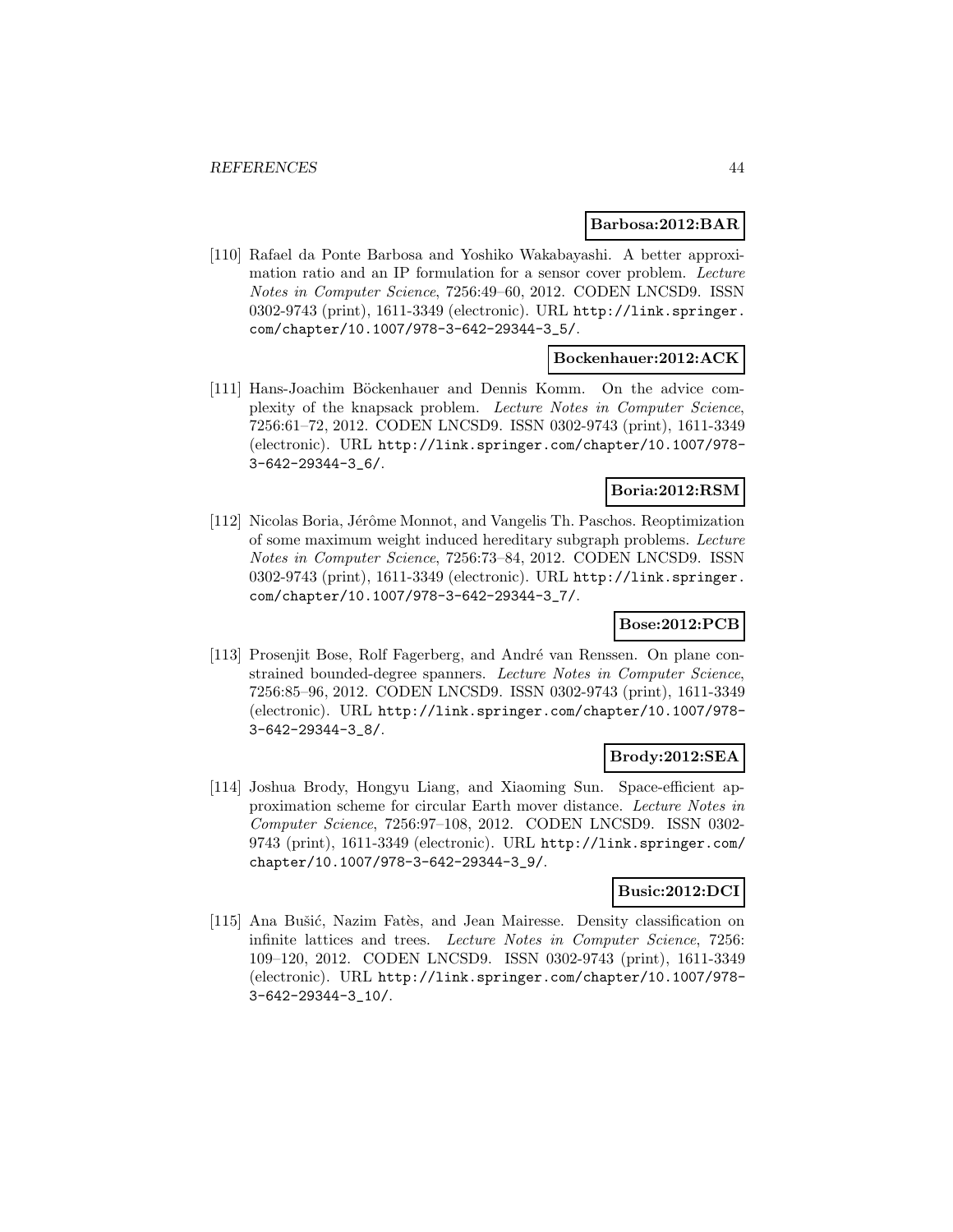**Barbosa:2012:BAR**

[110] Rafael da Ponte Barbosa and Yoshiko Wakabayashi. A better approximation ratio and an IP formulation for a sensor cover problem. *Lecture Notes in Computer Science*, 7256:49–60, 2012. CODEN LNCSD9. ISSN 0302-9743 (print), 1611-3349 (electronic). URL http://link.springer.com/chapter/10.1007/978-3-642-29344-3_5/.

**Bockenhauer:2012:ACK**

[111] Hans-Joachim Böckenhauer and Dennis Komm. On the advice complexity of the knapsack problem. *Lecture Notes in Computer Science*, 7256:61–72, 2012. CODEN LNCSD9. ISSN 0302-9743 (print), 1611-3349 (electronic). URL http://link.springer.com/chapter/10.1007/978-3-642-29344-3_6/.

**Boria:2012:RSM**

[112] Nicolas Boria, Jérôme Monnot, and Vangelis Th. Paschos. Reoptimization of some maximum weight induced hereditary subgraph problems. *Lecture Notes in Computer Science*, 7256:73–84, 2012. CODEN LNCSD9. ISSN 0302-9743 (print), 1611-3349 (electronic). URL http://link.springer.com/chapter/10.1007/978-3-642-29344-3_7/.

**Bose:2012:PCB**

[113] Prosenjit Bose, Rolf Fagerberg, and André van Renssen. On plane constrained bounded-degree spanners. *Lecture Notes in Computer Science*, 7256:85–96, 2012. CODEN LNCSD9. ISSN 0302-9743 (print), 1611-3349 (electronic). URL http://link.springer.com/chapter/10.1007/978-3-642-29344-3_8/.

**Brody:2012:SEA**

[114] Joshua Brody, Hongyu Liang, and Xiaoming Sun. Space-efficient approximation scheme for circular Earth mover distance. *Lecture Notes in Computer Science*, 7256:97–108, 2012. CODEN LNCSD9. ISSN 0302-9743 (print), 1611-3349 (electronic). URL http://link.springer.com/chapter/10.1007/978-3-642-29344-3_9/.

**Busic:2012:DCI**

[115] Ana Bušić, Nazim Fatès, and Jean Mairesse. Density classification on infinite lattices and trees. *Lecture Notes in Computer Science*, 7256:109–120, 2012. CODEN LNCSD9. ISSN 0302-9743 (print), 1611-3349 (electronic). URL http://link.springer.com/chapter/10.1007/978-3-642-29344-3_10/.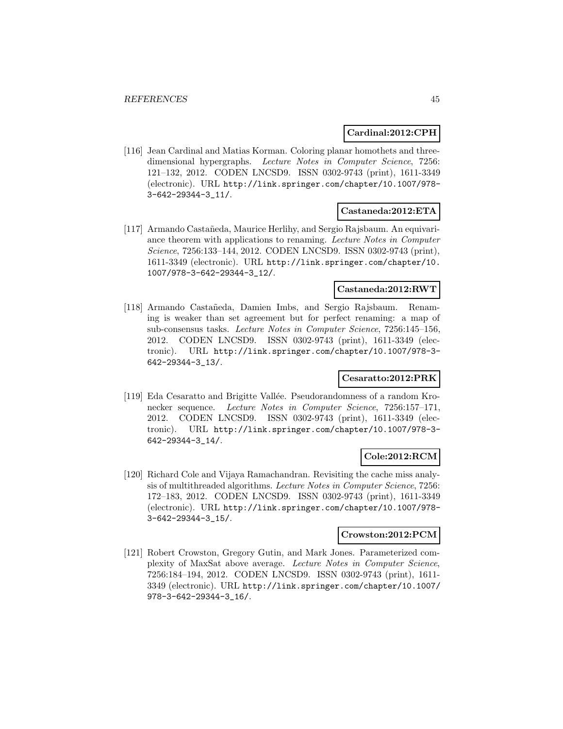**Cardinal:2012:CPH**

[116] Jean Cardinal and Matias Korman. Coloring planar homothets and three-dimensional hypergraphs. *Lecture Notes in Computer Science*, 7256: 121–132, 2012. CODEN LNCSD9. ISSN 0302-9743 (print), 1611-3349 (electronic). URL http://link.springer.com/chapter/10.1007/978-3-642-29344-3_11/.

**Castaneda:2012:ETA**

[117] Armando Castañeda, Maurice Herlihy, and Sergio Rajsbaum. An equivariance theorem with applications to renaming. *Lecture Notes in Computer Science*, 7256:133–144, 2012. CODEN LNCSD9. ISSN 0302-9743 (print), 1611-3349 (electronic). URL http://link.springer.com/chapter/10.1007/978-3-642-29344-3_12/.

**Castaneda:2012:RWT**

[118] Armando Castañeda, Damien Imbs, and Sergio Rajsbaum. Renaming is weaker than set agreement but for perfect renaming: a map of sub-consensus tasks. *Lecture Notes in Computer Science*, 7256:145–156, 2012. CODEN LNCSD9. ISSN 0302-9743 (print), 1611-3349 (electronic). URL http://link.springer.com/chapter/10.1007/978-3-642-29344-3_13/.

**Cesaratto:2012:PRK**

[119] Eda Cesaratto and Brigitte Vallée. Pseudorandomness of a random Kronecker sequence. *Lecture Notes in Computer Science*, 7256:157–171, 2012. CODEN LNCSD9. ISSN 0302-9743 (print), 1611-3349 (electronic). URL http://link.springer.com/chapter/10.1007/978-3-642-29344-3_14/.

**Cole:2012:RCM**

[120] Richard Cole and Vijaya Ramachandran. Revisiting the cache miss analysis of multithreaded algorithms. *Lecture Notes in Computer Science*, 7256: 172–183, 2012. CODEN LNCSD9. ISSN 0302-9743 (print), 1611-3349 (electronic). URL http://link.springer.com/chapter/10.1007/978-3-642-29344-3_15/.

**Crowston:2012:PCM**

[121] Robert Crowston, Gregory Gutin, and Mark Jones. Parameterized complexity of MaxSat above average. *Lecture Notes in Computer Science*, 7256:184–194, 2012. CODEN LNCSD9. ISSN 0302-9743 (print), 1611-3349 (electronic). URL http://link.springer.com/chapter/10.1007/978-3-642-29344-3_16/.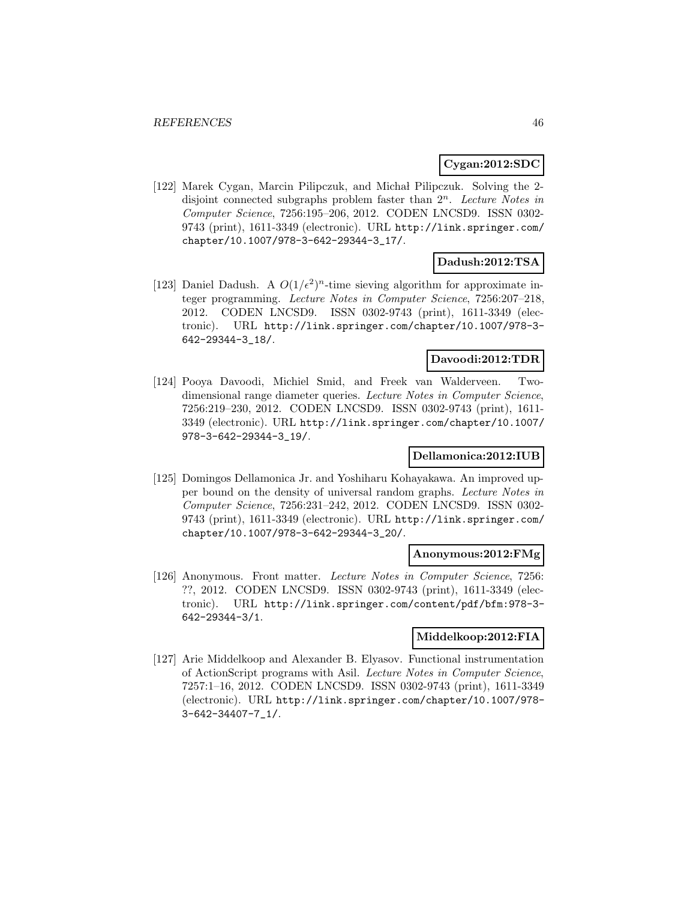**Cygan:2012:SDC**

[122] Marek Cygan, Marcin Pilipczuk, and Michał Pilipczuk. Solving the 2-disjoint connected subgraphs problem faster than $2^n$. *Lecture Notes in Computer Science*, 7256:195–206, 2012. CODEN LNCSD9. ISSN 0302-9743 (print), 1611-3349 (electronic). URL http://link.springer.com/chapter/10.1007/978-3-642-29344-3_17/.

**Dadush:2012:TSA**

[123] Daniel Dadush. A $O(1/\epsilon^2)^n$-time sieving algorithm for approximate integer programming. *Lecture Notes in Computer Science*, 7256:207–218, 2012. CODEN LNCSD9. ISSN 0302-9743 (print), 1611-3349 (electronic). URL http://link.springer.com/chapter/10.1007/978-3-642-29344-3_18/.

**Davoodi:2012:TDR**

[124] Pooya Davoodi, Michiel Smid, and Freek van Walderveen. Two-dimensional range diameter queries. *Lecture Notes in Computer Science*, 7256:219–230, 2012. CODEN LNCSD9. ISSN 0302-9743 (print), 1611-3349 (electronic). URL http://link.springer.com/chapter/10.1007/978-3-642-29344-3_19/.

**Dellamonica:2012:IUB**

[125] Domingos Dellamonica Jr. and Yoshiharu Kohayakawa. An improved upper bound on the density of universal random graphs. *Lecture Notes in Computer Science*, 7256:231–242, 2012. CODEN LNCSD9. ISSN 0302-9743 (print), 1611-3349 (electronic). URL http://link.springer.com/chapter/10.1007/978-3-642-29344-3_20/.

**Anonymous:2012:FMg**

[126] Anonymous. Front matter. *Lecture Notes in Computer Science*, 7256: ??, 2012. CODEN LNCSD9. ISSN 0302-9743 (print), 1611-3349 (electronic). URL http://link.springer.com/content/pdf/bfm:978-3-642-29344-3/1.

**Middelkoop:2012:FIA**

[127] Arie Middelkoop and Alexander B. Elyasov. Functional instrumentation of ActionScript programs with Asil. *Lecture Notes in Computer Science*, 7257:1–16, 2012. CODEN LNCSD9. ISSN 0302-9743 (print), 1611-3349 (electronic). URL http://link.springer.com/chapter/10.1007/978-3-642-34407-7_1/.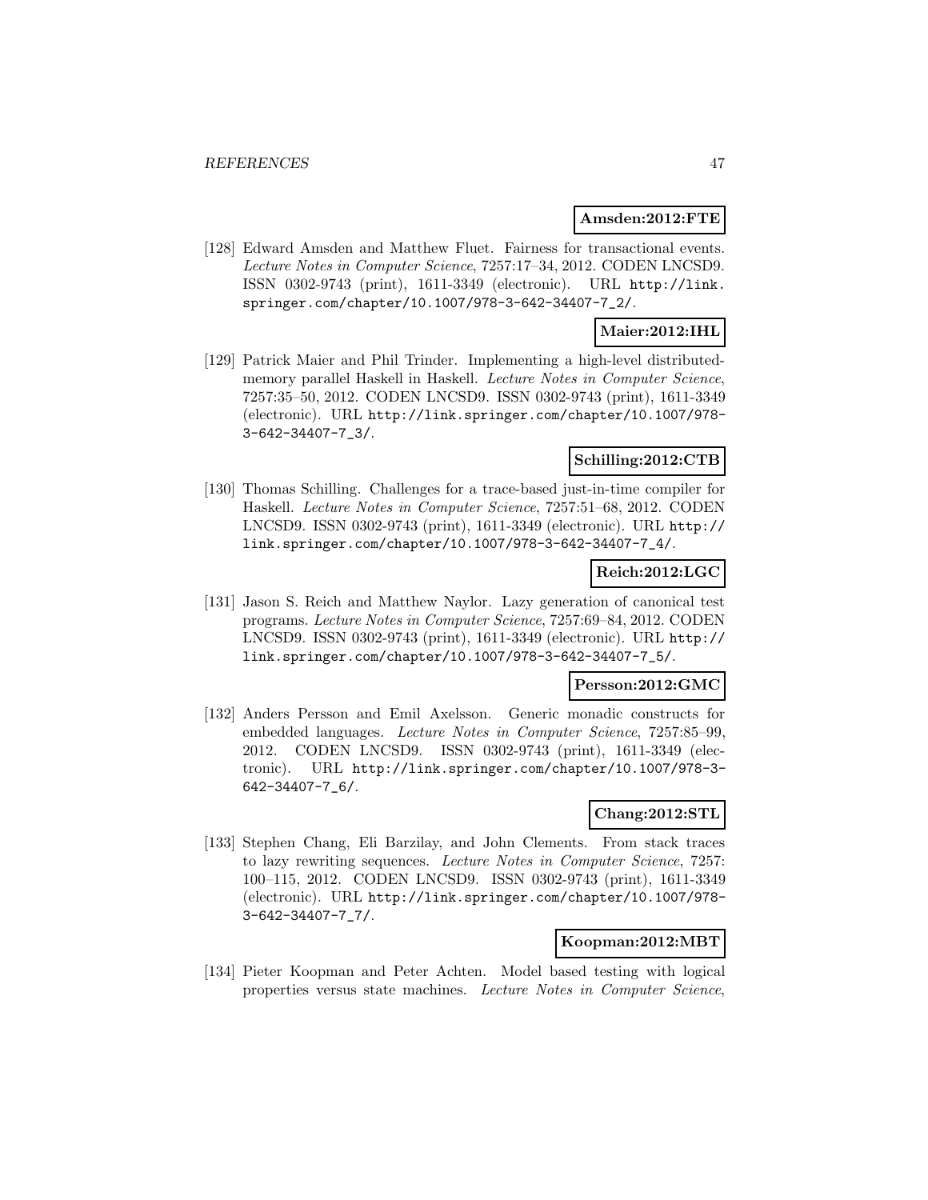**Amsden:2012:FTE**

[128] Edward Amsden and Matthew Fluet. Fairness for transactional events. *Lecture Notes in Computer Science*, 7257:17–34, 2012. CODEN LNCSD9. ISSN 0302-9743 (print), 1611-3349 (electronic). URL http://link.springer.com/chapter/10.1007/978-3-642-34407-7_2/.

**Maier:2012:IHL**

[129] Patrick Maier and Phil Trinder. Implementing a high-level distributed-memory parallel Haskell in Haskell. *Lecture Notes in Computer Science*, 7257:35–50, 2012. CODEN LNCSD9. ISSN 0302-9743 (print), 1611-3349 (electronic). URL http://link.springer.com/chapter/10.1007/978-3-642-34407-7_3/.

**Schilling:2012:CTB**

[130] Thomas Schilling. Challenges for a trace-based just-in-time compiler for Haskell. *Lecture Notes in Computer Science*, 7257:51–68, 2012. CODEN LNCSD9. ISSN 0302-9743 (print), 1611-3349 (electronic). URL http://link.springer.com/chapter/10.1007/978-3-642-34407-7_4/.

**Reich:2012:LGC**

[131] Jason S. Reich and Matthew Naylor. Lazy generation of canonical test programs. *Lecture Notes in Computer Science*, 7257:69–84, 2012. CODEN LNCSD9. ISSN 0302-9743 (print), 1611-3349 (electronic). URL http://link.springer.com/chapter/10.1007/978-3-642-34407-7_5/.

**Persson:2012:GMC**

[132] Anders Persson and Emil Axelsson. Generic monadic constructs for embedded languages. *Lecture Notes in Computer Science*, 7257:85–99, 2012. CODEN LNCSD9. ISSN 0302-9743 (print), 1611-3349 (electronic). URL http://link.springer.com/chapter/10.1007/978-3-642-34407-7_6/.

**Chang:2012:STL**

[133] Stephen Chang, Eli Barzilay, and John Clements. From stack traces to lazy rewriting sequences. *Lecture Notes in Computer Science*, 7257:100–115, 2012. CODEN LNCSD9. ISSN 0302-9743 (print), 1611-3349 (electronic). URL http://link.springer.com/chapter/10.1007/978-3-642-34407-7_7/.

**Koopman:2012:MBT**

[134] Pieter Koopman and Peter Achten. Model based testing with logical properties versus state machines. *Lecture Notes in Computer Science*,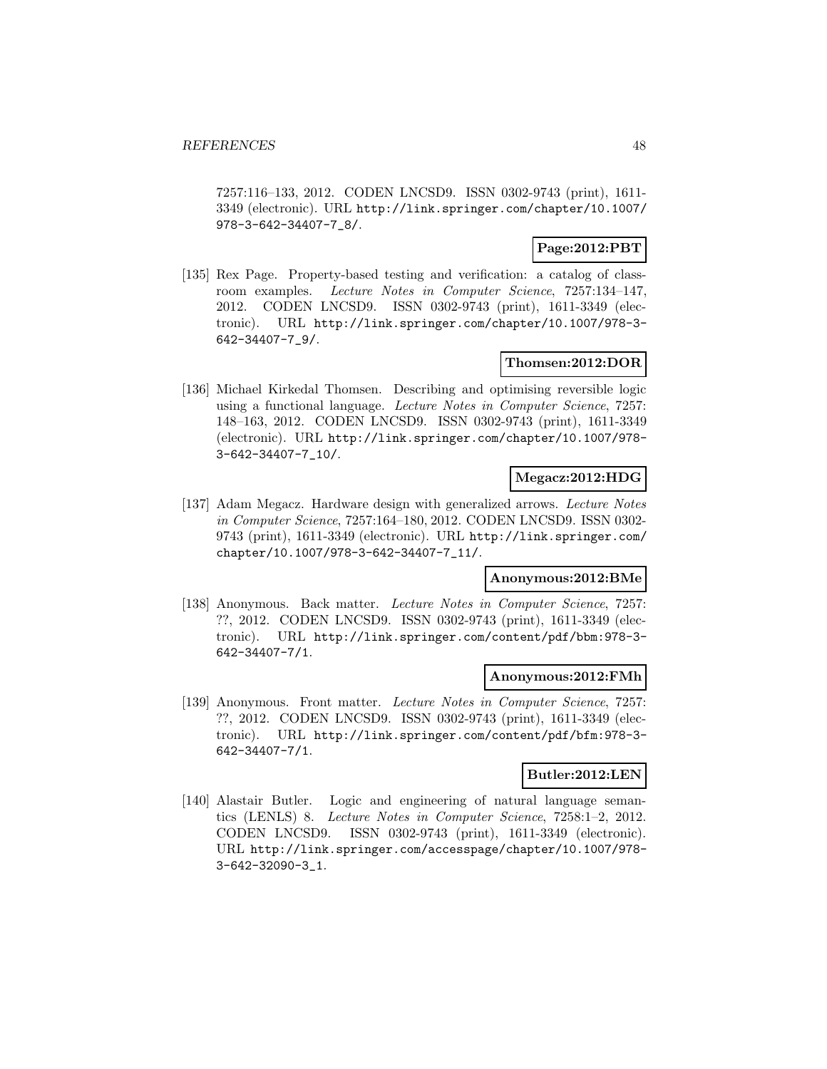7257:116–133, 2012. CODEN LNCSD9. ISSN 0302-9743 (print), 1611-3349 (electronic). URL http://link.springer.com/chapter/10.1007/978-3-642-34407-7_8/.

**Page:2012:PBT**

[135] Rex Page. Property-based testing and verification: a catalog of classroom examples. *Lecture Notes in Computer Science*, 7257:134–147, 2012. CODEN LNCSD9. ISSN 0302-9743 (print), 1611-3349 (electronic). URL http://link.springer.com/chapter/10.1007/978-3-642-34407-7_9/.

**Thomsen:2012:DOR**

[136] Michael Kirkedal Thomsen. Describing and optimising reversible logic using a functional language. *Lecture Notes in Computer Science*, 7257: 148–163, 2012. CODEN LNCSD9. ISSN 0302-9743 (print), 1611-3349 (electronic). URL http://link.springer.com/chapter/10.1007/978-3-642-34407-7_10/.

**Megacz:2012:HDG**

[137] Adam Megacz. Hardware design with generalized arrows. *Lecture Notes in Computer Science*, 7257:164–180, 2012. CODEN LNCSD9. ISSN 0302-9743 (print), 1611-3349 (electronic). URL http://link.springer.com/chapter/10.1007/978-3-642-34407-7_11/.

**Anonymous:2012:BMe**

[138] Anonymous. Back matter. *Lecture Notes in Computer Science*, 7257: ??, 2012. CODEN LNCSD9. ISSN 0302-9743 (print), 1611-3349 (electronic). URL http://link.springer.com/content/pdf/bbm:978-3-642-34407-7/1.

**Anonymous:2012:FMh**

[139] Anonymous. Front matter. *Lecture Notes in Computer Science*, 7257: ??, 2012. CODEN LNCSD9. ISSN 0302-9743 (print), 1611-3349 (electronic). URL http://link.springer.com/content/pdf/bfm:978-3-642-34407-7/1.

**Butler:2012:LEN**

[140] Alastair Butler. Logic and engineering of natural language semantics (LENLS) 8. *Lecture Notes in Computer Science*, 7258:1–2, 2012. CODEN LNCSD9. ISSN 0302-9743 (print), 1611-3349 (electronic). URL http://link.springer.com/accesspage/chapter/10.1007/978-3-642-32090-3_1.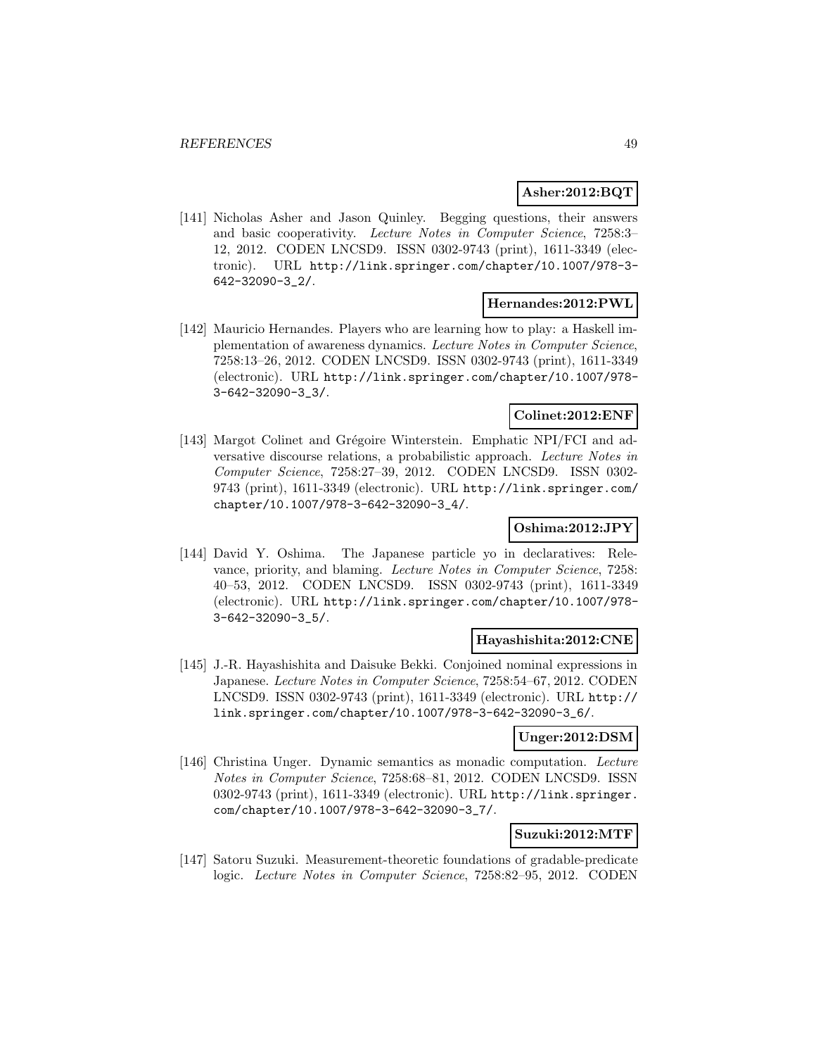**Asher:2012:BQT**

[141] Nicholas Asher and Jason Quinley. Begging questions, their answers and basic cooperativity. *Lecture Notes in Computer Science*, 7258:3–12, 2012. CODEN LNCSD9. ISSN 0302-9743 (print), 1611-3349 (electronic). URL http://link.springer.com/chapter/10.1007/978-3-642-32090-3_2/.

**Hernandes:2012:PWL**

[142] Mauricio Hernandes. Players who are learning how to play: a Haskell implementation of awareness dynamics. *Lecture Notes in Computer Science*, 7258:13–26, 2012. CODEN LNCSD9. ISSN 0302-9743 (print), 1611-3349 (electronic). URL http://link.springer.com/chapter/10.1007/978-3-642-32090-3_3/.

**Colinet:2012:ENF**

[143] Margot Colinet and Grégoire Winterstein. Emphatic NPI/FCI and adversative discourse relations, a probabilistic approach. *Lecture Notes in Computer Science*, 7258:27–39, 2012. CODEN LNCSD9. ISSN 0302-9743 (print), 1611-3349 (electronic). URL http://link.springer.com/chapter/10.1007/978-3-642-32090-3_4/.

**Oshima:2012:JPY**

[144] David Y. Oshima. The Japanese particle yo in declaratives: Relevance, priority, and blaming. *Lecture Notes in Computer Science*, 7258:40–53, 2012. CODEN LNCSD9. ISSN 0302-9743 (print), 1611-3349 (electronic). URL http://link.springer.com/chapter/10.1007/978-3-642-32090-3_5/.

**Hayashishita:2012:CNE**

[145] J.-R. Hayashishita and Daisuke Bekki. Conjoined nominal expressions in Japanese. *Lecture Notes in Computer Science*, 7258:54–67, 2012. CODEN LNCSD9. ISSN 0302-9743 (print), 1611-3349 (electronic). URL http://link.springer.com/chapter/10.1007/978-3-642-32090-3_6/.

**Unger:2012:DSM**

[146] Christina Unger. Dynamic semantics as monadic computation. *Lecture Notes in Computer Science*, 7258:68–81, 2012. CODEN LNCSD9. ISSN 0302-9743 (print), 1611-3349 (electronic). URL http://link.springer.com/chapter/10.1007/978-3-642-32090-3_7/.

**Suzuki:2012:MTF**

[147] Satoru Suzuki. Measurement-theoretic foundations of gradable-predicate logic. *Lecture Notes in Computer Science*, 7258:82–95, 2012. CODEN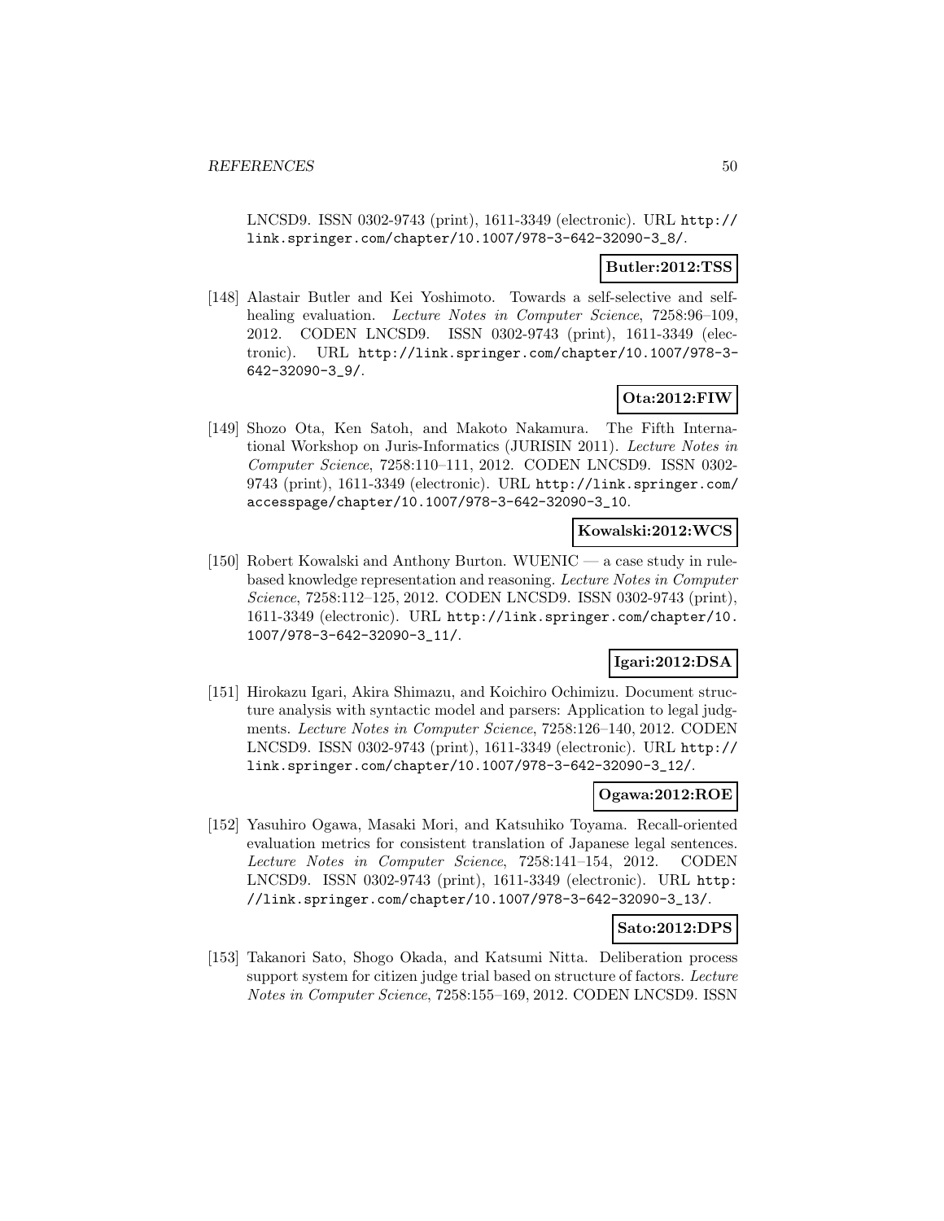LNCSD9. ISSN 0302-9743 (print), 1611-3349 (electronic). URL http://link.springer.com/chapter/10.1007/978-3-642-32090-3_8/.

**Butler:2012:TSS**

[148] Alastair Butler and Kei Yoshimoto. Towards a self-selective and self-healing evaluation. *Lecture Notes in Computer Science*, 7258:96–109, 2012. CODEN LNCSD9. ISSN 0302-9743 (print), 1611-3349 (electronic). URL http://link.springer.com/chapter/10.1007/978-3-642-32090-3_9/.

**Ota:2012:FIW**

[149] Shozo Ota, Ken Satoh, and Makoto Nakamura. The Fifth International Workshop on Juris-Informatics (JURISIN 2011). *Lecture Notes in Computer Science*, 7258:110–111, 2012. CODEN LNCSD9. ISSN 0302-9743 (print), 1611-3349 (electronic). URL http://link.springer.com/accesspage/chapter/10.1007/978-3-642-32090-3_10.

**Kowalski:2012:WCS**

[150] Robert Kowalski and Anthony Burton. WUENIC — a case study in rule-based knowledge representation and reasoning. *Lecture Notes in Computer Science*, 7258:112–125, 2012. CODEN LNCSD9. ISSN 0302-9743 (print), 1611-3349 (electronic). URL http://link.springer.com/chapter/10.1007/978-3-642-32090-3_11/.

**Igari:2012:DSA**

[151] Hirokazu Igari, Akira Shimazu, and Koichiro Ochimizu. Document structure analysis with syntactic model and parsers: Application to legal judgments. *Lecture Notes in Computer Science*, 7258:126–140, 2012. CODEN LNCSD9. ISSN 0302-9743 (print), 1611-3349 (electronic). URL http://link.springer.com/chapter/10.1007/978-3-642-32090-3_12/.

**Ogawa:2012:ROE**

[152] Yasuhiro Ogawa, Masaki Mori, and Katsuhiko Toyama. Recall-oriented evaluation metrics for consistent translation of Japanese legal sentences. *Lecture Notes in Computer Science*, 7258:141–154, 2012. CODEN LNCSD9. ISSN 0302-9743 (print), 1611-3349 (electronic). URL http://link.springer.com/chapter/10.1007/978-3-642-32090-3_13/.

**Sato:2012:DPS**

[153] Takanori Sato, Shogo Okada, and Katsumi Nitta. Deliberation process support system for citizen judge trial based on structure of factors. *Lecture Notes in Computer Science*, 7258:155–169, 2012. CODEN LNCSD9. ISSN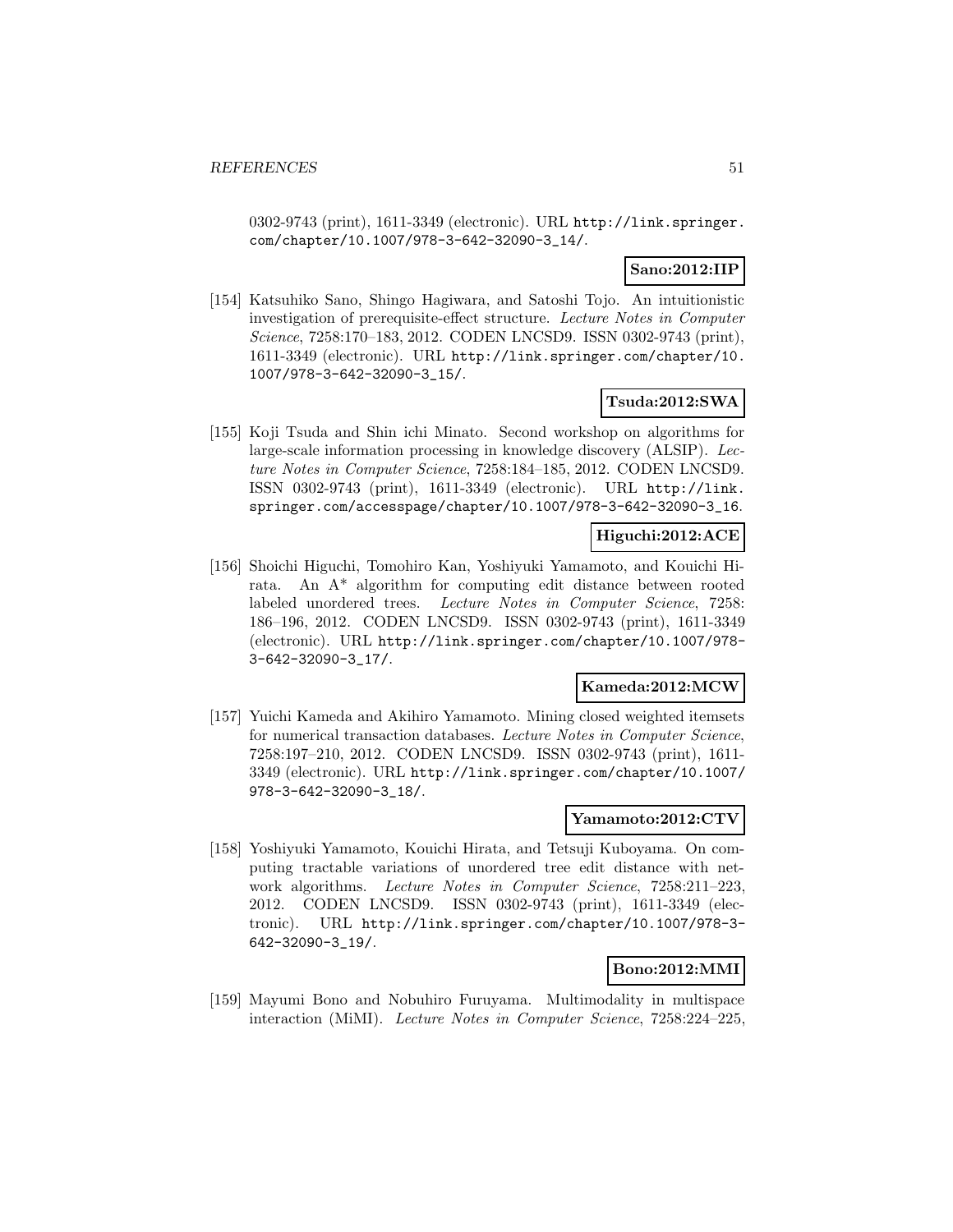0302-9743 (print), 1611-3349 (electronic). URL http://link.springer.com/chapter/10.1007/978-3-642-32090-3_14/.

**Sano:2012:IIP**

[154] Katsuhiko Sano, Shingo Hagiwara, and Satoshi Tojo. An intuitionistic investigation of prerequisite-effect structure. *Lecture Notes in Computer Science*, 7258:170–183, 2012. CODEN LNCSD9. ISSN 0302-9743 (print), 1611-3349 (electronic). URL http://link.springer.com/chapter/10.1007/978-3-642-32090-3_15/.

**Tsuda:2012:SWA**

[155] Koji Tsuda and Shin ichi Minato. Second workshop on algorithms for large-scale information processing in knowledge discovery (ALSIP). *Lecture Notes in Computer Science*, 7258:184–185, 2012. CODEN LNCSD9. ISSN 0302-9743 (print), 1611-3349 (electronic). URL http://link.springer.com/accesspage/chapter/10.1007/978-3-642-32090-3_16.

**Higuchi:2012:ACE**

[156] Shoichi Higuchi, Tomohiro Kan, Yoshiyuki Yamamoto, and Kouichi Hirata. An A* algorithm for computing edit distance between rooted labeled unordered trees. *Lecture Notes in Computer Science*, 7258: 186–196, 2012. CODEN LNCSD9. ISSN 0302-9743 (print), 1611-3349 (electronic). URL http://link.springer.com/chapter/10.1007/978-3-642-32090-3_17/.

**Kameda:2012:MCW**

[157] Yuichi Kameda and Akihiro Yamamoto. Mining closed weighted itemsets for numerical transaction databases. *Lecture Notes in Computer Science*, 7258:197–210, 2012. CODEN LNCSD9. ISSN 0302-9743 (print), 1611-3349 (electronic). URL http://link.springer.com/chapter/10.1007/978-3-642-32090-3_18/.

**Yamamoto:2012:CTV**

[158] Yoshiyuki Yamamoto, Kouichi Hirata, and Tetsuji Kuboyama. On computing tractable variations of unordered tree edit distance with network algorithms. *Lecture Notes in Computer Science*, 7258:211–223, 2012. CODEN LNCSD9. ISSN 0302-9743 (print), 1611-3349 (electronic). URL http://link.springer.com/chapter/10.1007/978-3-642-32090-3_19/.

**Bono:2012:MMI**

[159] Mayumi Bono and Nobuhiro Furuyama. Multimodality in multispace interaction (MiMI). *Lecture Notes in Computer Science*, 7258:224–225,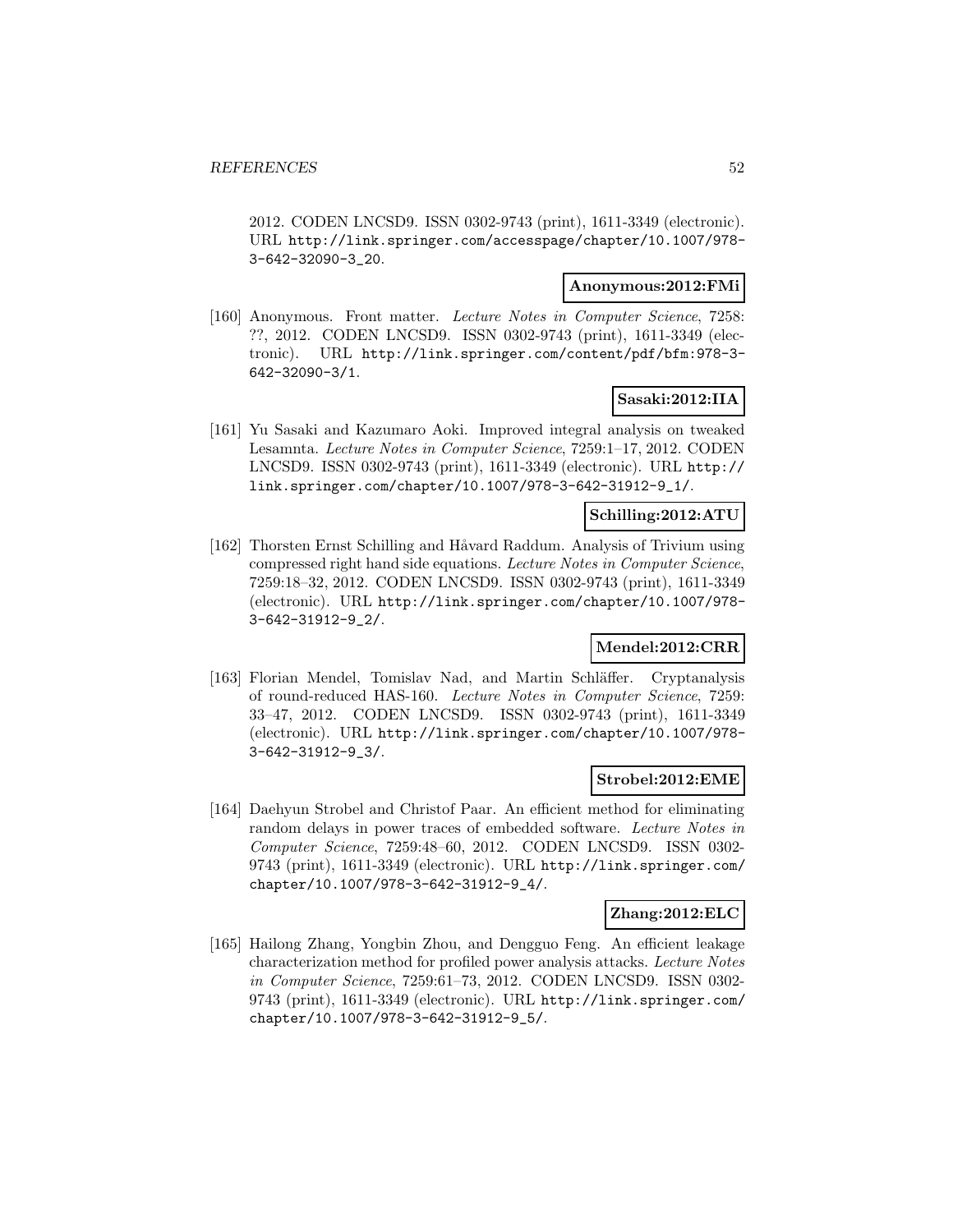2012. CODEN LNCSD9. ISSN 0302-9743 (print), 1611-3349 (electronic). URL http://link.springer.com/accesspage/chapter/10.1007/978-3-642-32090-3_20.

**Anonymous:2012:FMi**

[160] Anonymous. Front matter. *Lecture Notes in Computer Science*, 7258: ??, 2012. CODEN LNCSD9. ISSN 0302-9743 (print), 1611-3349 (electronic). URL http://link.springer.com/content/pdf/bfm:978-3-642-32090-3/1.

**Sasaki:2012:IIA**

[161] Yu Sasaki and Kazumaro Aoki. Improved integral analysis on tweaked Lesamnta. *Lecture Notes in Computer Science*, 7259:1–17, 2012. CODEN LNCSD9. ISSN 0302-9743 (print), 1611-3349 (electronic). URL http://link.springer.com/chapter/10.1007/978-3-642-31912-9_1/.

**Schilling:2012:ATU**

[162] Thorsten Ernst Schilling and Håvard Raddum. Analysis of Trivium using compressed right hand side equations. *Lecture Notes in Computer Science*, 7259:18–32, 2012. CODEN LNCSD9. ISSN 0302-9743 (print), 1611-3349 (electronic). URL http://link.springer.com/chapter/10.1007/978-3-642-31912-9_2/.

**Mendel:2012:CRR**

[163] Florian Mendel, Tomislav Nad, and Martin Schläffer. Cryptanalysis of round-reduced HAS-160. *Lecture Notes in Computer Science*, 7259: 33–47, 2012. CODEN LNCSD9. ISSN 0302-9743 (print), 1611-3349 (electronic). URL http://link.springer.com/chapter/10.1007/978-3-642-31912-9_3/.

**Strobel:2012:EME**

[164] Daehyun Strobel and Christof Paar. An efficient method for eliminating random delays in power traces of embedded software. *Lecture Notes in Computer Science*, 7259:48–60, 2012. CODEN LNCSD9. ISSN 0302-9743 (print), 1611-3349 (electronic). URL http://link.springer.com/chapter/10.1007/978-3-642-31912-9_4/.

**Zhang:2012:ELC**

[165] Hailong Zhang, Yongbin Zhou, and Dengguo Feng. An efficient leakage characterization method for profiled power analysis attacks. *Lecture Notes in Computer Science*, 7259:61–73, 2012. CODEN LNCSD9. ISSN 0302-9743 (print), 1611-3349 (electronic). URL http://link.springer.com/chapter/10.1007/978-3-642-31912-9_5/.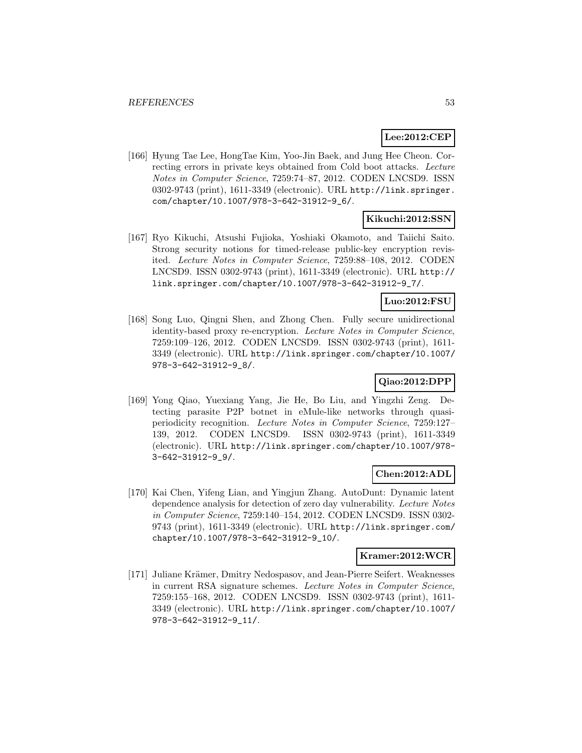**Lee:2012:CEP**

[166] Hyung Tae Lee, HongTae Kim, Yoo-Jin Baek, and Jung Hee Cheon. Correcting errors in private keys obtained from Cold boot attacks. *Lecture Notes in Computer Science*, 7259:74–87, 2012. CODEN LNCSD9. ISSN 0302-9743 (print), 1611-3349 (electronic). URL http://link.springer.com/chapter/10.1007/978-3-642-31912-9_6/.

**Kikuchi:2012:SSN**

[167] Ryo Kikuchi, Atsushi Fujioka, Yoshiaki Okamoto, and Taiichi Saito. Strong security notions for timed-release public-key encryption revisited. *Lecture Notes in Computer Science*, 7259:88–108, 2012. CODEN LNCSD9. ISSN 0302-9743 (print), 1611-3349 (electronic). URL http://link.springer.com/chapter/10.1007/978-3-642-31912-9_7/.

**Luo:2012:FSU**

[168] Song Luo, Qingni Shen, and Zhong Chen. Fully secure unidirectional identity-based proxy re-encryption. *Lecture Notes in Computer Science*, 7259:109–126, 2012. CODEN LNCSD9. ISSN 0302-9743 (print), 1611-3349 (electronic). URL http://link.springer.com/chapter/10.1007/978-3-642-31912-9_8/.

**Qiao:2012:DPP**

[169] Yong Qiao, Yuexiang Yang, Jie He, Bo Liu, and Yingzhi Zeng. Detecting parasite P2P botnet in eMule-like networks through quasi-periodicity recognition. *Lecture Notes in Computer Science*, 7259:127–139, 2012. CODEN LNCSD9. ISSN 0302-9743 (print), 1611-3349 (electronic). URL http://link.springer.com/chapter/10.1007/978-3-642-31912-9_9/.

**Chen:2012:ADL**

[170] Kai Chen, Yifeng Lian, and Yingjun Zhang. AutoDunt: Dynamic latent dependence analysis for detection of zero day vulnerability. *Lecture Notes in Computer Science*, 7259:140–154, 2012. CODEN LNCSD9. ISSN 0302-9743 (print), 1611-3349 (electronic). URL http://link.springer.com/chapter/10.1007/978-3-642-31912-9_10/.

**Kramer:2012:WCR**

[171] Juliane Krämer, Dmitry Nedospasov, and Jean-Pierre Seifert. Weaknesses in current RSA signature schemes. *Lecture Notes in Computer Science*, 7259:155–168, 2012. CODEN LNCSD9. ISSN 0302-9743 (print), 1611-3349 (electronic). URL http://link.springer.com/chapter/10.1007/978-3-642-31912-9_11/.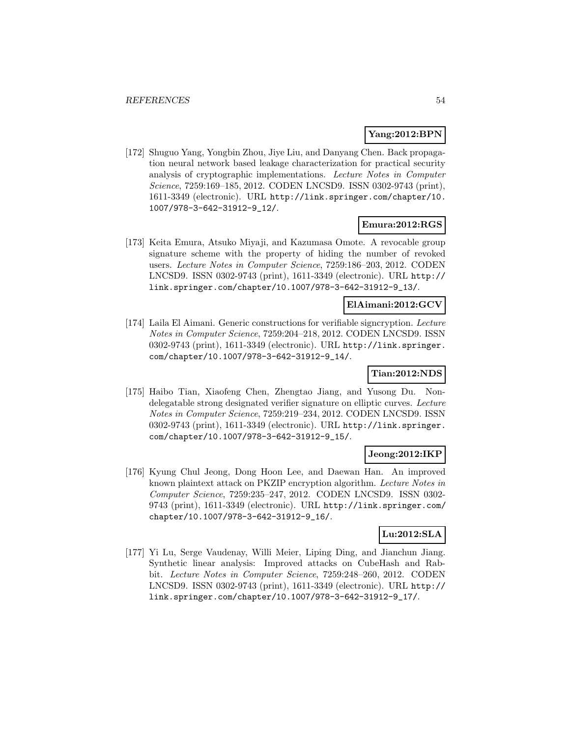**Yang:2012:BPN**

[172] Shuguo Yang, Yongbin Zhou, Jiye Liu, and Danyang Chen. Back propagation neural network based leakage characterization for practical security analysis of cryptographic implementations. *Lecture Notes in Computer Science*, 7259:169–185, 2012. CODEN LNCSD9. ISSN 0302-9743 (print), 1611-3349 (electronic). URL http://link.springer.com/chapter/10.1007/978-3-642-31912-9_12/.

**Emura:2012:RGS**

[173] Keita Emura, Atsuko Miyaji, and Kazumasa Omote. A revocable group signature scheme with the property of hiding the number of revoked users. *Lecture Notes in Computer Science*, 7259:186–203, 2012. CODEN LNCSD9. ISSN 0302-9743 (print), 1611-3349 (electronic). URL http://link.springer.com/chapter/10.1007/978-3-642-31912-9_13/.

**ElAimani:2012:GCV**

[174] Laila El Aimani. Generic constructions for verifiable signcryption. *Lecture Notes in Computer Science*, 7259:204–218, 2012. CODEN LNCSD9. ISSN 0302-9743 (print), 1611-3349 (electronic). URL http://link.springer.com/chapter/10.1007/978-3-642-31912-9_14/.

**Tian:2012:NDS**

[175] Haibo Tian, Xiaofeng Chen, Zhengtao Jiang, and Yusong Du. Non-delegatable strong designated verifier signature on elliptic curves. *Lecture Notes in Computer Science*, 7259:219–234, 2012. CODEN LNCSD9. ISSN 0302-9743 (print), 1611-3349 (electronic). URL http://link.springer.com/chapter/10.1007/978-3-642-31912-9_15/.

**Jeong:2012:IKP**

[176] Kyung Chul Jeong, Dong Hoon Lee, and Daewan Han. An improved known plaintext attack on PKZIP encryption algorithm. *Lecture Notes in Computer Science*, 7259:235–247, 2012. CODEN LNCSD9. ISSN 0302-9743 (print), 1611-3349 (electronic). URL http://link.springer.com/chapter/10.1007/978-3-642-31912-9_16/.

**Lu:2012:SLA**

[177] Yi Lu, Serge Vaudenay, Willi Meier, Liping Ding, and Jianchun Jiang. Synthetic linear analysis: Improved attacks on CubeHash and Rabbit. *Lecture Notes in Computer Science*, 7259:248–260, 2012. CODEN LNCSD9. ISSN 0302-9743 (print), 1611-3349 (electronic). URL http://link.springer.com/chapter/10.1007/978-3-642-31912-9_17/.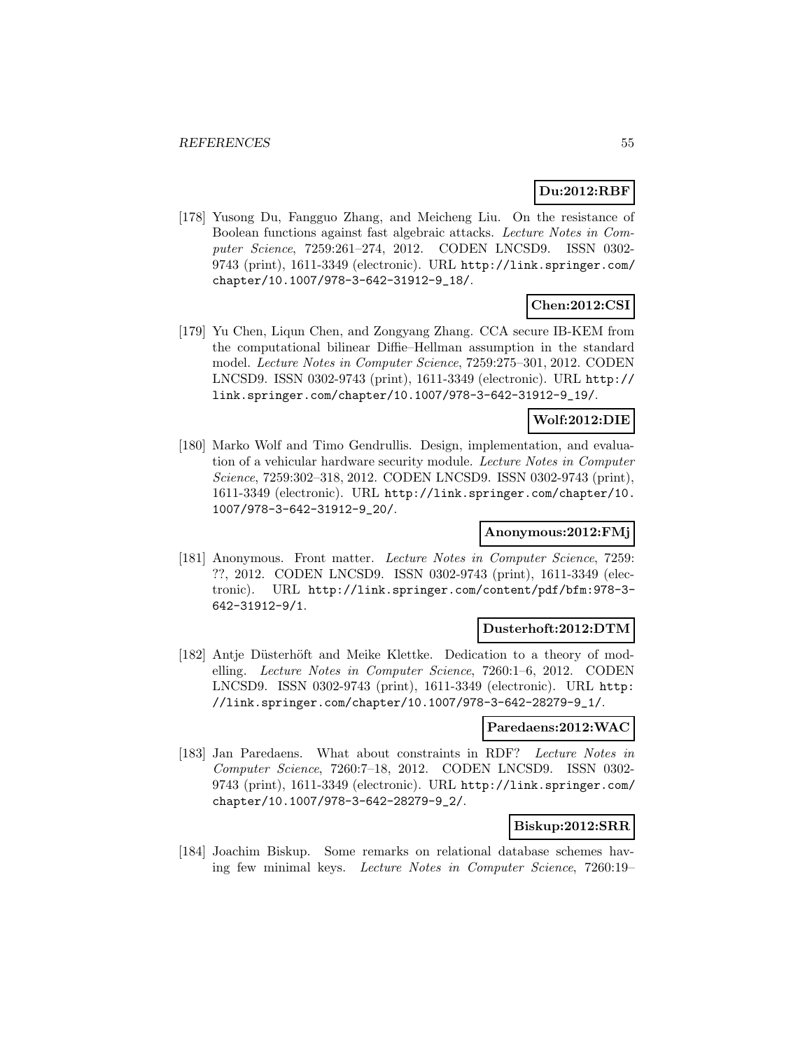**Du:2012:RBF**

[178] Yusong Du, Fangguo Zhang, and Meicheng Liu. On the resistance of Boolean functions against fast algebraic attacks. *Lecture Notes in Computer Science*, 7259:261–274, 2012. CODEN LNCSD9. ISSN 0302-9743 (print), 1611-3349 (electronic). URL http://link.springer.com/chapter/10.1007/978-3-642-31912-9_18/.

**Chen:2012:CSI**

[179] Yu Chen, Liqun Chen, and Zongyang Zhang. CCA secure IB-KEM from the computational bilinear Diffie–Hellman assumption in the standard model. *Lecture Notes in Computer Science*, 7259:275–301, 2012. CODEN LNCSD9. ISSN 0302-9743 (print), 1611-3349 (electronic). URL http://link.springer.com/chapter/10.1007/978-3-642-31912-9_19/.

**Wolf:2012:DIE**

[180] Marko Wolf and Timo Gendrullis. Design, implementation, and evaluation of a vehicular hardware security module. *Lecture Notes in Computer Science*, 7259:302–318, 2012. CODEN LNCSD9. ISSN 0302-9743 (print), 1611-3349 (electronic). URL http://link.springer.com/chapter/10.1007/978-3-642-31912-9_20/.

**Anonymous:2012:FMj**

[181] Anonymous. Front matter. *Lecture Notes in Computer Science*, 7259: ??, 2012. CODEN LNCSD9. ISSN 0302-9743 (print), 1611-3349 (electronic). URL http://link.springer.com/content/pdf/bfm:978-3-642-31912-9/1.

**Dusterhoft:2012:DTM**

[182] Antje Düsterhöft and Meike Klettke. Dedication to a theory of modelling. *Lecture Notes in Computer Science*, 7260:1–6, 2012. CODEN LNCSD9. ISSN 0302-9743 (print), 1611-3349 (electronic). URL http://link.springer.com/chapter/10.1007/978-3-642-28279-9_1/.

**Paredaens:2012:WAC**

[183] Jan Paredaens. What about constraints in RDF? *Lecture Notes in Computer Science*, 7260:7–18, 2012. CODEN LNCSD9. ISSN 0302-9743 (print), 1611-3349 (electronic). URL http://link.springer.com/chapter/10.1007/978-3-642-28279-9_2/.

**Biskup:2012:SRR**

[184] Joachim Biskup. Some remarks on relational database schemes having few minimal keys. *Lecture Notes in Computer Science*, 7260:19–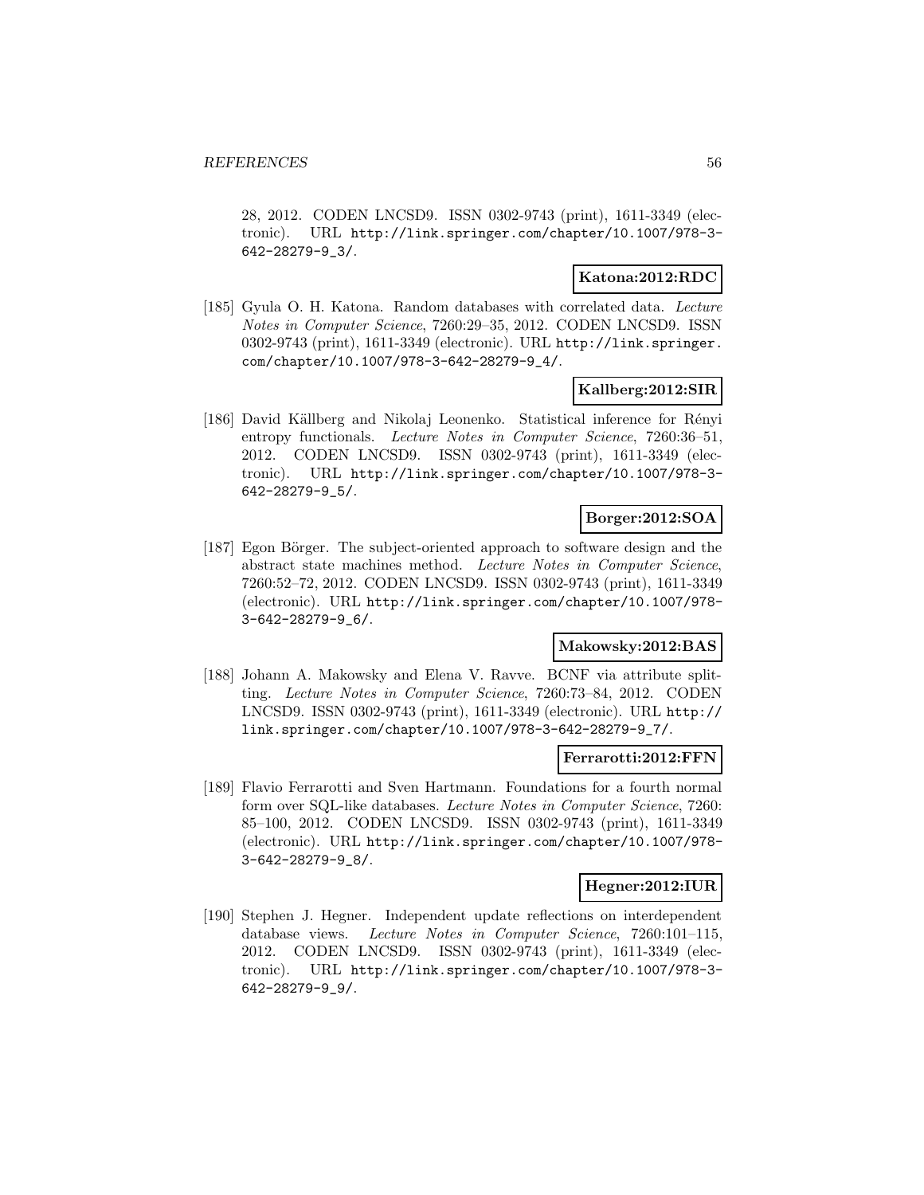28, 2012. CODEN LNCSD9. ISSN 0302-9743 (print), 1611-3349 (electronic). URL http://link.springer.com/chapter/10.1007/978-3-642-28279-9_3/.

**Katona:2012:RDC**

[185] Gyula O. H. Katona. Random databases with correlated data. *Lecture Notes in Computer Science*, 7260:29–35, 2012. CODEN LNCSD9. ISSN 0302-9743 (print), 1611-3349 (electronic). URL http://link.springer.com/chapter/10.1007/978-3-642-28279-9_4/.

**Kallberg:2012:SIR**

[186] David Källberg and Nikolaj Leonenko. Statistical inference for Rényi entropy functionals. *Lecture Notes in Computer Science*, 7260:36–51, 2012. CODEN LNCSD9. ISSN 0302-9743 (print), 1611-3349 (electronic). URL http://link.springer.com/chapter/10.1007/978-3-642-28279-9_5/.

**Borger:2012:SOA**

[187] Egon Börger. The subject-oriented approach to software design and the abstract state machines method. *Lecture Notes in Computer Science*, 7260:52–72, 2012. CODEN LNCSD9. ISSN 0302-9743 (print), 1611-3349 (electronic). URL http://link.springer.com/chapter/10.1007/978-3-642-28279-9_6/.

**Makowsky:2012:BAS**

[188] Johann A. Makowsky and Elena V. Ravve. BCNF via attribute splitting. *Lecture Notes in Computer Science*, 7260:73–84, 2012. CODEN LNCSD9. ISSN 0302-9743 (print), 1611-3349 (electronic). URL http://link.springer.com/chapter/10.1007/978-3-642-28279-9_7/.

**Ferrarotti:2012:FFN**

[189] Flavio Ferrarotti and Sven Hartmann. Foundations for a fourth normal form over SQL-like databases. *Lecture Notes in Computer Science*, 7260: 85–100, 2012. CODEN LNCSD9. ISSN 0302-9743 (print), 1611-3349 (electronic). URL http://link.springer.com/chapter/10.1007/978-3-642-28279-9_8/.

**Hegner:2012:IUR**

[190] Stephen J. Hegner. Independent update reflections on interdependent database views. *Lecture Notes in Computer Science*, 7260:101–115, 2012. CODEN LNCSD9. ISSN 0302-9743 (print), 1611-3349 (electronic). URL http://link.springer.com/chapter/10.1007/978-3-642-28279-9_9/.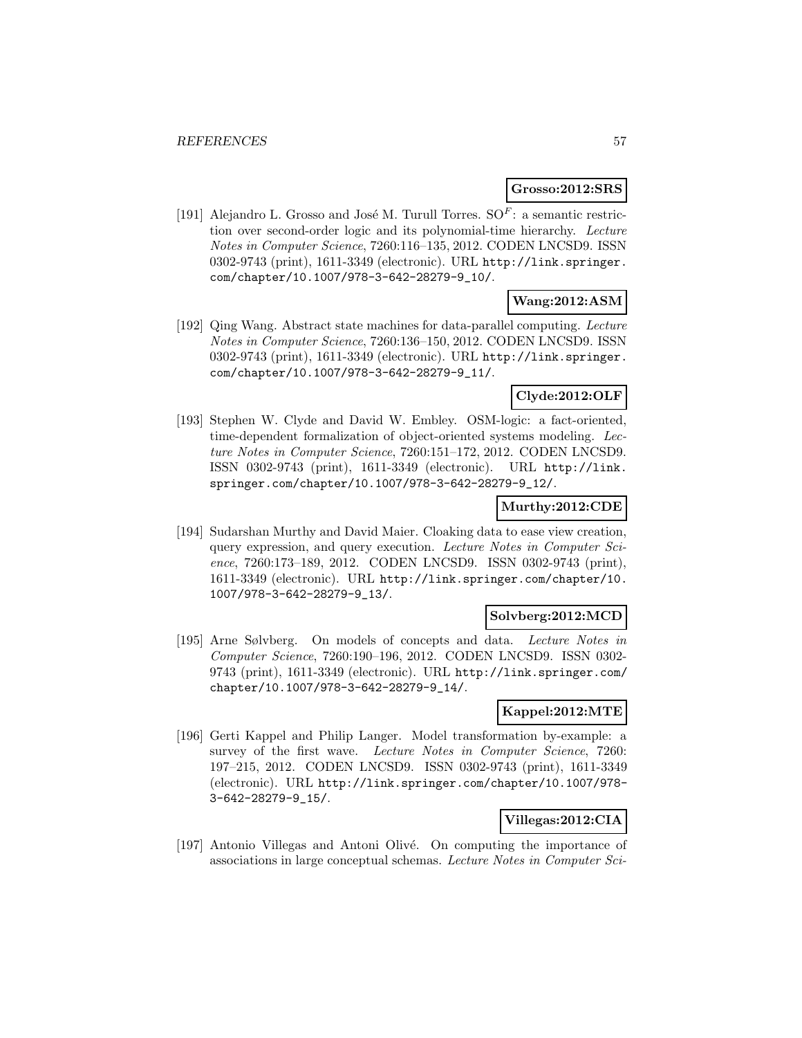**Grosso:2012:SRS**

[191] Alejandro L. Grosso and José M. Turull Torres. $SO^F$: a semantic restriction over second-order logic and its polynomial-time hierarchy. *Lecture Notes in Computer Science*, 7260:116–135, 2012. CODEN LNCSD9. ISSN 0302-9743 (print), 1611-3349 (electronic). URL http://link.springer.com/chapter/10.1007/978-3-642-28279-9_10/.

**Wang:2012:ASM**

[192] Qing Wang. Abstract state machines for data-parallel computing. *Lecture Notes in Computer Science*, 7260:136–150, 2012. CODEN LNCSD9. ISSN 0302-9743 (print), 1611-3349 (electronic). URL http://link.springer.com/chapter/10.1007/978-3-642-28279-9_11/.

**Clyde:2012:OLF**

[193] Stephen W. Clyde and David W. Embley. OSM-logic: a fact-oriented, time-dependent formalization of object-oriented systems modeling. *Lecture Notes in Computer Science*, 7260:151–172, 2012. CODEN LNCSD9. ISSN 0302-9743 (print), 1611-3349 (electronic). URL http://link.springer.com/chapter/10.1007/978-3-642-28279-9_12/.

**Murthy:2012:CDE**

[194] Sudarshan Murthy and David Maier. Cloaking data to ease view creation, query expression, and query execution. *Lecture Notes in Computer Science*, 7260:173–189, 2012. CODEN LNCSD9. ISSN 0302-9743 (print), 1611-3349 (electronic). URL http://link.springer.com/chapter/10.1007/978-3-642-28279-9_13/.

**Solvberg:2012:MCD**

[195] Arne Sølvberg. On models of concepts and data. *Lecture Notes in Computer Science*, 7260:190–196, 2012. CODEN LNCSD9. ISSN 0302-9743 (print), 1611-3349 (electronic). URL http://link.springer.com/chapter/10.1007/978-3-642-28279-9_14/.

**Kappel:2012:MTE**

[196] Gerti Kappel and Philip Langer. Model transformation by-example: a survey of the first wave. *Lecture Notes in Computer Science*, 7260: 197–215, 2012. CODEN LNCSD9. ISSN 0302-9743 (print), 1611-3349 (electronic). URL http://link.springer.com/chapter/10.1007/978-3-642-28279-9_15/.

**Villegas:2012:CIA**

[197] Antonio Villegas and Antoni Olivé. On computing the importance of associations in large conceptual schemas. *Lecture Notes in Computer Sci-*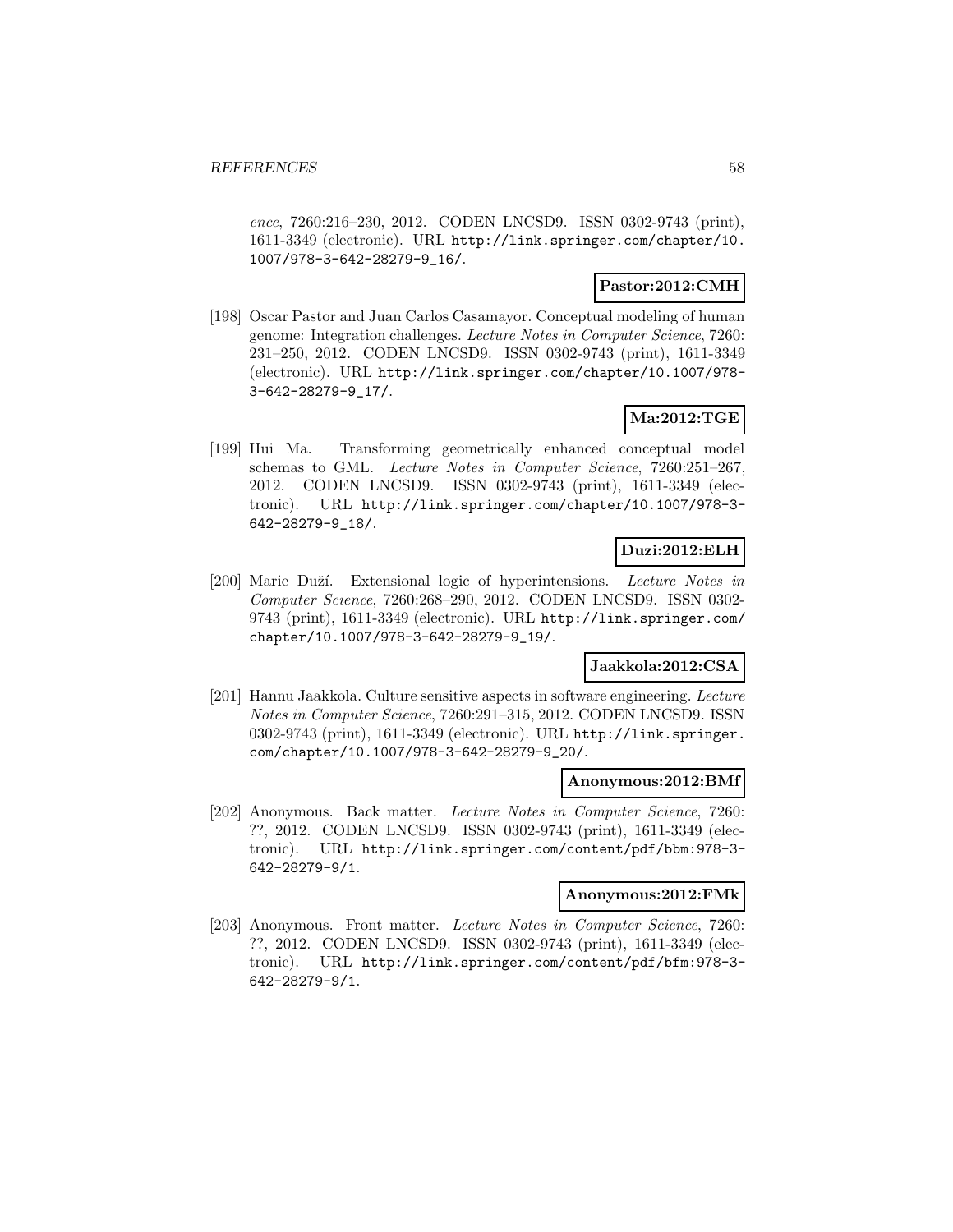*ence*, 7260:216–230, 2012. CODEN LNCSD9. ISSN 0302-9743 (print), 1611-3349 (electronic). URL http://link.springer.com/chapter/10.1007/978-3-642-28279-9_16/.

**Pastor:2012:CMH**

[198] Oscar Pastor and Juan Carlos Casamayor. Conceptual modeling of human genome: Integration challenges. *Lecture Notes in Computer Science*, 7260: 231–250, 2012. CODEN LNCSD9. ISSN 0302-9743 (print), 1611-3349 (electronic). URL http://link.springer.com/chapter/10.1007/978-3-642-28279-9_17/.

**Ma:2012:TGE**

[199] Hui Ma. Transforming geometrically enhanced conceptual model schemas to GML. *Lecture Notes in Computer Science*, 7260:251–267, 2012. CODEN LNCSD9. ISSN 0302-9743 (print), 1611-3349 (electronic). URL http://link.springer.com/chapter/10.1007/978-3-642-28279-9_18/.

**Duzi:2012:ELH**

[200] Marie Duží. Extensional logic of hyperintensions. *Lecture Notes in Computer Science*, 7260:268–290, 2012. CODEN LNCSD9. ISSN 0302-9743 (print), 1611-3349 (electronic). URL http://link.springer.com/chapter/10.1007/978-3-642-28279-9_19/.

**Jaakkola:2012:CSA**

[201] Hannu Jaakkola. Culture sensitive aspects in software engineering. *Lecture Notes in Computer Science*, 7260:291–315, 2012. CODEN LNCSD9. ISSN 0302-9743 (print), 1611-3349 (electronic). URL http://link.springer.com/chapter/10.1007/978-3-642-28279-9_20/.

**Anonymous:2012:BMf**

[202] Anonymous. Back matter. *Lecture Notes in Computer Science*, 7260: ??, 2012. CODEN LNCSD9. ISSN 0302-9743 (print), 1611-3349 (electronic). URL http://link.springer.com/content/pdf/bbm:978-3-642-28279-9/1.

**Anonymous:2012:FMk**

[203] Anonymous. Front matter. *Lecture Notes in Computer Science*, 7260: ??, 2012. CODEN LNCSD9. ISSN 0302-9743 (print), 1611-3349 (electronic). URL http://link.springer.com/content/pdf/bfm:978-3-642-28279-9/1.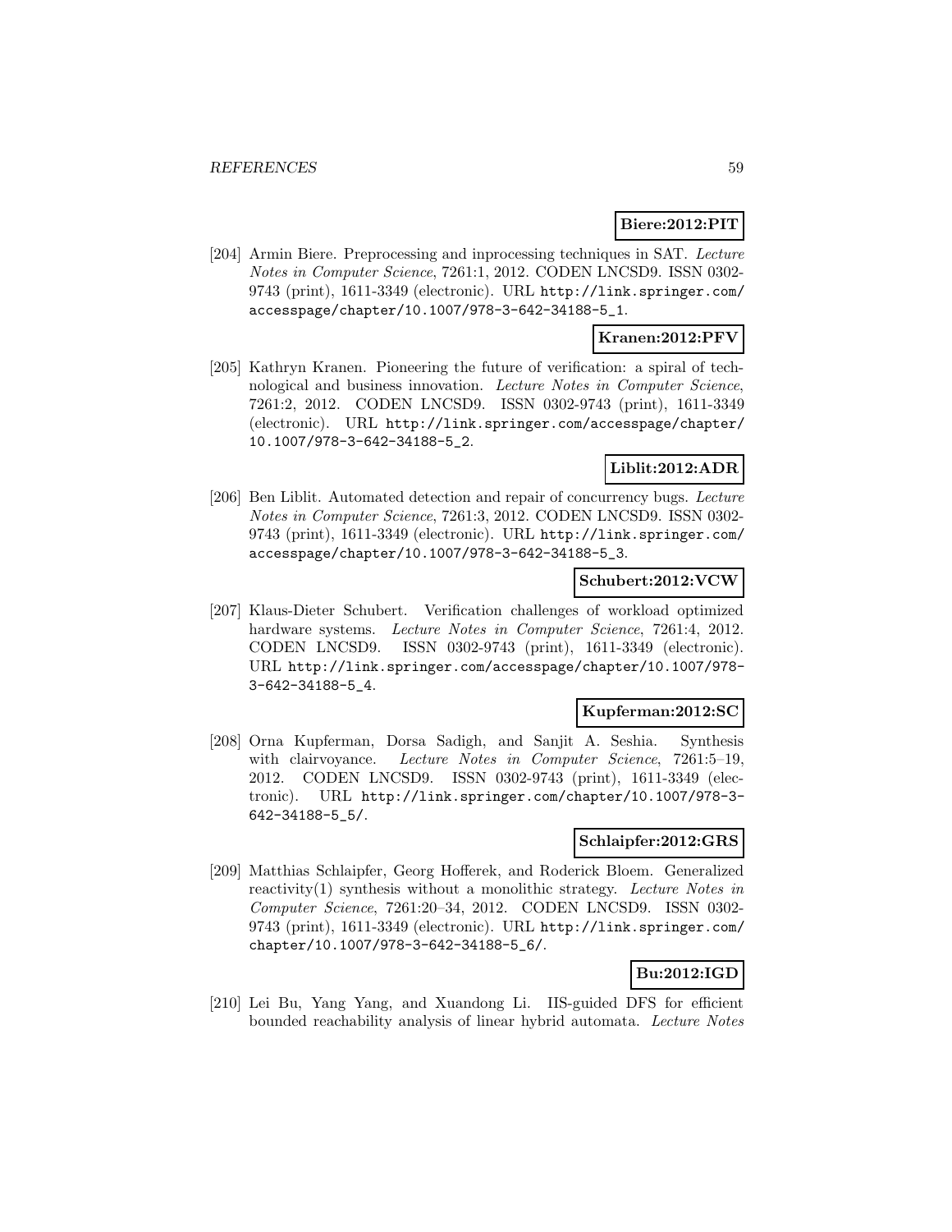**Biere:2012:PIT**

[204] Armin Biere. Preprocessing and inprocessing techniques in SAT. *Lecture Notes in Computer Science*, 7261:1, 2012. CODEN LNCSD9. ISSN 0302-9743 (print), 1611-3349 (electronic). URL http://link.springer.com/accesspage/chapter/10.1007/978-3-642-34188-5_1.

**Kranen:2012:PFV**

[205] Kathryn Kranen. Pioneering the future of verification: a spiral of technological and business innovation. *Lecture Notes in Computer Science*, 7261:2, 2012. CODEN LNCSD9. ISSN 0302-9743 (print), 1611-3349 (electronic). URL http://link.springer.com/accesspage/chapter/10.1007/978-3-642-34188-5_2.

**Liblit:2012:ADR**

[206] Ben Liblit. Automated detection and repair of concurrency bugs. *Lecture Notes in Computer Science*, 7261:3, 2012. CODEN LNCSD9. ISSN 0302-9743 (print), 1611-3349 (electronic). URL http://link.springer.com/accesspage/chapter/10.1007/978-3-642-34188-5_3.

**Schubert:2012:VCW**

[207] Klaus-Dieter Schubert. Verification challenges of workload optimized hardware systems. *Lecture Notes in Computer Science*, 7261:4, 2012. CODEN LNCSD9. ISSN 0302-9743 (print), 1611-3349 (electronic). URL http://link.springer.com/accesspage/chapter/10.1007/978-3-642-34188-5_4.

**Kupferman:2012:SC**

[208] Orna Kupferman, Dorsa Sadigh, and Sanjit A. Seshia. Synthesis with clairvoyance. *Lecture Notes in Computer Science*, 7261:5–19, 2012. CODEN LNCSD9. ISSN 0302-9743 (print), 1611-3349 (electronic). URL http://link.springer.com/chapter/10.1007/978-3-642-34188-5_5/.

**Schlaipfer:2012:GRS**

[209] Matthias Schlaipfer, Georg Hofferek, and Roderick Bloem. Generalized reactivity(1) synthesis without a monolithic strategy. *Lecture Notes in Computer Science*, 7261:20–34, 2012. CODEN LNCSD9. ISSN 0302-9743 (print), 1611-3349 (electronic). URL http://link.springer.com/chapter/10.1007/978-3-642-34188-5_6/.

**Bu:2012:IGD**

[210] Lei Bu, Yang Yang, and Xuandong Li. IIS-guided DFS for efficient bounded reachability analysis of linear hybrid automata. *Lecture Notes*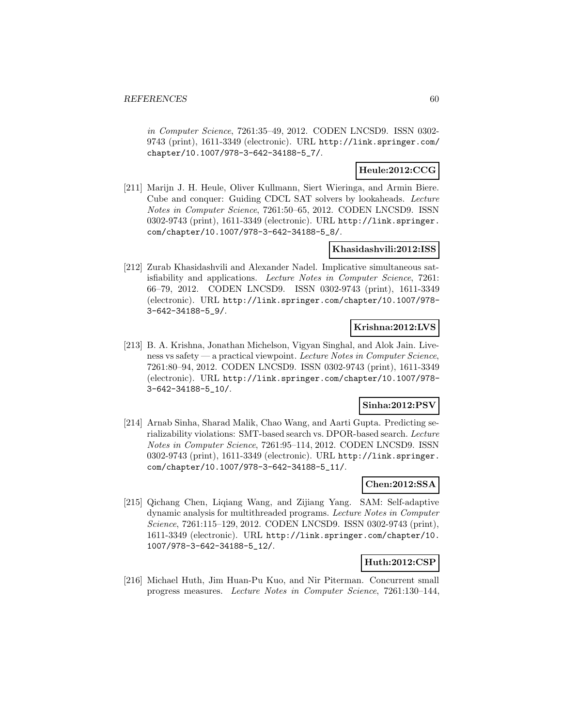*in Computer Science*, 7261:35–49, 2012. CODEN LNCSD9. ISSN 0302-9743 (print), 1611-3349 (electronic). URL http://link.springer.com/chapter/10.1007/978-3-642-34188-5_7/.

**Heule:2012:CCG**

[211] Marijn J. H. Heule, Oliver Kullmann, Siert Wieringa, and Armin Biere. Cube and conquer: Guiding CDCL SAT solvers by lookaheads. *Lecture Notes in Computer Science*, 7261:50–65, 2012. CODEN LNCSD9. ISSN 0302-9743 (print), 1611-3349 (electronic). URL http://link.springer.com/chapter/10.1007/978-3-642-34188-5_8/.

**Khasidashvili:2012:ISS**

[212] Zurab Khasidashvili and Alexander Nadel. Implicative simultaneous satisfiability and applications. *Lecture Notes in Computer Science*, 7261: 66–79, 2012. CODEN LNCSD9. ISSN 0302-9743 (print), 1611-3349 (electronic). URL http://link.springer.com/chapter/10.1007/978-3-642-34188-5_9/.

**Krishna:2012:LVS**

[213] B. A. Krishna, Jonathan Michelson, Vigyan Singhal, and Alok Jain. Liveness vs safety — a practical viewpoint. *Lecture Notes in Computer Science*, 7261:80–94, 2012. CODEN LNCSD9. ISSN 0302-9743 (print), 1611-3349 (electronic). URL http://link.springer.com/chapter/10.1007/978-3-642-34188-5_10/.

**Sinha:2012:PSV**

[214] Arnab Sinha, Sharad Malik, Chao Wang, and Aarti Gupta. Predicting serializability violations: SMT-based search vs. DPOR-based search. *Lecture Notes in Computer Science*, 7261:95–114, 2012. CODEN LNCSD9. ISSN 0302-9743 (print), 1611-3349 (electronic). URL http://link.springer.com/chapter/10.1007/978-3-642-34188-5_11/.

**Chen:2012:SSA**

[215] Qichang Chen, Liqiang Wang, and Zijiang Yang. SAM: Self-adaptive dynamic analysis for multithreaded programs. *Lecture Notes in Computer Science*, 7261:115–129, 2012. CODEN LNCSD9. ISSN 0302-9743 (print), 1611-3349 (electronic). URL http://link.springer.com/chapter/10.1007/978-3-642-34188-5_12/.

**Huth:2012:CSP**

[216] Michael Huth, Jim Huan-Pu Kuo, and Nir Piterman. Concurrent small progress measures. *Lecture Notes in Computer Science*, 7261:130–144,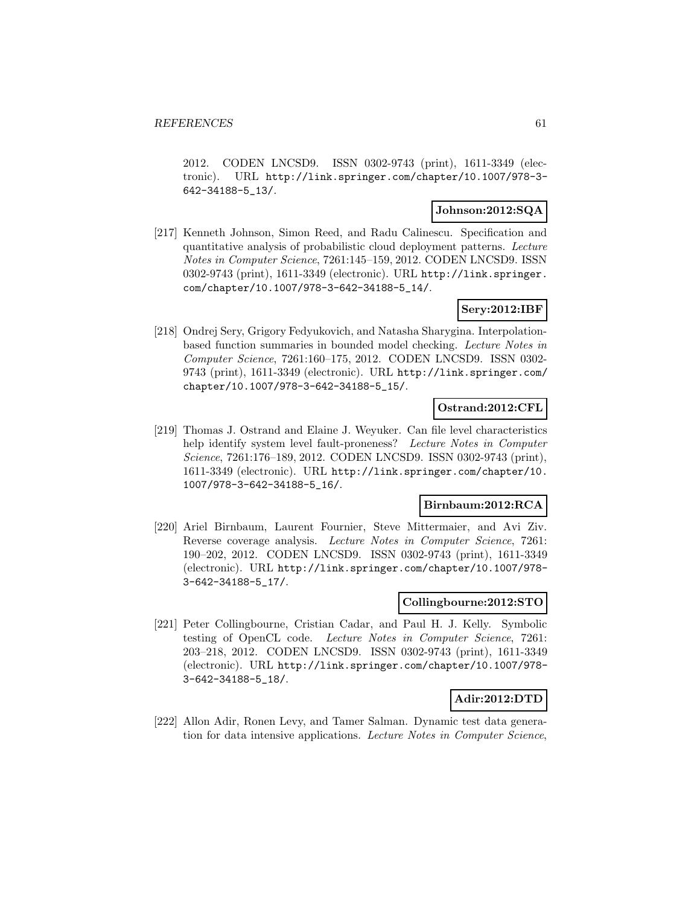2012. CODEN LNCSD9. ISSN 0302-9743 (print), 1611-3349 (electronic). URL http://link.springer.com/chapter/10.1007/978-3-642-34188-5_13/.

**Johnson:2012:SQA**

[217] Kenneth Johnson, Simon Reed, and Radu Calinescu. Specification and quantitative analysis of probabilistic cloud deployment patterns. *Lecture Notes in Computer Science*, 7261:145–159, 2012. CODEN LNCSD9. ISSN 0302-9743 (print), 1611-3349 (electronic). URL http://link.springer.com/chapter/10.1007/978-3-642-34188-5_14/.

**Sery:2012:IBF**

[218] Ondrej Sery, Grigory Fedyukovich, and Natasha Sharygina. Interpolation-based function summaries in bounded model checking. *Lecture Notes in Computer Science*, 7261:160–175, 2012. CODEN LNCSD9. ISSN 0302-9743 (print), 1611-3349 (electronic). URL http://link.springer.com/chapter/10.1007/978-3-642-34188-5_15/.

**Ostrand:2012:CFL**

[219] Thomas J. Ostrand and Elaine J. Weyuker. Can file level characteristics help identify system level fault-proneness? *Lecture Notes in Computer Science*, 7261:176–189, 2012. CODEN LNCSD9. ISSN 0302-9743 (print), 1611-3349 (electronic). URL http://link.springer.com/chapter/10.1007/978-3-642-34188-5_16/.

**Birnbaum:2012:RCA**

[220] Ariel Birnbaum, Laurent Fournier, Steve Mittermaier, and Avi Ziv. Reverse coverage analysis. *Lecture Notes in Computer Science*, 7261:190–202, 2012. CODEN LNCSD9. ISSN 0302-9743 (print), 1611-3349 (electronic). URL http://link.springer.com/chapter/10.1007/978-3-642-34188-5_17/.

**Collingbourne:2012:STO**

[221] Peter Collingbourne, Cristian Cadar, and Paul H. J. Kelly. Symbolic testing of OpenCL code. *Lecture Notes in Computer Science*, 7261:203–218, 2012. CODEN LNCSD9. ISSN 0302-9743 (print), 1611-3349 (electronic). URL http://link.springer.com/chapter/10.1007/978-3-642-34188-5_18/.

**Adir:2012:DTD**

[222] Allon Adir, Ronen Levy, and Tamer Salman. Dynamic test data generation for data intensive applications. *Lecture Notes in Computer Science*,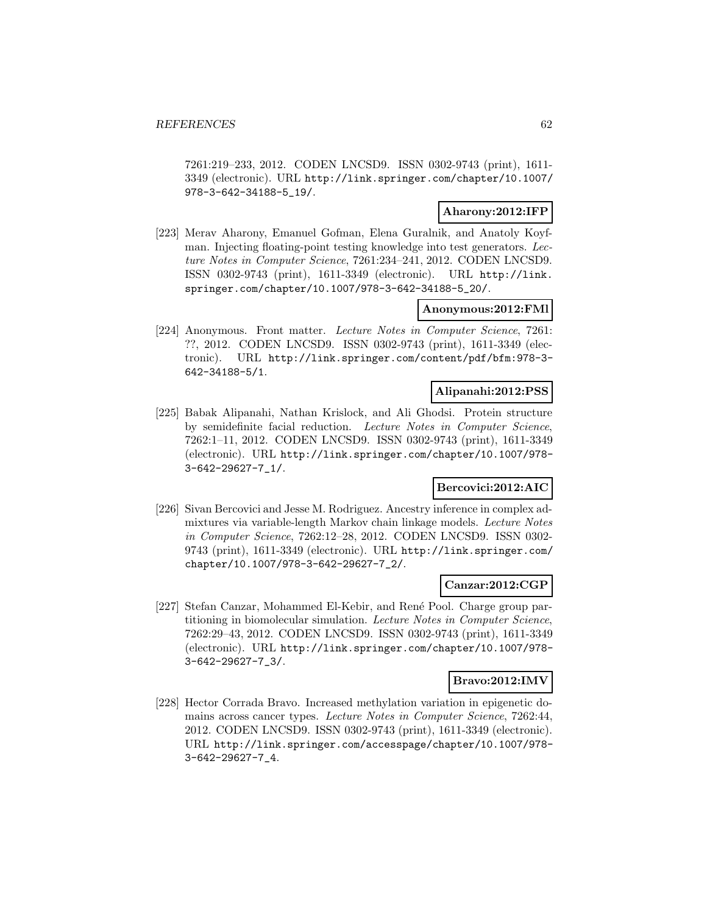7261:219–233, 2012. CODEN LNCSD9. ISSN 0302-9743 (print), 1611-3349 (electronic). URL http://link.springer.com/chapter/10.1007/978-3-642-34188-5_19/.

**Aharony:2012:IFP**

[223] Merav Aharony, Emanuel Gofman, Elena Guralnik, and Anatoly Koyfman. Injecting floating-point testing knowledge into test generators. *Lecture Notes in Computer Science*, 7261:234–241, 2012. CODEN LNCSD9. ISSN 0302-9743 (print), 1611-3349 (electronic). URL http://link.springer.com/chapter/10.1007/978-3-642-34188-5_20/.

**Anonymous:2012:FMl**

[224] Anonymous. Front matter. *Lecture Notes in Computer Science*, 7261: ??, 2012. CODEN LNCSD9. ISSN 0302-9743 (print), 1611-3349 (electronic). URL http://link.springer.com/content/pdf/bfm:978-3-642-34188-5/1.

**Alipanahi:2012:PSS**

[225] Babak Alipanahi, Nathan Krislock, and Ali Ghodsi. Protein structure by semidefinite facial reduction. *Lecture Notes in Computer Science*, 7262:1–11, 2012. CODEN LNCSD9. ISSN 0302-9743 (print), 1611-3349 (electronic). URL http://link.springer.com/chapter/10.1007/978-3-642-29627-7_1/.

**Bercovici:2012:AIC**

[226] Sivan Bercovici and Jesse M. Rodriguez. Ancestry inference in complex admixtures via variable-length Markov chain linkage models. *Lecture Notes in Computer Science*, 7262:12–28, 2012. CODEN LNCSD9. ISSN 0302-9743 (print), 1611-3349 (electronic). URL http://link.springer.com/chapter/10.1007/978-3-642-29627-7_2/.

**Canzar:2012:CGP**

[227] Stefan Canzar, Mohammed El-Kebir, and René Pool. Charge group partitioning in biomolecular simulation. *Lecture Notes in Computer Science*, 7262:29–43, 2012. CODEN LNCSD9. ISSN 0302-9743 (print), 1611-3349 (electronic). URL http://link.springer.com/chapter/10.1007/978-3-642-29627-7_3/.

**Bravo:2012:IMV**

[228] Hector Corrada Bravo. Increased methylation variation in epigenetic domains across cancer types. *Lecture Notes in Computer Science*, 7262:44, 2012. CODEN LNCSD9. ISSN 0302-9743 (print), 1611-3349 (electronic). URL http://link.springer.com/accesspage/chapter/10.1007/978-3-642-29627-7_4.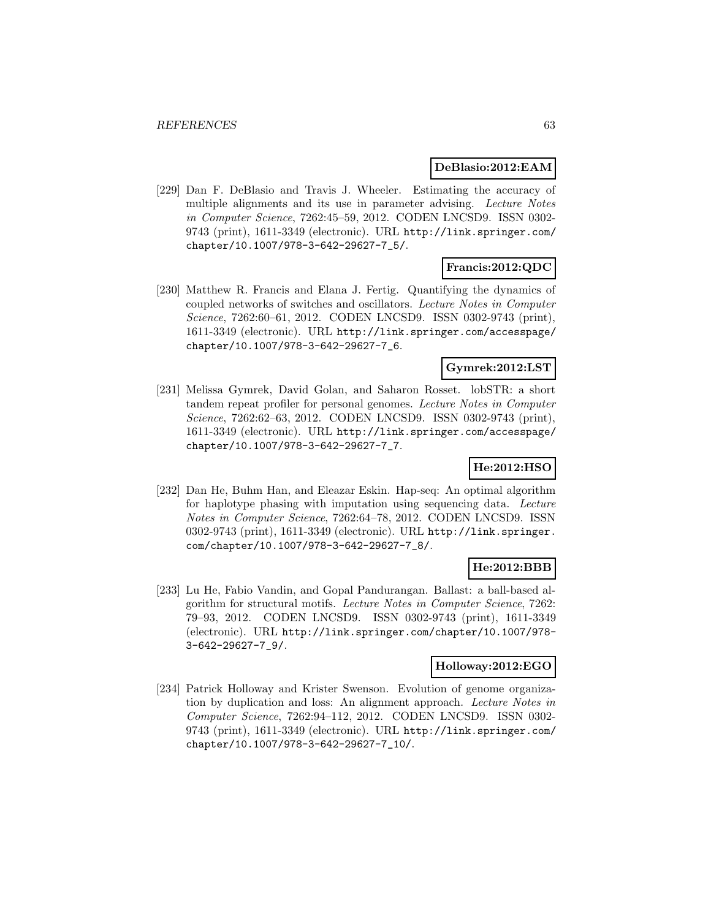**DeBlasio:2012:EAM**

[229] Dan F. DeBlasio and Travis J. Wheeler. Estimating the accuracy of multiple alignments and its use in parameter advising. *Lecture Notes in Computer Science*, 7262:45–59, 2012. CODEN LNCSD9. ISSN 0302-9743 (print), 1611-3349 (electronic). URL http://link.springer.com/chapter/10.1007/978-3-642-29627-7_5/.

**Francis:2012:QDC**

[230] Matthew R. Francis and Elana J. Fertig. Quantifying the dynamics of coupled networks of switches and oscillators. *Lecture Notes in Computer Science*, 7262:60–61, 2012. CODEN LNCSD9. ISSN 0302-9743 (print), 1611-3349 (electronic). URL http://link.springer.com/accesspage/chapter/10.1007/978-3-642-29627-7_6.

**Gymrek:2012:LST**

[231] Melissa Gymrek, David Golan, and Saharon Rosset. lobSTR: a short tandem repeat profiler for personal genomes. *Lecture Notes in Computer Science*, 7262:62–63, 2012. CODEN LNCSD9. ISSN 0302-9743 (print), 1611-3349 (electronic). URL http://link.springer.com/accesspage/chapter/10.1007/978-3-642-29627-7_7.

**He:2012:HSO**

[232] Dan He, Buhm Han, and Eleazar Eskin. Hap-seq: An optimal algorithm for haplotype phasing with imputation using sequencing data. *Lecture Notes in Computer Science*, 7262:64–78, 2012. CODEN LNCSD9. ISSN 0302-9743 (print), 1611-3349 (electronic). URL http://link.springer.com/chapter/10.1007/978-3-642-29627-7_8/.

**He:2012:BBB**

[233] Lu He, Fabio Vandin, and Gopal Pandurangan. Ballast: a ball-based algorithm for structural motifs. *Lecture Notes in Computer Science*, 7262:79–93, 2012. CODEN LNCSD9. ISSN 0302-9743 (print), 1611-3349 (electronic). URL http://link.springer.com/chapter/10.1007/978-3-642-29627-7_9/.

**Holloway:2012:EGO**

[234] Patrick Holloway and Krister Swenson. Evolution of genome organization by duplication and loss: An alignment approach. *Lecture Notes in Computer Science*, 7262:94–112, 2012. CODEN LNCSD9. ISSN 0302-9743 (print), 1611-3349 (electronic). URL http://link.springer.com/chapter/10.1007/978-3-642-29627-7_10/.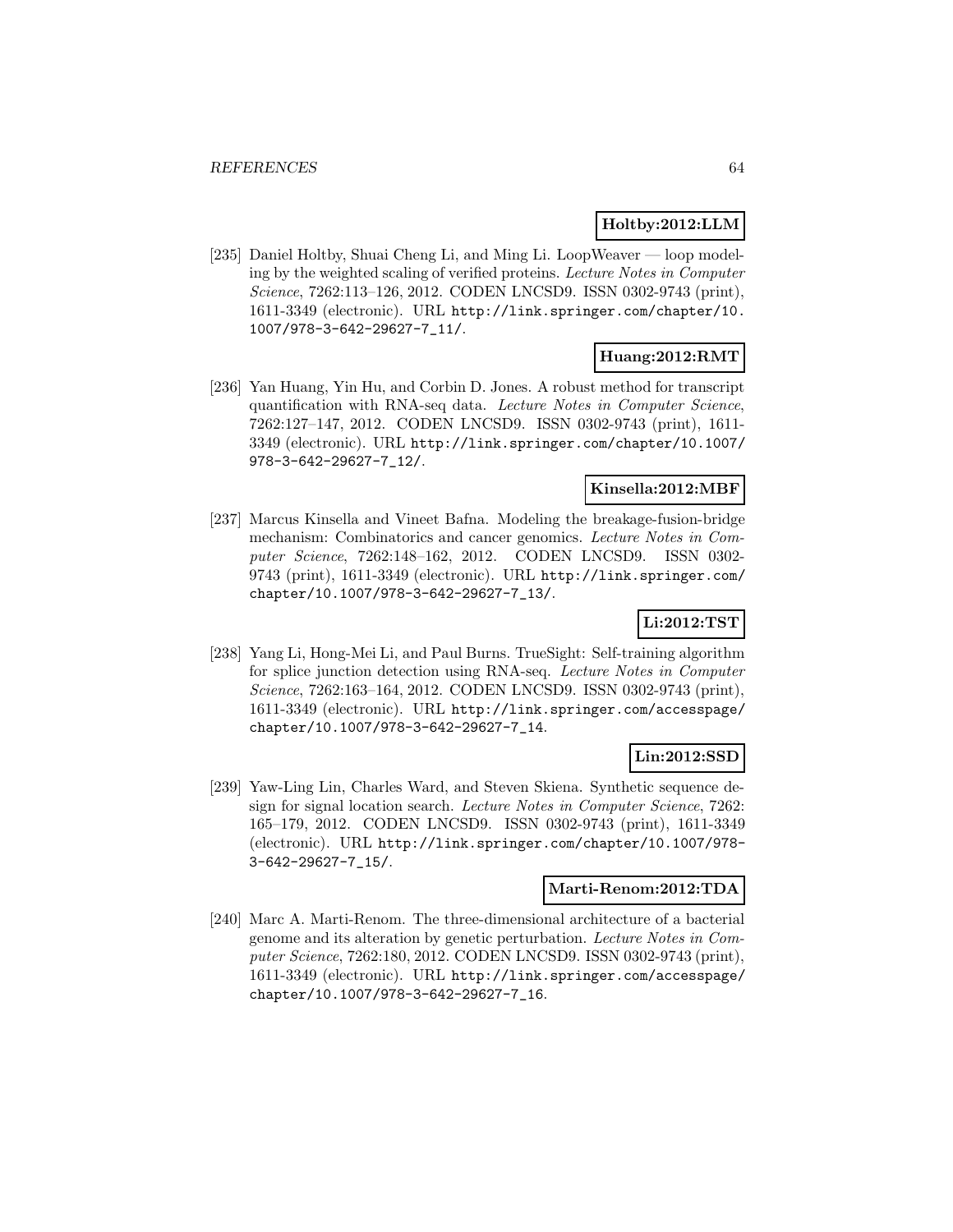**Holtby:2012:LLM**

[235] Daniel Holtby, Shuai Cheng Li, and Ming Li. LoopWeaver — loop modeling by the weighted scaling of verified proteins. *Lecture Notes in Computer Science*, 7262:113–126, 2012. CODEN LNCSD9. ISSN 0302-9743 (print), 1611-3349 (electronic). URL http://link.springer.com/chapter/10.1007/978-3-642-29627-7_11/.

**Huang:2012:RMT**

[236] Yan Huang, Yin Hu, and Corbin D. Jones. A robust method for transcript quantification with RNA-seq data. *Lecture Notes in Computer Science*, 7262:127–147, 2012. CODEN LNCSD9. ISSN 0302-9743 (print), 1611-3349 (electronic). URL http://link.springer.com/chapter/10.1007/978-3-642-29627-7_12/.

**Kinsella:2012:MBF**

[237] Marcus Kinsella and Vineet Bafna. Modeling the breakage-fusion-bridge mechanism: Combinatorics and cancer genomics. *Lecture Notes in Computer Science*, 7262:148–162, 2012. CODEN LNCSD9. ISSN 0302-9743 (print), 1611-3349 (electronic). URL http://link.springer.com/chapter/10.1007/978-3-642-29627-7_13/.

**Li:2012:TST**

[238] Yang Li, Hong-Mei Li, and Paul Burns. TrueSight: Self-training algorithm for splice junction detection using RNA-seq. *Lecture Notes in Computer Science*, 7262:163–164, 2012. CODEN LNCSD9. ISSN 0302-9743 (print), 1611-3349 (electronic). URL http://link.springer.com/accesspage/chapter/10.1007/978-3-642-29627-7_14.

**Lin:2012:SSD**

[239] Yaw-Ling Lin, Charles Ward, and Steven Skiena. Synthetic sequence design for signal location search. *Lecture Notes in Computer Science*, 7262: 165–179, 2012. CODEN LNCSD9. ISSN 0302-9743 (print), 1611-3349 (electronic). URL http://link.springer.com/chapter/10.1007/978-3-642-29627-7_15/.

**Marti-Renom:2012:TDA**

[240] Marc A. Marti-Renom. The three-dimensional architecture of a bacterial genome and its alteration by genetic perturbation. *Lecture Notes in Computer Science*, 7262:180, 2012. CODEN LNCSD9. ISSN 0302-9743 (print), 1611-3349 (electronic). URL http://link.springer.com/accesspage/chapter/10.1007/978-3-642-29627-7_16.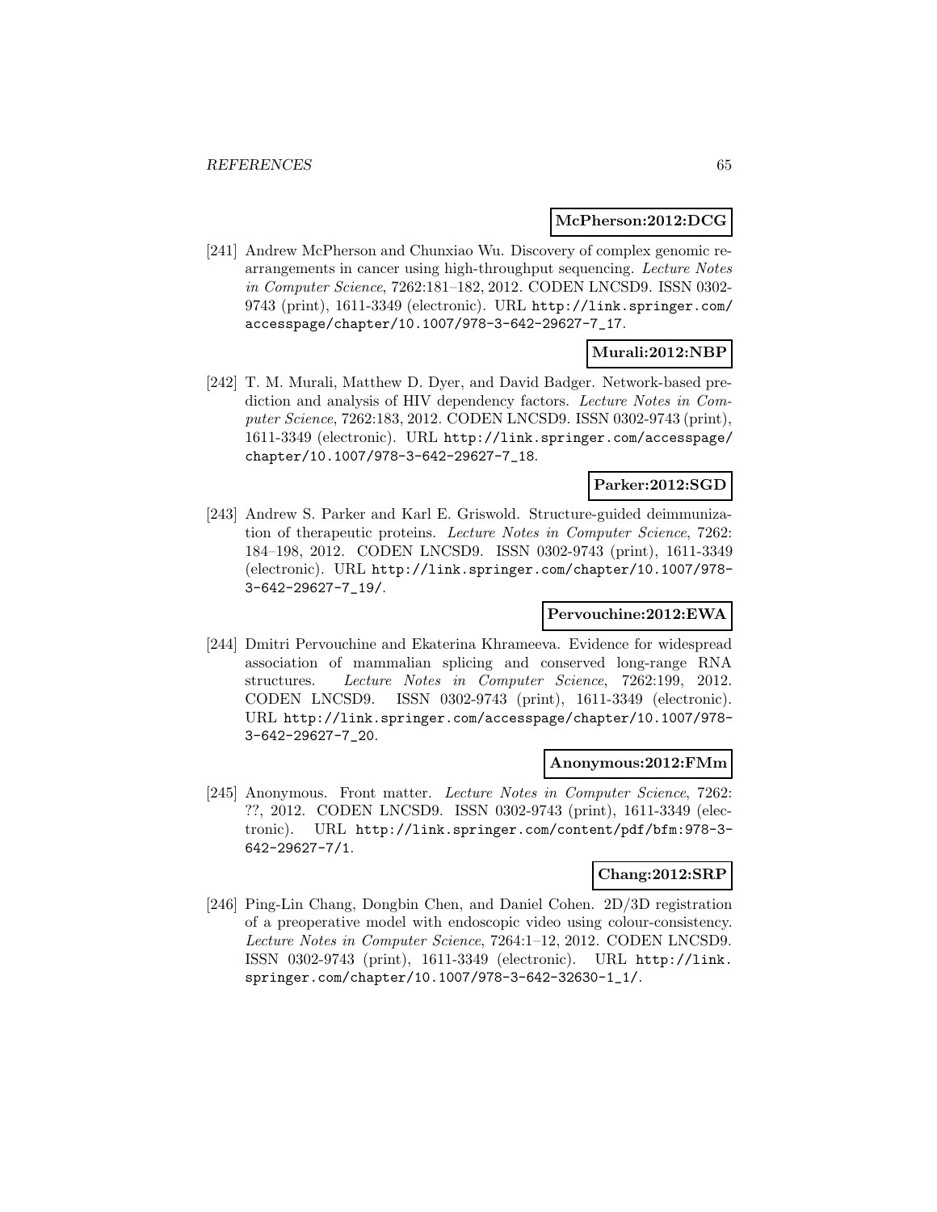**McPherson:2012:DCG**

[241] Andrew McPherson and Chunxiao Wu. Discovery of complex genomic rearrangements in cancer using high-throughput sequencing. *Lecture Notes in Computer Science*, 7262:181–182, 2012. CODEN LNCSD9. ISSN 0302-9743 (print), 1611-3349 (electronic). URL http://link.springer.com/accesspage/chapter/10.1007/978-3-642-29627-7_17.

**Murali:2012:NBP**

[242] T. M. Murali, Matthew D. Dyer, and David Badger. Network-based prediction and analysis of HIV dependency factors. *Lecture Notes in Computer Science*, 7262:183, 2012. CODEN LNCSD9. ISSN 0302-9743 (print), 1611-3349 (electronic). URL http://link.springer.com/accesspage/chapter/10.1007/978-3-642-29627-7_18.

**Parker:2012:SGD**

[243] Andrew S. Parker and Karl E. Griswold. Structure-guided deimmunization of therapeutic proteins. *Lecture Notes in Computer Science*, 7262: 184–198, 2012. CODEN LNCSD9. ISSN 0302-9743 (print), 1611-3349 (electronic). URL http://link.springer.com/chapter/10.1007/978-3-642-29627-7_19/.

**Pervouchine:2012:EWA**

[244] Dmitri Pervouchine and Ekaterina Khrameeva. Evidence for widespread association of mammalian splicing and conserved long-range RNA structures. *Lecture Notes in Computer Science*, 7262:199, 2012. CODEN LNCSD9. ISSN 0302-9743 (print), 1611-3349 (electronic). URL http://link.springer.com/accesspage/chapter/10.1007/978-3-642-29627-7_20.

**Anonymous:2012:FMm**

[245] Anonymous. Front matter. *Lecture Notes in Computer Science*, 7262: ??, 2012. CODEN LNCSD9. ISSN 0302-9743 (print), 1611-3349 (electronic). URL http://link.springer.com/content/pdf/bfm:978-3-642-29627-7/1.

**Chang:2012:SRP**

[246] Ping-Lin Chang, Dongbin Chen, and Daniel Cohen. 2D/3D registration of a preoperative model with endoscopic video using colour-consistency. *Lecture Notes in Computer Science*, 7264:1–12, 2012. CODEN LNCSD9. ISSN 0302-9743 (print), 1611-3349 (electronic). URL http://link.springer.com/chapter/10.1007/978-3-642-32630-1_1/.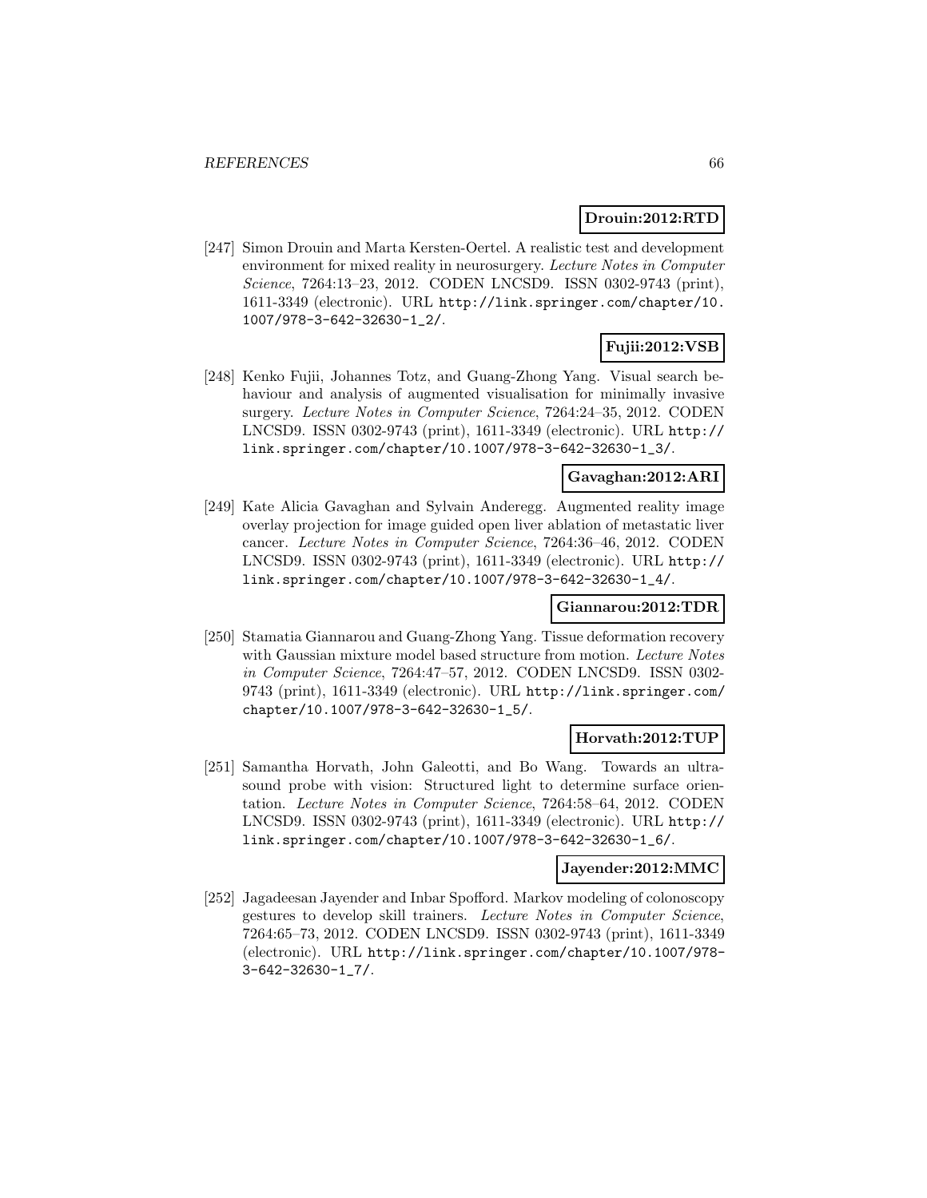**Drouin:2012:RTD**

[247] Simon Drouin and Marta Kersten-Oertel. A realistic test and development environment for mixed reality in neurosurgery. *Lecture Notes in Computer Science*, 7264:13–23, 2012. CODEN LNCSD9. ISSN 0302-9743 (print), 1611-3349 (electronic). URL http://link.springer.com/chapter/10.1007/978-3-642-32630-1_2/.

**Fujii:2012:VSB**

[248] Kenko Fujii, Johannes Totz, and Guang-Zhong Yang. Visual search behaviour and analysis of augmented visualisation for minimally invasive surgery. *Lecture Notes in Computer Science*, 7264:24–35, 2012. CODEN LNCSD9. ISSN 0302-9743 (print), 1611-3349 (electronic). URL http://link.springer.com/chapter/10.1007/978-3-642-32630-1_3/.

**Gavaghan:2012:ARI**

[249] Kate Alicia Gavaghan and Sylvain Anderegg. Augmented reality image overlay projection for image guided open liver ablation of metastatic liver cancer. *Lecture Notes in Computer Science*, 7264:36–46, 2012. CODEN LNCSD9. ISSN 0302-9743 (print), 1611-3349 (electronic). URL http://link.springer.com/chapter/10.1007/978-3-642-32630-1_4/.

**Giannarou:2012:TDR**

[250] Stamatia Giannarou and Guang-Zhong Yang. Tissue deformation recovery with Gaussian mixture model based structure from motion. *Lecture Notes in Computer Science*, 7264:47–57, 2012. CODEN LNCSD9. ISSN 0302-9743 (print), 1611-3349 (electronic). URL http://link.springer.com/chapter/10.1007/978-3-642-32630-1_5/.

**Horvath:2012:TUP**

[251] Samantha Horvath, John Galeotti, and Bo Wang. Towards an ultrasound probe with vision: Structured light to determine surface orientation. *Lecture Notes in Computer Science*, 7264:58–64, 2012. CODEN LNCSD9. ISSN 0302-9743 (print), 1611-3349 (electronic). URL http://link.springer.com/chapter/10.1007/978-3-642-32630-1_6/.

**Jayender:2012:MMC**

[252] Jagadeesan Jayender and Inbar Spofford. Markov modeling of colonoscopy gestures to develop skill trainers. *Lecture Notes in Computer Science*, 7264:65–73, 2012. CODEN LNCSD9. ISSN 0302-9743 (print), 1611-3349 (electronic). URL http://link.springer.com/chapter/10.1007/978-3-642-32630-1_7/.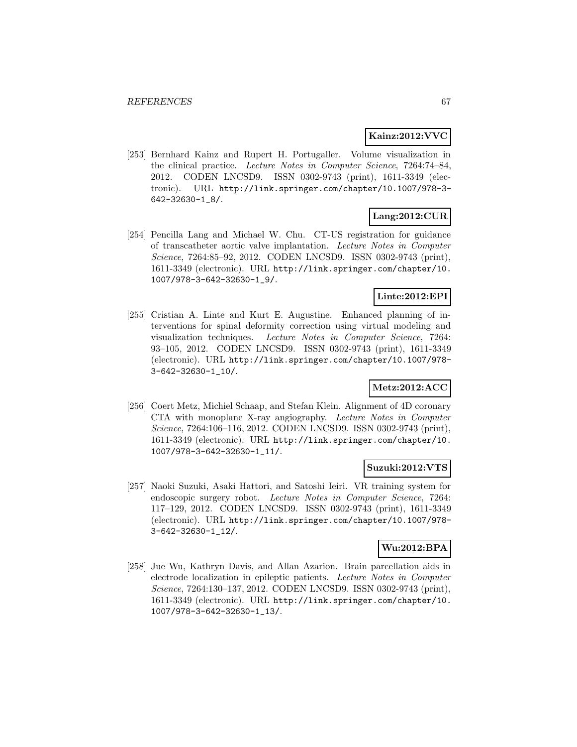**Kainz:2012:VVC**

[253] Bernhard Kainz and Rupert H. Portugaller. Volume visualization in the clinical practice. *Lecture Notes in Computer Science*, 7264:74–84, 2012. CODEN LNCSD9. ISSN 0302-9743 (print), 1611-3349 (electronic). URL http://link.springer.com/chapter/10.1007/978-3-642-32630-1_8/.

**Lang:2012:CUR**

[254] Pencilla Lang and Michael W. Chu. CT-US registration for guidance of transcatheter aortic valve implantation. *Lecture Notes in Computer Science*, 7264:85–92, 2012. CODEN LNCSD9. ISSN 0302-9743 (print), 1611-3349 (electronic). URL http://link.springer.com/chapter/10.1007/978-3-642-32630-1_9/.

**Linte:2012:EPI**

[255] Cristian A. Linte and Kurt E. Augustine. Enhanced planning of interventions for spinal deformity correction using virtual modeling and visualization techniques. *Lecture Notes in Computer Science*, 7264: 93–105, 2012. CODEN LNCSD9. ISSN 0302-9743 (print), 1611-3349 (electronic). URL http://link.springer.com/chapter/10.1007/978-3-642-32630-1_10/.

**Metz:2012:ACC**

[256] Coert Metz, Michiel Schaap, and Stefan Klein. Alignment of 4D coronary CTA with monoplane X-ray angiography. *Lecture Notes in Computer Science*, 7264:106–116, 2012. CODEN LNCSD9. ISSN 0302-9743 (print), 1611-3349 (electronic). URL http://link.springer.com/chapter/10.1007/978-3-642-32630-1_11/.

**Suzuki:2012:VTS**

[257] Naoki Suzuki, Asaki Hattori, and Satoshi Ieiri. VR training system for endoscopic surgery robot. *Lecture Notes in Computer Science*, 7264: 117–129, 2012. CODEN LNCSD9. ISSN 0302-9743 (print), 1611-3349 (electronic). URL http://link.springer.com/chapter/10.1007/978-3-642-32630-1_12/.

**Wu:2012:BPA**

[258] Jue Wu, Kathryn Davis, and Allan Azarion. Brain parcellation aids in electrode localization in epileptic patients. *Lecture Notes in Computer Science*, 7264:130–137, 2012. CODEN LNCSD9. ISSN 0302-9743 (print), 1611-3349 (electronic). URL http://link.springer.com/chapter/10.1007/978-3-642-32630-1_13/.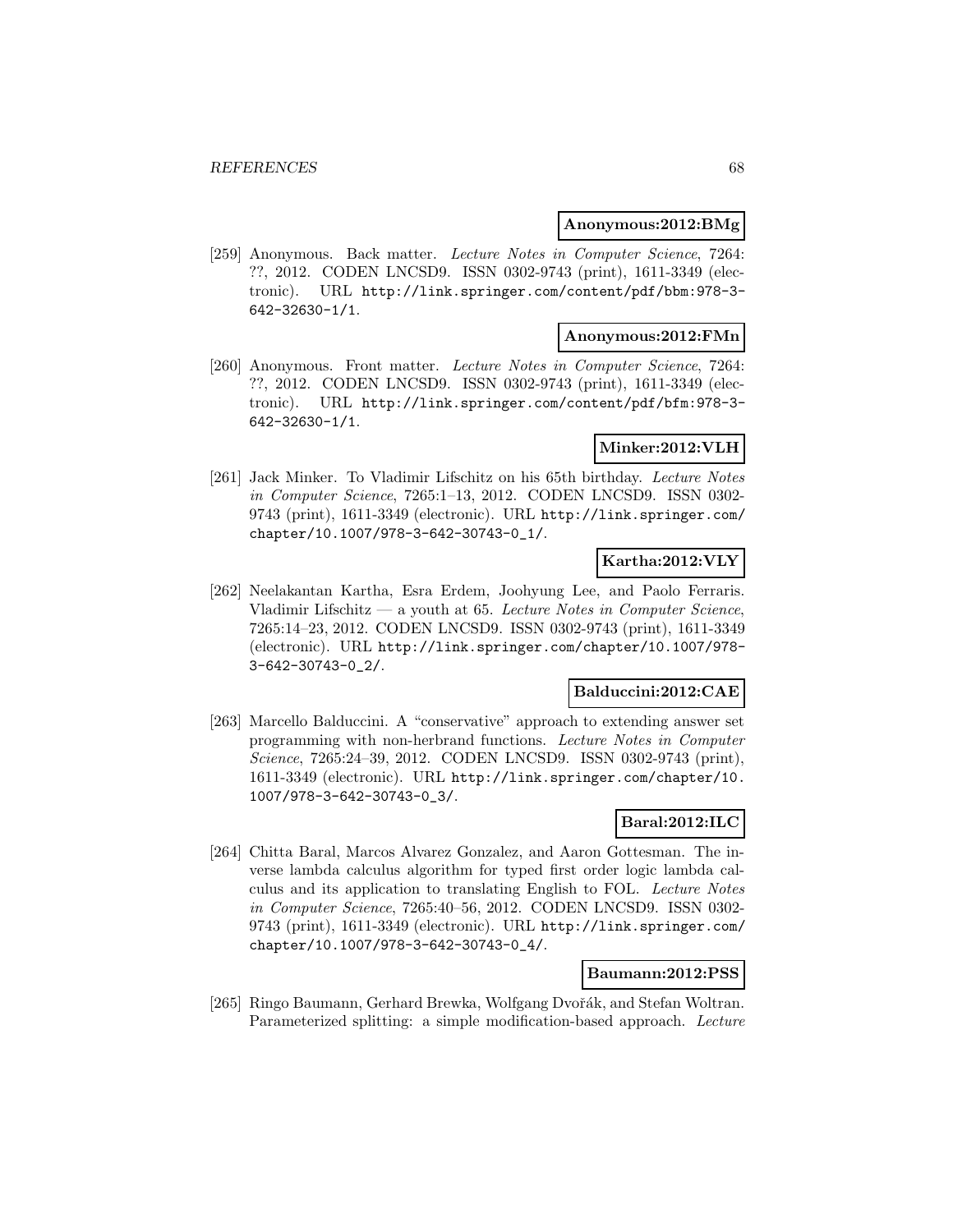**Anonymous:2012:BMg**

[259] Anonymous. Back matter. *Lecture Notes in Computer Science*, 7264: ??, 2012. CODEN LNCSD9. ISSN 0302-9743 (print), 1611-3349 (electronic). URL http://link.springer.com/content/pdf/bbm:978-3-642-32630-1/1.

**Anonymous:2012:FMn**

[260] Anonymous. Front matter. *Lecture Notes in Computer Science*, 7264: ??, 2012. CODEN LNCSD9. ISSN 0302-9743 (print), 1611-3349 (electronic). URL http://link.springer.com/content/pdf/bfm:978-3-642-32630-1/1.

**Minker:2012:VLH**

[261] Jack Minker. To Vladimir Lifschitz on his 65th birthday. *Lecture Notes in Computer Science*, 7265:1–13, 2012. CODEN LNCSD9. ISSN 0302-9743 (print), 1611-3349 (electronic). URL http://link.springer.com/chapter/10.1007/978-3-642-30743-0_1/.

**Kartha:2012:VLY**

[262] Neelakantan Kartha, Esra Erdem, Joohyung Lee, and Paolo Ferraris. Vladimir Lifschitz — a youth at 65. *Lecture Notes in Computer Science*, 7265:14–23, 2012. CODEN LNCSD9. ISSN 0302-9743 (print), 1611-3349 (electronic). URL http://link.springer.com/chapter/10.1007/978-3-642-30743-0_2/.

**Balduccini:2012:CAE**

[263] Marcello Balduccini. A "conservative" approach to extending answer set programming with non-herbrand functions. *Lecture Notes in Computer Science*, 7265:24–39, 2012. CODEN LNCSD9. ISSN 0302-9743 (print), 1611-3349 (electronic). URL http://link.springer.com/chapter/10.1007/978-3-642-30743-0_3/.

**Baral:2012:ILC**

[264] Chitta Baral, Marcos Alvarez Gonzalez, and Aaron Gottesman. The inverse lambda calculus algorithm for typed first order logic lambda calculus and its application to translating English to FOL. *Lecture Notes in Computer Science*, 7265:40–56, 2012. CODEN LNCSD9. ISSN 0302-9743 (print), 1611-3349 (electronic). URL http://link.springer.com/chapter/10.1007/978-3-642-30743-0_4/.

**Baumann:2012:PSS**

[265] Ringo Baumann, Gerhard Brewka, Wolfgang Dvořák, and Stefan Woltran. Parameterized splitting: a simple modification-based approach. *Lecture*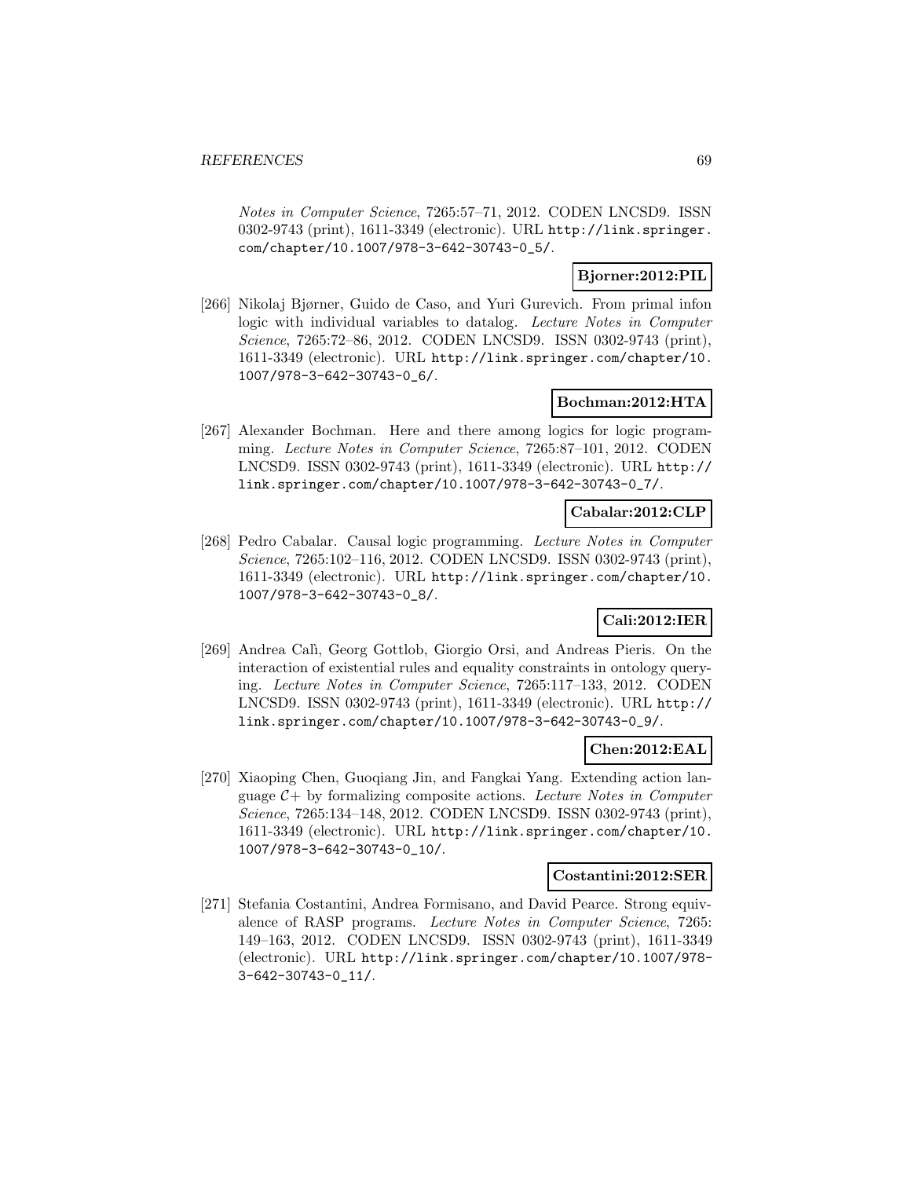*Notes in Computer Science*, 7265:57–71, 2012. CODEN LNCSD9. ISSN 0302-9743 (print), 1611-3349 (electronic). URL http://link.springer.com/chapter/10.1007/978-3-642-30743-0_5/.

**Bjorner:2012:PIL**

[266] Nikolaj Bjørner, Guido de Caso, and Yuri Gurevich. From primal infon logic with individual variables to datalog. *Lecture Notes in Computer Science*, 7265:72–86, 2012. CODEN LNCSD9. ISSN 0302-9743 (print), 1611-3349 (electronic). URL http://link.springer.com/chapter/10.1007/978-3-642-30743-0_6/.

**Bochman:2012:HTA**

[267] Alexander Bochman. Here and there among logics for logic programming. *Lecture Notes in Computer Science*, 7265:87–101, 2012. CODEN LNCSD9. ISSN 0302-9743 (print), 1611-3349 (electronic). URL http://link.springer.com/chapter/10.1007/978-3-642-30743-0_7/.

**Cabalar:2012:CLP**

[268] Pedro Cabalar. Causal logic programming. *Lecture Notes in Computer Science*, 7265:102–116, 2012. CODEN LNCSD9. ISSN 0302-9743 (print), 1611-3349 (electronic). URL http://link.springer.com/chapter/10.1007/978-3-642-30743-0_8/.

**Cali:2012:IER**

[269] Andrea Calì, Georg Gottlob, Giorgio Orsi, and Andreas Pieris. On the interaction of existential rules and equality constraints in ontology querying. *Lecture Notes in Computer Science*, 7265:117–133, 2012. CODEN LNCSD9. ISSN 0302-9743 (print), 1611-3349 (electronic). URL http://link.springer.com/chapter/10.1007/978-3-642-30743-0_9/.

**Chen:2012:EAL**

[270] Xiaoping Chen, Guoqiang Jin, and Fangkai Yang. Extending action language $\mathcal{C}+$ by formalizing composite actions. *Lecture Notes in Computer Science*, 7265:134–148, 2012. CODEN LNCSD9. ISSN 0302-9743 (print), 1611-3349 (electronic). URL http://link.springer.com/chapter/10.1007/978-3-642-30743-0_10/.

**Costantini:2012:SER**

[271] Stefania Costantini, Andrea Formisano, and David Pearce. Strong equivalence of RASP programs. *Lecture Notes in Computer Science*, 7265: 149–163, 2012. CODEN LNCSD9. ISSN 0302-9743 (print), 1611-3349 (electronic). URL http://link.springer.com/chapter/10.1007/978-3-642-30743-0_11/.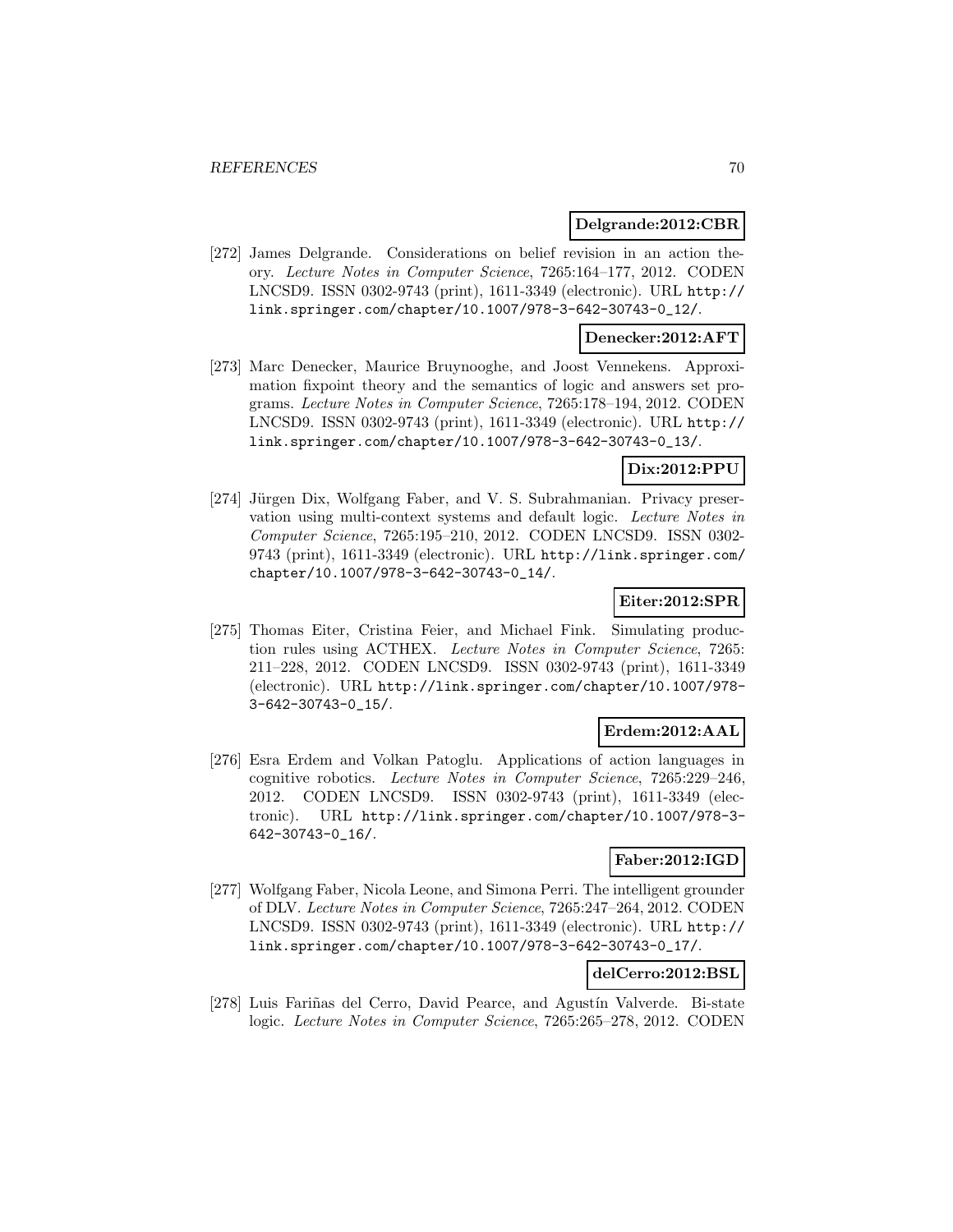**Delgrande:2012:CBR**

[272] James Delgrande. Considerations on belief revision in an action theory. *Lecture Notes in Computer Science*, 7265:164–177, 2012. CODEN LNCSD9. ISSN 0302-9743 (print), 1611-3349 (electronic). URL http://link.springer.com/chapter/10.1007/978-3-642-30743-0_12/.

**Denecker:2012:AFT**

[273] Marc Denecker, Maurice Bruynooghe, and Joost Vennekens. Approximation fixpoint theory and the semantics of logic and answers set programs. *Lecture Notes in Computer Science*, 7265:178–194, 2012. CODEN LNCSD9. ISSN 0302-9743 (print), 1611-3349 (electronic). URL http://link.springer.com/chapter/10.1007/978-3-642-30743-0_13/.

**Dix:2012:PPU**

[274] Jürgen Dix, Wolfgang Faber, and V. S. Subrahmanian. Privacy preservation using multi-context systems and default logic. *Lecture Notes in Computer Science*, 7265:195–210, 2012. CODEN LNCSD9. ISSN 0302-9743 (print), 1611-3349 (electronic). URL http://link.springer.com/chapter/10.1007/978-3-642-30743-0_14/.

**Eiter:2012:SPR**

[275] Thomas Eiter, Cristina Feier, and Michael Fink. Simulating production rules using ACTHEX. *Lecture Notes in Computer Science*, 7265: 211–228, 2012. CODEN LNCSD9. ISSN 0302-9743 (print), 1611-3349 (electronic). URL http://link.springer.com/chapter/10.1007/978-3-642-30743-0_15/.

**Erdem:2012:AAL**

[276] Esra Erdem and Volkan Patoglu. Applications of action languages in cognitive robotics. *Lecture Notes in Computer Science*, 7265:229–246, 2012. CODEN LNCSD9. ISSN 0302-9743 (print), 1611-3349 (electronic). URL http://link.springer.com/chapter/10.1007/978-3-642-30743-0_16/.

**Faber:2012:IGD**

[277] Wolfgang Faber, Nicola Leone, and Simona Perri. The intelligent grounder of DLV. *Lecture Notes in Computer Science*, 7265:247–264, 2012. CODEN LNCSD9. ISSN 0302-9743 (print), 1611-3349 (electronic). URL http://link.springer.com/chapter/10.1007/978-3-642-30743-0_17/.

**delCerro:2012:BSL**

[278] Luis Fariñas del Cerro, David Pearce, and Agustín Valverde. Bi-state logic. *Lecture Notes in Computer Science*, 7265:265–278, 2012. CODEN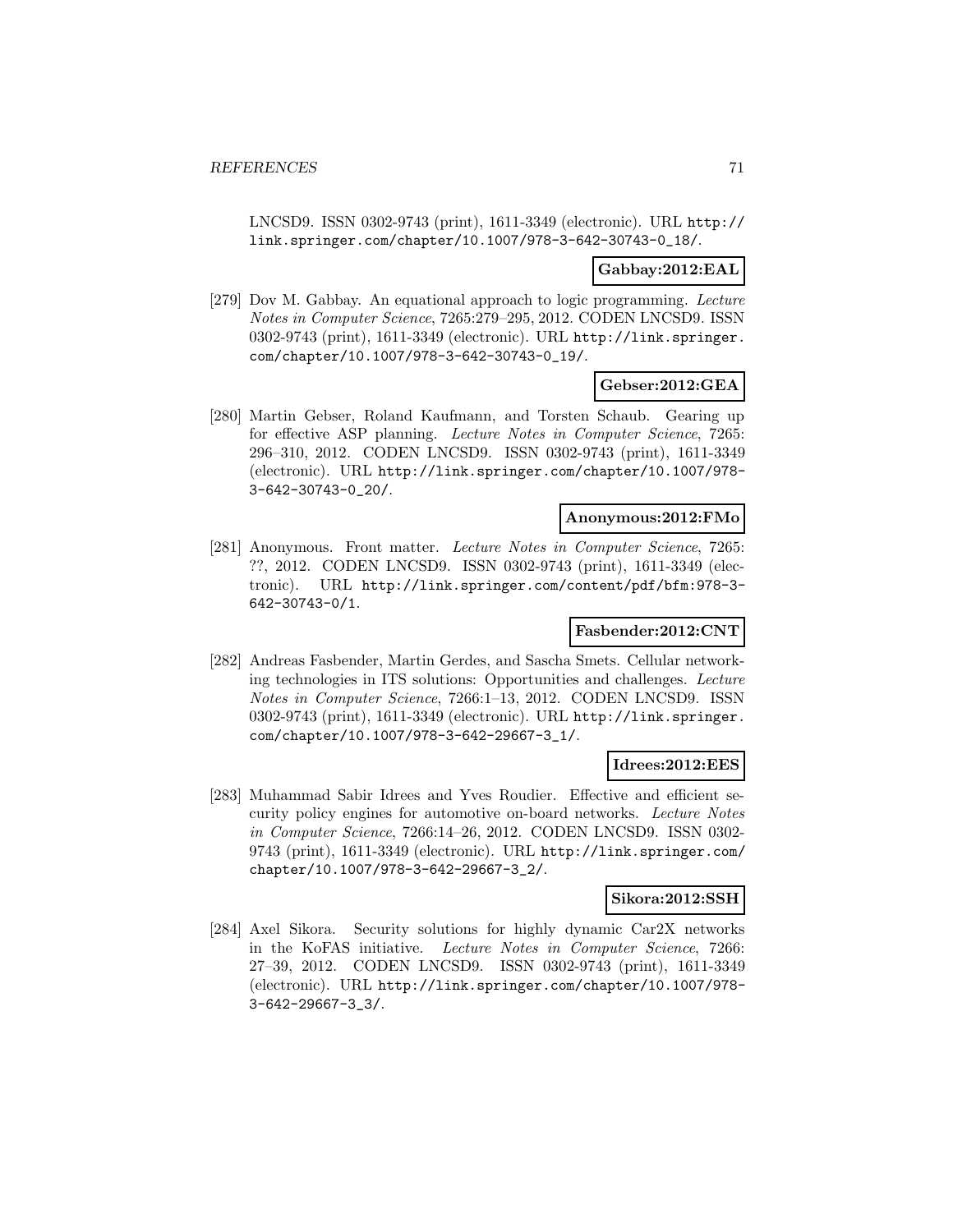LNCSD9. ISSN 0302-9743 (print), 1611-3349 (electronic). URL http://link.springer.com/chapter/10.1007/978-3-642-30743-0_18/.

**Gabbay:2012:EAL**

[279] Dov M. Gabbay. An equational approach to logic programming. *Lecture Notes in Computer Science*, 7265:279–295, 2012. CODEN LNCSD9. ISSN 0302-9743 (print), 1611-3349 (electronic). URL http://link.springer.com/chapter/10.1007/978-3-642-30743-0_19/.

**Gebser:2012:GEA**

[280] Martin Gebser, Roland Kaufmann, and Torsten Schaub. Gearing up for effective ASP planning. *Lecture Notes in Computer Science*, 7265: 296–310, 2012. CODEN LNCSD9. ISSN 0302-9743 (print), 1611-3349 (electronic). URL http://link.springer.com/chapter/10.1007/978-3-642-30743-0_20/.

**Anonymous:2012:FMo**

[281] Anonymous. Front matter. *Lecture Notes in Computer Science*, 7265: ??, 2012. CODEN LNCSD9. ISSN 0302-9743 (print), 1611-3349 (electronic). URL http://link.springer.com/content/pdf/bfm:978-3-642-30743-0/1.

**Fasbender:2012:CNT**

[282] Andreas Fasbender, Martin Gerdes, and Sascha Smets. Cellular networking technologies in ITS solutions: Opportunities and challenges. *Lecture Notes in Computer Science*, 7266:1–13, 2012. CODEN LNCSD9. ISSN 0302-9743 (print), 1611-3349 (electronic). URL http://link.springer.com/chapter/10.1007/978-3-642-29667-3_1/.

**Idrees:2012:EES**

[283] Muhammad Sabir Idrees and Yves Roudier. Effective and efficient security policy engines for automotive on-board networks. *Lecture Notes in Computer Science*, 7266:14–26, 2012. CODEN LNCSD9. ISSN 0302-9743 (print), 1611-3349 (electronic). URL http://link.springer.com/chapter/10.1007/978-3-642-29667-3_2/.

**Sikora:2012:SSH**

[284] Axel Sikora. Security solutions for highly dynamic Car2X networks in the KoFAS initiative. *Lecture Notes in Computer Science*, 7266: 27–39, 2012. CODEN LNCSD9. ISSN 0302-9743 (print), 1611-3349 (electronic). URL http://link.springer.com/chapter/10.1007/978-3-642-29667-3_3/.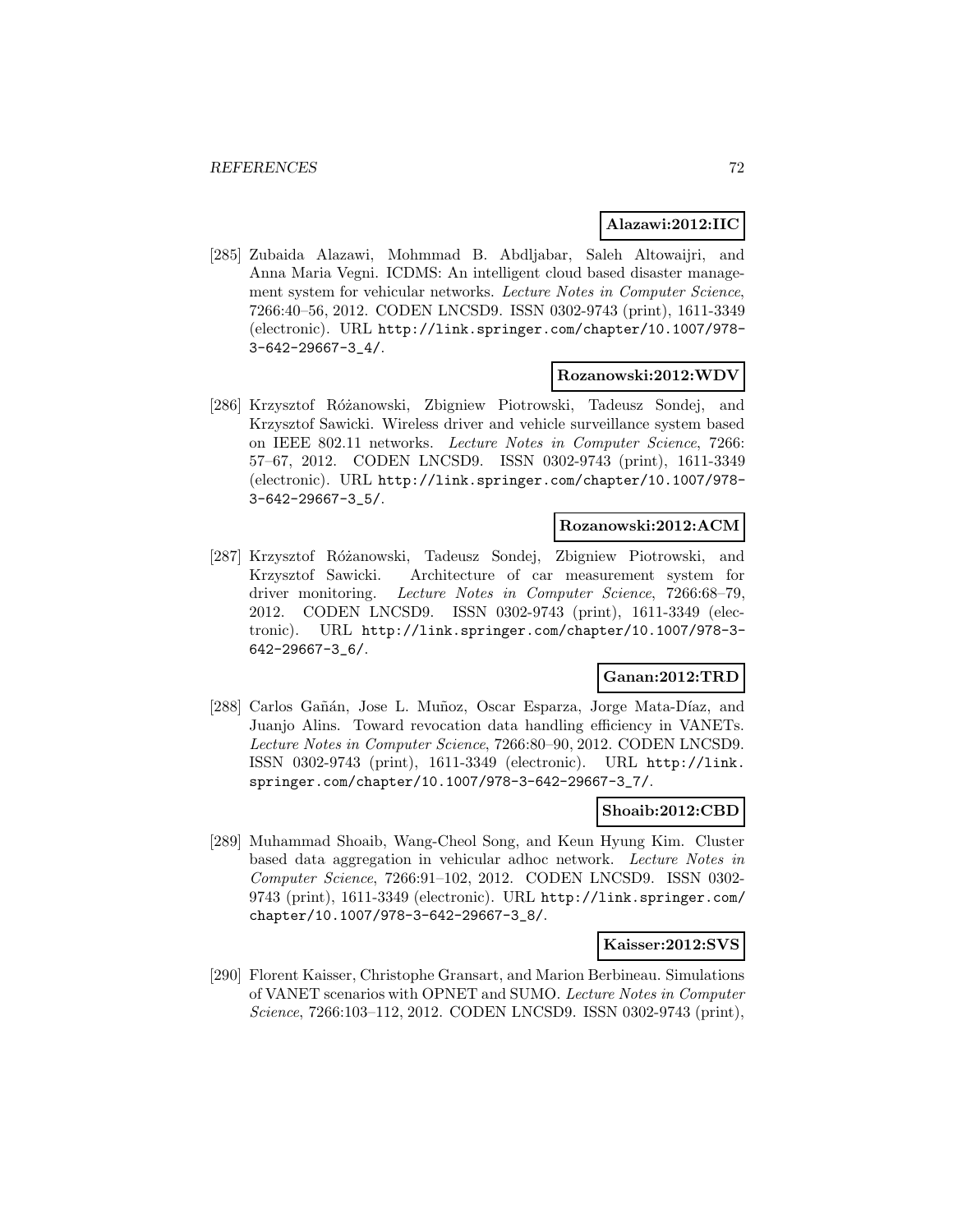**Alazawi:2012:IIC**

[285] Zubaida Alazawi, Mohmmad B. Abdljabar, Saleh Altowaijri, and Anna Maria Vegni. ICDMS: An intelligent cloud based disaster management system for vehicular networks. *Lecture Notes in Computer Science*, 7266:40–56, 2012. CODEN LNCSD9. ISSN 0302-9743 (print), 1611-3349 (electronic). URL http://link.springer.com/chapter/10.1007/978-3-642-29667-3_4/.

**Rozanowski:2012:WDV**

[286] Krzysztof Różanowski, Zbigniew Piotrowski, Tadeusz Sondej, and Krzysztof Sawicki. Wireless driver and vehicle surveillance system based on IEEE 802.11 networks. *Lecture Notes in Computer Science*, 7266: 57–67, 2012. CODEN LNCSD9. ISSN 0302-9743 (print), 1611-3349 (electronic). URL http://link.springer.com/chapter/10.1007/978-3-642-29667-3_5/.

**Rozanowski:2012:ACM**

[287] Krzysztof Różanowski, Tadeusz Sondej, Zbigniew Piotrowski, and Krzysztof Sawicki. Architecture of car measurement system for driver monitoring. *Lecture Notes in Computer Science*, 7266:68–79, 2012. CODEN LNCSD9. ISSN 0302-9743 (print), 1611-3349 (electronic). URL http://link.springer.com/chapter/10.1007/978-3-642-29667-3_6/.

**Ganan:2012:TRD**

[288] Carlos Gañán, Jose L. Muñoz, Oscar Esparza, Jorge Mata-Díaz, and Juanjo Alins. Toward revocation data handling efficiency in VANETs. *Lecture Notes in Computer Science*, 7266:80–90, 2012. CODEN LNCSD9. ISSN 0302-9743 (print), 1611-3349 (electronic). URL http://link.springer.com/chapter/10.1007/978-3-642-29667-3_7/.

**Shoaib:2012:CBD**

[289] Muhammad Shoaib, Wang-Cheol Song, and Keun Hyung Kim. Cluster based data aggregation in vehicular adhoc network. *Lecture Notes in Computer Science*, 7266:91–102, 2012. CODEN LNCSD9. ISSN 0302-9743 (print), 1611-3349 (electronic). URL http://link.springer.com/chapter/10.1007/978-3-642-29667-3_8/.

**Kaisser:2012:SVS**

[290] Florent Kaisser, Christophe Gransart, and Marion Berbineau. Simulations of VANET scenarios with OPNET and SUMO. *Lecture Notes in Computer Science*, 7266:103–112, 2012. CODEN LNCSD9. ISSN 0302-9743 (print),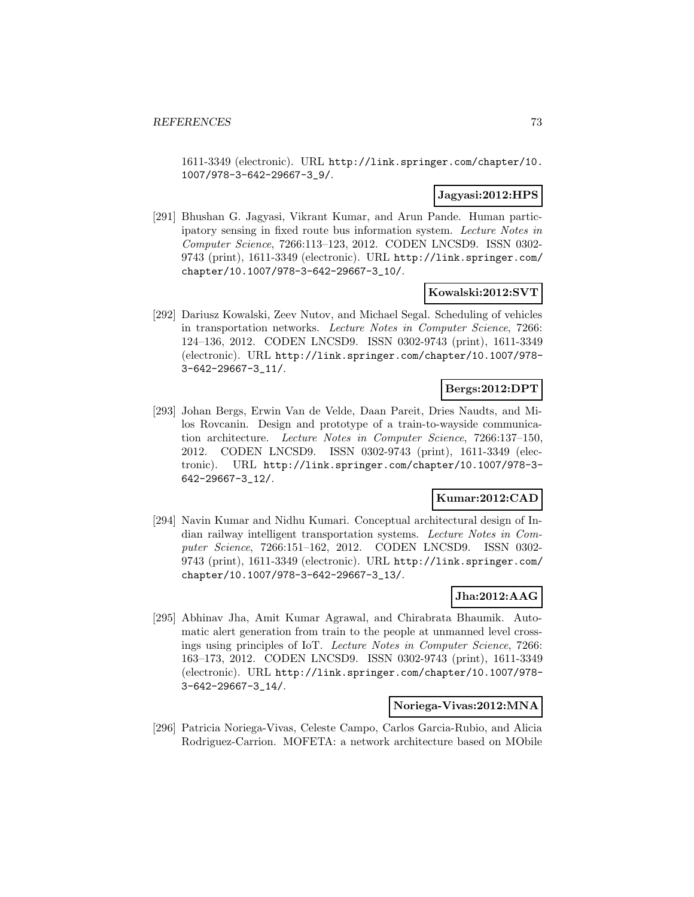1611-3349 (electronic). URL http://link.springer.com/chapter/10.1007/978-3-642-29667-3_9/.

**Jagyasi:2012:HPS**

[291] Bhushan G. Jagyasi, Vikrant Kumar, and Arun Pande. Human participatory sensing in fixed route bus information system. *Lecture Notes in Computer Science*, 7266:113–123, 2012. CODEN LNCSD9. ISSN 0302-9743 (print), 1611-3349 (electronic). URL http://link.springer.com/chapter/10.1007/978-3-642-29667-3_10/.

**Kowalski:2012:SVT**

[292] Dariusz Kowalski, Zeev Nutov, and Michael Segal. Scheduling of vehicles in transportation networks. *Lecture Notes in Computer Science*, 7266: 124–136, 2012. CODEN LNCSD9. ISSN 0302-9743 (print), 1611-3349 (electronic). URL http://link.springer.com/chapter/10.1007/978-3-642-29667-3_11/.

**Bergs:2012:DPT**

[293] Johan Bergs, Erwin Van de Velde, Daan Pareit, Dries Naudts, and Milos Rovcanin. Design and prototype of a train-to-wayside communication architecture. *Lecture Notes in Computer Science*, 7266:137–150, 2012. CODEN LNCSD9. ISSN 0302-9743 (print), 1611-3349 (electronic). URL http://link.springer.com/chapter/10.1007/978-3-642-29667-3_12/.

**Kumar:2012:CAD**

[294] Navin Kumar and Nidhu Kumari. Conceptual architectural design of Indian railway intelligent transportation systems. *Lecture Notes in Computer Science*, 7266:151–162, 2012. CODEN LNCSD9. ISSN 0302-9743 (print), 1611-3349 (electronic). URL http://link.springer.com/chapter/10.1007/978-3-642-29667-3_13/.

**Jha:2012:AAG**

[295] Abhinav Jha, Amit Kumar Agrawal, and Chirabrata Bhaumik. Automatic alert generation from train to the people at unmanned level crossings using principles of IoT. *Lecture Notes in Computer Science*, 7266: 163–173, 2012. CODEN LNCSD9. ISSN 0302-9743 (print), 1611-3349 (electronic). URL http://link.springer.com/chapter/10.1007/978-3-642-29667-3_14/.

**Noriega-Vivas:2012:MNA**

[296] Patricia Noriega-Vivas, Celeste Campo, Carlos Garcia-Rubio, and Alicia Rodriguez-Carrion. MOFETA: a network architecture based on MObile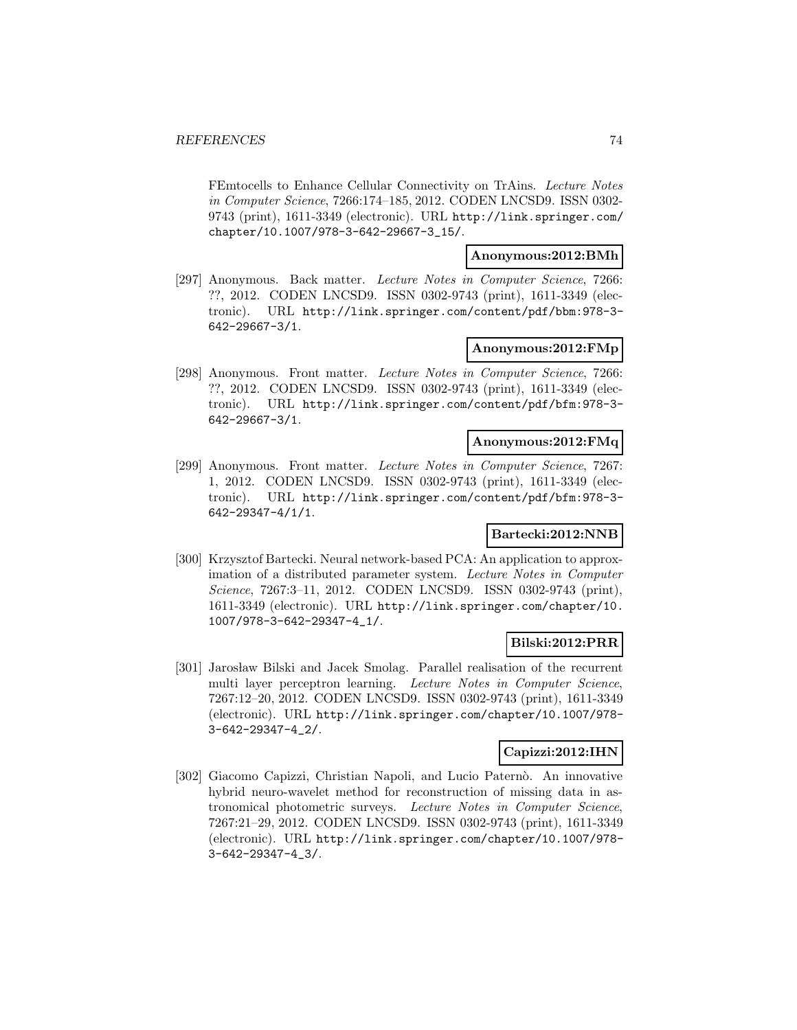FEmtocells to Enhance Cellular Connectivity on TrAins. *Lecture Notes in Computer Science*, 7266:174–185, 2012. CODEN LNCSD9. ISSN 0302-9743 (print), 1611-3349 (electronic). URL http://link.springer.com/chapter/10.1007/978-3-642-29667-3_15/.

**Anonymous:2012:BMh**

[297] Anonymous. Back matter. *Lecture Notes in Computer Science*, 7266: ??, 2012. CODEN LNCSD9. ISSN 0302-9743 (print), 1611-3349 (electronic). URL http://link.springer.com/content/pdf/bbm:978-3-642-29667-3/1.

**Anonymous:2012:FMp**

[298] Anonymous. Front matter. *Lecture Notes in Computer Science*, 7266: ??, 2012. CODEN LNCSD9. ISSN 0302-9743 (print), 1611-3349 (electronic). URL http://link.springer.com/content/pdf/bfm:978-3-642-29667-3/1.

**Anonymous:2012:FMq**

[299] Anonymous. Front matter. *Lecture Notes in Computer Science*, 7267: 1, 2012. CODEN LNCSD9. ISSN 0302-9743 (print), 1611-3349 (electronic). URL http://link.springer.com/content/pdf/bfm:978-3-642-29347-4/1/1.

**Bartecki:2012:NNB**

[300] Krzysztof Bartecki. Neural network-based PCA: An application to approximation of a distributed parameter system. *Lecture Notes in Computer Science*, 7267:3–11, 2012. CODEN LNCSD9. ISSN 0302-9743 (print), 1611-3349 (electronic). URL http://link.springer.com/chapter/10.1007/978-3-642-29347-4_1/.

**Bilski:2012:PRR**

[301] Jarosław Bilski and Jacek Smolag. Parallel realisation of the recurrent multi layer perceptron learning. *Lecture Notes in Computer Science*, 7267:12–20, 2012. CODEN LNCSD9. ISSN 0302-9743 (print), 1611-3349 (electronic). URL http://link.springer.com/chapter/10.1007/978-3-642-29347-4_2/.

**Capizzi:2012:IHN**

[302] Giacomo Capizzi, Christian Napoli, and Lucio Paternò. An innovative hybrid neuro-wavelet method for reconstruction of missing data in astronomical photometric surveys. *Lecture Notes in Computer Science*, 7267:21–29, 2012. CODEN LNCSD9. ISSN 0302-9743 (print), 1611-3349 (electronic). URL http://link.springer.com/chapter/10.1007/978-3-642-29347-4_3/.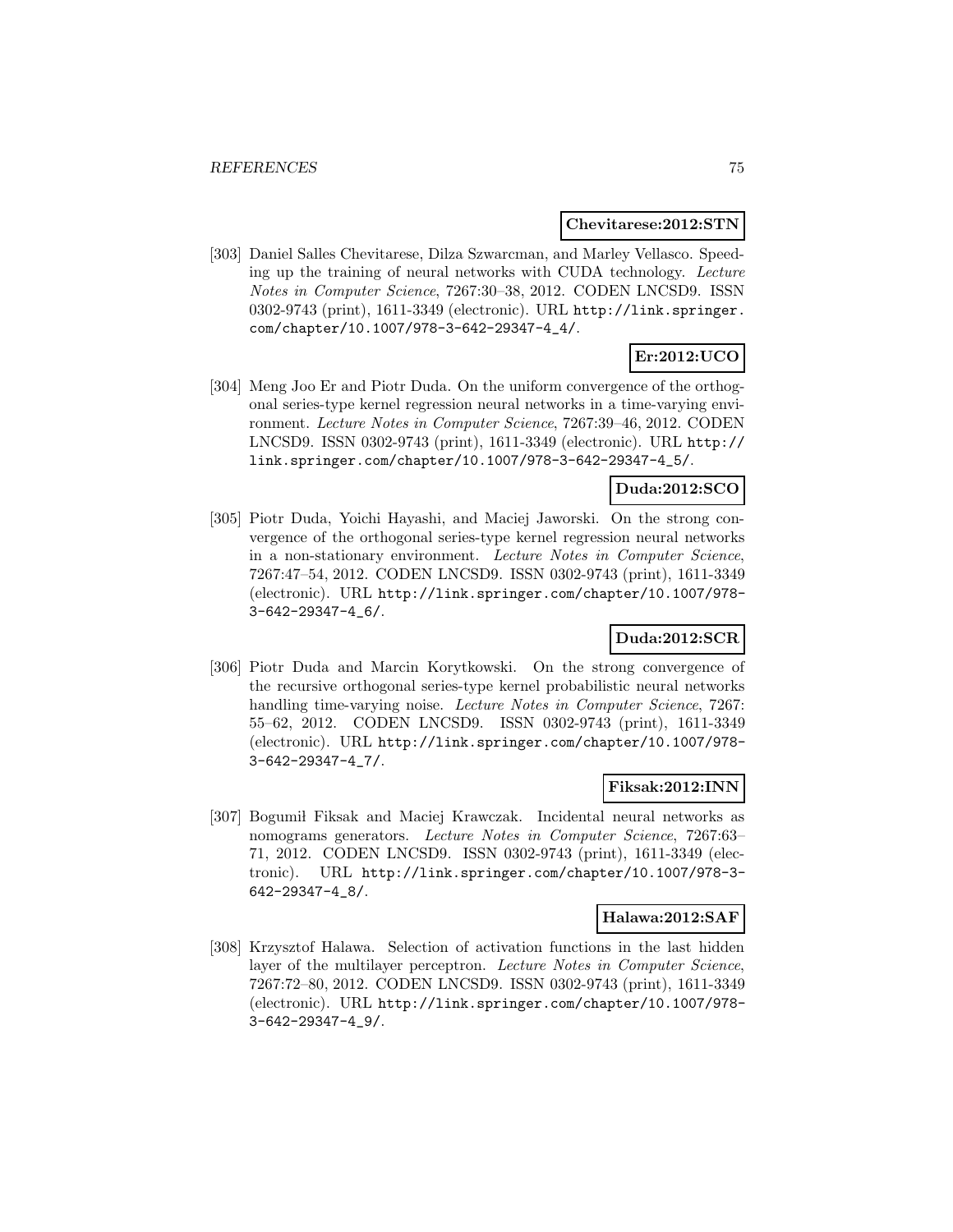**Chevitarese:2012:STN**

[303] Daniel Salles Chevitarese, Dilza Szwarcman, and Marley Vellasco. Speeding up the training of neural networks with CUDA technology. *Lecture Notes in Computer Science*, 7267:30–38, 2012. CODEN LNCSD9. ISSN 0302-9743 (print), 1611-3349 (electronic). URL http://link.springer.com/chapter/10.1007/978-3-642-29347-4_4/.

**Er:2012:UCO**

[304] Meng Joo Er and Piotr Duda. On the uniform convergence of the orthogonal series-type kernel regression neural networks in a time-varying environment. *Lecture Notes in Computer Science*, 7267:39–46, 2012. CODEN LNCSD9. ISSN 0302-9743 (print), 1611-3349 (electronic). URL http://link.springer.com/chapter/10.1007/978-3-642-29347-4_5/.

**Duda:2012:SCO**

[305] Piotr Duda, Yoichi Hayashi, and Maciej Jaworski. On the strong convergence of the orthogonal series-type kernel regression neural networks in a non-stationary environment. *Lecture Notes in Computer Science*, 7267:47–54, 2012. CODEN LNCSD9. ISSN 0302-9743 (print), 1611-3349 (electronic). URL http://link.springer.com/chapter/10.1007/978-3-642-29347-4_6/.

**Duda:2012:SCR**

[306] Piotr Duda and Marcin Korytkowski. On the strong convergence of the recursive orthogonal series-type kernel probabilistic neural networks handling time-varying noise. *Lecture Notes in Computer Science*, 7267: 55–62, 2012. CODEN LNCSD9. ISSN 0302-9743 (print), 1611-3349 (electronic). URL http://link.springer.com/chapter/10.1007/978-3-642-29347-4_7/.

**Fiksak:2012:INN**

[307] Bogumił Fiksak and Maciej Krawczak. Incidental neural networks as nomograms generators. *Lecture Notes in Computer Science*, 7267:63–71, 2012. CODEN LNCSD9. ISSN 0302-9743 (print), 1611-3349 (electronic). URL http://link.springer.com/chapter/10.1007/978-3-642-29347-4_8/.

**Halawa:2012:SAF**

[308] Krzysztof Halawa. Selection of activation functions in the last hidden layer of the multilayer perceptron. *Lecture Notes in Computer Science*, 7267:72–80, 2012. CODEN LNCSD9. ISSN 0302-9743 (print), 1611-3349 (electronic). URL http://link.springer.com/chapter/10.1007/978-3-642-29347-4_9/.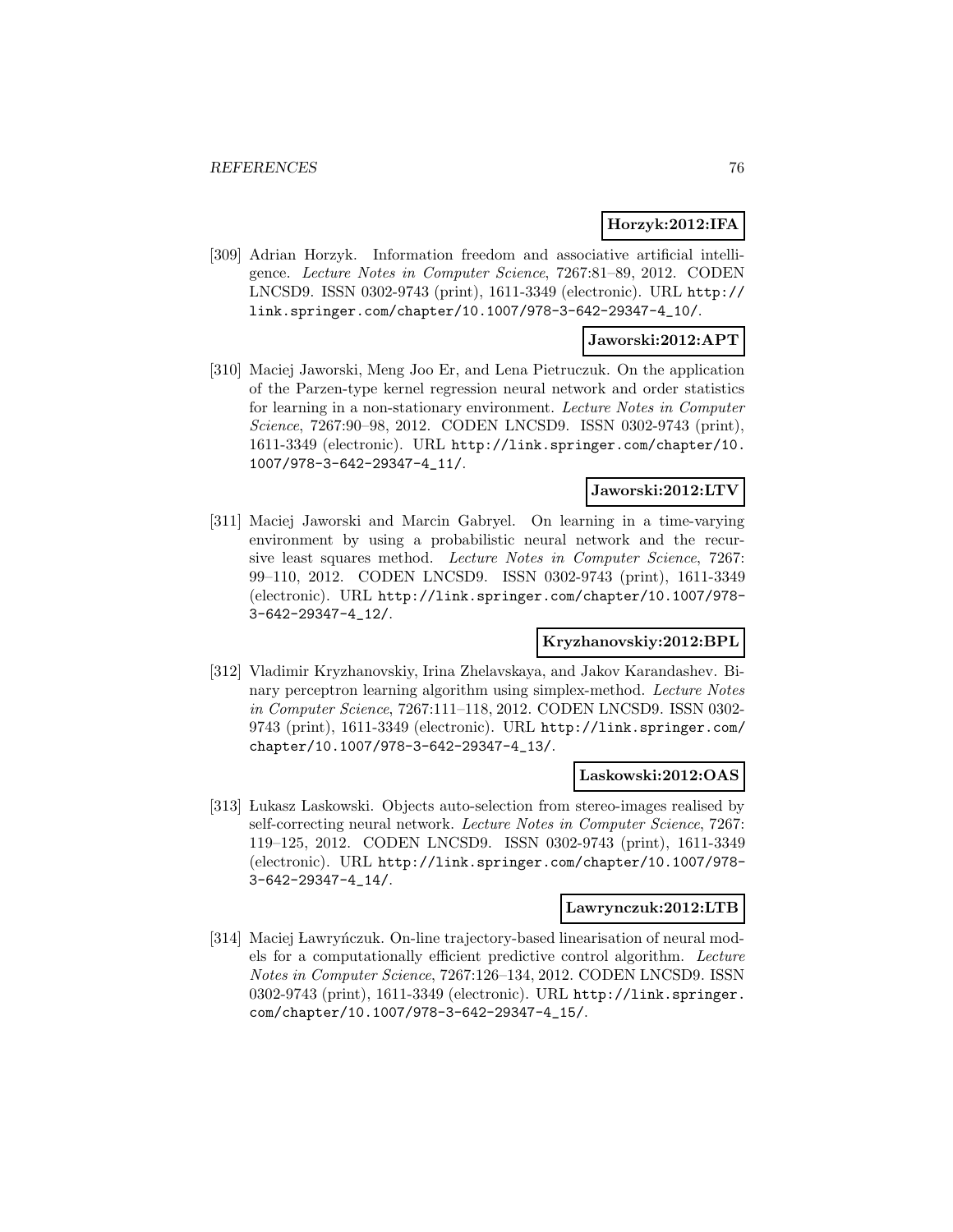**Horzyk:2012:IFA**

[309] Adrian Horzyk. Information freedom and associative artificial intelligence. *Lecture Notes in Computer Science*, 7267:81–89, 2012. CODEN LNCSD9. ISSN 0302-9743 (print), 1611-3349 (electronic). URL http://link.springer.com/chapter/10.1007/978-3-642-29347-4_10/.

**Jaworski:2012:APT**

[310] Maciej Jaworski, Meng Joo Er, and Lena Pietruczuk. On the application of the Parzen-type kernel regression neural network and order statistics for learning in a non-stationary environment. *Lecture Notes in Computer Science*, 7267:90–98, 2012. CODEN LNCSD9. ISSN 0302-9743 (print), 1611-3349 (electronic). URL http://link.springer.com/chapter/10.1007/978-3-642-29347-4_11/.

**Jaworski:2012:LTV**

[311] Maciej Jaworski and Marcin Gabryel. On learning in a time-varying environment by using a probabilistic neural network and the recursive least squares method. *Lecture Notes in Computer Science*, 7267:99–110, 2012. CODEN LNCSD9. ISSN 0302-9743 (print), 1611-3349 (electronic). URL http://link.springer.com/chapter/10.1007/978-3-642-29347-4_12/.

**Kryzhanovskiy:2012:BPL**

[312] Vladimir Kryzhanovskiy, Irina Zhelavskaya, and Jakov Karandashev. Binary perceptron learning algorithm using simplex-method. *Lecture Notes in Computer Science*, 7267:111–118, 2012. CODEN LNCSD9. ISSN 0302-9743 (print), 1611-3349 (electronic). URL http://link.springer.com/chapter/10.1007/978-3-642-29347-4_13/.

**Laskowski:2012:OAS**

[313] Łukasz Laskowski. Objects auto-selection from stereo-images realised by self-correcting neural network. *Lecture Notes in Computer Science*, 7267:119–125, 2012. CODEN LNCSD9. ISSN 0302-9743 (print), 1611-3349 (electronic). URL http://link.springer.com/chapter/10.1007/978-3-642-29347-4_14/.

**Lawrynczuk:2012:LTB**

[314] Maciej Ławryńczuk. On-line trajectory-based linearisation of neural models for a computationally efficient predictive control algorithm. *Lecture Notes in Computer Science*, 7267:126–134, 2012. CODEN LNCSD9. ISSN 0302-9743 (print), 1611-3349 (electronic). URL http://link.springer.com/chapter/10.1007/978-3-642-29347-4_15/.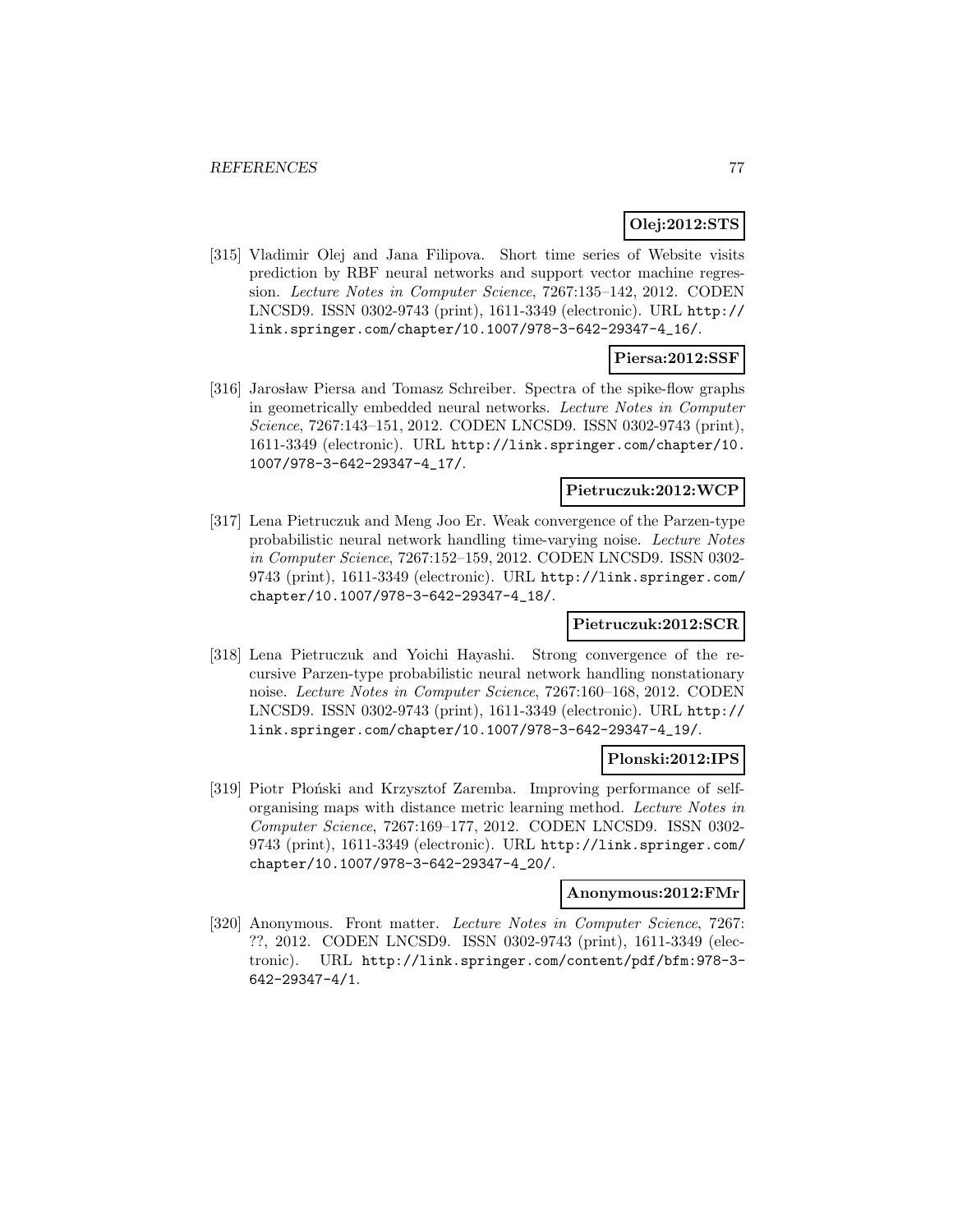**Olej:2012:STS**

[315] Vladimir Olej and Jana Filipova. Short time series of Website visits prediction by RBF neural networks and support vector machine regression. *Lecture Notes in Computer Science*, 7267:135–142, 2012. CODEN LNCSD9. ISSN 0302-9743 (print), 1611-3349 (electronic). URL http://link.springer.com/chapter/10.1007/978-3-642-29347-4_16/.

**Piersa:2012:SSF**

[316] Jarosław Piersa and Tomasz Schreiber. Spectra of the spike-flow graphs in geometrically embedded neural networks. *Lecture Notes in Computer Science*, 7267:143–151, 2012. CODEN LNCSD9. ISSN 0302-9743 (print), 1611-3349 (electronic). URL http://link.springer.com/chapter/10.1007/978-3-642-29347-4_17/.

**Pietruczuk:2012:WCP**

[317] Lena Pietruczuk and Meng Joo Er. Weak convergence of the Parzen-type probabilistic neural network handling time-varying noise. *Lecture Notes in Computer Science*, 7267:152–159, 2012. CODEN LNCSD9. ISSN 0302-9743 (print), 1611-3349 (electronic). URL http://link.springer.com/chapter/10.1007/978-3-642-29347-4_18/.

**Pietruczuk:2012:SCR**

[318] Lena Pietruczuk and Yoichi Hayashi. Strong convergence of the recursive Parzen-type probabilistic neural network handling nonstationary noise. *Lecture Notes in Computer Science*, 7267:160–168, 2012. CODEN LNCSD9. ISSN 0302-9743 (print), 1611-3349 (electronic). URL http://link.springer.com/chapter/10.1007/978-3-642-29347-4_19/.

**Plonski:2012:IPS**

[319] Piotr Płoński and Krzysztof Zaremba. Improving performance of self-organising maps with distance metric learning method. *Lecture Notes in Computer Science*, 7267:169–177, 2012. CODEN LNCSD9. ISSN 0302-9743 (print), 1611-3349 (electronic). URL http://link.springer.com/chapter/10.1007/978-3-642-29347-4_20/.

**Anonymous:2012:FMr**

[320] Anonymous. Front matter. *Lecture Notes in Computer Science*, 7267: ??, 2012. CODEN LNCSD9. ISSN 0302-9743 (print), 1611-3349 (electronic). URL http://link.springer.com/content/pdf/bfm:978-3-642-29347-4/1.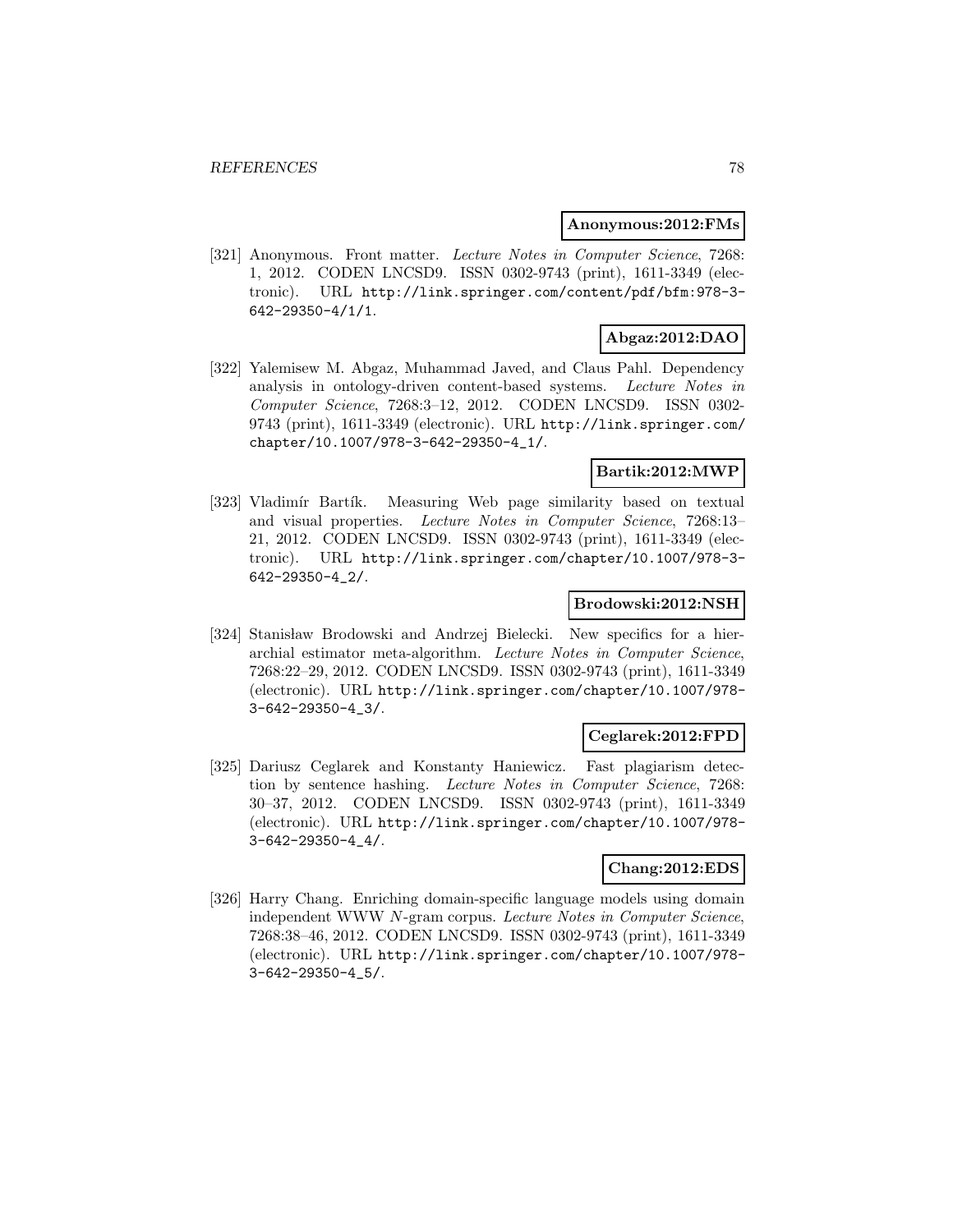**Anonymous:2012:FMs**

[321] Anonymous. Front matter. *Lecture Notes in Computer Science*, 7268: 1, 2012. CODEN LNCSD9. ISSN 0302-9743 (print), 1611-3349 (electronic). URL http://link.springer.com/content/pdf/bfm:978-3-642-29350-4/1/1.

**Abgaz:2012:DAO**

[322] Yalemisew M. Abgaz, Muhammad Javed, and Claus Pahl. Dependency analysis in ontology-driven content-based systems. *Lecture Notes in Computer Science*, 7268:3–12, 2012. CODEN LNCSD9. ISSN 0302-9743 (print), 1611-3349 (electronic). URL http://link.springer.com/chapter/10.1007/978-3-642-29350-4_1/.

**Bartik:2012:MWP**

[323] Vladimír Bartík. Measuring Web page similarity based on textual and visual properties. *Lecture Notes in Computer Science*, 7268:13–21, 2012. CODEN LNCSD9. ISSN 0302-9743 (print), 1611-3349 (electronic). URL http://link.springer.com/chapter/10.1007/978-3-642-29350-4_2/.

**Brodowski:2012:NSH**

[324] Stanisław Brodowski and Andrzej Bielecki. New specifics for a hierarchial estimator meta-algorithm. *Lecture Notes in Computer Science*, 7268:22–29, 2012. CODEN LNCSD9. ISSN 0302-9743 (print), 1611-3349 (electronic). URL http://link.springer.com/chapter/10.1007/978-3-642-29350-4_3/.

**Ceglarek:2012:FPD**

[325] Dariusz Ceglarek and Konstanty Haniewicz. Fast plagiarism detection by sentence hashing. *Lecture Notes in Computer Science*, 7268: 30–37, 2012. CODEN LNCSD9. ISSN 0302-9743 (print), 1611-3349 (electronic). URL http://link.springer.com/chapter/10.1007/978-3-642-29350-4_4/.

**Chang:2012:EDS**

[326] Harry Chang. Enriching domain-specific language models using domain independent WWW $N$-gram corpus. *Lecture Notes in Computer Science*, 7268:38–46, 2012. CODEN LNCSD9. ISSN 0302-9743 (print), 1611-3349 (electronic). URL http://link.springer.com/chapter/10.1007/978-3-642-29350-4_5/.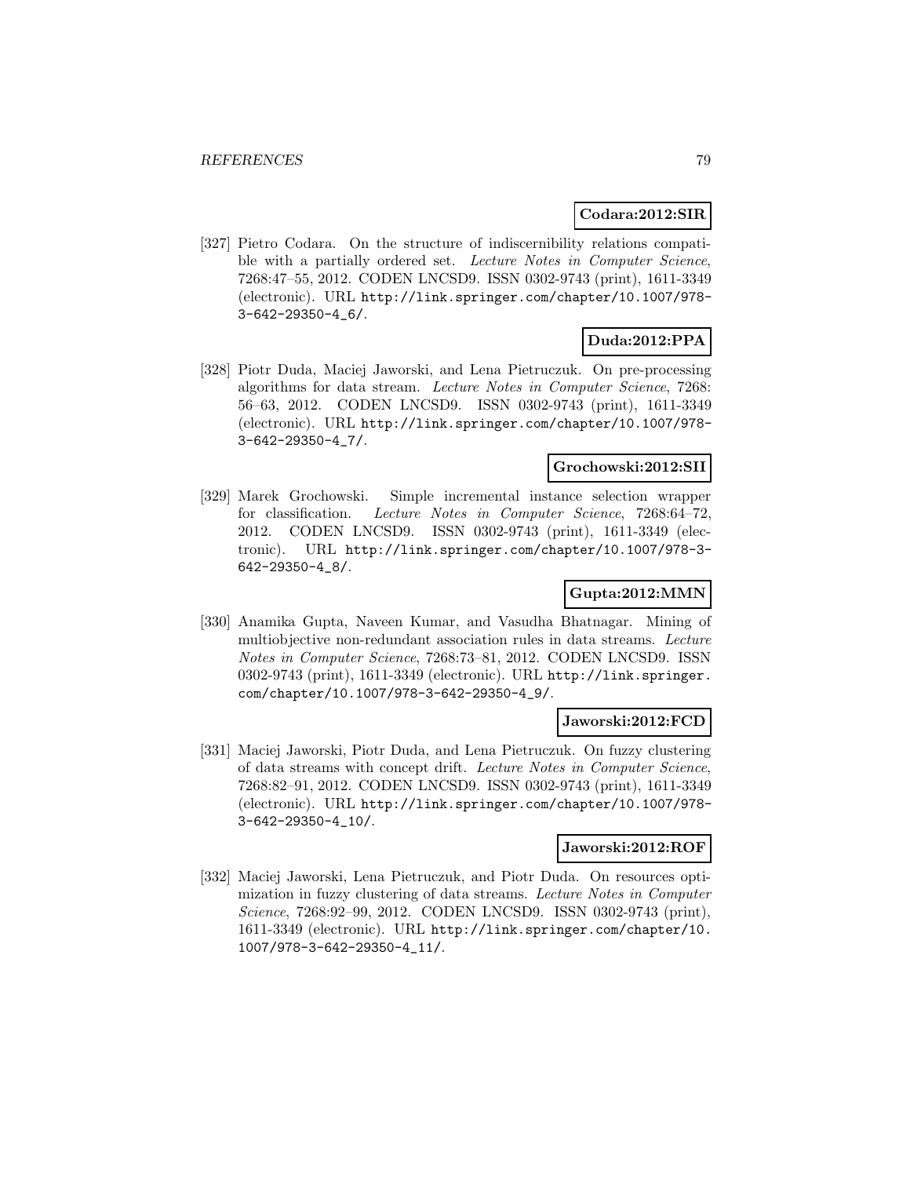**Codara:2012:SIR**

[327] Pietro Codara. On the structure of indiscernibility relations compatible with a partially ordered set. *Lecture Notes in Computer Science*, 7268:47–55, 2012. CODEN LNCSD9. ISSN 0302-9743 (print), 1611-3349 (electronic). URL http://link.springer.com/chapter/10.1007/978-3-642-29350-4_6/.

**Duda:2012:PPA**

[328] Piotr Duda, Maciej Jaworski, and Lena Pietruczuk. On pre-processing algorithms for data stream. *Lecture Notes in Computer Science*, 7268: 56–63, 2012. CODEN LNCSD9. ISSN 0302-9743 (print), 1611-3349 (electronic). URL http://link.springer.com/chapter/10.1007/978-3-642-29350-4_7/.

**Grochowski:2012:SII**

[329] Marek Grochowski. Simple incremental instance selection wrapper for classification. *Lecture Notes in Computer Science*, 7268:64–72, 2012. CODEN LNCSD9. ISSN 0302-9743 (print), 1611-3349 (electronic). URL http://link.springer.com/chapter/10.1007/978-3-642-29350-4_8/.

**Gupta:2012:MMN**

[330] Anamika Gupta, Naveen Kumar, and Vasudha Bhatnagar. Mining of multiobjective non-redundant association rules in data streams. *Lecture Notes in Computer Science*, 7268:73–81, 2012. CODEN LNCSD9. ISSN 0302-9743 (print), 1611-3349 (electronic). URL http://link.springer.com/chapter/10.1007/978-3-642-29350-4_9/.

**Jaworski:2012:FCD**

[331] Maciej Jaworski, Piotr Duda, and Lena Pietruczuk. On fuzzy clustering of data streams with concept drift. *Lecture Notes in Computer Science*, 7268:82–91, 2012. CODEN LNCSD9. ISSN 0302-9743 (print), 1611-3349 (electronic). URL http://link.springer.com/chapter/10.1007/978-3-642-29350-4_10/.

**Jaworski:2012:ROF**

[332] Maciej Jaworski, Lena Pietruczuk, and Piotr Duda. On resources optimization in fuzzy clustering of data streams. *Lecture Notes in Computer Science*, 7268:92–99, 2012. CODEN LNCSD9. ISSN 0302-9743 (print), 1611-3349 (electronic). URL http://link.springer.com/chapter/10.1007/978-3-642-29350-4_11/.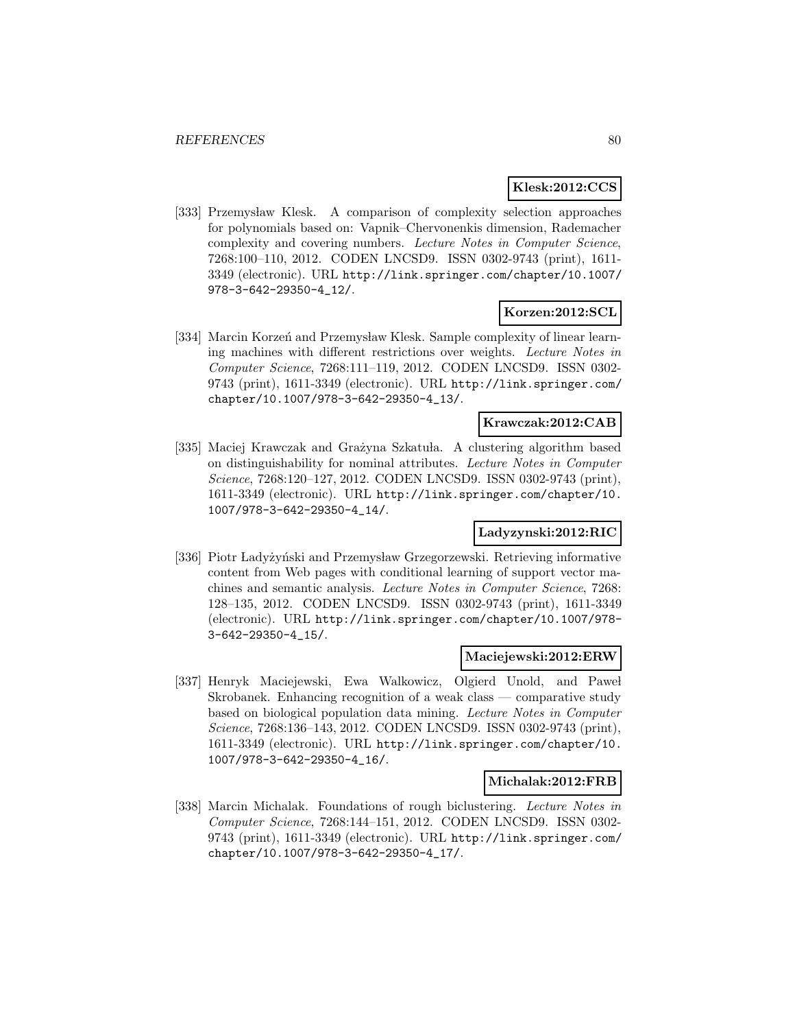**Klesk:2012:CCS**

[333] Przemysław Klesk. A comparison of complexity selection approaches for polynomials based on: Vapnik–Chervonenkis dimension, Rademacher complexity and covering numbers. *Lecture Notes in Computer Science*, 7268:100–110, 2012. CODEN LNCSD9. ISSN 0302-9743 (print), 1611-3349 (electronic). URL http://link.springer.com/chapter/10.1007/978-3-642-29350-4_12/.

**Korzen:2012:SCL**

[334] Marcin Korzeń and Przemysław Klesk. Sample complexity of linear learning machines with different restrictions over weights. *Lecture Notes in Computer Science*, 7268:111–119, 2012. CODEN LNCSD9. ISSN 0302-9743 (print), 1611-3349 (electronic). URL http://link.springer.com/chapter/10.1007/978-3-642-29350-4_13/.

**Krawczak:2012:CAB**

[335] Maciej Krawczak and Grażyna Szkatuła. A clustering algorithm based on distinguishability for nominal attributes. *Lecture Notes in Computer Science*, 7268:120–127, 2012. CODEN LNCSD9. ISSN 0302-9743 (print), 1611-3349 (electronic). URL http://link.springer.com/chapter/10.1007/978-3-642-29350-4_14/.

**Ladyzynski:2012:RIC**

[336] Piotr Ładyżyński and Przemysław Grzegorzewski. Retrieving informative content from Web pages with conditional learning of support vector machines and semantic analysis. *Lecture Notes in Computer Science*, 7268:128–135, 2012. CODEN LNCSD9. ISSN 0302-9743 (print), 1611-3349 (electronic). URL http://link.springer.com/chapter/10.1007/978-3-642-29350-4_15/.

**Maciejewski:2012:ERW**

[337] Henryk Maciejewski, Ewa Walkowicz, Olgierd Unold, and Paweł Skrobanek. Enhancing recognition of a weak class — comparative study based on biological population data mining. *Lecture Notes in Computer Science*, 7268:136–143, 2012. CODEN LNCSD9. ISSN 0302-9743 (print), 1611-3349 (electronic). URL http://link.springer.com/chapter/10.1007/978-3-642-29350-4_16/.

**Michalak:2012:FRB**

[338] Marcin Michalak. Foundations of rough biclustering. *Lecture Notes in Computer Science*, 7268:144–151, 2012. CODEN LNCSD9. ISSN 0302-9743 (print), 1611-3349 (electronic). URL http://link.springer.com/chapter/10.1007/978-3-642-29350-4_17/.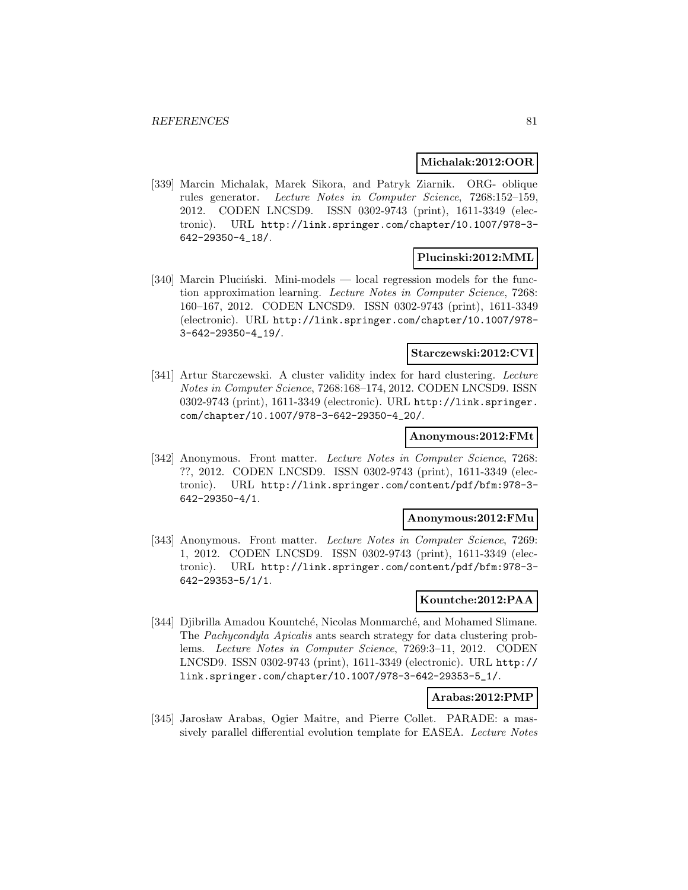**Michalak:2012:OOR**

[339] Marcin Michalak, Marek Sikora, and Patryk Ziarnik. ORG- oblique rules generator. *Lecture Notes in Computer Science*, 7268:152–159, 2012. CODEN LNCSD9. ISSN 0302-9743 (print), 1611-3349 (electronic). URL http://link.springer.com/chapter/10.1007/978-3-642-29350-4_18/.

**Plucinski:2012:MML**

[340] Marcin Pluciński. Mini-models — local regression models for the function approximation learning. *Lecture Notes in Computer Science*, 7268: 160–167, 2012. CODEN LNCSD9. ISSN 0302-9743 (print), 1611-3349 (electronic). URL http://link.springer.com/chapter/10.1007/978-3-642-29350-4_19/.

**Starczewski:2012:CVI**

[341] Artur Starczewski. A cluster validity index for hard clustering. *Lecture Notes in Computer Science*, 7268:168–174, 2012. CODEN LNCSD9. ISSN 0302-9743 (print), 1611-3349 (electronic). URL http://link.springer.com/chapter/10.1007/978-3-642-29350-4_20/.

**Anonymous:2012:FMt**

[342] Anonymous. Front matter. *Lecture Notes in Computer Science*, 7268: ??, 2012. CODEN LNCSD9. ISSN 0302-9743 (print), 1611-3349 (electronic). URL http://link.springer.com/content/pdf/bfm:978-3-642-29350-4/1.

**Anonymous:2012:FMu**

[343] Anonymous. Front matter. *Lecture Notes in Computer Science*, 7269: 1, 2012. CODEN LNCSD9. ISSN 0302-9743 (print), 1611-3349 (electronic). URL http://link.springer.com/content/pdf/bfm:978-3-642-29353-5/1/1.

**Kountche:2012:PAA**

[344] Djibrilla Amadou Kountché, Nicolas Monmarché, and Mohamed Slimane. The *Pachycondyla Apicalis* ants search strategy for data clustering problems. *Lecture Notes in Computer Science*, 7269:3–11, 2012. CODEN LNCSD9. ISSN 0302-9743 (print), 1611-3349 (electronic). URL http://link.springer.com/chapter/10.1007/978-3-642-29353-5_1/.

**Arabas:2012:PMP**

[345] Jarosław Arabas, Ogier Maitre, and Pierre Collet. PARADE: a massively parallel differential evolution template for EASEA. *Lecture Notes*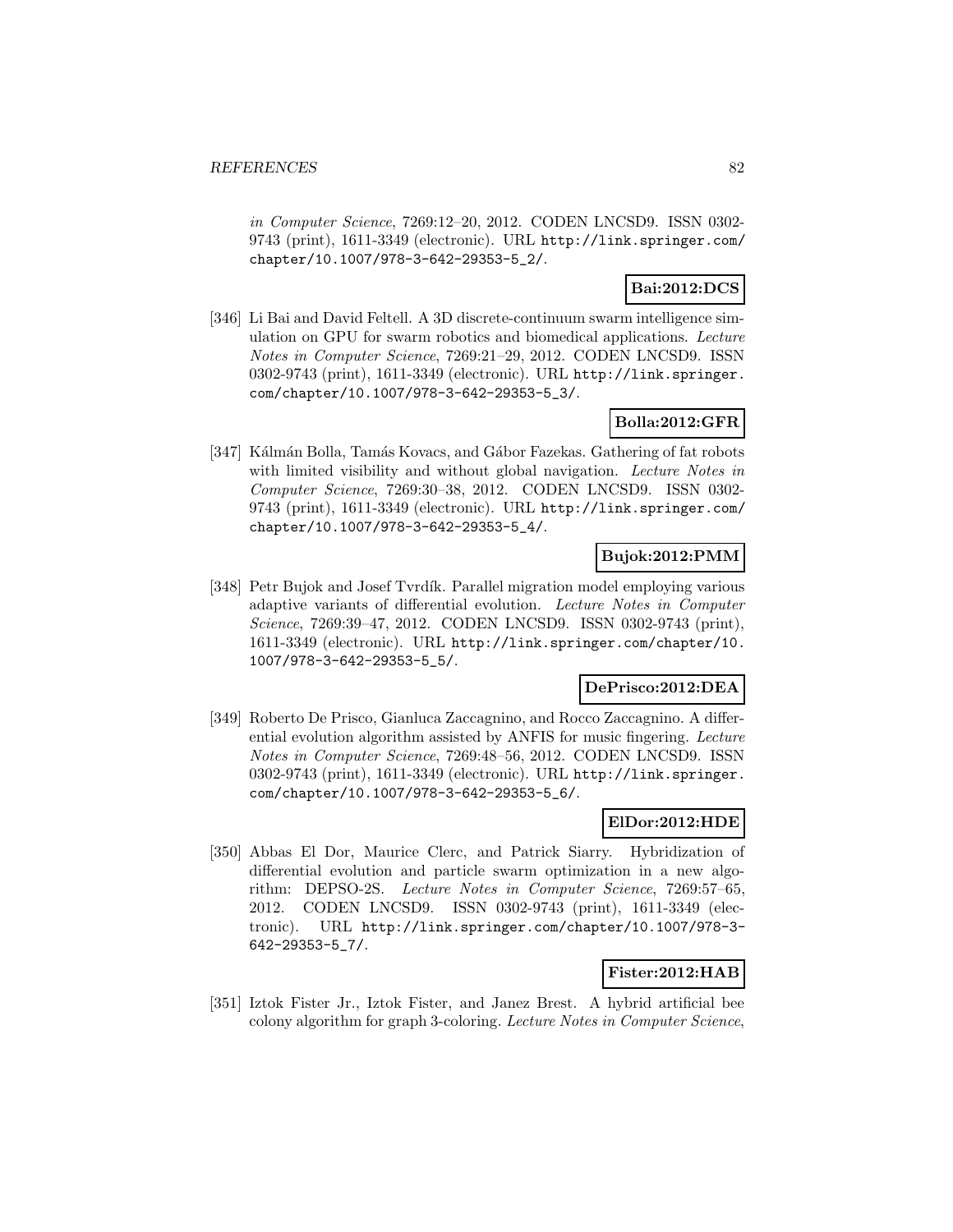*in Computer Science*, 7269:12–20, 2012. CODEN LNCSD9. ISSN 0302-9743 (print), 1611-3349 (electronic). URL http://link.springer.com/chapter/10.1007/978-3-642-29353-5_2/.

**Bai:2012:DCS**

[346] Li Bai and David Feltell. A 3D discrete-continuum swarm intelligence simulation on GPU for swarm robotics and biomedical applications. *Lecture Notes in Computer Science*, 7269:21–29, 2012. CODEN LNCSD9. ISSN 0302-9743 (print), 1611-3349 (electronic). URL http://link.springer.com/chapter/10.1007/978-3-642-29353-5_3/.

**Bolla:2012:GFR**

[347] Kálmán Bolla, Tamás Kovacs, and Gábor Fazekas. Gathering of fat robots with limited visibility and without global navigation. *Lecture Notes in Computer Science*, 7269:30–38, 2012. CODEN LNCSD9. ISSN 0302-9743 (print), 1611-3349 (electronic). URL http://link.springer.com/chapter/10.1007/978-3-642-29353-5_4/.

**Bujok:2012:PMM**

[348] Petr Bujok and Josef Tvrdík. Parallel migration model employing various adaptive variants of differential evolution. *Lecture Notes in Computer Science*, 7269:39–47, 2012. CODEN LNCSD9. ISSN 0302-9743 (print), 1611-3349 (electronic). URL http://link.springer.com/chapter/10.1007/978-3-642-29353-5_5/.

**DePrisco:2012:DEA**

[349] Roberto De Prisco, Gianluca Zaccagnino, and Rocco Zaccagnino. A differential evolution algorithm assisted by ANFIS for music fingering. *Lecture Notes in Computer Science*, 7269:48–56, 2012. CODEN LNCSD9. ISSN 0302-9743 (print), 1611-3349 (electronic). URL http://link.springer.com/chapter/10.1007/978-3-642-29353-5_6/.

**ElDor:2012:HDE**

[350] Abbas El Dor, Maurice Clerc, and Patrick Siarry. Hybridization of differential evolution and particle swarm optimization in a new algorithm: DEPSO-2S. *Lecture Notes in Computer Science*, 7269:57–65, 2012. CODEN LNCSD9. ISSN 0302-9743 (print), 1611-3349 (electronic). URL http://link.springer.com/chapter/10.1007/978-3-642-29353-5_7/.

**Fister:2012:HAB**

[351] Iztok Fister Jr., Iztok Fister, and Janez Brest. A hybrid artificial bee colony algorithm for graph 3-coloring. *Lecture Notes in Computer Science*,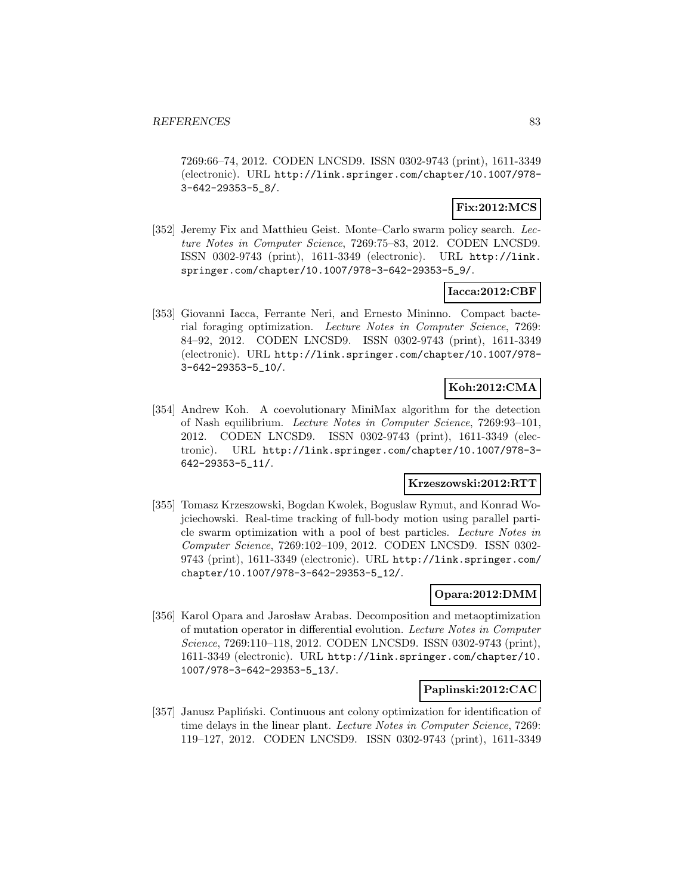7269:66–74, 2012. CODEN LNCSD9. ISSN 0302-9743 (print), 1611-3349 (electronic). URL http://link.springer.com/chapter/10.1007/978-3-642-29353-5_8/.

**Fix:2012:MCS**

[352] Jeremy Fix and Matthieu Geist. Monte–Carlo swarm policy search. *Lecture Notes in Computer Science*, 7269:75–83, 2012. CODEN LNCSD9. ISSN 0302-9743 (print), 1611-3349 (electronic). URL http://link.springer.com/chapter/10.1007/978-3-642-29353-5_9/.

**Iacca:2012:CBF**

[353] Giovanni Iacca, Ferrante Neri, and Ernesto Mininno. Compact bacterial foraging optimization. *Lecture Notes in Computer Science*, 7269:84–92, 2012. CODEN LNCSD9. ISSN 0302-9743 (print), 1611-3349 (electronic). URL http://link.springer.com/chapter/10.1007/978-3-642-29353-5_10/.

**Koh:2012:CMA**

[354] Andrew Koh. A coevolutionary MiniMax algorithm for the detection of Nash equilibrium. *Lecture Notes in Computer Science*, 7269:93–101, 2012. CODEN LNCSD9. ISSN 0302-9743 (print), 1611-3349 (electronic). URL http://link.springer.com/chapter/10.1007/978-3-642-29353-5_11/.

**Krzeszowski:2012:RTT**

[355] Tomasz Krzeszowski, Bogdan Kwolek, Boguslaw Rymut, and Konrad Wojciechowski. Real-time tracking of full-body motion using parallel particle swarm optimization with a pool of best particles. *Lecture Notes in Computer Science*, 7269:102–109, 2012. CODEN LNCSD9. ISSN 0302-9743 (print), 1611-3349 (electronic). URL http://link.springer.com/chapter/10.1007/978-3-642-29353-5_12/.

**Opara:2012:DMM**

[356] Karol Opara and Jarosław Arabas. Decomposition and metaoptimization of mutation operator in differential evolution. *Lecture Notes in Computer Science*, 7269:110–118, 2012. CODEN LNCSD9. ISSN 0302-9743 (print), 1611-3349 (electronic). URL http://link.springer.com/chapter/10.1007/978-3-642-29353-5_13/.

**Paplinski:2012:CAC**

[357] Janusz Papliński. Continuous ant colony optimization for identification of time delays in the linear plant. *Lecture Notes in Computer Science*, 7269:119–127, 2012. CODEN LNCSD9. ISSN 0302-9743 (print), 1611-3349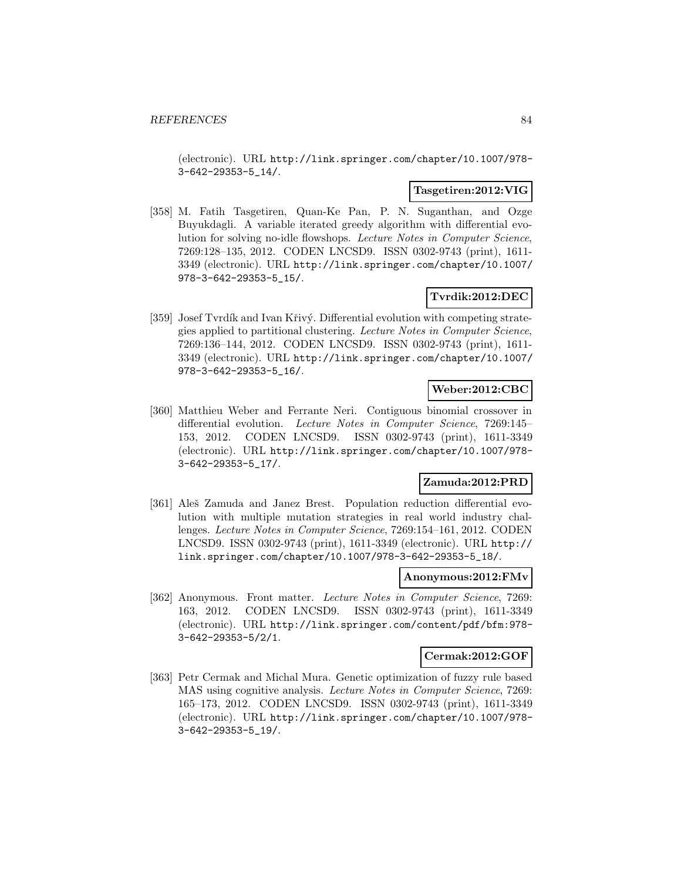(electronic). URL http://link.springer.com/chapter/10.1007/978-3-642-29353-5_14/.

**Tasgetiren:2012:VIG**

[358] M. Fatih Tasgetiren, Quan-Ke Pan, P. N. Suganthan, and Ozge Buyukdagli. A variable iterated greedy algorithm with differential evolution for solving no-idle flowshops. *Lecture Notes in Computer Science*, 7269:128–135, 2012. CODEN LNCSD9. ISSN 0302-9743 (print), 1611-3349 (electronic). URL http://link.springer.com/chapter/10.1007/978-3-642-29353-5_15/.

**Tvrdik:2012:DEC**

[359] Josef Tvrdík and Ivan Křivý. Differential evolution with competing strategies applied to partitional clustering. *Lecture Notes in Computer Science*, 7269:136–144, 2012. CODEN LNCSD9. ISSN 0302-9743 (print), 1611-3349 (electronic). URL http://link.springer.com/chapter/10.1007/978-3-642-29353-5_16/.

**Weber:2012:CBC**

[360] Matthieu Weber and Ferrante Neri. Contiguous binomial crossover in differential evolution. *Lecture Notes in Computer Science*, 7269:145–153, 2012. CODEN LNCSD9. ISSN 0302-9743 (print), 1611-3349 (electronic). URL http://link.springer.com/chapter/10.1007/978-3-642-29353-5_17/.

**Zamuda:2012:PRD**

[361] Aleš Zamuda and Janez Brest. Population reduction differential evolution with multiple mutation strategies in real world industry challenges. *Lecture Notes in Computer Science*, 7269:154–161, 2012. CODEN LNCSD9. ISSN 0302-9743 (print), 1611-3349 (electronic). URL http://link.springer.com/chapter/10.1007/978-3-642-29353-5_18/.

**Anonymous:2012:FMv**

[362] Anonymous. Front matter. *Lecture Notes in Computer Science*, 7269: 163, 2012. CODEN LNCSD9. ISSN 0302-9743 (print), 1611-3349 (electronic). URL http://link.springer.com/content/pdf/bfm:978-3-642-29353-5/2/1.

**Cermak:2012:GOF**

[363] Petr Cermak and Michal Mura. Genetic optimization of fuzzy rule based MAS using cognitive analysis. *Lecture Notes in Computer Science*, 7269: 165–173, 2012. CODEN LNCSD9. ISSN 0302-9743 (print), 1611-3349 (electronic). URL http://link.springer.com/chapter/10.1007/978-3-642-29353-5_19/.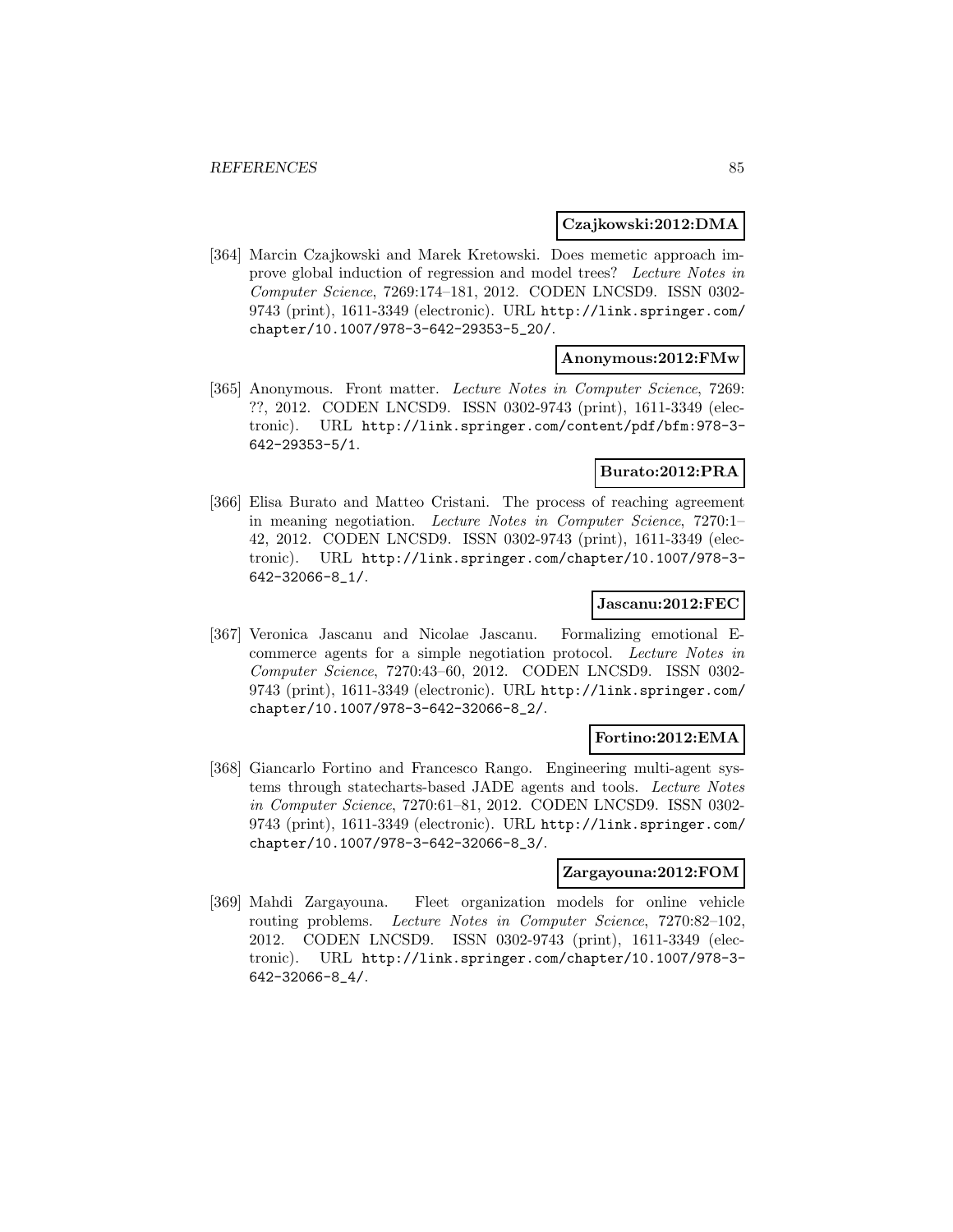**Czajkowski:2012:DMA**

[364] Marcin Czajkowski and Marek Kretowski. Does memetic approach improve global induction of regression and model trees? *Lecture Notes in Computer Science*, 7269:174–181, 2012. CODEN LNCSD9. ISSN 0302-9743 (print), 1611-3349 (electronic). URL http://link.springer.com/chapter/10.1007/978-3-642-29353-5_20/.

**Anonymous:2012:FMw**

[365] Anonymous. Front matter. *Lecture Notes in Computer Science*, 7269: ??, 2012. CODEN LNCSD9. ISSN 0302-9743 (print), 1611-3349 (electronic). URL http://link.springer.com/content/pdf/bfm:978-3-642-29353-5/1.

**Burato:2012:PRA**

[366] Elisa Burato and Matteo Cristani. The process of reaching agreement in meaning negotiation. *Lecture Notes in Computer Science*, 7270:1–42, 2012. CODEN LNCSD9. ISSN 0302-9743 (print), 1611-3349 (electronic). URL http://link.springer.com/chapter/10.1007/978-3-642-32066-8_1/.

**Jascanu:2012:FEC**

[367] Veronica Jascanu and Nicolae Jascanu. Formalizing emotional E-commerce agents for a simple negotiation protocol. *Lecture Notes in Computer Science*, 7270:43–60, 2012. CODEN LNCSD9. ISSN 0302-9743 (print), 1611-3349 (electronic). URL http://link.springer.com/chapter/10.1007/978-3-642-32066-8_2/.

**Fortino:2012:EMA**

[368] Giancarlo Fortino and Francesco Rango. Engineering multi-agent systems through statecharts-based JADE agents and tools. *Lecture Notes in Computer Science*, 7270:61–81, 2012. CODEN LNCSD9. ISSN 0302-9743 (print), 1611-3349 (electronic). URL http://link.springer.com/chapter/10.1007/978-3-642-32066-8_3/.

**Zargayouna:2012:FOM**

[369] Mahdi Zargayouna. Fleet organization models for online vehicle routing problems. *Lecture Notes in Computer Science*, 7270:82–102, 2012. CODEN LNCSD9. ISSN 0302-9743 (print), 1611-3349 (electronic). URL http://link.springer.com/chapter/10.1007/978-3-642-32066-8_4/.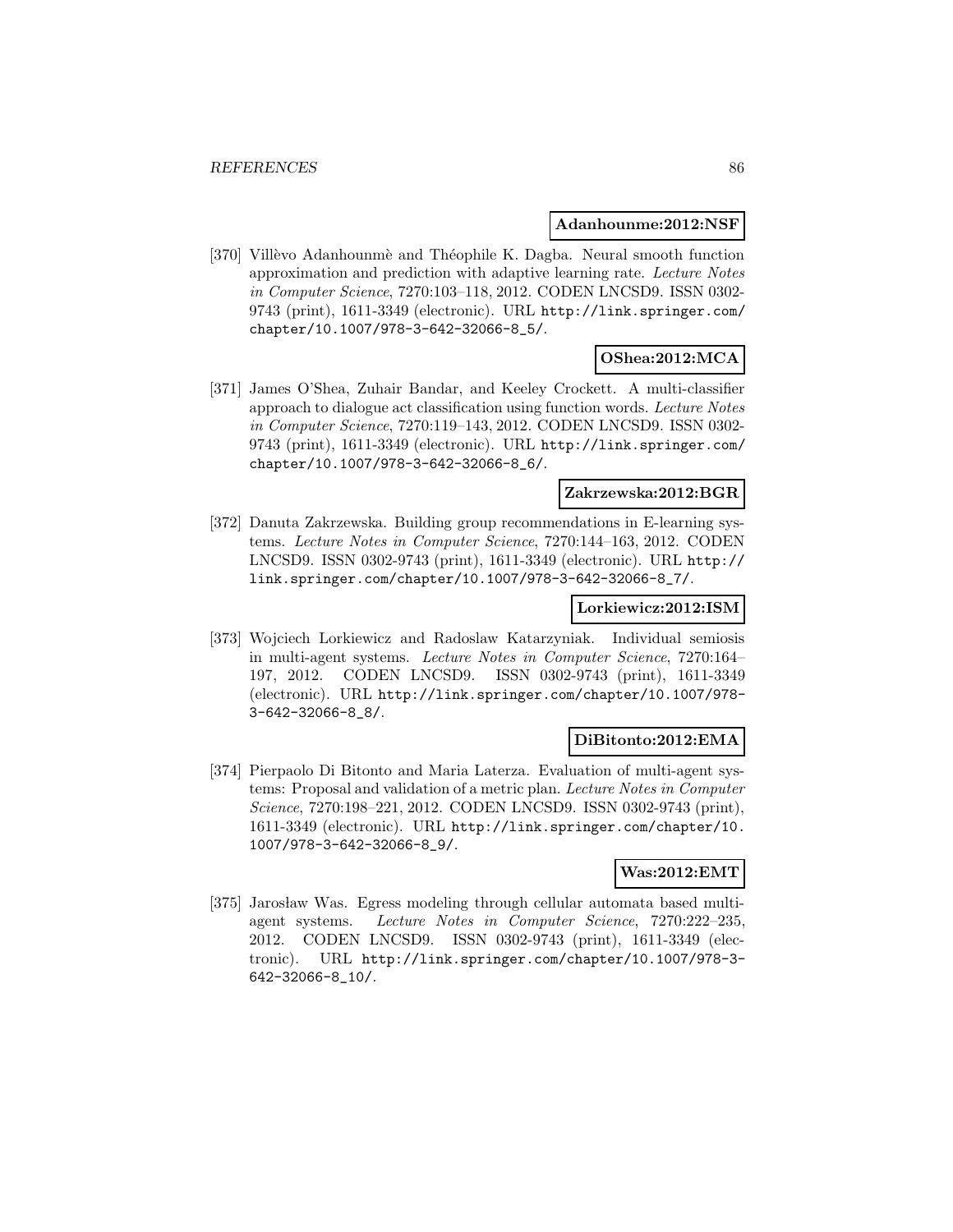**Adanhounme:2012:NSF**

[370] Villèvo Adanhounmè and Théophile K. Dagba. Neural smooth function approximation and prediction with adaptive learning rate. *Lecture Notes in Computer Science*, 7270:103–118, 2012. CODEN LNCSD9. ISSN 0302-9743 (print), 1611-3349 (electronic). URL http://link.springer.com/chapter/10.1007/978-3-642-32066-8_5/.

**OShea:2012:MCA**

[371] James O'Shea, Zuhair Bandar, and Keeley Crockett. A multi-classifier approach to dialogue act classification using function words. *Lecture Notes in Computer Science*, 7270:119–143, 2012. CODEN LNCSD9. ISSN 0302-9743 (print), 1611-3349 (electronic). URL http://link.springer.com/chapter/10.1007/978-3-642-32066-8_6/.

**Zakrzewska:2012:BGR**

[372] Danuta Zakrzewska. Building group recommendations in E-learning systems. *Lecture Notes in Computer Science*, 7270:144–163, 2012. CODEN LNCSD9. ISSN 0302-9743 (print), 1611-3349 (electronic). URL http://link.springer.com/chapter/10.1007/978-3-642-32066-8_7/.

**Lorkiewicz:2012:ISM**

[373] Wojciech Lorkiewicz and Radoslaw Katarzyniak. Individual semiosis in multi-agent systems. *Lecture Notes in Computer Science*, 7270:164–197, 2012. CODEN LNCSD9. ISSN 0302-9743 (print), 1611-3349 (electronic). URL http://link.springer.com/chapter/10.1007/978-3-642-32066-8_8/.

**DiBitonto:2012:EMA**

[374] Pierpaolo Di Bitonto and Maria Laterza. Evaluation of multi-agent systems: Proposal and validation of a metric plan. *Lecture Notes in Computer Science*, 7270:198–221, 2012. CODEN LNCSD9. ISSN 0302-9743 (print), 1611-3349 (electronic). URL http://link.springer.com/chapter/10.1007/978-3-642-32066-8_9/.

**Was:2012:EMT**

[375] Jarosław Was. Egress modeling through cellular automata based multi-agent systems. *Lecture Notes in Computer Science*, 7270:222–235, 2012. CODEN LNCSD9. ISSN 0302-9743 (print), 1611-3349 (electronic). URL http://link.springer.com/chapter/10.1007/978-3-642-32066-8_10/.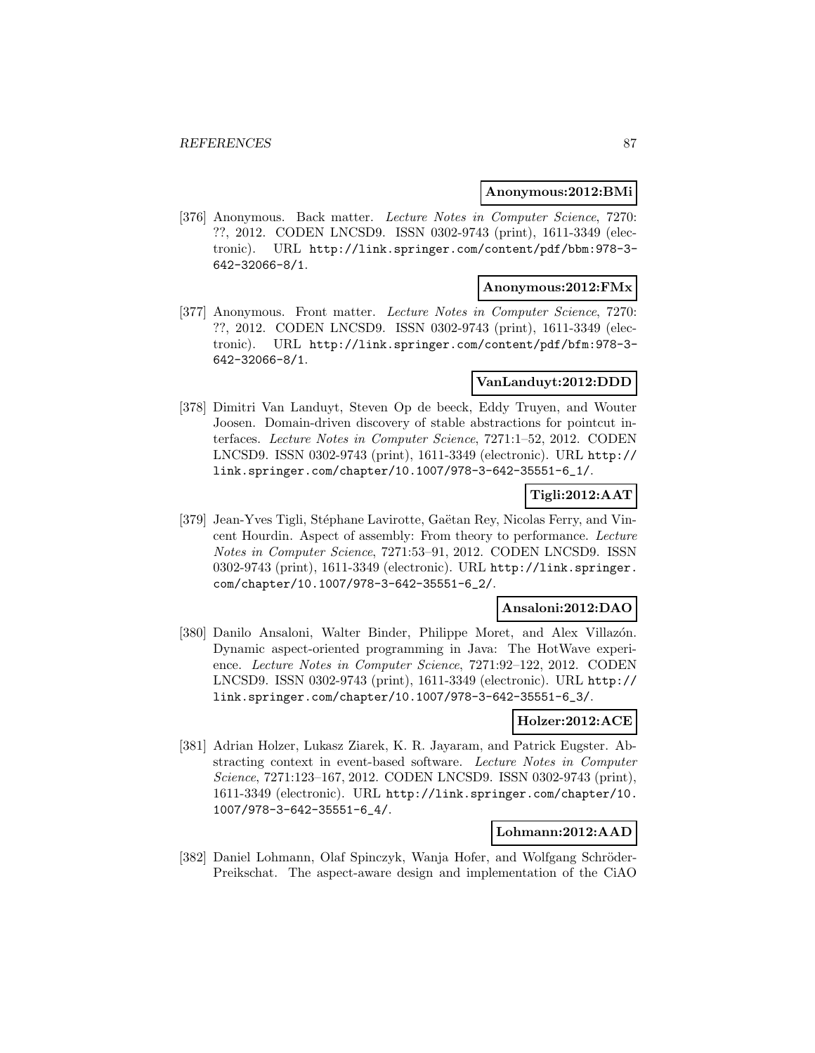**Anonymous:2012:BMi**

[376] Anonymous. Back matter. *Lecture Notes in Computer Science*, 7270: ??, 2012. CODEN LNCSD9. ISSN 0302-9743 (print), 1611-3349 (electronic). URL http://link.springer.com/content/pdf/bbm:978-3-642-32066-8/1.

**Anonymous:2012:FMx**

[377] Anonymous. Front matter. *Lecture Notes in Computer Science*, 7270: ??, 2012. CODEN LNCSD9. ISSN 0302-9743 (print), 1611-3349 (electronic). URL http://link.springer.com/content/pdf/bfm:978-3-642-32066-8/1.

**VanLanduyt:2012:DDD**

[378] Dimitri Van Landuyt, Steven Op de beeck, Eddy Truyen, and Wouter Joosen. Domain-driven discovery of stable abstractions for pointcut interfaces. *Lecture Notes in Computer Science*, 7271:1–52, 2012. CODEN LNCSD9. ISSN 0302-9743 (print), 1611-3349 (electronic). URL http://link.springer.com/chapter/10.1007/978-3-642-35551-6_1/.

**Tigli:2012:AAT**

[379] Jean-Yves Tigli, Stéphane Lavirotte, Gaëtan Rey, Nicolas Ferry, and Vincent Hourdin. Aspect of assembly: From theory to performance. *Lecture Notes in Computer Science*, 7271:53–91, 2012. CODEN LNCSD9. ISSN 0302-9743 (print), 1611-3349 (electronic). URL http://link.springer.com/chapter/10.1007/978-3-642-35551-6_2/.

**Ansaloni:2012:DAO**

[380] Danilo Ansaloni, Walter Binder, Philippe Moret, and Alex Villazón. Dynamic aspect-oriented programming in Java: The HotWave experience. *Lecture Notes in Computer Science*, 7271:92–122, 2012. CODEN LNCSD9. ISSN 0302-9743 (print), 1611-3349 (electronic). URL http://link.springer.com/chapter/10.1007/978-3-642-35551-6_3/.

**Holzer:2012:ACE**

[381] Adrian Holzer, Lukasz Ziarek, K. R. Jayaram, and Patrick Eugster. Abstracting context in event-based software. *Lecture Notes in Computer Science*, 7271:123–167, 2012. CODEN LNCSD9. ISSN 0302-9743 (print), 1611-3349 (electronic). URL http://link.springer.com/chapter/10.1007/978-3-642-35551-6_4/.

**Lohmann:2012:AAD**

[382] Daniel Lohmann, Olaf Spinczyk, Wanja Hofer, and Wolfgang Schröder-Preikschat. The aspect-aware design and implementation of the CiAO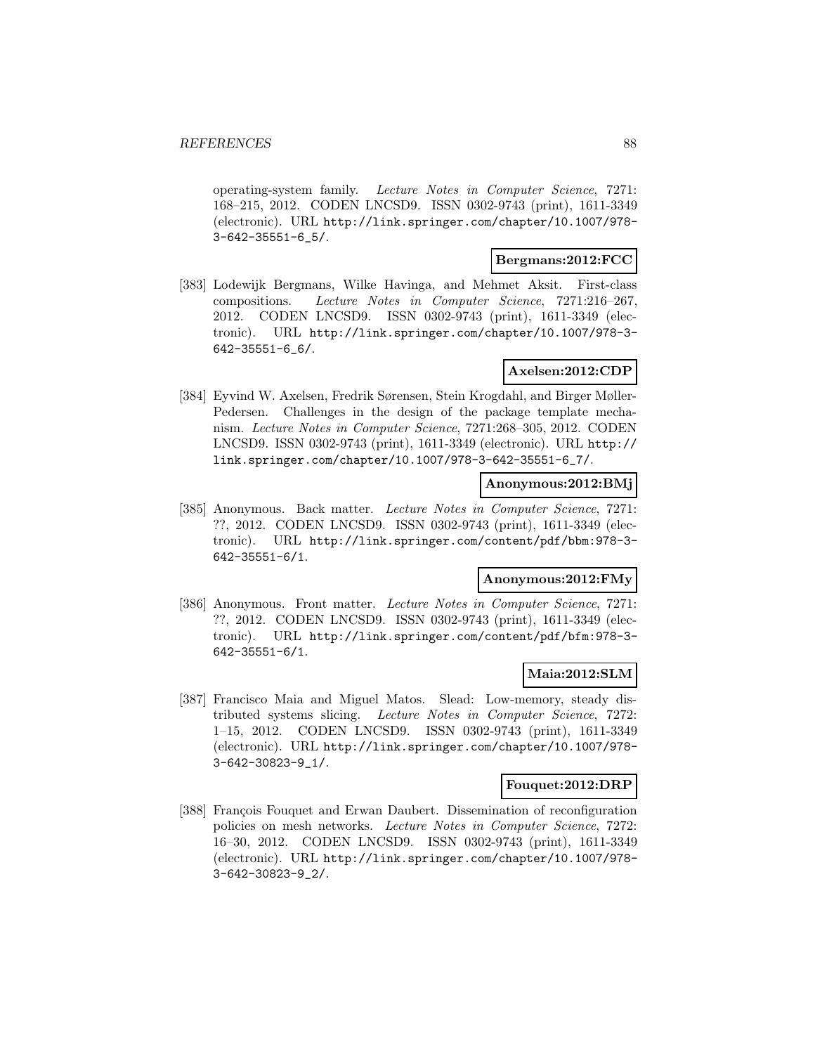operating-system family. *Lecture Notes in Computer Science*, 7271: 168–215, 2012. CODEN LNCSD9. ISSN 0302-9743 (print), 1611-3349 (electronic). URL http://link.springer.com/chapter/10.1007/978-3-642-35551-6_5/.

**Bergmans:2012:FCC**

[383] Lodewijk Bergmans, Wilke Havinga, and Mehmet Aksit. First-class compositions. *Lecture Notes in Computer Science*, 7271:216–267, 2012. CODEN LNCSD9. ISSN 0302-9743 (print), 1611-3349 (electronic). URL http://link.springer.com/chapter/10.1007/978-3-642-35551-6_6/.

**Axelsen:2012:CDP**

[384] Eyvind W. Axelsen, Fredrik Sørensen, Stein Krogdahl, and Birger Møller-Pedersen. Challenges in the design of the package template mechanism. *Lecture Notes in Computer Science*, 7271:268–305, 2012. CODEN LNCSD9. ISSN 0302-9743 (print), 1611-3349 (electronic). URL http://link.springer.com/chapter/10.1007/978-3-642-35551-6_7/.

**Anonymous:2012:BMj**

[385] Anonymous. Back matter. *Lecture Notes in Computer Science*, 7271: ??, 2012. CODEN LNCSD9. ISSN 0302-9743 (print), 1611-3349 (electronic). URL http://link.springer.com/content/pdf/bbm:978-3-642-35551-6/1.

**Anonymous:2012:FMy**

[386] Anonymous. Front matter. *Lecture Notes in Computer Science*, 7271: ??, 2012. CODEN LNCSD9. ISSN 0302-9743 (print), 1611-3349 (electronic). URL http://link.springer.com/content/pdf/bfm:978-3-642-35551-6/1.

**Maia:2012:SLM**

[387] Francisco Maia and Miguel Matos. Slead: Low-memory, steady distributed systems slicing. *Lecture Notes in Computer Science*, 7272: 1–15, 2012. CODEN LNCSD9. ISSN 0302-9743 (print), 1611-3349 (electronic). URL http://link.springer.com/chapter/10.1007/978-3-642-30823-9_1/.

**Fouquet:2012:DRP**

[388] François Fouquet and Erwan Daubert. Dissemination of reconfiguration policies on mesh networks. *Lecture Notes in Computer Science*, 7272: 16–30, 2012. CODEN LNCSD9. ISSN 0302-9743 (print), 1611-3349 (electronic). URL http://link.springer.com/chapter/10.1007/978-3-642-30823-9_2/.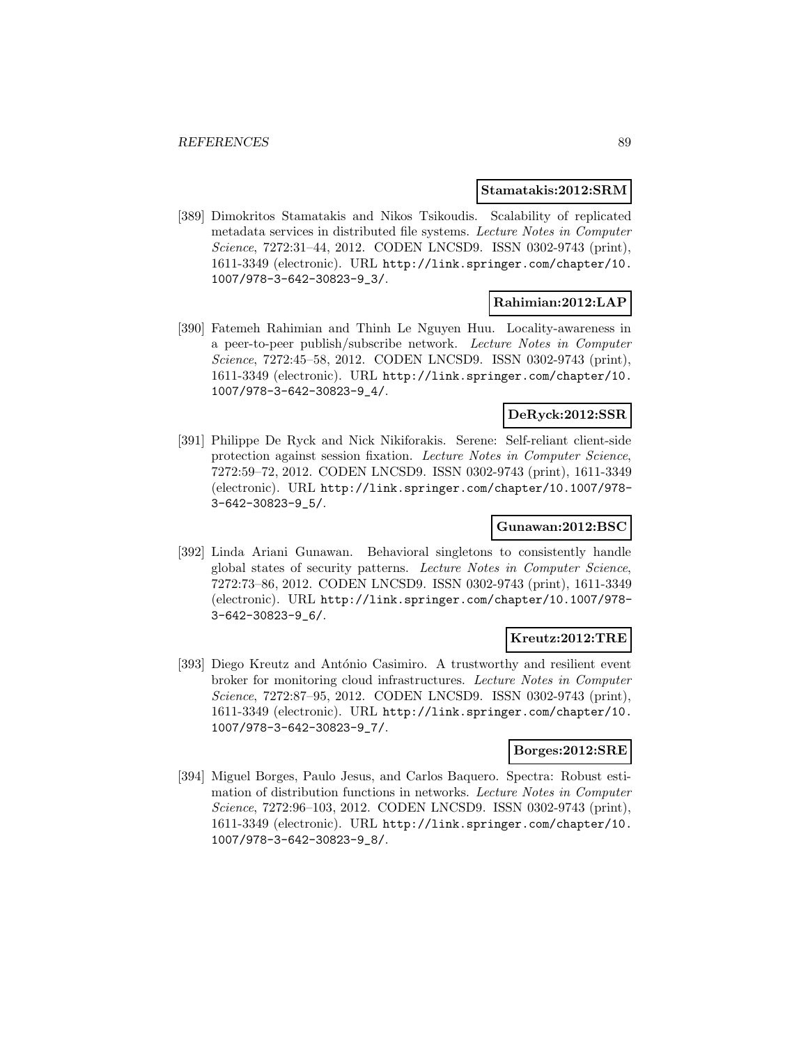**Stamatakis:2012:SRM**

[389] Dimokritos Stamatakis and Nikos Tsikoudis. Scalability of replicated metadata services in distributed file systems. *Lecture Notes in Computer Science*, 7272:31–44, 2012. CODEN LNCSD9. ISSN 0302-9743 (print), 1611-3349 (electronic). URL http://link.springer.com/chapter/10.1007/978-3-642-30823-9_3/.

**Rahimian:2012:LAP**

[390] Fatemeh Rahimian and Thinh Le Nguyen Huu. Locality-awareness in a peer-to-peer publish/subscribe network. *Lecture Notes in Computer Science*, 7272:45–58, 2012. CODEN LNCSD9. ISSN 0302-9743 (print), 1611-3349 (electronic). URL http://link.springer.com/chapter/10.1007/978-3-642-30823-9_4/.

**DeRyck:2012:SSR**

[391] Philippe De Ryck and Nick Nikiforakis. Serene: Self-reliant client-side protection against session fixation. *Lecture Notes in Computer Science*, 7272:59–72, 2012. CODEN LNCSD9. ISSN 0302-9743 (print), 1611-3349 (electronic). URL http://link.springer.com/chapter/10.1007/978-3-642-30823-9_5/.

**Gunawan:2012:BSC**

[392] Linda Ariani Gunawan. Behavioral singletons to consistently handle global states of security patterns. *Lecture Notes in Computer Science*, 7272:73–86, 2012. CODEN LNCSD9. ISSN 0302-9743 (print), 1611-3349 (electronic). URL http://link.springer.com/chapter/10.1007/978-3-642-30823-9_6/.

**Kreutz:2012:TRE**

[393] Diego Kreutz and António Casimiro. A trustworthy and resilient event broker for monitoring cloud infrastructures. *Lecture Notes in Computer Science*, 7272:87–95, 2012. CODEN LNCSD9. ISSN 0302-9743 (print), 1611-3349 (electronic). URL http://link.springer.com/chapter/10.1007/978-3-642-30823-9_7/.

**Borges:2012:SRE**

[394] Miguel Borges, Paulo Jesus, and Carlos Baquero. Spectra: Robust estimation of distribution functions in networks. *Lecture Notes in Computer Science*, 7272:96–103, 2012. CODEN LNCSD9. ISSN 0302-9743 (print), 1611-3349 (electronic). URL http://link.springer.com/chapter/10.1007/978-3-642-30823-9_8/.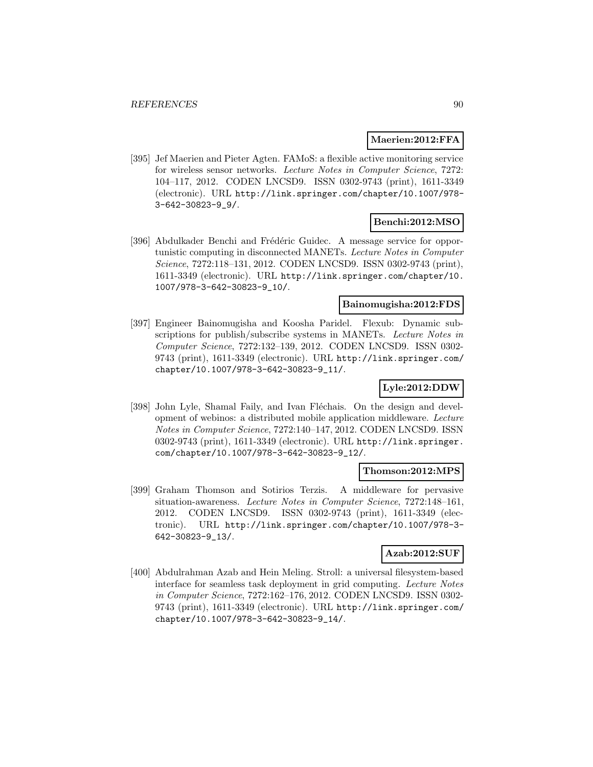**Maerien:2012:FFA**

[395] Jef Maerien and Pieter Agten. FAMoS: a flexible active monitoring service for wireless sensor networks. *Lecture Notes in Computer Science*, 7272: 104–117, 2012. CODEN LNCSD9. ISSN 0302-9743 (print), 1611-3349 (electronic). URL http://link.springer.com/chapter/10.1007/978-3-642-30823-9_9/.

**Benchi:2012:MSO**

[396] Abdulkader Benchi and Frédéric Guidec. A message service for opportunistic computing in disconnected MANETs. *Lecture Notes in Computer Science*, 7272:118–131, 2012. CODEN LNCSD9. ISSN 0302-9743 (print), 1611-3349 (electronic). URL http://link.springer.com/chapter/10.1007/978-3-642-30823-9_10/.

**Bainomugisha:2012:FDS**

[397] Engineer Bainomugisha and Koosha Paridel. Flexub: Dynamic subscriptions for publish/subscribe systems in MANETs. *Lecture Notes in Computer Science*, 7272:132–139, 2012. CODEN LNCSD9. ISSN 0302-9743 (print), 1611-3349 (electronic). URL http://link.springer.com/chapter/10.1007/978-3-642-30823-9_11/.

**Lyle:2012:DDW**

[398] John Lyle, Shamal Faily, and Ivan Fléchais. On the design and development of webinos: a distributed mobile application middleware. *Lecture Notes in Computer Science*, 7272:140–147, 2012. CODEN LNCSD9. ISSN 0302-9743 (print), 1611-3349 (electronic). URL http://link.springer.com/chapter/10.1007/978-3-642-30823-9_12/.

**Thomson:2012:MPS**

[399] Graham Thomson and Sotirios Terzis. A middleware for pervasive situation-awareness. *Lecture Notes in Computer Science*, 7272:148–161, 2012. CODEN LNCSD9. ISSN 0302-9743 (print), 1611-3349 (electronic). URL http://link.springer.com/chapter/10.1007/978-3-642-30823-9_13/.

**Azab:2012:SUF**

[400] Abdulrahman Azab and Hein Meling. Stroll: a universal filesystem-based interface for seamless task deployment in grid computing. *Lecture Notes in Computer Science*, 7272:162–176, 2012. CODEN LNCSD9. ISSN 0302-9743 (print), 1611-3349 (electronic). URL http://link.springer.com/chapter/10.1007/978-3-642-30823-9_14/.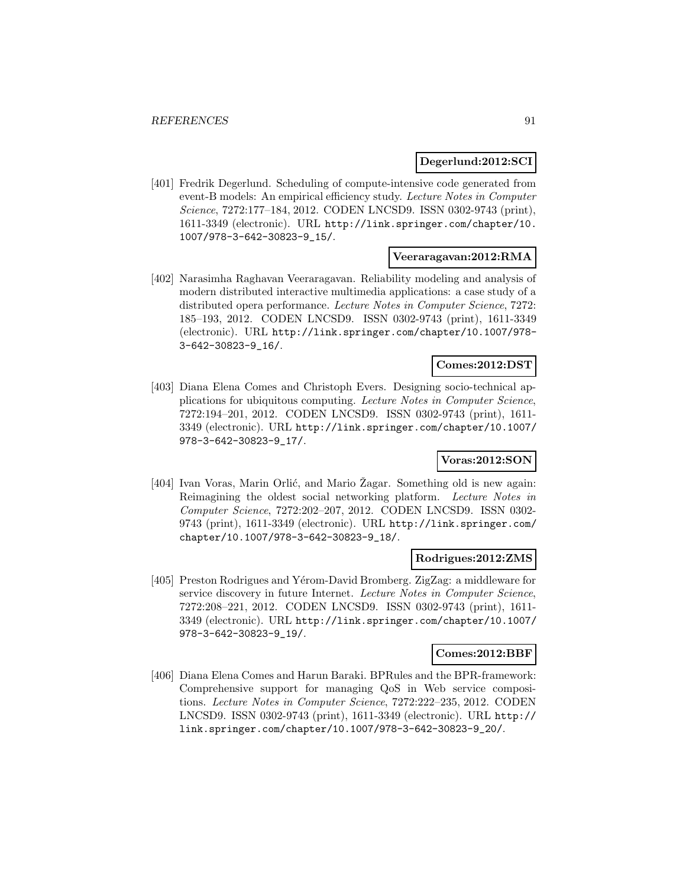**Degerlund:2012:SCI**

[401] Fredrik Degerlund. Scheduling of compute-intensive code generated from event-B models: An empirical efficiency study. *Lecture Notes in Computer Science*, 7272:177–184, 2012. CODEN LNCSD9. ISSN 0302-9743 (print), 1611-3349 (electronic). URL http://link.springer.com/chapter/10.1007/978-3-642-30823-9_15/.

**Veeraragavan:2012:RMA**

[402] Narasimha Raghavan Veeraragavan. Reliability modeling and analysis of modern distributed interactive multimedia applications: a case study of a distributed opera performance. *Lecture Notes in Computer Science*, 7272: 185–193, 2012. CODEN LNCSD9. ISSN 0302-9743 (print), 1611-3349 (electronic). URL http://link.springer.com/chapter/10.1007/978-3-642-30823-9_16/.

**Comes:2012:DST**

[403] Diana Elena Comes and Christoph Evers. Designing socio-technical applications for ubiquitous computing. *Lecture Notes in Computer Science*, 7272:194–201, 2012. CODEN LNCSD9. ISSN 0302-9743 (print), 1611-3349 (electronic). URL http://link.springer.com/chapter/10.1007/978-3-642-30823-9_17/.

**Voras:2012:SON**

[404] Ivan Voras, Marin Orlić, and Mario Žagar. Something old is new again: Reimagining the oldest social networking platform. *Lecture Notes in Computer Science*, 7272:202–207, 2012. CODEN LNCSD9. ISSN 0302-9743 (print), 1611-3349 (electronic). URL http://link.springer.com/chapter/10.1007/978-3-642-30823-9_18/.

**Rodrigues:2012:ZMS**

[405] Preston Rodrigues and Yérom-David Bromberg. ZigZag: a middleware for service discovery in future Internet. *Lecture Notes in Computer Science*, 7272:208–221, 2012. CODEN LNCSD9. ISSN 0302-9743 (print), 1611-3349 (electronic). URL http://link.springer.com/chapter/10.1007/978-3-642-30823-9_19/.

**Comes:2012:BBF**

[406] Diana Elena Comes and Harun Baraki. BPRules and the BPR-framework: Comprehensive support for managing QoS in Web service compositions. *Lecture Notes in Computer Science*, 7272:222–235, 2012. CODEN LNCSD9. ISSN 0302-9743 (print), 1611-3349 (electronic). URL http://link.springer.com/chapter/10.1007/978-3-642-30823-9_20/.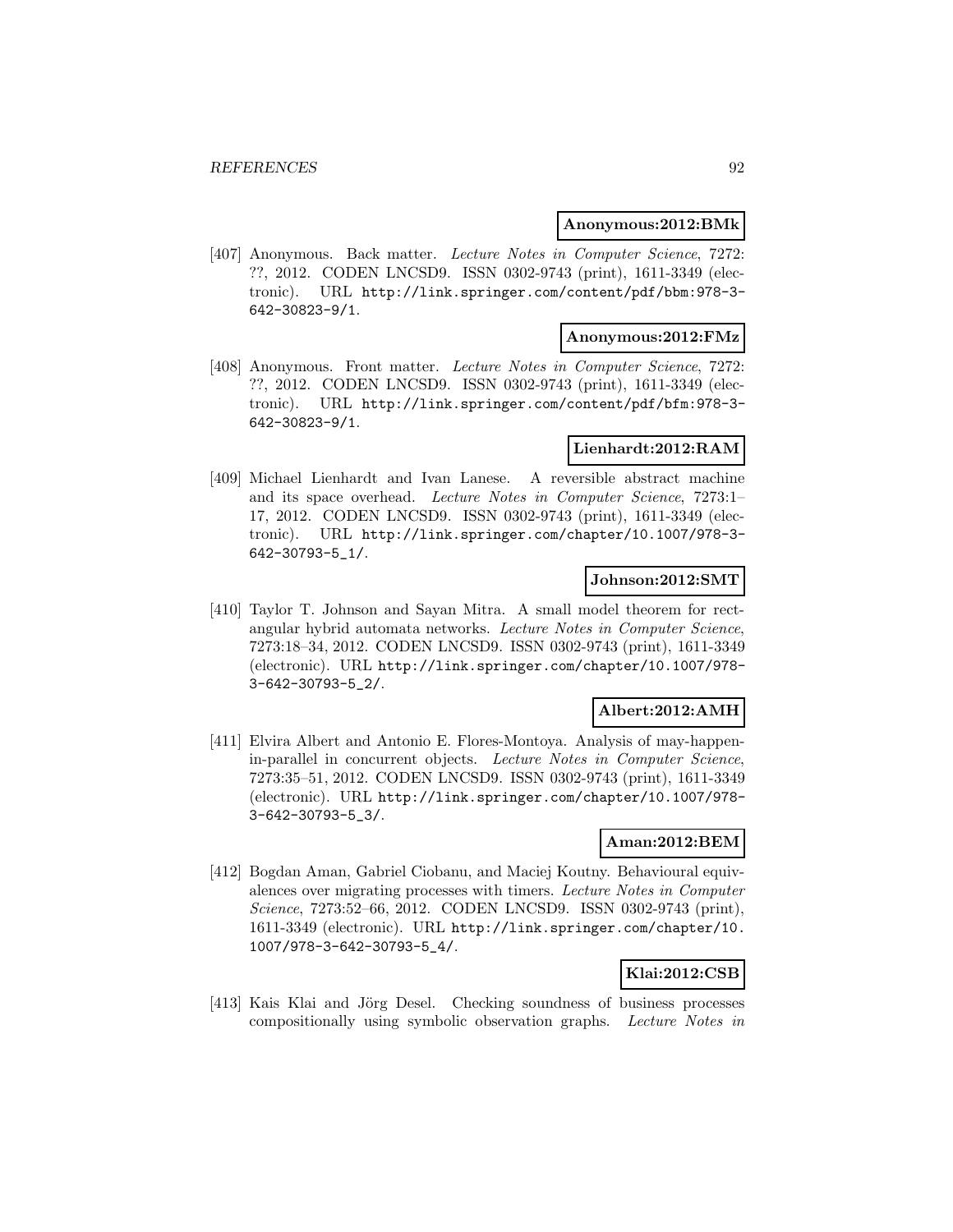**Anonymous:2012:BMk**

[407] Anonymous. Back matter. *Lecture Notes in Computer Science*, 7272: ??, 2012. CODEN LNCSD9. ISSN 0302-9743 (print), 1611-3349 (electronic). URL http://link.springer.com/content/pdf/bbm:978-3-642-30823-9/1.

**Anonymous:2012:FMz**

[408] Anonymous. Front matter. *Lecture Notes in Computer Science*, 7272: ??, 2012. CODEN LNCSD9. ISSN 0302-9743 (print), 1611-3349 (electronic). URL http://link.springer.com/content/pdf/bfm:978-3-642-30823-9/1.

**Lienhardt:2012:RAM**

[409] Michael Lienhardt and Ivan Lanese. A reversible abstract machine and its space overhead. *Lecture Notes in Computer Science*, 7273:1–17, 2012. CODEN LNCSD9. ISSN 0302-9743 (print), 1611-3349 (electronic). URL http://link.springer.com/chapter/10.1007/978-3-642-30793-5_1/.

**Johnson:2012:SMT**

[410] Taylor T. Johnson and Sayan Mitra. A small model theorem for rectangular hybrid automata networks. *Lecture Notes in Computer Science*, 7273:18–34, 2012. CODEN LNCSD9. ISSN 0302-9743 (print), 1611-3349 (electronic). URL http://link.springer.com/chapter/10.1007/978-3-642-30793-5_2/.

**Albert:2012:AMH**

[411] Elvira Albert and Antonio E. Flores-Montoya. Analysis of may-happen-in-parallel in concurrent objects. *Lecture Notes in Computer Science*, 7273:35–51, 2012. CODEN LNCSD9. ISSN 0302-9743 (print), 1611-3349 (electronic). URL http://link.springer.com/chapter/10.1007/978-3-642-30793-5_3/.

**Aman:2012:BEM**

[412] Bogdan Aman, Gabriel Ciobanu, and Maciej Koutny. Behavioural equivalences over migrating processes with timers. *Lecture Notes in Computer Science*, 7273:52–66, 2012. CODEN LNCSD9. ISSN 0302-9743 (print), 1611-3349 (electronic). URL http://link.springer.com/chapter/10.1007/978-3-642-30793-5_4/.

**Klai:2012:CSB**

[413] Kais Klai and Jörg Desel. Checking soundness of business processes compositionally using symbolic observation graphs. *Lecture Notes in*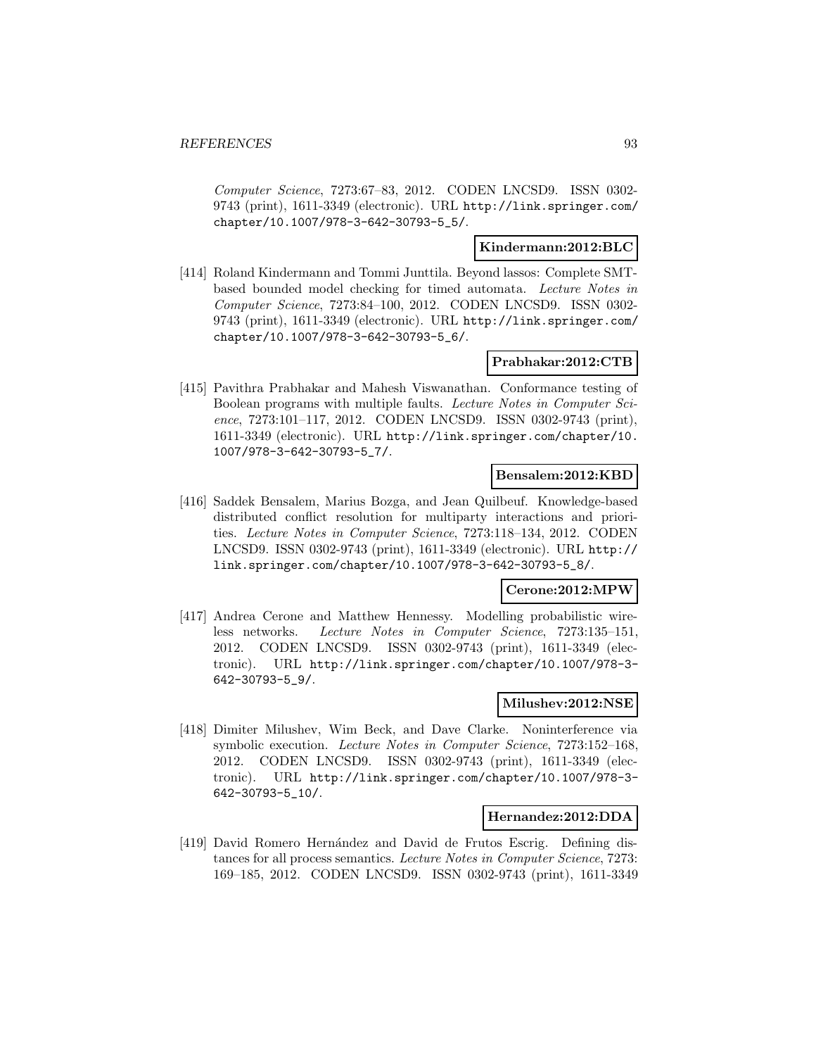*Computer Science*, 7273:67–83, 2012. CODEN LNCSD9. ISSN 0302-9743 (print), 1611-3349 (electronic). URL http://link.springer.com/chapter/10.1007/978-3-642-30793-5_5/.

**Kindermann:2012:BLC**

[414] Roland Kindermann and Tommi Junttila. Beyond lassos: Complete SMT-based bounded model checking for timed automata. *Lecture Notes in Computer Science*, 7273:84–100, 2012. CODEN LNCSD9. ISSN 0302-9743 (print), 1611-3349 (electronic). URL http://link.springer.com/chapter/10.1007/978-3-642-30793-5_6/.

**Prabhakar:2012:CTB**

[415] Pavithra Prabhakar and Mahesh Viswanathan. Conformance testing of Boolean programs with multiple faults. *Lecture Notes in Computer Science*, 7273:101–117, 2012. CODEN LNCSD9. ISSN 0302-9743 (print), 1611-3349 (electronic). URL http://link.springer.com/chapter/10.1007/978-3-642-30793-5_7/.

**Bensalem:2012:KBD**

[416] Saddek Bensalem, Marius Bozga, and Jean Quilbeuf. Knowledge-based distributed conflict resolution for multiparty interactions and priorities. *Lecture Notes in Computer Science*, 7273:118–134, 2012. CODEN LNCSD9. ISSN 0302-9743 (print), 1611-3349 (electronic). URL http://link.springer.com/chapter/10.1007/978-3-642-30793-5_8/.

**Cerone:2012:MPW**

[417] Andrea Cerone and Matthew Hennessy. Modelling probabilistic wireless networks. *Lecture Notes in Computer Science*, 7273:135–151, 2012. CODEN LNCSD9. ISSN 0302-9743 (print), 1611-3349 (electronic). URL http://link.springer.com/chapter/10.1007/978-3-642-30793-5_9/.

**Milushev:2012:NSE**

[418] Dimiter Milushev, Wim Beck, and Dave Clarke. Noninterference via symbolic execution. *Lecture Notes in Computer Science*, 7273:152–168, 2012. CODEN LNCSD9. ISSN 0302-9743 (print), 1611-3349 (electronic). URL http://link.springer.com/chapter/10.1007/978-3-642-30793-5_10/.

**Hernandez:2012:DDA**

[419] David Romero Hernández and David de Frutos Escrig. Defining distances for all process semantics. *Lecture Notes in Computer Science*, 7273:169–185, 2012. CODEN LNCSD9. ISSN 0302-9743 (print), 1611-3349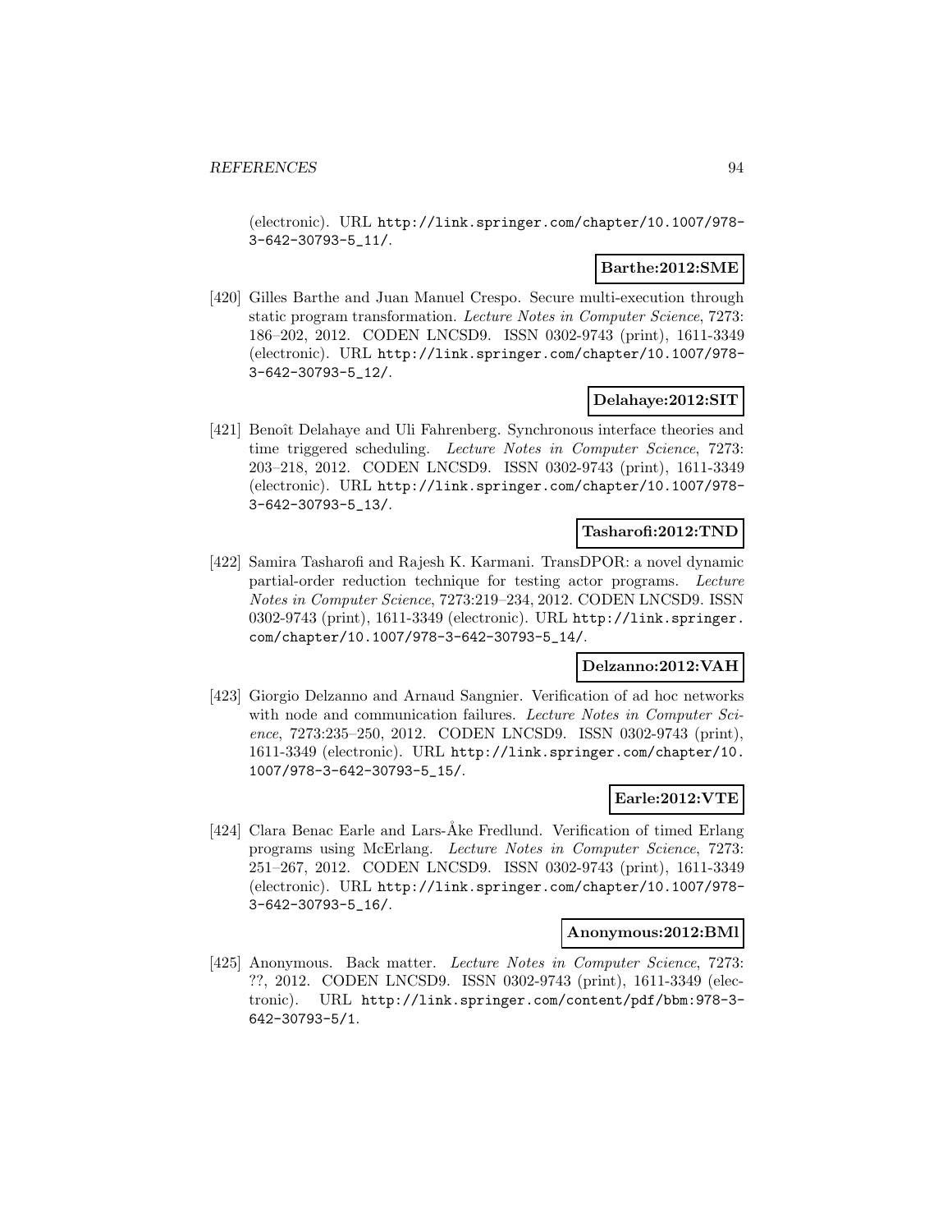(electronic). URL http://link.springer.com/chapter/10.1007/978-3-642-30793-5_11/.

**Barthe:2012:SME**

[420] Gilles Barthe and Juan Manuel Crespo. Secure multi-execution through static program transformation. *Lecture Notes in Computer Science*, 7273: 186–202, 2012. CODEN LNCSD9. ISSN 0302-9743 (print), 1611-3349 (electronic). URL http://link.springer.com/chapter/10.1007/978-3-642-30793-5_12/.

**Delahaye:2012:SIT**

[421] Benoît Delahaye and Uli Fahrenberg. Synchronous interface theories and time triggered scheduling. *Lecture Notes in Computer Science*, 7273: 203–218, 2012. CODEN LNCSD9. ISSN 0302-9743 (print), 1611-3349 (electronic). URL http://link.springer.com/chapter/10.1007/978-3-642-30793-5_13/.

**Tasharofi:2012:TND**

[422] Samira Tasharofi and Rajesh K. Karmani. TransDPOR: a novel dynamic partial-order reduction technique for testing actor programs. *Lecture Notes in Computer Science*, 7273:219–234, 2012. CODEN LNCSD9. ISSN 0302-9743 (print), 1611-3349 (electronic). URL http://link.springer.com/chapter/10.1007/978-3-642-30793-5_14/.

**Delzanno:2012:VAH**

[423] Giorgio Delzanno and Arnaud Sangnier. Verification of ad hoc networks with node and communication failures. *Lecture Notes in Computer Science*, 7273:235–250, 2012. CODEN LNCSD9. ISSN 0302-9743 (print), 1611-3349 (electronic). URL http://link.springer.com/chapter/10.1007/978-3-642-30793-5_15/.

**Earle:2012:VTE**

[424] Clara Benac Earle and Lars-Åke Fredlund. Verification of timed Erlang programs using McErlang. *Lecture Notes in Computer Science*, 7273: 251–267, 2012. CODEN LNCSD9. ISSN 0302-9743 (print), 1611-3349 (electronic). URL http://link.springer.com/chapter/10.1007/978-3-642-30793-5_16/.

**Anonymous:2012:BMl**

[425] Anonymous. Back matter. *Lecture Notes in Computer Science*, 7273: ??, 2012. CODEN LNCSD9. ISSN 0302-9743 (print), 1611-3349 (electronic). URL http://link.springer.com/content/pdf/bbm:978-3-642-30793-5/1.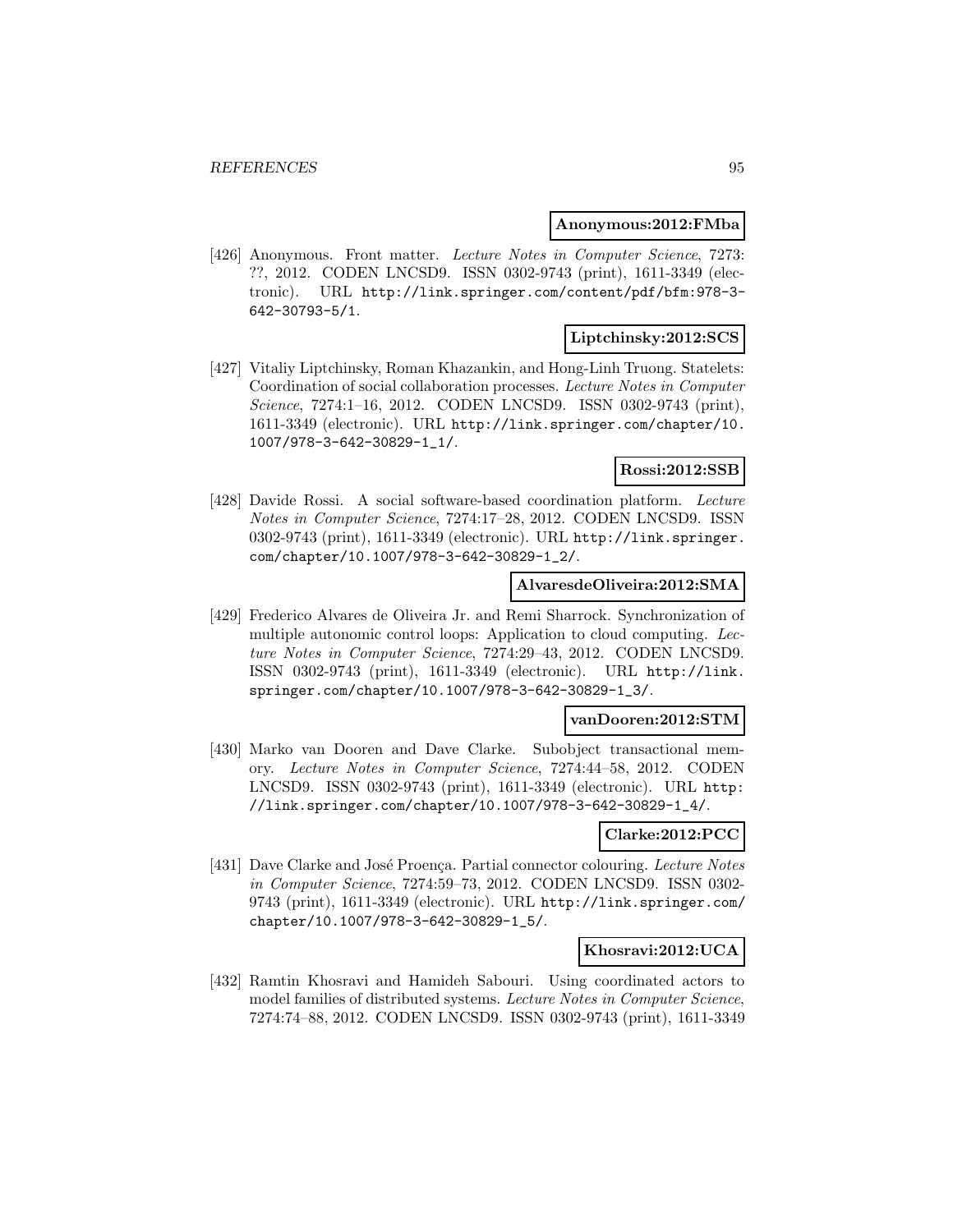**Anonymous:2012:FMba**

[426] Anonymous. Front matter. *Lecture Notes in Computer Science*, 7273: ??, 2012. CODEN LNCSD9. ISSN 0302-9743 (print), 1611-3349 (electronic). URL http://link.springer.com/content/pdf/bfm:978-3-642-30793-5/1.

**Liptchinsky:2012:SCS**

[427] Vitaliy Liptchinsky, Roman Khazankin, and Hong-Linh Truong. Statelets: Coordination of social collaboration processes. *Lecture Notes in Computer Science*, 7274:1–16, 2012. CODEN LNCSD9. ISSN 0302-9743 (print), 1611-3349 (electronic). URL http://link.springer.com/chapter/10.1007/978-3-642-30829-1_1/.

**Rossi:2012:SSB**

[428] Davide Rossi. A social software-based coordination platform. *Lecture Notes in Computer Science*, 7274:17–28, 2012. CODEN LNCSD9. ISSN 0302-9743 (print), 1611-3349 (electronic). URL http://link.springer.com/chapter/10.1007/978-3-642-30829-1_2/.

**AlvaresdeOliveira:2012:SMA**

[429] Frederico Alvares de Oliveira Jr. and Remi Sharrock. Synchronization of multiple autonomic control loops: Application to cloud computing. *Lecture Notes in Computer Science*, 7274:29–43, 2012. CODEN LNCSD9. ISSN 0302-9743 (print), 1611-3349 (electronic). URL http://link.springer.com/chapter/10.1007/978-3-642-30829-1_3/.

**vanDooren:2012:STM**

[430] Marko van Dooren and Dave Clarke. Subobject transactional memory. *Lecture Notes in Computer Science*, 7274:44–58, 2012. CODEN LNCSD9. ISSN 0302-9743 (print), 1611-3349 (electronic). URL http://link.springer.com/chapter/10.1007/978-3-642-30829-1_4/.

**Clarke:2012:PCC**

[431] Dave Clarke and José Proença. Partial connector colouring. *Lecture Notes in Computer Science*, 7274:59–73, 2012. CODEN LNCSD9. ISSN 0302-9743 (print), 1611-3349 (electronic). URL http://link.springer.com/chapter/10.1007/978-3-642-30829-1_5/.

**Khosravi:2012:UCA**

[432] Ramtin Khosravi and Hamideh Sabouri. Using coordinated actors to model families of distributed systems. *Lecture Notes in Computer Science*, 7274:74–88, 2012. CODEN LNCSD9. ISSN 0302-9743 (print), 1611-3349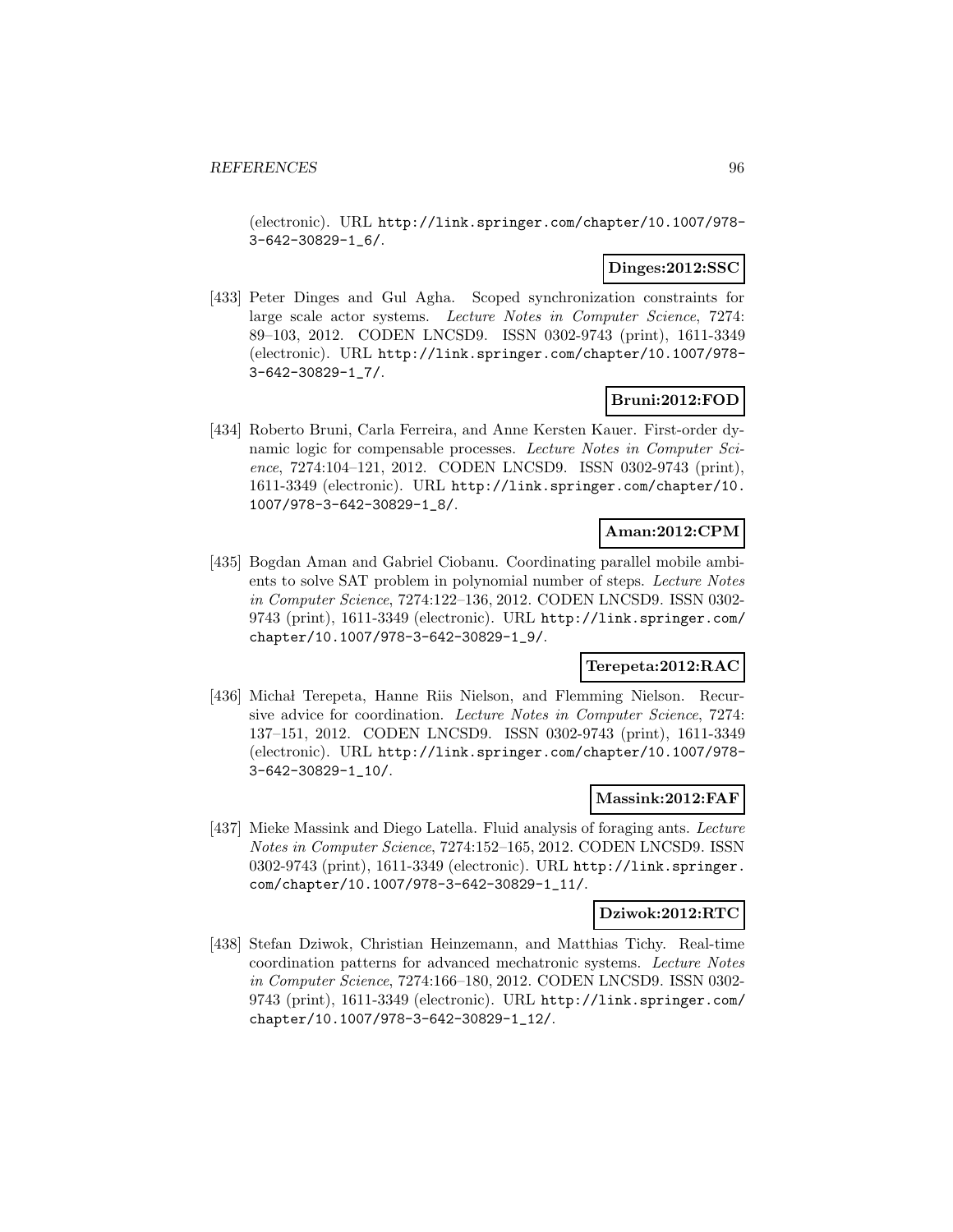(electronic). URL http://link.springer.com/chapter/10.1007/978-3-642-30829-1_6/.

**Dinges:2012:SSC**

[433] Peter Dinges and Gul Agha. Scoped synchronization constraints for large scale actor systems. *Lecture Notes in Computer Science*, 7274: 89–103, 2012. CODEN LNCSD9. ISSN 0302-9743 (print), 1611-3349 (electronic). URL http://link.springer.com/chapter/10.1007/978-3-642-30829-1_7/.

**Bruni:2012:FOD**

[434] Roberto Bruni, Carla Ferreira, and Anne Kersten Kauer. First-order dynamic logic for compensable processes. *Lecture Notes in Computer Science*, 7274:104–121, 2012. CODEN LNCSD9. ISSN 0302-9743 (print), 1611-3349 (electronic). URL http://link.springer.com/chapter/10.1007/978-3-642-30829-1_8/.

**Aman:2012:CPM**

[435] Bogdan Aman and Gabriel Ciobanu. Coordinating parallel mobile ambients to solve SAT problem in polynomial number of steps. *Lecture Notes in Computer Science*, 7274:122–136, 2012. CODEN LNCSD9. ISSN 0302-9743 (print), 1611-3349 (electronic). URL http://link.springer.com/chapter/10.1007/978-3-642-30829-1_9/.

**Terepeta:2012:RAC**

[436] Michał Terepeta, Hanne Riis Nielson, and Flemming Nielson. Recursive advice for coordination. *Lecture Notes in Computer Science*, 7274: 137–151, 2012. CODEN LNCSD9. ISSN 0302-9743 (print), 1611-3349 (electronic). URL http://link.springer.com/chapter/10.1007/978-3-642-30829-1_10/.

**Massink:2012:FAF**

[437] Mieke Massink and Diego Latella. Fluid analysis of foraging ants. *Lecture Notes in Computer Science*, 7274:152–165, 2012. CODEN LNCSD9. ISSN 0302-9743 (print), 1611-3349 (electronic). URL http://link.springer.com/chapter/10.1007/978-3-642-30829-1_11/.

**Dziwok:2012:RTC**

[438] Stefan Dziwok, Christian Heinzemann, and Matthias Tichy. Real-time coordination patterns for advanced mechatronic systems. *Lecture Notes in Computer Science*, 7274:166–180, 2012. CODEN LNCSD9. ISSN 0302-9743 (print), 1611-3349 (electronic). URL http://link.springer.com/chapter/10.1007/978-3-642-30829-1_12/.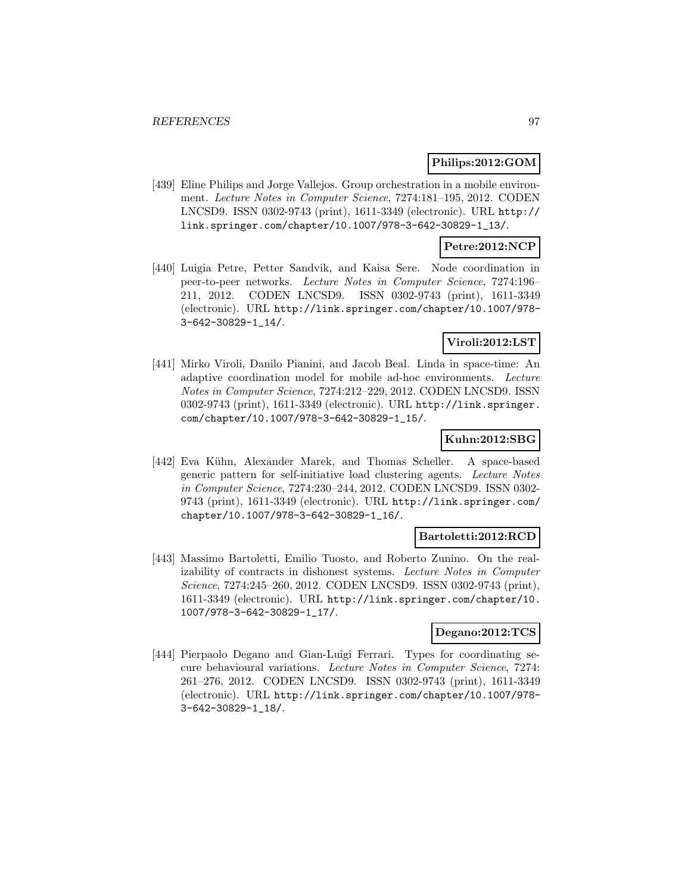**Philips:2012:GOM**

[439] Eline Philips and Jorge Vallejos. Group orchestration in a mobile environment. *Lecture Notes in Computer Science*, 7274:181–195, 2012. CODEN LNCSD9. ISSN 0302-9743 (print), 1611-3349 (electronic). URL http://link.springer.com/chapter/10.1007/978-3-642-30829-1_13/.

**Petre:2012:NCP**

[440] Luigia Petre, Petter Sandvik, and Kaisa Sere. Node coordination in peer-to-peer networks. *Lecture Notes in Computer Science*, 7274:196–211, 2012. CODEN LNCSD9. ISSN 0302-9743 (print), 1611-3349 (electronic). URL http://link.springer.com/chapter/10.1007/978-3-642-30829-1_14/.

**Viroli:2012:LST**

[441] Mirko Viroli, Danilo Pianini, and Jacob Beal. Linda in space-time: An adaptive coordination model for mobile ad-hoc environments. *Lecture Notes in Computer Science*, 7274:212–229, 2012. CODEN LNCSD9. ISSN 0302-9743 (print), 1611-3349 (electronic). URL http://link.springer.com/chapter/10.1007/978-3-642-30829-1_15/.

**Kuhn:2012:SBG**

[442] Eva Kühn, Alexander Marek, and Thomas Scheller. A space-based generic pattern for self-initiative load clustering agents. *Lecture Notes in Computer Science*, 7274:230–244, 2012. CODEN LNCSD9. ISSN 0302-9743 (print), 1611-3349 (electronic). URL http://link.springer.com/chapter/10.1007/978-3-642-30829-1_16/.

**Bartoletti:2012:RCD**

[443] Massimo Bartoletti, Emilio Tuosto, and Roberto Zunino. On the realizability of contracts in dishonest systems. *Lecture Notes in Computer Science*, 7274:245–260, 2012. CODEN LNCSD9. ISSN 0302-9743 (print), 1611-3349 (electronic). URL http://link.springer.com/chapter/10.1007/978-3-642-30829-1_17/.

**Degano:2012:TCS**

[444] Pierpaolo Degano and Gian-Luigi Ferrari. Types for coordinating secure behavioural variations. *Lecture Notes in Computer Science*, 7274:261–276, 2012. CODEN LNCSD9. ISSN 0302-9743 (print), 1611-3349 (electronic). URL http://link.springer.com/chapter/10.1007/978-3-642-30829-1_18/.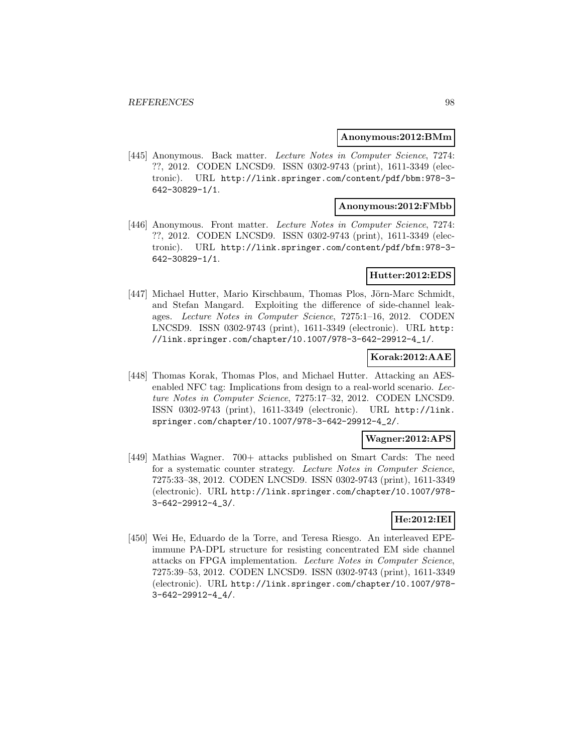**Anonymous:2012:BMm**

[445] Anonymous. Back matter. *Lecture Notes in Computer Science*, 7274: ??, 2012. CODEN LNCSD9. ISSN 0302-9743 (print), 1611-3349 (electronic). URL http://link.springer.com/content/pdf/bbm:978-3-642-30829-1/1.

**Anonymous:2012:FMbb**

[446] Anonymous. Front matter. *Lecture Notes in Computer Science*, 7274: ??, 2012. CODEN LNCSD9. ISSN 0302-9743 (print), 1611-3349 (electronic). URL http://link.springer.com/content/pdf/bfm:978-3-642-30829-1/1.

**Hutter:2012:EDS**

[447] Michael Hutter, Mario Kirschbaum, Thomas Plos, Jörn-Marc Schmidt, and Stefan Mangard. Exploiting the difference of side-channel leakages. *Lecture Notes in Computer Science*, 7275:1–16, 2012. CODEN LNCSD9. ISSN 0302-9743 (print), 1611-3349 (electronic). URL http://link.springer.com/chapter/10.1007/978-3-642-29912-4_1/.

**Korak:2012:AAE**

[448] Thomas Korak, Thomas Plos, and Michael Hutter. Attacking an AES-enabled NFC tag: Implications from design to a real-world scenario. *Lecture Notes in Computer Science*, 7275:17–32, 2012. CODEN LNCSD9. ISSN 0302-9743 (print), 1611-3349 (electronic). URL http://link.springer.com/chapter/10.1007/978-3-642-29912-4_2/.

**Wagner:2012:APS**

[449] Mathias Wagner. 700+ attacks published on Smart Cards: The need for a systematic counter strategy. *Lecture Notes in Computer Science*, 7275:33–38, 2012. CODEN LNCSD9. ISSN 0302-9743 (print), 1611-3349 (electronic). URL http://link.springer.com/chapter/10.1007/978-3-642-29912-4_3/.

**He:2012:IEI**

[450] Wei He, Eduardo de la Torre, and Teresa Riesgo. An interleaved EPE-immune PA-DPL structure for resisting concentrated EM side channel attacks on FPGA implementation. *Lecture Notes in Computer Science*, 7275:39–53, 2012. CODEN LNCSD9. ISSN 0302-9743 (print), 1611-3349 (electronic). URL http://link.springer.com/chapter/10.1007/978-3-642-29912-4_4/.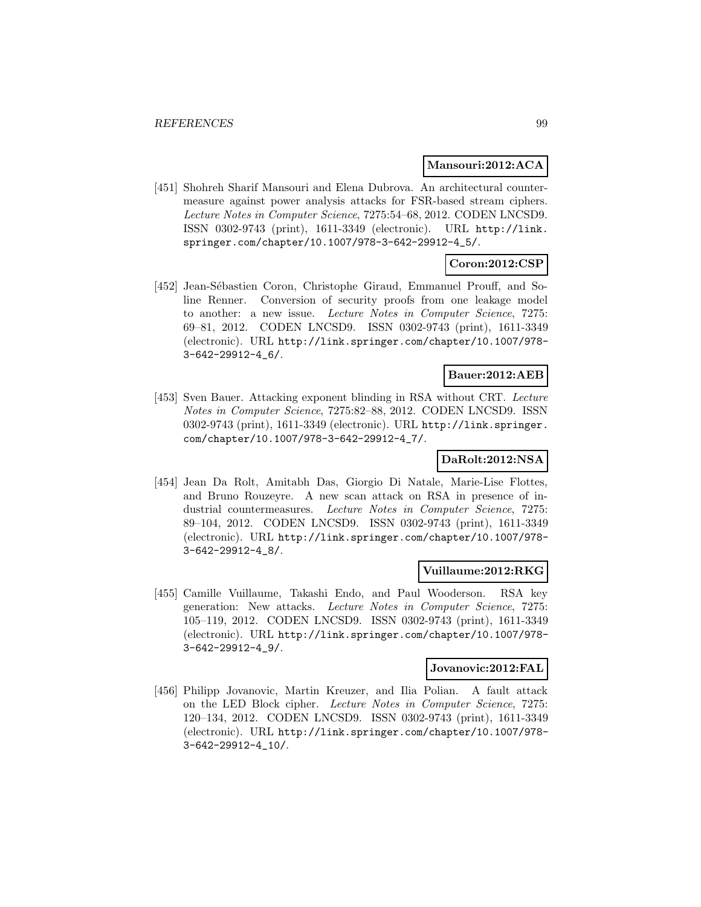**Mansouri:2012:ACA**

[451] Shohreh Sharif Mansouri and Elena Dubrova. An architectural countermeasure against power analysis attacks for FSR-based stream ciphers. *Lecture Notes in Computer Science*, 7275:54–68, 2012. CODEN LNCSD9. ISSN 0302-9743 (print), 1611-3349 (electronic). URL http://link.springer.com/chapter/10.1007/978-3-642-29912-4_5/.

**Coron:2012:CSP**

[452] Jean-Sébastien Coron, Christophe Giraud, Emmanuel Prouff, and Soline Renner. Conversion of security proofs from one leakage model to another: a new issue. *Lecture Notes in Computer Science*, 7275: 69–81, 2012. CODEN LNCSD9. ISSN 0302-9743 (print), 1611-3349 (electronic). URL http://link.springer.com/chapter/10.1007/978-3-642-29912-4_6/.

**Bauer:2012:AEB**

[453] Sven Bauer. Attacking exponent blinding in RSA without CRT. *Lecture Notes in Computer Science*, 7275:82–88, 2012. CODEN LNCSD9. ISSN 0302-9743 (print), 1611-3349 (electronic). URL http://link.springer.com/chapter/10.1007/978-3-642-29912-4_7/.

**DaRolt:2012:NSA**

[454] Jean Da Rolt, Amitabh Das, Giorgio Di Natale, Marie-Lise Flottes, and Bruno Rouzeyre. A new scan attack on RSA in presence of industrial countermeasures. *Lecture Notes in Computer Science*, 7275: 89–104, 2012. CODEN LNCSD9. ISSN 0302-9743 (print), 1611-3349 (electronic). URL http://link.springer.com/chapter/10.1007/978-3-642-29912-4_8/.

**Vuillaume:2012:RKG**

[455] Camille Vuillaume, Takashi Endo, and Paul Wooderson. RSA key generation: New attacks. *Lecture Notes in Computer Science*, 7275: 105–119, 2012. CODEN LNCSD9. ISSN 0302-9743 (print), 1611-3349 (electronic). URL http://link.springer.com/chapter/10.1007/978-3-642-29912-4_9/.

**Jovanovic:2012:FAL**

[456] Philipp Jovanovic, Martin Kreuzer, and Ilia Polian. A fault attack on the LED Block cipher. *Lecture Notes in Computer Science*, 7275: 120–134, 2012. CODEN LNCSD9. ISSN 0302-9743 (print), 1611-3349 (electronic). URL http://link.springer.com/chapter/10.1007/978-3-642-29912-4_10/.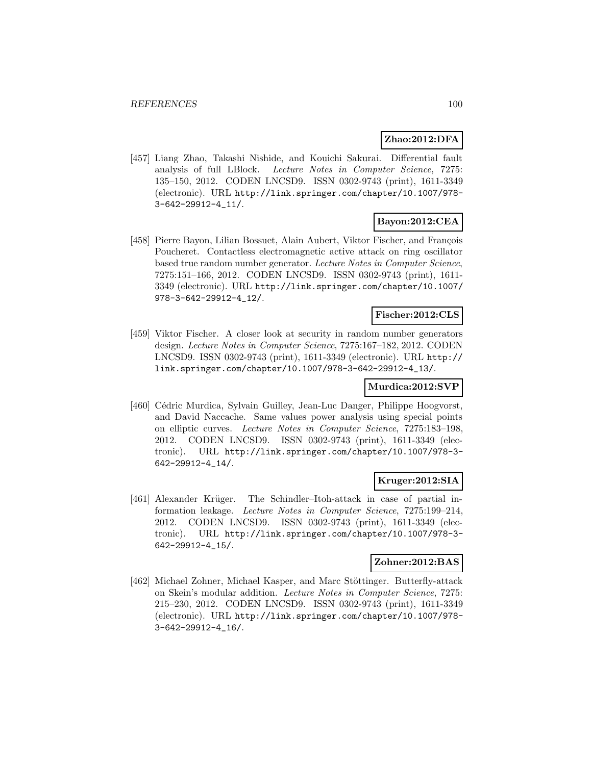**Zhao:2012:DFA**

[457] Liang Zhao, Takashi Nishide, and Kouichi Sakurai. Differential fault analysis of full LBlock. *Lecture Notes in Computer Science*, 7275: 135–150, 2012. CODEN LNCSD9. ISSN 0302-9743 (print), 1611-3349 (electronic). URL http://link.springer.com/chapter/10.1007/978-3-642-29912-4_11/.

**Bayon:2012:CEA**

[458] Pierre Bayon, Lilian Bossuet, Alain Aubert, Viktor Fischer, and François Poucheret. Contactless electromagnetic active attack on ring oscillator based true random number generator. *Lecture Notes in Computer Science*, 7275:151–166, 2012. CODEN LNCSD9. ISSN 0302-9743 (print), 1611-3349 (electronic). URL http://link.springer.com/chapter/10.1007/978-3-642-29912-4_12/.

**Fischer:2012:CLS**

[459] Viktor Fischer. A closer look at security in random number generators design. *Lecture Notes in Computer Science*, 7275:167–182, 2012. CODEN LNCSD9. ISSN 0302-9743 (print), 1611-3349 (electronic). URL http://link.springer.com/chapter/10.1007/978-3-642-29912-4_13/.

**Murdica:2012:SVP**

[460] Cédric Murdica, Sylvain Guilley, Jean-Luc Danger, Philippe Hoogvorst, and David Naccache. Same values power analysis using special points on elliptic curves. *Lecture Notes in Computer Science*, 7275:183–198, 2012. CODEN LNCSD9. ISSN 0302-9743 (print), 1611-3349 (electronic). URL http://link.springer.com/chapter/10.1007/978-3-642-29912-4_14/.

**Kruger:2012:SIA**

[461] Alexander Krüger. The Schindler–Itoh-attack in case of partial information leakage. *Lecture Notes in Computer Science*, 7275:199–214, 2012. CODEN LNCSD9. ISSN 0302-9743 (print), 1611-3349 (electronic). URL http://link.springer.com/chapter/10.1007/978-3-642-29912-4_15/.

**Zohner:2012:BAS**

[462] Michael Zohner, Michael Kasper, and Marc Stöttinger. Butterfly-attack on Skein's modular addition. *Lecture Notes in Computer Science*, 7275: 215–230, 2012. CODEN LNCSD9. ISSN 0302-9743 (print), 1611-3349 (electronic). URL http://link.springer.com/chapter/10.1007/978-3-642-29912-4_16/.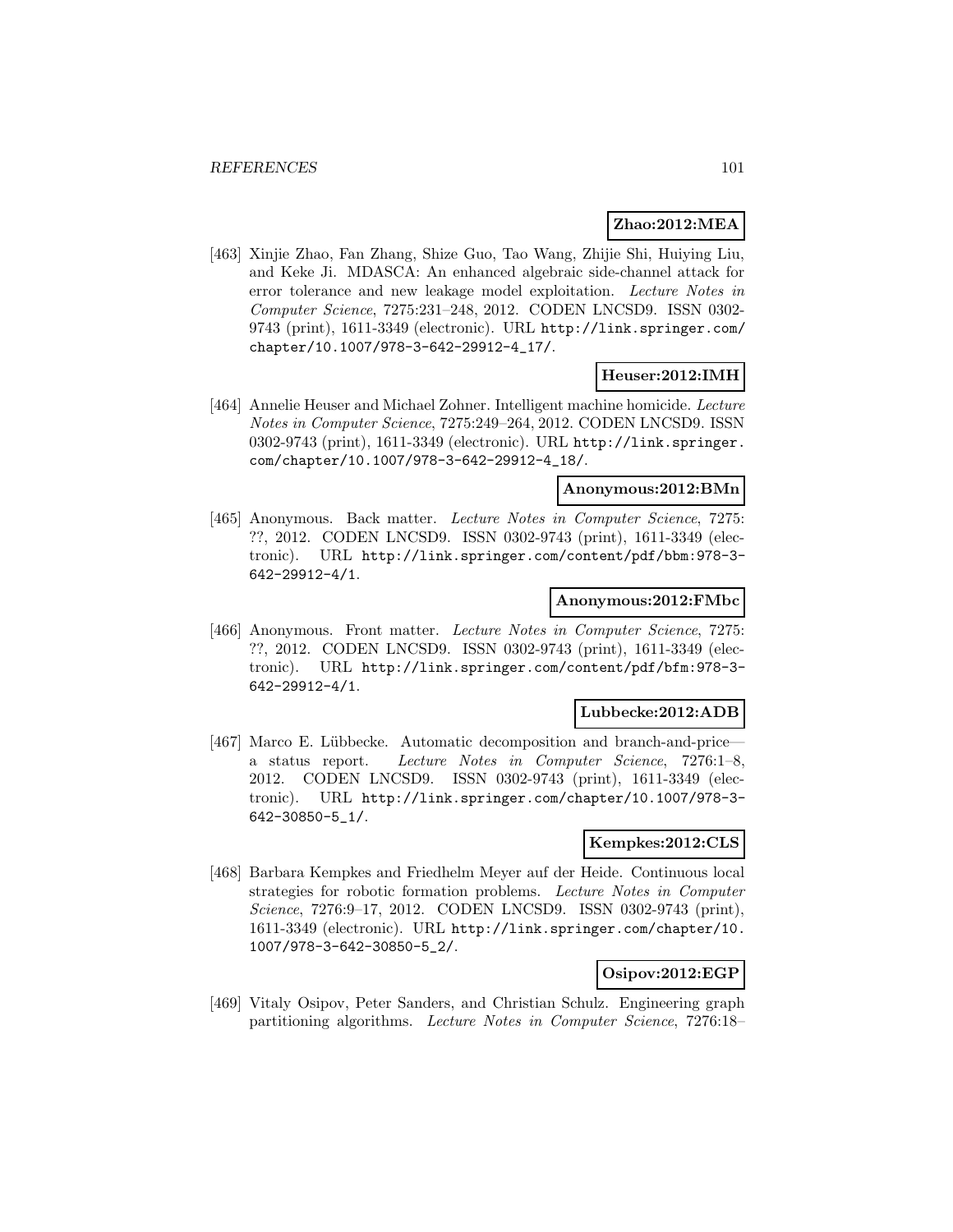**Zhao:2012:MEA**

[463] Xinjie Zhao, Fan Zhang, Shize Guo, Tao Wang, Zhijie Shi, Huiying Liu, and Keke Ji. MDASCA: An enhanced algebraic side-channel attack for error tolerance and new leakage model exploitation. *Lecture Notes in Computer Science*, 7275:231–248, 2012. CODEN LNCSD9. ISSN 0302-9743 (print), 1611-3349 (electronic). URL http://link.springer.com/chapter/10.1007/978-3-642-29912-4_17/.

**Heuser:2012:IMH**

[464] Annelie Heuser and Michael Zohner. Intelligent machine homicide. *Lecture Notes in Computer Science*, 7275:249–264, 2012. CODEN LNCSD9. ISSN 0302-9743 (print), 1611-3349 (electronic). URL http://link.springer.com/chapter/10.1007/978-3-642-29912-4_18/.

**Anonymous:2012:BMn**

[465] Anonymous. Back matter. *Lecture Notes in Computer Science*, 7275: ??, 2012. CODEN LNCSD9. ISSN 0302-9743 (print), 1611-3349 (electronic). URL http://link.springer.com/content/pdf/bbm:978-3-642-29912-4/1.

**Anonymous:2012:FMbc**

[466] Anonymous. Front matter. *Lecture Notes in Computer Science*, 7275: ??, 2012. CODEN LNCSD9. ISSN 0302-9743 (print), 1611-3349 (electronic). URL http://link.springer.com/content/pdf/bfm:978-3-642-29912-4/1.

**Lubbecke:2012:ADB**

[467] Marco E. Lübbecke. Automatic decomposition and branch-and-price—a status report. *Lecture Notes in Computer Science*, 7276:1–8, 2012. CODEN LNCSD9. ISSN 0302-9743 (print), 1611-3349 (electronic). URL http://link.springer.com/chapter/10.1007/978-3-642-30850-5_1/.

**Kempkes:2012:CLS**

[468] Barbara Kempkes and Friedhelm Meyer auf der Heide. Continuous local strategies for robotic formation problems. *Lecture Notes in Computer Science*, 7276:9–17, 2012. CODEN LNCSD9. ISSN 0302-9743 (print), 1611-3349 (electronic). URL http://link.springer.com/chapter/10.1007/978-3-642-30850-5_2/.

**Osipov:2012:EGP**

[469] Vitaly Osipov, Peter Sanders, and Christian Schulz. Engineering graph partitioning algorithms. *Lecture Notes in Computer Science*, 7276:18–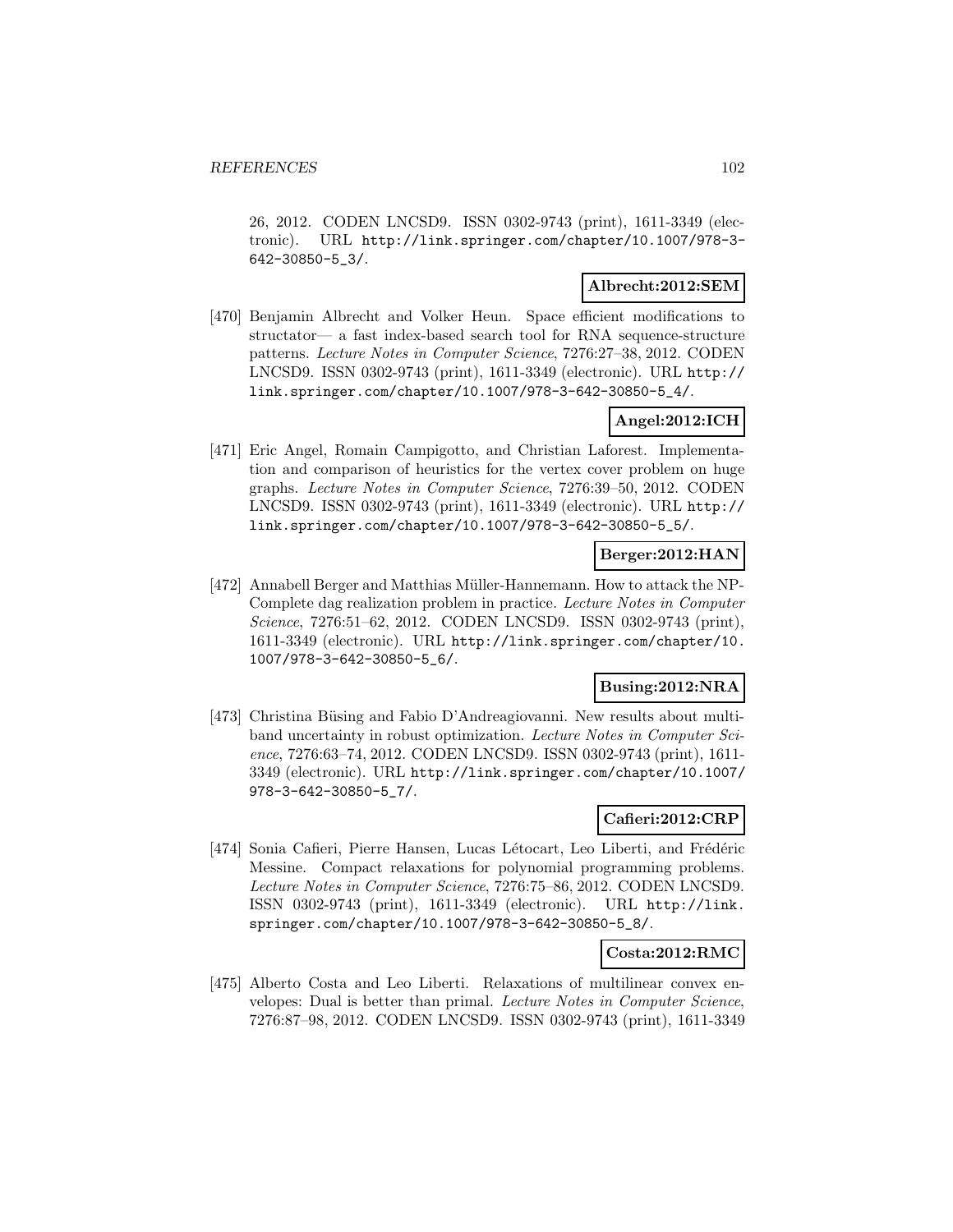26, 2012. CODEN LNCSD9. ISSN 0302-9743 (print), 1611-3349 (electronic). URL http://link.springer.com/chapter/10.1007/978-3-642-30850-5_3/.

**Albrecht:2012:SEM**

[470] Benjamin Albrecht and Volker Heun. Space efficient modifications to structator— a fast index-based search tool for RNA sequence-structure patterns. *Lecture Notes in Computer Science*, 7276:27–38, 2012. CODEN LNCSD9. ISSN 0302-9743 (print), 1611-3349 (electronic). URL http://link.springer.com/chapter/10.1007/978-3-642-30850-5_4/.

**Angel:2012:ICH**

[471] Eric Angel, Romain Campigotto, and Christian Laforest. Implementation and comparison of heuristics for the vertex cover problem on huge graphs. *Lecture Notes in Computer Science*, 7276:39–50, 2012. CODEN LNCSD9. ISSN 0302-9743 (print), 1611-3349 (electronic). URL http://link.springer.com/chapter/10.1007/978-3-642-30850-5_5/.

**Berger:2012:HAN**

[472] Annabell Berger and Matthias Müller-Hannemann. How to attack the NP-Complete dag realization problem in practice. *Lecture Notes in Computer Science*, 7276:51–62, 2012. CODEN LNCSD9. ISSN 0302-9743 (print), 1611-3349 (electronic). URL http://link.springer.com/chapter/10.1007/978-3-642-30850-5_6/.

**Busing:2012:NRA**

[473] Christina Büsing and Fabio D'Andreagiovanni. New results about multi-band uncertainty in robust optimization. *Lecture Notes in Computer Science*, 7276:63–74, 2012. CODEN LNCSD9. ISSN 0302-9743 (print), 1611-3349 (electronic). URL http://link.springer.com/chapter/10.1007/978-3-642-30850-5_7/.

**Cafieri:2012:CRP**

[474] Sonia Cafieri, Pierre Hansen, Lucas Létocart, Leo Liberti, and Frédéric Messine. Compact relaxations for polynomial programming problems. *Lecture Notes in Computer Science*, 7276:75–86, 2012. CODEN LNCSD9. ISSN 0302-9743 (print), 1611-3349 (electronic). URL http://link.springer.com/chapter/10.1007/978-3-642-30850-5_8/.

**Costa:2012:RMC**

[475] Alberto Costa and Leo Liberti. Relaxations of multilinear convex envelopes: Dual is better than primal. *Lecture Notes in Computer Science*, 7276:87–98, 2012. CODEN LNCSD9. ISSN 0302-9743 (print), 1611-3349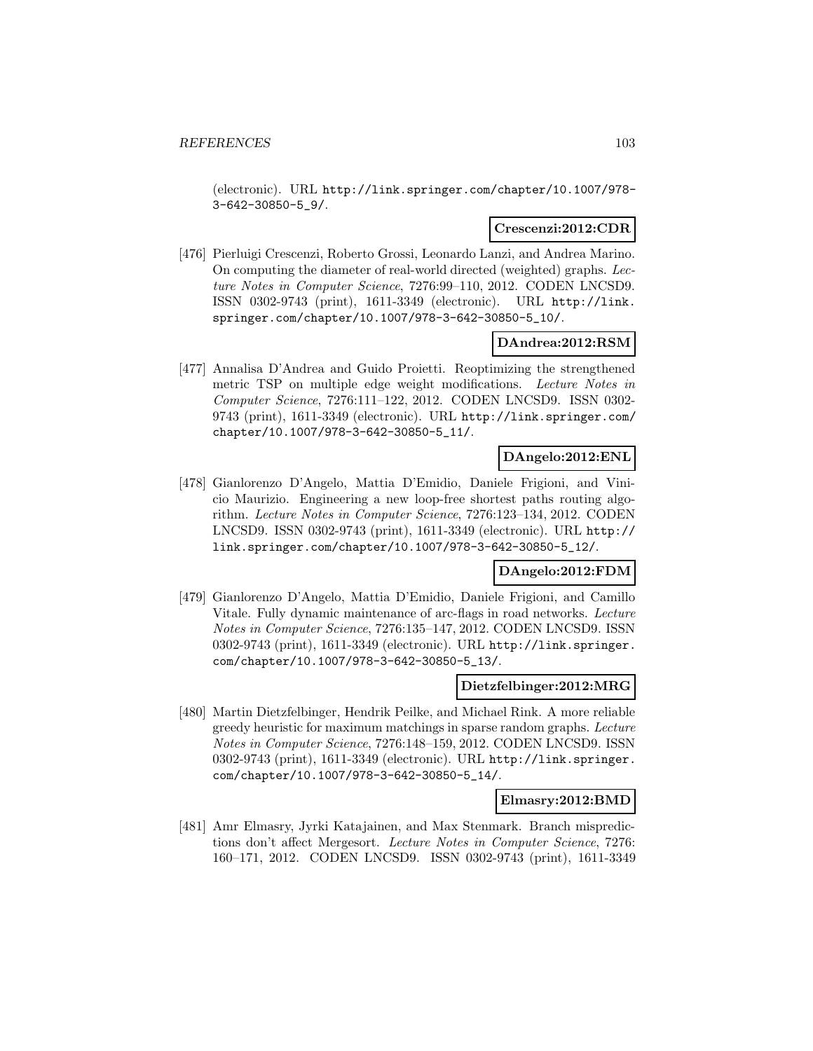(electronic). URL http://link.springer.com/chapter/10.1007/978-3-642-30850-5_9/.

**Crescenzi:2012:CDR**

[476] Pierluigi Crescenzi, Roberto Grossi, Leonardo Lanzi, and Andrea Marino. On computing the diameter of real-world directed (weighted) graphs. *Lecture Notes in Computer Science*, 7276:99–110, 2012. CODEN LNCSD9. ISSN 0302-9743 (print), 1611-3349 (electronic). URL http://link.springer.com/chapter/10.1007/978-3-642-30850-5_10/.

**DAndrea:2012:RSM**

[477] Annalisa D'Andrea and Guido Proietti. Reoptimizing the strengthened metric TSP on multiple edge weight modifications. *Lecture Notes in Computer Science*, 7276:111–122, 2012. CODEN LNCSD9. ISSN 0302-9743 (print), 1611-3349 (electronic). URL http://link.springer.com/chapter/10.1007/978-3-642-30850-5_11/.

**DAngelo:2012:ENL**

[478] Gianlorenzo D'Angelo, Mattia D'Emidio, Daniele Frigioni, and Vinicio Maurizio. Engineering a new loop-free shortest paths routing algorithm. *Lecture Notes in Computer Science*, 7276:123–134, 2012. CODEN LNCSD9. ISSN 0302-9743 (print), 1611-3349 (electronic). URL http://link.springer.com/chapter/10.1007/978-3-642-30850-5_12/.

**DAngelo:2012:FDM**

[479] Gianlorenzo D'Angelo, Mattia D'Emidio, Daniele Frigioni, and Camillo Vitale. Fully dynamic maintenance of arc-flags in road networks. *Lecture Notes in Computer Science*, 7276:135–147, 2012. CODEN LNCSD9. ISSN 0302-9743 (print), 1611-3349 (electronic). URL http://link.springer.com/chapter/10.1007/978-3-642-30850-5_13/.

**Dietzfelbinger:2012:MRG**

[480] Martin Dietzfelbinger, Hendrik Peilke, and Michael Rink. A more reliable greedy heuristic for maximum matchings in sparse random graphs. *Lecture Notes in Computer Science*, 7276:148–159, 2012. CODEN LNCSD9. ISSN 0302-9743 (print), 1611-3349 (electronic). URL http://link.springer.com/chapter/10.1007/978-3-642-30850-5_14/.

**Elmasry:2012:BMD**

[481] Amr Elmasry, Jyrki Katajainen, and Max Stenmark. Branch mispredictions don't affect Mergesort. *Lecture Notes in Computer Science*, 7276: 160–171, 2012. CODEN LNCSD9. ISSN 0302-9743 (print), 1611-3349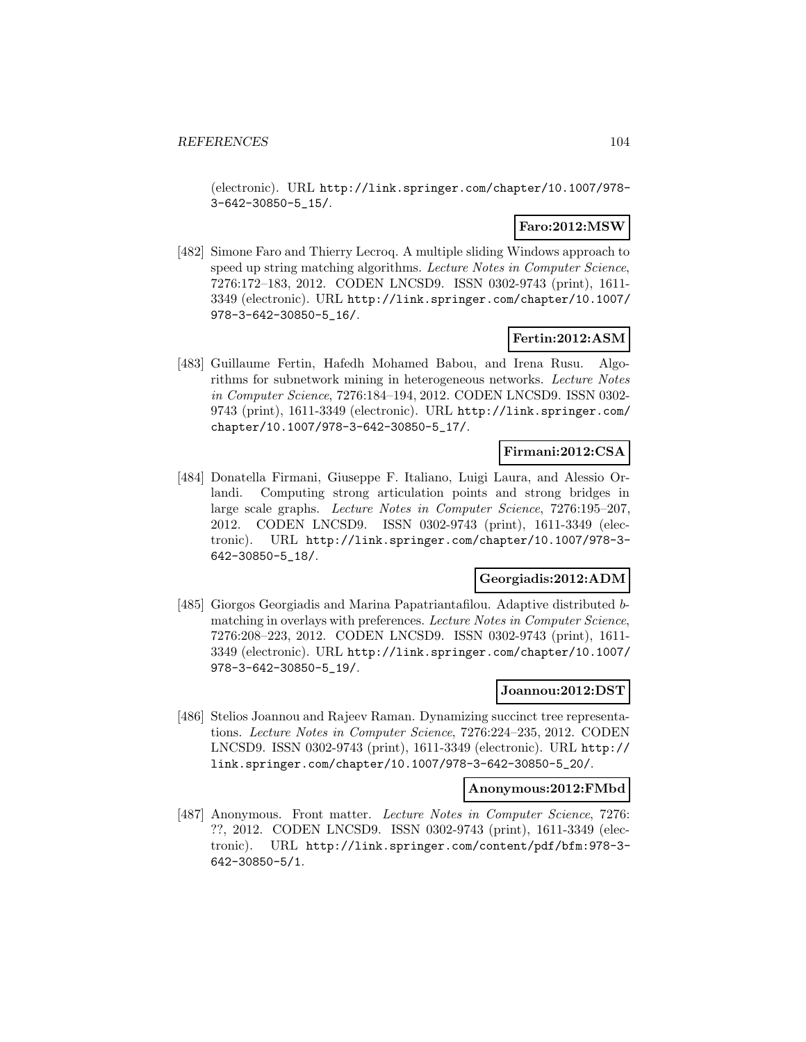(electronic). URL http://link.springer.com/chapter/10.1007/978-3-642-30850-5_15/.

**Faro:2012:MSW**

[482] Simone Faro and Thierry Lecroq. A multiple sliding Windows approach to speed up string matching algorithms. *Lecture Notes in Computer Science*, 7276:172–183, 2012. CODEN LNCSD9. ISSN 0302-9743 (print), 1611-3349 (electronic). URL http://link.springer.com/chapter/10.1007/978-3-642-30850-5_16/.

**Fertin:2012:ASM**

[483] Guillaume Fertin, Hafedh Mohamed Babou, and Irena Rusu. Algorithms for subnetwork mining in heterogeneous networks. *Lecture Notes in Computer Science*, 7276:184–194, 2012. CODEN LNCSD9. ISSN 0302-9743 (print), 1611-3349 (electronic). URL http://link.springer.com/chapter/10.1007/978-3-642-30850-5_17/.

**Firmani:2012:CSA**

[484] Donatella Firmani, Giuseppe F. Italiano, Luigi Laura, and Alessio Orlandi. Computing strong articulation points and strong bridges in large scale graphs. *Lecture Notes in Computer Science*, 7276:195–207, 2012. CODEN LNCSD9. ISSN 0302-9743 (print), 1611-3349 (electronic). URL http://link.springer.com/chapter/10.1007/978-3-642-30850-5_18/.

**Georgiadis:2012:ADM**

[485] Giorgos Georgiadis and Marina Papatriantafilou. Adaptive distributed $b$-matching in overlays with preferences. *Lecture Notes in Computer Science*, 7276:208–223, 2012. CODEN LNCSD9. ISSN 0302-9743 (print), 1611-3349 (electronic). URL http://link.springer.com/chapter/10.1007/978-3-642-30850-5_19/.

**Joannou:2012:DST**

[486] Stelios Joannou and Rajeev Raman. Dynamizing succinct tree representations. *Lecture Notes in Computer Science*, 7276:224–235, 2012. CODEN LNCSD9. ISSN 0302-9743 (print), 1611-3349 (electronic). URL http://link.springer.com/chapter/10.1007/978-3-642-30850-5_20/.

**Anonymous:2012:FMbd**

[487] Anonymous. Front matter. *Lecture Notes in Computer Science*, 7276: ??, 2012. CODEN LNCSD9. ISSN 0302-9743 (print), 1611-3349 (electronic). URL http://link.springer.com/content/pdf/bfm:978-3-642-30850-5/1.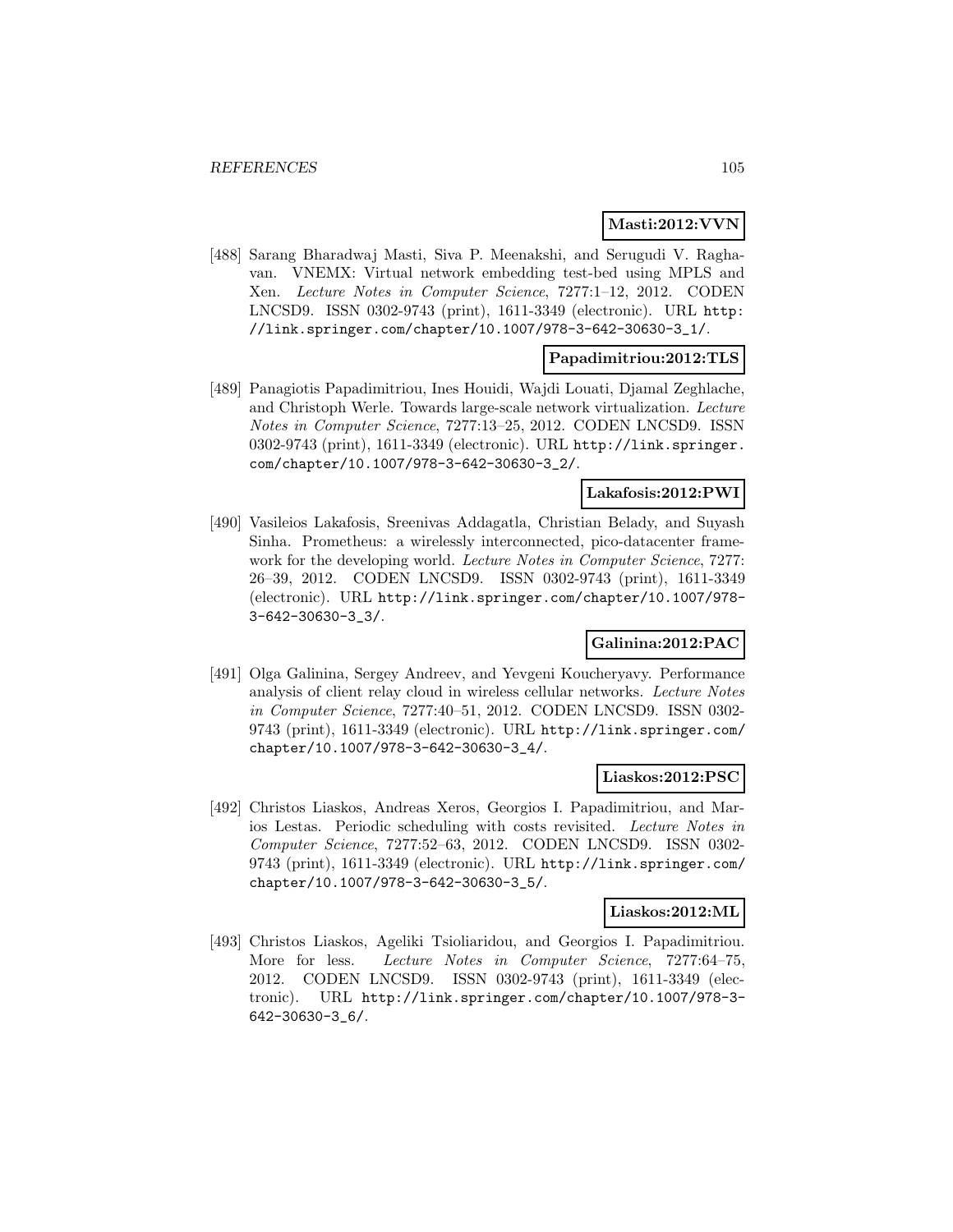**Masti:2012:VVN**

[488] Sarang Bharadwaj Masti, Siva P. Meenakshi, and Serugudi V. Raghavan. VNEMX: Virtual network embedding test-bed using MPLS and Xen. *Lecture Notes in Computer Science*, 7277:1–12, 2012. CODEN LNCSD9. ISSN 0302-9743 (print), 1611-3349 (electronic). URL http://link.springer.com/chapter/10.1007/978-3-642-30630-3_1/.

**Papadimitriou:2012:TLS**

[489] Panagiotis Papadimitriou, Ines Houidi, Wajdi Louati, Djamal Zeghlache, and Christoph Werle. Towards large-scale network virtualization. *Lecture Notes in Computer Science*, 7277:13–25, 2012. CODEN LNCSD9. ISSN 0302-9743 (print), 1611-3349 (electronic). URL http://link.springer.com/chapter/10.1007/978-3-642-30630-3_2/.

**Lakafosis:2012:PWI**

[490] Vasileios Lakafosis, Sreenivas Addagatla, Christian Belady, and Suyash Sinha. Prometheus: a wirelessly interconnected, pico-datacenter framework for the developing world. *Lecture Notes in Computer Science*, 7277: 26–39, 2012. CODEN LNCSD9. ISSN 0302-9743 (print), 1611-3349 (electronic). URL http://link.springer.com/chapter/10.1007/978-3-642-30630-3_3/.

**Galinina:2012:PAC**

[491] Olga Galinina, Sergey Andreev, and Yevgeni Koucheryavy. Performance analysis of client relay cloud in wireless cellular networks. *Lecture Notes in Computer Science*, 7277:40–51, 2012. CODEN LNCSD9. ISSN 0302-9743 (print), 1611-3349 (electronic). URL http://link.springer.com/chapter/10.1007/978-3-642-30630-3_4/.

**Liaskos:2012:PSC**

[492] Christos Liaskos, Andreas Xeros, Georgios I. Papadimitriou, and Marios Lestas. Periodic scheduling with costs revisited. *Lecture Notes in Computer Science*, 7277:52–63, 2012. CODEN LNCSD9. ISSN 0302-9743 (print), 1611-3349 (electronic). URL http://link.springer.com/chapter/10.1007/978-3-642-30630-3_5/.

**Liaskos:2012:ML**

[493] Christos Liaskos, Ageliki Tsioliaridou, and Georgios I. Papadimitriou. More for less. *Lecture Notes in Computer Science*, 7277:64–75, 2012. CODEN LNCSD9. ISSN 0302-9743 (print), 1611-3349 (electronic). URL http://link.springer.com/chapter/10.1007/978-3-642-30630-3_6/.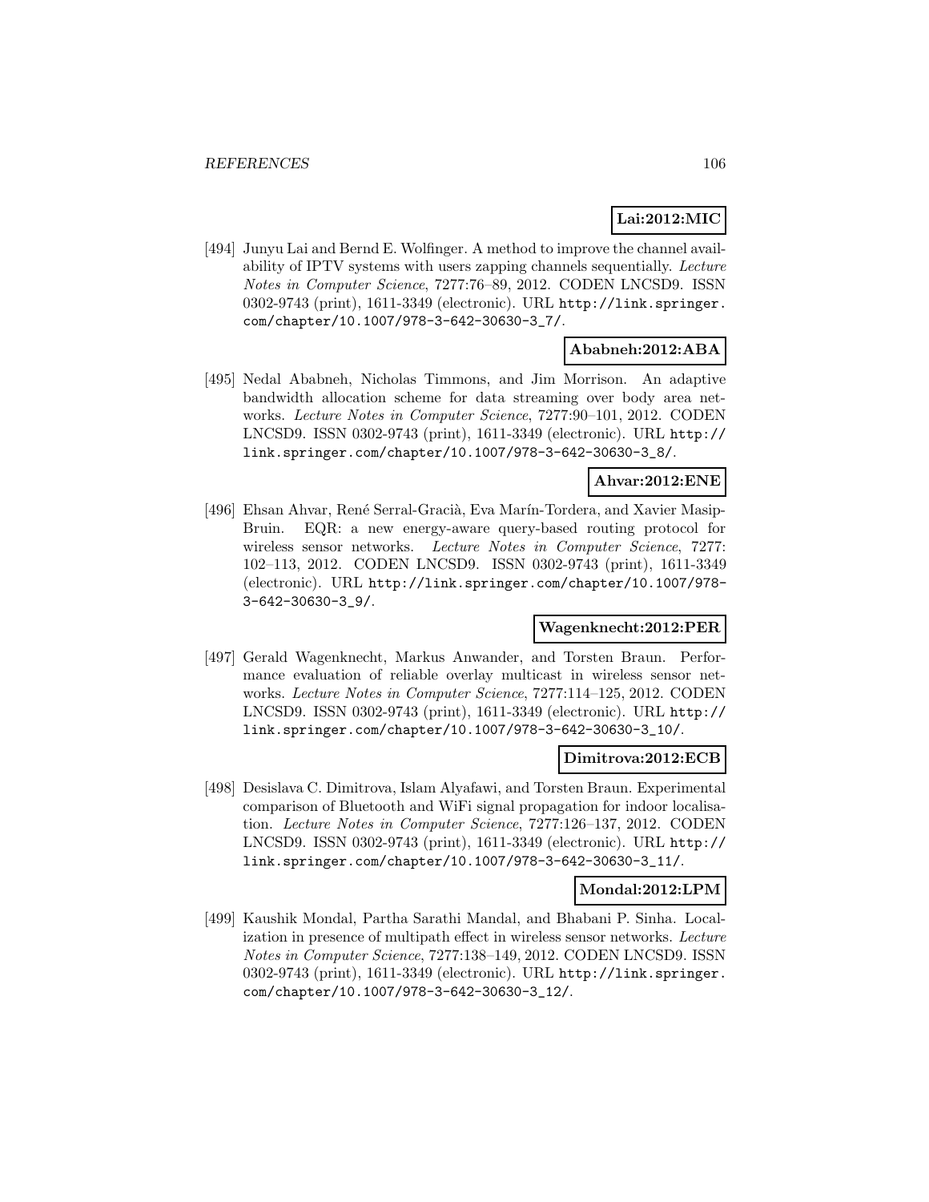**Lai:2012:MIC**

[494] Junyu Lai and Bernd E. Wolfinger. A method to improve the channel availability of IPTV systems with users zapping channels sequentially. *Lecture Notes in Computer Science*, 7277:76–89, 2012. CODEN LNCSD9. ISSN 0302-9743 (print), 1611-3349 (electronic). URL http://link.springer.com/chapter/10.1007/978-3-642-30630-3_7/.

**Ababneh:2012:ABA**

[495] Nedal Ababneh, Nicholas Timmons, and Jim Morrison. An adaptive bandwidth allocation scheme for data streaming over body area networks. *Lecture Notes in Computer Science*, 7277:90–101, 2012. CODEN LNCSD9. ISSN 0302-9743 (print), 1611-3349 (electronic). URL http://link.springer.com/chapter/10.1007/978-3-642-30630-3_8/.

**Ahvar:2012:ENE**

[496] Ehsan Ahvar, René Serral-Gracià, Eva Marín-Tordera, and Xavier Masip-Bruin. EQR: a new energy-aware query-based routing protocol for wireless sensor networks. *Lecture Notes in Computer Science*, 7277:102–113, 2012. CODEN LNCSD9. ISSN 0302-9743 (print), 1611-3349 (electronic). URL http://link.springer.com/chapter/10.1007/978-3-642-30630-3_9/.

**Wagenknecht:2012:PER**

[497] Gerald Wagenknecht, Markus Anwander, and Torsten Braun. Performance evaluation of reliable overlay multicast in wireless sensor networks. *Lecture Notes in Computer Science*, 7277:114–125, 2012. CODEN LNCSD9. ISSN 0302-9743 (print), 1611-3349 (electronic). URL http://link.springer.com/chapter/10.1007/978-3-642-30630-3_10/.

**Dimitrova:2012:ECB**

[498] Desislava C. Dimitrova, Islam Alyafawi, and Torsten Braun. Experimental comparison of Bluetooth and WiFi signal propagation for indoor localisation. *Lecture Notes in Computer Science*, 7277:126–137, 2012. CODEN LNCSD9. ISSN 0302-9743 (print), 1611-3349 (electronic). URL http://link.springer.com/chapter/10.1007/978-3-642-30630-3_11/.

**Mondal:2012:LPM**

[499] Kaushik Mondal, Partha Sarathi Mandal, and Bhabani P. Sinha. Localization in presence of multipath effect in wireless sensor networks. *Lecture Notes in Computer Science*, 7277:138–149, 2012. CODEN LNCSD9. ISSN 0302-9743 (print), 1611-3349 (electronic). URL http://link.springer.com/chapter/10.1007/978-3-642-30630-3_12/.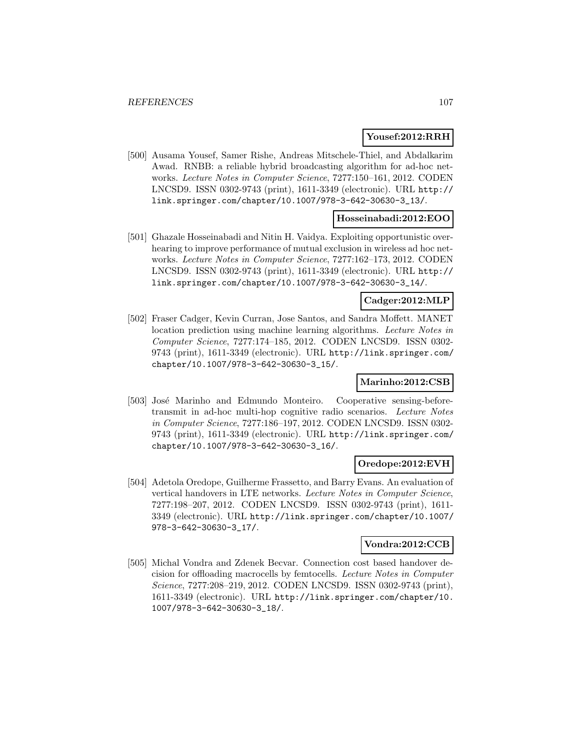**Yousef:2012:RRH**

[500] Ausama Yousef, Samer Rishe, Andreas Mitschele-Thiel, and Abdalkarim Awad. RNBB: a reliable hybrid broadcasting algorithm for ad-hoc networks. *Lecture Notes in Computer Science*, 7277:150–161, 2012. CODEN LNCSD9. ISSN 0302-9743 (print), 1611-3349 (electronic). URL http://link.springer.com/chapter/10.1007/978-3-642-30630-3_13/.

**Hosseinabadi:2012:EOO**

[501] Ghazale Hosseinabadi and Nitin H. Vaidya. Exploiting opportunistic overhearing to improve performance of mutual exclusion in wireless ad hoc networks. *Lecture Notes in Computer Science*, 7277:162–173, 2012. CODEN LNCSD9. ISSN 0302-9743 (print), 1611-3349 (electronic). URL http://link.springer.com/chapter/10.1007/978-3-642-30630-3_14/.

**Cadger:2012:MLP**

[502] Fraser Cadger, Kevin Curran, Jose Santos, and Sandra Moffett. MANET location prediction using machine learning algorithms. *Lecture Notes in Computer Science*, 7277:174–185, 2012. CODEN LNCSD9. ISSN 0302-9743 (print), 1611-3349 (electronic). URL http://link.springer.com/chapter/10.1007/978-3-642-30630-3_15/.

**Marinho:2012:CSB**

[503] José Marinho and Edmundo Monteiro. Cooperative sensing-before-transmit in ad-hoc multi-hop cognitive radio scenarios. *Lecture Notes in Computer Science*, 7277:186–197, 2012. CODEN LNCSD9. ISSN 0302-9743 (print), 1611-3349 (electronic). URL http://link.springer.com/chapter/10.1007/978-3-642-30630-3_16/.

**Oredope:2012:EVH**

[504] Adetola Oredope, Guilherme Frassetto, and Barry Evans. An evaluation of vertical handovers in LTE networks. *Lecture Notes in Computer Science*, 7277:198–207, 2012. CODEN LNCSD9. ISSN 0302-9743 (print), 1611-3349 (electronic). URL http://link.springer.com/chapter/10.1007/978-3-642-30630-3_17/.

**Vondra:2012:CCB**

[505] Michal Vondra and Zdenek Becvar. Connection cost based handover decision for offloading macrocells by femtocells. *Lecture Notes in Computer Science*, 7277:208–219, 2012. CODEN LNCSD9. ISSN 0302-9743 (print), 1611-3349 (electronic). URL http://link.springer.com/chapter/10.1007/978-3-642-30630-3_18/.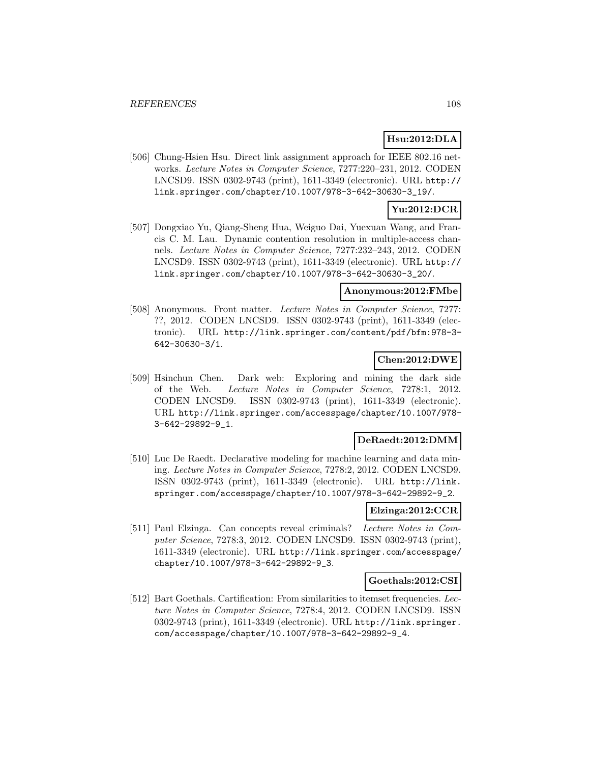**Hsu:2012:DLA**

[506] Chung-Hsien Hsu. Direct link assignment approach for IEEE 802.16 networks. *Lecture Notes in Computer Science*, 7277:220–231, 2012. CODEN LNCSD9. ISSN 0302-9743 (print), 1611-3349 (electronic). URL http://link.springer.com/chapter/10.1007/978-3-642-30630-3_19/.

**Yu:2012:DCR**

[507] Dongxiao Yu, Qiang-Sheng Hua, Weiguo Dai, Yuexuan Wang, and Francis C. M. Lau. Dynamic contention resolution in multiple-access channels. *Lecture Notes in Computer Science*, 7277:232–243, 2012. CODEN LNCSD9. ISSN 0302-9743 (print), 1611-3349 (electronic). URL http://link.springer.com/chapter/10.1007/978-3-642-30630-3_20/.

**Anonymous:2012:FMbe**

[508] Anonymous. Front matter. *Lecture Notes in Computer Science*, 7277: ??, 2012. CODEN LNCSD9. ISSN 0302-9743 (print), 1611-3349 (electronic). URL http://link.springer.com/content/pdf/bfm:978-3-642-30630-3/1.

**Chen:2012:DWE**

[509] Hsinchun Chen. Dark web: Exploring and mining the dark side of the Web. *Lecture Notes in Computer Science*, 7278:1, 2012. CODEN LNCSD9. ISSN 0302-9743 (print), 1611-3349 (electronic). URL http://link.springer.com/accesspage/chapter/10.1007/978-3-642-29892-9_1.

**DeRaedt:2012:DMM**

[510] Luc De Raedt. Declarative modeling for machine learning and data mining. *Lecture Notes in Computer Science*, 7278:2, 2012. CODEN LNCSD9. ISSN 0302-9743 (print), 1611-3349 (electronic). URL http://link.springer.com/accesspage/chapter/10.1007/978-3-642-29892-9_2.

**Elzinga:2012:CCR**

[511] Paul Elzinga. Can concepts reveal criminals? *Lecture Notes in Computer Science*, 7278:3, 2012. CODEN LNCSD9. ISSN 0302-9743 (print), 1611-3349 (electronic). URL http://link.springer.com/accesspage/chapter/10.1007/978-3-642-29892-9_3.

**Goethals:2012:CSI**

[512] Bart Goethals. Cartification: From similarities to itemset frequencies. *Lecture Notes in Computer Science*, 7278:4, 2012. CODEN LNCSD9. ISSN 0302-9743 (print), 1611-3349 (electronic). URL http://link.springer.com/accesspage/chapter/10.1007/978-3-642-29892-9_4.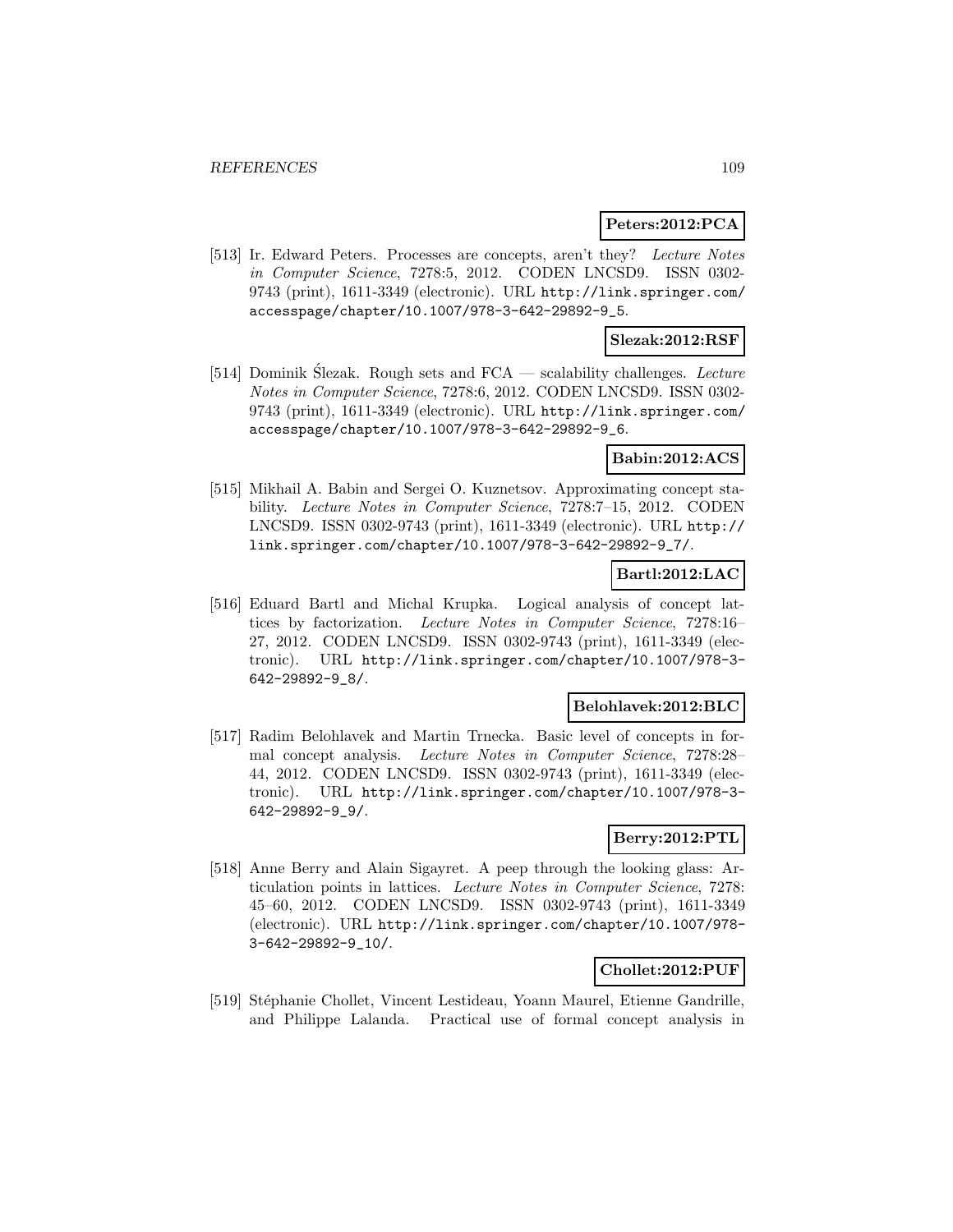**Peters:2012:PCA**

[513] Ir. Edward Peters. Processes are concepts, aren't they? *Lecture Notes in Computer Science*, 7278:5, 2012. CODEN LNCSD9. ISSN 0302-9743 (print), 1611-3349 (electronic). URL http://link.springer.com/accesspage/chapter/10.1007/978-3-642-29892-9_5.

**Slezak:2012:RSF**

[514] Dominik Ślezak. Rough sets and FCA — scalability challenges. *Lecture Notes in Computer Science*, 7278:6, 2012. CODEN LNCSD9. ISSN 0302-9743 (print), 1611-3349 (electronic). URL http://link.springer.com/accesspage/chapter/10.1007/978-3-642-29892-9_6.

**Babin:2012:ACS**

[515] Mikhail A. Babin and Sergei O. Kuznetsov. Approximating concept stability. *Lecture Notes in Computer Science*, 7278:7–15, 2012. CODEN LNCSD9. ISSN 0302-9743 (print), 1611-3349 (electronic). URL http://link.springer.com/chapter/10.1007/978-3-642-29892-9_7/.

**Bartl:2012:LAC**

[516] Eduard Bartl and Michal Krupka. Logical analysis of concept lattices by factorization. *Lecture Notes in Computer Science*, 7278:16–27, 2012. CODEN LNCSD9. ISSN 0302-9743 (print), 1611-3349 (electronic). URL http://link.springer.com/chapter/10.1007/978-3-642-29892-9_8/.

**Belohlavek:2012:BLC**

[517] Radim Belohlavek and Martin Trnecka. Basic level of concepts in formal concept analysis. *Lecture Notes in Computer Science*, 7278:28–44, 2012. CODEN LNCSD9. ISSN 0302-9743 (print), 1611-3349 (electronic). URL http://link.springer.com/chapter/10.1007/978-3-642-29892-9_9/.

**Berry:2012:PTL**

[518] Anne Berry and Alain Sigayret. A peep through the looking glass: Articulation points in lattices. *Lecture Notes in Computer Science*, 7278:45–60, 2012. CODEN LNCSD9. ISSN 0302-9743 (print), 1611-3349 (electronic). URL http://link.springer.com/chapter/10.1007/978-3-642-29892-9_10/.

**Chollet:2012:PUF**

[519] Stéphanie Chollet, Vincent Lestideau, Yoann Maurel, Etienne Gandrille, and Philippe Lalanda. Practical use of formal concept analysis in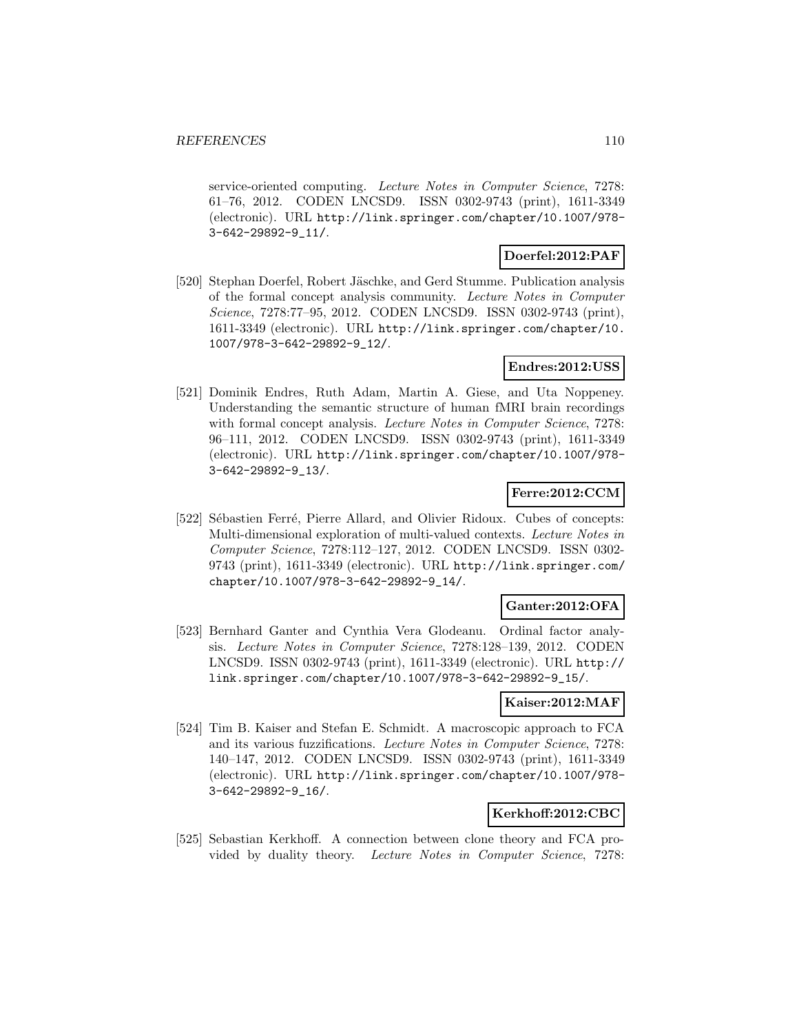service-oriented computing. *Lecture Notes in Computer Science*, 7278: 61–76, 2012. CODEN LNCSD9. ISSN 0302-9743 (print), 1611-3349 (electronic). URL `http://link.springer.com/chapter/10.1007/978-3-642-29892-9_11/`.

**Doerfel:2012:PAF**

[520] Stephan Doerfel, Robert Jäschke, and Gerd Stumme. Publication analysis of the formal concept analysis community. *Lecture Notes in Computer Science*, 7278:77–95, 2012. CODEN LNCSD9. ISSN 0302-9743 (print), 1611-3349 (electronic). URL `http://link.springer.com/chapter/10.1007/978-3-642-29892-9_12/`.

**Endres:2012:USS**

[521] Dominik Endres, Ruth Adam, Martin A. Giese, and Uta Noppeney. Understanding the semantic structure of human fMRI brain recordings with formal concept analysis. *Lecture Notes in Computer Science*, 7278: 96–111, 2012. CODEN LNCSD9. ISSN 0302-9743 (print), 1611-3349 (electronic). URL `http://link.springer.com/chapter/10.1007/978-3-642-29892-9_13/`.

**Ferre:2012:CCM**

[522] Sébastien Ferré, Pierre Allard, and Olivier Ridoux. Cubes of concepts: Multi-dimensional exploration of multi-valued contexts. *Lecture Notes in Computer Science*, 7278:112–127, 2012. CODEN LNCSD9. ISSN 0302-9743 (print), 1611-3349 (electronic). URL `http://link.springer.com/chapter/10.1007/978-3-642-29892-9_14/`.

**Ganter:2012:OFA**

[523] Bernhard Ganter and Cynthia Vera Glodeanu. Ordinal factor analysis. *Lecture Notes in Computer Science*, 7278:128–139, 2012. CODEN LNCSD9. ISSN 0302-9743 (print), 1611-3349 (electronic). URL `http://link.springer.com/chapter/10.1007/978-3-642-29892-9_15/`.

**Kaiser:2012:MAF**

[524] Tim B. Kaiser and Stefan E. Schmidt. A macroscopic approach to FCA and its various fuzzifications. *Lecture Notes in Computer Science*, 7278: 140–147, 2012. CODEN LNCSD9. ISSN 0302-9743 (print), 1611-3349 (electronic). URL `http://link.springer.com/chapter/10.1007/978-3-642-29892-9_16/`.

**Kerkhoff:2012:CBC**

[525] Sebastian Kerkhoff. A connection between clone theory and FCA provided by duality theory. *Lecture Notes in Computer Science*, 7278: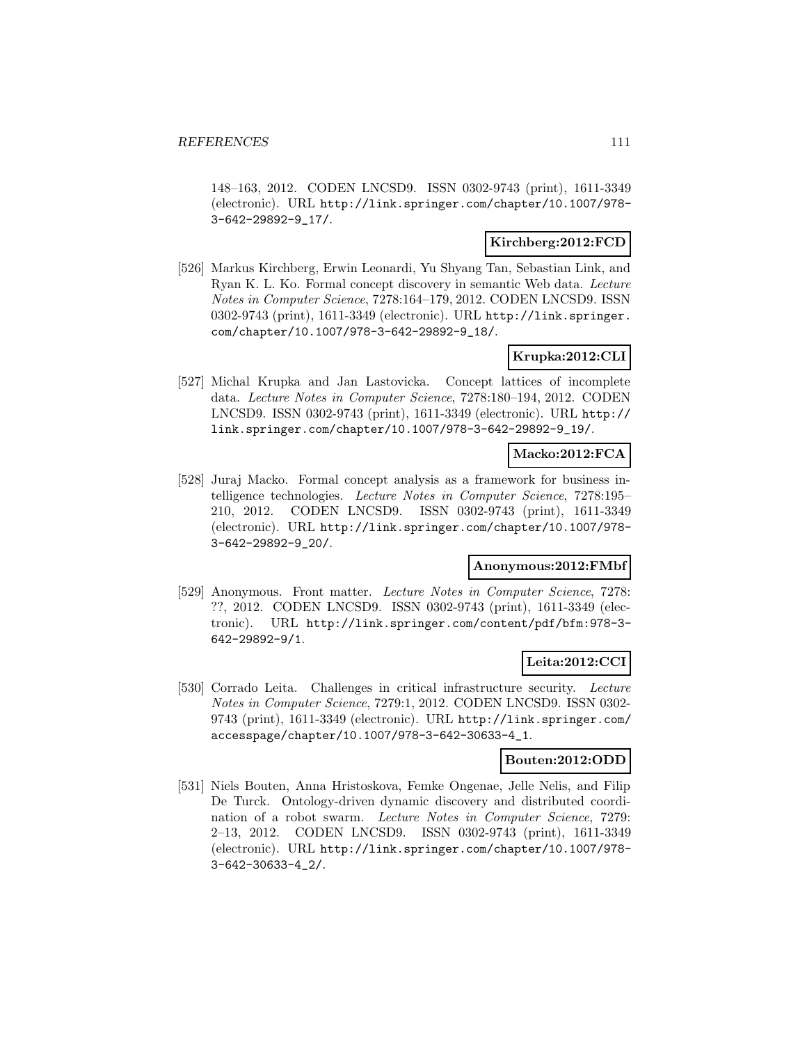148–163, 2012. CODEN LNCSD9. ISSN 0302-9743 (print), 1611-3349 (electronic). URL http://link.springer.com/chapter/10.1007/978-3-642-29892-9_17/.

**Kirchberg:2012:FCD**

[526] Markus Kirchberg, Erwin Leonardi, Yu Shyang Tan, Sebastian Link, and Ryan K. L. Ko. Formal concept discovery in semantic Web data. *Lecture Notes in Computer Science*, 7278:164–179, 2012. CODEN LNCSD9. ISSN 0302-9743 (print), 1611-3349 (electronic). URL http://link.springer.com/chapter/10.1007/978-3-642-29892-9_18/.

**Krupka:2012:CLI**

[527] Michal Krupka and Jan Lastovicka. Concept lattices of incomplete data. *Lecture Notes in Computer Science*, 7278:180–194, 2012. CODEN LNCSD9. ISSN 0302-9743 (print), 1611-3349 (electronic). URL http://link.springer.com/chapter/10.1007/978-3-642-29892-9_19/.

**Macko:2012:FCA**

[528] Juraj Macko. Formal concept analysis as a framework for business intelligence technologies. *Lecture Notes in Computer Science*, 7278:195–210, 2012. CODEN LNCSD9. ISSN 0302-9743 (print), 1611-3349 (electronic). URL http://link.springer.com/chapter/10.1007/978-3-642-29892-9_20/.

**Anonymous:2012:FMbf**

[529] Anonymous. Front matter. *Lecture Notes in Computer Science*, 7278: ??, 2012. CODEN LNCSD9. ISSN 0302-9743 (print), 1611-3349 (electronic). URL http://link.springer.com/content/pdf/bfm:978-3-642-29892-9/1.

**Leita:2012:CCI**

[530] Corrado Leita. Challenges in critical infrastructure security. *Lecture Notes in Computer Science*, 7279:1, 2012. CODEN LNCSD9. ISSN 0302-9743 (print), 1611-3349 (electronic). URL http://link.springer.com/accesspage/chapter/10.1007/978-3-642-30633-4_1.

**Bouten:2012:ODD**

[531] Niels Bouten, Anna Hristoskova, Femke Ongenae, Jelle Nelis, and Filip De Turck. Ontology-driven dynamic discovery and distributed coordination of a robot swarm. *Lecture Notes in Computer Science*, 7279: 2–13, 2012. CODEN LNCSD9. ISSN 0302-9743 (print), 1611-3349 (electronic). URL http://link.springer.com/chapter/10.1007/978-3-642-30633-4_2/.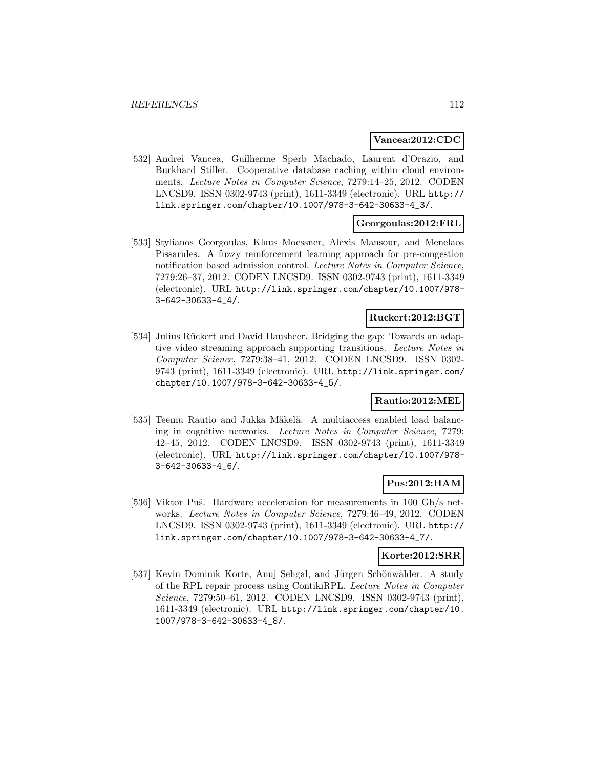**Vancea:2012:CDC**

[532] Andrei Vancea, Guilherme Sperb Machado, Laurent d'Orazio, and Burkhard Stiller. Cooperative database caching within cloud environments. *Lecture Notes in Computer Science*, 7279:14–25, 2012. CODEN LNCSD9. ISSN 0302-9743 (print), 1611-3349 (electronic). URL http://link.springer.com/chapter/10.1007/978-3-642-30633-4_3/.

**Georgoulas:2012:FRL**

[533] Stylianos Georgoulas, Klaus Moessner, Alexis Mansour, and Menelaos Pissarides. A fuzzy reinforcement learning approach for pre-congestion notification based admission control. *Lecture Notes in Computer Science*, 7279:26–37, 2012. CODEN LNCSD9. ISSN 0302-9743 (print), 1611-3349 (electronic). URL http://link.springer.com/chapter/10.1007/978-3-642-30633-4_4/.

**Ruckert:2012:BGT**

[534] Julius Rückert and David Hausheer. Bridging the gap: Towards an adaptive video streaming approach supporting transitions. *Lecture Notes in Computer Science*, 7279:38–41, 2012. CODEN LNCSD9. ISSN 0302-9743 (print), 1611-3349 (electronic). URL http://link.springer.com/chapter/10.1007/978-3-642-30633-4_5/.

**Rautio:2012:MEL**

[535] Teemu Rautio and Jukka Mäkelä. A multiaccess enabled load balancing in cognitive networks. *Lecture Notes in Computer Science*, 7279: 42–45, 2012. CODEN LNCSD9. ISSN 0302-9743 (print), 1611-3349 (electronic). URL http://link.springer.com/chapter/10.1007/978-3-642-30633-4_6/.

**Pus:2012:HAM**

[536] Viktor Puš. Hardware acceleration for measurements in 100 Gb/s networks. *Lecture Notes in Computer Science*, 7279:46–49, 2012. CODEN LNCSD9. ISSN 0302-9743 (print), 1611-3349 (electronic). URL http://link.springer.com/chapter/10.1007/978-3-642-30633-4_7/.

**Korte:2012:SRR**

[537] Kevin Dominik Korte, Anuj Sehgal, and Jürgen Schönwälder. A study of the RPL repair process using ContikiRPL. *Lecture Notes in Computer Science*, 7279:50–61, 2012. CODEN LNCSD9. ISSN 0302-9743 (print), 1611-3349 (electronic). URL http://link.springer.com/chapter/10.1007/978-3-642-30633-4_8/.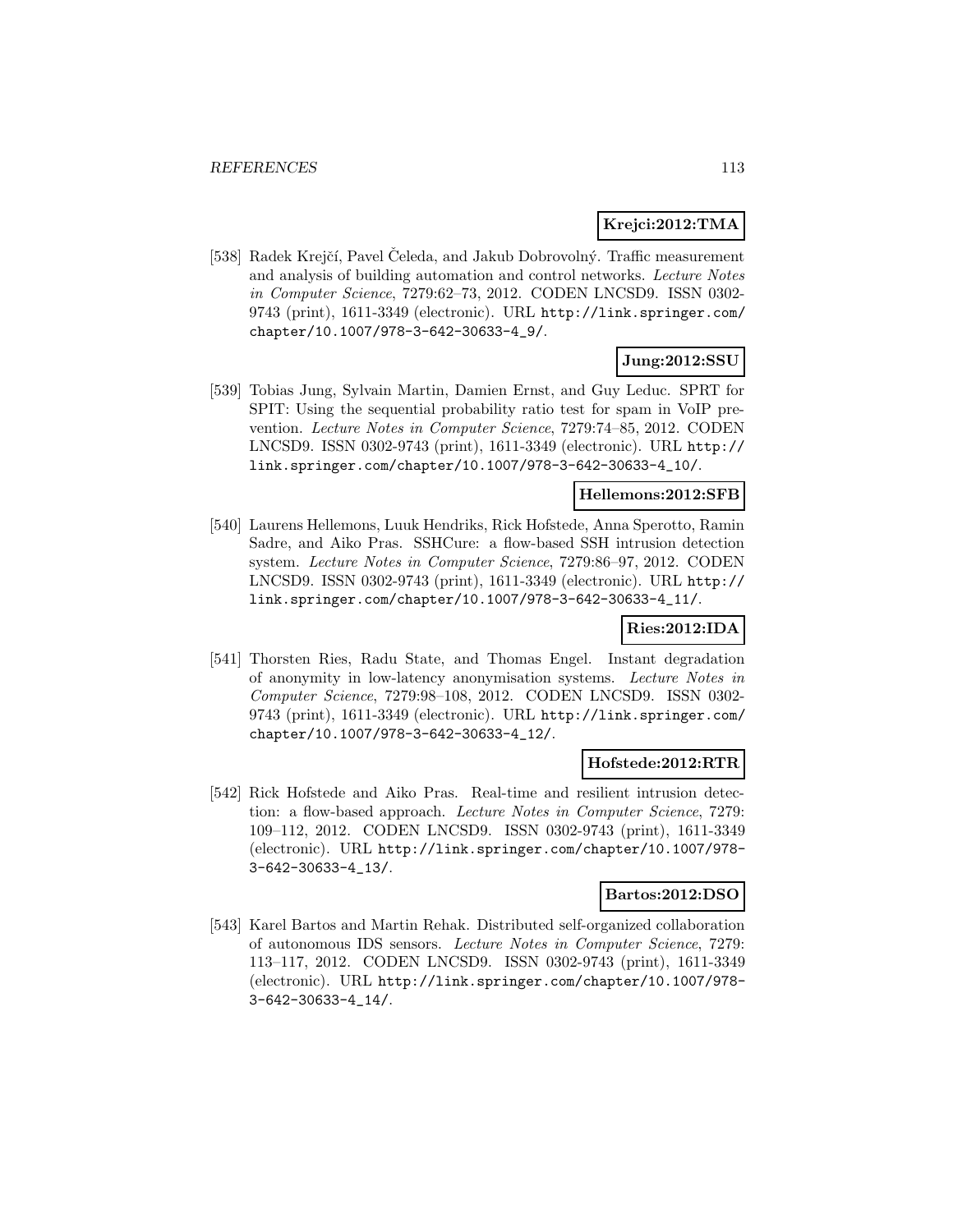**Krejci:2012:TMA**

[538] Radek Krejčí, Pavel Čeleda, and Jakub Dobrovolný. Traffic measurement and analysis of building automation and control networks. *Lecture Notes in Computer Science*, 7279:62–73, 2012. CODEN LNCSD9. ISSN 0302-9743 (print), 1611-3349 (electronic). URL http://link.springer.com/chapter/10.1007/978-3-642-30633-4_9/.

**Jung:2012:SSU**

[539] Tobias Jung, Sylvain Martin, Damien Ernst, and Guy Leduc. SPRT for SPIT: Using the sequential probability ratio test for spam in VoIP prevention. *Lecture Notes in Computer Science*, 7279:74–85, 2012. CODEN LNCSD9. ISSN 0302-9743 (print), 1611-3349 (electronic). URL http://link.springer.com/chapter/10.1007/978-3-642-30633-4_10/.

**Hellemons:2012:SFB**

[540] Laurens Hellemons, Luuk Hendriks, Rick Hofstede, Anna Sperotto, Ramin Sadre, and Aiko Pras. SSHCure: a flow-based SSH intrusion detection system. *Lecture Notes in Computer Science*, 7279:86–97, 2012. CODEN LNCSD9. ISSN 0302-9743 (print), 1611-3349 (electronic). URL http://link.springer.com/chapter/10.1007/978-3-642-30633-4_11/.

**Ries:2012:IDA**

[541] Thorsten Ries, Radu State, and Thomas Engel. Instant degradation of anonymity in low-latency anonymisation systems. *Lecture Notes in Computer Science*, 7279:98–108, 2012. CODEN LNCSD9. ISSN 0302-9743 (print), 1611-3349 (electronic). URL http://link.springer.com/chapter/10.1007/978-3-642-30633-4_12/.

**Hofstede:2012:RTR**

[542] Rick Hofstede and Aiko Pras. Real-time and resilient intrusion detection: a flow-based approach. *Lecture Notes in Computer Science*, 7279:109–112, 2012. CODEN LNCSD9. ISSN 0302-9743 (print), 1611-3349 (electronic). URL http://link.springer.com/chapter/10.1007/978-3-642-30633-4_13/.

**Bartos:2012:DSO**

[543] Karel Bartos and Martin Rehak. Distributed self-organized collaboration of autonomous IDS sensors. *Lecture Notes in Computer Science*, 7279:113–117, 2012. CODEN LNCSD9. ISSN 0302-9743 (print), 1611-3349 (electronic). URL http://link.springer.com/chapter/10.1007/978-3-642-30633-4_14/.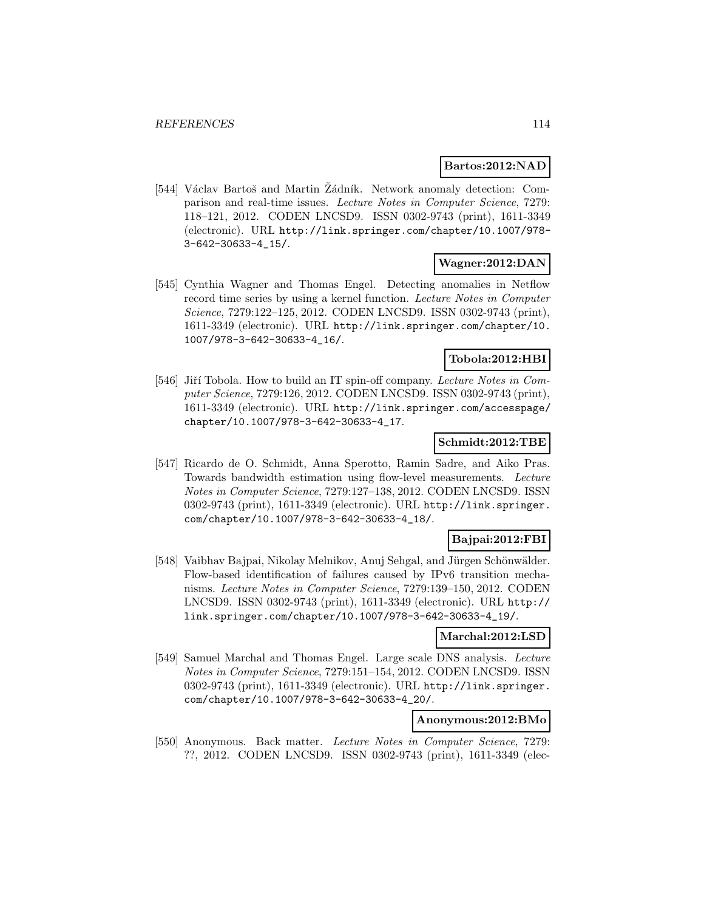**Bartos:2012:NAD**

[544] Václav Bartoš and Martin Žádník. Network anomaly detection: Comparison and real-time issues. *Lecture Notes in Computer Science*, 7279: 118–121, 2012. CODEN LNCSD9. ISSN 0302-9743 (print), 1611-3349 (electronic). URL `http://link.springer.com/chapter/10.1007/978-3-642-30633-4_15/`.

**Wagner:2012:DAN**

[545] Cynthia Wagner and Thomas Engel. Detecting anomalies in Netflow record time series by using a kernel function. *Lecture Notes in Computer Science*, 7279:122–125, 2012. CODEN LNCSD9. ISSN 0302-9743 (print), 1611-3349 (electronic). URL `http://link.springer.com/chapter/10.1007/978-3-642-30633-4_16/`.

**Tobola:2012:HBI**

[546] Jiří Tobola. How to build an IT spin-off company. *Lecture Notes in Computer Science*, 7279:126, 2012. CODEN LNCSD9. ISSN 0302-9743 (print), 1611-3349 (electronic). URL `http://link.springer.com/accesspage/chapter/10.1007/978-3-642-30633-4_17`.

**Schmidt:2012:TBE**

[547] Ricardo de O. Schmidt, Anna Sperotto, Ramin Sadre, and Aiko Pras. Towards bandwidth estimation using flow-level measurements. *Lecture Notes in Computer Science*, 7279:127–138, 2012. CODEN LNCSD9. ISSN 0302-9743 (print), 1611-3349 (electronic). URL `http://link.springer.com/chapter/10.1007/978-3-642-30633-4_18/`.

**Bajpai:2012:FBI**

[548] Vaibhav Bajpai, Nikolay Melnikov, Anuj Sehgal, and Jürgen Schönwälder. Flow-based identification of failures caused by IPv6 transition mechanisms. *Lecture Notes in Computer Science*, 7279:139–150, 2012. CODEN LNCSD9. ISSN 0302-9743 (print), 1611-3349 (electronic). URL `http://link.springer.com/chapter/10.1007/978-3-642-30633-4_19/`.

**Marchal:2012:LSD**

[549] Samuel Marchal and Thomas Engel. Large scale DNS analysis. *Lecture Notes in Computer Science*, 7279:151–154, 2012. CODEN LNCSD9. ISSN 0302-9743 (print), 1611-3349 (electronic). URL `http://link.springer.com/chapter/10.1007/978-3-642-30633-4_20/`.

**Anonymous:2012:BMo**

[550] Anonymous. Back matter. *Lecture Notes in Computer Science*, 7279: ??, 2012. CODEN LNCSD9. ISSN 0302-9743 (print), 1611-3349 (elec-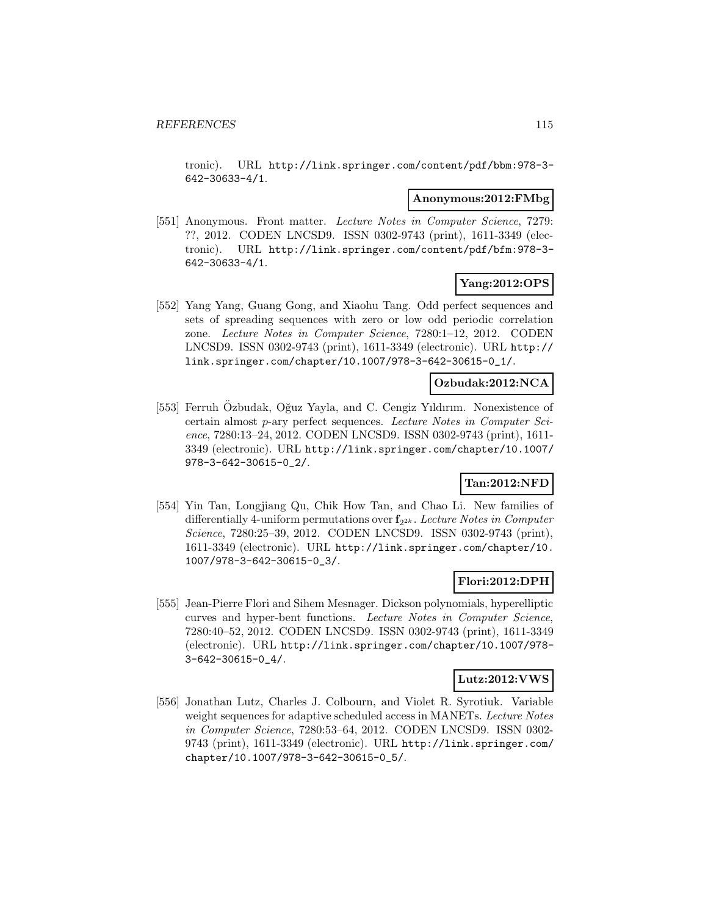tronic). URL http://link.springer.com/content/pdf/bbm:978-3-642-30633-4/1.

**Anonymous:2012:FMbg**

[551] Anonymous. Front matter. *Lecture Notes in Computer Science*, 7279: ??, 2012. CODEN LNCSD9. ISSN 0302-9743 (print), 1611-3349 (electronic). URL http://link.springer.com/content/pdf/bfm:978-3-642-30633-4/1.

**Yang:2012:OPS**

[552] Yang Yang, Guang Gong, and Xiaohu Tang. Odd perfect sequences and sets of spreading sequences with zero or low odd periodic correlation zone. *Lecture Notes in Computer Science*, 7280:1–12, 2012. CODEN LNCSD9. ISSN 0302-9743 (print), 1611-3349 (electronic). URL http://link.springer.com/chapter/10.1007/978-3-642-30615-0_1/.

**Ozbudak:2012:NCA**

[553] Ferruh Özbudak, Oğuz Yayla, and C. Cengiz Yıldırım. Nonexistence of certain almost $p$-ary perfect sequences. *Lecture Notes in Computer Science*, 7280:13–24, 2012. CODEN LNCSD9. ISSN 0302-9743 (print), 1611-3349 (electronic). URL http://link.springer.com/chapter/10.1007/978-3-642-30615-0_2/.

**Tan:2012:NFD**

[554] Yin Tan, Longjiang Qu, Chik How Tan, and Chao Li. New families of differentially 4-uniform permutations over $\mathbf{f}_{2^{2k}}$. *Lecture Notes in Computer Science*, 7280:25–39, 2012. CODEN LNCSD9. ISSN 0302-9743 (print), 1611-3349 (electronic). URL http://link.springer.com/chapter/10.1007/978-3-642-30615-0_3/.

**Flori:2012:DPH**

[555] Jean-Pierre Flori and Sihem Mesnager. Dickson polynomials, hyperelliptic curves and hyper-bent functions. *Lecture Notes in Computer Science*, 7280:40–52, 2012. CODEN LNCSD9. ISSN 0302-9743 (print), 1611-3349 (electronic). URL http://link.springer.com/chapter/10.1007/978-3-642-30615-0_4/.

**Lutz:2012:VWS**

[556] Jonathan Lutz, Charles J. Colbourn, and Violet R. Syrotiuk. Variable weight sequences for adaptive scheduled access in MANETs. *Lecture Notes in Computer Science*, 7280:53–64, 2012. CODEN LNCSD9. ISSN 0302-9743 (print), 1611-3349 (electronic). URL http://link.springer.com/chapter/10.1007/978-3-642-30615-0_5/.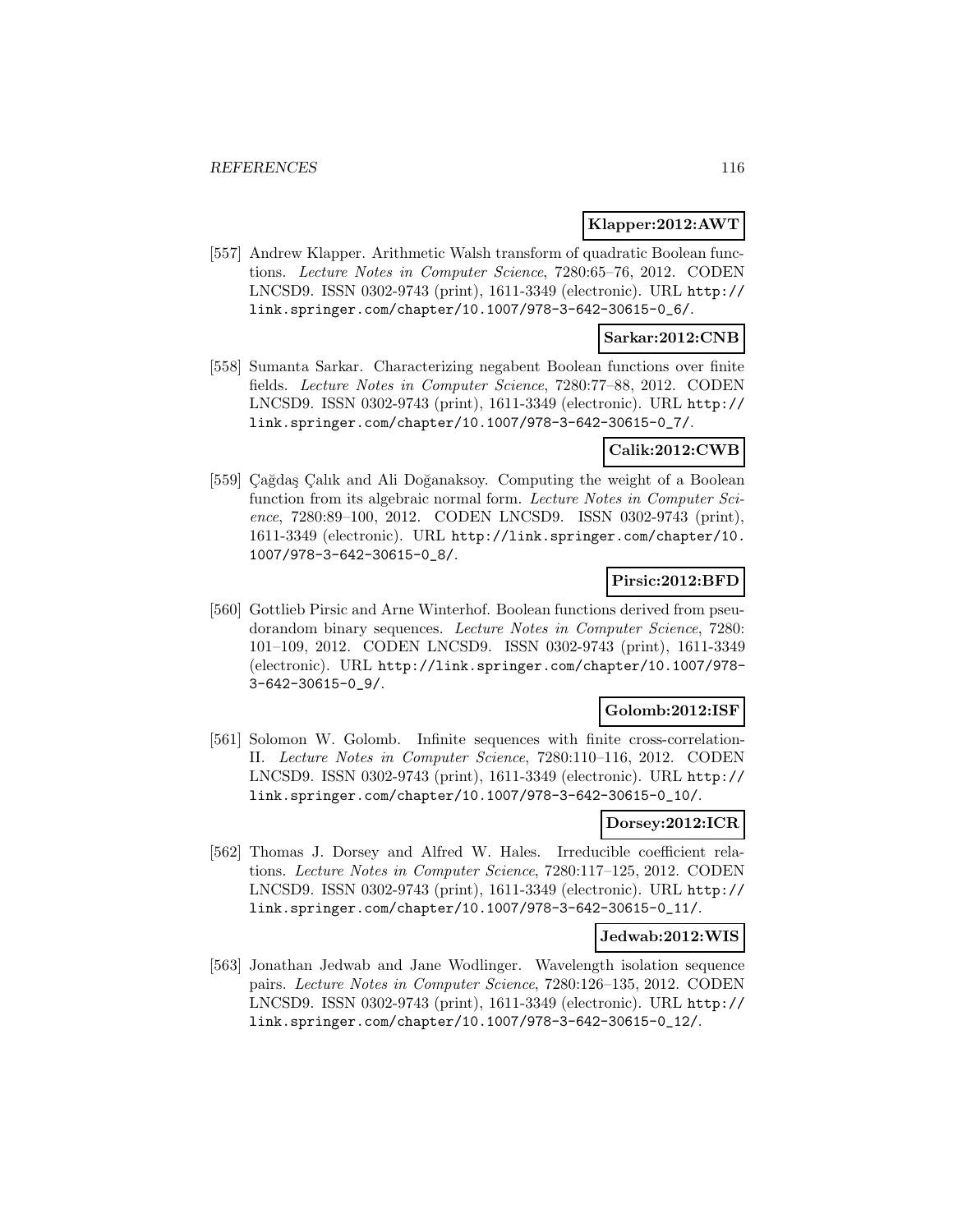**Klapper:2012:AWT**

[557] Andrew Klapper. Arithmetic Walsh transform of quadratic Boolean functions. *Lecture Notes in Computer Science*, 7280:65–76, 2012. CODEN LNCSD9. ISSN 0302-9743 (print), 1611-3349 (electronic). URL http://link.springer.com/chapter/10.1007/978-3-642-30615-0_6/.

**Sarkar:2012:CNB**

[558] Sumanta Sarkar. Characterizing negabent Boolean functions over finite fields. *Lecture Notes in Computer Science*, 7280:77–88, 2012. CODEN LNCSD9. ISSN 0302-9743 (print), 1611-3349 (electronic). URL http://link.springer.com/chapter/10.1007/978-3-642-30615-0_7/.

**Calik:2012:CWB**

[559] Çağdaş Çalık and Ali Doğanaksoy. Computing the weight of a Boolean function from its algebraic normal form. *Lecture Notes in Computer Science*, 7280:89–100, 2012. CODEN LNCSD9. ISSN 0302-9743 (print), 1611-3349 (electronic). URL http://link.springer.com/chapter/10.1007/978-3-642-30615-0_8/.

**Pirsic:2012:BFD**

[560] Gottlieb Pirsic and Arne Winterhof. Boolean functions derived from pseudorandom binary sequences. *Lecture Notes in Computer Science*, 7280: 101–109, 2012. CODEN LNCSD9. ISSN 0302-9743 (print), 1611-3349 (electronic). URL http://link.springer.com/chapter/10.1007/978-3-642-30615-0_9/.

**Golomb:2012:ISF**

[561] Solomon W. Golomb. Infinite sequences with finite cross-correlation-II. *Lecture Notes in Computer Science*, 7280:110–116, 2012. CODEN LNCSD9. ISSN 0302-9743 (print), 1611-3349 (electronic). URL http://link.springer.com/chapter/10.1007/978-3-642-30615-0_10/.

**Dorsey:2012:ICR**

[562] Thomas J. Dorsey and Alfred W. Hales. Irreducible coefficient relations. *Lecture Notes in Computer Science*, 7280:117–125, 2012. CODEN LNCSD9. ISSN 0302-9743 (print), 1611-3349 (electronic). URL http://link.springer.com/chapter/10.1007/978-3-642-30615-0_11/.

**Jedwab:2012:WIS**

[563] Jonathan Jedwab and Jane Wodlinger. Wavelength isolation sequence pairs. *Lecture Notes in Computer Science*, 7280:126–135, 2012. CODEN LNCSD9. ISSN 0302-9743 (print), 1611-3349 (electronic). URL http://link.springer.com/chapter/10.1007/978-3-642-30615-0_12/.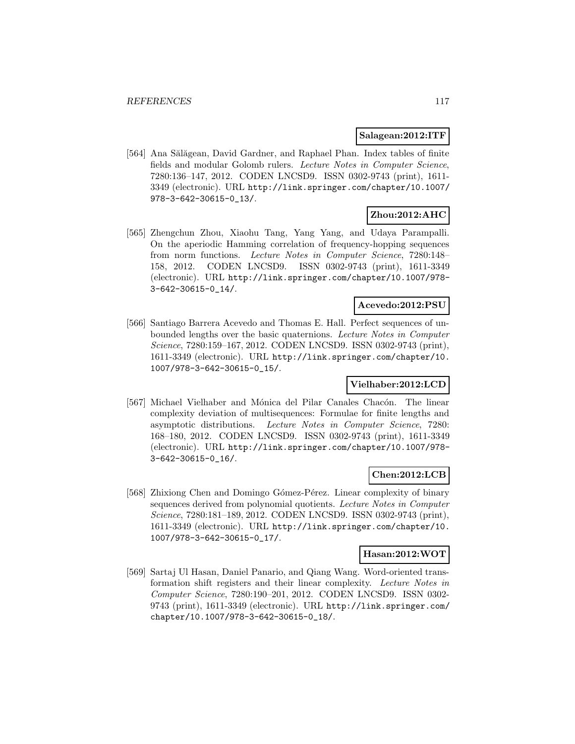**Salagean:2012:ITF**

[564] Ana Sălăgean, David Gardner, and Raphael Phan. Index tables of finite fields and modular Golomb rulers. *Lecture Notes in Computer Science*, 7280:136–147, 2012. CODEN LNCSD9. ISSN 0302-9743 (print), 1611-3349 (electronic). URL http://link.springer.com/chapter/10.1007/978-3-642-30615-0_13/.

**Zhou:2012:AHC**

[565] Zhengchun Zhou, Xiaohu Tang, Yang Yang, and Udaya Parampalli. On the aperiodic Hamming correlation of frequency-hopping sequences from norm functions. *Lecture Notes in Computer Science*, 7280:148–158, 2012. CODEN LNCSD9. ISSN 0302-9743 (print), 1611-3349 (electronic). URL http://link.springer.com/chapter/10.1007/978-3-642-30615-0_14/.

**Acevedo:2012:PSU**

[566] Santiago Barrera Acevedo and Thomas E. Hall. Perfect sequences of unbounded lengths over the basic quaternions. *Lecture Notes in Computer Science*, 7280:159–167, 2012. CODEN LNCSD9. ISSN 0302-9743 (print), 1611-3349 (electronic). URL http://link.springer.com/chapter/10.1007/978-3-642-30615-0_15/.

**Vielhaber:2012:LCD**

[567] Michael Vielhaber and Mónica del Pilar Canales Chacón. The linear complexity deviation of multisequences: Formulae for finite lengths and asymptotic distributions. *Lecture Notes in Computer Science*, 7280:168–180, 2012. CODEN LNCSD9. ISSN 0302-9743 (print), 1611-3349 (electronic). URL http://link.springer.com/chapter/10.1007/978-3-642-30615-0_16/.

**Chen:2012:LCB**

[568] Zhixiong Chen and Domingo Gómez-Pérez. Linear complexity of binary sequences derived from polynomial quotients. *Lecture Notes in Computer Science*, 7280:181–189, 2012. CODEN LNCSD9. ISSN 0302-9743 (print), 1611-3349 (electronic). URL http://link.springer.com/chapter/10.1007/978-3-642-30615-0_17/.

**Hasan:2012:WOT**

[569] Sartaj Ul Hasan, Daniel Panario, and Qiang Wang. Word-oriented transformation shift registers and their linear complexity. *Lecture Notes in Computer Science*, 7280:190–201, 2012. CODEN LNCSD9. ISSN 0302-9743 (print), 1611-3349 (electronic). URL http://link.springer.com/chapter/10.1007/978-3-642-30615-0_18/.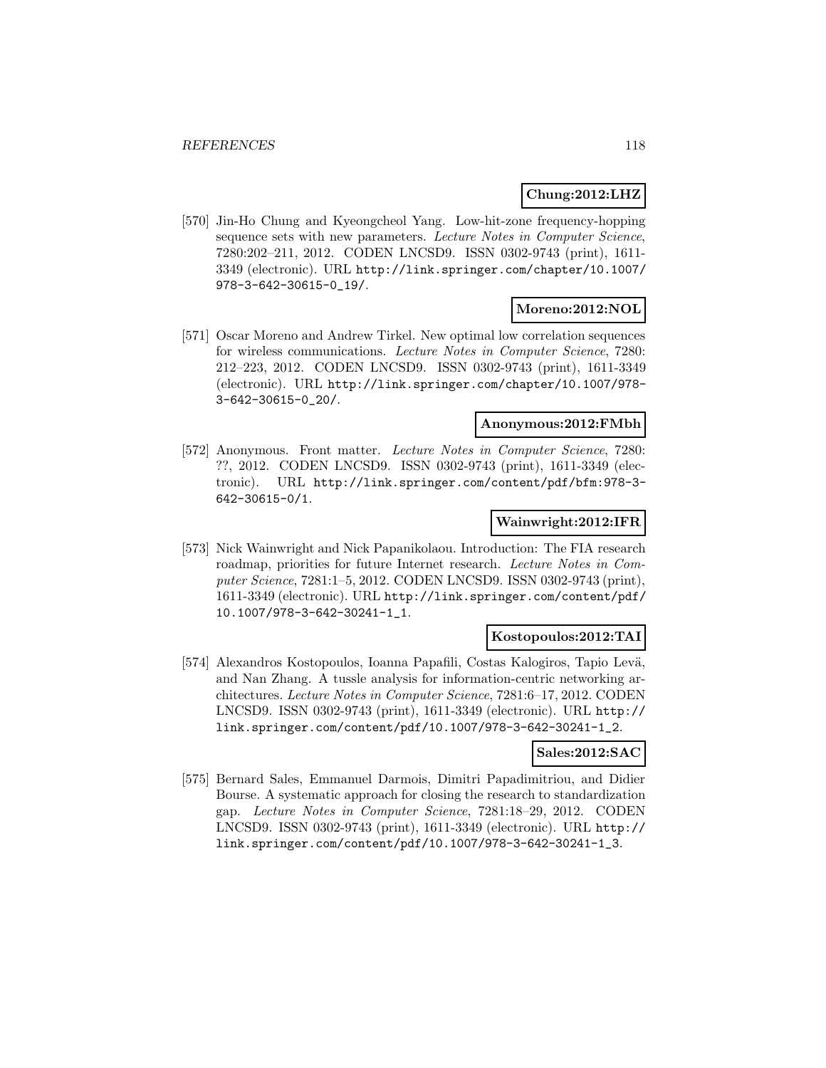**Chung:2012:LHZ**

[570] Jin-Ho Chung and Kyeongcheol Yang. Low-hit-zone frequency-hopping sequence sets with new parameters. *Lecture Notes in Computer Science*, 7280:202–211, 2012. CODEN LNCSD9. ISSN 0302-9743 (print), 1611-3349 (electronic). URL http://link.springer.com/chapter/10.1007/978-3-642-30615-0_19/.

**Moreno:2012:NOL**

[571] Oscar Moreno and Andrew Tirkel. New optimal low correlation sequences for wireless communications. *Lecture Notes in Computer Science*, 7280: 212–223, 2012. CODEN LNCSD9. ISSN 0302-9743 (print), 1611-3349 (electronic). URL http://link.springer.com/chapter/10.1007/978-3-642-30615-0_20/.

**Anonymous:2012:FMbh**

[572] Anonymous. Front matter. *Lecture Notes in Computer Science*, 7280: ??, 2012. CODEN LNCSD9. ISSN 0302-9743 (print), 1611-3349 (electronic). URL http://link.springer.com/content/pdf/bfm:978-3-642-30615-0/1.

**Wainwright:2012:IFR**

[573] Nick Wainwright and Nick Papanikolaou. Introduction: The FIA research roadmap, priorities for future Internet research. *Lecture Notes in Computer Science*, 7281:1–5, 2012. CODEN LNCSD9. ISSN 0302-9743 (print), 1611-3349 (electronic). URL http://link.springer.com/content/pdf/10.1007/978-3-642-30241-1_1.

**Kostopoulos:2012:TAI**

[574] Alexandros Kostopoulos, Ioanna Papafili, Costas Kalogiros, Tapio Levä, and Nan Zhang. A tussle analysis for information-centric networking architectures. *Lecture Notes in Computer Science*, 7281:6–17, 2012. CODEN LNCSD9. ISSN 0302-9743 (print), 1611-3349 (electronic). URL http://link.springer.com/content/pdf/10.1007/978-3-642-30241-1_2.

**Sales:2012:SAC**

[575] Bernard Sales, Emmanuel Darmois, Dimitri Papadimitriou, and Didier Bourse. A systematic approach for closing the research to standardization gap. *Lecture Notes in Computer Science*, 7281:18–29, 2012. CODEN LNCSD9. ISSN 0302-9743 (print), 1611-3349 (electronic). URL http://link.springer.com/content/pdf/10.1007/978-3-642-30241-1_3.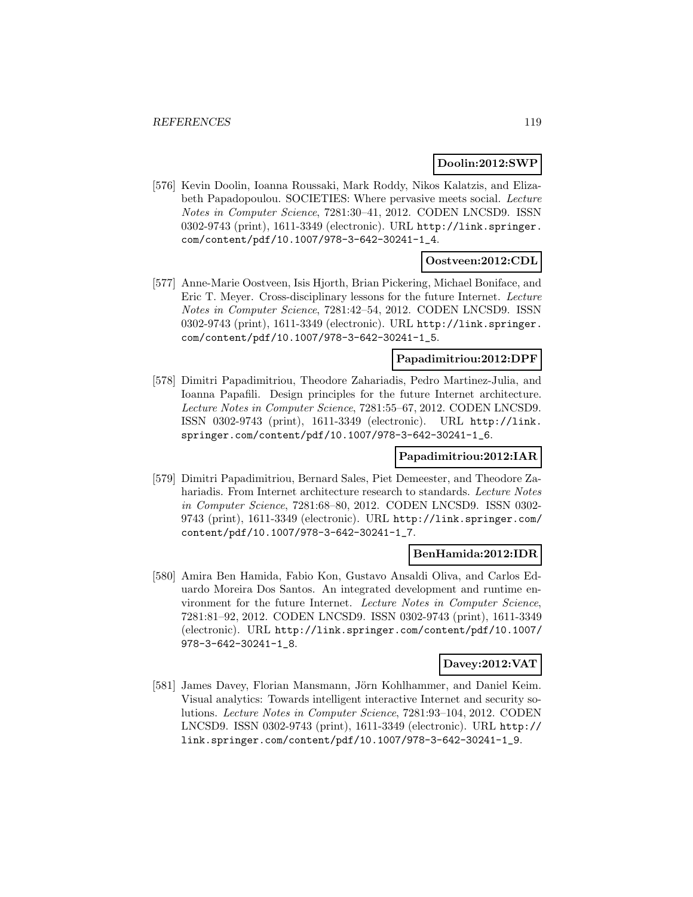**Doolin:2012:SWP**

[576] Kevin Doolin, Ioanna Roussaki, Mark Roddy, Nikos Kalatzis, and Elizabeth Papadopoulou. SOCIETIES: Where pervasive meets social. *Lecture Notes in Computer Science*, 7281:30–41, 2012. CODEN LNCSD9. ISSN 0302-9743 (print), 1611-3349 (electronic). URL http://link.springer.com/content/pdf/10.1007/978-3-642-30241-1_4.

**Oostveen:2012:CDL**

[577] Anne-Marie Oostveen, Isis Hjorth, Brian Pickering, Michael Boniface, and Eric T. Meyer. Cross-disciplinary lessons for the future Internet. *Lecture Notes in Computer Science*, 7281:42–54, 2012. CODEN LNCSD9. ISSN 0302-9743 (print), 1611-3349 (electronic). URL http://link.springer.com/content/pdf/10.1007/978-3-642-30241-1_5.

**Papadimitriou:2012:DPF**

[578] Dimitri Papadimitriou, Theodore Zahariadis, Pedro Martinez-Julia, and Ioanna Papafili. Design principles for the future Internet architecture. *Lecture Notes in Computer Science*, 7281:55–67, 2012. CODEN LNCSD9. ISSN 0302-9743 (print), 1611-3349 (electronic). URL http://link.springer.com/content/pdf/10.1007/978-3-642-30241-1_6.

**Papadimitriou:2012:IAR**

[579] Dimitri Papadimitriou, Bernard Sales, Piet Demeester, and Theodore Zahariadis. From Internet architecture research to standards. *Lecture Notes in Computer Science*, 7281:68–80, 2012. CODEN LNCSD9. ISSN 0302-9743 (print), 1611-3349 (electronic). URL http://link.springer.com/content/pdf/10.1007/978-3-642-30241-1_7.

**BenHamida:2012:IDR**

[580] Amira Ben Hamida, Fabio Kon, Gustavo Ansaldi Oliva, and Carlos Eduardo Moreira Dos Santos. An integrated development and runtime environment for the future Internet. *Lecture Notes in Computer Science*, 7281:81–92, 2012. CODEN LNCSD9. ISSN 0302-9743 (print), 1611-3349 (electronic). URL http://link.springer.com/content/pdf/10.1007/978-3-642-30241-1_8.

**Davey:2012:VAT**

[581] James Davey, Florian Mansmann, Jörn Kohlhammer, and Daniel Keim. Visual analytics: Towards intelligent interactive Internet and security solutions. *Lecture Notes in Computer Science*, 7281:93–104, 2012. CODEN LNCSD9. ISSN 0302-9743 (print), 1611-3349 (electronic). URL http://link.springer.com/content/pdf/10.1007/978-3-642-30241-1_9.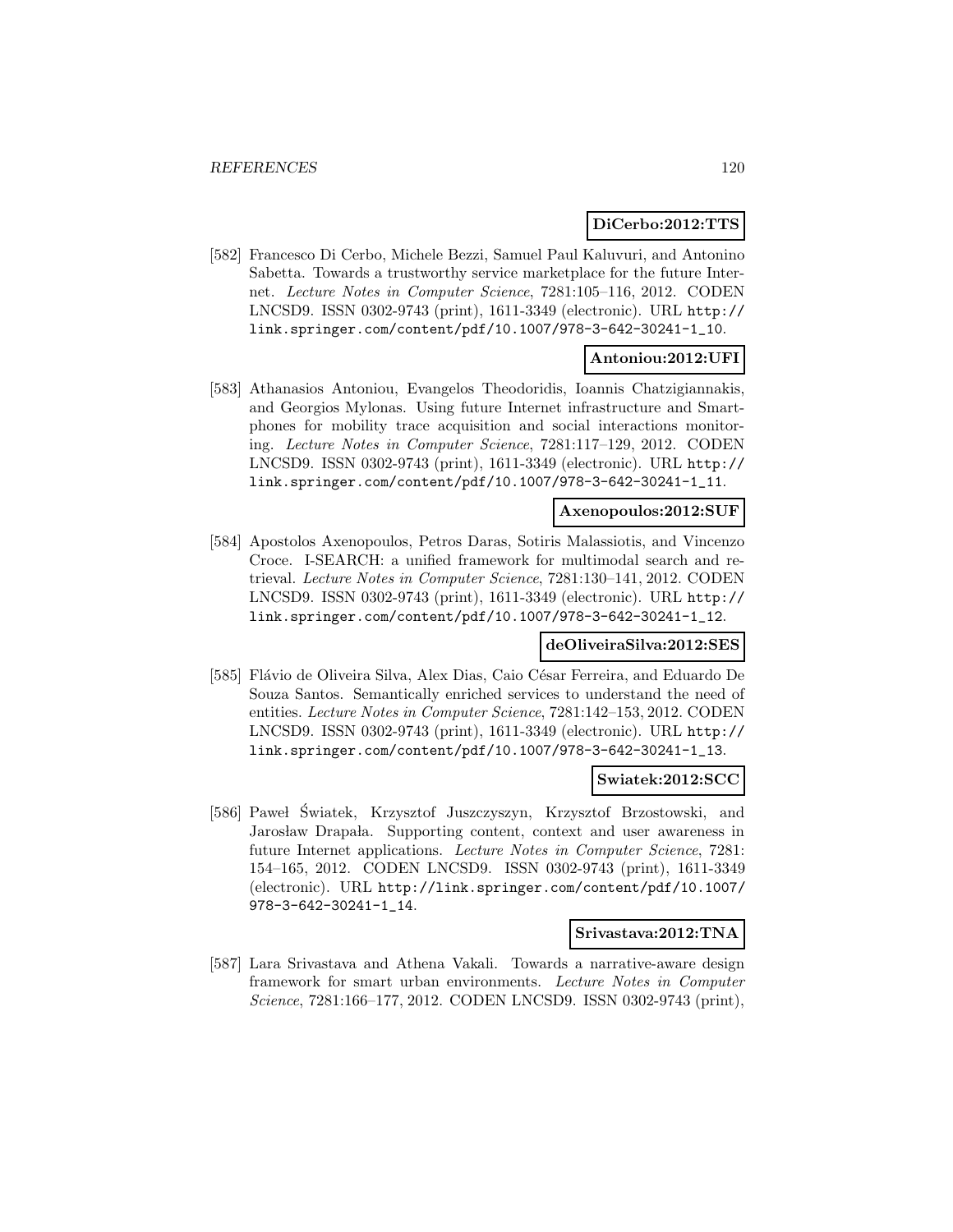**DiCerbo:2012:TTS**

[582] Francesco Di Cerbo, Michele Bezzi, Samuel Paul Kaluvuri, and Antonino Sabetta. Towards a trustworthy service marketplace for the future Internet. *Lecture Notes in Computer Science*, 7281:105–116, 2012. CODEN LNCSD9. ISSN 0302-9743 (print), 1611-3349 (electronic). URL http://link.springer.com/content/pdf/10.1007/978-3-642-30241-1_10.

**Antoniou:2012:UFI**

[583] Athanasios Antoniou, Evangelos Theodoridis, Ioannis Chatzigiannakis, and Georgios Mylonas. Using future Internet infrastructure and Smartphones for mobility trace acquisition and social interactions monitoring. *Lecture Notes in Computer Science*, 7281:117–129, 2012. CODEN LNCSD9. ISSN 0302-9743 (print), 1611-3349 (electronic). URL http://link.springer.com/content/pdf/10.1007/978-3-642-30241-1_11.

**Axenopoulos:2012:SUF**

[584] Apostolos Axenopoulos, Petros Daras, Sotiris Malassiotis, and Vincenzo Croce. I-SEARCH: a unified framework for multimodal search and retrieval. *Lecture Notes in Computer Science*, 7281:130–141, 2012. CODEN LNCSD9. ISSN 0302-9743 (print), 1611-3349 (electronic). URL http://link.springer.com/content/pdf/10.1007/978-3-642-30241-1_12.

**deOliveiraSilva:2012:SES**

[585] Flávio de Oliveira Silva, Alex Dias, Caio César Ferreira, and Eduardo De Souza Santos. Semantically enriched services to understand the need of entities. *Lecture Notes in Computer Science*, 7281:142–153, 2012. CODEN LNCSD9. ISSN 0302-9743 (print), 1611-3349 (electronic). URL http://link.springer.com/content/pdf/10.1007/978-3-642-30241-1_13.

**Swiatek:2012:SCC**

[586] Paweł Światek, Krzysztof Juszczyszyn, Krzysztof Brzostowski, and Jarosław Drapała. Supporting content, context and user awareness in future Internet applications. *Lecture Notes in Computer Science*, 7281: 154–165, 2012. CODEN LNCSD9. ISSN 0302-9743 (print), 1611-3349 (electronic). URL http://link.springer.com/content/pdf/10.1007/978-3-642-30241-1_14.

**Srivastava:2012:TNA**

[587] Lara Srivastava and Athena Vakali. Towards a narrative-aware design framework for smart urban environments. *Lecture Notes in Computer Science*, 7281:166–177, 2012. CODEN LNCSD9. ISSN 0302-9743 (print),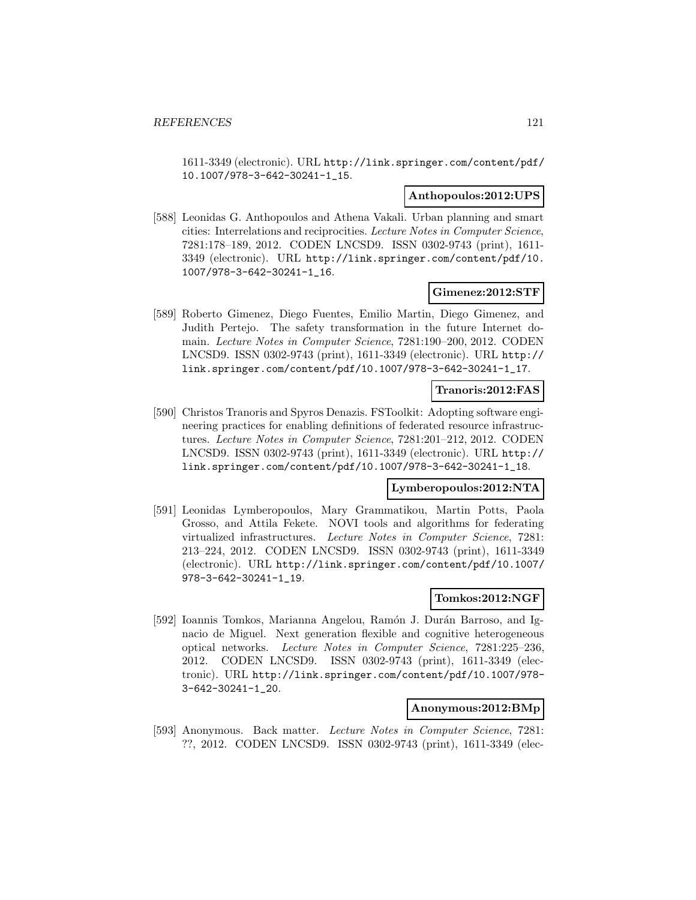1611-3349 (electronic). URL http://link.springer.com/content/pdf/10.1007/978-3-642-30241-1_15.

**Anthopoulos:2012:UPS**

[588] Leonidas G. Anthopoulos and Athena Vakali. Urban planning and smart cities: Interrelations and reciprocities. *Lecture Notes in Computer Science*, 7281:178–189, 2012. CODEN LNCSD9. ISSN 0302-9743 (print), 1611-3349 (electronic). URL http://link.springer.com/content/pdf/10.1007/978-3-642-30241-1_16.

**Gimenez:2012:STF**

[589] Roberto Gimenez, Diego Fuentes, Emilio Martin, Diego Gimenez, and Judith Pertejo. The safety transformation in the future Internet domain. *Lecture Notes in Computer Science*, 7281:190–200, 2012. CODEN LNCSD9. ISSN 0302-9743 (print), 1611-3349 (electronic). URL http://link.springer.com/content/pdf/10.1007/978-3-642-30241-1_17.

**Tranoris:2012:FAS**

[590] Christos Tranoris and Spyros Denazis. FSToolkit: Adopting software engineering practices for enabling definitions of federated resource infrastructures. *Lecture Notes in Computer Science*, 7281:201–212, 2012. CODEN LNCSD9. ISSN 0302-9743 (print), 1611-3349 (electronic). URL http://link.springer.com/content/pdf/10.1007/978-3-642-30241-1_18.

**Lymberopoulos:2012:NTA**

[591] Leonidas Lymberopoulos, Mary Grammatikou, Martin Potts, Paola Grosso, and Attila Fekete. NOVI tools and algorithms for federating virtualized infrastructures. *Lecture Notes in Computer Science*, 7281:213–224, 2012. CODEN LNCSD9. ISSN 0302-9743 (print), 1611-3349 (electronic). URL http://link.springer.com/content/pdf/10.1007/978-3-642-30241-1_19.

**Tomkos:2012:NGF**

[592] Ioannis Tomkos, Marianna Angelou, Ramón J. Durán Barroso, and Ignacio de Miguel. Next generation flexible and cognitive heterogeneous optical networks. *Lecture Notes in Computer Science*, 7281:225–236, 2012. CODEN LNCSD9. ISSN 0302-9743 (print), 1611-3349 (electronic). URL http://link.springer.com/content/pdf/10.1007/978-3-642-30241-1_20.

**Anonymous:2012:BMp**

[593] Anonymous. Back matter. *Lecture Notes in Computer Science*, 7281:??, 2012. CODEN LNCSD9. ISSN 0302-9743 (print), 1611-3349 (elec-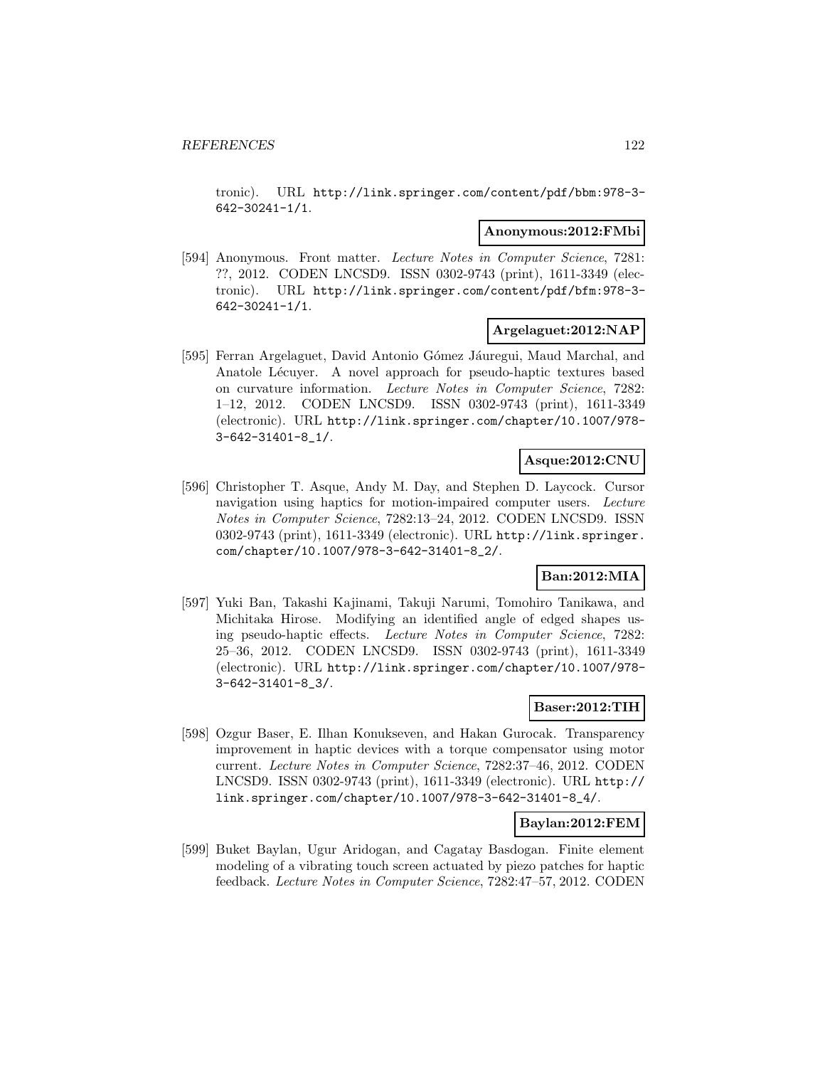tronic). URL http://link.springer.com/content/pdf/bbm:978-3-642-30241-1/1.

**Anonymous:2012:FMbi**

[594] Anonymous. Front matter. *Lecture Notes in Computer Science*, 7281: ??, 2012. CODEN LNCSD9. ISSN 0302-9743 (print), 1611-3349 (electronic). URL http://link.springer.com/content/pdf/bfm:978-3-642-30241-1/1.

**Argelaguet:2012:NAP**

[595] Ferran Argelaguet, David Antonio Gómez Jáuregui, Maud Marchal, and Anatole Lécuyer. A novel approach for pseudo-haptic textures based on curvature information. *Lecture Notes in Computer Science*, 7282: 1–12, 2012. CODEN LNCSD9. ISSN 0302-9743 (print), 1611-3349 (electronic). URL http://link.springer.com/chapter/10.1007/978-3-642-31401-8_1/.

**Asque:2012:CNU**

[596] Christopher T. Asque, Andy M. Day, and Stephen D. Laycock. Cursor navigation using haptics for motion-impaired computer users. *Lecture Notes in Computer Science*, 7282:13–24, 2012. CODEN LNCSD9. ISSN 0302-9743 (print), 1611-3349 (electronic). URL http://link.springer.com/chapter/10.1007/978-3-642-31401-8_2/.

**Ban:2012:MIA**

[597] Yuki Ban, Takashi Kajinami, Takuji Narumi, Tomohiro Tanikawa, and Michitaka Hirose. Modifying an identified angle of edged shapes using pseudo-haptic effects. *Lecture Notes in Computer Science*, 7282: 25–36, 2012. CODEN LNCSD9. ISSN 0302-9743 (print), 1611-3349 (electronic). URL http://link.springer.com/chapter/10.1007/978-3-642-31401-8_3/.

**Baser:2012:TIH**

[598] Ozgur Baser, E. Ilhan Konukseven, and Hakan Gurocak. Transparency improvement in haptic devices with a torque compensator using motor current. *Lecture Notes in Computer Science*, 7282:37–46, 2012. CODEN LNCSD9. ISSN 0302-9743 (print), 1611-3349 (electronic). URL http://link.springer.com/chapter/10.1007/978-3-642-31401-8_4/.

**Baylan:2012:FEM**

[599] Buket Baylan, Ugur Aridogan, and Cagatay Basdogan. Finite element modeling of a vibrating touch screen actuated by piezo patches for haptic feedback. *Lecture Notes in Computer Science*, 7282:47–57, 2012. CODEN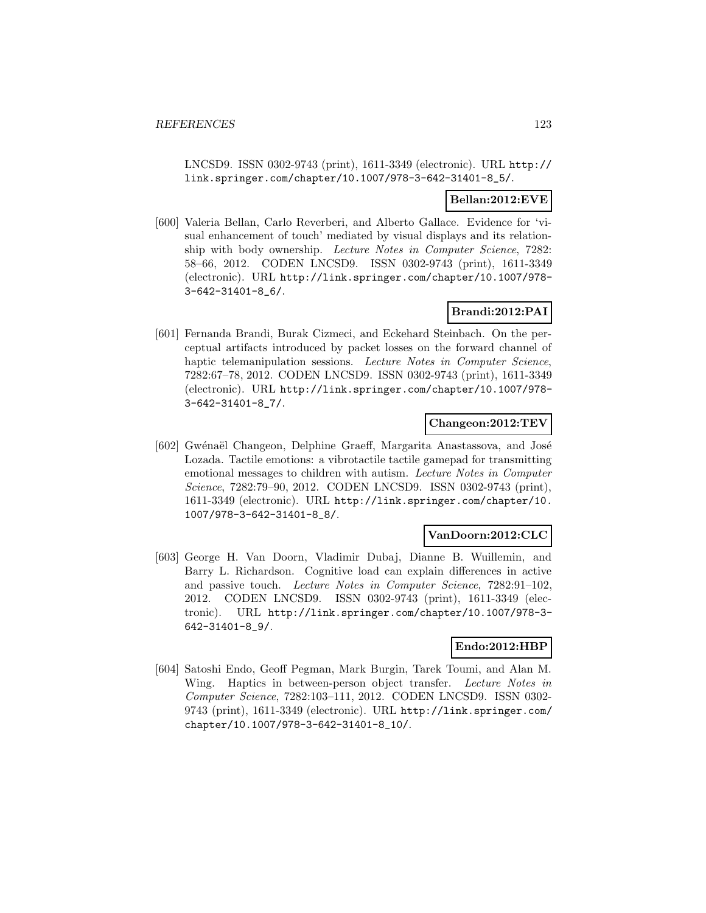LNCSD9. ISSN 0302-9743 (print), 1611-3349 (electronic). URL http://link.springer.com/chapter/10.1007/978-3-642-31401-8_5/.

**Bellan:2012:EVE**

[600] Valeria Bellan, Carlo Reverberi, and Alberto Gallace. Evidence for 'visual enhancement of touch' mediated by visual displays and its relationship with body ownership. *Lecture Notes in Computer Science*, 7282: 58–66, 2012. CODEN LNCSD9. ISSN 0302-9743 (print), 1611-3349 (electronic). URL http://link.springer.com/chapter/10.1007/978-3-642-31401-8_6/.

**Brandi:2012:PAI**

[601] Fernanda Brandi, Burak Cizmeci, and Eckehard Steinbach. On the perceptual artifacts introduced by packet losses on the forward channel of haptic telemanipulation sessions. *Lecture Notes in Computer Science*, 7282:67–78, 2012. CODEN LNCSD9. ISSN 0302-9743 (print), 1611-3349 (electronic). URL http://link.springer.com/chapter/10.1007/978-3-642-31401-8_7/.

**Changeon:2012:TEV**

[602] Gwénaël Changeon, Delphine Graeff, Margarita Anastassova, and José Lozada. Tactile emotions: a vibrotactile tactile gamepad for transmitting emotional messages to children with autism. *Lecture Notes in Computer Science*, 7282:79–90, 2012. CODEN LNCSD9. ISSN 0302-9743 (print), 1611-3349 (electronic). URL http://link.springer.com/chapter/10.1007/978-3-642-31401-8_8/.

**VanDoorn:2012:CLC**

[603] George H. Van Doorn, Vladimir Dubaj, Dianne B. Wuillemin, and Barry L. Richardson. Cognitive load can explain differences in active and passive touch. *Lecture Notes in Computer Science*, 7282:91–102, 2012. CODEN LNCSD9. ISSN 0302-9743 (print), 1611-3349 (electronic). URL http://link.springer.com/chapter/10.1007/978-3-642-31401-8_9/.

**Endo:2012:HBP**

[604] Satoshi Endo, Geoff Pegman, Mark Burgin, Tarek Toumi, and Alan M. Wing. Haptics in between-person object transfer. *Lecture Notes in Computer Science*, 7282:103–111, 2012. CODEN LNCSD9. ISSN 0302-9743 (print), 1611-3349 (electronic). URL http://link.springer.com/chapter/10.1007/978-3-642-31401-8_10/.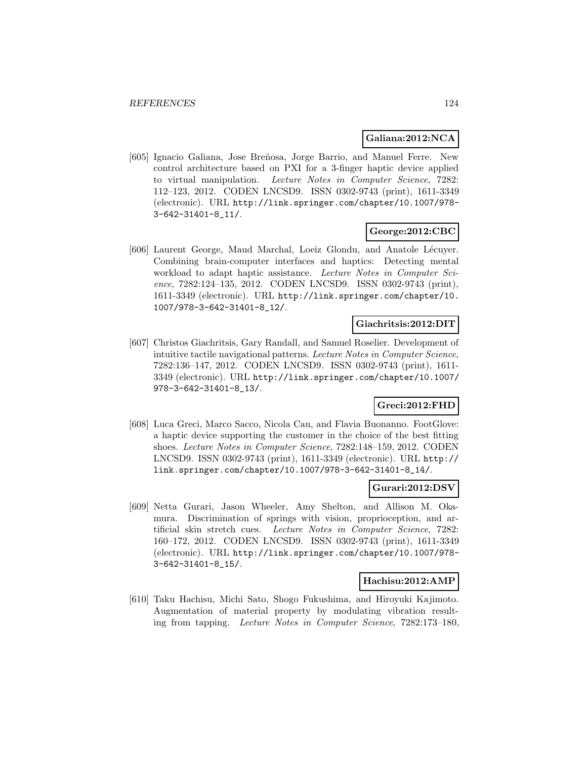**Galiana:2012:NCA**

[605] Ignacio Galiana, Jose Breñosa, Jorge Barrio, and Manuel Ferre. New control architecture based on PXI for a 3-finger haptic device applied to virtual manipulation. *Lecture Notes in Computer Science*, 7282: 112–123, 2012. CODEN LNCSD9. ISSN 0302-9743 (print), 1611-3349 (electronic). URL http://link.springer.com/chapter/10.1007/978-3-642-31401-8_11/.

**George:2012:CBC**

[606] Laurent George, Maud Marchal, Loeiz Glondu, and Anatole Lécuyer. Combining brain-computer interfaces and haptics: Detecting mental workload to adapt haptic assistance. *Lecture Notes in Computer Science*, 7282:124–135, 2012. CODEN LNCSD9. ISSN 0302-9743 (print), 1611-3349 (electronic). URL http://link.springer.com/chapter/10.1007/978-3-642-31401-8_12/.

**Giachritsis:2012:DIT**

[607] Christos Giachritsis, Gary Randall, and Samuel Roselier. Development of intuitive tactile navigational patterns. *Lecture Notes in Computer Science*, 7282:136–147, 2012. CODEN LNCSD9. ISSN 0302-9743 (print), 1611-3349 (electronic). URL http://link.springer.com/chapter/10.1007/978-3-642-31401-8_13/.

**Greci:2012:FHD**

[608] Luca Greci, Marco Sacco, Nicola Cau, and Flavia Buonanno. FootGlove: a haptic device supporting the customer in the choice of the best fitting shoes. *Lecture Notes in Computer Science*, 7282:148–159, 2012. CODEN LNCSD9. ISSN 0302-9743 (print), 1611-3349 (electronic). URL http://link.springer.com/chapter/10.1007/978-3-642-31401-8_14/.

**Gurari:2012:DSV**

[609] Netta Gurari, Jason Wheeler, Amy Shelton, and Allison M. Okamura. Discrimination of springs with vision, proprioception, and artificial skin stretch cues. *Lecture Notes in Computer Science*, 7282: 160–172, 2012. CODEN LNCSD9. ISSN 0302-9743 (print), 1611-3349 (electronic). URL http://link.springer.com/chapter/10.1007/978-3-642-31401-8_15/.

**Hachisu:2012:AMP**

[610] Taku Hachisu, Michi Sato, Shogo Fukushima, and Hiroyuki Kajimoto. Augmentation of material property by modulating vibration resulting from tapping. *Lecture Notes in Computer Science*, 7282:173–180,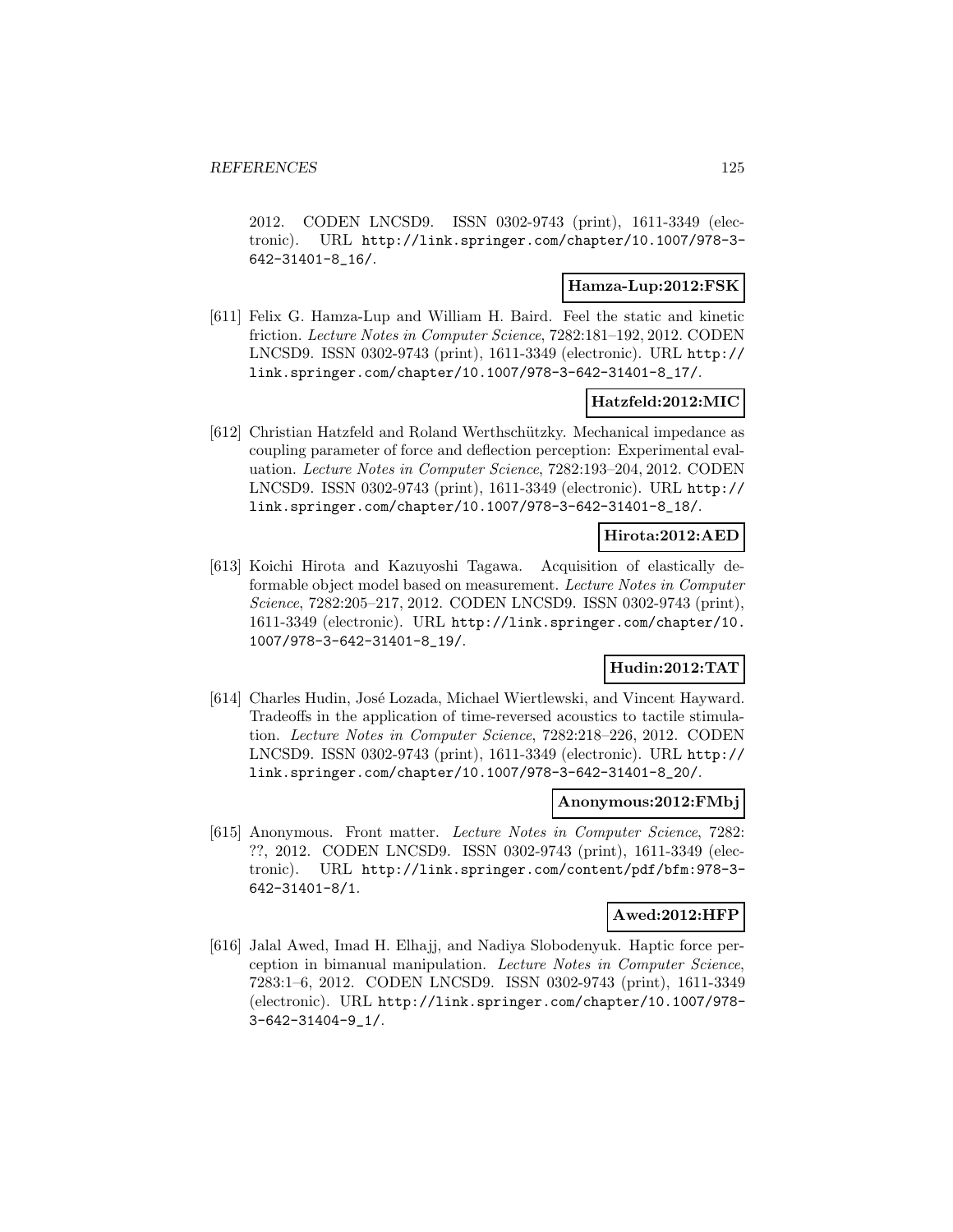2012. CODEN LNCSD9. ISSN 0302-9743 (print), 1611-3349 (electronic). URL http://link.springer.com/chapter/10.1007/978-3-642-31401-8_16/.

**Hamza-Lup:2012:FSK**

[611] Felix G. Hamza-Lup and William H. Baird. Feel the static and kinetic friction. *Lecture Notes in Computer Science*, 7282:181–192, 2012. CODEN LNCSD9. ISSN 0302-9743 (print), 1611-3349 (electronic). URL http://link.springer.com/chapter/10.1007/978-3-642-31401-8_17/.

**Hatzfeld:2012:MIC**

[612] Christian Hatzfeld and Roland Werthschützky. Mechanical impedance as coupling parameter of force and deflection perception: Experimental evaluation. *Lecture Notes in Computer Science*, 7282:193–204, 2012. CODEN LNCSD9. ISSN 0302-9743 (print), 1611-3349 (electronic). URL http://link.springer.com/chapter/10.1007/978-3-642-31401-8_18/.

**Hirota:2012:AED**

[613] Koichi Hirota and Kazuyoshi Tagawa. Acquisition of elastically deformable object model based on measurement. *Lecture Notes in Computer Science*, 7282:205–217, 2012. CODEN LNCSD9. ISSN 0302-9743 (print), 1611-3349 (electronic). URL http://link.springer.com/chapter/10.1007/978-3-642-31401-8_19/.

**Hudin:2012:TAT**

[614] Charles Hudin, José Lozada, Michael Wiertlewski, and Vincent Hayward. Tradeoffs in the application of time-reversed acoustics to tactile stimulation. *Lecture Notes in Computer Science*, 7282:218–226, 2012. CODEN LNCSD9. ISSN 0302-9743 (print), 1611-3349 (electronic). URL http://link.springer.com/chapter/10.1007/978-3-642-31401-8_20/.

**Anonymous:2012:FMbj**

[615] Anonymous. Front matter. *Lecture Notes in Computer Science*, 7282: ??, 2012. CODEN LNCSD9. ISSN 0302-9743 (print), 1611-3349 (electronic). URL http://link.springer.com/content/pdf/bfm:978-3-642-31401-8/1.

**Awed:2012:HFP**

[616] Jalal Awed, Imad H. Elhajj, and Nadiya Slobodenyuk. Haptic force perception in bimanual manipulation. *Lecture Notes in Computer Science*, 7283:1–6, 2012. CODEN LNCSD9. ISSN 0302-9743 (print), 1611-3349 (electronic). URL http://link.springer.com/chapter/10.1007/978-3-642-31404-9_1/.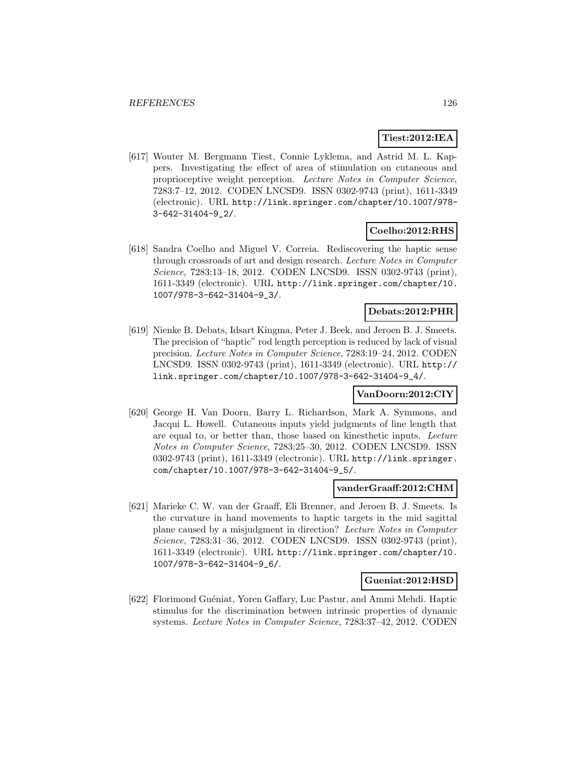**Tiest:2012:IEA**

[617] Wouter M. Bergmann Tiest, Connie Lyklema, and Astrid M. L. Kappers. Investigating the effect of area of stimulation on cutaneous and proprioceptive weight perception. *Lecture Notes in Computer Science*, 7283:7–12, 2012. CODEN LNCSD9. ISSN 0302-9743 (print), 1611-3349 (electronic). URL http://link.springer.com/chapter/10.1007/978-3-642-31404-9_2/.

**Coelho:2012:RHS**

[618] Sandra Coelho and Miguel V. Correia. Rediscovering the haptic sense through crossroads of art and design research. *Lecture Notes in Computer Science*, 7283:13–18, 2012. CODEN LNCSD9. ISSN 0302-9743 (print), 1611-3349 (electronic). URL http://link.springer.com/chapter/10.1007/978-3-642-31404-9_3/.

**Debats:2012:PHR**

[619] Nienke B. Debats, Idsart Kingma, Peter J. Beek, and Jeroen B. J. Smeets. The precision of "haptic" rod length perception is reduced by lack of visual precision. *Lecture Notes in Computer Science*, 7283:19–24, 2012. CODEN LNCSD9. ISSN 0302-9743 (print), 1611-3349 (electronic). URL http://link.springer.com/chapter/10.1007/978-3-642-31404-9_4/.

**VanDoorn:2012:CIY**

[620] George H. Van Doorn, Barry L. Richardson, Mark A. Symmons, and Jacqui L. Howell. Cutaneous inputs yield judgments of line length that are equal to, or better than, those based on kinesthetic inputs. *Lecture Notes in Computer Science*, 7283:25–30, 2012. CODEN LNCSD9. ISSN 0302-9743 (print), 1611-3349 (electronic). URL http://link.springer.com/chapter/10.1007/978-3-642-31404-9_5/.

**vanderGraaff:2012:CHM**

[621] Marieke C. W. van der Graaff, Eli Brenner, and Jeroen B. J. Smeets. Is the curvature in hand movements to haptic targets in the mid sagittal plane caused by a misjudgment in direction? *Lecture Notes in Computer Science*, 7283:31–36, 2012. CODEN LNCSD9. ISSN 0302-9743 (print), 1611-3349 (electronic). URL http://link.springer.com/chapter/10.1007/978-3-642-31404-9_6/.

**Gueniat:2012:HSD**

[622] Florimond Guéniat, Yoren Gaffary, Luc Pastur, and Ammi Mehdi. Haptic stimulus for the discrimination between intrinsic properties of dynamic systems. *Lecture Notes in Computer Science*, 7283:37–42, 2012. CODEN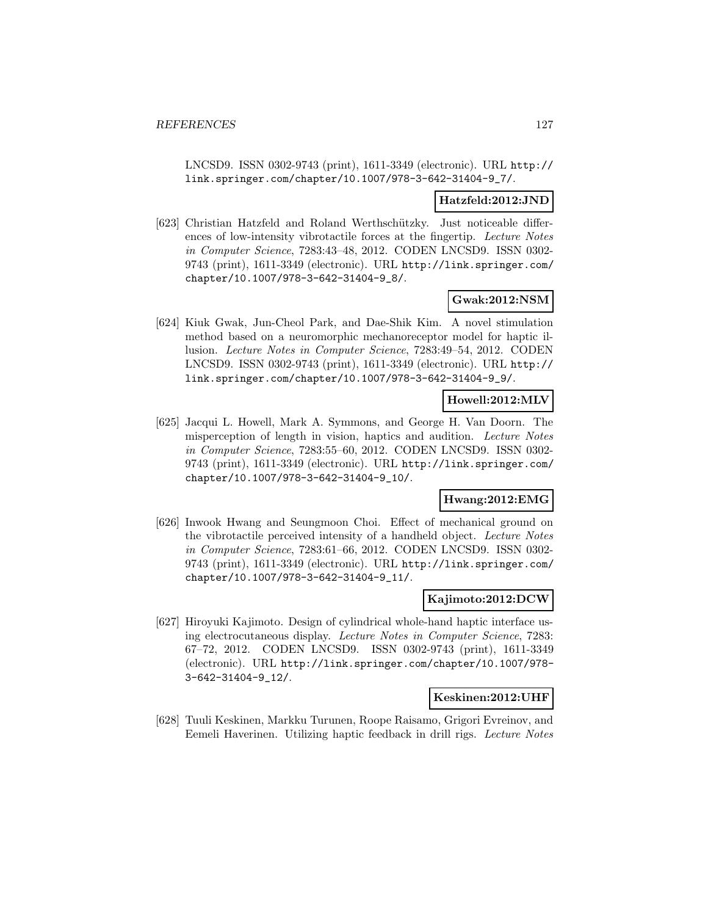LNCSD9. ISSN 0302-9743 (print), 1611-3349 (electronic). URL http://link.springer.com/chapter/10.1007/978-3-642-31404-9_7/.

**Hatzfeld:2012:JND**

[623] Christian Hatzfeld and Roland Werthschützky. Just noticeable differences of low-intensity vibrotactile forces at the fingertip. *Lecture Notes in Computer Science*, 7283:43–48, 2012. CODEN LNCSD9. ISSN 0302-9743 (print), 1611-3349 (electronic). URL http://link.springer.com/chapter/10.1007/978-3-642-31404-9_8/.

**Gwak:2012:NSM**

[624] Kiuk Gwak, Jun-Cheol Park, and Dae-Shik Kim. A novel stimulation method based on a neuromorphic mechanoreceptor model for haptic illusion. *Lecture Notes in Computer Science*, 7283:49–54, 2012. CODEN LNCSD9. ISSN 0302-9743 (print), 1611-3349 (electronic). URL http://link.springer.com/chapter/10.1007/978-3-642-31404-9_9/.

**Howell:2012:MLV**

[625] Jacqui L. Howell, Mark A. Symmons, and George H. Van Doorn. The misperception of length in vision, haptics and audition. *Lecture Notes in Computer Science*, 7283:55–60, 2012. CODEN LNCSD9. ISSN 0302-9743 (print), 1611-3349 (electronic). URL http://link.springer.com/chapter/10.1007/978-3-642-31404-9_10/.

**Hwang:2012:EMG**

[626] Inwook Hwang and Seungmoon Choi. Effect of mechanical ground on the vibrotactile perceived intensity of a handheld object. *Lecture Notes in Computer Science*, 7283:61–66, 2012. CODEN LNCSD9. ISSN 0302-9743 (print), 1611-3349 (electronic). URL http://link.springer.com/chapter/10.1007/978-3-642-31404-9_11/.

**Kajimoto:2012:DCW**

[627] Hiroyuki Kajimoto. Design of cylindrical whole-hand haptic interface using electrocutaneous display. *Lecture Notes in Computer Science*, 7283: 67–72, 2012. CODEN LNCSD9. ISSN 0302-9743 (print), 1611-3349 (electronic). URL http://link.springer.com/chapter/10.1007/978-3-642-31404-9_12/.

**Keskinen:2012:UHF**

[628] Tuuli Keskinen, Markku Turunen, Roope Raisamo, Grigori Evreinov, and Eemeli Haverinen. Utilizing haptic feedback in drill rigs. *Lecture Notes*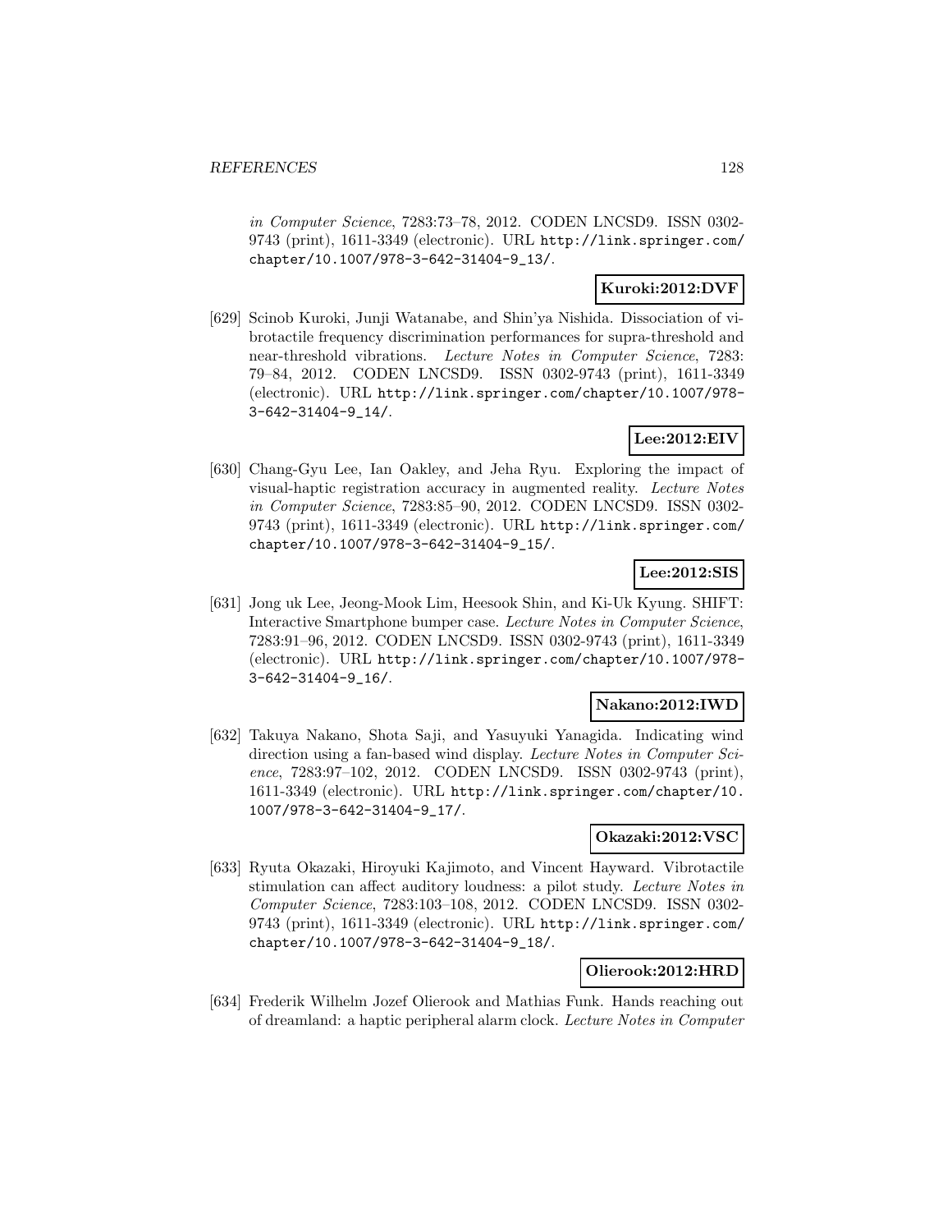*in Computer Science*, 7283:73–78, 2012. CODEN LNCSD9. ISSN 0302-9743 (print), 1611-3349 (electronic). URL http://link.springer.com/chapter/10.1007/978-3-642-31404-9_13/.

**Kuroki:2012:DVF**

[629] Scinob Kuroki, Junji Watanabe, and Shin'ya Nishida. Dissociation of vibrotactile frequency discrimination performances for supra-threshold and near-threshold vibrations. *Lecture Notes in Computer Science*, 7283: 79–84, 2012. CODEN LNCSD9. ISSN 0302-9743 (print), 1611-3349 (electronic). URL http://link.springer.com/chapter/10.1007/978-3-642-31404-9_14/.

**Lee:2012:EIV**

[630] Chang-Gyu Lee, Ian Oakley, and Jeha Ryu. Exploring the impact of visual-haptic registration accuracy in augmented reality. *Lecture Notes in Computer Science*, 7283:85–90, 2012. CODEN LNCSD9. ISSN 0302-9743 (print), 1611-3349 (electronic). URL http://link.springer.com/chapter/10.1007/978-3-642-31404-9_15/.

**Lee:2012:SIS**

[631] Jong uk Lee, Jeong-Mook Lim, Heesook Shin, and Ki-Uk Kyung. SHIFT: Interactive Smartphone bumper case. *Lecture Notes in Computer Science*, 7283:91–96, 2012. CODEN LNCSD9. ISSN 0302-9743 (print), 1611-3349 (electronic). URL http://link.springer.com/chapter/10.1007/978-3-642-31404-9_16/.

**Nakano:2012:IWD**

[632] Takuya Nakano, Shota Saji, and Yasuyuki Yanagida. Indicating wind direction using a fan-based wind display. *Lecture Notes in Computer Science*, 7283:97–102, 2012. CODEN LNCSD9. ISSN 0302-9743 (print), 1611-3349 (electronic). URL http://link.springer.com/chapter/10.1007/978-3-642-31404-9_17/.

**Okazaki:2012:VSC**

[633] Ryuta Okazaki, Hiroyuki Kajimoto, and Vincent Hayward. Vibrotactile stimulation can affect auditory loudness: a pilot study. *Lecture Notes in Computer Science*, 7283:103–108, 2012. CODEN LNCSD9. ISSN 0302-9743 (print), 1611-3349 (electronic). URL http://link.springer.com/chapter/10.1007/978-3-642-31404-9_18/.

**Olierook:2012:HRD**

[634] Frederik Wilhelm Jozef Olierook and Mathias Funk. Hands reaching out of dreamland: a haptic peripheral alarm clock. *Lecture Notes in Computer*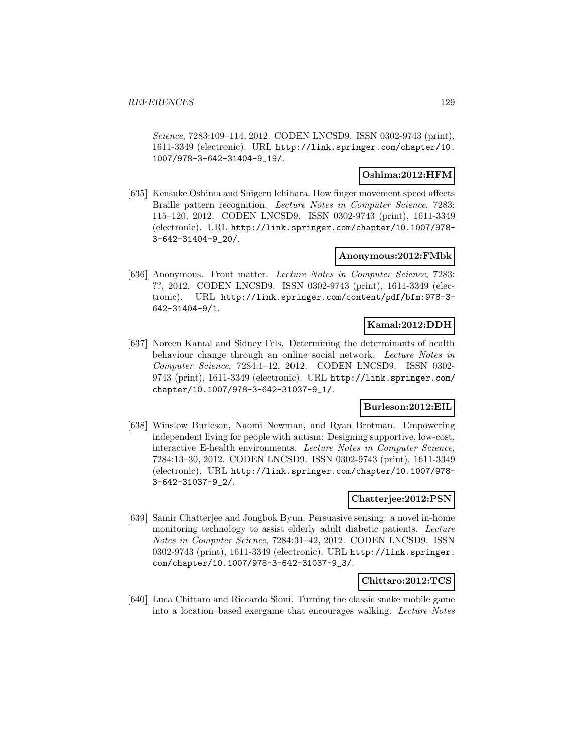*Science*, 7283:109–114, 2012. CODEN LNCSD9. ISSN 0302-9743 (print), 1611-3349 (electronic). URL http://link.springer.com/chapter/10.1007/978-3-642-31404-9_19/.

**Oshima:2012:HFM**

[635] Kensuke Oshima and Shigeru Ichihara. How finger movement speed affects Braille pattern recognition. *Lecture Notes in Computer Science*, 7283: 115–120, 2012. CODEN LNCSD9. ISSN 0302-9743 (print), 1611-3349 (electronic). URL http://link.springer.com/chapter/10.1007/978-3-642-31404-9_20/.

**Anonymous:2012:FMbk**

[636] Anonymous. Front matter. *Lecture Notes in Computer Science*, 7283: ??, 2012. CODEN LNCSD9. ISSN 0302-9743 (print), 1611-3349 (electronic). URL http://link.springer.com/content/pdf/bfm:978-3-642-31404-9/1.

**Kamal:2012:DDH**

[637] Noreen Kamal and Sidney Fels. Determining the determinants of health behaviour change through an online social network. *Lecture Notes in Computer Science*, 7284:1–12, 2012. CODEN LNCSD9. ISSN 0302-9743 (print), 1611-3349 (electronic). URL http://link.springer.com/chapter/10.1007/978-3-642-31037-9_1/.

**Burleson:2012:EIL**

[638] Winslow Burleson, Naomi Newman, and Ryan Brotman. Empowering independent living for people with autism: Designing supportive, low-cost, interactive E-health environments. *Lecture Notes in Computer Science*, 7284:13–30, 2012. CODEN LNCSD9. ISSN 0302-9743 (print), 1611-3349 (electronic). URL http://link.springer.com/chapter/10.1007/978-3-642-31037-9_2/.

**Chatterjee:2012:PSN**

[639] Samir Chatterjee and Jongbok Byun. Persuasive sensing: a novel in-home monitoring technology to assist elderly adult diabetic patients. *Lecture Notes in Computer Science*, 7284:31–42, 2012. CODEN LNCSD9. ISSN 0302-9743 (print), 1611-3349 (electronic). URL http://link.springer.com/chapter/10.1007/978-3-642-31037-9_3/.

**Chittaro:2012:TCS**

[640] Luca Chittaro and Riccardo Sioni. Turning the classic snake mobile game into a location–based exergame that encourages walking. *Lecture Notes*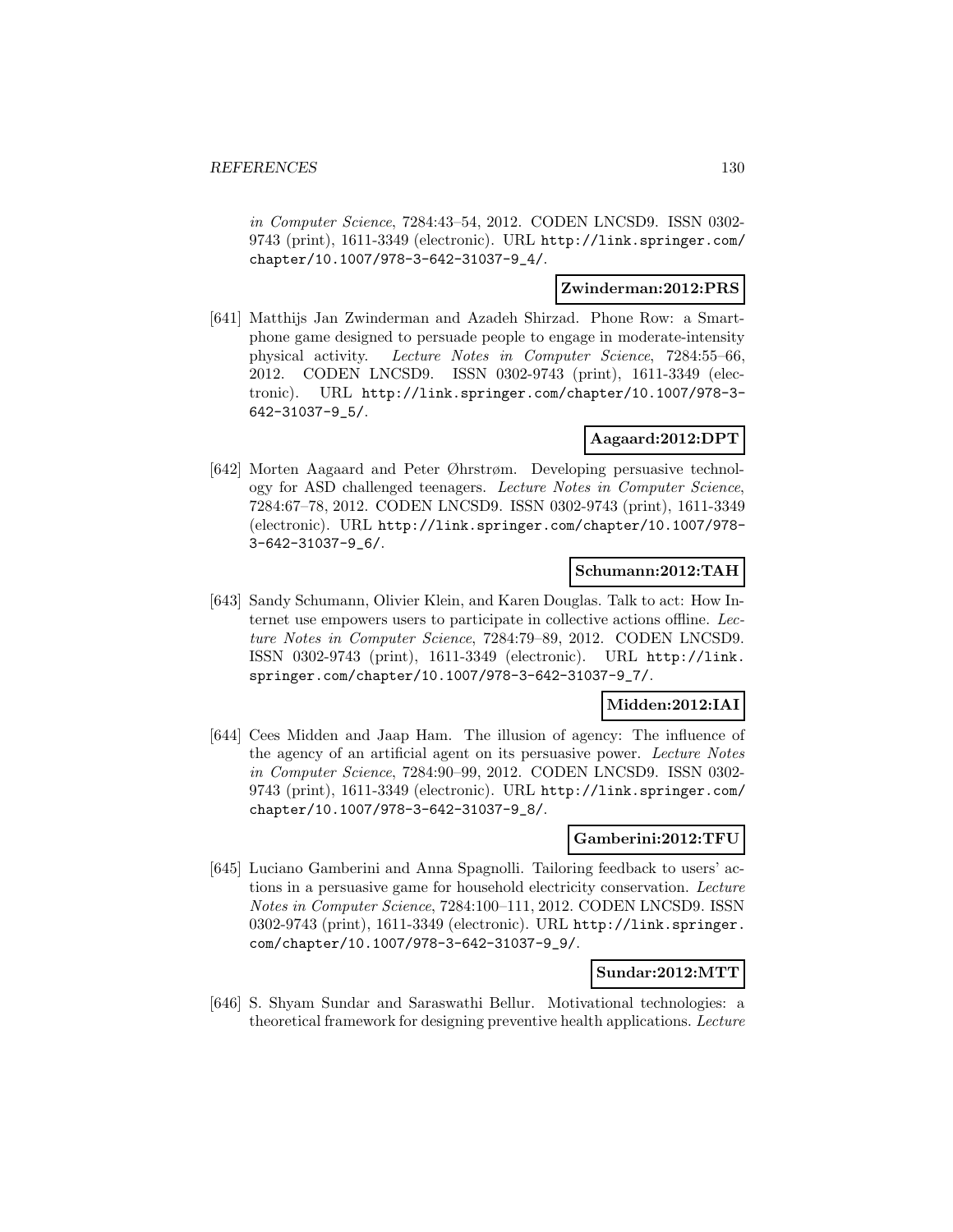*in Computer Science*, 7284:43–54, 2012. CODEN LNCSD9. ISSN 0302-9743 (print), 1611-3349 (electronic). URL http://link.springer.com/chapter/10.1007/978-3-642-31037-9_4/.

**Zwinderman:2012:PRS**

[641] Matthijs Jan Zwinderman and Azadeh Shirzad. Phone Row: a Smartphone game designed to persuade people to engage in moderate-intensity physical activity. *Lecture Notes in Computer Science*, 7284:55–66, 2012. CODEN LNCSD9. ISSN 0302-9743 (print), 1611-3349 (electronic). URL http://link.springer.com/chapter/10.1007/978-3-642-31037-9_5/.

**Aagaard:2012:DPT**

[642] Morten Aagaard and Peter Øhrstrøm. Developing persuasive technology for ASD challenged teenagers. *Lecture Notes in Computer Science*, 7284:67–78, 2012. CODEN LNCSD9. ISSN 0302-9743 (print), 1611-3349 (electronic). URL http://link.springer.com/chapter/10.1007/978-3-642-31037-9_6/.

**Schumann:2012:TAH**

[643] Sandy Schumann, Olivier Klein, and Karen Douglas. Talk to act: How Internet use empowers users to participate in collective actions offline. *Lecture Notes in Computer Science*, 7284:79–89, 2012. CODEN LNCSD9. ISSN 0302-9743 (print), 1611-3349 (electronic). URL http://link.springer.com/chapter/10.1007/978-3-642-31037-9_7/.

**Midden:2012:IAI**

[644] Cees Midden and Jaap Ham. The illusion of agency: The influence of the agency of an artificial agent on its persuasive power. *Lecture Notes in Computer Science*, 7284:90–99, 2012. CODEN LNCSD9. ISSN 0302-9743 (print), 1611-3349 (electronic). URL http://link.springer.com/chapter/10.1007/978-3-642-31037-9_8/.

**Gamberini:2012:TFU**

[645] Luciano Gamberini and Anna Spagnolli. Tailoring feedback to users' actions in a persuasive game for household electricity conservation. *Lecture Notes in Computer Science*, 7284:100–111, 2012. CODEN LNCSD9. ISSN 0302-9743 (print), 1611-3349 (electronic). URL http://link.springer.com/chapter/10.1007/978-3-642-31037-9_9/.

**Sundar:2012:MTT**

[646] S. Shyam Sundar and Saraswathi Bellur. Motivational technologies: a theoretical framework for designing preventive health applications. *Lecture*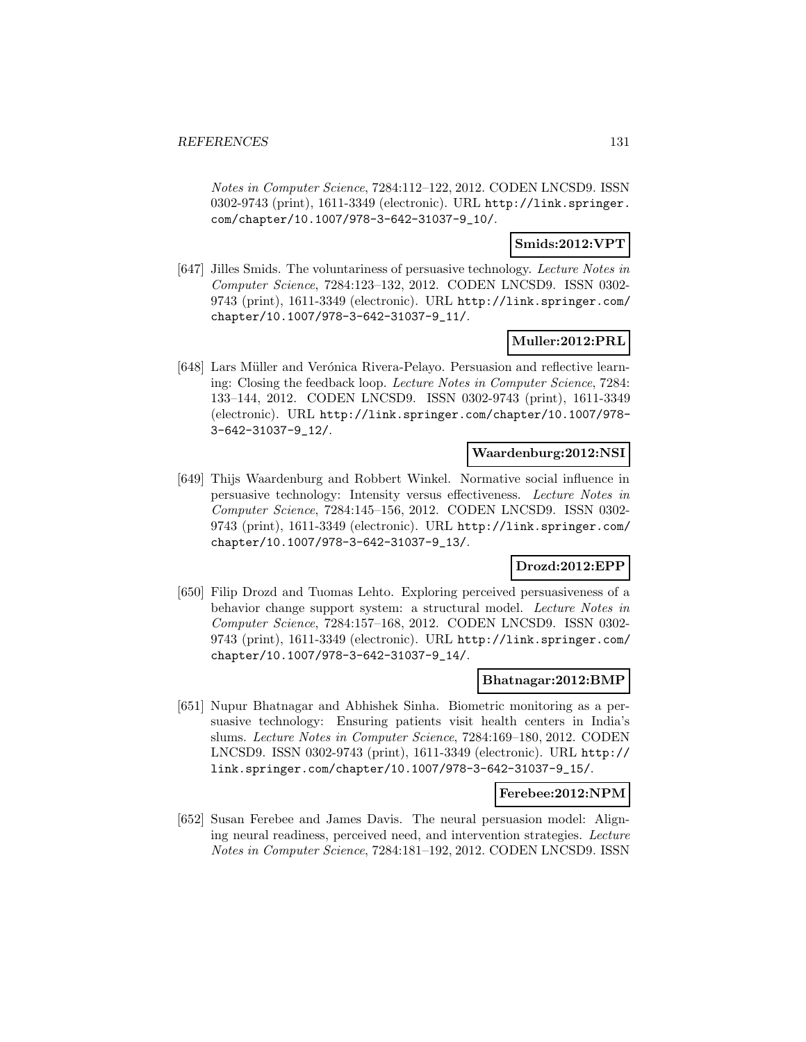*Notes in Computer Science*, 7284:112–122, 2012. CODEN LNCSD9. ISSN 0302-9743 (print), 1611-3349 (electronic). URL http://link.springer.com/chapter/10.1007/978-3-642-31037-9_10/.

**Smids:2012:VPT**

[647] Jilles Smids. The voluntariness of persuasive technology. *Lecture Notes in Computer Science*, 7284:123–132, 2012. CODEN LNCSD9. ISSN 0302-9743 (print), 1611-3349 (electronic). URL http://link.springer.com/chapter/10.1007/978-3-642-31037-9_11/.

**Muller:2012:PRL**

[648] Lars Müller and Verónica Rivera-Pelayo. Persuasion and reflective learning: Closing the feedback loop. *Lecture Notes in Computer Science*, 7284: 133–144, 2012. CODEN LNCSD9. ISSN 0302-9743 (print), 1611-3349 (electronic). URL http://link.springer.com/chapter/10.1007/978-3-642-31037-9_12/.

**Waardenburg:2012:NSI**

[649] Thijs Waardenburg and Robbert Winkel. Normative social influence in persuasive technology: Intensity versus effectiveness. *Lecture Notes in Computer Science*, 7284:145–156, 2012. CODEN LNCSD9. ISSN 0302-9743 (print), 1611-3349 (electronic). URL http://link.springer.com/chapter/10.1007/978-3-642-31037-9_13/.

**Drozd:2012:EPP**

[650] Filip Drozd and Tuomas Lehto. Exploring perceived persuasiveness of a behavior change support system: a structural model. *Lecture Notes in Computer Science*, 7284:157–168, 2012. CODEN LNCSD9. ISSN 0302-9743 (print), 1611-3349 (electronic). URL http://link.springer.com/chapter/10.1007/978-3-642-31037-9_14/.

**Bhatnagar:2012:BMP**

[651] Nupur Bhatnagar and Abhishek Sinha. Biometric monitoring as a persuasive technology: Ensuring patients visit health centers in India's slums. *Lecture Notes in Computer Science*, 7284:169–180, 2012. CODEN LNCSD9. ISSN 0302-9743 (print), 1611-3349 (electronic). URL http://link.springer.com/chapter/10.1007/978-3-642-31037-9_15/.

**Ferebee:2012:NPM**

[652] Susan Ferebee and James Davis. The neural persuasion model: Aligning neural readiness, perceived need, and intervention strategies. *Lecture Notes in Computer Science*, 7284:181–192, 2012. CODEN LNCSD9. ISSN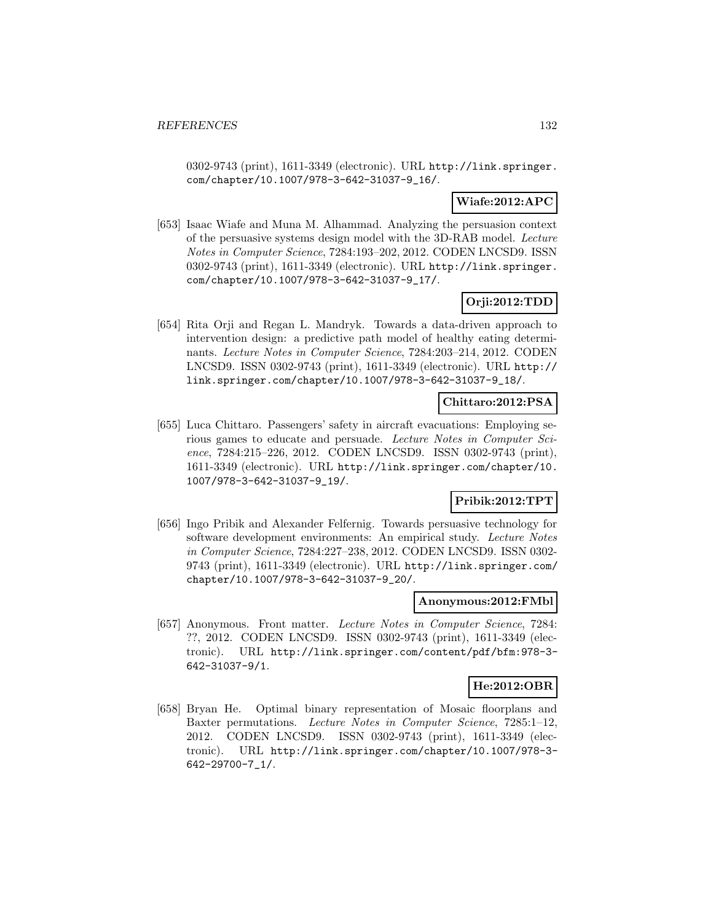0302-9743 (print), 1611-3349 (electronic). URL http://link.springer.com/chapter/10.1007/978-3-642-31037-9_16/.

**Wiafe:2012:APC**

[653] Isaac Wiafe and Muna M. Alhammad. Analyzing the persuasion context of the persuasive systems design model with the 3D-RAB model. *Lecture Notes in Computer Science*, 7284:193–202, 2012. CODEN LNCSD9. ISSN 0302-9743 (print), 1611-3349 (electronic). URL http://link.springer.com/chapter/10.1007/978-3-642-31037-9_17/.

**Orji:2012:TDD**

[654] Rita Orji and Regan L. Mandryk. Towards a data-driven approach to intervention design: a predictive path model of healthy eating determinants. *Lecture Notes in Computer Science*, 7284:203–214, 2012. CODEN LNCSD9. ISSN 0302-9743 (print), 1611-3349 (electronic). URL http://link.springer.com/chapter/10.1007/978-3-642-31037-9_18/.

**Chittaro:2012:PSA**

[655] Luca Chittaro. Passengers' safety in aircraft evacuations: Employing serious games to educate and persuade. *Lecture Notes in Computer Science*, 7284:215–226, 2012. CODEN LNCSD9. ISSN 0302-9743 (print), 1611-3349 (electronic). URL http://link.springer.com/chapter/10.1007/978-3-642-31037-9_19/.

**Pribik:2012:TPT**

[656] Ingo Pribik and Alexander Felfernig. Towards persuasive technology for software development environments: An empirical study. *Lecture Notes in Computer Science*, 7284:227–238, 2012. CODEN LNCSD9. ISSN 0302-9743 (print), 1611-3349 (electronic). URL http://link.springer.com/chapter/10.1007/978-3-642-31037-9_20/.

**Anonymous:2012:FMbl**

[657] Anonymous. Front matter. *Lecture Notes in Computer Science*, 7284: ??, 2012. CODEN LNCSD9. ISSN 0302-9743 (print), 1611-3349 (electronic). URL http://link.springer.com/content/pdf/bfm:978-3-642-31037-9/1.

**He:2012:OBR**

[658] Bryan He. Optimal binary representation of Mosaic floorplans and Baxter permutations. *Lecture Notes in Computer Science*, 7285:1–12, 2012. CODEN LNCSD9. ISSN 0302-9743 (print), 1611-3349 (electronic). URL http://link.springer.com/chapter/10.1007/978-3-642-29700-7_1/.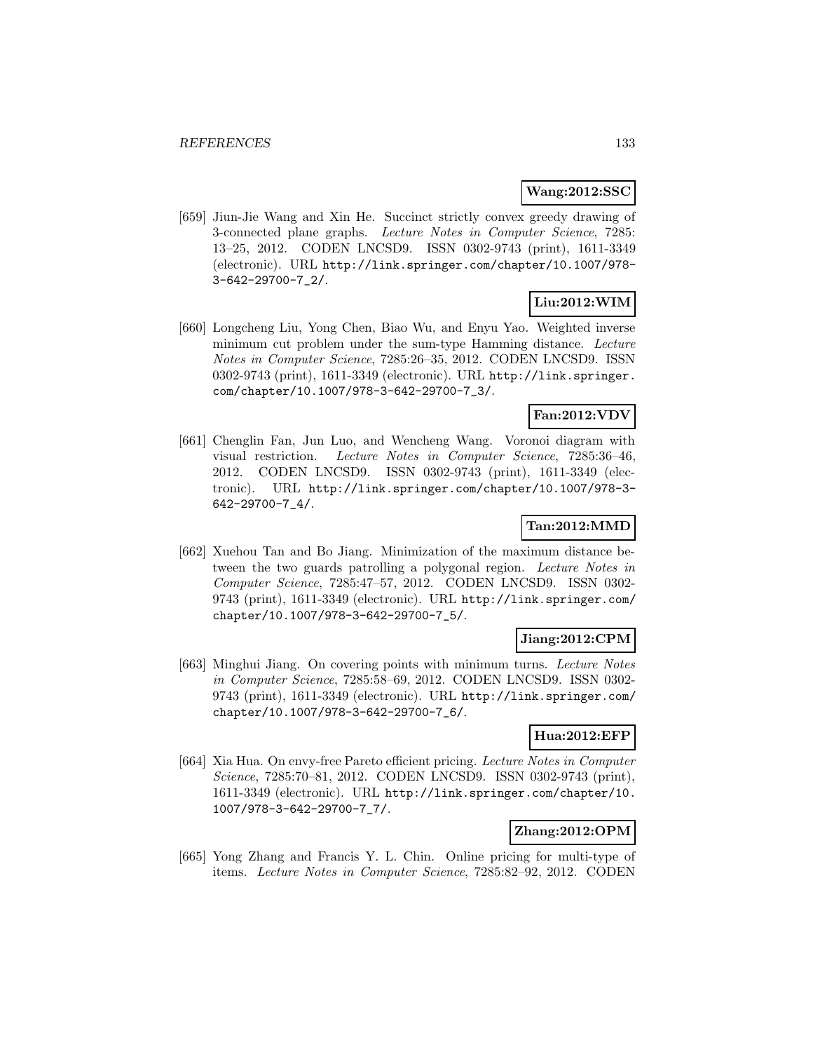**Wang:2012:SSC**

[659] Jiun-Jie Wang and Xin He. Succinct strictly convex greedy drawing of 3-connected plane graphs. *Lecture Notes in Computer Science*, 7285: 13–25, 2012. CODEN LNCSD9. ISSN 0302-9743 (print), 1611-3349 (electronic). URL http://link.springer.com/chapter/10.1007/978-3-642-29700-7_2/.

**Liu:2012:WIM**

[660] Longcheng Liu, Yong Chen, Biao Wu, and Enyu Yao. Weighted inverse minimum cut problem under the sum-type Hamming distance. *Lecture Notes in Computer Science*, 7285:26–35, 2012. CODEN LNCSD9. ISSN 0302-9743 (print), 1611-3349 (electronic). URL http://link.springer.com/chapter/10.1007/978-3-642-29700-7_3/.

**Fan:2012:VDV**

[661] Chenglin Fan, Jun Luo, and Wencheng Wang. Voronoi diagram with visual restriction. *Lecture Notes in Computer Science*, 7285:36–46, 2012. CODEN LNCSD9. ISSN 0302-9743 (print), 1611-3349 (electronic). URL http://link.springer.com/chapter/10.1007/978-3-642-29700-7_4/.

**Tan:2012:MMD**

[662] Xuehou Tan and Bo Jiang. Minimization of the maximum distance between the two guards patrolling a polygonal region. *Lecture Notes in Computer Science*, 7285:47–57, 2012. CODEN LNCSD9. ISSN 0302-9743 (print), 1611-3349 (electronic). URL http://link.springer.com/chapter/10.1007/978-3-642-29700-7_5/.

**Jiang:2012:CPM**

[663] Minghui Jiang. On covering points with minimum turns. *Lecture Notes in Computer Science*, 7285:58–69, 2012. CODEN LNCSD9. ISSN 0302-9743 (print), 1611-3349 (electronic). URL http://link.springer.com/chapter/10.1007/978-3-642-29700-7_6/.

**Hua:2012:EFP**

[664] Xia Hua. On envy-free Pareto efficient pricing. *Lecture Notes in Computer Science*, 7285:70–81, 2012. CODEN LNCSD9. ISSN 0302-9743 (print), 1611-3349 (electronic). URL http://link.springer.com/chapter/10.1007/978-3-642-29700-7_7/.

**Zhang:2012:OPM**

[665] Yong Zhang and Francis Y. L. Chin. Online pricing for multi-type of items. *Lecture Notes in Computer Science*, 7285:82–92, 2012. CODEN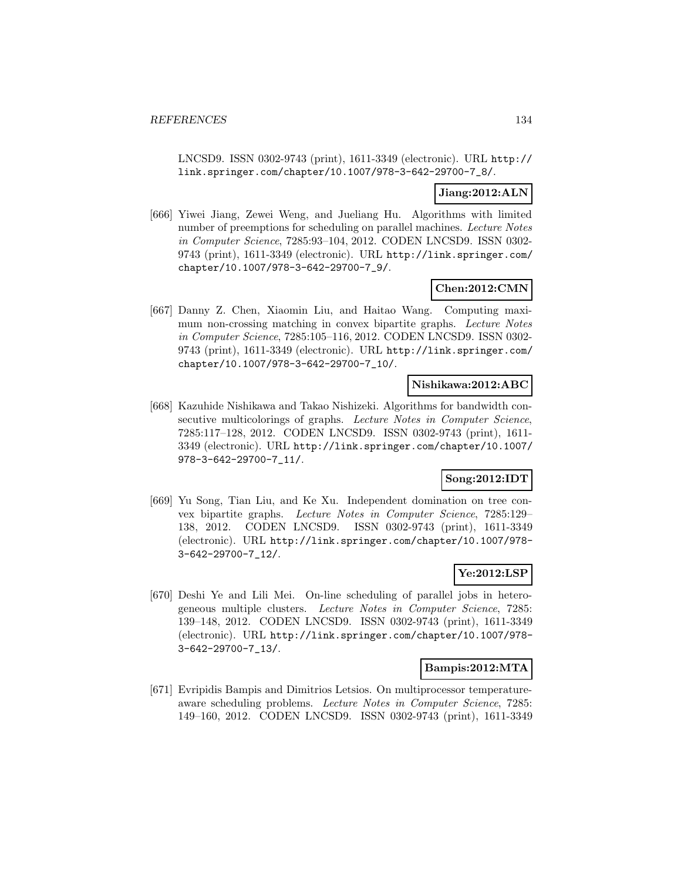LNCSD9. ISSN 0302-9743 (print), 1611-3349 (electronic). URL http://link.springer.com/chapter/10.1007/978-3-642-29700-7_8/.

**Jiang:2012:ALN**

[666] Yiwei Jiang, Zewei Weng, and Jueliang Hu. Algorithms with limited number of preemptions for scheduling on parallel machines. *Lecture Notes in Computer Science*, 7285:93–104, 2012. CODEN LNCSD9. ISSN 0302-9743 (print), 1611-3349 (electronic). URL http://link.springer.com/chapter/10.1007/978-3-642-29700-7_9/.

**Chen:2012:CMN**

[667] Danny Z. Chen, Xiaomin Liu, and Haitao Wang. Computing maximum non-crossing matching in convex bipartite graphs. *Lecture Notes in Computer Science*, 7285:105–116, 2012. CODEN LNCSD9. ISSN 0302-9743 (print), 1611-3349 (electronic). URL http://link.springer.com/chapter/10.1007/978-3-642-29700-7_10/.

**Nishikawa:2012:ABC**

[668] Kazuhide Nishikawa and Takao Nishizeki. Algorithms for bandwidth consecutive multicolorings of graphs. *Lecture Notes in Computer Science*, 7285:117–128, 2012. CODEN LNCSD9. ISSN 0302-9743 (print), 1611-3349 (electronic). URL http://link.springer.com/chapter/10.1007/978-3-642-29700-7_11/.

**Song:2012:IDT**

[669] Yu Song, Tian Liu, and Ke Xu. Independent domination on tree convex bipartite graphs. *Lecture Notes in Computer Science*, 7285:129–138, 2012. CODEN LNCSD9. ISSN 0302-9743 (print), 1611-3349 (electronic). URL http://link.springer.com/chapter/10.1007/978-3-642-29700-7_12/.

**Ye:2012:LSP**

[670] Deshi Ye and Lili Mei. On-line scheduling of parallel jobs in heterogeneous multiple clusters. *Lecture Notes in Computer Science*, 7285: 139–148, 2012. CODEN LNCSD9. ISSN 0302-9743 (print), 1611-3349 (electronic). URL http://link.springer.com/chapter/10.1007/978-3-642-29700-7_13/.

**Bampis:2012:MTA**

[671] Evripidis Bampis and Dimitrios Letsios. On multiprocessor temperature-aware scheduling problems. *Lecture Notes in Computer Science*, 7285: 149–160, 2012. CODEN LNCSD9. ISSN 0302-9743 (print), 1611-3349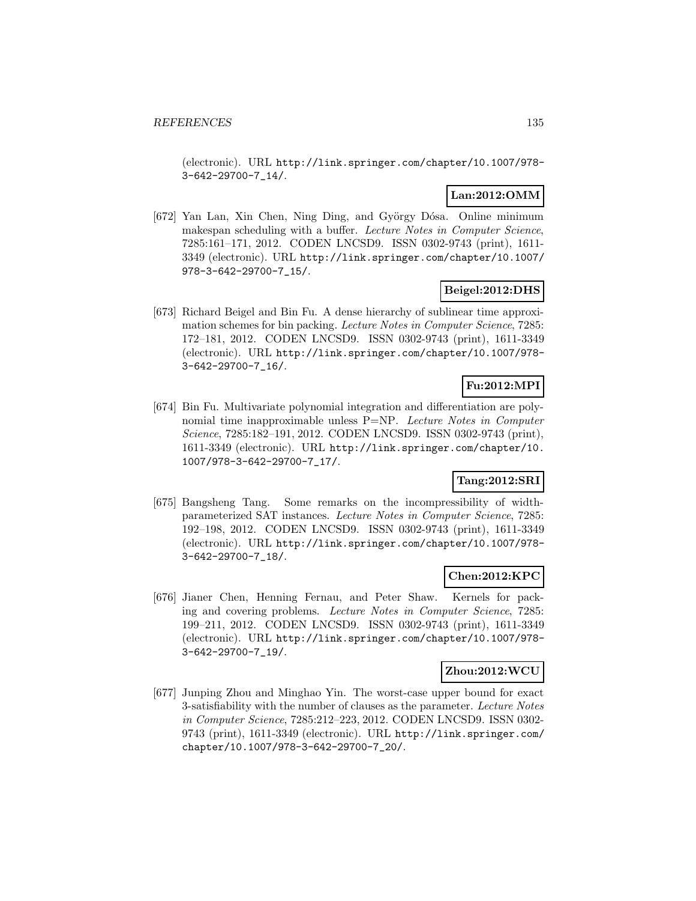(electronic). URL http://link.springer.com/chapter/10.1007/978-3-642-29700-7_14/.

**Lan:2012:OMM**

[672] Yan Lan, Xin Chen, Ning Ding, and György Dósa. Online minimum makespan scheduling with a buffer. *Lecture Notes in Computer Science*, 7285:161–171, 2012. CODEN LNCSD9. ISSN 0302-9743 (print), 1611-3349 (electronic). URL http://link.springer.com/chapter/10.1007/978-3-642-29700-7_15/.

**Beigel:2012:DHS**

[673] Richard Beigel and Bin Fu. A dense hierarchy of sublinear time approximation schemes for bin packing. *Lecture Notes in Computer Science*, 7285: 172–181, 2012. CODEN LNCSD9. ISSN 0302-9743 (print), 1611-3349 (electronic). URL http://link.springer.com/chapter/10.1007/978-3-642-29700-7_16/.

**Fu:2012:MPI**

[674] Bin Fu. Multivariate polynomial integration and differentiation are polynomial time inapproximable unless P=NP. *Lecture Notes in Computer Science*, 7285:182–191, 2012. CODEN LNCSD9. ISSN 0302-9743 (print), 1611-3349 (electronic). URL http://link.springer.com/chapter/10.1007/978-3-642-29700-7_17/.

**Tang:2012:SRI**

[675] Bangsheng Tang. Some remarks on the incompressibility of width-parameterized SAT instances. *Lecture Notes in Computer Science*, 7285: 192–198, 2012. CODEN LNCSD9. ISSN 0302-9743 (print), 1611-3349 (electronic). URL http://link.springer.com/chapter/10.1007/978-3-642-29700-7_18/.

**Chen:2012:KPC**

[676] Jianer Chen, Henning Fernau, and Peter Shaw. Kernels for packing and covering problems. *Lecture Notes in Computer Science*, 7285: 199–211, 2012. CODEN LNCSD9. ISSN 0302-9743 (print), 1611-3349 (electronic). URL http://link.springer.com/chapter/10.1007/978-3-642-29700-7_19/.

**Zhou:2012:WCU**

[677] Junping Zhou and Minghao Yin. The worst-case upper bound for exact 3-satisfiability with the number of clauses as the parameter. *Lecture Notes in Computer Science*, 7285:212–223, 2012. CODEN LNCSD9. ISSN 0302-9743 (print), 1611-3349 (electronic). URL http://link.springer.com/chapter/10.1007/978-3-642-29700-7_20/.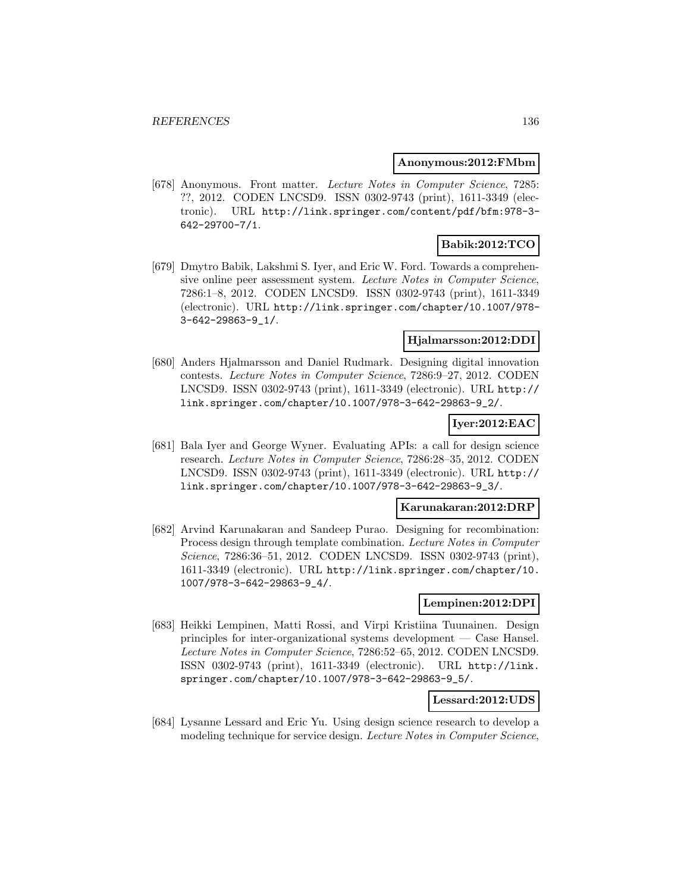**Anonymous:2012:FMbm**

[678] Anonymous. Front matter. *Lecture Notes in Computer Science*, 7285: ??, 2012. CODEN LNCSD9. ISSN 0302-9743 (print), 1611-3349 (electronic). URL http://link.springer.com/content/pdf/bfm:978-3-642-29700-7/1.

**Babik:2012:TCO**

[679] Dmytro Babik, Lakshmi S. Iyer, and Eric W. Ford. Towards a comprehensive online peer assessment system. *Lecture Notes in Computer Science*, 7286:1–8, 2012. CODEN LNCSD9. ISSN 0302-9743 (print), 1611-3349 (electronic). URL http://link.springer.com/chapter/10.1007/978-3-642-29863-9_1/.

**Hjalmarsson:2012:DDI**

[680] Anders Hjalmarsson and Daniel Rudmark. Designing digital innovation contests. *Lecture Notes in Computer Science*, 7286:9–27, 2012. CODEN LNCSD9. ISSN 0302-9743 (print), 1611-3349 (electronic). URL http://link.springer.com/chapter/10.1007/978-3-642-29863-9_2/.

**Iyer:2012:EAC**

[681] Bala Iyer and George Wyner. Evaluating APIs: a call for design science research. *Lecture Notes in Computer Science*, 7286:28–35, 2012. CODEN LNCSD9. ISSN 0302-9743 (print), 1611-3349 (electronic). URL http://link.springer.com/chapter/10.1007/978-3-642-29863-9_3/.

**Karunakaran:2012:DRP**

[682] Arvind Karunakaran and Sandeep Purao. Designing for recombination: Process design through template combination. *Lecture Notes in Computer Science*, 7286:36–51, 2012. CODEN LNCSD9. ISSN 0302-9743 (print), 1611-3349 (electronic). URL http://link.springer.com/chapter/10.1007/978-3-642-29863-9_4/.

**Lempinen:2012:DPI**

[683] Heikki Lempinen, Matti Rossi, and Virpi Kristiina Tuunainen. Design principles for inter-organizational systems development — Case Hansel. *Lecture Notes in Computer Science*, 7286:52–65, 2012. CODEN LNCSD9. ISSN 0302-9743 (print), 1611-3349 (electronic). URL http://link.springer.com/chapter/10.1007/978-3-642-29863-9_5/.

**Lessard:2012:UDS**

[684] Lysanne Lessard and Eric Yu. Using design science research to develop a modeling technique for service design. *Lecture Notes in Computer Science*,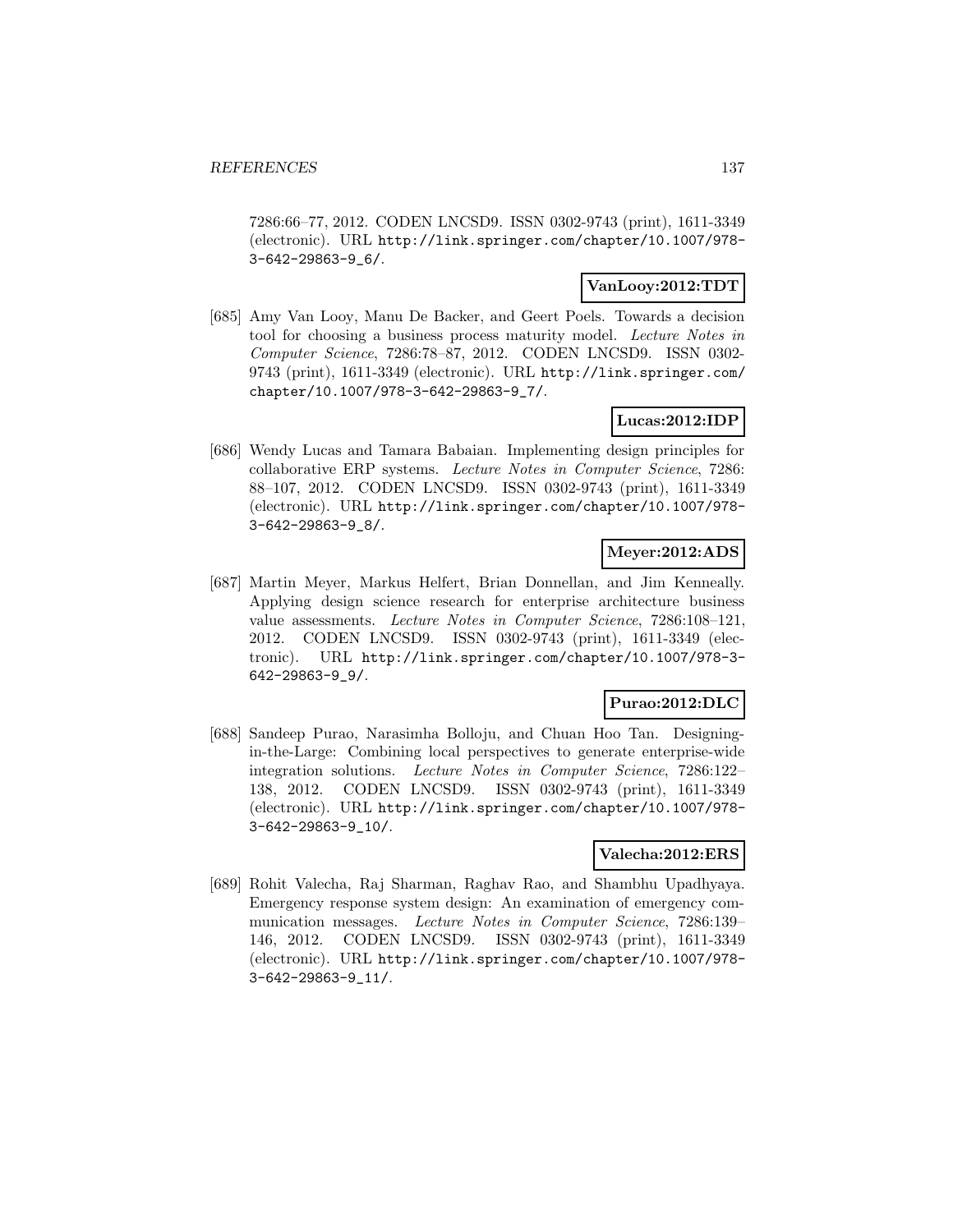7286:66–77, 2012. CODEN LNCSD9. ISSN 0302-9743 (print), 1611-3349 (electronic). URL http://link.springer.com/chapter/10.1007/978-3-642-29863-9_6/.

**VanLooy:2012:TDT**

[685] Amy Van Looy, Manu De Backer, and Geert Poels. Towards a decision tool for choosing a business process maturity model. *Lecture Notes in Computer Science*, 7286:78–87, 2012. CODEN LNCSD9. ISSN 0302-9743 (print), 1611-3349 (electronic). URL http://link.springer.com/chapter/10.1007/978-3-642-29863-9_7/.

**Lucas:2012:IDP**

[686] Wendy Lucas and Tamara Babaian. Implementing design principles for collaborative ERP systems. *Lecture Notes in Computer Science*, 7286: 88–107, 2012. CODEN LNCSD9. ISSN 0302-9743 (print), 1611-3349 (electronic). URL http://link.springer.com/chapter/10.1007/978-3-642-29863-9_8/.

**Meyer:2012:ADS**

[687] Martin Meyer, Markus Helfert, Brian Donnellan, and Jim Kenneally. Applying design science research for enterprise architecture business value assessments. *Lecture Notes in Computer Science*, 7286:108–121, 2012. CODEN LNCSD9. ISSN 0302-9743 (print), 1611-3349 (electronic). URL http://link.springer.com/chapter/10.1007/978-3-642-29863-9_9/.

**Purao:2012:DLC**

[688] Sandeep Purao, Narasimha Bolloju, and Chuan Hoo Tan. Designing-in-the-Large: Combining local perspectives to generate enterprise-wide integration solutions. *Lecture Notes in Computer Science*, 7286:122–138, 2012. CODEN LNCSD9. ISSN 0302-9743 (print), 1611-3349 (electronic). URL http://link.springer.com/chapter/10.1007/978-3-642-29863-9_10/.

**Valecha:2012:ERS**

[689] Rohit Valecha, Raj Sharman, Raghav Rao, and Shambhu Upadhyaya. Emergency response system design: An examination of emergency communication messages. *Lecture Notes in Computer Science*, 7286:139–146, 2012. CODEN LNCSD9. ISSN 0302-9743 (print), 1611-3349 (electronic). URL http://link.springer.com/chapter/10.1007/978-3-642-29863-9_11/.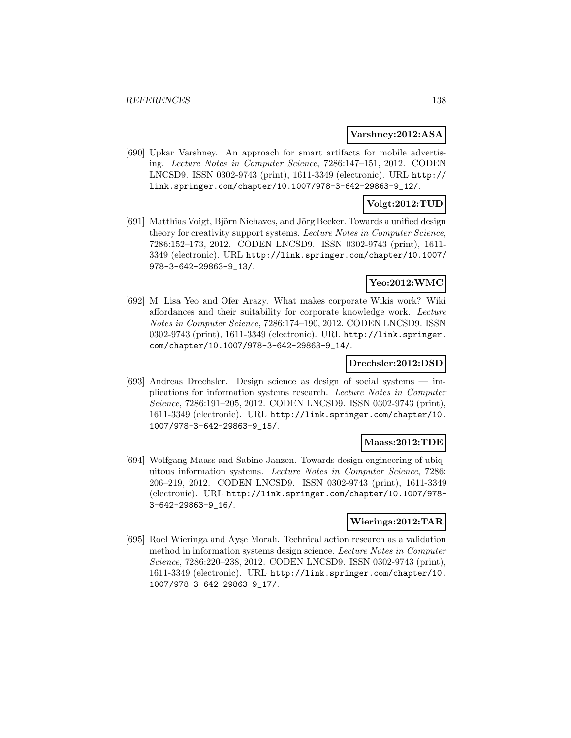**Varshney:2012:ASA**

[690] Upkar Varshney. An approach for smart artifacts for mobile advertising. *Lecture Notes in Computer Science*, 7286:147–151, 2012. CODEN LNCSD9. ISSN 0302-9743 (print), 1611-3349 (electronic). URL http://link.springer.com/chapter/10.1007/978-3-642-29863-9_12/.

**Voigt:2012:TUD**

[691] Matthias Voigt, Björn Niehaves, and Jörg Becker. Towards a unified design theory for creativity support systems. *Lecture Notes in Computer Science*, 7286:152–173, 2012. CODEN LNCSD9. ISSN 0302-9743 (print), 1611-3349 (electronic). URL http://link.springer.com/chapter/10.1007/978-3-642-29863-9_13/.

**Yeo:2012:WMC**

[692] M. Lisa Yeo and Ofer Arazy. What makes corporate Wikis work? Wiki affordances and their suitability for corporate knowledge work. *Lecture Notes in Computer Science*, 7286:174–190, 2012. CODEN LNCSD9. ISSN 0302-9743 (print), 1611-3349 (electronic). URL http://link.springer.com/chapter/10.1007/978-3-642-29863-9_14/.

**Drechsler:2012:DSD**

[693] Andreas Drechsler. Design science as design of social systems — implications for information systems research. *Lecture Notes in Computer Science*, 7286:191–205, 2012. CODEN LNCSD9. ISSN 0302-9743 (print), 1611-3349 (electronic). URL http://link.springer.com/chapter/10.1007/978-3-642-29863-9_15/.

**Maass:2012:TDE**

[694] Wolfgang Maass and Sabine Janzen. Towards design engineering of ubiquitous information systems. *Lecture Notes in Computer Science*, 7286:206–219, 2012. CODEN LNCSD9. ISSN 0302-9743 (print), 1611-3349 (electronic). URL http://link.springer.com/chapter/10.1007/978-3-642-29863-9_16/.

**Wieringa:2012:TAR**

[695] Roel Wieringa and Ayşe Moralı. Technical action research as a validation method in information systems design science. *Lecture Notes in Computer Science*, 7286:220–238, 2012. CODEN LNCSD9. ISSN 0302-9743 (print), 1611-3349 (electronic). URL http://link.springer.com/chapter/10.1007/978-3-642-29863-9_17/.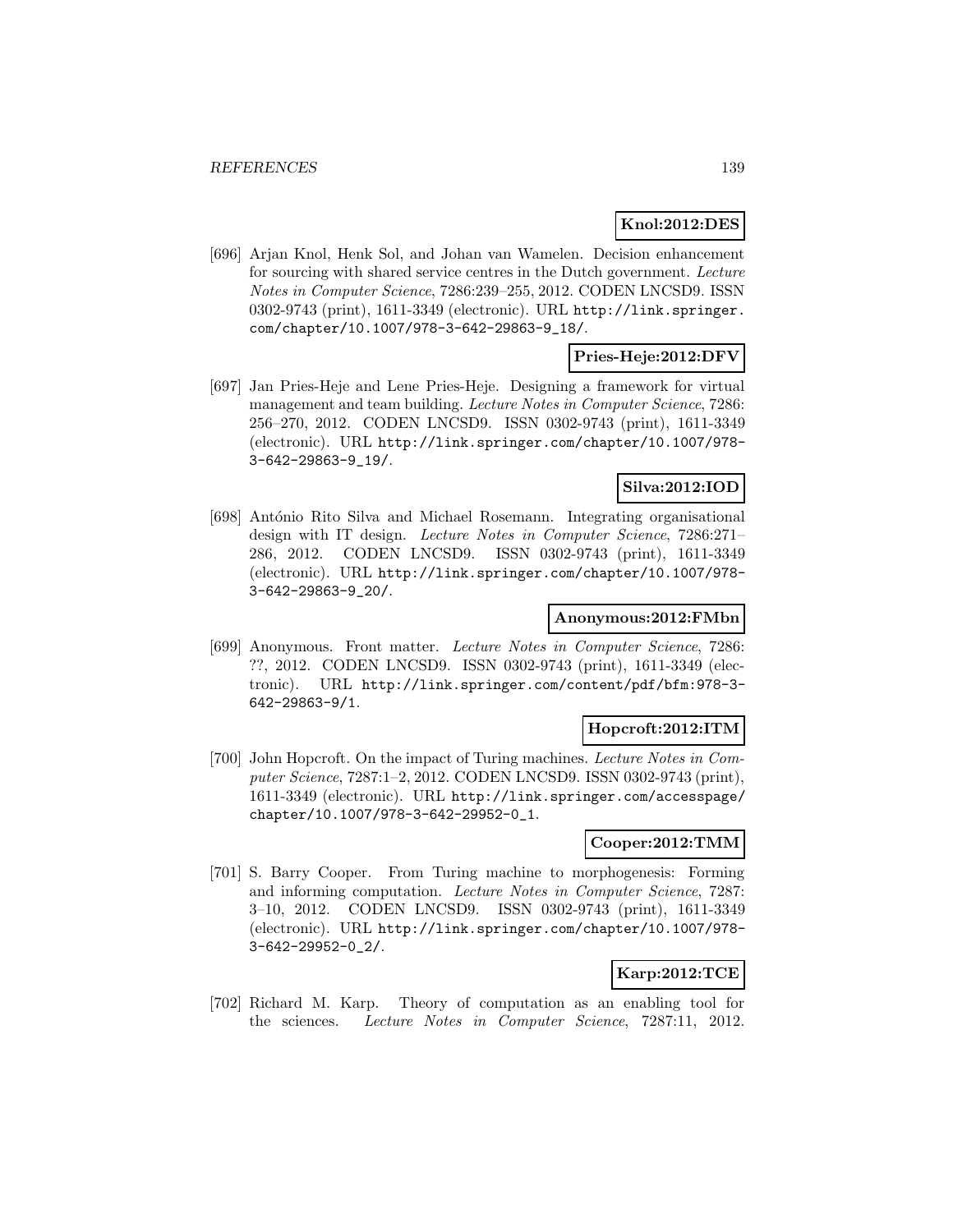**Knol:2012:DES**

[696] Arjan Knol, Henk Sol, and Johan van Wamelen. Decision enhancement for sourcing with shared service centres in the Dutch government. *Lecture Notes in Computer Science*, 7286:239–255, 2012. CODEN LNCSD9. ISSN 0302-9743 (print), 1611-3349 (electronic). URL `http://link.springer.com/chapter/10.1007/978-3-642-29863-9_18/`.

**Pries-Heje:2012:DFV**

[697] Jan Pries-Heje and Lene Pries-Heje. Designing a framework for virtual management and team building. *Lecture Notes in Computer Science*, 7286: 256–270, 2012. CODEN LNCSD9. ISSN 0302-9743 (print), 1611-3349 (electronic). URL `http://link.springer.com/chapter/10.1007/978-3-642-29863-9_19/`.

**Silva:2012:IOD**

[698] António Rito Silva and Michael Rosemann. Integrating organisational design with IT design. *Lecture Notes in Computer Science*, 7286:271–286, 2012. CODEN LNCSD9. ISSN 0302-9743 (print), 1611-3349 (electronic). URL `http://link.springer.com/chapter/10.1007/978-3-642-29863-9_20/`.

**Anonymous:2012:FMbn**

[699] Anonymous. Front matter. *Lecture Notes in Computer Science*, 7286: ??, 2012. CODEN LNCSD9. ISSN 0302-9743 (print), 1611-3349 (electronic). URL `http://link.springer.com/content/pdf/bfm:978-3-642-29863-9/1`.

**Hopcroft:2012:ITM**

[700] John Hopcroft. On the impact of Turing machines. *Lecture Notes in Computer Science*, 7287:1–2, 2012. CODEN LNCSD9. ISSN 0302-9743 (print), 1611-3349 (electronic). URL `http://link.springer.com/accesspage/chapter/10.1007/978-3-642-29952-0_1`.

**Cooper:2012:TMM**

[701] S. Barry Cooper. From Turing machine to morphogenesis: Forming and informing computation. *Lecture Notes in Computer Science*, 7287: 3–10, 2012. CODEN LNCSD9. ISSN 0302-9743 (print), 1611-3349 (electronic). URL `http://link.springer.com/chapter/10.1007/978-3-642-29952-0_2/`.

**Karp:2012:TCE**

[702] Richard M. Karp. Theory of computation as an enabling tool for the sciences. *Lecture Notes in Computer Science*, 7287:11, 2012.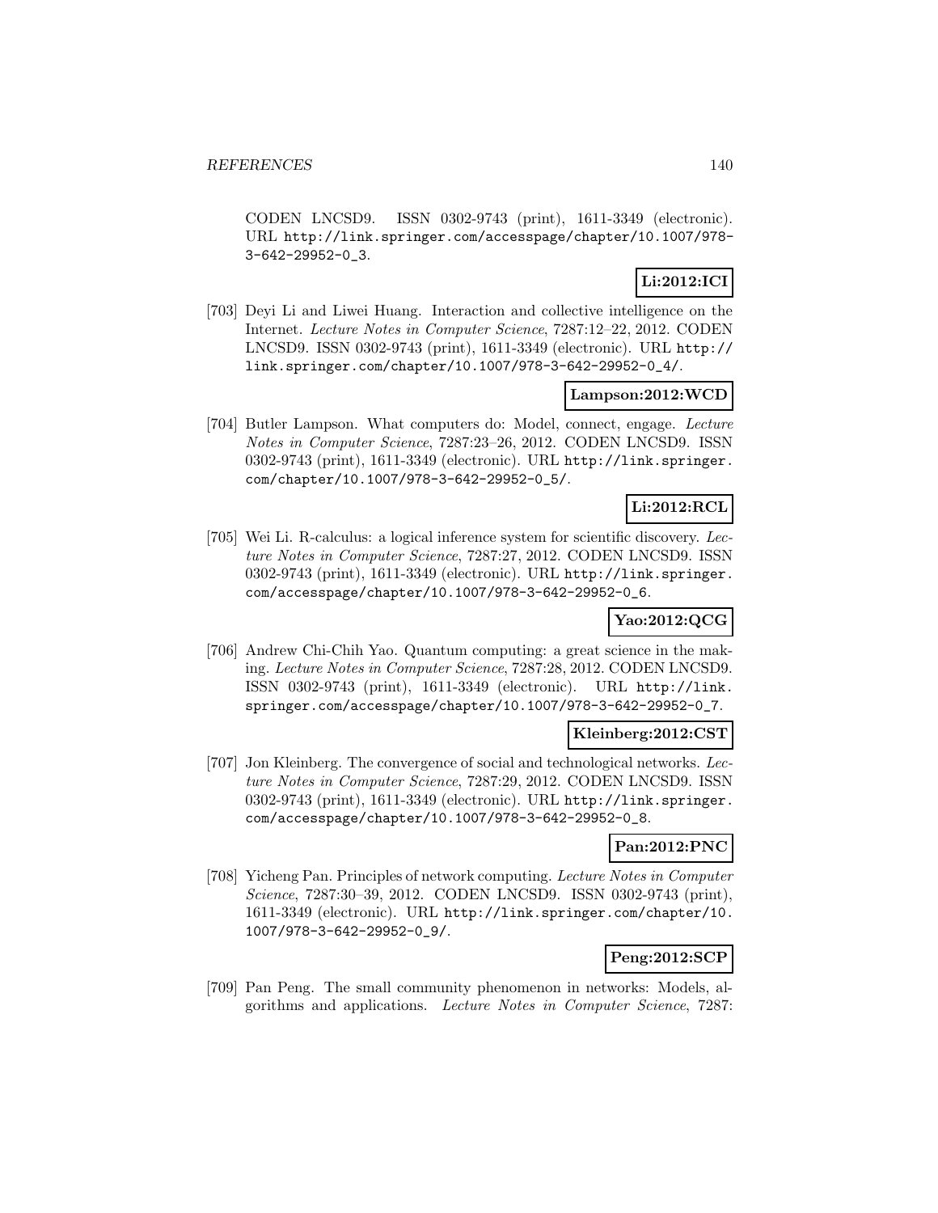CODEN LNCSD9. ISSN 0302-9743 (print), 1611-3349 (electronic). URL http://link.springer.com/accesspage/chapter/10.1007/978-3-642-29952-0_3.

**Li:2012:ICI**

[703] Deyi Li and Liwei Huang. Interaction and collective intelligence on the Internet. *Lecture Notes in Computer Science*, 7287:12–22, 2012. CODEN LNCSD9. ISSN 0302-9743 (print), 1611-3349 (electronic). URL http://link.springer.com/chapter/10.1007/978-3-642-29952-0_4/.

**Lampson:2012:WCD**

[704] Butler Lampson. What computers do: Model, connect, engage. *Lecture Notes in Computer Science*, 7287:23–26, 2012. CODEN LNCSD9. ISSN 0302-9743 (print), 1611-3349 (electronic). URL http://link.springer.com/chapter/10.1007/978-3-642-29952-0_5/.

**Li:2012:RCL**

[705] Wei Li. R-calculus: a logical inference system for scientific discovery. *Lecture Notes in Computer Science*, 7287:27, 2012. CODEN LNCSD9. ISSN 0302-9743 (print), 1611-3349 (electronic). URL http://link.springer.com/accesspage/chapter/10.1007/978-3-642-29952-0_6.

**Yao:2012:QCG**

[706] Andrew Chi-Chih Yao. Quantum computing: a great science in the making. *Lecture Notes in Computer Science*, 7287:28, 2012. CODEN LNCSD9. ISSN 0302-9743 (print), 1611-3349 (electronic). URL http://link.springer.com/accesspage/chapter/10.1007/978-3-642-29952-0_7.

**Kleinberg:2012:CST**

[707] Jon Kleinberg. The convergence of social and technological networks. *Lecture Notes in Computer Science*, 7287:29, 2012. CODEN LNCSD9. ISSN 0302-9743 (print), 1611-3349 (electronic). URL http://link.springer.com/accesspage/chapter/10.1007/978-3-642-29952-0_8.

**Pan:2012:PNC**

[708] Yicheng Pan. Principles of network computing. *Lecture Notes in Computer Science*, 7287:30–39, 2012. CODEN LNCSD9. ISSN 0302-9743 (print), 1611-3349 (electronic). URL http://link.springer.com/chapter/10.1007/978-3-642-29952-0_9/.

**Peng:2012:SCP**

[709] Pan Peng. The small community phenomenon in networks: Models, algorithms and applications. *Lecture Notes in Computer Science*, 7287: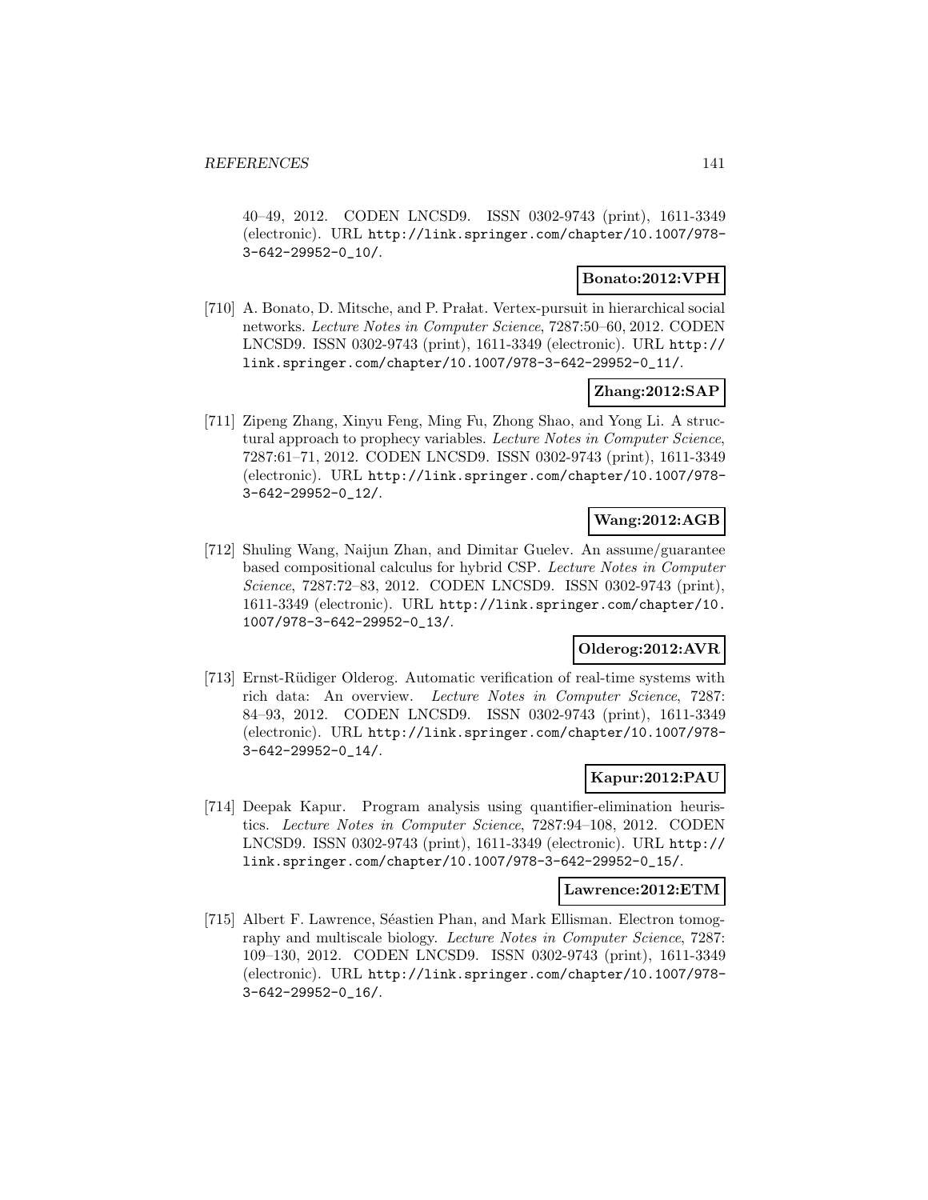40–49, 2012. CODEN LNCSD9. ISSN 0302-9743 (print), 1611-3349 (electronic). URL http://link.springer.com/chapter/10.1007/978-3-642-29952-0_10/.

**Bonato:2012:VPH**

[710] A. Bonato, D. Mitsche, and P. Prałat. Vertex-pursuit in hierarchical social networks. *Lecture Notes in Computer Science*, 7287:50–60, 2012. CODEN LNCSD9. ISSN 0302-9743 (print), 1611-3349 (electronic). URL http://link.springer.com/chapter/10.1007/978-3-642-29952-0_11/.

**Zhang:2012:SAP**

[711] Zipeng Zhang, Xinyu Feng, Ming Fu, Zhong Shao, and Yong Li. A structural approach to prophecy variables. *Lecture Notes in Computer Science*, 7287:61–71, 2012. CODEN LNCSD9. ISSN 0302-9743 (print), 1611-3349 (electronic). URL http://link.springer.com/chapter/10.1007/978-3-642-29952-0_12/.

**Wang:2012:AGB**

[712] Shuling Wang, Naijun Zhan, and Dimitar Guelev. An assume/guarantee based compositional calculus for hybrid CSP. *Lecture Notes in Computer Science*, 7287:72–83, 2012. CODEN LNCSD9. ISSN 0302-9743 (print), 1611-3349 (electronic). URL http://link.springer.com/chapter/10.1007/978-3-642-29952-0_13/.

**Olderog:2012:AVR**

[713] Ernst-Rüdiger Olderog. Automatic verification of real-time systems with rich data: An overview. *Lecture Notes in Computer Science*, 7287: 84–93, 2012. CODEN LNCSD9. ISSN 0302-9743 (print), 1611-3349 (electronic). URL http://link.springer.com/chapter/10.1007/978-3-642-29952-0_14/.

**Kapur:2012:PAU**

[714] Deepak Kapur. Program analysis using quantifier-elimination heuristics. *Lecture Notes in Computer Science*, 7287:94–108, 2012. CODEN LNCSD9. ISSN 0302-9743 (print), 1611-3349 (electronic). URL http://link.springer.com/chapter/10.1007/978-3-642-29952-0_15/.

**Lawrence:2012:ETM**

[715] Albert F. Lawrence, Séastien Phan, and Mark Ellisman. Electron tomography and multiscale biology. *Lecture Notes in Computer Science*, 7287: 109–130, 2012. CODEN LNCSD9. ISSN 0302-9743 (print), 1611-3349 (electronic). URL http://link.springer.com/chapter/10.1007/978-3-642-29952-0_16/.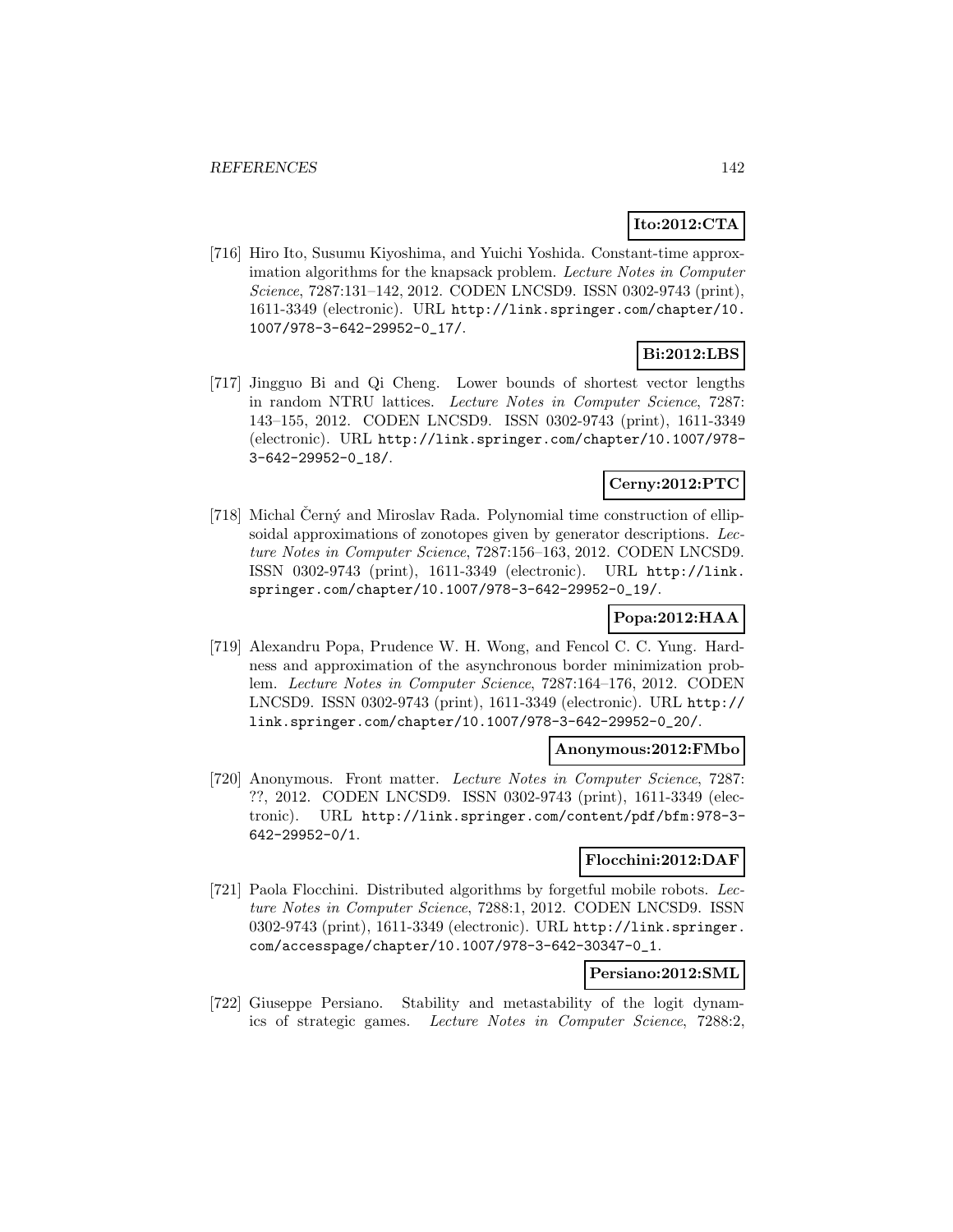**Ito:2012:CTA**

[716] Hiro Ito, Susumu Kiyoshima, and Yuichi Yoshida. Constant-time approximation algorithms for the knapsack problem. *Lecture Notes in Computer Science*, 7287:131–142, 2012. CODEN LNCSD9. ISSN 0302-9743 (print), 1611-3349 (electronic). URL http://link.springer.com/chapter/10.1007/978-3-642-29952-0_17/.

**Bi:2012:LBS**

[717] Jingguo Bi and Qi Cheng. Lower bounds of shortest vector lengths in random NTRU lattices. *Lecture Notes in Computer Science*, 7287: 143–155, 2012. CODEN LNCSD9. ISSN 0302-9743 (print), 1611-3349 (electronic). URL http://link.springer.com/chapter/10.1007/978-3-642-29952-0_18/.

**Cerny:2012:PTC**

[718] Michal Černý and Miroslav Rada. Polynomial time construction of ellipsoidal approximations of zonotopes given by generator descriptions. *Lecture Notes in Computer Science*, 7287:156–163, 2012. CODEN LNCSD9. ISSN 0302-9743 (print), 1611-3349 (electronic). URL http://link.springer.com/chapter/10.1007/978-3-642-29952-0_19/.

**Popa:2012:HAA**

[719] Alexandru Popa, Prudence W. H. Wong, and Fencol C. C. Yung. Hardness and approximation of the asynchronous border minimization problem. *Lecture Notes in Computer Science*, 7287:164–176, 2012. CODEN LNCSD9. ISSN 0302-9743 (print), 1611-3349 (electronic). URL http://link.springer.com/chapter/10.1007/978-3-642-29952-0_20/.

**Anonymous:2012:FMbo**

[720] Anonymous. Front matter. *Lecture Notes in Computer Science*, 7287: ??, 2012. CODEN LNCSD9. ISSN 0302-9743 (print), 1611-3349 (electronic). URL http://link.springer.com/content/pdf/bfm:978-3-642-29952-0/1.

**Flocchini:2012:DAF**

[721] Paola Flocchini. Distributed algorithms by forgetful mobile robots. *Lecture Notes in Computer Science*, 7288:1, 2012. CODEN LNCSD9. ISSN 0302-9743 (print), 1611-3349 (electronic). URL http://link.springer.com/accesspage/chapter/10.1007/978-3-642-30347-0_1.

**Persiano:2012:SML**

[722] Giuseppe Persiano. Stability and metastability of the logit dynamics of strategic games. *Lecture Notes in Computer Science*, 7288:2,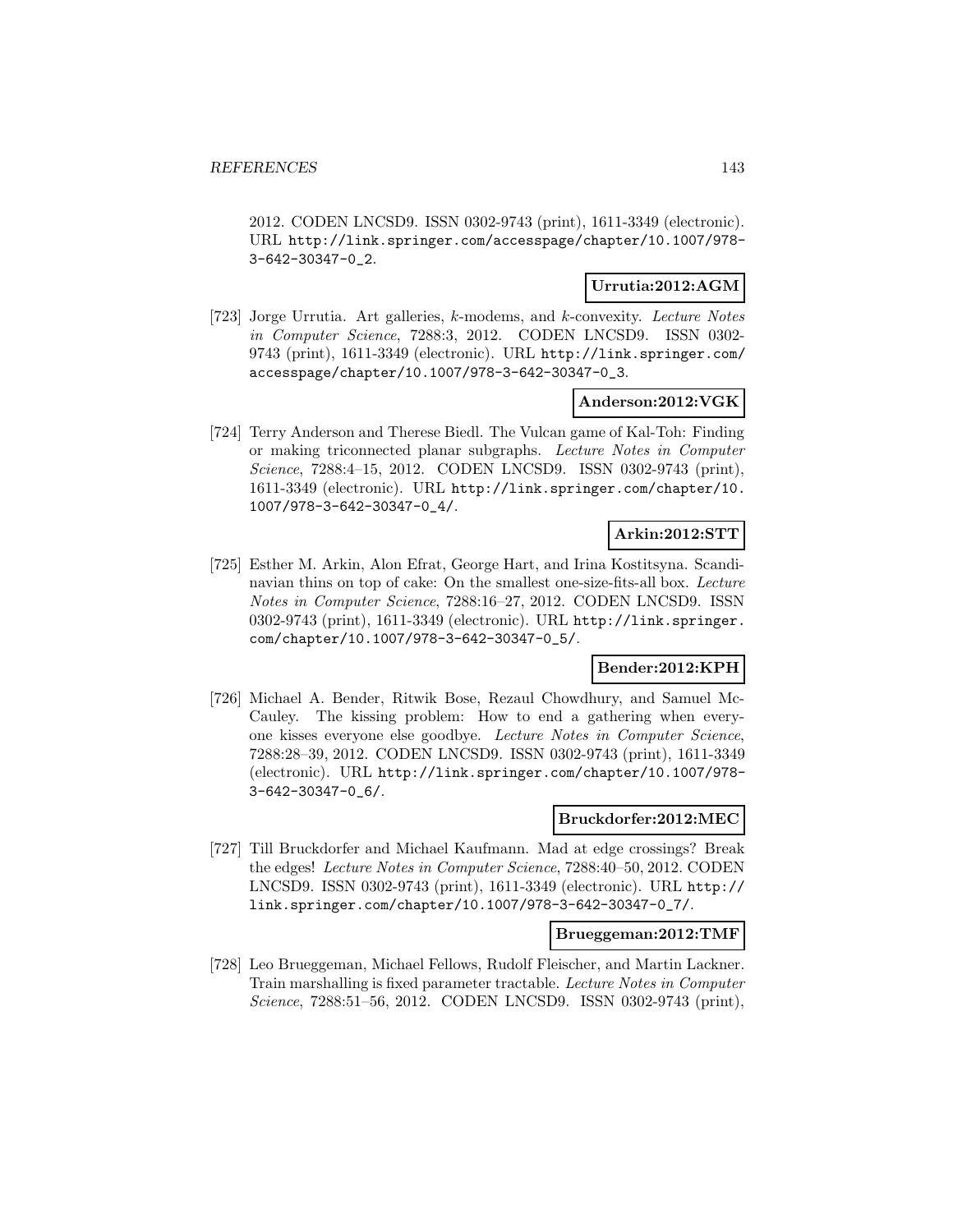2012. CODEN LNCSD9. ISSN 0302-9743 (print), 1611-3349 (electronic). URL http://link.springer.com/accesspage/chapter/10.1007/978-3-642-30347-0_2.

**Urrutia:2012:AGM**

[723] Jorge Urrutia. Art galleries, $k$-modems, and $k$-convexity. *Lecture Notes in Computer Science*, 7288:3, 2012. CODEN LNCSD9. ISSN 0302-9743 (print), 1611-3349 (electronic). URL http://link.springer.com/accesspage/chapter/10.1007/978-3-642-30347-0_3.

**Anderson:2012:VGK**

[724] Terry Anderson and Therese Biedl. The Vulcan game of Kal-Toh: Finding or making triconnected planar subgraphs. *Lecture Notes in Computer Science*, 7288:4–15, 2012. CODEN LNCSD9. ISSN 0302-9743 (print), 1611-3349 (electronic). URL http://link.springer.com/chapter/10.1007/978-3-642-30347-0_4/.

**Arkin:2012:STT**

[725] Esther M. Arkin, Alon Efrat, George Hart, and Irina Kostitsyna. Scandinavian thins on top of cake: On the smallest one-size-fits-all box. *Lecture Notes in Computer Science*, 7288:16–27, 2012. CODEN LNCSD9. ISSN 0302-9743 (print), 1611-3349 (electronic). URL http://link.springer.com/chapter/10.1007/978-3-642-30347-0_5/.

**Bender:2012:KPH**

[726] Michael A. Bender, Ritwik Bose, Rezaul Chowdhury, and Samuel McCauley. The kissing problem: How to end a gathering when everyone kisses everyone else goodbye. *Lecture Notes in Computer Science*, 7288:28–39, 2012. CODEN LNCSD9. ISSN 0302-9743 (print), 1611-3349 (electronic). URL http://link.springer.com/chapter/10.1007/978-3-642-30347-0_6/.

**Bruckdorfer:2012:MEC**

[727] Till Bruckdorfer and Michael Kaufmann. Mad at edge crossings? Break the edges! *Lecture Notes in Computer Science*, 7288:40–50, 2012. CODEN LNCSD9. ISSN 0302-9743 (print), 1611-3349 (electronic). URL http://link.springer.com/chapter/10.1007/978-3-642-30347-0_7/.

**Brueggeman:2012:TMF**

[728] Leo Brueggeman, Michael Fellows, Rudolf Fleischer, and Martin Lackner. Train marshalling is fixed parameter tractable. *Lecture Notes in Computer Science*, 7288:51–56, 2012. CODEN LNCSD9. ISSN 0302-9743 (print),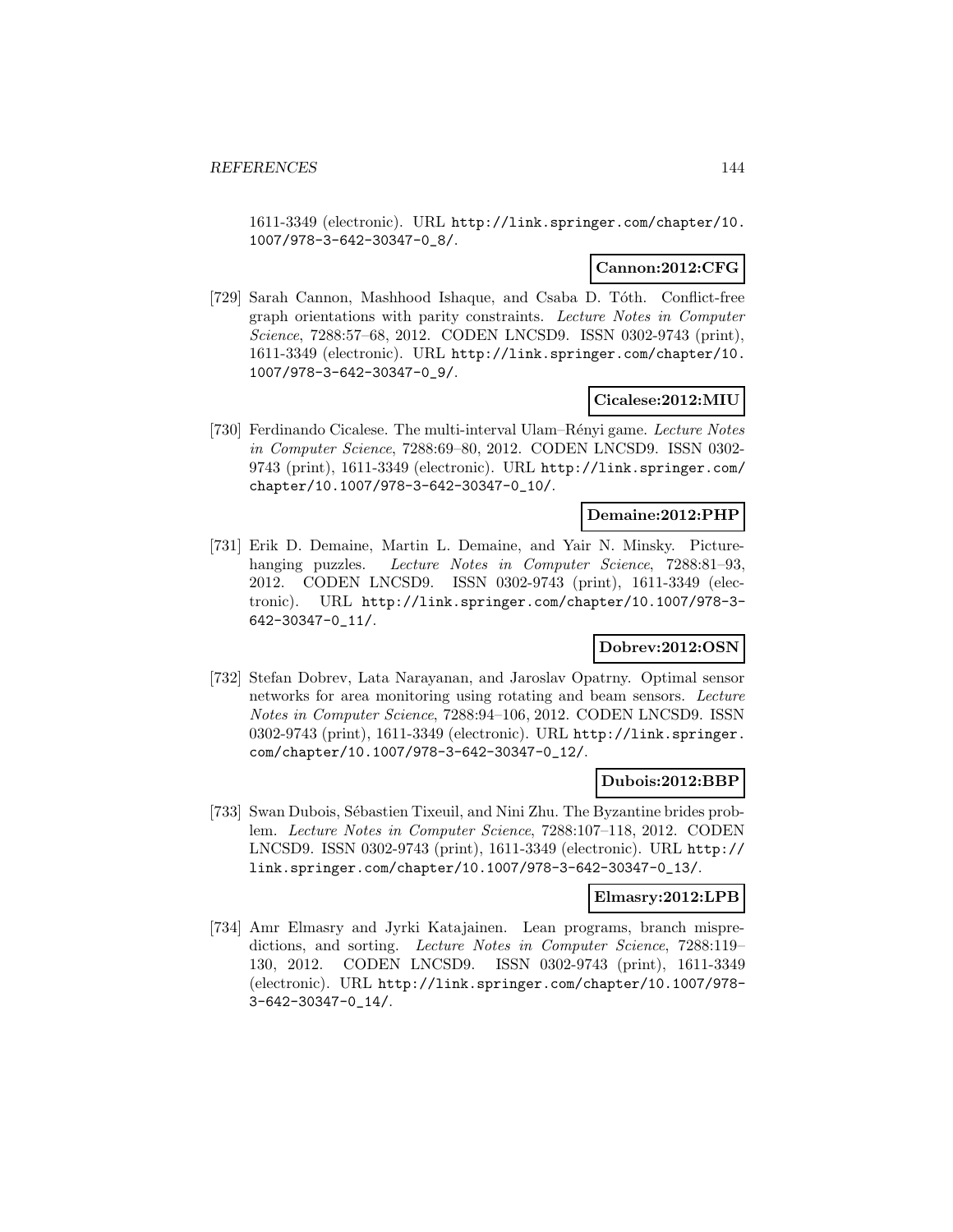1611-3349 (electronic). URL http://link.springer.com/chapter/10.1007/978-3-642-30347-0_8/.

**Cannon:2012:CFG**

[729] Sarah Cannon, Mashhood Ishaque, and Csaba D. Tóth. Conflict-free graph orientations with parity constraints. *Lecture Notes in Computer Science*, 7288:57–68, 2012. CODEN LNCSD9. ISSN 0302-9743 (print), 1611-3349 (electronic). URL http://link.springer.com/chapter/10.1007/978-3-642-30347-0_9/.

**Cicalese:2012:MIU**

[730] Ferdinando Cicalese. The multi-interval Ulam–Rényi game. *Lecture Notes in Computer Science*, 7288:69–80, 2012. CODEN LNCSD9. ISSN 0302-9743 (print), 1611-3349 (electronic). URL http://link.springer.com/chapter/10.1007/978-3-642-30347-0_10/.

**Demaine:2012:PHP**

[731] Erik D. Demaine, Martin L. Demaine, and Yair N. Minsky. Picture-hanging puzzles. *Lecture Notes in Computer Science*, 7288:81–93, 2012. CODEN LNCSD9. ISSN 0302-9743 (print), 1611-3349 (electronic). URL http://link.springer.com/chapter/10.1007/978-3-642-30347-0_11/.

**Dobrev:2012:OSN**

[732] Stefan Dobrev, Lata Narayanan, and Jaroslav Opatrny. Optimal sensor networks for area monitoring using rotating and beam sensors. *Lecture Notes in Computer Science*, 7288:94–106, 2012. CODEN LNCSD9. ISSN 0302-9743 (print), 1611-3349 (electronic). URL http://link.springer.com/chapter/10.1007/978-3-642-30347-0_12/.

**Dubois:2012:BBP**

[733] Swan Dubois, Sébastien Tixeuil, and Nini Zhu. The Byzantine brides problem. *Lecture Notes in Computer Science*, 7288:107–118, 2012. CODEN LNCSD9. ISSN 0302-9743 (print), 1611-3349 (electronic). URL http://link.springer.com/chapter/10.1007/978-3-642-30347-0_13/.

**Elmasry:2012:LPB**

[734] Amr Elmasry and Jyrki Katajainen. Lean programs, branch mispredictions, and sorting. *Lecture Notes in Computer Science*, 7288:119–130, 2012. CODEN LNCSD9. ISSN 0302-9743 (print), 1611-3349 (electronic). URL http://link.springer.com/chapter/10.1007/978-3-642-30347-0_14/.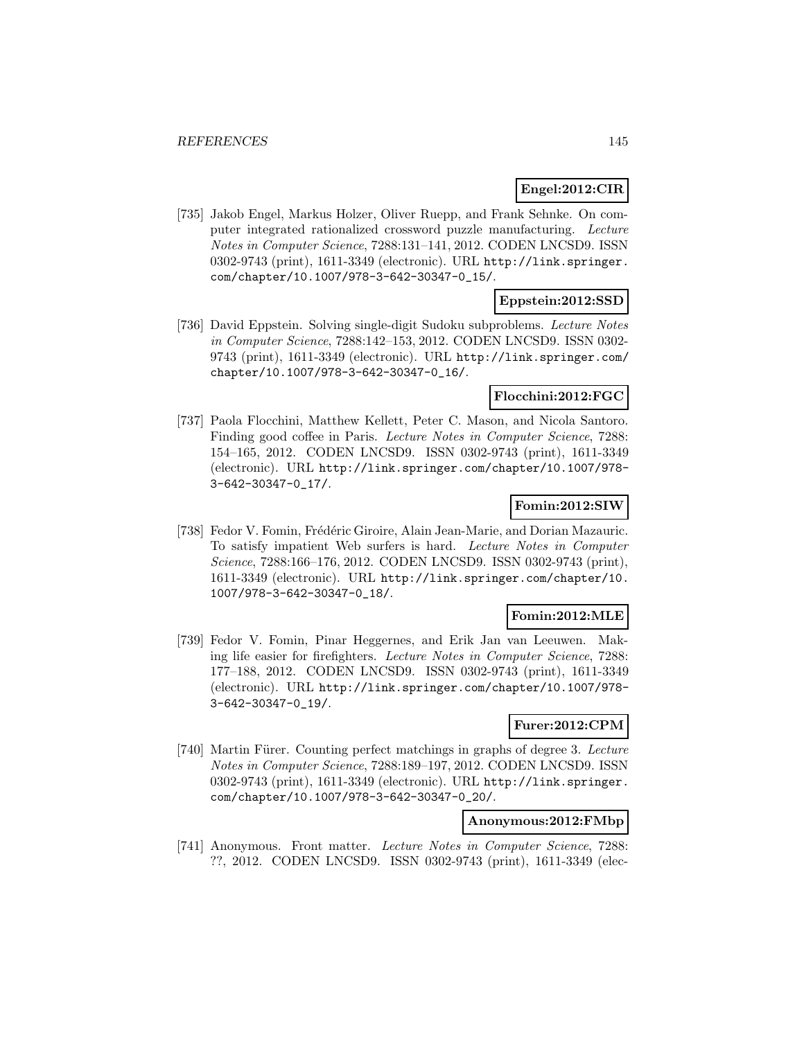**Engel:2012:CIR**

[735] Jakob Engel, Markus Holzer, Oliver Ruepp, and Frank Sehnke. On computer integrated rationalized crossword puzzle manufacturing. *Lecture Notes in Computer Science*, 7288:131–141, 2012. CODEN LNCSD9. ISSN 0302-9743 (print), 1611-3349 (electronic). URL http://link.springer.com/chapter/10.1007/978-3-642-30347-0_15/.

**Eppstein:2012:SSD**

[736] David Eppstein. Solving single-digit Sudoku subproblems. *Lecture Notes in Computer Science*, 7288:142–153, 2012. CODEN LNCSD9. ISSN 0302-9743 (print), 1611-3349 (electronic). URL http://link.springer.com/chapter/10.1007/978-3-642-30347-0_16/.

**Flocchini:2012:FGC**

[737] Paola Flocchini, Matthew Kellett, Peter C. Mason, and Nicola Santoro. Finding good coffee in Paris. *Lecture Notes in Computer Science*, 7288: 154–165, 2012. CODEN LNCSD9. ISSN 0302-9743 (print), 1611-3349 (electronic). URL http://link.springer.com/chapter/10.1007/978-3-642-30347-0_17/.

**Fomin:2012:SIW**

[738] Fedor V. Fomin, Frédéric Giroire, Alain Jean-Marie, and Dorian Mazauric. To satisfy impatient Web surfers is hard. *Lecture Notes in Computer Science*, 7288:166–176, 2012. CODEN LNCSD9. ISSN 0302-9743 (print), 1611-3349 (electronic). URL http://link.springer.com/chapter/10.1007/978-3-642-30347-0_18/.

**Fomin:2012:MLE**

[739] Fedor V. Fomin, Pinar Heggernes, and Erik Jan van Leeuwen. Making life easier for firefighters. *Lecture Notes in Computer Science*, 7288: 177–188, 2012. CODEN LNCSD9. ISSN 0302-9743 (print), 1611-3349 (electronic). URL http://link.springer.com/chapter/10.1007/978-3-642-30347-0_19/.

**Furer:2012:CPM**

[740] Martin Fürer. Counting perfect matchings in graphs of degree 3. *Lecture Notes in Computer Science*, 7288:189–197, 2012. CODEN LNCSD9. ISSN 0302-9743 (print), 1611-3349 (electronic). URL http://link.springer.com/chapter/10.1007/978-3-642-30347-0_20/.

**Anonymous:2012:FMbp**

[741] Anonymous. Front matter. *Lecture Notes in Computer Science*, 7288: ??, 2012. CODEN LNCSD9. ISSN 0302-9743 (print), 1611-3349 (elec-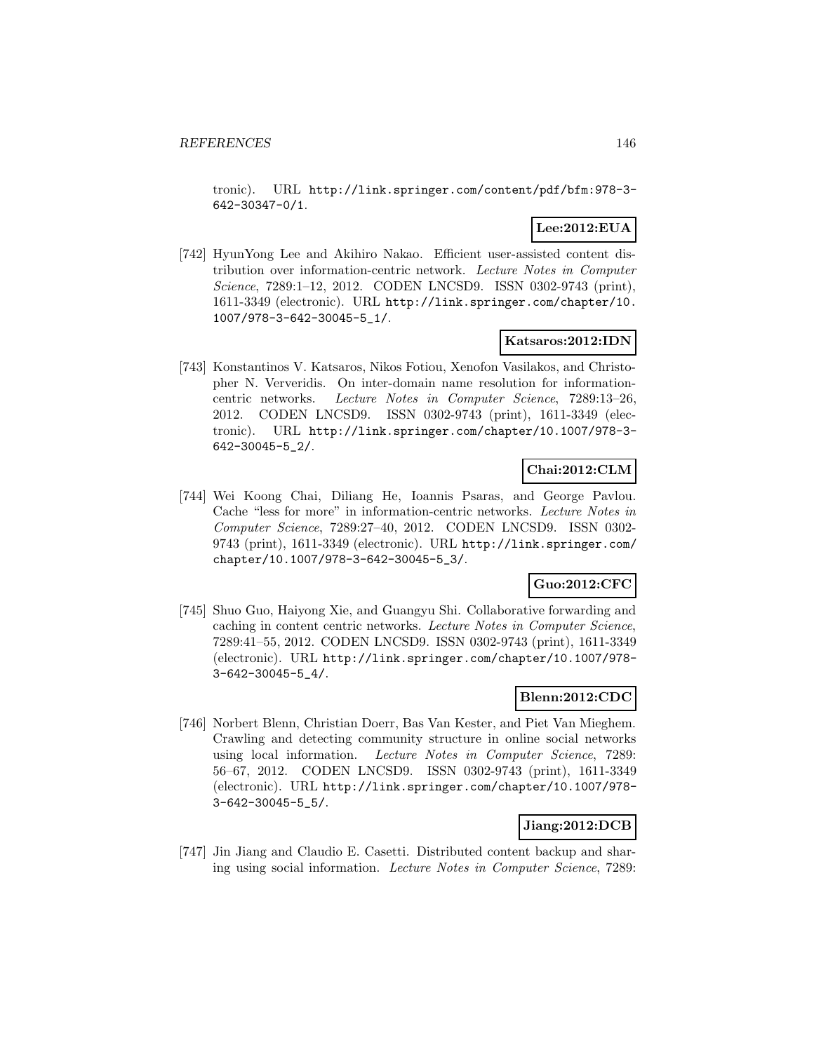tronic). URL http://link.springer.com/content/pdf/bfm:978-3-642-30347-0/1.

**Lee:2012:EUA**

[742] HyunYong Lee and Akihiro Nakao. Efficient user-assisted content distribution over information-centric network. *Lecture Notes in Computer Science*, 7289:1–12, 2012. CODEN LNCSD9. ISSN 0302-9743 (print), 1611-3349 (electronic). URL http://link.springer.com/chapter/10.1007/978-3-642-30045-5_1/.

**Katsaros:2012:IDN**

[743] Konstantinos V. Katsaros, Nikos Fotiou, Xenofon Vasilakos, and Christopher N. Ververidis. On inter-domain name resolution for information-centric networks. *Lecture Notes in Computer Science*, 7289:13–26, 2012. CODEN LNCSD9. ISSN 0302-9743 (print), 1611-3349 (electronic). URL http://link.springer.com/chapter/10.1007/978-3-642-30045-5_2/.

**Chai:2012:CLM**

[744] Wei Koong Chai, Diliang He, Ioannis Psaras, and George Pavlou. Cache "less for more" in information-centric networks. *Lecture Notes in Computer Science*, 7289:27–40, 2012. CODEN LNCSD9. ISSN 0302-9743 (print), 1611-3349 (electronic). URL http://link.springer.com/chapter/10.1007/978-3-642-30045-5_3/.

**Guo:2012:CFC**

[745] Shuo Guo, Haiyong Xie, and Guangyu Shi. Collaborative forwarding and caching in content centric networks. *Lecture Notes in Computer Science*, 7289:41–55, 2012. CODEN LNCSD9. ISSN 0302-9743 (print), 1611-3349 (electronic). URL http://link.springer.com/chapter/10.1007/978-3-642-30045-5_4/.

**Blenn:2012:CDC**

[746] Norbert Blenn, Christian Doerr, Bas Van Kester, and Piet Van Mieghem. Crawling and detecting community structure in online social networks using local information. *Lecture Notes in Computer Science*, 7289: 56–67, 2012. CODEN LNCSD9. ISSN 0302-9743 (print), 1611-3349 (electronic). URL http://link.springer.com/chapter/10.1007/978-3-642-30045-5_5/.

**Jiang:2012:DCB**

[747] Jin Jiang and Claudio E. Casetti. Distributed content backup and sharing using social information. *Lecture Notes in Computer Science*, 7289: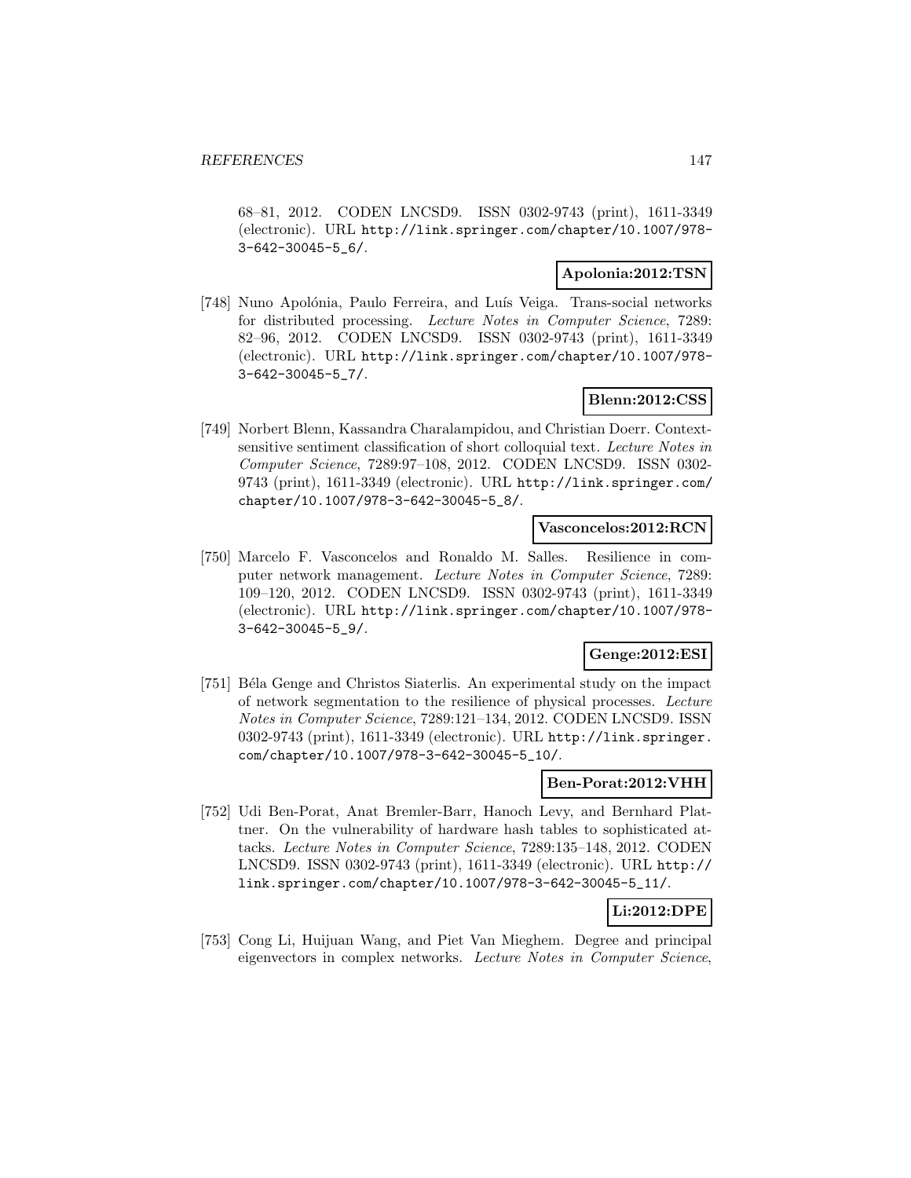68–81, 2012. CODEN LNCSD9. ISSN 0302-9743 (print), 1611-3349 (electronic). URL http://link.springer.com/chapter/10.1007/978-3-642-30045-5_6/.

**Apolonia:2012:TSN**

[748] Nuno Apolónia, Paulo Ferreira, and Luís Veiga. Trans-social networks for distributed processing. *Lecture Notes in Computer Science*, 7289: 82–96, 2012. CODEN LNCSD9. ISSN 0302-9743 (print), 1611-3349 (electronic). URL http://link.springer.com/chapter/10.1007/978-3-642-30045-5_7/.

**Blenn:2012:CSS**

[749] Norbert Blenn, Kassandra Charalampidou, and Christian Doerr. Context-sensitive sentiment classification of short colloquial text. *Lecture Notes in Computer Science*, 7289:97–108, 2012. CODEN LNCSD9. ISSN 0302-9743 (print), 1611-3349 (electronic). URL http://link.springer.com/chapter/10.1007/978-3-642-30045-5_8/.

**Vasconcelos:2012:RCN**

[750] Marcelo F. Vasconcelos and Ronaldo M. Salles. Resilience in computer network management. *Lecture Notes in Computer Science*, 7289: 109–120, 2012. CODEN LNCSD9. ISSN 0302-9743 (print), 1611-3349 (electronic). URL http://link.springer.com/chapter/10.1007/978-3-642-30045-5_9/.

**Genge:2012:ESI**

[751] Béla Genge and Christos Siaterlis. An experimental study on the impact of network segmentation to the resilience of physical processes. *Lecture Notes in Computer Science*, 7289:121–134, 2012. CODEN LNCSD9. ISSN 0302-9743 (print), 1611-3349 (electronic). URL http://link.springer.com/chapter/10.1007/978-3-642-30045-5_10/.

**Ben-Porat:2012:VHH**

[752] Udi Ben-Porat, Anat Bremler-Barr, Hanoch Levy, and Bernhard Plattner. On the vulnerability of hardware hash tables to sophisticated attacks. *Lecture Notes in Computer Science*, 7289:135–148, 2012. CODEN LNCSD9. ISSN 0302-9743 (print), 1611-3349 (electronic). URL http://link.springer.com/chapter/10.1007/978-3-642-30045-5_11/.

**Li:2012:DPE**

[753] Cong Li, Huijuan Wang, and Piet Van Mieghem. Degree and principal eigenvectors in complex networks. *Lecture Notes in Computer Science*,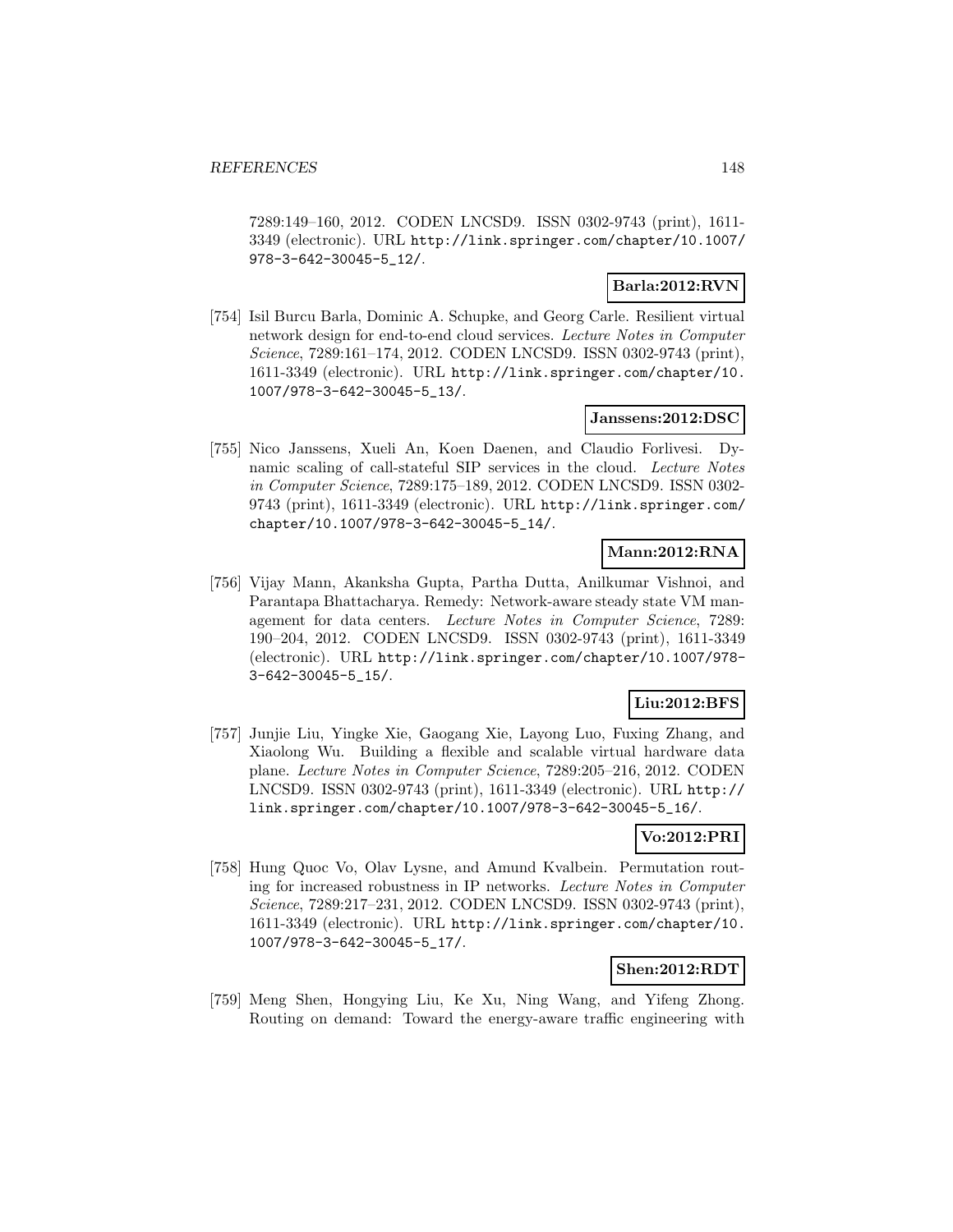7289:149–160, 2012. CODEN LNCSD9. ISSN 0302-9743 (print), 1611-3349 (electronic). URL http://link.springer.com/chapter/10.1007/978-3-642-30045-5_12/.

**Barla:2012:RVN**

[754] Isil Burcu Barla, Dominic A. Schupke, and Georg Carle. Resilient virtual network design for end-to-end cloud services. *Lecture Notes in Computer Science*, 7289:161–174, 2012. CODEN LNCSD9. ISSN 0302-9743 (print), 1611-3349 (electronic). URL http://link.springer.com/chapter/10.1007/978-3-642-30045-5_13/.

**Janssens:2012:DSC**

[755] Nico Janssens, Xueli An, Koen Daenen, and Claudio Forlivesi. Dynamic scaling of call-stateful SIP services in the cloud. *Lecture Notes in Computer Science*, 7289:175–189, 2012. CODEN LNCSD9. ISSN 0302-9743 (print), 1611-3349 (electronic). URL http://link.springer.com/chapter/10.1007/978-3-642-30045-5_14/.

**Mann:2012:RNA**

[756] Vijay Mann, Akanksha Gupta, Partha Dutta, Anilkumar Vishnoi, and Parantapa Bhattacharya. Remedy: Network-aware steady state VM management for data centers. *Lecture Notes in Computer Science*, 7289: 190–204, 2012. CODEN LNCSD9. ISSN 0302-9743 (print), 1611-3349 (electronic). URL http://link.springer.com/chapter/10.1007/978-3-642-30045-5_15/.

**Liu:2012:BFS**

[757] Junjie Liu, Yingke Xie, Gaogang Xie, Layong Luo, Fuxing Zhang, and Xiaolong Wu. Building a flexible and scalable virtual hardware data plane. *Lecture Notes in Computer Science*, 7289:205–216, 2012. CODEN LNCSD9. ISSN 0302-9743 (print), 1611-3349 (electronic). URL http://link.springer.com/chapter/10.1007/978-3-642-30045-5_16/.

**Vo:2012:PRI**

[758] Hung Quoc Vo, Olav Lysne, and Amund Kvalbein. Permutation routing for increased robustness in IP networks. *Lecture Notes in Computer Science*, 7289:217–231, 2012. CODEN LNCSD9. ISSN 0302-9743 (print), 1611-3349 (electronic). URL http://link.springer.com/chapter/10.1007/978-3-642-30045-5_17/.

**Shen:2012:RDT**

[759] Meng Shen, Hongying Liu, Ke Xu, Ning Wang, and Yifeng Zhong. Routing on demand: Toward the energy-aware traffic engineering with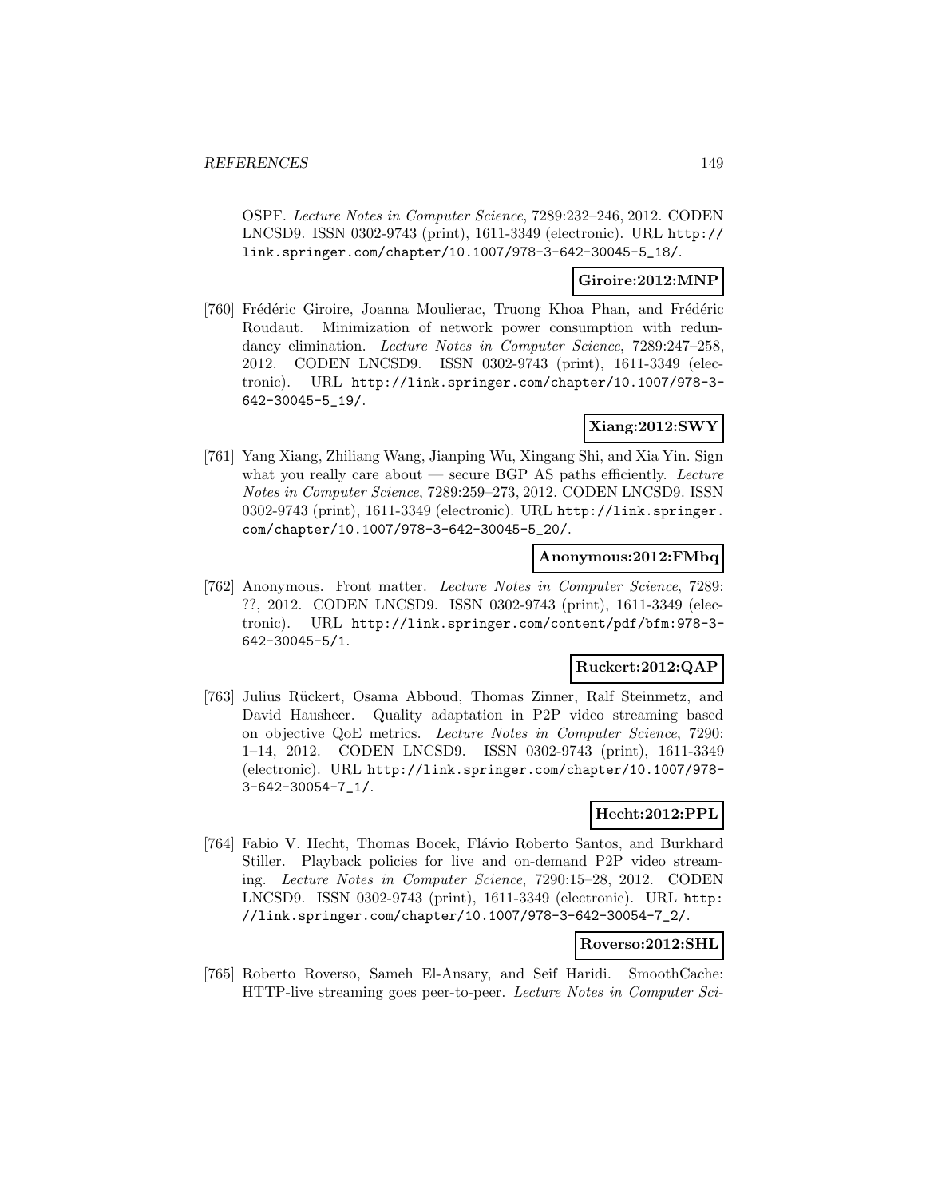OSPF. *Lecture Notes in Computer Science*, 7289:232–246, 2012. CODEN LNCSD9. ISSN 0302-9743 (print), 1611-3349 (electronic). URL http://link.springer.com/chapter/10.1007/978-3-642-30045-5_18/.

**Giroire:2012:MNP**

[760] Frédéric Giroire, Joanna Moulierac, Truong Khoa Phan, and Frédéric Roudaut. Minimization of network power consumption with redundancy elimination. *Lecture Notes in Computer Science*, 7289:247–258, 2012. CODEN LNCSD9. ISSN 0302-9743 (print), 1611-3349 (electronic). URL http://link.springer.com/chapter/10.1007/978-3-642-30045-5_19/.

**Xiang:2012:SWY**

[761] Yang Xiang, Zhiliang Wang, Jianping Wu, Xingang Shi, and Xia Yin. Sign what you really care about — secure BGP AS paths efficiently. *Lecture Notes in Computer Science*, 7289:259–273, 2012. CODEN LNCSD9. ISSN 0302-9743 (print), 1611-3349 (electronic). URL http://link.springer.com/chapter/10.1007/978-3-642-30045-5_20/.

**Anonymous:2012:FMbq**

[762] Anonymous. Front matter. *Lecture Notes in Computer Science*, 7289: ??, 2012. CODEN LNCSD9. ISSN 0302-9743 (print), 1611-3349 (electronic). URL http://link.springer.com/content/pdf/bfm:978-3-642-30045-5/1.

**Ruckert:2012:QAP**

[763] Julius Rückert, Osama Abboud, Thomas Zinner, Ralf Steinmetz, and David Hausheer. Quality adaptation in P2P video streaming based on objective QoE metrics. *Lecture Notes in Computer Science*, 7290: 1–14, 2012. CODEN LNCSD9. ISSN 0302-9743 (print), 1611-3349 (electronic). URL http://link.springer.com/chapter/10.1007/978-3-642-30054-7_1/.

**Hecht:2012:PPL**

[764] Fabio V. Hecht, Thomas Bocek, Flávio Roberto Santos, and Burkhard Stiller. Playback policies for live and on-demand P2P video streaming. *Lecture Notes in Computer Science*, 7290:15–28, 2012. CODEN LNCSD9. ISSN 0302-9743 (print), 1611-3349 (electronic). URL http://link.springer.com/chapter/10.1007/978-3-642-30054-7_2/.

**Roverso:2012:SHL**

[765] Roberto Roverso, Sameh El-Ansary, and Seif Haridi. SmoothCache: HTTP-live streaming goes peer-to-peer. *Lecture Notes in Computer Sci-*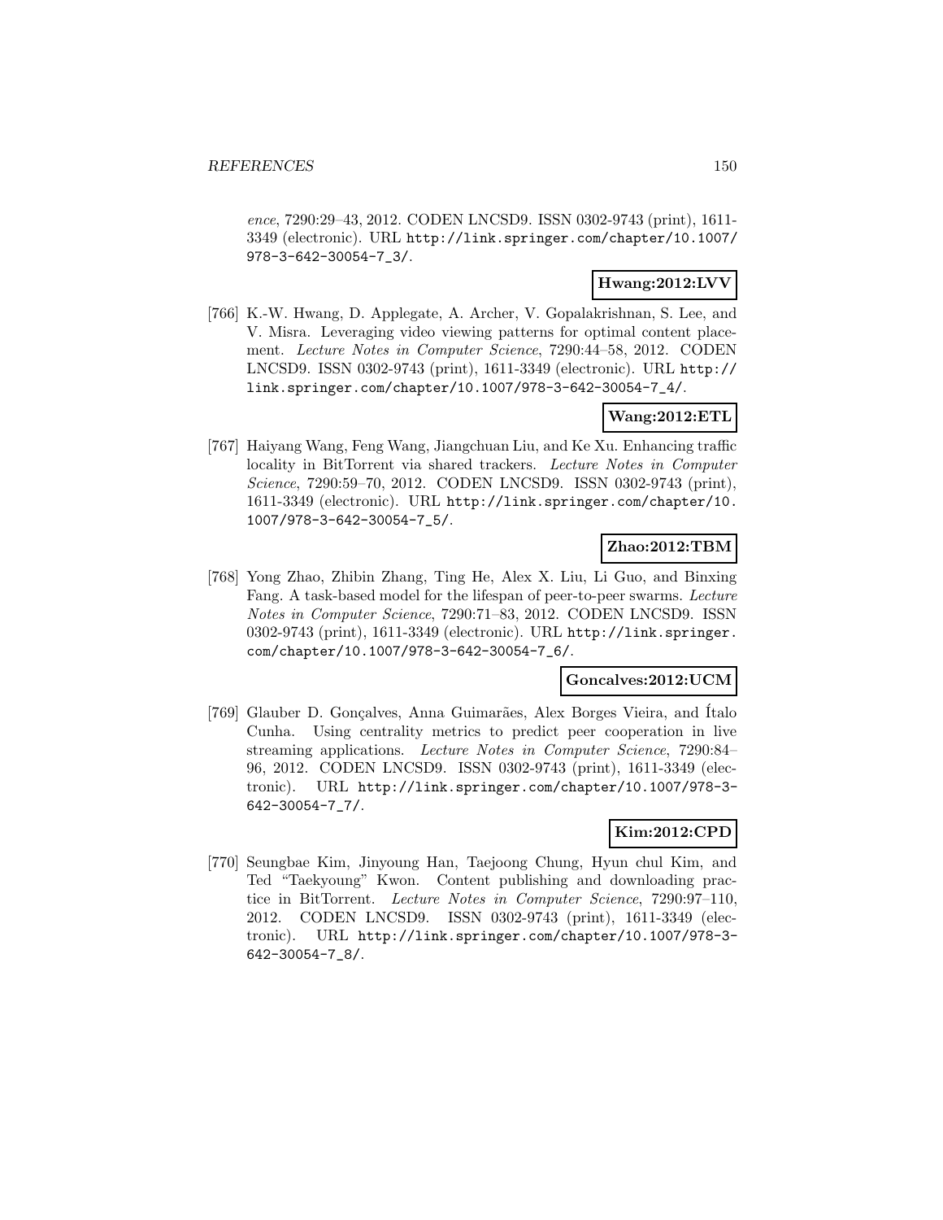*ence*, 7290:29–43, 2012. CODEN LNCSD9. ISSN 0302-9743 (print), 1611-3349 (electronic). URL http://link.springer.com/chapter/10.1007/978-3-642-30054-7_3/.

**Hwang:2012:LVV**

[766] K.-W. Hwang, D. Applegate, A. Archer, V. Gopalakrishnan, S. Lee, and V. Misra. Leveraging video viewing patterns for optimal content placement. *Lecture Notes in Computer Science*, 7290:44–58, 2012. CODEN LNCSD9. ISSN 0302-9743 (print), 1611-3349 (electronic). URL http://link.springer.com/chapter/10.1007/978-3-642-30054-7_4/.

**Wang:2012:ETL**

[767] Haiyang Wang, Feng Wang, Jiangchuan Liu, and Ke Xu. Enhancing traffic locality in BitTorrent via shared trackers. *Lecture Notes in Computer Science*, 7290:59–70, 2012. CODEN LNCSD9. ISSN 0302-9743 (print), 1611-3349 (electronic). URL http://link.springer.com/chapter/10.1007/978-3-642-30054-7_5/.

**Zhao:2012:TBM**

[768] Yong Zhao, Zhibin Zhang, Ting He, Alex X. Liu, Li Guo, and Binxing Fang. A task-based model for the lifespan of peer-to-peer swarms. *Lecture Notes in Computer Science*, 7290:71–83, 2012. CODEN LNCSD9. ISSN 0302-9743 (print), 1611-3349 (electronic). URL http://link.springer.com/chapter/10.1007/978-3-642-30054-7_6/.

**Goncalves:2012:UCM**

[769] Glauber D. Gonçalves, Anna Guimarães, Alex Borges Vieira, and Ítalo Cunha. Using centrality metrics to predict peer cooperation in live streaming applications. *Lecture Notes in Computer Science*, 7290:84–96, 2012. CODEN LNCSD9. ISSN 0302-9743 (print), 1611-3349 (electronic). URL http://link.springer.com/chapter/10.1007/978-3-642-30054-7_7/.

**Kim:2012:CPD**

[770] Seungbae Kim, Jinyoung Han, Taejoong Chung, Hyun chul Kim, and Ted "Taekyoung" Kwon. Content publishing and downloading practice in BitTorrent. *Lecture Notes in Computer Science*, 7290:97–110, 2012. CODEN LNCSD9. ISSN 0302-9743 (print), 1611-3349 (electronic). URL http://link.springer.com/chapter/10.1007/978-3-642-30054-7_8/.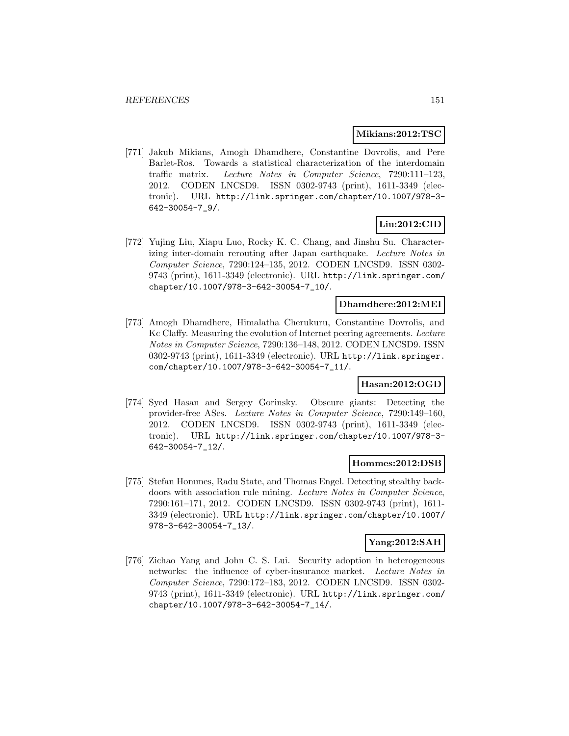**Mikians:2012:TSC**

[771] Jakub Mikians, Amogh Dhamdhere, Constantine Dovrolis, and Pere Barlet-Ros. Towards a statistical characterization of the interdomain traffic matrix. *Lecture Notes in Computer Science*, 7290:111–123, 2012. CODEN LNCSD9. ISSN 0302-9743 (print), 1611-3349 (electronic). URL http://link.springer.com/chapter/10.1007/978-3-642-30054-7_9/.

**Liu:2012:CID**

[772] Yujing Liu, Xiapu Luo, Rocky K. C. Chang, and Jinshu Su. Characterizing inter-domain rerouting after Japan earthquake. *Lecture Notes in Computer Science*, 7290:124–135, 2012. CODEN LNCSD9. ISSN 0302-9743 (print), 1611-3349 (electronic). URL http://link.springer.com/chapter/10.1007/978-3-642-30054-7_10/.

**Dhamdhere:2012:MEI**

[773] Amogh Dhamdhere, Himalatha Cherukuru, Constantine Dovrolis, and Kc Claffy. Measuring the evolution of Internet peering agreements. *Lecture Notes in Computer Science*, 7290:136–148, 2012. CODEN LNCSD9. ISSN 0302-9743 (print), 1611-3349 (electronic). URL http://link.springer.com/chapter/10.1007/978-3-642-30054-7_11/.

**Hasan:2012:OGD**

[774] Syed Hasan and Sergey Gorinsky. Obscure giants: Detecting the provider-free ASes. *Lecture Notes in Computer Science*, 7290:149–160, 2012. CODEN LNCSD9. ISSN 0302-9743 (print), 1611-3349 (electronic). URL http://link.springer.com/chapter/10.1007/978-3-642-30054-7_12/.

**Hommes:2012:DSB**

[775] Stefan Hommes, Radu State, and Thomas Engel. Detecting stealthy backdoors with association rule mining. *Lecture Notes in Computer Science*, 7290:161–171, 2012. CODEN LNCSD9. ISSN 0302-9743 (print), 1611-3349 (electronic). URL http://link.springer.com/chapter/10.1007/978-3-642-30054-7_13/.

**Yang:2012:SAH**

[776] Zichao Yang and John C. S. Lui. Security adoption in heterogeneous networks: the influence of cyber-insurance market. *Lecture Notes in Computer Science*, 7290:172–183, 2012. CODEN LNCSD9. ISSN 0302-9743 (print), 1611-3349 (electronic). URL http://link.springer.com/chapter/10.1007/978-3-642-30054-7_14/.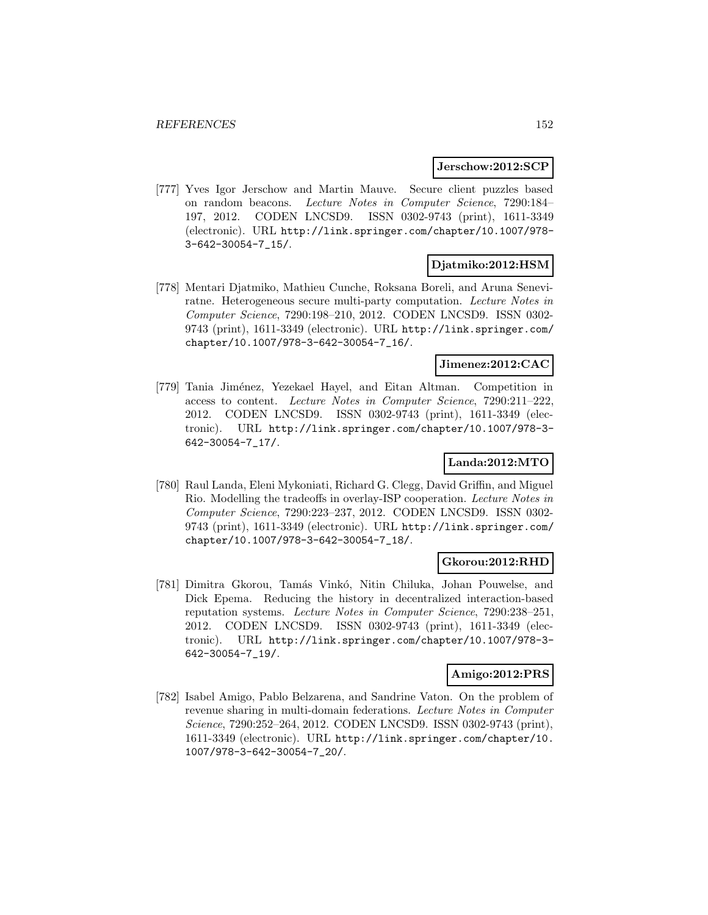**Jerschow:2012:SCP**

[777] Yves Igor Jerschow and Martin Mauve. Secure client puzzles based on random beacons. *Lecture Notes in Computer Science*, 7290:184–197, 2012. CODEN LNCSD9. ISSN 0302-9743 (print), 1611-3349 (electronic). URL http://link.springer.com/chapter/10.1007/978-3-642-30054-7_15/.

**Djatmiko:2012:HSM**

[778] Mentari Djatmiko, Mathieu Cunche, Roksana Boreli, and Aruna Seneviratne. Heterogeneous secure multi-party computation. *Lecture Notes in Computer Science*, 7290:198–210, 2012. CODEN LNCSD9. ISSN 0302-9743 (print), 1611-3349 (electronic). URL http://link.springer.com/chapter/10.1007/978-3-642-30054-7_16/.

**Jimenez:2012:CAC**

[779] Tania Jiménez, Yezekael Hayel, and Eitan Altman. Competition in access to content. *Lecture Notes in Computer Science*, 7290:211–222, 2012. CODEN LNCSD9. ISSN 0302-9743 (print), 1611-3349 (electronic). URL http://link.springer.com/chapter/10.1007/978-3-642-30054-7_17/.

**Landa:2012:MTO**

[780] Raul Landa, Eleni Mykoniati, Richard G. Clegg, David Griffin, and Miguel Rio. Modelling the tradeoffs in overlay-ISP cooperation. *Lecture Notes in Computer Science*, 7290:223–237, 2012. CODEN LNCSD9. ISSN 0302-9743 (print), 1611-3349 (electronic). URL http://link.springer.com/chapter/10.1007/978-3-642-30054-7_18/.

**Gkorou:2012:RHD**

[781] Dimitra Gkorou, Tamás Vinkó, Nitin Chiluka, Johan Pouwelse, and Dick Epema. Reducing the history in decentralized interaction-based reputation systems. *Lecture Notes in Computer Science*, 7290:238–251, 2012. CODEN LNCSD9. ISSN 0302-9743 (print), 1611-3349 (electronic). URL http://link.springer.com/chapter/10.1007/978-3-642-30054-7_19/.

**Amigo:2012:PRS**

[782] Isabel Amigo, Pablo Belzarena, and Sandrine Vaton. On the problem of revenue sharing in multi-domain federations. *Lecture Notes in Computer Science*, 7290:252–264, 2012. CODEN LNCSD9. ISSN 0302-9743 (print), 1611-3349 (electronic). URL http://link.springer.com/chapter/10.1007/978-3-642-30054-7_20/.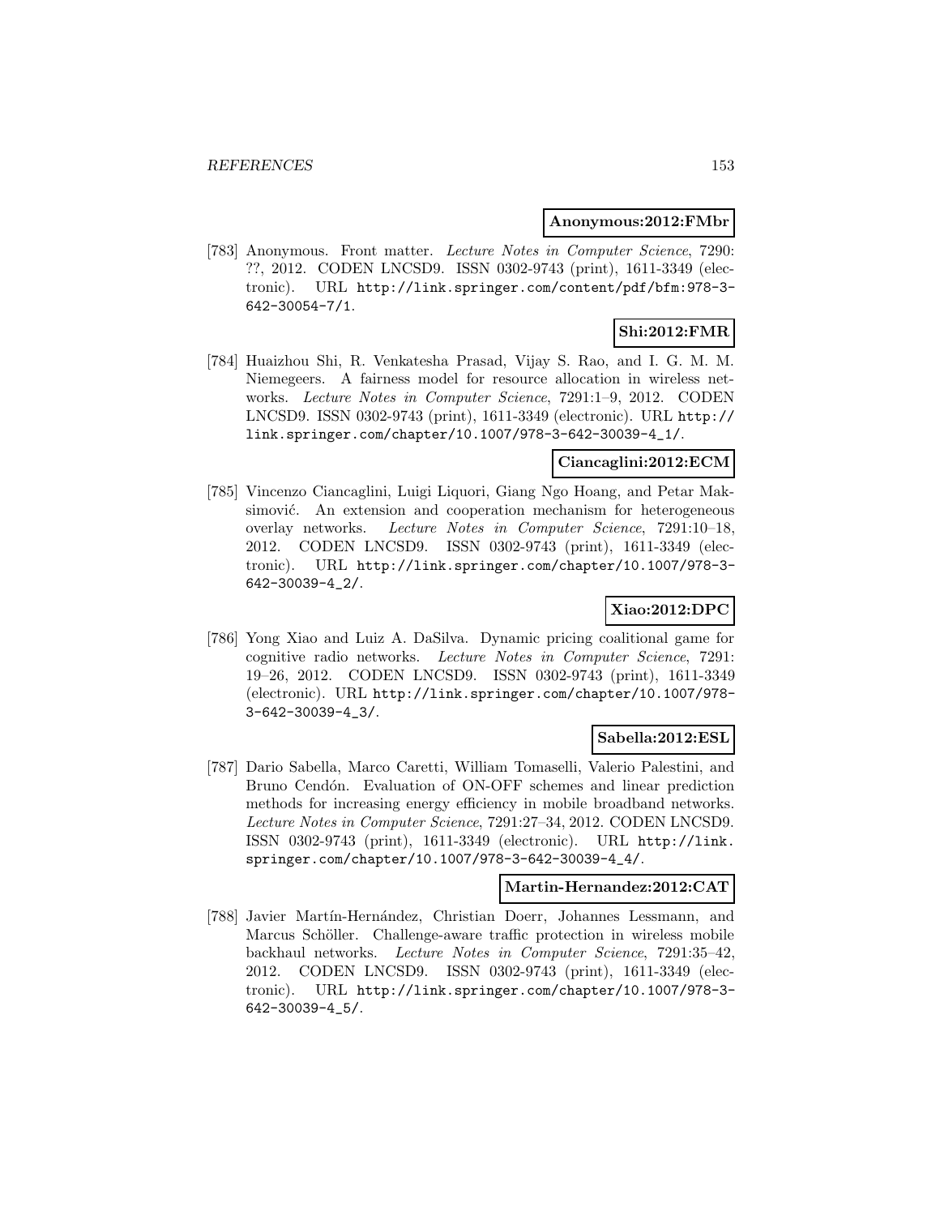**Anonymous:2012:FMbr**

[783] Anonymous. Front matter. *Lecture Notes in Computer Science*, 7290: ??, 2012. CODEN LNCSD9. ISSN 0302-9743 (print), 1611-3349 (electronic). URL http://link.springer.com/content/pdf/bfm:978-3-642-30054-7/1.

**Shi:2012:FMR**

[784] Huaizhou Shi, R. Venkatesha Prasad, Vijay S. Rao, and I. G. M. M. Niemegeers. A fairness model for resource allocation in wireless networks. *Lecture Notes in Computer Science*, 7291:1–9, 2012. CODEN LNCSD9. ISSN 0302-9743 (print), 1611-3349 (electronic). URL http://link.springer.com/chapter/10.1007/978-3-642-30039-4_1/.

**Ciancaglini:2012:ECM**

[785] Vincenzo Ciancaglini, Luigi Liquori, Giang Ngo Hoang, and Petar Maksimović. An extension and cooperation mechanism for heterogeneous overlay networks. *Lecture Notes in Computer Science*, 7291:10–18, 2012. CODEN LNCSD9. ISSN 0302-9743 (print), 1611-3349 (electronic). URL http://link.springer.com/chapter/10.1007/978-3-642-30039-4_2/.

**Xiao:2012:DPC**

[786] Yong Xiao and Luiz A. DaSilva. Dynamic pricing coalitional game for cognitive radio networks. *Lecture Notes in Computer Science*, 7291: 19–26, 2012. CODEN LNCSD9. ISSN 0302-9743 (print), 1611-3349 (electronic). URL http://link.springer.com/chapter/10.1007/978-3-642-30039-4_3/.

**Sabella:2012:ESL**

[787] Dario Sabella, Marco Caretti, William Tomaselli, Valerio Palestini, and Bruno Cendón. Evaluation of ON-OFF schemes and linear prediction methods for increasing energy efficiency in mobile broadband networks. *Lecture Notes in Computer Science*, 7291:27–34, 2012. CODEN LNCSD9. ISSN 0302-9743 (print), 1611-3349 (electronic). URL http://link.springer.com/chapter/10.1007/978-3-642-30039-4_4/.

**Martin-Hernandez:2012:CAT**

[788] Javier Martín-Hernández, Christian Doerr, Johannes Lessmann, and Marcus Schöller. Challenge-aware traffic protection in wireless mobile backhaul networks. *Lecture Notes in Computer Science*, 7291:35–42, 2012. CODEN LNCSD9. ISSN 0302-9743 (print), 1611-3349 (electronic). URL http://link.springer.com/chapter/10.1007/978-3-642-30039-4_5/.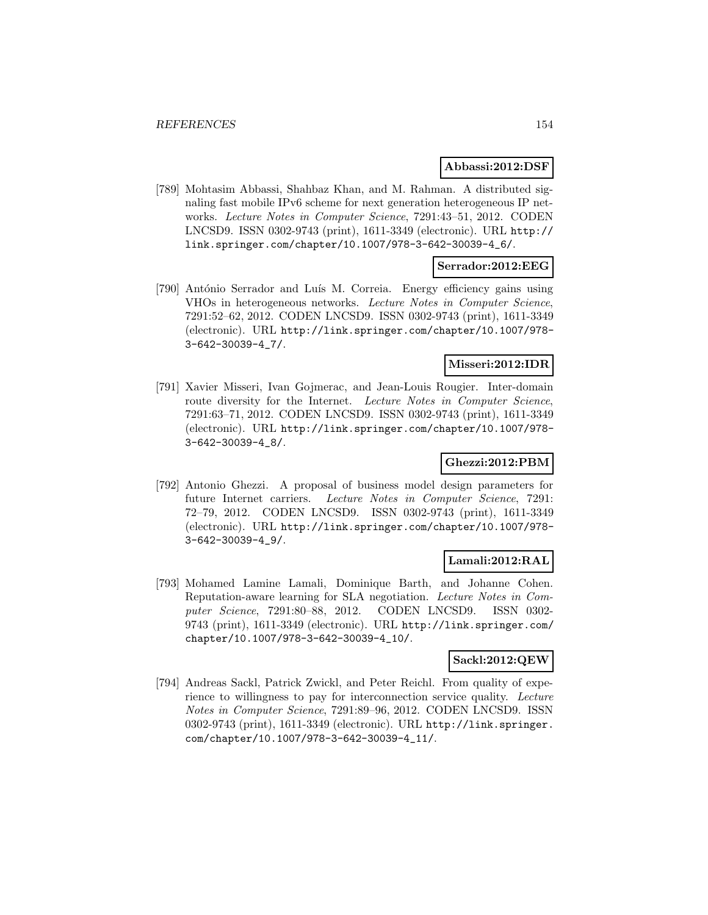**Abbassi:2012:DSF**

[789] Mohtasim Abbassi, Shahbaz Khan, and M. Rahman. A distributed signaling fast mobile IPv6 scheme for next generation heterogeneous IP networks. *Lecture Notes in Computer Science*, 7291:43–51, 2012. CODEN LNCSD9. ISSN 0302-9743 (print), 1611-3349 (electronic). URL http://link.springer.com/chapter/10.1007/978-3-642-30039-4_6/.

**Serrador:2012:EEG**

[790] António Serrador and Luís M. Correia. Energy efficiency gains using VHOs in heterogeneous networks. *Lecture Notes in Computer Science*, 7291:52–62, 2012. CODEN LNCSD9. ISSN 0302-9743 (print), 1611-3349 (electronic). URL http://link.springer.com/chapter/10.1007/978-3-642-30039-4_7/.

**Misseri:2012:IDR**

[791] Xavier Misseri, Ivan Gojmerac, and Jean-Louis Rougier. Inter-domain route diversity for the Internet. *Lecture Notes in Computer Science*, 7291:63–71, 2012. CODEN LNCSD9. ISSN 0302-9743 (print), 1611-3349 (electronic). URL http://link.springer.com/chapter/10.1007/978-3-642-30039-4_8/.

**Ghezzi:2012:PBM**

[792] Antonio Ghezzi. A proposal of business model design parameters for future Internet carriers. *Lecture Notes in Computer Science*, 7291: 72–79, 2012. CODEN LNCSD9. ISSN 0302-9743 (print), 1611-3349 (electronic). URL http://link.springer.com/chapter/10.1007/978-3-642-30039-4_9/.

**Lamali:2012:RAL**

[793] Mohamed Lamine Lamali, Dominique Barth, and Johanne Cohen. Reputation-aware learning for SLA negotiation. *Lecture Notes in Computer Science*, 7291:80–88, 2012. CODEN LNCSD9. ISSN 0302-9743 (print), 1611-3349 (electronic). URL http://link.springer.com/chapter/10.1007/978-3-642-30039-4_10/.

**Sackl:2012:QEW**

[794] Andreas Sackl, Patrick Zwickl, and Peter Reichl. From quality of experience to willingness to pay for interconnection service quality. *Lecture Notes in Computer Science*, 7291:89–96, 2012. CODEN LNCSD9. ISSN 0302-9743 (print), 1611-3349 (electronic). URL http://link.springer.com/chapter/10.1007/978-3-642-30039-4_11/.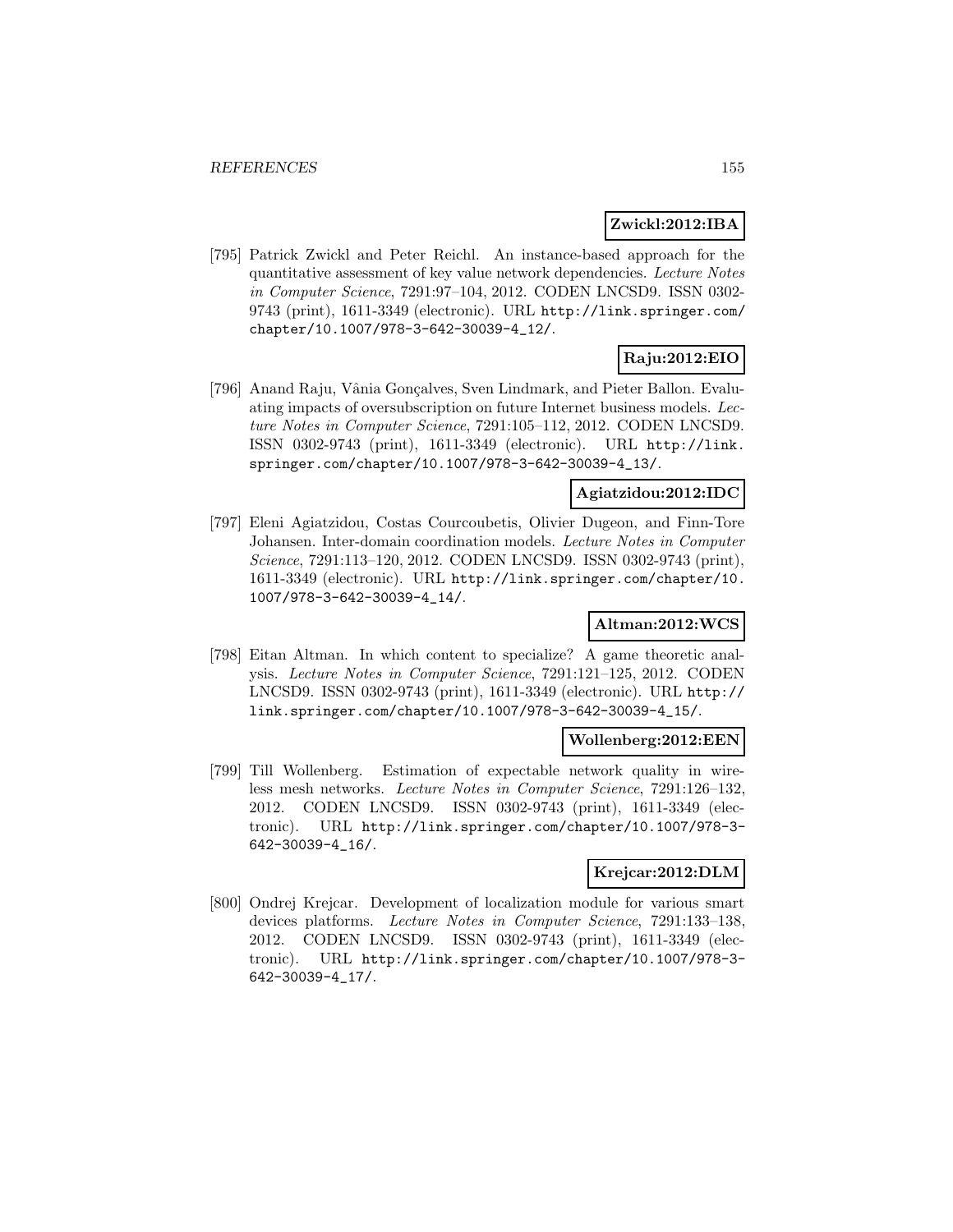**Zwickl:2012:IBA**

[795] Patrick Zwickl and Peter Reichl. An instance-based approach for the quantitative assessment of key value network dependencies. *Lecture Notes in Computer Science*, 7291:97–104, 2012. CODEN LNCSD9. ISSN 0302-9743 (print), 1611-3349 (electronic). URL http://link.springer.com/chapter/10.1007/978-3-642-30039-4_12/.

**Raju:2012:EIO**

[796] Anand Raju, Vânia Gonçalves, Sven Lindmark, and Pieter Ballon. Evaluating impacts of oversubscription on future Internet business models. *Lecture Notes in Computer Science*, 7291:105–112, 2012. CODEN LNCSD9. ISSN 0302-9743 (print), 1611-3349 (electronic). URL http://link.springer.com/chapter/10.1007/978-3-642-30039-4_13/.

**Agiatzidou:2012:IDC**

[797] Eleni Agiatzidou, Costas Courcoubetis, Olivier Dugeon, and Finn-Tore Johansen. Inter-domain coordination models. *Lecture Notes in Computer Science*, 7291:113–120, 2012. CODEN LNCSD9. ISSN 0302-9743 (print), 1611-3349 (electronic). URL http://link.springer.com/chapter/10.1007/978-3-642-30039-4_14/.

**Altman:2012:WCS**

[798] Eitan Altman. In which content to specialize? A game theoretic analysis. *Lecture Notes in Computer Science*, 7291:121–125, 2012. CODEN LNCSD9. ISSN 0302-9743 (print), 1611-3349 (electronic). URL http://link.springer.com/chapter/10.1007/978-3-642-30039-4_15/.

**Wollenberg:2012:EEN**

[799] Till Wollenberg. Estimation of expectable network quality in wireless mesh networks. *Lecture Notes in Computer Science*, 7291:126–132, 2012. CODEN LNCSD9. ISSN 0302-9743 (print), 1611-3349 (electronic). URL http://link.springer.com/chapter/10.1007/978-3-642-30039-4_16/.

**Krejcar:2012:DLM**

[800] Ondrej Krejcar. Development of localization module for various smart devices platforms. *Lecture Notes in Computer Science*, 7291:133–138, 2012. CODEN LNCSD9. ISSN 0302-9743 (print), 1611-3349 (electronic). URL http://link.springer.com/chapter/10.1007/978-3-642-30039-4_17/.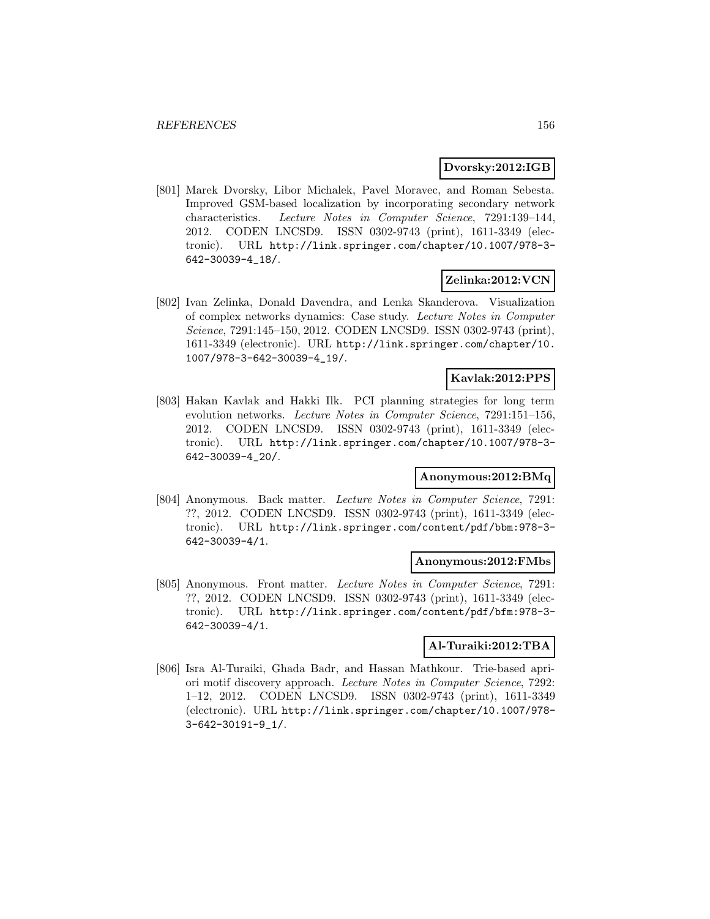**Dvorsky:2012:IGB**

[801] Marek Dvorsky, Libor Michalek, Pavel Moravec, and Roman Sebesta. Improved GSM-based localization by incorporating secondary network characteristics. *Lecture Notes in Computer Science*, 7291:139–144, 2012. CODEN LNCSD9. ISSN 0302-9743 (print), 1611-3349 (electronic). URL http://link.springer.com/chapter/10.1007/978-3-642-30039-4_18/.

**Zelinka:2012:VCN**

[802] Ivan Zelinka, Donald Davendra, and Lenka Skanderova. Visualization of complex networks dynamics: Case study. *Lecture Notes in Computer Science*, 7291:145–150, 2012. CODEN LNCSD9. ISSN 0302-9743 (print), 1611-3349 (electronic). URL http://link.springer.com/chapter/10.1007/978-3-642-30039-4_19/.

**Kavlak:2012:PPS**

[803] Hakan Kavlak and Hakki Ilk. PCI planning strategies for long term evolution networks. *Lecture Notes in Computer Science*, 7291:151–156, 2012. CODEN LNCSD9. ISSN 0302-9743 (print), 1611-3349 (electronic). URL http://link.springer.com/chapter/10.1007/978-3-642-30039-4_20/.

**Anonymous:2012:BMq**

[804] Anonymous. Back matter. *Lecture Notes in Computer Science*, 7291: ??, 2012. CODEN LNCSD9. ISSN 0302-9743 (print), 1611-3349 (electronic). URL http://link.springer.com/content/pdf/bbm:978-3-642-30039-4/1.

**Anonymous:2012:FMbs**

[805] Anonymous. Front matter. *Lecture Notes in Computer Science*, 7291: ??, 2012. CODEN LNCSD9. ISSN 0302-9743 (print), 1611-3349 (electronic). URL http://link.springer.com/content/pdf/bfm:978-3-642-30039-4/1.

**Al-Turaiki:2012:TBA**

[806] Isra Al-Turaiki, Ghada Badr, and Hassan Mathkour. Trie-based apriori motif discovery approach. *Lecture Notes in Computer Science*, 7292: 1–12, 2012. CODEN LNCSD9. ISSN 0302-9743 (print), 1611-3349 (electronic). URL http://link.springer.com/chapter/10.1007/978-3-642-30191-9_1/.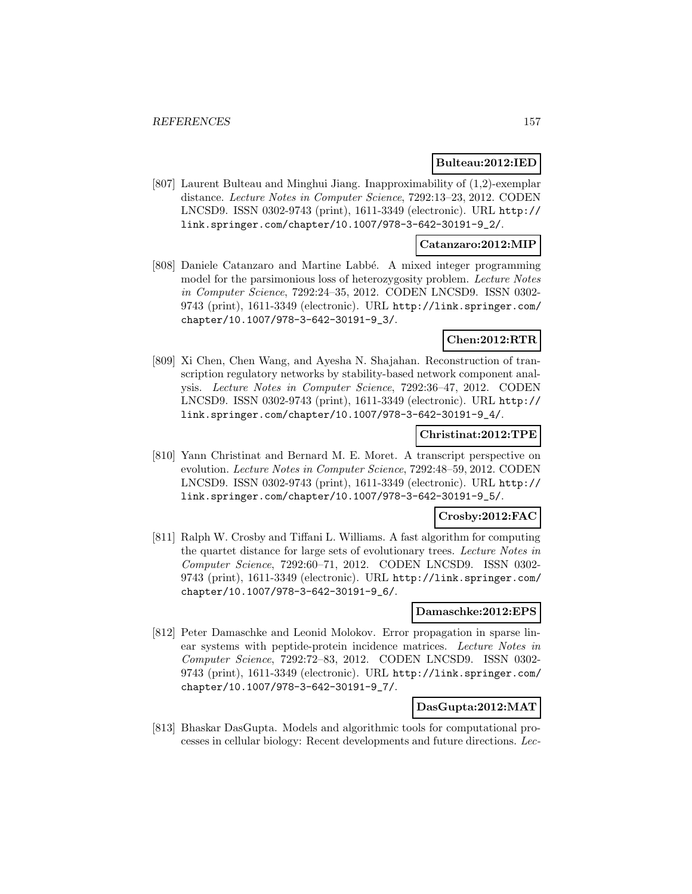**Bulteau:2012:IED**

[807] Laurent Bulteau and Minghui Jiang. Inapproximability of (1,2)-exemplar distance. *Lecture Notes in Computer Science*, 7292:13–23, 2012. CODEN LNCSD9. ISSN 0302-9743 (print), 1611-3349 (electronic). URL http://link.springer.com/chapter/10.1007/978-3-642-30191-9_2/.

**Catanzaro:2012:MIP**

[808] Daniele Catanzaro and Martine Labbé. A mixed integer programming model for the parsimonious loss of heterozygosity problem. *Lecture Notes in Computer Science*, 7292:24–35, 2012. CODEN LNCSD9. ISSN 0302-9743 (print), 1611-3349 (electronic). URL http://link.springer.com/chapter/10.1007/978-3-642-30191-9_3/.

**Chen:2012:RTR**

[809] Xi Chen, Chen Wang, and Ayesha N. Shajahan. Reconstruction of transcription regulatory networks by stability-based network component analysis. *Lecture Notes in Computer Science*, 7292:36–47, 2012. CODEN LNCSD9. ISSN 0302-9743 (print), 1611-3349 (electronic). URL http://link.springer.com/chapter/10.1007/978-3-642-30191-9_4/.

**Christinat:2012:TPE**

[810] Yann Christinat and Bernard M. E. Moret. A transcript perspective on evolution. *Lecture Notes in Computer Science*, 7292:48–59, 2012. CODEN LNCSD9. ISSN 0302-9743 (print), 1611-3349 (electronic). URL http://link.springer.com/chapter/10.1007/978-3-642-30191-9_5/.

**Crosby:2012:FAC**

[811] Ralph W. Crosby and Tiffani L. Williams. A fast algorithm for computing the quartet distance for large sets of evolutionary trees. *Lecture Notes in Computer Science*, 7292:60–71, 2012. CODEN LNCSD9. ISSN 0302-9743 (print), 1611-3349 (electronic). URL http://link.springer.com/chapter/10.1007/978-3-642-30191-9_6/.

**Damaschke:2012:EPS**

[812] Peter Damaschke and Leonid Molokov. Error propagation in sparse linear systems with peptide-protein incidence matrices. *Lecture Notes in Computer Science*, 7292:72–83, 2012. CODEN LNCSD9. ISSN 0302-9743 (print), 1611-3349 (electronic). URL http://link.springer.com/chapter/10.1007/978-3-642-30191-9_7/.

**DasGupta:2012:MAT**

[813] Bhaskar DasGupta. Models and algorithmic tools for computational processes in cellular biology: Recent developments and future directions. *Lec-*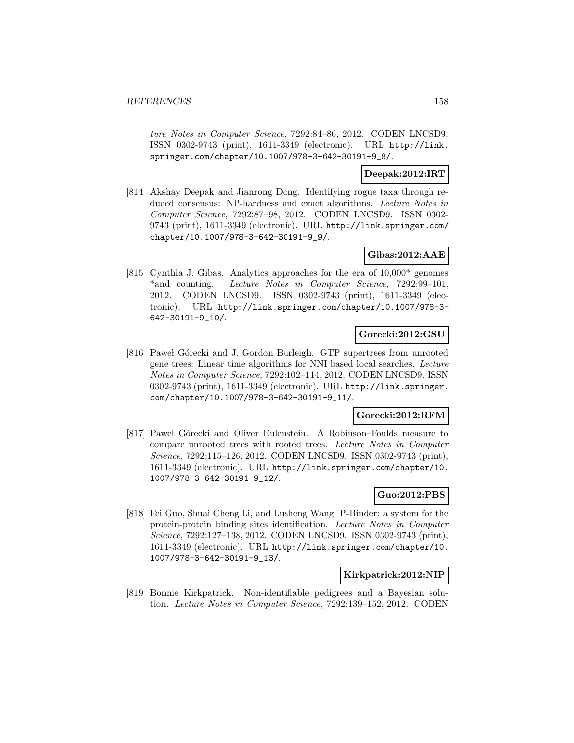ture Notes in Computer Science*, 7292:84–86, 2012. CODEN LNCSD9. ISSN 0302-9743 (print), 1611-3349 (electronic). URL http://link.springer.com/chapter/10.1007/978-3-642-30191-9_8/.

**Deepak:2012:IRT**

[814] Akshay Deepak and Jianrong Dong. Identifying rogue taxa through reduced consensus: NP-hardness and exact algorithms. *Lecture Notes in Computer Science*, 7292:87–98, 2012. CODEN LNCSD9. ISSN 0302-9743 (print), 1611-3349 (electronic). URL http://link.springer.com/chapter/10.1007/978-3-642-30191-9_9/.

**Gibas:2012:AAE**

[815] Cynthia J. Gibas. Analytics approaches for the era of 10,000* genomes *and counting. *Lecture Notes in Computer Science*, 7292:99–101, 2012. CODEN LNCSD9. ISSN 0302-9743 (print), 1611-3349 (electronic). URL http://link.springer.com/chapter/10.1007/978-3-642-30191-9_10/.

**Gorecki:2012:GSU**

[816] Paweł Górecki and J. Gordon Burleigh. GTP supertrees from unrooted gene trees: Linear time algorithms for NNI based local searches. *Lecture Notes in Computer Science*, 7292:102–114, 2012. CODEN LNCSD9. ISSN 0302-9743 (print), 1611-3349 (electronic). URL http://link.springer.com/chapter/10.1007/978-3-642-30191-9_11/.

**Gorecki:2012:RFM**

[817] Paweł Górecki and Oliver Eulenstein. A Robinson–Foulds measure to compare unrooted trees with rooted trees. *Lecture Notes in Computer Science*, 7292:115–126, 2012. CODEN LNCSD9. ISSN 0302-9743 (print), 1611-3349 (electronic). URL http://link.springer.com/chapter/10.1007/978-3-642-30191-9_12/.

**Guo:2012:PBS**

[818] Fei Guo, Shuai Cheng Li, and Lusheng Wang. P-Binder: a system for the protein-protein binding sites identification. *Lecture Notes in Computer Science*, 7292:127–138, 2012. CODEN LNCSD9. ISSN 0302-9743 (print), 1611-3349 (electronic). URL http://link.springer.com/chapter/10.1007/978-3-642-30191-9_13/.

**Kirkpatrick:2012:NIP**

[819] Bonnie Kirkpatrick. Non-identifiable pedigrees and a Bayesian solution. *Lecture Notes in Computer Science*, 7292:139–152, 2012. CODEN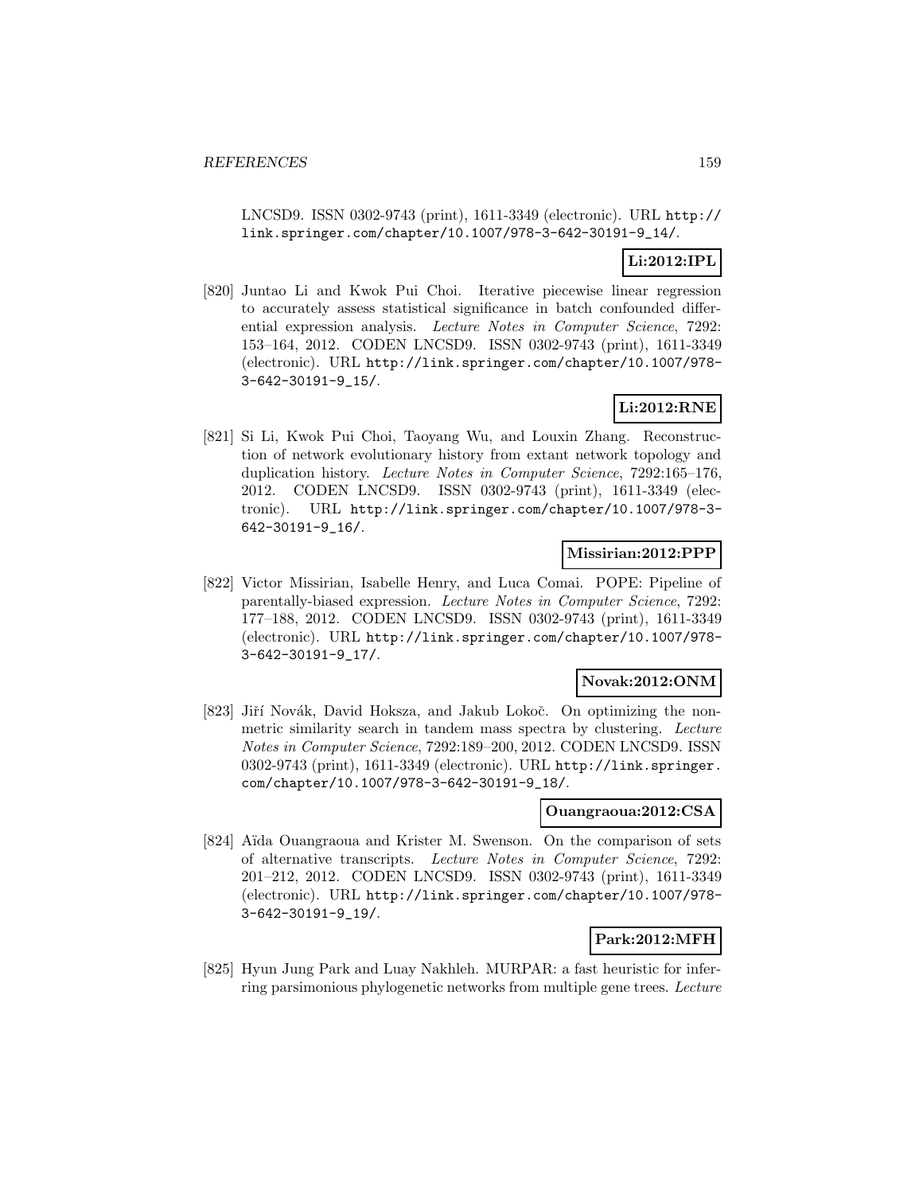LNCSD9. ISSN 0302-9743 (print), 1611-3349 (electronic). URL http://link.springer.com/chapter/10.1007/978-3-642-30191-9_14/.

**Li:2012:IPL**

[820] Juntao Li and Kwok Pui Choi. Iterative piecewise linear regression to accurately assess statistical significance in batch confounded differential expression analysis. *Lecture Notes in Computer Science*, 7292: 153–164, 2012. CODEN LNCSD9. ISSN 0302-9743 (print), 1611-3349 (electronic). URL http://link.springer.com/chapter/10.1007/978-3-642-30191-9_15/.

**Li:2012:RNE**

[821] Si Li, Kwok Pui Choi, Taoyang Wu, and Louxin Zhang. Reconstruction of network evolutionary history from extant network topology and duplication history. *Lecture Notes in Computer Science*, 7292:165–176, 2012. CODEN LNCSD9. ISSN 0302-9743 (print), 1611-3349 (electronic). URL http://link.springer.com/chapter/10.1007/978-3-642-30191-9_16/.

**Missirian:2012:PPP**

[822] Victor Missirian, Isabelle Henry, and Luca Comai. POPE: Pipeline of parentally-biased expression. *Lecture Notes in Computer Science*, 7292: 177–188, 2012. CODEN LNCSD9. ISSN 0302-9743 (print), 1611-3349 (electronic). URL http://link.springer.com/chapter/10.1007/978-3-642-30191-9_17/.

**Novak:2012:ONM**

[823] Jiří Novák, David Hoksza, and Jakub Lokoč. On optimizing the nonmetric similarity search in tandem mass spectra by clustering. *Lecture Notes in Computer Science*, 7292:189–200, 2012. CODEN LNCSD9. ISSN 0302-9743 (print), 1611-3349 (electronic). URL http://link.springer.com/chapter/10.1007/978-3-642-30191-9_18/.

**Ouangraoua:2012:CSA**

[824] Aïda Ouangraoua and Krister M. Swenson. On the comparison of sets of alternative transcripts. *Lecture Notes in Computer Science*, 7292: 201–212, 2012. CODEN LNCSD9. ISSN 0302-9743 (print), 1611-3349 (electronic). URL http://link.springer.com/chapter/10.1007/978-3-642-30191-9_19/.

**Park:2012:MFH**

[825] Hyun Jung Park and Luay Nakhleh. MURPAR: a fast heuristic for inferring parsimonious phylogenetic networks from multiple gene trees. *Lecture*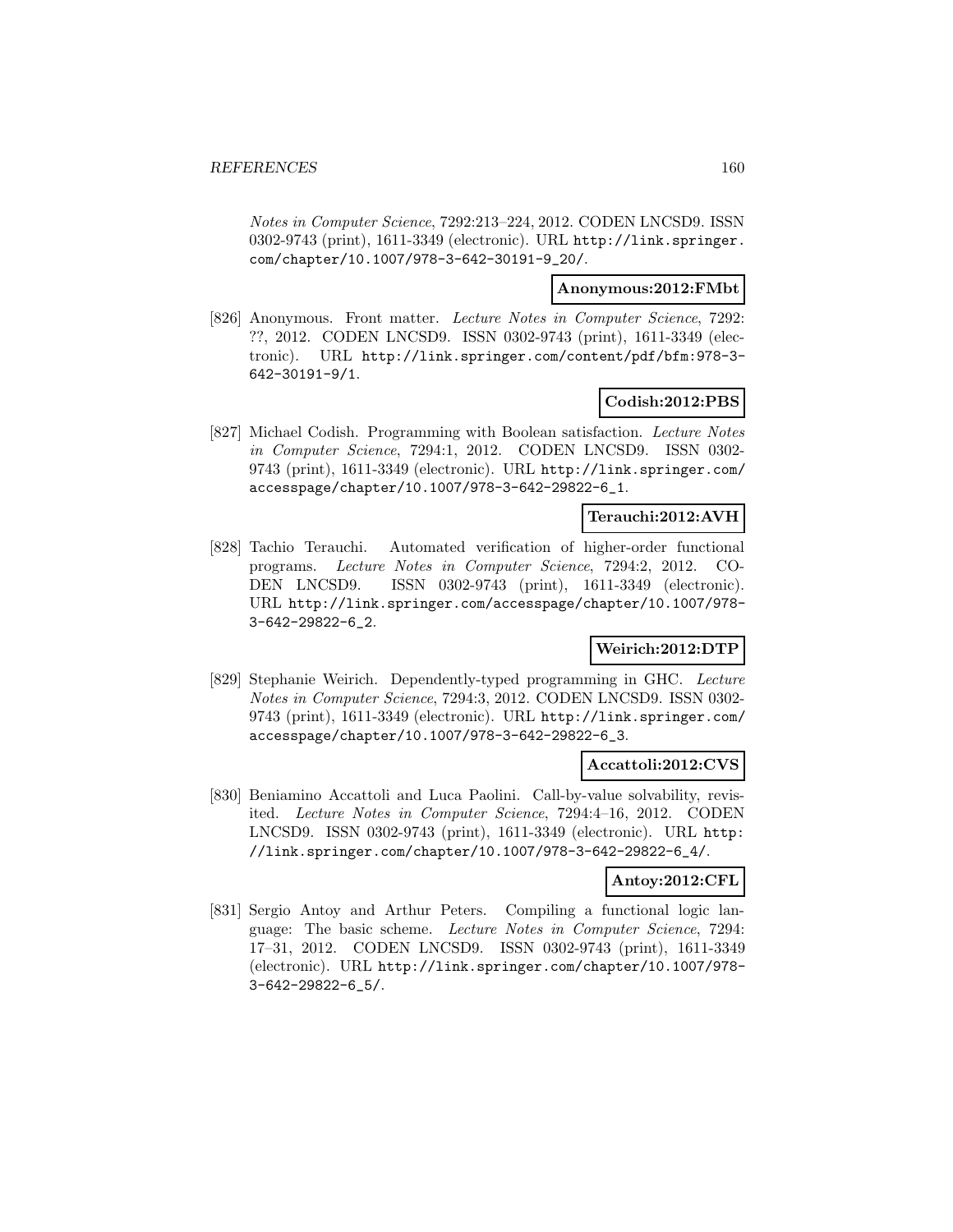*Notes in Computer Science*, 7292:213–224, 2012. CODEN LNCSD9. ISSN 0302-9743 (print), 1611-3349 (electronic). URL http://link.springer.com/chapter/10.1007/978-3-642-30191-9_20/.

**Anonymous:2012:FMbt**

[826] Anonymous. Front matter. *Lecture Notes in Computer Science*, 7292: ??, 2012. CODEN LNCSD9. ISSN 0302-9743 (print), 1611-3349 (electronic). URL http://link.springer.com/content/pdf/bfm:978-3-642-30191-9/1.

**Codish:2012:PBS**

[827] Michael Codish. Programming with Boolean satisfaction. *Lecture Notes in Computer Science*, 7294:1, 2012. CODEN LNCSD9. ISSN 0302-9743 (print), 1611-3349 (electronic). URL http://link.springer.com/accesspage/chapter/10.1007/978-3-642-29822-6_1.

**Terauchi:2012:AVH**

[828] Tachio Terauchi. Automated verification of higher-order functional programs. *Lecture Notes in Computer Science*, 7294:2, 2012. CODEN LNCSD9. ISSN 0302-9743 (print), 1611-3349 (electronic). URL http://link.springer.com/accesspage/chapter/10.1007/978-3-642-29822-6_2.

**Weirich:2012:DTP**

[829] Stephanie Weirich. Dependently-typed programming in GHC. *Lecture Notes in Computer Science*, 7294:3, 2012. CODEN LNCSD9. ISSN 0302-9743 (print), 1611-3349 (electronic). URL http://link.springer.com/accesspage/chapter/10.1007/978-3-642-29822-6_3.

**Accattoli:2012:CVS**

[830] Beniamino Accattoli and Luca Paolini. Call-by-value solvability, revisited. *Lecture Notes in Computer Science*, 7294:4–16, 2012. CODEN LNCSD9. ISSN 0302-9743 (print), 1611-3349 (electronic). URL http://link.springer.com/chapter/10.1007/978-3-642-29822-6_4/.

**Antoy:2012:CFL**

[831] Sergio Antoy and Arthur Peters. Compiling a functional logic language: The basic scheme. *Lecture Notes in Computer Science*, 7294: 17–31, 2012. CODEN LNCSD9. ISSN 0302-9743 (print), 1611-3349 (electronic). URL http://link.springer.com/chapter/10.1007/978-3-642-29822-6_5/.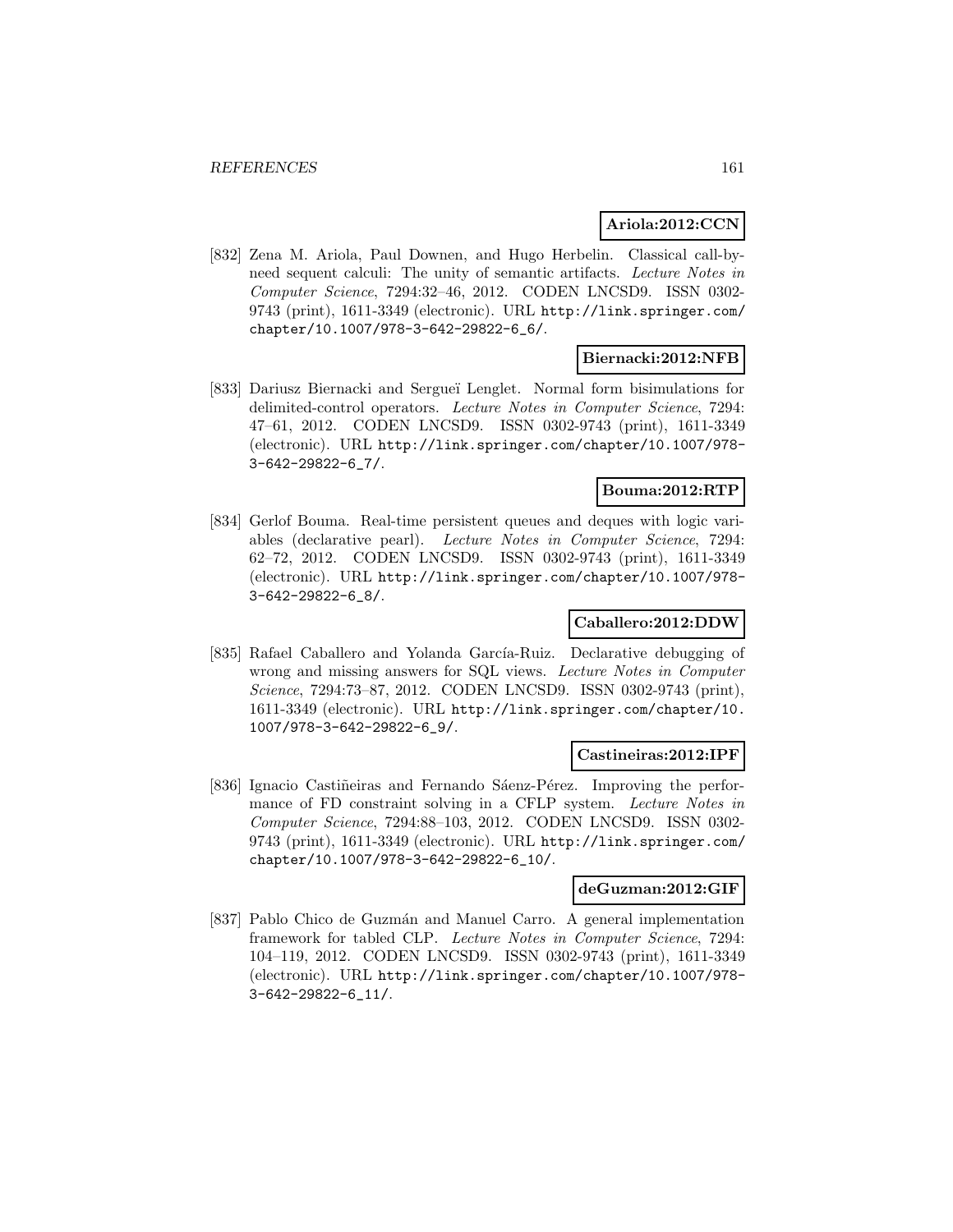**Ariola:2012:CCN**

[832] Zena M. Ariola, Paul Downen, and Hugo Herbelin. Classical call-by-need sequent calculi: The unity of semantic artifacts. *Lecture Notes in Computer Science*, 7294:32–46, 2012. CODEN LNCSD9. ISSN 0302-9743 (print), 1611-3349 (electronic). URL http://link.springer.com/chapter/10.1007/978-3-642-29822-6_6/.

**Biernacki:2012:NFB**

[833] Dariusz Biernacki and Sergueï Lenglet. Normal form bisimulations for delimited-control operators. *Lecture Notes in Computer Science*, 7294: 47–61, 2012. CODEN LNCSD9. ISSN 0302-9743 (print), 1611-3349 (electronic). URL http://link.springer.com/chapter/10.1007/978-3-642-29822-6_7/.

**Bouma:2012:RTP**

[834] Gerlof Bouma. Real-time persistent queues and deques with logic variables (declarative pearl). *Lecture Notes in Computer Science*, 7294: 62–72, 2012. CODEN LNCSD9. ISSN 0302-9743 (print), 1611-3349 (electronic). URL http://link.springer.com/chapter/10.1007/978-3-642-29822-6_8/.

**Caballero:2012:DDW**

[835] Rafael Caballero and Yolanda García-Ruiz. Declarative debugging of wrong and missing answers for SQL views. *Lecture Notes in Computer Science*, 7294:73–87, 2012. CODEN LNCSD9. ISSN 0302-9743 (print), 1611-3349 (electronic). URL http://link.springer.com/chapter/10.1007/978-3-642-29822-6_9/.

**Castineiras:2012:IPF**

[836] Ignacio Castiñeiras and Fernando Sáenz-Pérez. Improving the performance of FD constraint solving in a CFLP system. *Lecture Notes in Computer Science*, 7294:88–103, 2012. CODEN LNCSD9. ISSN 0302-9743 (print), 1611-3349 (electronic). URL http://link.springer.com/chapter/10.1007/978-3-642-29822-6_10/.

**deGuzman:2012:GIF**

[837] Pablo Chico de Guzmán and Manuel Carro. A general implementation framework for tabled CLP. *Lecture Notes in Computer Science*, 7294: 104–119, 2012. CODEN LNCSD9. ISSN 0302-9743 (print), 1611-3349 (electronic). URL http://link.springer.com/chapter/10.1007/978-3-642-29822-6_11/.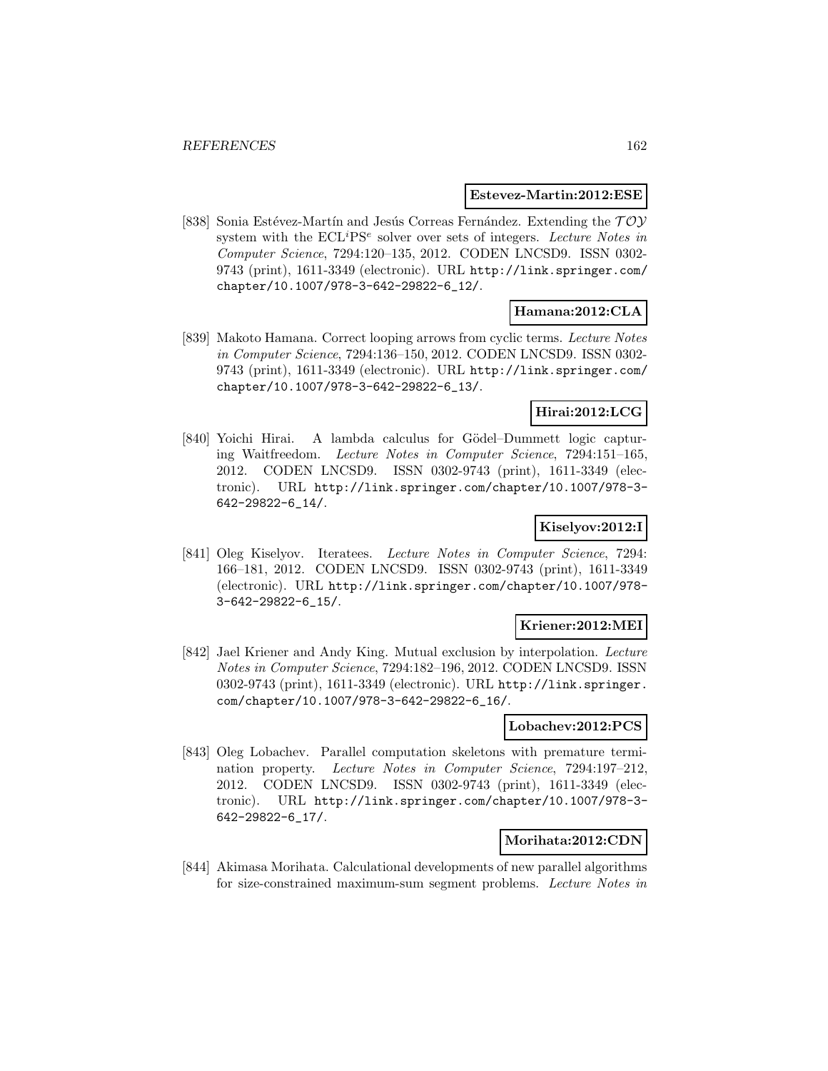**Estevez-Martin:2012:ESE**

[838] Sonia Estévez-Martín and Jesús Correas Fernández. Extending the $\mathcal{TOY}$ system with the ECL$^i$PS$^e$ solver over sets of integers. *Lecture Notes in Computer Science*, 7294:120–135, 2012. CODEN LNCSD9. ISSN 0302-9743 (print), 1611-3349 (electronic). URL http://link.springer.com/chapter/10.1007/978-3-642-29822-6_12/.

**Hamana:2012:CLA**

[839] Makoto Hamana. Correct looping arrows from cyclic terms. *Lecture Notes in Computer Science*, 7294:136–150, 2012. CODEN LNCSD9. ISSN 0302-9743 (print), 1611-3349 (electronic). URL http://link.springer.com/chapter/10.1007/978-3-642-29822-6_13/.

**Hirai:2012:LCG**

[840] Yoichi Hirai. A lambda calculus for Gödel–Dummett logic capturing Waitfreedom. *Lecture Notes in Computer Science*, 7294:151–165, 2012. CODEN LNCSD9. ISSN 0302-9743 (print), 1611-3349 (electronic). URL http://link.springer.com/chapter/10.1007/978-3-642-29822-6_14/.

**Kiselyov:2012:I**

[841] Oleg Kiselyov. Iteratees. *Lecture Notes in Computer Science*, 7294: 166–181, 2012. CODEN LNCSD9. ISSN 0302-9743 (print), 1611-3349 (electronic). URL http://link.springer.com/chapter/10.1007/978-3-642-29822-6_15/.

**Kriener:2012:MEI**

[842] Jael Kriener and Andy King. Mutual exclusion by interpolation. *Lecture Notes in Computer Science*, 7294:182–196, 2012. CODEN LNCSD9. ISSN 0302-9743 (print), 1611-3349 (electronic). URL http://link.springer.com/chapter/10.1007/978-3-642-29822-6_16/.

**Lobachev:2012:PCS**

[843] Oleg Lobachev. Parallel computation skeletons with premature termination property. *Lecture Notes in Computer Science*, 7294:197–212, 2012. CODEN LNCSD9. ISSN 0302-9743 (print), 1611-3349 (electronic). URL http://link.springer.com/chapter/10.1007/978-3-642-29822-6_17/.

**Morihata:2012:CDN**

[844] Akimasa Morihata. Calculational developments of new parallel algorithms for size-constrained maximum-sum segment problems. *Lecture Notes in*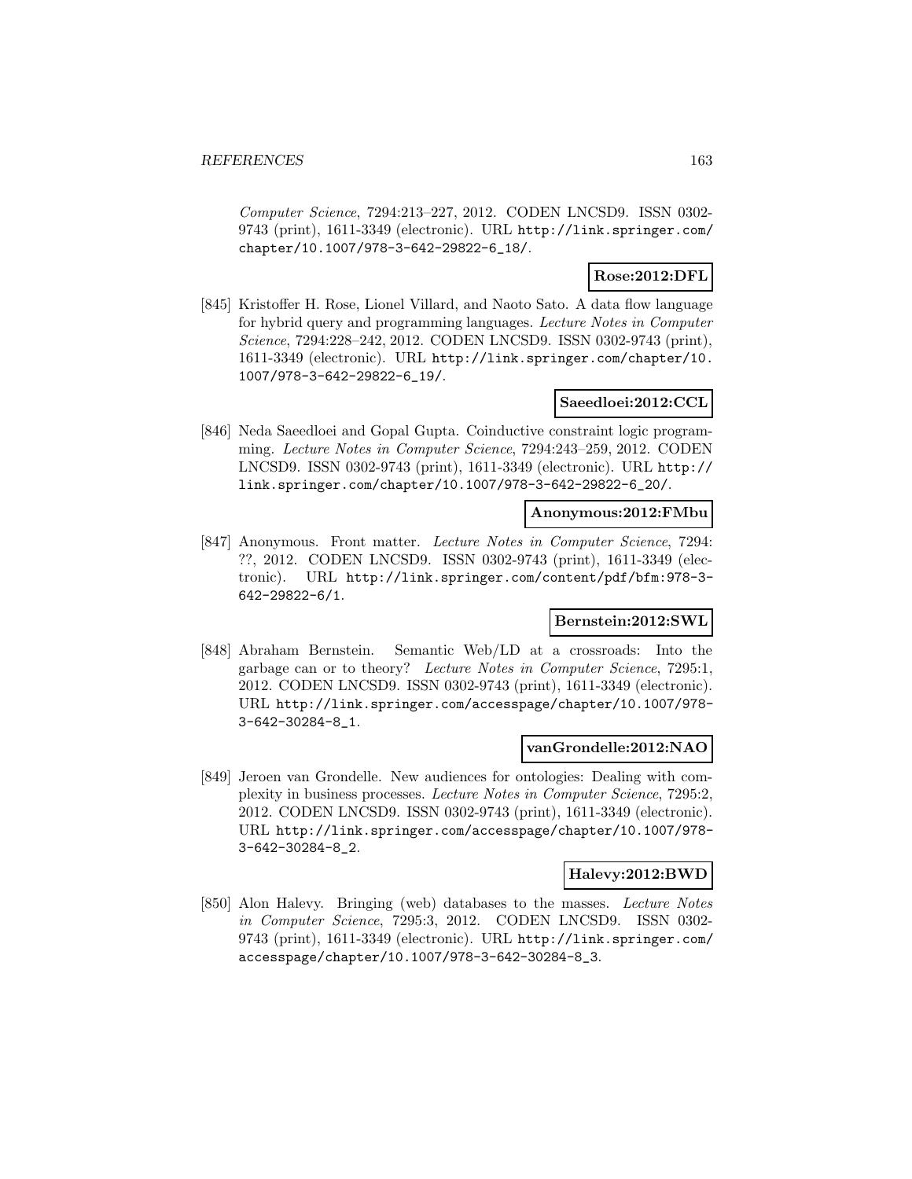*Computer Science*, 7294:213–227, 2012. CODEN LNCSD9. ISSN 0302-9743 (print), 1611-3349 (electronic). URL http://link.springer.com/chapter/10.1007/978-3-642-29822-6_18/.

**Rose:2012:DFL**

[845] Kristoffer H. Rose, Lionel Villard, and Naoto Sato. A data flow language for hybrid query and programming languages. *Lecture Notes in Computer Science*, 7294:228–242, 2012. CODEN LNCSD9. ISSN 0302-9743 (print), 1611-3349 (electronic). URL http://link.springer.com/chapter/10.1007/978-3-642-29822-6_19/.

**Saeedloei:2012:CCL**

[846] Neda Saeedloei and Gopal Gupta. Coinductive constraint logic programming. *Lecture Notes in Computer Science*, 7294:243–259, 2012. CODEN LNCSD9. ISSN 0302-9743 (print), 1611-3349 (electronic). URL http://link.springer.com/chapter/10.1007/978-3-642-29822-6_20/.

**Anonymous:2012:FMbu**

[847] Anonymous. Front matter. *Lecture Notes in Computer Science*, 7294: ??, 2012. CODEN LNCSD9. ISSN 0302-9743 (print), 1611-3349 (electronic). URL http://link.springer.com/content/pdf/bfm:978-3-642-29822-6/1.

**Bernstein:2012:SWL**

[848] Abraham Bernstein. Semantic Web/LD at a crossroads: Into the garbage can or to theory? *Lecture Notes in Computer Science*, 7295:1, 2012. CODEN LNCSD9. ISSN 0302-9743 (print), 1611-3349 (electronic). URL http://link.springer.com/accesspage/chapter/10.1007/978-3-642-30284-8_1.

**vanGrondelle:2012:NAO**

[849] Jeroen van Grondelle. New audiences for ontologies: Dealing with complexity in business processes. *Lecture Notes in Computer Science*, 7295:2, 2012. CODEN LNCSD9. ISSN 0302-9743 (print), 1611-3349 (electronic). URL http://link.springer.com/accesspage/chapter/10.1007/978-3-642-30284-8_2.

**Halevy:2012:BWD**

[850] Alon Halevy. Bringing (web) databases to the masses. *Lecture Notes in Computer Science*, 7295:3, 2012. CODEN LNCSD9. ISSN 0302-9743 (print), 1611-3349 (electronic). URL http://link.springer.com/accesspage/chapter/10.1007/978-3-642-30284-8_3.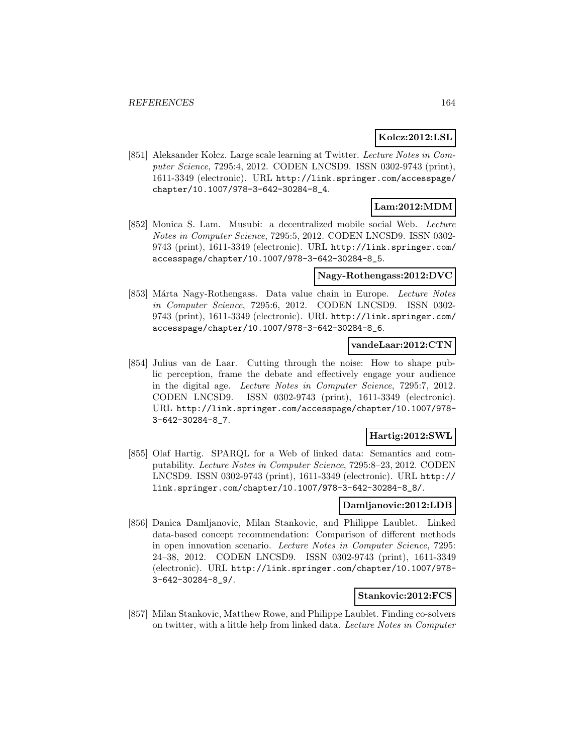**Kolcz:2012:LSL**

[851] Aleksander Kołcz. Large scale learning at Twitter. *Lecture Notes in Computer Science*, 7295:4, 2012. CODEN LNCSD9. ISSN 0302-9743 (print), 1611-3349 (electronic). URL http://link.springer.com/accesspage/chapter/10.1007/978-3-642-30284-8_4.

**Lam:2012:MDM**

[852] Monica S. Lam. Musubi: a decentralized mobile social Web. *Lecture Notes in Computer Science*, 7295:5, 2012. CODEN LNCSD9. ISSN 0302-9743 (print), 1611-3349 (electronic). URL http://link.springer.com/accesspage/chapter/10.1007/978-3-642-30284-8_5.

**Nagy-Rothengass:2012:DVC**

[853] Márta Nagy-Rothengass. Data value chain in Europe. *Lecture Notes in Computer Science*, 7295:6, 2012. CODEN LNCSD9. ISSN 0302-9743 (print), 1611-3349 (electronic). URL http://link.springer.com/accesspage/chapter/10.1007/978-3-642-30284-8_6.

**vandeLaar:2012:CTN**

[854] Julius van de Laar. Cutting through the noise: How to shape public perception, frame the debate and effectively engage your audience in the digital age. *Lecture Notes in Computer Science*, 7295:7, 2012. CODEN LNCSD9. ISSN 0302-9743 (print), 1611-3349 (electronic). URL http://link.springer.com/accesspage/chapter/10.1007/978-3-642-30284-8_7.

**Hartig:2012:SWL**

[855] Olaf Hartig. SPARQL for a Web of linked data: Semantics and computability. *Lecture Notes in Computer Science*, 7295:8–23, 2012. CODEN LNCSD9. ISSN 0302-9743 (print), 1611-3349 (electronic). URL http://link.springer.com/chapter/10.1007/978-3-642-30284-8_8/.

**Damljanovic:2012:LDB**

[856] Danica Damljanovic, Milan Stankovic, and Philippe Laublet. Linked data-based concept recommendation: Comparison of different methods in open innovation scenario. *Lecture Notes in Computer Science*, 7295: 24–38, 2012. CODEN LNCSD9. ISSN 0302-9743 (print), 1611-3349 (electronic). URL http://link.springer.com/chapter/10.1007/978-3-642-30284-8_9/.

**Stankovic:2012:FCS**

[857] Milan Stankovic, Matthew Rowe, and Philippe Laublet. Finding co-solvers on twitter, with a little help from linked data. *Lecture Notes in Computer*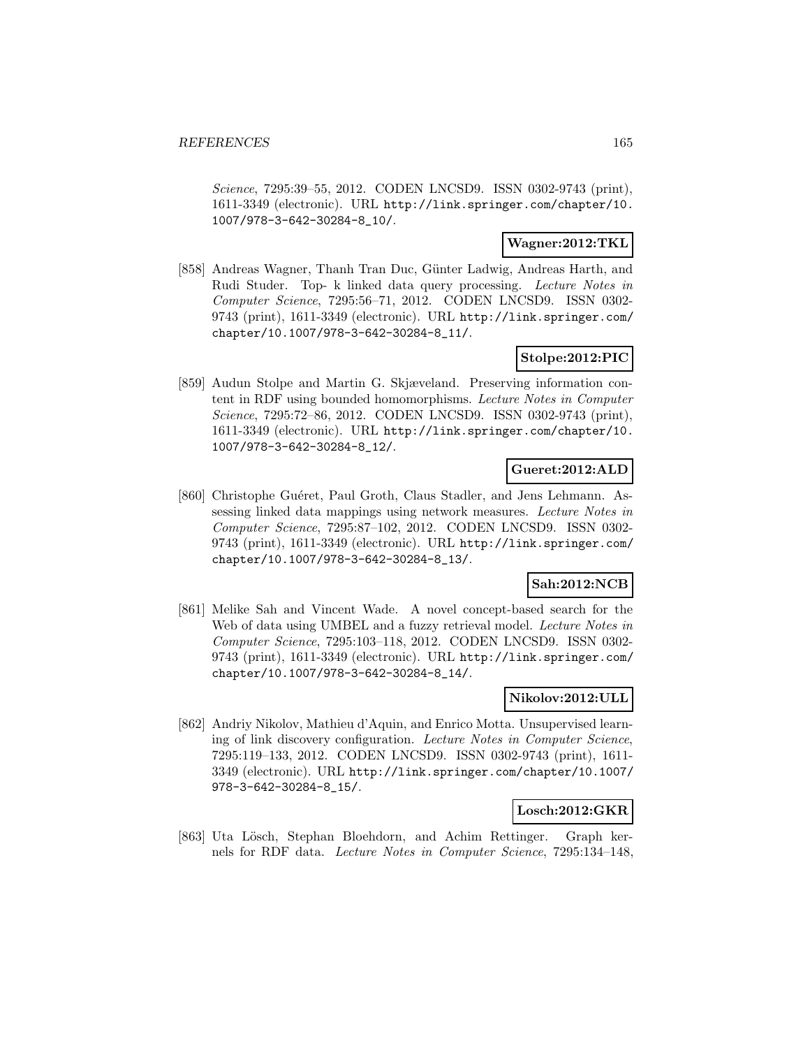*Science*, 7295:39–55, 2012. CODEN LNCSD9. ISSN 0302-9743 (print), 1611-3349 (electronic). URL http://link.springer.com/chapter/10.1007/978-3-642-30284-8_10/.

**Wagner:2012:TKL**

[858] Andreas Wagner, Thanh Tran Duc, Günter Ladwig, Andreas Harth, and Rudi Studer. Top- k linked data query processing. *Lecture Notes in Computer Science*, 7295:56–71, 2012. CODEN LNCSD9. ISSN 0302-9743 (print), 1611-3349 (electronic). URL http://link.springer.com/chapter/10.1007/978-3-642-30284-8_11/.

**Stolpe:2012:PIC**

[859] Audun Stolpe and Martin G. Skjæveland. Preserving information content in RDF using bounded homomorphisms. *Lecture Notes in Computer Science*, 7295:72–86, 2012. CODEN LNCSD9. ISSN 0302-9743 (print), 1611-3349 (electronic). URL http://link.springer.com/chapter/10.1007/978-3-642-30284-8_12/.

**Gueret:2012:ALD**

[860] Christophe Guéret, Paul Groth, Claus Stadler, and Jens Lehmann. Assessing linked data mappings using network measures. *Lecture Notes in Computer Science*, 7295:87–102, 2012. CODEN LNCSD9. ISSN 0302-9743 (print), 1611-3349 (electronic). URL http://link.springer.com/chapter/10.1007/978-3-642-30284-8_13/.

**Sah:2012:NCB**

[861] Melike Sah and Vincent Wade. A novel concept-based search for the Web of data using UMBEL and a fuzzy retrieval model. *Lecture Notes in Computer Science*, 7295:103–118, 2012. CODEN LNCSD9. ISSN 0302-9743 (print), 1611-3349 (electronic). URL http://link.springer.com/chapter/10.1007/978-3-642-30284-8_14/.

**Nikolov:2012:ULL**

[862] Andriy Nikolov, Mathieu d'Aquin, and Enrico Motta. Unsupervised learning of link discovery configuration. *Lecture Notes in Computer Science*, 7295:119–133, 2012. CODEN LNCSD9. ISSN 0302-9743 (print), 1611-3349 (electronic). URL http://link.springer.com/chapter/10.1007/978-3-642-30284-8_15/.

**Losch:2012:GKR**

[863] Uta Lösch, Stephan Bloehdorn, and Achim Rettinger. Graph kernels for RDF data. *Lecture Notes in Computer Science*, 7295:134–148,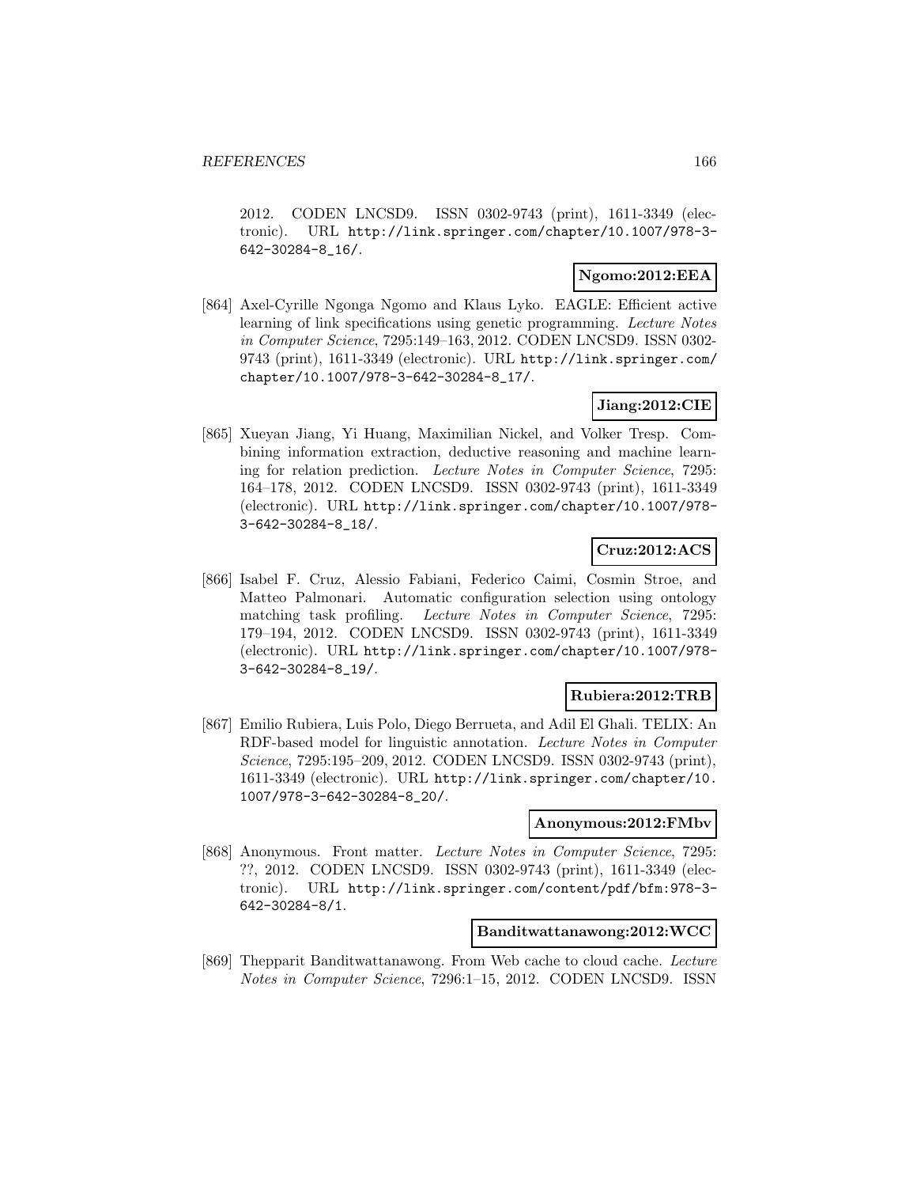2012. CODEN LNCSD9. ISSN 0302-9743 (print), 1611-3349 (electronic). URL http://link.springer.com/chapter/10.1007/978-3-642-30284-8_16/.

**Ngomo:2012:EEA**

[864] Axel-Cyrille Ngonga Ngomo and Klaus Lyko. EAGLE: Efficient active learning of link specifications using genetic programming. *Lecture Notes in Computer Science*, 7295:149–163, 2012. CODEN LNCSD9. ISSN 0302-9743 (print), 1611-3349 (electronic). URL http://link.springer.com/chapter/10.1007/978-3-642-30284-8_17/.

**Jiang:2012:CIE**

[865] Xueyan Jiang, Yi Huang, Maximilian Nickel, and Volker Tresp. Combining information extraction, deductive reasoning and machine learning for relation prediction. *Lecture Notes in Computer Science*, 7295: 164–178, 2012. CODEN LNCSD9. ISSN 0302-9743 (print), 1611-3349 (electronic). URL http://link.springer.com/chapter/10.1007/978-3-642-30284-8_18/.

**Cruz:2012:ACS**

[866] Isabel F. Cruz, Alessio Fabiani, Federico Caimi, Cosmin Stroe, and Matteo Palmonari. Automatic configuration selection using ontology matching task profiling. *Lecture Notes in Computer Science*, 7295: 179–194, 2012. CODEN LNCSD9. ISSN 0302-9743 (print), 1611-3349 (electronic). URL http://link.springer.com/chapter/10.1007/978-3-642-30284-8_19/.

**Rubiera:2012:TRB**

[867] Emilio Rubiera, Luis Polo, Diego Berrueta, and Adil El Ghali. TELIX: An RDF-based model for linguistic annotation. *Lecture Notes in Computer Science*, 7295:195–209, 2012. CODEN LNCSD9. ISSN 0302-9743 (print), 1611-3349 (electronic). URL http://link.springer.com/chapter/10.1007/978-3-642-30284-8_20/.

**Anonymous:2012:FMbv**

[868] Anonymous. Front matter. *Lecture Notes in Computer Science*, 7295: ??, 2012. CODEN LNCSD9. ISSN 0302-9743 (print), 1611-3349 (electronic). URL http://link.springer.com/content/pdf/bfm:978-3-642-30284-8/1.

**Banditwattanawong:2012:WCC**

[869] Thepparit Banditwattanawong. From Web cache to cloud cache. *Lecture Notes in Computer Science*, 7296:1–15, 2012. CODEN LNCSD9. ISSN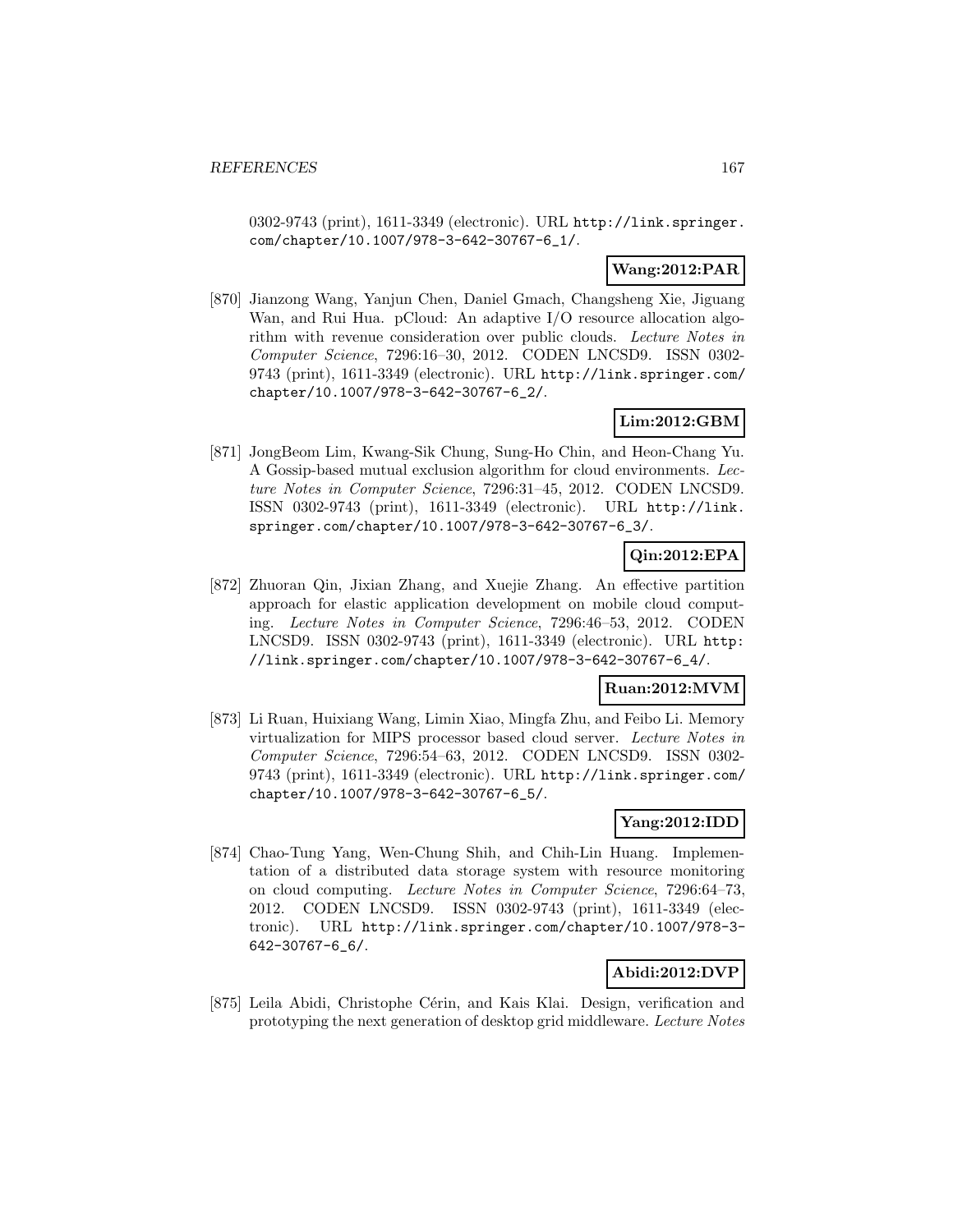0302-9743 (print), 1611-3349 (electronic). URL http://link.springer.com/chapter/10.1007/978-3-642-30767-6_1/.

**Wang:2012:PAR**

[870] Jianzong Wang, Yanjun Chen, Daniel Gmach, Changsheng Xie, Jiguang Wan, and Rui Hua. pCloud: An adaptive I/O resource allocation algorithm with revenue consideration over public clouds. *Lecture Notes in Computer Science*, 7296:16–30, 2012. CODEN LNCSD9. ISSN 0302-9743 (print), 1611-3349 (electronic). URL http://link.springer.com/chapter/10.1007/978-3-642-30767-6_2/.

**Lim:2012:GBM**

[871] JongBeom Lim, Kwang-Sik Chung, Sung-Ho Chin, and Heon-Chang Yu. A Gossip-based mutual exclusion algorithm for cloud environments. *Lecture Notes in Computer Science*, 7296:31–45, 2012. CODEN LNCSD9. ISSN 0302-9743 (print), 1611-3349 (electronic). URL http://link.springer.com/chapter/10.1007/978-3-642-30767-6_3/.

**Qin:2012:EPA**

[872] Zhuoran Qin, Jixian Zhang, and Xuejie Zhang. An effective partition approach for elastic application development on mobile cloud computing. *Lecture Notes in Computer Science*, 7296:46–53, 2012. CODEN LNCSD9. ISSN 0302-9743 (print), 1611-3349 (electronic). URL http://link.springer.com/chapter/10.1007/978-3-642-30767-6_4/.

**Ruan:2012:MVM**

[873] Li Ruan, Huixiang Wang, Limin Xiao, Mingfa Zhu, and Feibo Li. Memory virtualization for MIPS processor based cloud server. *Lecture Notes in Computer Science*, 7296:54–63, 2012. CODEN LNCSD9. ISSN 0302-9743 (print), 1611-3349 (electronic). URL http://link.springer.com/chapter/10.1007/978-3-642-30767-6_5/.

**Yang:2012:IDD**

[874] Chao-Tung Yang, Wen-Chung Shih, and Chih-Lin Huang. Implementation of a distributed data storage system with resource monitoring on cloud computing. *Lecture Notes in Computer Science*, 7296:64–73, 2012. CODEN LNCSD9. ISSN 0302-9743 (print), 1611-3349 (electronic). URL http://link.springer.com/chapter/10.1007/978-3-642-30767-6_6/.

**Abidi:2012:DVP**

[875] Leila Abidi, Christophe Cérin, and Kais Klai. Design, verification and prototyping the next generation of desktop grid middleware. *Lecture Notes*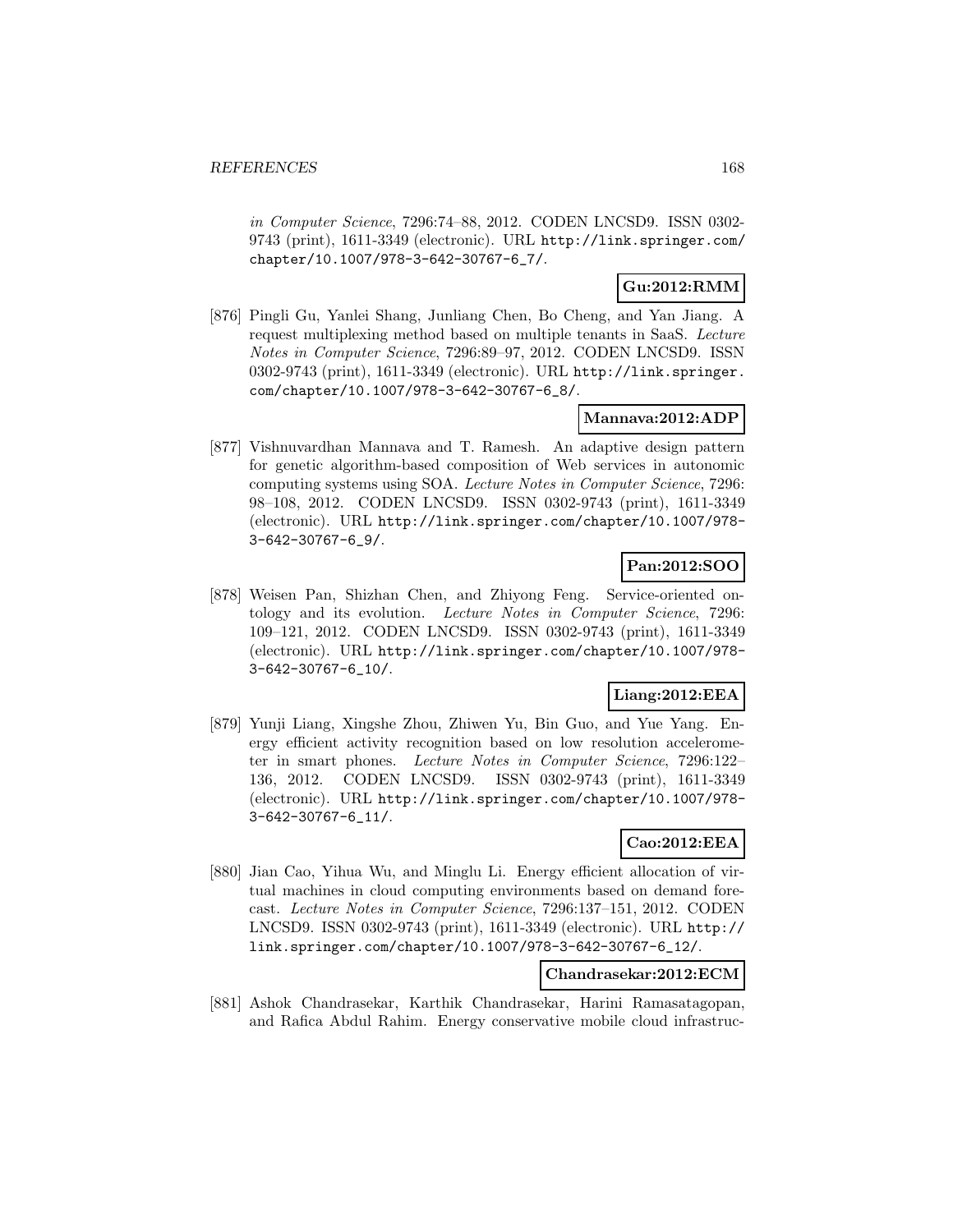*in Computer Science*, 7296:74–88, 2012. CODEN LNCSD9. ISSN 0302-9743 (print), 1611-3349 (electronic). URL http://link.springer.com/chapter/10.1007/978-3-642-30767-6_7/.

**Gu:2012:RMM**

[876] Pingli Gu, Yanlei Shang, Junliang Chen, Bo Cheng, and Yan Jiang. A request multiplexing method based on multiple tenants in SaaS. *Lecture Notes in Computer Science*, 7296:89–97, 2012. CODEN LNCSD9. ISSN 0302-9743 (print), 1611-3349 (electronic). URL http://link.springer.com/chapter/10.1007/978-3-642-30767-6_8/.

**Mannava:2012:ADP**

[877] Vishnuvardhan Mannava and T. Ramesh. An adaptive design pattern for genetic algorithm-based composition of Web services in autonomic computing systems using SOA. *Lecture Notes in Computer Science*, 7296: 98–108, 2012. CODEN LNCSD9. ISSN 0302-9743 (print), 1611-3349 (electronic). URL http://link.springer.com/chapter/10.1007/978-3-642-30767-6_9/.

**Pan:2012:SOO**

[878] Weisen Pan, Shizhan Chen, and Zhiyong Feng. Service-oriented ontology and its evolution. *Lecture Notes in Computer Science*, 7296: 109–121, 2012. CODEN LNCSD9. ISSN 0302-9743 (print), 1611-3349 (electronic). URL http://link.springer.com/chapter/10.1007/978-3-642-30767-6_10/.

**Liang:2012:EEA**

[879] Yunji Liang, Xingshe Zhou, Zhiwen Yu, Bin Guo, and Yue Yang. Energy efficient activity recognition based on low resolution accelerometer in smart phones. *Lecture Notes in Computer Science*, 7296:122–136, 2012. CODEN LNCSD9. ISSN 0302-9743 (print), 1611-3349 (electronic). URL http://link.springer.com/chapter/10.1007/978-3-642-30767-6_11/.

**Cao:2012:EEA**

[880] Jian Cao, Yihua Wu, and Minglu Li. Energy efficient allocation of virtual machines in cloud computing environments based on demand forecast. *Lecture Notes in Computer Science*, 7296:137–151, 2012. CODEN LNCSD9. ISSN 0302-9743 (print), 1611-3349 (electronic). URL http://link.springer.com/chapter/10.1007/978-3-642-30767-6_12/.

**Chandrasekar:2012:ECM**

[881] Ashok Chandrasekar, Karthik Chandrasekar, Harini Ramasatagopan, and Rafica Abdul Rahim. Energy conservative mobile cloud infrastruc-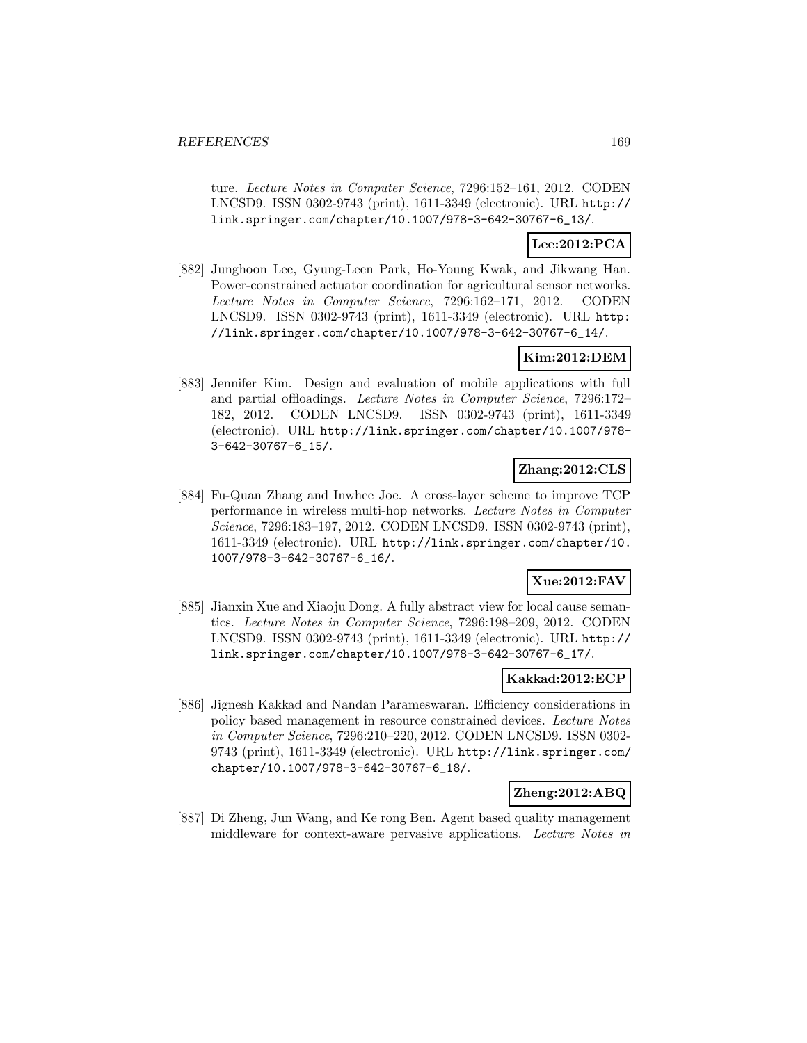ture. *Lecture Notes in Computer Science*, 7296:152–161, 2012. CODEN LNCSD9. ISSN 0302-9743 (print), 1611-3349 (electronic). URL http://link.springer.com/chapter/10.1007/978-3-642-30767-6_13/.

**Lee:2012:PCA**

[882] Junghoon Lee, Gyung-Leen Park, Ho-Young Kwak, and Jikwang Han. Power-constrained actuator coordination for agricultural sensor networks. *Lecture Notes in Computer Science*, 7296:162–171, 2012. CODEN LNCSD9. ISSN 0302-9743 (print), 1611-3349 (electronic). URL http://link.springer.com/chapter/10.1007/978-3-642-30767-6_14/.

**Kim:2012:DEM**

[883] Jennifer Kim. Design and evaluation of mobile applications with full and partial offloadings. *Lecture Notes in Computer Science*, 7296:172–182, 2012. CODEN LNCSD9. ISSN 0302-9743 (print), 1611-3349 (electronic). URL http://link.springer.com/chapter/10.1007/978-3-642-30767-6_15/.

**Zhang:2012:CLS**

[884] Fu-Quan Zhang and Inwhee Joe. A cross-layer scheme to improve TCP performance in wireless multi-hop networks. *Lecture Notes in Computer Science*, 7296:183–197, 2012. CODEN LNCSD9. ISSN 0302-9743 (print), 1611-3349 (electronic). URL http://link.springer.com/chapter/10.1007/978-3-642-30767-6_16/.

**Xue:2012:FAV**

[885] Jianxin Xue and Xiaoju Dong. A fully abstract view for local cause semantics. *Lecture Notes in Computer Science*, 7296:198–209, 2012. CODEN LNCSD9. ISSN 0302-9743 (print), 1611-3349 (electronic). URL http://link.springer.com/chapter/10.1007/978-3-642-30767-6_17/.

**Kakkad:2012:ECP**

[886] Jignesh Kakkad and Nandan Parameswaran. Efficiency considerations in policy based management in resource constrained devices. *Lecture Notes in Computer Science*, 7296:210–220, 2012. CODEN LNCSD9. ISSN 0302-9743 (print), 1611-3349 (electronic). URL http://link.springer.com/chapter/10.1007/978-3-642-30767-6_18/.

**Zheng:2012:ABQ**

[887] Di Zheng, Jun Wang, and Ke rong Ben. Agent based quality management middleware for context-aware pervasive applications. *Lecture Notes in*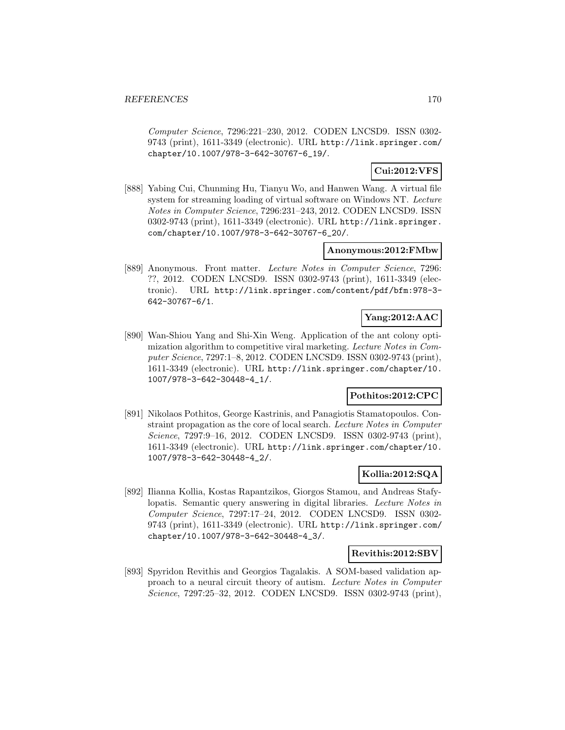*Computer Science*, 7296:221–230, 2012. CODEN LNCSD9. ISSN 0302-9743 (print), 1611-3349 (electronic). URL http://link.springer.com/chapter/10.1007/978-3-642-30767-6_19/.

**Cui:2012:VFS**

[888] Yabing Cui, Chunming Hu, Tianyu Wo, and Hanwen Wang. A virtual file system for streaming loading of virtual software on Windows NT. *Lecture Notes in Computer Science*, 7296:231–243, 2012. CODEN LNCSD9. ISSN 0302-9743 (print), 1611-3349 (electronic). URL http://link.springer.com/chapter/10.1007/978-3-642-30767-6_20/.

**Anonymous:2012:FMbw**

[889] Anonymous. Front matter. *Lecture Notes in Computer Science*, 7296: ??, 2012. CODEN LNCSD9. ISSN 0302-9743 (print), 1611-3349 (electronic). URL http://link.springer.com/content/pdf/bfm:978-3-642-30767-6/1.

**Yang:2012:AAC**

[890] Wan-Shiou Yang and Shi-Xin Weng. Application of the ant colony optimization algorithm to competitive viral marketing. *Lecture Notes in Computer Science*, 7297:1–8, 2012. CODEN LNCSD9. ISSN 0302-9743 (print), 1611-3349 (electronic). URL http://link.springer.com/chapter/10.1007/978-3-642-30448-4_1/.

**Pothitos:2012:CPC**

[891] Nikolaos Pothitos, George Kastrinis, and Panagiotis Stamatopoulos. Constraint propagation as the core of local search. *Lecture Notes in Computer Science*, 7297:9–16, 2012. CODEN LNCSD9. ISSN 0302-9743 (print), 1611-3349 (electronic). URL http://link.springer.com/chapter/10.1007/978-3-642-30448-4_2/.

**Kollia:2012:SQA**

[892] Ilianna Kollia, Kostas Rapantzikos, Giorgos Stamou, and Andreas Stafylopatis. Semantic query answering in digital libraries. *Lecture Notes in Computer Science*, 7297:17–24, 2012. CODEN LNCSD9. ISSN 0302-9743 (print), 1611-3349 (electronic). URL http://link.springer.com/chapter/10.1007/978-3-642-30448-4_3/.

**Revithis:2012:SBV**

[893] Spyridon Revithis and Georgios Tagalakis. A SOM-based validation approach to a neural circuit theory of autism. *Lecture Notes in Computer Science*, 7297:25–32, 2012. CODEN LNCSD9. ISSN 0302-9743 (print),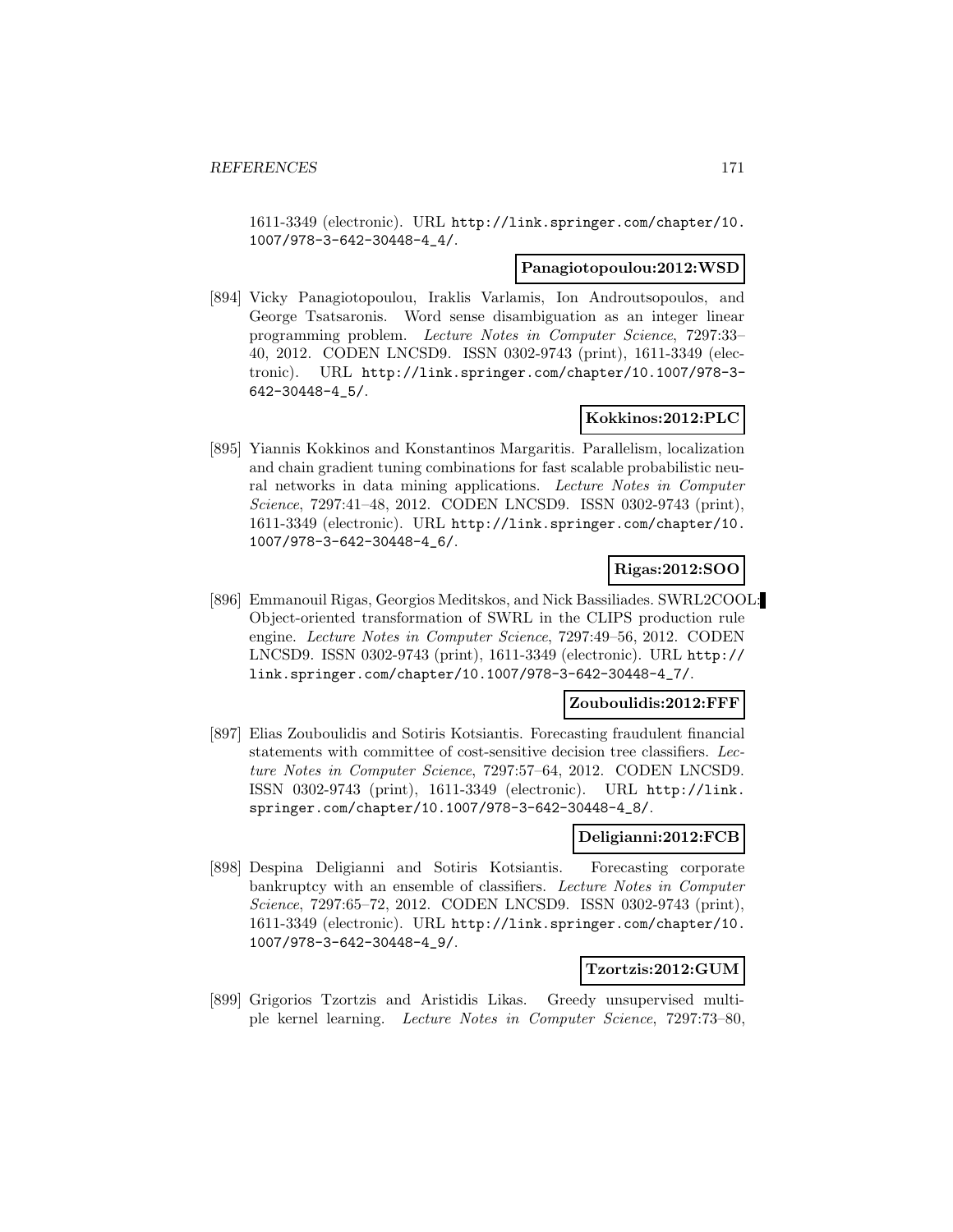1611-3349 (electronic). URL http://link.springer.com/chapter/10.1007/978-3-642-30448-4_4/.

**Panagiotopoulou:2012:WSD**

[894] Vicky Panagiotopoulou, Iraklis Varlamis, Ion Androutsopoulos, and George Tsatsaronis. Word sense disambiguation as an integer linear programming problem. *Lecture Notes in Computer Science*, 7297:33–40, 2012. CODEN LNCSD9. ISSN 0302-9743 (print), 1611-3349 (electronic). URL http://link.springer.com/chapter/10.1007/978-3-642-30448-4_5/.

**Kokkinos:2012:PLC**

[895] Yiannis Kokkinos and Konstantinos Margaritis. Parallelism, localization and chain gradient tuning combinations for fast scalable probabilistic neural networks in data mining applications. *Lecture Notes in Computer Science*, 7297:41–48, 2012. CODEN LNCSD9. ISSN 0302-9743 (print), 1611-3349 (electronic). URL http://link.springer.com/chapter/10.1007/978-3-642-30448-4_6/.

**Rigas:2012:SOO**

[896] Emmanouil Rigas, Georgios Meditskos, and Nick Bassiliades. SWRL2COOL: Object-oriented transformation of SWRL in the CLIPS production rule engine. *Lecture Notes in Computer Science*, 7297:49–56, 2012. CODEN LNCSD9. ISSN 0302-9743 (print), 1611-3349 (electronic). URL http://link.springer.com/chapter/10.1007/978-3-642-30448-4_7/.

**Zouboulidis:2012:FFF**

[897] Elias Zouboulidis and Sotiris Kotsiantis. Forecasting fraudulent financial statements with committee of cost-sensitive decision tree classifiers. *Lecture Notes in Computer Science*, 7297:57–64, 2012. CODEN LNCSD9. ISSN 0302-9743 (print), 1611-3349 (electronic). URL http://link.springer.com/chapter/10.1007/978-3-642-30448-4_8/.

**Deligianni:2012:FCB**

[898] Despina Deligianni and Sotiris Kotsiantis. Forecasting corporate bankruptcy with an ensemble of classifiers. *Lecture Notes in Computer Science*, 7297:65–72, 2012. CODEN LNCSD9. ISSN 0302-9743 (print), 1611-3349 (electronic). URL http://link.springer.com/chapter/10.1007/978-3-642-30448-4_9/.

**Tzortzis:2012:GUM**

[899] Grigorios Tzortzis and Aristidis Likas. Greedy unsupervised multiple kernel learning. *Lecture Notes in Computer Science*, 7297:73–80,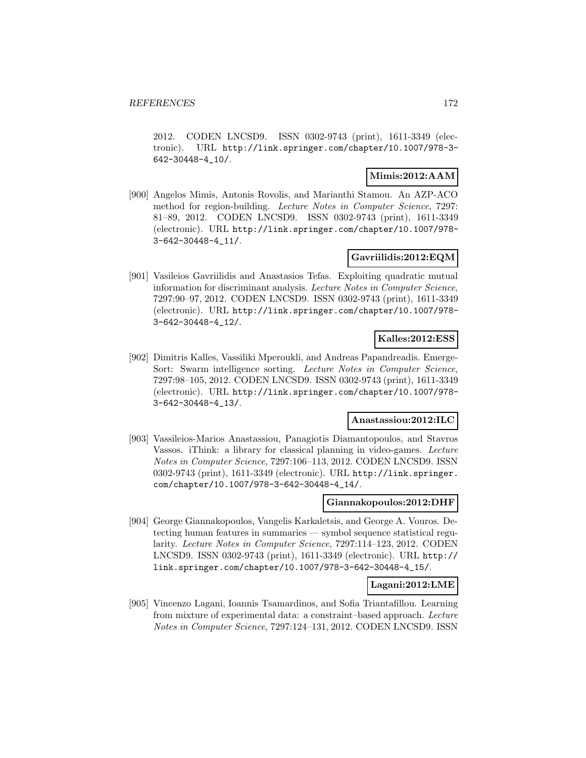2012. CODEN LNCSD9. ISSN 0302-9743 (print), 1611-3349 (electronic). URL http://link.springer.com/chapter/10.1007/978-3-642-30448-4_10/.

**Mimis:2012:AAM**

[900] Angelos Mimis, Antonis Rovolis, and Marianthi Stamou. An AZP-ACO method for region-building. *Lecture Notes in Computer Science*, 7297: 81–89, 2012. CODEN LNCSD9. ISSN 0302-9743 (print), 1611-3349 (electronic). URL http://link.springer.com/chapter/10.1007/978-3-642-30448-4_11/.

**Gavriilidis:2012:EQM**

[901] Vasileios Gavriilidis and Anastasios Tefas. Exploiting quadratic mutual information for discriminant analysis. *Lecture Notes in Computer Science*, 7297:90–97, 2012. CODEN LNCSD9. ISSN 0302-9743 (print), 1611-3349 (electronic). URL http://link.springer.com/chapter/10.1007/978-3-642-30448-4_12/.

**Kalles:2012:ESS**

[902] Dimitris Kalles, Vassiliki Mperoukli, and Andreas Papandreadis. EmergeSort: Swarm intelligence sorting. *Lecture Notes in Computer Science*, 7297:98–105, 2012. CODEN LNCSD9. ISSN 0302-9743 (print), 1611-3349 (electronic). URL http://link.springer.com/chapter/10.1007/978-3-642-30448-4_13/.

**Anastassiou:2012:ILC**

[903] Vassileios-Marios Anastassiou, Panagiotis Diamantopoulos, and Stavros Vassos. iThink: a library for classical planning in video-games. *Lecture Notes in Computer Science*, 7297:106–113, 2012. CODEN LNCSD9. ISSN 0302-9743 (print), 1611-3349 (electronic). URL http://link.springer.com/chapter/10.1007/978-3-642-30448-4_14/.

**Giannakopoulos:2012:DHF**

[904] George Giannakopoulos, Vangelis Karkaletsis, and George A. Vouros. Detecting human features in summaries — symbol sequence statistical regularity. *Lecture Notes in Computer Science*, 7297:114–123, 2012. CODEN LNCSD9. ISSN 0302-9743 (print), 1611-3349 (electronic). URL http://link.springer.com/chapter/10.1007/978-3-642-30448-4_15/.

**Lagani:2012:LME**

[905] Vincenzo Lagani, Ioannis Tsamardinos, and Sofia Triantafillou. Learning from mixture of experimental data: a constraint–based approach. *Lecture Notes in Computer Science*, 7297:124–131, 2012. CODEN LNCSD9. ISSN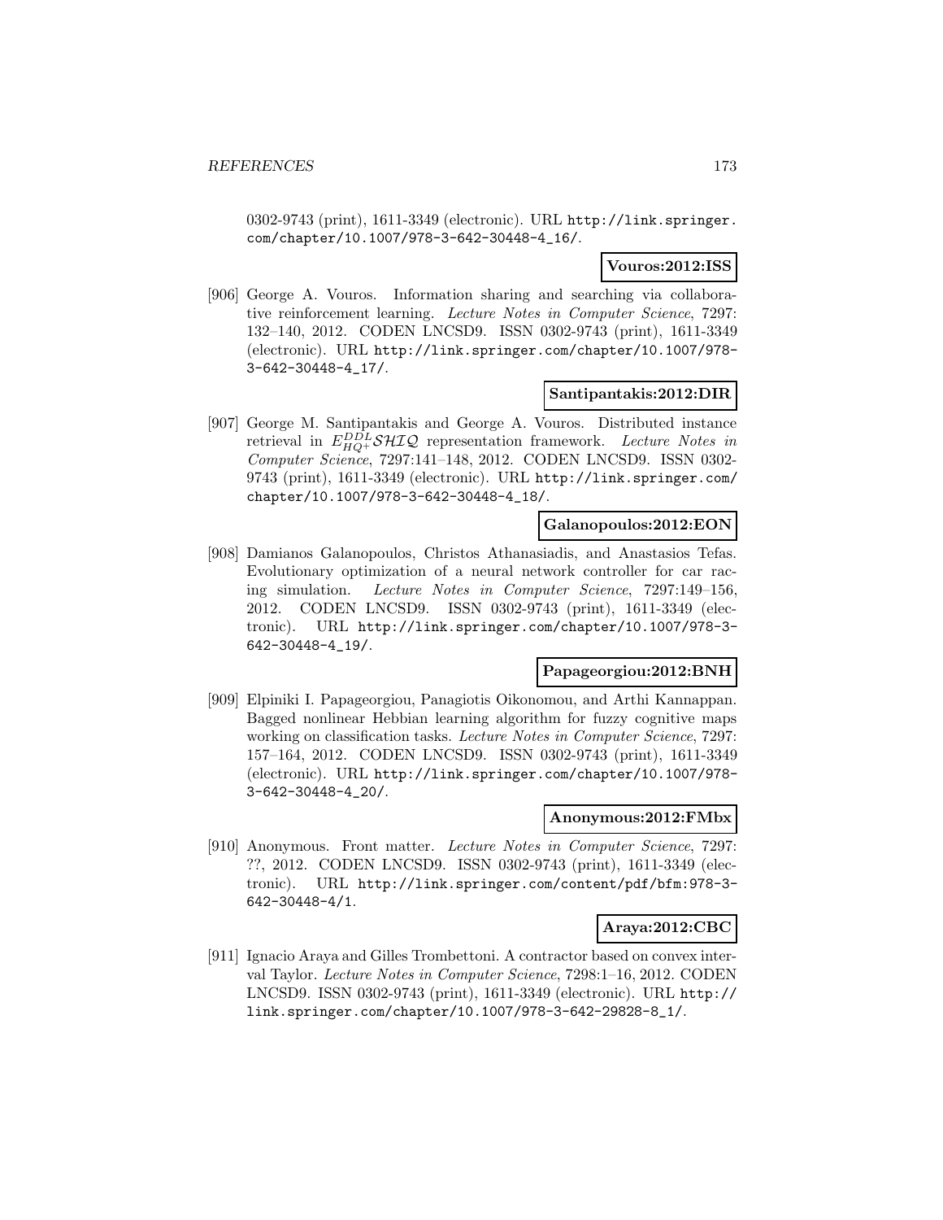0302-9743 (print), 1611-3349 (electronic). URL http://link.springer.com/chapter/10.1007/978-3-642-30448-4_16/.

**Vouros:2012:ISS**

[906] George A. Vouros. Information sharing and searching via collaborative reinforcement learning. *Lecture Notes in Computer Science*, 7297: 132–140, 2012. CODEN LNCSD9. ISSN 0302-9743 (print), 1611-3349 (electronic). URL http://link.springer.com/chapter/10.1007/978-3-642-30448-4_17/.

**Santipantakis:2012:DIR**

[907] George M. Santipantakis and George A. Vouros. Distributed instance retrieval in $E_{HQ^+}^{DDL}\mathcal{SHIQ}$ representation framework. *Lecture Notes in Computer Science*, 7297:141–148, 2012. CODEN LNCSD9. ISSN 0302-9743 (print), 1611-3349 (electronic). URL http://link.springer.com/chapter/10.1007/978-3-642-30448-4_18/.

**Galanopoulos:2012:EON**

[908] Damianos Galanopoulos, Christos Athanasiadis, and Anastasios Tefas. Evolutionary optimization of a neural network controller for car racing simulation. *Lecture Notes in Computer Science*, 7297:149–156, 2012. CODEN LNCSD9. ISSN 0302-9743 (print), 1611-3349 (electronic). URL http://link.springer.com/chapter/10.1007/978-3-642-30448-4_19/.

**Papageorgiou:2012:BNH**

[909] Elpiniki I. Papageorgiou, Panagiotis Oikonomou, and Arthi Kannappan. Bagged nonlinear Hebbian learning algorithm for fuzzy cognitive maps working on classification tasks. *Lecture Notes in Computer Science*, 7297: 157–164, 2012. CODEN LNCSD9. ISSN 0302-9743 (print), 1611-3349 (electronic). URL http://link.springer.com/chapter/10.1007/978-3-642-30448-4_20/.

**Anonymous:2012:FMbx**

[910] Anonymous. Front matter. *Lecture Notes in Computer Science*, 7297: ??, 2012. CODEN LNCSD9. ISSN 0302-9743 (print), 1611-3349 (electronic). URL http://link.springer.com/content/pdf/bfm:978-3-642-30448-4/1.

**Araya:2012:CBC**

[911] Ignacio Araya and Gilles Trombettoni. A contractor based on convex interval Taylor. *Lecture Notes in Computer Science*, 7298:1–16, 2012. CODEN LNCSD9. ISSN 0302-9743 (print), 1611-3349 (electronic). URL http://link.springer.com/chapter/10.1007/978-3-642-29828-8_1/.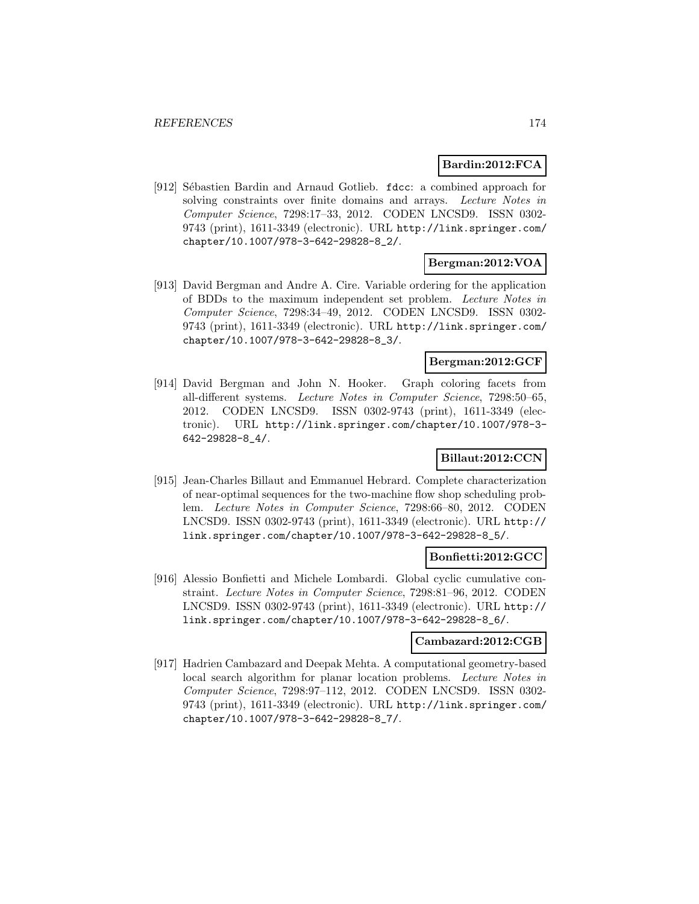**Bardin:2012:FCA**

[912] Sébastien Bardin and Arnaud Gotlieb. `fdcc`: a combined approach for solving constraints over finite domains and arrays. *Lecture Notes in Computer Science*, 7298:17–33, 2012. CODEN LNCSD9. ISSN 0302-9743 (print), 1611-3349 (electronic). URL `http://link.springer.com/chapter/10.1007/978-3-642-29828-8_2/`.

**Bergman:2012:VOA**

[913] David Bergman and Andre A. Cire. Variable ordering for the application of BDDs to the maximum independent set problem. *Lecture Notes in Computer Science*, 7298:34–49, 2012. CODEN LNCSD9. ISSN 0302-9743 (print), 1611-3349 (electronic). URL `http://link.springer.com/chapter/10.1007/978-3-642-29828-8_3/`.

**Bergman:2012:GCF**

[914] David Bergman and John N. Hooker. Graph coloring facets from all-different systems. *Lecture Notes in Computer Science*, 7298:50–65, 2012. CODEN LNCSD9. ISSN 0302-9743 (print), 1611-3349 (electronic). URL `http://link.springer.com/chapter/10.1007/978-3-642-29828-8_4/`.

**Billaut:2012:CCN**

[915] Jean-Charles Billaut and Emmanuel Hebrard. Complete characterization of near-optimal sequences for the two-machine flow shop scheduling problem. *Lecture Notes in Computer Science*, 7298:66–80, 2012. CODEN LNCSD9. ISSN 0302-9743 (print), 1611-3349 (electronic). URL `http://link.springer.com/chapter/10.1007/978-3-642-29828-8_5/`.

**Bonfietti:2012:GCC**

[916] Alessio Bonfietti and Michele Lombardi. Global cyclic cumulative constraint. *Lecture Notes in Computer Science*, 7298:81–96, 2012. CODEN LNCSD9. ISSN 0302-9743 (print), 1611-3349 (electronic). URL `http://link.springer.com/chapter/10.1007/978-3-642-29828-8_6/`.

**Cambazard:2012:CGB**

[917] Hadrien Cambazard and Deepak Mehta. A computational geometry-based local search algorithm for planar location problems. *Lecture Notes in Computer Science*, 7298:97–112, 2012. CODEN LNCSD9. ISSN 0302-9743 (print), 1611-3349 (electronic). URL `http://link.springer.com/chapter/10.1007/978-3-642-29828-8_7/`.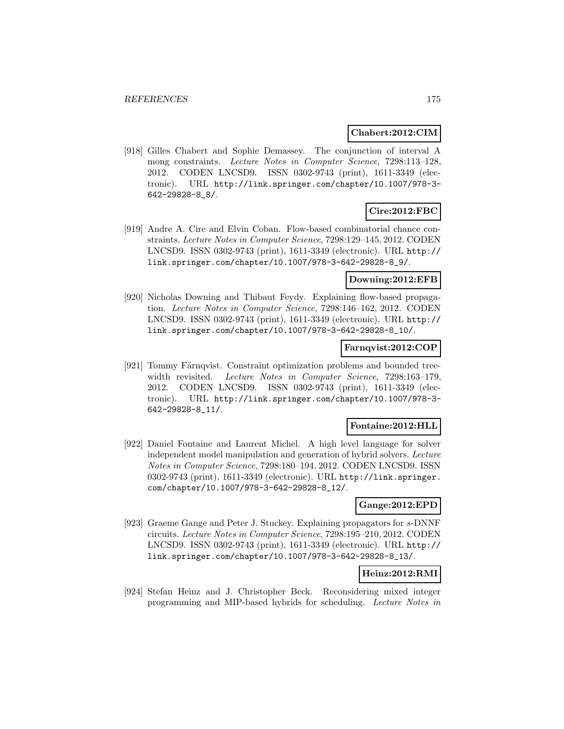**Chabert:2012:CIM**

[918] Gilles Chabert and Sophie Demassey. The conjunction of interval A mong constraints. *Lecture Notes in Computer Science*, 7298:113–128, 2012. CODEN LNCSD9. ISSN 0302-9743 (print), 1611-3349 (electronic). URL http://link.springer.com/chapter/10.1007/978-3-642-29828-8_8/.

**Cire:2012:FBC**

[919] Andre A. Cire and Elvin Coban. Flow-based combinatorial chance constraints. *Lecture Notes in Computer Science*, 7298:129–145, 2012. CODEN LNCSD9. ISSN 0302-9743 (print), 1611-3349 (electronic). URL http://link.springer.com/chapter/10.1007/978-3-642-29828-8_9/.

**Downing:2012:EFB**

[920] Nicholas Downing and Thibaut Feydy. Explaining flow-based propagation. *Lecture Notes in Computer Science*, 7298:146–162, 2012. CODEN LNCSD9. ISSN 0302-9743 (print), 1611-3349 (electronic). URL http://link.springer.com/chapter/10.1007/978-3-642-29828-8_10/.

**Farnqvist:2012:COP**

[921] Tommy Färnqvist. Constraint optimization problems and bounded treewidth revisited. *Lecture Notes in Computer Science*, 7298:163–179, 2012. CODEN LNCSD9. ISSN 0302-9743 (print), 1611-3349 (electronic). URL http://link.springer.com/chapter/10.1007/978-3-642-29828-8_11/.

**Fontaine:2012:HLL**

[922] Daniel Fontaine and Laurent Michel. A high level language for solver independent model manipulation and generation of hybrid solvers. *Lecture Notes in Computer Science*, 7298:180–194, 2012. CODEN LNCSD9. ISSN 0302-9743 (print), 1611-3349 (electronic). URL http://link.springer.com/chapter/10.1007/978-3-642-29828-8_12/.

**Gange:2012:EPD**

[923] Graeme Gange and Peter J. Stuckey. Explaining propagators for $s$-DNNF circuits. *Lecture Notes in Computer Science*, 7298:195–210, 2012. CODEN LNCSD9. ISSN 0302-9743 (print), 1611-3349 (electronic). URL http://link.springer.com/chapter/10.1007/978-3-642-29828-8_13/.

**Heinz:2012:RMI**

[924] Stefan Heinz and J. Christopher Beck. Reconsidering mixed integer programming and MIP-based hybrids for scheduling. *Lecture Notes in*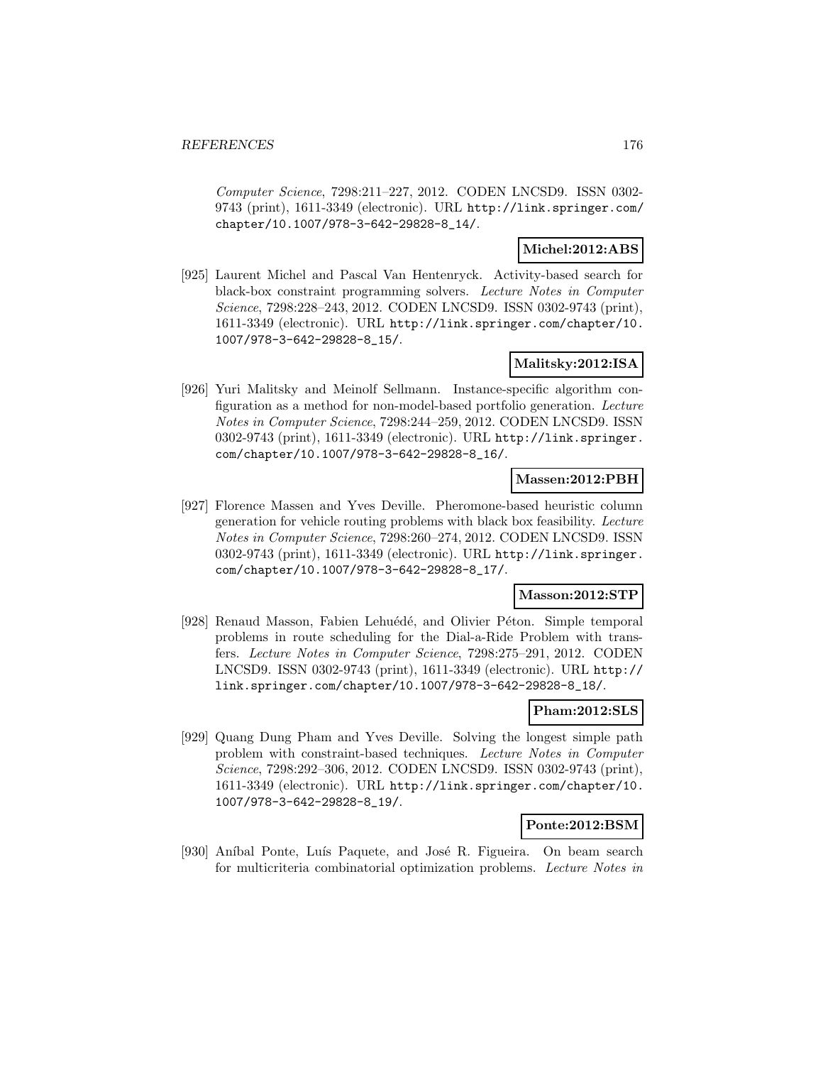*Computer Science*, 7298:211–227, 2012. CODEN LNCSD9. ISSN 0302-9743 (print), 1611-3349 (electronic). URL http://link.springer.com/chapter/10.1007/978-3-642-29828-8_14/.

**Michel:2012:ABS**

[925] Laurent Michel and Pascal Van Hentenryck. Activity-based search for black-box constraint programming solvers. *Lecture Notes in Computer Science*, 7298:228–243, 2012. CODEN LNCSD9. ISSN 0302-9743 (print), 1611-3349 (electronic). URL http://link.springer.com/chapter/10.1007/978-3-642-29828-8_15/.

**Malitsky:2012:ISA**

[926] Yuri Malitsky and Meinolf Sellmann. Instance-specific algorithm configuration as a method for non-model-based portfolio generation. *Lecture Notes in Computer Science*, 7298:244–259, 2012. CODEN LNCSD9. ISSN 0302-9743 (print), 1611-3349 (electronic). URL http://link.springer.com/chapter/10.1007/978-3-642-29828-8_16/.

**Massen:2012:PBH**

[927] Florence Massen and Yves Deville. Pheromone-based heuristic column generation for vehicle routing problems with black box feasibility. *Lecture Notes in Computer Science*, 7298:260–274, 2012. CODEN LNCSD9. ISSN 0302-9743 (print), 1611-3349 (electronic). URL http://link.springer.com/chapter/10.1007/978-3-642-29828-8_17/.

**Masson:2012:STP**

[928] Renaud Masson, Fabien Lehuédé, and Olivier Péton. Simple temporal problems in route scheduling for the Dial-a-Ride Problem with transfers. *Lecture Notes in Computer Science*, 7298:275–291, 2012. CODEN LNCSD9. ISSN 0302-9743 (print), 1611-3349 (electronic). URL http://link.springer.com/chapter/10.1007/978-3-642-29828-8_18/.

**Pham:2012:SLS**

[929] Quang Dung Pham and Yves Deville. Solving the longest simple path problem with constraint-based techniques. *Lecture Notes in Computer Science*, 7298:292–306, 2012. CODEN LNCSD9. ISSN 0302-9743 (print), 1611-3349 (electronic). URL http://link.springer.com/chapter/10.1007/978-3-642-29828-8_19/.

**Ponte:2012:BSM**

[930] Aníbal Ponte, Luís Paquete, and José R. Figueira. On beam search for multicriteria combinatorial optimization problems. *Lecture Notes in*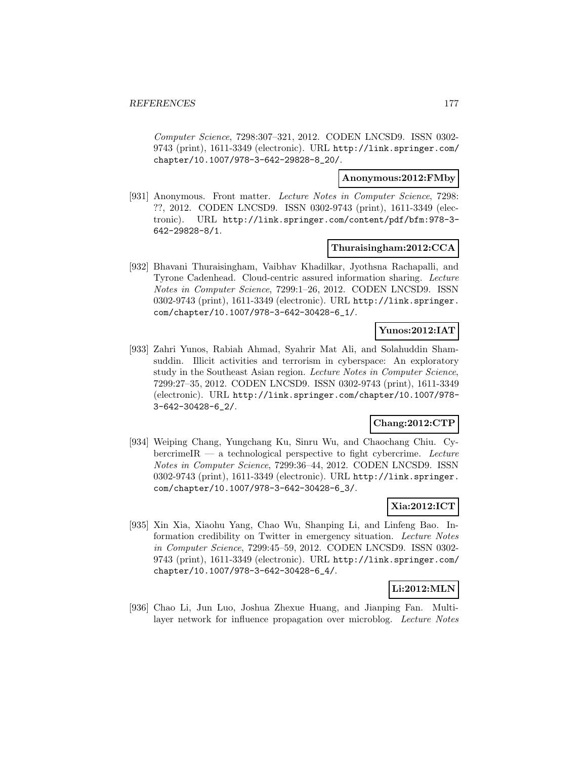*Computer Science*, 7298:307–321, 2012. CODEN LNCSD9. ISSN 0302-9743 (print), 1611-3349 (electronic). URL http://link.springer.com/chapter/10.1007/978-3-642-29828-8_20/.

**Anonymous:2012:FMby**

[931] Anonymous. Front matter. *Lecture Notes in Computer Science*, 7298: ??, 2012. CODEN LNCSD9. ISSN 0302-9743 (print), 1611-3349 (electronic). URL http://link.springer.com/content/pdf/bfm:978-3-642-29828-8/1.

**Thuraisingham:2012:CCA**

[932] Bhavani Thuraisingham, Vaibhav Khadilkar, Jyothsna Rachapalli, and Tyrone Cadenhead. Cloud-centric assured information sharing. *Lecture Notes in Computer Science*, 7299:1–26, 2012. CODEN LNCSD9. ISSN 0302-9743 (print), 1611-3349 (electronic). URL http://link.springer.com/chapter/10.1007/978-3-642-30428-6_1/.

**Yunos:2012:IAT**

[933] Zahri Yunos, Rabiah Ahmad, Syahrir Mat Ali, and Solahuddin Shamsuddin. Illicit activities and terrorism in cyberspace: An exploratory study in the Southeast Asian region. *Lecture Notes in Computer Science*, 7299:27–35, 2012. CODEN LNCSD9. ISSN 0302-9743 (print), 1611-3349 (electronic). URL http://link.springer.com/chapter/10.1007/978-3-642-30428-6_2/.

**Chang:2012:CTP**

[934] Weiping Chang, Yungchang Ku, Sinru Wu, and Chaochang Chiu. CybercrimeIR — a technological perspective to fight cybercrime. *Lecture Notes in Computer Science*, 7299:36–44, 2012. CODEN LNCSD9. ISSN 0302-9743 (print), 1611-3349 (electronic). URL http://link.springer.com/chapter/10.1007/978-3-642-30428-6_3/.

**Xia:2012:ICT**

[935] Xin Xia, Xiaohu Yang, Chao Wu, Shanping Li, and Linfeng Bao. Information credibility on Twitter in emergency situation. *Lecture Notes in Computer Science*, 7299:45–59, 2012. CODEN LNCSD9. ISSN 0302-9743 (print), 1611-3349 (electronic). URL http://link.springer.com/chapter/10.1007/978-3-642-30428-6_4/.

**Li:2012:MLN**

[936] Chao Li, Jun Luo, Joshua Zhexue Huang, and Jianping Fan. Multilayer network for influence propagation over microblog. *Lecture Notes*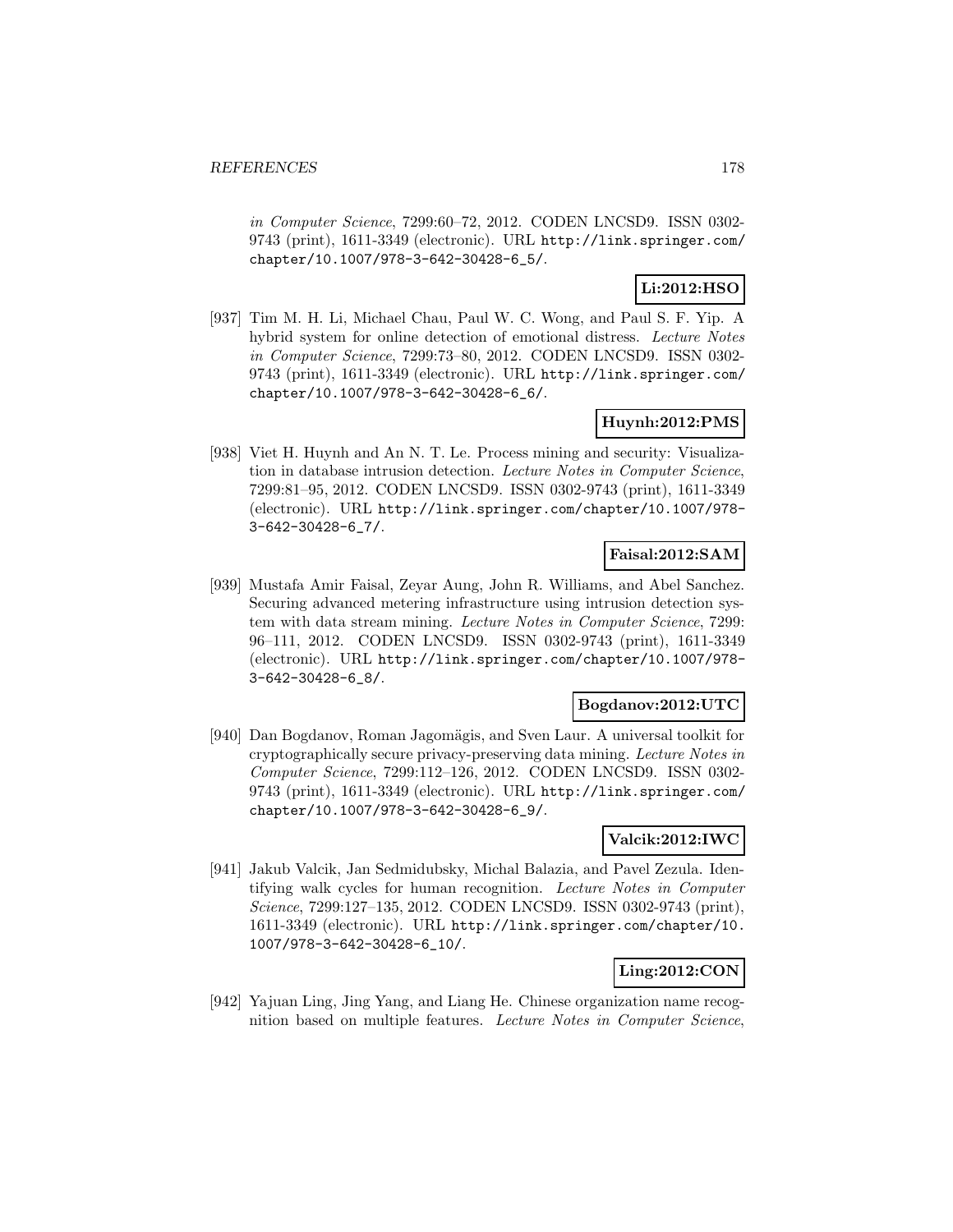in Computer Science, 7299:60–72, 2012. CODEN LNCSD9. ISSN 0302-9743 (print), 1611-3349 (electronic). URL http://link.springer.com/chapter/10.1007/978-3-642-30428-6_5/.

**Li:2012:HSO**

[937] Tim M. H. Li, Michael Chau, Paul W. C. Wong, and Paul S. F. Yip. A hybrid system for online detection of emotional distress. *Lecture Notes in Computer Science*, 7299:73–80, 2012. CODEN LNCSD9. ISSN 0302-9743 (print), 1611-3349 (electronic). URL http://link.springer.com/chapter/10.1007/978-3-642-30428-6_6/.

**Huynh:2012:PMS**

[938] Viet H. Huynh and An N. T. Le. Process mining and security: Visualization in database intrusion detection. *Lecture Notes in Computer Science*, 7299:81–95, 2012. CODEN LNCSD9. ISSN 0302-9743 (print), 1611-3349 (electronic). URL http://link.springer.com/chapter/10.1007/978-3-642-30428-6_7/.

**Faisal:2012:SAM**

[939] Mustafa Amir Faisal, Zeyar Aung, John R. Williams, and Abel Sanchez. Securing advanced metering infrastructure using intrusion detection system with data stream mining. *Lecture Notes in Computer Science*, 7299: 96–111, 2012. CODEN LNCSD9. ISSN 0302-9743 (print), 1611-3349 (electronic). URL http://link.springer.com/chapter/10.1007/978-3-642-30428-6_8/.

**Bogdanov:2012:UTC**

[940] Dan Bogdanov, Roman Jagomägis, and Sven Laur. A universal toolkit for cryptographically secure privacy-preserving data mining. *Lecture Notes in Computer Science*, 7299:112–126, 2012. CODEN LNCSD9. ISSN 0302-9743 (print), 1611-3349 (electronic). URL http://link.springer.com/chapter/10.1007/978-3-642-30428-6_9/.

**Valcik:2012:IWC**

[941] Jakub Valcik, Jan Sedmidubsky, Michal Balazia, and Pavel Zezula. Identifying walk cycles for human recognition. *Lecture Notes in Computer Science*, 7299:127–135, 2012. CODEN LNCSD9. ISSN 0302-9743 (print), 1611-3349 (electronic). URL http://link.springer.com/chapter/10.1007/978-3-642-30428-6_10/.

**Ling:2012:CON**

[942] Yajuan Ling, Jing Yang, and Liang He. Chinese organization name recognition based on multiple features. *Lecture Notes in Computer Science*,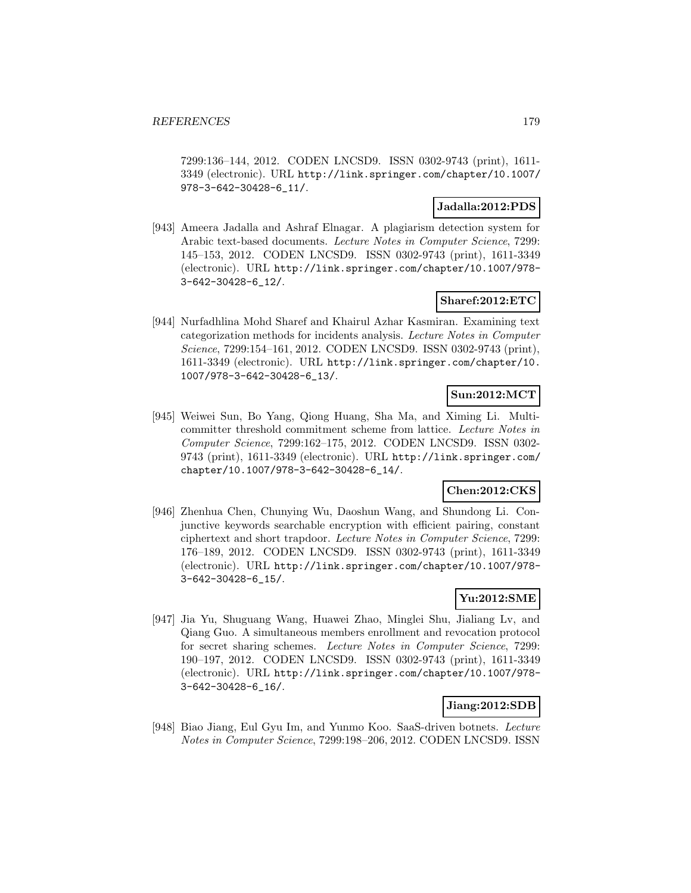7299:136–144, 2012. CODEN LNCSD9. ISSN 0302-9743 (print), 1611-3349 (electronic). URL http://link.springer.com/chapter/10.1007/978-3-642-30428-6_11/.

**Jadalla:2012:PDS**

[943] Ameera Jadalla and Ashraf Elnagar. A plagiarism detection system for Arabic text-based documents. *Lecture Notes in Computer Science*, 7299: 145–153, 2012. CODEN LNCSD9. ISSN 0302-9743 (print), 1611-3349 (electronic). URL http://link.springer.com/chapter/10.1007/978-3-642-30428-6_12/.

**Sharef:2012:ETC**

[944] Nurfadhlina Mohd Sharef and Khairul Azhar Kasmiran. Examining text categorization methods for incidents analysis. *Lecture Notes in Computer Science*, 7299:154–161, 2012. CODEN LNCSD9. ISSN 0302-9743 (print), 1611-3349 (electronic). URL http://link.springer.com/chapter/10.1007/978-3-642-30428-6_13/.

**Sun:2012:MCT**

[945] Weiwei Sun, Bo Yang, Qiong Huang, Sha Ma, and Ximing Li. Multi-committer threshold commitment scheme from lattice. *Lecture Notes in Computer Science*, 7299:162–175, 2012. CODEN LNCSD9. ISSN 0302-9743 (print), 1611-3349 (electronic). URL http://link.springer.com/chapter/10.1007/978-3-642-30428-6_14/.

**Chen:2012:CKS**

[946] Zhenhua Chen, Chunying Wu, Daoshun Wang, and Shundong Li. Conjunctive keywords searchable encryption with efficient pairing, constant ciphertext and short trapdoor. *Lecture Notes in Computer Science*, 7299: 176–189, 2012. CODEN LNCSD9. ISSN 0302-9743 (print), 1611-3349 (electronic). URL http://link.springer.com/chapter/10.1007/978-3-642-30428-6_15/.

**Yu:2012:SME**

[947] Jia Yu, Shuguang Wang, Huawei Zhao, Minglei Shu, Jialiang Lv, and Qiang Guo. A simultaneous members enrollment and revocation protocol for secret sharing schemes. *Lecture Notes in Computer Science*, 7299: 190–197, 2012. CODEN LNCSD9. ISSN 0302-9743 (print), 1611-3349 (electronic). URL http://link.springer.com/chapter/10.1007/978-3-642-30428-6_16/.

**Jiang:2012:SDB**

[948] Biao Jiang, Eul Gyu Im, and Yunmo Koo. SaaS-driven botnets. *Lecture Notes in Computer Science*, 7299:198–206, 2012. CODEN LNCSD9. ISSN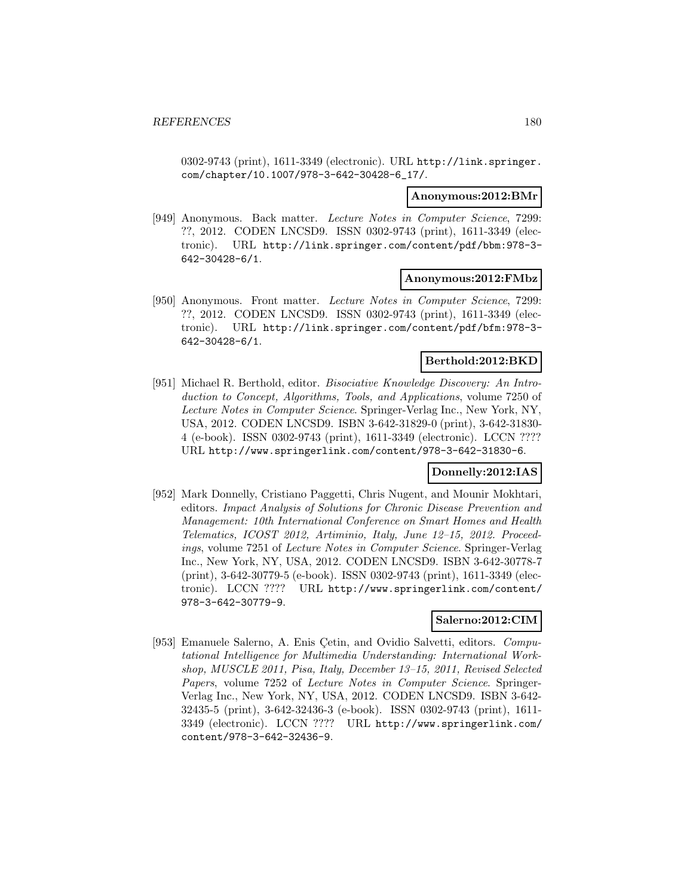0302-9743 (print), 1611-3349 (electronic). URL http://link.springer.com/chapter/10.1007/978-3-642-30428-6_17/.

**Anonymous:2012:BMr**

[949] Anonymous. Back matter. *Lecture Notes in Computer Science*, 7299: ??, 2012. CODEN LNCSD9. ISSN 0302-9743 (print), 1611-3349 (electronic). URL http://link.springer.com/content/pdf/bbm:978-3-642-30428-6/1.

**Anonymous:2012:FMbz**

[950] Anonymous. Front matter. *Lecture Notes in Computer Science*, 7299: ??, 2012. CODEN LNCSD9. ISSN 0302-9743 (print), 1611-3349 (electronic). URL http://link.springer.com/content/pdf/bfm:978-3-642-30428-6/1.

**Berthold:2012:BKD**

[951] Michael R. Berthold, editor. *Bisociative Knowledge Discovery: An Introduction to Concept, Algorithms, Tools, and Applications*, volume 7250 of *Lecture Notes in Computer Science*. Springer-Verlag Inc., New York, NY, USA, 2012. CODEN LNCSD9. ISBN 3-642-31829-0 (print), 3-642-31830-4 (e-book). ISSN 0302-9743 (print), 1611-3349 (electronic). LCCN ???? URL http://www.springerlink.com/content/978-3-642-31830-6.

**Donnelly:2012:IAS**

[952] Mark Donnelly, Cristiano Paggetti, Chris Nugent, and Mounir Mokhtari, editors. *Impact Analysis of Solutions for Chronic Disease Prevention and Management: 10th International Conference on Smart Homes and Health Telematics, ICOST 2012, Artiminio, Italy, June 12–15, 2012. Proceedings*, volume 7251 of *Lecture Notes in Computer Science*. Springer-Verlag Inc., New York, NY, USA, 2012. CODEN LNCSD9. ISBN 3-642-30778-7 (print), 3-642-30779-5 (e-book). ISSN 0302-9743 (print), 1611-3349 (electronic). LCCN ???? URL http://www.springerlink.com/content/978-3-642-30779-9.

**Salerno:2012:CIM**

[953] Emanuele Salerno, A. Enis Çetin, and Ovidio Salvetti, editors. *Computational Intelligence for Multimedia Understanding: International Workshop, MUSCLE 2011, Pisa, Italy, December 13–15, 2011, Revised Selected Papers*, volume 7252 of *Lecture Notes in Computer Science*. Springer-Verlag Inc., New York, NY, USA, 2012. CODEN LNCSD9. ISBN 3-642-32435-5 (print), 3-642-32436-3 (e-book). ISSN 0302-9743 (print), 1611-3349 (electronic). LCCN ???? URL http://www.springerlink.com/content/978-3-642-32436-9.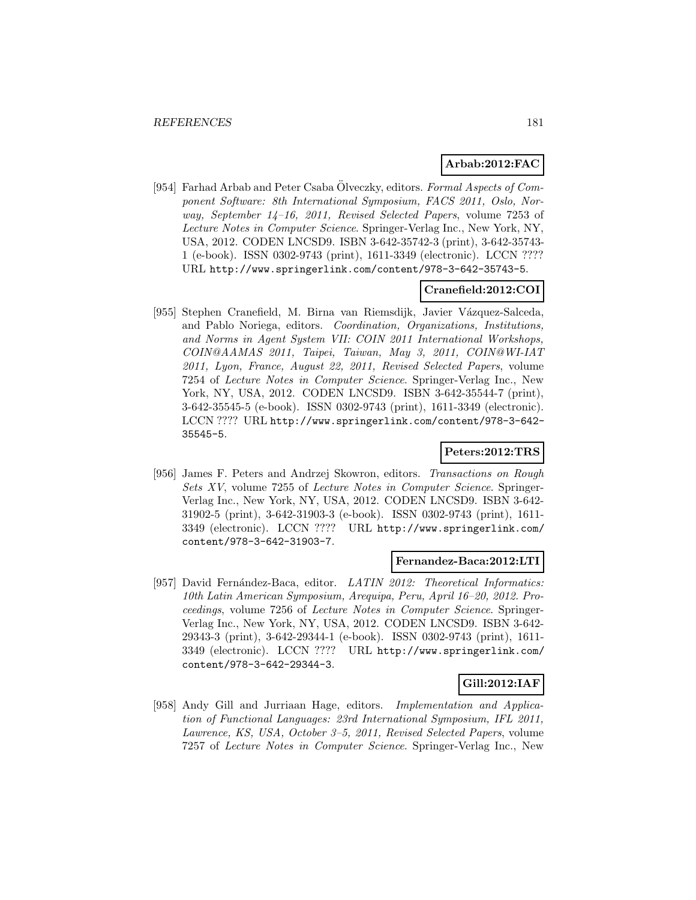**Arbab:2012:FAC**

[954] Farhad Arbab and Peter Csaba Ölveczky, editors. *Formal Aspects of Component Software: 8th International Symposium, FACS 2011, Oslo, Norway, September 14–16, 2011, Revised Selected Papers*, volume 7253 of *Lecture Notes in Computer Science*. Springer-Verlag Inc., New York, NY, USA, 2012. CODEN LNCSD9. ISBN 3-642-35742-3 (print), 3-642-35743-1 (e-book). ISSN 0302-9743 (print), 1611-3349 (electronic). LCCN ???? URL http://www.springerlink.com/content/978-3-642-35743-5.

**Cranefield:2012:COI**

[955] Stephen Cranefield, M. Birna van Riemsdijk, Javier Vázquez-Salceda, and Pablo Noriega, editors. *Coordination, Organizations, Institutions, and Norms in Agent System VII: COIN 2011 International Workshops, COIN@AAMAS 2011, Taipei, Taiwan, May 3, 2011, COIN@WI-IAT 2011, Lyon, France, August 22, 2011, Revised Selected Papers*, volume 7254 of *Lecture Notes in Computer Science*. Springer-Verlag Inc., New York, NY, USA, 2012. CODEN LNCSD9. ISBN 3-642-35544-7 (print), 3-642-35545-5 (e-book). ISSN 0302-9743 (print), 1611-3349 (electronic). LCCN ???? URL http://www.springerlink.com/content/978-3-642-35545-5.

**Peters:2012:TRS**

[956] James F. Peters and Andrzej Skowron, editors. *Transactions on Rough Sets XV*, volume 7255 of *Lecture Notes in Computer Science*. Springer-Verlag Inc., New York, NY, USA, 2012. CODEN LNCSD9. ISBN 3-642-31902-5 (print), 3-642-31903-3 (e-book). ISSN 0302-9743 (print), 1611-3349 (electronic). LCCN ???? URL http://www.springerlink.com/content/978-3-642-31903-7.

**Fernandez-Baca:2012:LTI**

[957] David Fernández-Baca, editor. *LATIN 2012: Theoretical Informatics: 10th Latin American Symposium, Arequipa, Peru, April 16–20, 2012. Proceedings*, volume 7256 of *Lecture Notes in Computer Science*. Springer-Verlag Inc., New York, NY, USA, 2012. CODEN LNCSD9. ISBN 3-642-29343-3 (print), 3-642-29344-1 (e-book). ISSN 0302-9743 (print), 1611-3349 (electronic). LCCN ???? URL http://www.springerlink.com/content/978-3-642-29344-3.

**Gill:2012:IAF**

[958] Andy Gill and Jurriaan Hage, editors. *Implementation and Application of Functional Languages: 23rd International Symposium, IFL 2011, Lawrence, KS, USA, October 3–5, 2011, Revised Selected Papers*, volume 7257 of *Lecture Notes in Computer Science*. Springer-Verlag Inc., New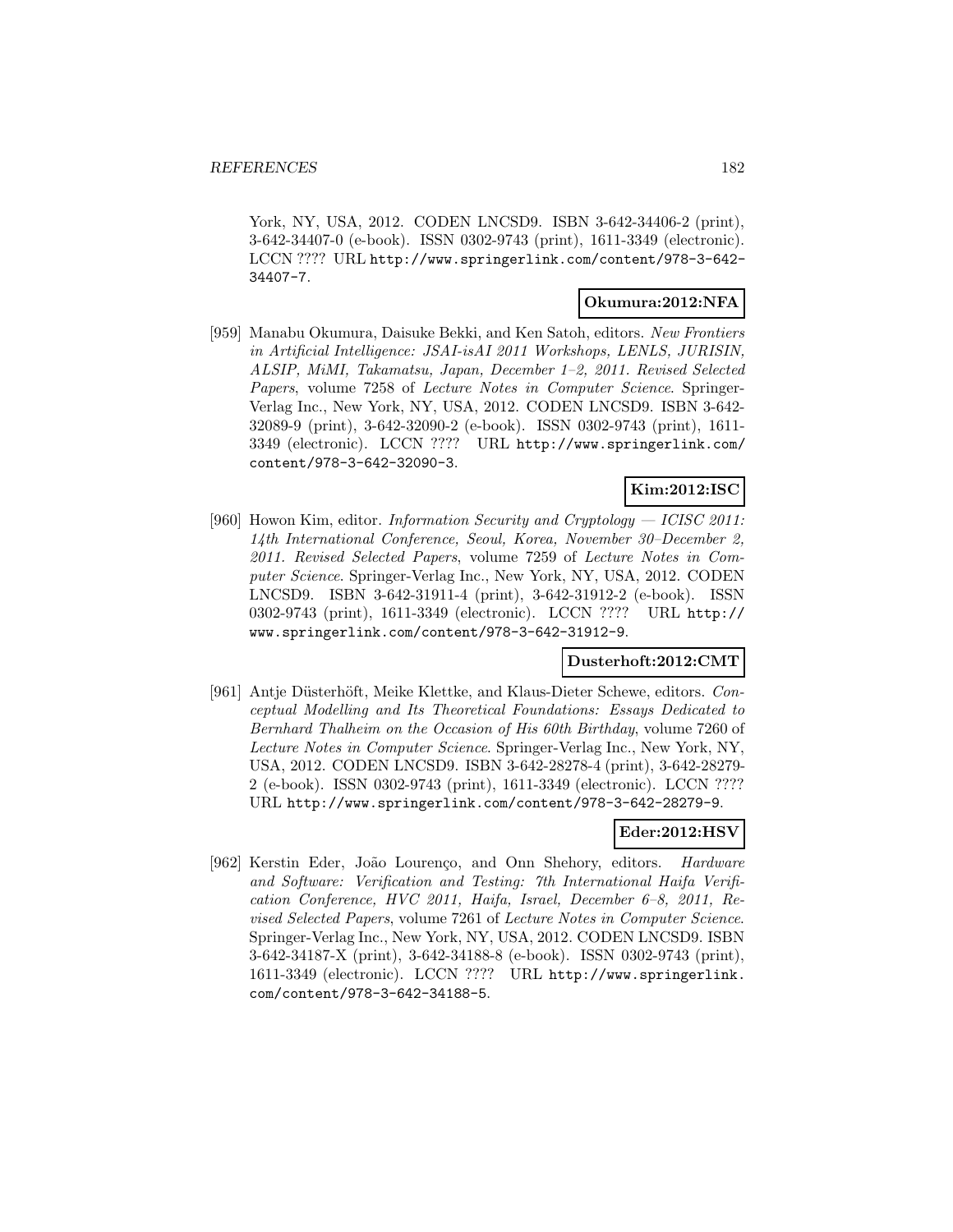York, NY, USA, 2012. CODEN LNCSD9. ISBN 3-642-34406-2 (print), 3-642-34407-0 (e-book). ISSN 0302-9743 (print), 1611-3349 (electronic). LCCN ???? URL http://www.springerlink.com/content/978-3-642-34407-7.

**Okumura:2012:NFA**

[959] Manabu Okumura, Daisuke Bekki, and Ken Satoh, editors. *New Frontiers in Artificial Intelligence: JSAI-isAI 2011 Workshops, LENLS, JURISIN, ALSIP, MiMI, Takamatsu, Japan, December 1–2, 2011. Revised Selected Papers*, volume 7258 of *Lecture Notes in Computer Science*. Springer-Verlag Inc., New York, NY, USA, 2012. CODEN LNCSD9. ISBN 3-642-32089-9 (print), 3-642-32090-2 (e-book). ISSN 0302-9743 (print), 1611-3349 (electronic). LCCN ???? URL http://www.springerlink.com/content/978-3-642-32090-3.

**Kim:2012:ISC**

[960] Howon Kim, editor. *Information Security and Cryptology — ICISC 2011: 14th International Conference, Seoul, Korea, November 30–December 2, 2011. Revised Selected Papers*, volume 7259 of *Lecture Notes in Computer Science*. Springer-Verlag Inc., New York, NY, USA, 2012. CODEN LNCSD9. ISBN 3-642-31911-4 (print), 3-642-31912-2 (e-book). ISSN 0302-9743 (print), 1611-3349 (electronic). LCCN ???? URL http://www.springerlink.com/content/978-3-642-31912-9.

**Dusterhoft:2012:CMT**

[961] Antje Düsterhöft, Meike Klettke, and Klaus-Dieter Schewe, editors. *Conceptual Modelling and Its Theoretical Foundations: Essays Dedicated to Bernhard Thalheim on the Occasion of His 60th Birthday*, volume 7260 of *Lecture Notes in Computer Science*. Springer-Verlag Inc., New York, NY, USA, 2012. CODEN LNCSD9. ISBN 3-642-28278-4 (print), 3-642-28279-2 (e-book). ISSN 0302-9743 (print), 1611-3349 (electronic). LCCN ???? URL http://www.springerlink.com/content/978-3-642-28279-9.

**Eder:2012:HSV**

[962] Kerstin Eder, João Lourenço, and Onn Shehory, editors. *Hardware and Software: Verification and Testing: 7th International Haifa Verification Conference, HVC 2011, Haifa, Israel, December 6–8, 2011, Revised Selected Papers*, volume 7261 of *Lecture Notes in Computer Science*. Springer-Verlag Inc., New York, NY, USA, 2012. CODEN LNCSD9. ISBN 3-642-34187-X (print), 3-642-34188-8 (e-book). ISSN 0302-9743 (print), 1611-3349 (electronic). LCCN ???? URL http://www.springerlink.com/content/978-3-642-34188-5.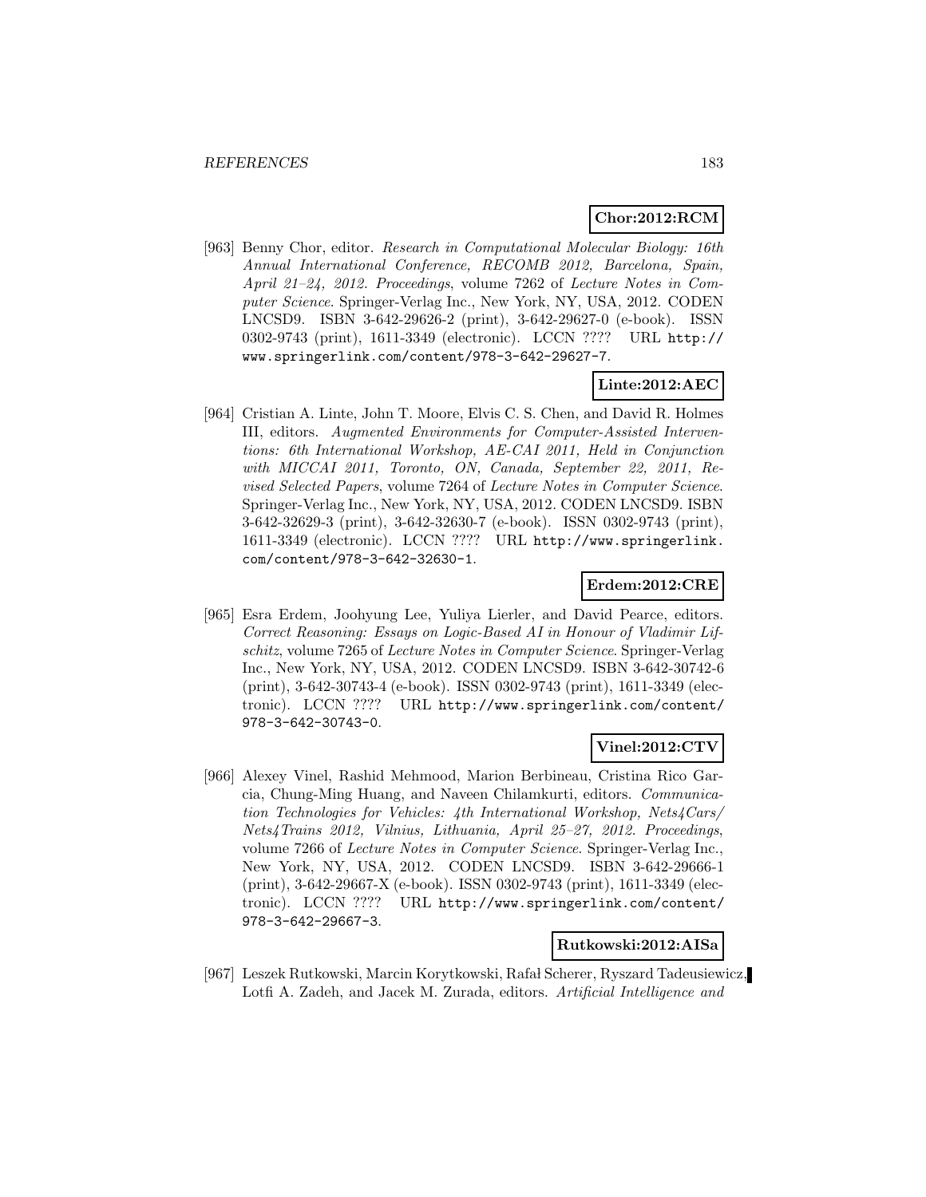**Chor:2012:RCM**

[963] Benny Chor, editor. *Research in Computational Molecular Biology: 16th Annual International Conference, RECOMB 2012, Barcelona, Spain, April 21–24, 2012. Proceedings*, volume 7262 of *Lecture Notes in Computer Science*. Springer-Verlag Inc., New York, NY, USA, 2012. CODEN LNCSD9. ISBN 3-642-29626-2 (print), 3-642-29627-0 (e-book). ISSN 0302-9743 (print), 1611-3349 (electronic). LCCN ???? URL `http://www.springerlink.com/content/978-3-642-29627-7`.

**Linte:2012:AEC**

[964] Cristian A. Linte, John T. Moore, Elvis C. S. Chen, and David R. Holmes III, editors. *Augmented Environments for Computer-Assisted Interventions: 6th International Workshop, AE-CAI 2011, Held in Conjunction with MICCAI 2011, Toronto, ON, Canada, September 22, 2011, Revised Selected Papers*, volume 7264 of *Lecture Notes in Computer Science*. Springer-Verlag Inc., New York, NY, USA, 2012. CODEN LNCSD9. ISBN 3-642-32629-3 (print), 3-642-32630-7 (e-book). ISSN 0302-9743 (print), 1611-3349 (electronic). LCCN ???? URL `http://www.springerlink.com/content/978-3-642-32630-1`.

**Erdem:2012:CRE**

[965] Esra Erdem, Joohyung Lee, Yuliya Lierler, and David Pearce, editors. *Correct Reasoning: Essays on Logic-Based AI in Honour of Vladimir Lifschitz*, volume 7265 of *Lecture Notes in Computer Science*. Springer-Verlag Inc., New York, NY, USA, 2012. CODEN LNCSD9. ISBN 3-642-30742-6 (print), 3-642-30743-4 (e-book). ISSN 0302-9743 (print), 1611-3349 (electronic). LCCN ???? URL `http://www.springerlink.com/content/978-3-642-30743-0`.

**Vinel:2012:CTV**

[966] Alexey Vinel, Rashid Mehmood, Marion Berbineau, Cristina Rico Garcia, Chung-Ming Huang, and Naveen Chilamkurti, editors. *Communication Technologies for Vehicles: 4th International Workshop, Nets4Cars/Nets4Trains 2012, Vilnius, Lithuania, April 25–27, 2012. Proceedings*, volume 7266 of *Lecture Notes in Computer Science*. Springer-Verlag Inc., New York, NY, USA, 2012. CODEN LNCSD9. ISBN 3-642-29666-1 (print), 3-642-29667-X (e-book). ISSN 0302-9743 (print), 1611-3349 (electronic). LCCN ???? URL `http://www.springerlink.com/content/978-3-642-29667-3`.

**Rutkowski:2012:AISa**

[967] Leszek Rutkowski, Marcin Korytkowski, Rafał Scherer, Ryszard Tadeusiewicz, Lotfi A. Zadeh, and Jacek M. Zurada, editors. *Artificial Intelligence and*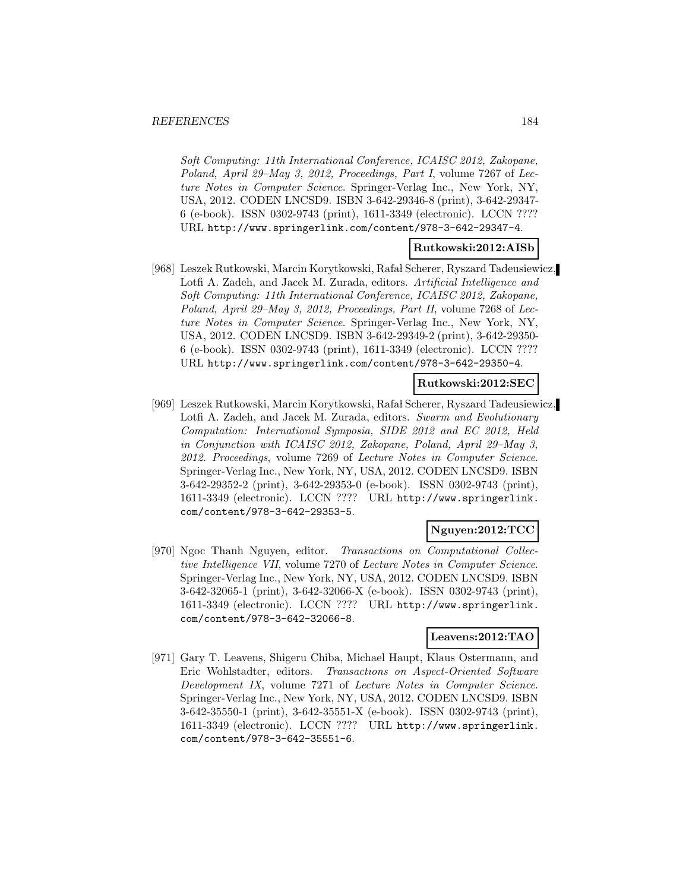*Soft Computing: 11th International Conference, ICAISC 2012, Zakopane, Poland, April 29–May 3, 2012, Proceedings, Part I*, volume 7267 of *Lecture Notes in Computer Science*. Springer-Verlag Inc., New York, NY, USA, 2012. CODEN LNCSD9. ISBN 3-642-29346-8 (print), 3-642-29347-6 (e-book). ISSN 0302-9743 (print), 1611-3349 (electronic). LCCN ???? URL http://www.springerlink.com/content/978-3-642-29347-4.

**Rutkowski:2012:AISb**

[968] Leszek Rutkowski, Marcin Korytkowski, Rafał Scherer, Ryszard Tadeusiewicz, Lotfi A. Zadeh, and Jacek M. Zurada, editors. *Artificial Intelligence and Soft Computing: 11th International Conference, ICAISC 2012, Zakopane, Poland, April 29–May 3, 2012, Proceedings, Part II*, volume 7268 of *Lecture Notes in Computer Science*. Springer-Verlag Inc., New York, NY, USA, 2012. CODEN LNCSD9. ISBN 3-642-29349-2 (print), 3-642-29350-6 (e-book). ISSN 0302-9743 (print), 1611-3349 (electronic). LCCN ???? URL http://www.springerlink.com/content/978-3-642-29350-4.

**Rutkowski:2012:SEC**

[969] Leszek Rutkowski, Marcin Korytkowski, Rafał Scherer, Ryszard Tadeusiewicz, Lotfi A. Zadeh, and Jacek M. Zurada, editors. *Swarm and Evolutionary Computation: International Symposia, SIDE 2012 and EC 2012, Held in Conjunction with ICAISC 2012, Zakopane, Poland, April 29–May 3, 2012. Proceedings*, volume 7269 of *Lecture Notes in Computer Science*. Springer-Verlag Inc., New York, NY, USA, 2012. CODEN LNCSD9. ISBN 3-642-29352-2 (print), 3-642-29353-0 (e-book). ISSN 0302-9743 (print), 1611-3349 (electronic). LCCN ???? URL http://www.springerlink.com/content/978-3-642-29353-5.

**Nguyen:2012:TCC**

[970] Ngoc Thanh Nguyen, editor. *Transactions on Computational Collective Intelligence VII*, volume 7270 of *Lecture Notes in Computer Science*. Springer-Verlag Inc., New York, NY, USA, 2012. CODEN LNCSD9. ISBN 3-642-32065-1 (print), 3-642-32066-X (e-book). ISSN 0302-9743 (print), 1611-3349 (electronic). LCCN ???? URL http://www.springerlink.com/content/978-3-642-32066-8.

**Leavens:2012:TAO**

[971] Gary T. Leavens, Shigeru Chiba, Michael Haupt, Klaus Ostermann, and Eric Wohlstadter, editors. *Transactions on Aspect-Oriented Software Development IX*, volume 7271 of *Lecture Notes in Computer Science*. Springer-Verlag Inc., New York, NY, USA, 2012. CODEN LNCSD9. ISBN 3-642-35550-1 (print), 3-642-35551-X (e-book). ISSN 0302-9743 (print), 1611-3349 (electronic). LCCN ???? URL http://www.springerlink.com/content/978-3-642-35551-6.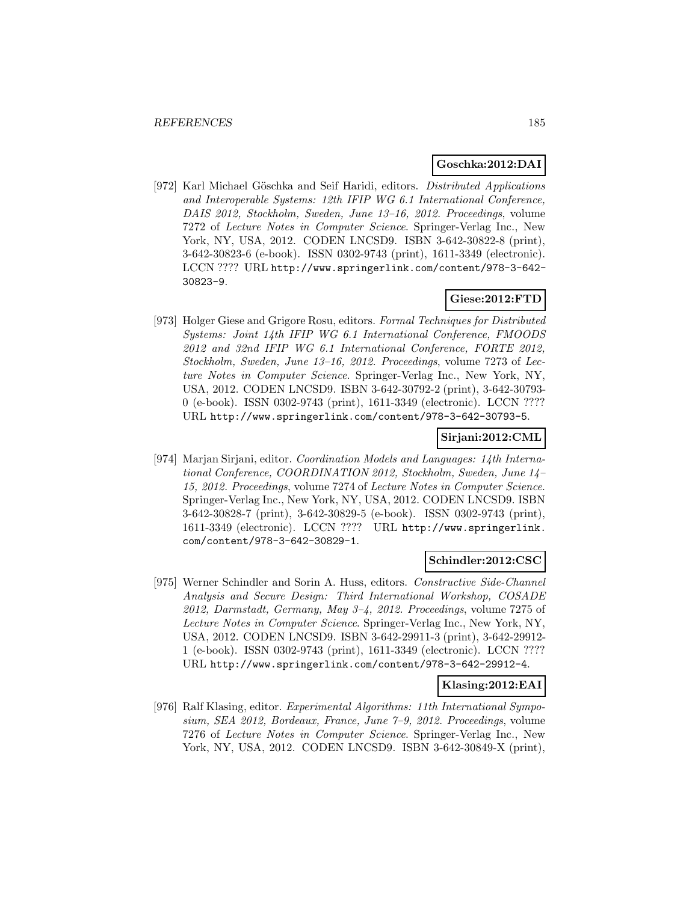**Goschka:2012:DAI**

[972] Karl Michael Göschka and Seif Haridi, editors. *Distributed Applications and Interoperable Systems: 12th IFIP WG 6.1 International Conference, DAIS 2012, Stockholm, Sweden, June 13–16, 2012. Proceedings*, volume 7272 of *Lecture Notes in Computer Science*. Springer-Verlag Inc., New York, NY, USA, 2012. CODEN LNCSD9. ISBN 3-642-30822-8 (print), 3-642-30823-6 (e-book). ISSN 0302-9743 (print), 1611-3349 (electronic). LCCN ???? URL http://www.springerlink.com/content/978-3-642-30823-9.

**Giese:2012:FTD**

[973] Holger Giese and Grigore Rosu, editors. *Formal Techniques for Distributed Systems: Joint 14th IFIP WG 6.1 International Conference, FMOODS 2012 and 32nd IFIP WG 6.1 International Conference, FORTE 2012, Stockholm, Sweden, June 13–16, 2012. Proceedings*, volume 7273 of *Lecture Notes in Computer Science*. Springer-Verlag Inc., New York, NY, USA, 2012. CODEN LNCSD9. ISBN 3-642-30792-2 (print), 3-642-30793-0 (e-book). ISSN 0302-9743 (print), 1611-3349 (electronic). LCCN ???? URL http://www.springerlink.com/content/978-3-642-30793-5.

**Sirjani:2012:CML**

[974] Marjan Sirjani, editor. *Coordination Models and Languages: 14th International Conference, COORDINATION 2012, Stockholm, Sweden, June 14–15, 2012. Proceedings*, volume 7274 of *Lecture Notes in Computer Science*. Springer-Verlag Inc., New York, NY, USA, 2012. CODEN LNCSD9. ISBN 3-642-30828-7 (print), 3-642-30829-5 (e-book). ISSN 0302-9743 (print), 1611-3349 (electronic). LCCN ???? URL http://www.springerlink.com/content/978-3-642-30829-1.

**Schindler:2012:CSC**

[975] Werner Schindler and Sorin A. Huss, editors. *Constructive Side-Channel Analysis and Secure Design: Third International Workshop, COSADE 2012, Darmstadt, Germany, May 3–4, 2012. Proceedings*, volume 7275 of *Lecture Notes in Computer Science*. Springer-Verlag Inc., New York, NY, USA, 2012. CODEN LNCSD9. ISBN 3-642-29911-3 (print), 3-642-29912-1 (e-book). ISSN 0302-9743 (print), 1611-3349 (electronic). LCCN ???? URL http://www.springerlink.com/content/978-3-642-29912-4.

**Klasing:2012:EAI**

[976] Ralf Klasing, editor. *Experimental Algorithms: 11th International Symposium, SEA 2012, Bordeaux, France, June 7–9, 2012. Proceedings*, volume 7276 of *Lecture Notes in Computer Science*. Springer-Verlag Inc., New York, NY, USA, 2012. CODEN LNCSD9. ISBN 3-642-30849-X (print),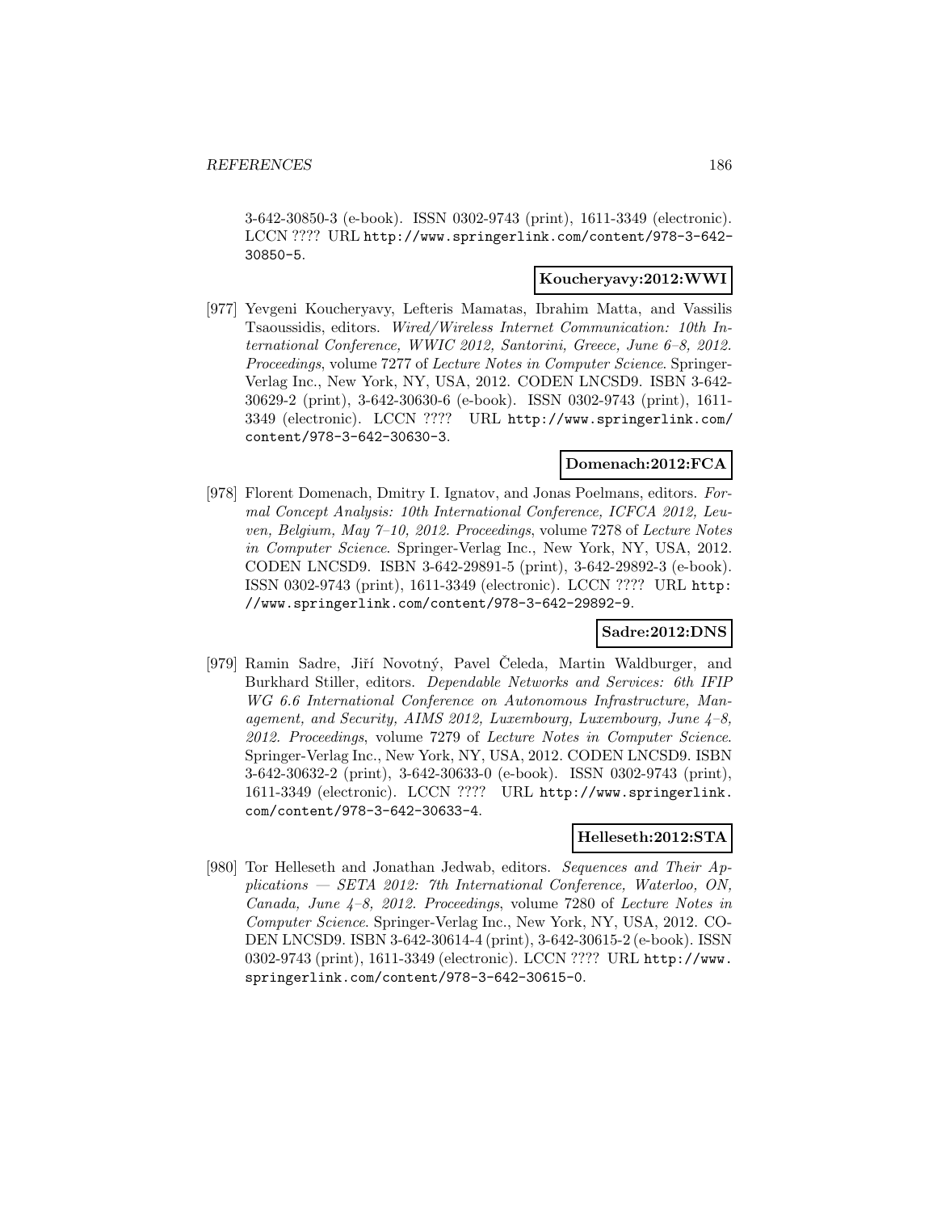3-642-30850-3 (e-book). ISSN 0302-9743 (print), 1611-3349 (electronic). LCCN ???? URL http://www.springerlink.com/content/978-3-642-30850-5.

**Koucheryavy:2012:WWI**

[977] Yevgeni Koucheryavy, Lefteris Mamatas, Ibrahim Matta, and Vassilis Tsaoussidis, editors. *Wired/Wireless Internet Communication: 10th International Conference, WWIC 2012, Santorini, Greece, June 6–8, 2012. Proceedings*, volume 7277 of *Lecture Notes in Computer Science*. Springer-Verlag Inc., New York, NY, USA, 2012. CODEN LNCSD9. ISBN 3-642-30629-2 (print), 3-642-30630-6 (e-book). ISSN 0302-9743 (print), 1611-3349 (electronic). LCCN ???? URL http://www.springerlink.com/content/978-3-642-30630-3.

**Domenach:2012:FCA**

[978] Florent Domenach, Dmitry I. Ignatov, and Jonas Poelmans, editors. *Formal Concept Analysis: 10th International Conference, ICFCA 2012, Leuven, Belgium, May 7–10, 2012. Proceedings*, volume 7278 of *Lecture Notes in Computer Science*. Springer-Verlag Inc., New York, NY, USA, 2012. CODEN LNCSD9. ISBN 3-642-29891-5 (print), 3-642-29892-3 (e-book). ISSN 0302-9743 (print), 1611-3349 (electronic). LCCN ???? URL http://www.springerlink.com/content/978-3-642-29892-9.

**Sadre:2012:DNS**

[979] Ramin Sadre, Jiří Novotný, Pavel Čeleda, Martin Waldburger, and Burkhard Stiller, editors. *Dependable Networks and Services: 6th IFIP WG 6.6 International Conference on Autonomous Infrastructure, Management, and Security, AIMS 2012, Luxembourg, Luxembourg, June 4–8, 2012. Proceedings*, volume 7279 of *Lecture Notes in Computer Science*. Springer-Verlag Inc., New York, NY, USA, 2012. CODEN LNCSD9. ISBN 3-642-30632-2 (print), 3-642-30633-0 (e-book). ISSN 0302-9743 (print), 1611-3349 (electronic). LCCN ???? URL http://www.springerlink.com/content/978-3-642-30633-4.

**Helleseth:2012:STA**

[980] Tor Helleseth and Jonathan Jedwab, editors. *Sequences and Their Applications — SETA 2012: 7th International Conference, Waterloo, ON, Canada, June 4–8, 2012. Proceedings*, volume 7280 of *Lecture Notes in Computer Science*. Springer-Verlag Inc., New York, NY, USA, 2012. CODEN LNCSD9. ISBN 3-642-30614-4 (print), 3-642-30615-2 (e-book). ISSN 0302-9743 (print), 1611-3349 (electronic). LCCN ???? URL http://www.springerlink.com/content/978-3-642-30615-0.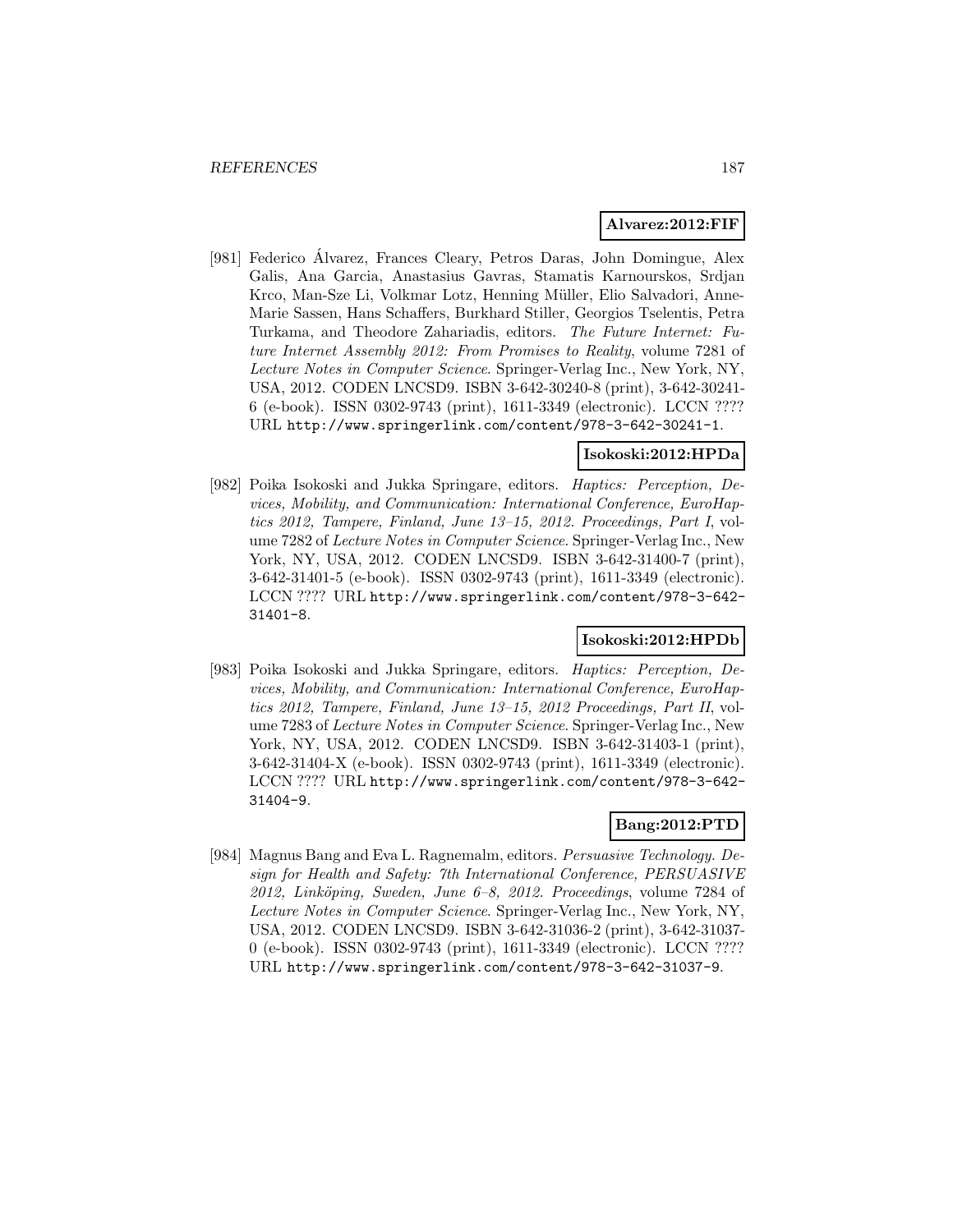**Alvarez:2012:FIF**

[981] Federico Álvarez, Frances Cleary, Petros Daras, John Domingue, Alex Galis, Ana Garcia, Anastasius Gavras, Stamatis Karnourskos, Srdjan Krco, Man-Sze Li, Volkmar Lotz, Henning Müller, Elio Salvadori, Anne-Marie Sassen, Hans Schaffers, Burkhard Stiller, Georgios Tselentis, Petra Turkama, and Theodore Zahariadis, editors. *The Future Internet: Future Internet Assembly 2012: From Promises to Reality*, volume 7281 of *Lecture Notes in Computer Science*. Springer-Verlag Inc., New York, NY, USA, 2012. CODEN LNCSD9. ISBN 3-642-30240-8 (print), 3-642-30241-6 (e-book). ISSN 0302-9743 (print), 1611-3349 (electronic). LCCN ???? URL http://www.springerlink.com/content/978-3-642-30241-1.

**Isokoski:2012:HPDa**

[982] Poika Isokoski and Jukka Springare, editors. *Haptics: Perception, Devices, Mobility, and Communication: International Conference, EuroHaptics 2012, Tampere, Finland, June 13–15, 2012. Proceedings, Part I*, volume 7282 of *Lecture Notes in Computer Science*. Springer-Verlag Inc., New York, NY, USA, 2012. CODEN LNCSD9. ISBN 3-642-31400-7 (print), 3-642-31401-5 (e-book). ISSN 0302-9743 (print), 1611-3349 (electronic). LCCN ???? URL http://www.springerlink.com/content/978-3-642-31401-8.

**Isokoski:2012:HPDb**

[983] Poika Isokoski and Jukka Springare, editors. *Haptics: Perception, Devices, Mobility, and Communication: International Conference, EuroHaptics 2012, Tampere, Finland, June 13–15, 2012 Proceedings, Part II*, volume 7283 of *Lecture Notes in Computer Science*. Springer-Verlag Inc., New York, NY, USA, 2012. CODEN LNCSD9. ISBN 3-642-31403-1 (print), 3-642-31404-X (e-book). ISSN 0302-9743 (print), 1611-3349 (electronic). LCCN ???? URL http://www.springerlink.com/content/978-3-642-31404-9.

**Bang:2012:PTD**

[984] Magnus Bang and Eva L. Ragnemalm, editors. *Persuasive Technology. Design for Health and Safety: 7th International Conference, PERSUASIVE 2012, Linköping, Sweden, June 6–8, 2012. Proceedings*, volume 7284 of *Lecture Notes in Computer Science*. Springer-Verlag Inc., New York, NY, USA, 2012. CODEN LNCSD9. ISBN 3-642-31036-2 (print), 3-642-31037-0 (e-book). ISSN 0302-9743 (print), 1611-3349 (electronic). LCCN ???? URL http://www.springerlink.com/content/978-3-642-31037-9.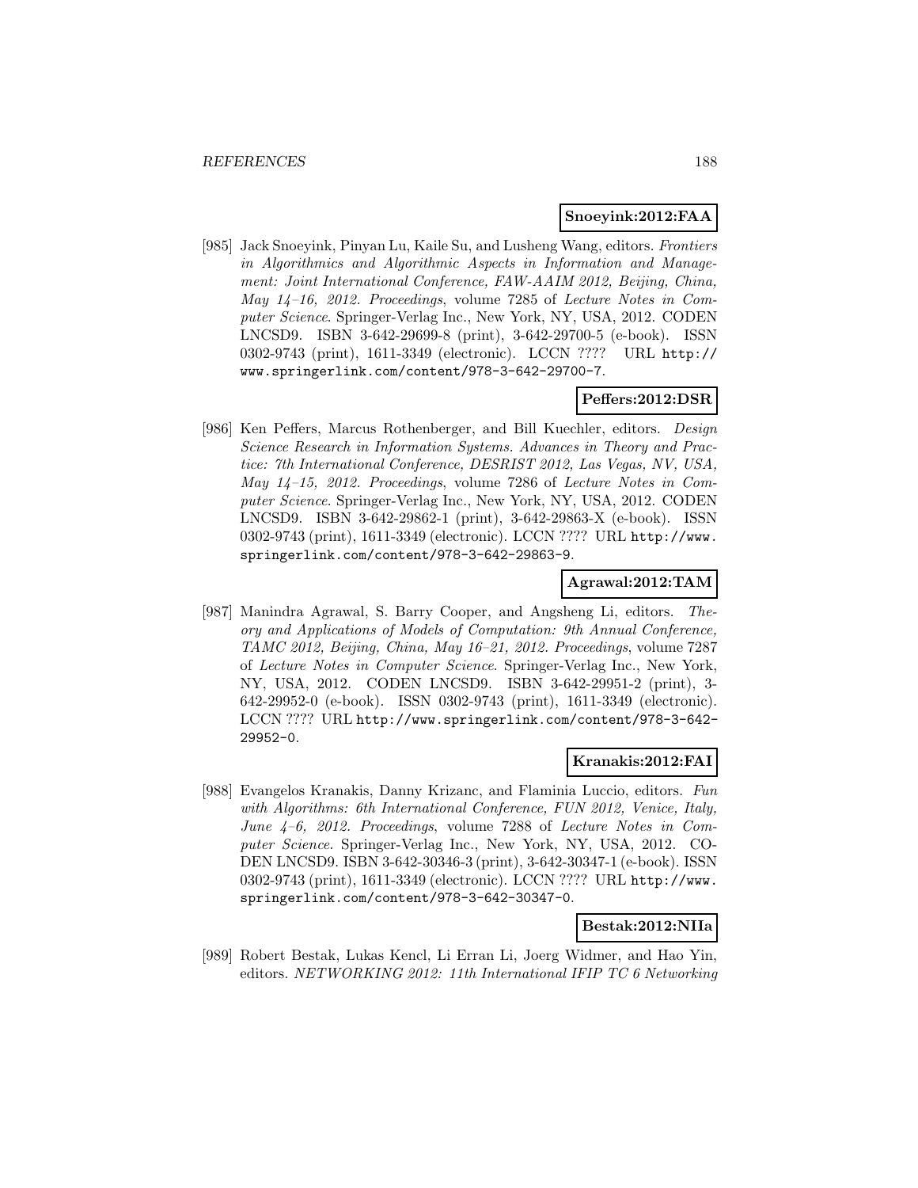**Snoeyink:2012:FAA**

[985] Jack Snoeyink, Pinyan Lu, Kaile Su, and Lusheng Wang, editors. *Frontiers in Algorithmics and Algorithmic Aspects in Information and Management: Joint International Conference, FAW-AAIM 2012, Beijing, China, May 14–16, 2012. Proceedings*, volume 7285 of *Lecture Notes in Computer Science*. Springer-Verlag Inc., New York, NY, USA, 2012. CODEN LNCSD9. ISBN 3-642-29699-8 (print), 3-642-29700-5 (e-book). ISSN 0302-9743 (print), 1611-3349 (electronic). LCCN ???? URL http://www.springerlink.com/content/978-3-642-29700-7.

**Peffers:2012:DSR**

[986] Ken Peffers, Marcus Rothenberger, and Bill Kuechler, editors. *Design Science Research in Information Systems. Advances in Theory and Practice: 7th International Conference, DESRIST 2012, Las Vegas, NV, USA, May 14–15, 2012. Proceedings*, volume 7286 of *Lecture Notes in Computer Science*. Springer-Verlag Inc., New York, NY, USA, 2012. CODEN LNCSD9. ISBN 3-642-29862-1 (print), 3-642-29863-X (e-book). ISSN 0302-9743 (print), 1611-3349 (electronic). LCCN ???? URL http://www.springerlink.com/content/978-3-642-29863-9.

**Agrawal:2012:TAM**

[987] Manindra Agrawal, S. Barry Cooper, and Angsheng Li, editors. *Theory and Applications of Models of Computation: 9th Annual Conference, TAMC 2012, Beijing, China, May 16–21, 2012. Proceedings*, volume 7287 of *Lecture Notes in Computer Science*. Springer-Verlag Inc., New York, NY, USA, 2012. CODEN LNCSD9. ISBN 3-642-29951-2 (print), 3-642-29952-0 (e-book). ISSN 0302-9743 (print), 1611-3349 (electronic). LCCN ???? URL http://www.springerlink.com/content/978-3-642-29952-0.

**Kranakis:2012:FAI**

[988] Evangelos Kranakis, Danny Krizanc, and Flaminia Luccio, editors. *Fun with Algorithms: 6th International Conference, FUN 2012, Venice, Italy, June 4–6, 2012. Proceedings*, volume 7288 of *Lecture Notes in Computer Science*. Springer-Verlag Inc., New York, NY, USA, 2012. CODEN LNCSD9. ISBN 3-642-30346-3 (print), 3-642-30347-1 (e-book). ISSN 0302-9743 (print), 1611-3349 (electronic). LCCN ???? URL http://www.springerlink.com/content/978-3-642-30347-0.

**Bestak:2012:NIIa**

[989] Robert Bestak, Lukas Kencl, Li Erran Li, Joerg Widmer, and Hao Yin, editors. *NETWORKING 2012: 11th International IFIP TC 6 Networking*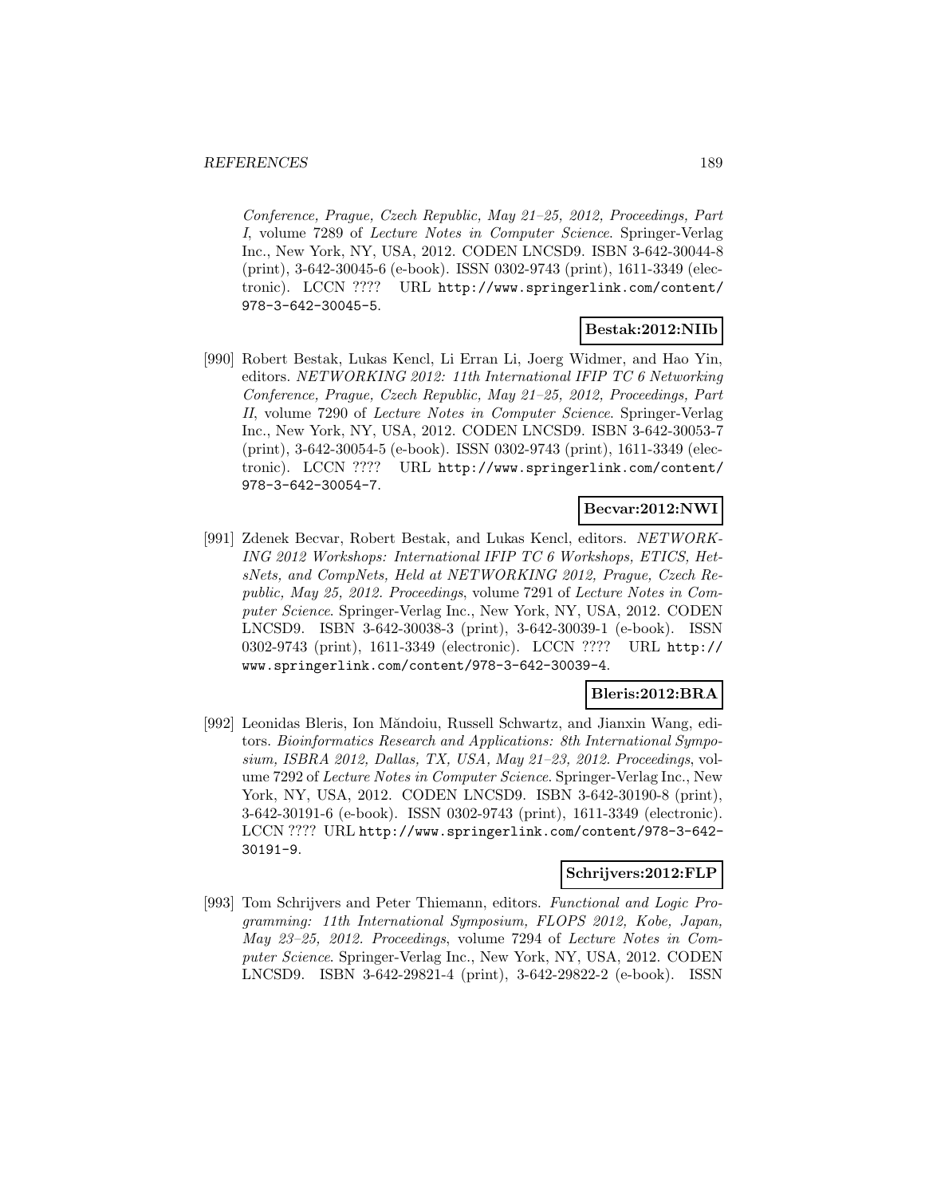*Conference, Prague, Czech Republic, May 21–25, 2012, Proceedings, Part I*, volume 7289 of *Lecture Notes in Computer Science*. Springer-Verlag Inc., New York, NY, USA, 2012. CODEN LNCSD9. ISBN 3-642-30044-8 (print), 3-642-30045-6 (e-book). ISSN 0302-9743 (print), 1611-3349 (electronic). LCCN ???? URL http://www.springerlink.com/content/978-3-642-30045-5.

**Bestak:2012:NIIb**

[990] Robert Bestak, Lukas Kencl, Li Erran Li, Joerg Widmer, and Hao Yin, editors. *NETWORKING 2012: 11th International IFIP TC 6 Networking Conference, Prague, Czech Republic, May 21–25, 2012, Proceedings, Part II*, volume 7290 of *Lecture Notes in Computer Science*. Springer-Verlag Inc., New York, NY, USA, 2012. CODEN LNCSD9. ISBN 3-642-30053-7 (print), 3-642-30054-5 (e-book). ISSN 0302-9743 (print), 1611-3349 (electronic). LCCN ???? URL http://www.springerlink.com/content/978-3-642-30054-7.

**Becvar:2012:NWI**

[991] Zdenek Becvar, Robert Bestak, and Lukas Kencl, editors. *NETWORKING 2012 Workshops: International IFIP TC 6 Workshops, ETICS, HetsNets, and CompNets, Held at NETWORKING 2012, Prague, Czech Republic, May 25, 2012. Proceedings*, volume 7291 of *Lecture Notes in Computer Science*. Springer-Verlag Inc., New York, NY, USA, 2012. CODEN LNCSD9. ISBN 3-642-30038-3 (print), 3-642-30039-1 (e-book). ISSN 0302-9743 (print), 1611-3349 (electronic). LCCN ???? URL http://www.springerlink.com/content/978-3-642-30039-4.

**Bleris:2012:BRA**

[992] Leonidas Bleris, Ion Măndoiu, Russell Schwartz, and Jianxin Wang, editors. *Bioinformatics Research and Applications: 8th International Symposium, ISBRA 2012, Dallas, TX, USA, May 21–23, 2012. Proceedings*, volume 7292 of *Lecture Notes in Computer Science*. Springer-Verlag Inc., New York, NY, USA, 2012. CODEN LNCSD9. ISBN 3-642-30190-8 (print), 3-642-30191-6 (e-book). ISSN 0302-9743 (print), 1611-3349 (electronic). LCCN ???? URL http://www.springerlink.com/content/978-3-642-30191-9.

**Schrijvers:2012:FLP**

[993] Tom Schrijvers and Peter Thiemann, editors. *Functional and Logic Programming: 11th International Symposium, FLOPS 2012, Kobe, Japan, May 23–25, 2012. Proceedings*, volume 7294 of *Lecture Notes in Computer Science*. Springer-Verlag Inc., New York, NY, USA, 2012. CODEN LNCSD9. ISBN 3-642-29821-4 (print), 3-642-29822-2 (e-book). ISSN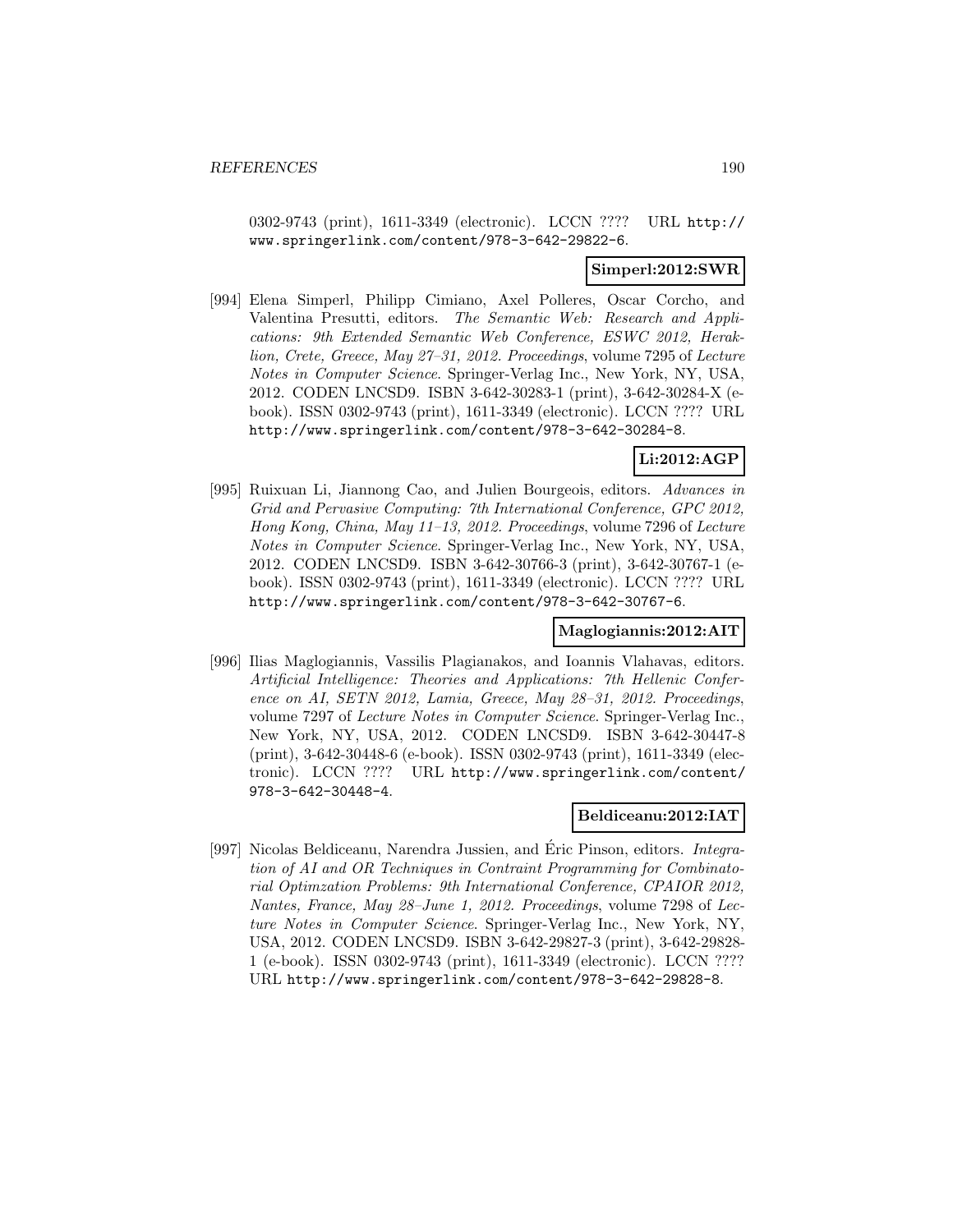0302-9743 (print), 1611-3349 (electronic). LCCN ???? URL http://www.springerlink.com/content/978-3-642-29822-6.

**Simperl:2012:SWR**

[994] Elena Simperl, Philipp Cimiano, Axel Polleres, Oscar Corcho, and Valentina Presutti, editors. *The Semantic Web: Research and Applications: 9th Extended Semantic Web Conference, ESWC 2012, Heraklion, Crete, Greece, May 27–31, 2012. Proceedings*, volume 7295 of *Lecture Notes in Computer Science*. Springer-Verlag Inc., New York, NY, USA, 2012. CODEN LNCSD9. ISBN 3-642-30283-1 (print), 3-642-30284-X (e-book). ISSN 0302-9743 (print), 1611-3349 (electronic). LCCN ???? URL http://www.springerlink.com/content/978-3-642-30284-8.

**Li:2012:AGP**

[995] Ruixuan Li, Jiannong Cao, and Julien Bourgeois, editors. *Advances in Grid and Pervasive Computing: 7th International Conference, GPC 2012, Hong Kong, China, May 11–13, 2012. Proceedings*, volume 7296 of *Lecture Notes in Computer Science*. Springer-Verlag Inc., New York, NY, USA, 2012. CODEN LNCSD9. ISBN 3-642-30766-3 (print), 3-642-30767-1 (e-book). ISSN 0302-9743 (print), 1611-3349 (electronic). LCCN ???? URL http://www.springerlink.com/content/978-3-642-30767-6.

**Maglogiannis:2012:AIT**

[996] Ilias Maglogiannis, Vassilis Plagianakos, and Ioannis Vlahavas, editors. *Artificial Intelligence: Theories and Applications: 7th Hellenic Conference on AI, SETN 2012, Lamia, Greece, May 28–31, 2012. Proceedings*, volume 7297 of *Lecture Notes in Computer Science*. Springer-Verlag Inc., New York, NY, USA, 2012. CODEN LNCSD9. ISBN 3-642-30447-8 (print), 3-642-30448-6 (e-book). ISSN 0302-9743 (print), 1611-3349 (electronic). LCCN ???? URL http://www.springerlink.com/content/978-3-642-30448-4.

**Beldiceanu:2012:IAT**

[997] Nicolas Beldiceanu, Narendra Jussien, and Éric Pinson, editors. *Integration of AI and OR Techniques in Contraint Programming for Combinatorial Optimzation Problems: 9th International Conference, CPAIOR 2012, Nantes, France, May 28–June 1, 2012. Proceedings*, volume 7298 of *Lecture Notes in Computer Science*. Springer-Verlag Inc., New York, NY, USA, 2012. CODEN LNCSD9. ISBN 3-642-29827-3 (print), 3-642-29828-1 (e-book). ISSN 0302-9743 (print), 1611-3349 (electronic). LCCN ???? URL http://www.springerlink.com/content/978-3-642-29828-8.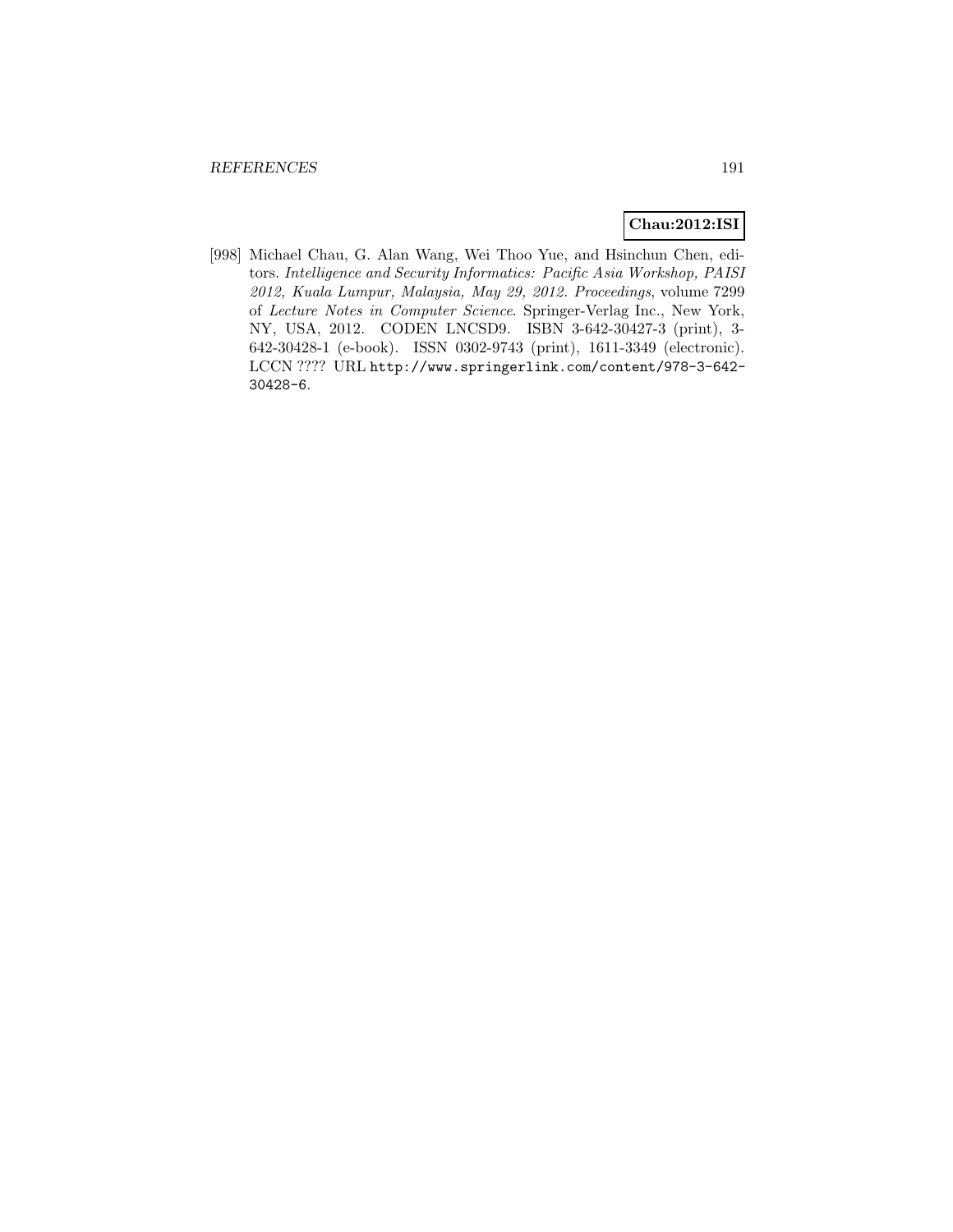**Chau:2012:ISI**

[998] Michael Chau, G. Alan Wang, Wei Thoo Yue, and Hsinchun Chen, editors. *Intelligence and Security Informatics: Pacific Asia Workshop, PAISI 2012, Kuala Lumpur, Malaysia, May 29, 2012. Proceedings*, volume 7299 of *Lecture Notes in Computer Science*. Springer-Verlag Inc., New York, NY, USA, 2012. CODEN LNCSD9. ISBN 3-642-30427-3 (print), 3-642-30428-1 (e-book). ISSN 0302-9743 (print), 1611-3349 (electronic). LCCN ???? URL `http://www.springerlink.com/content/978-3-642-30428-6`.